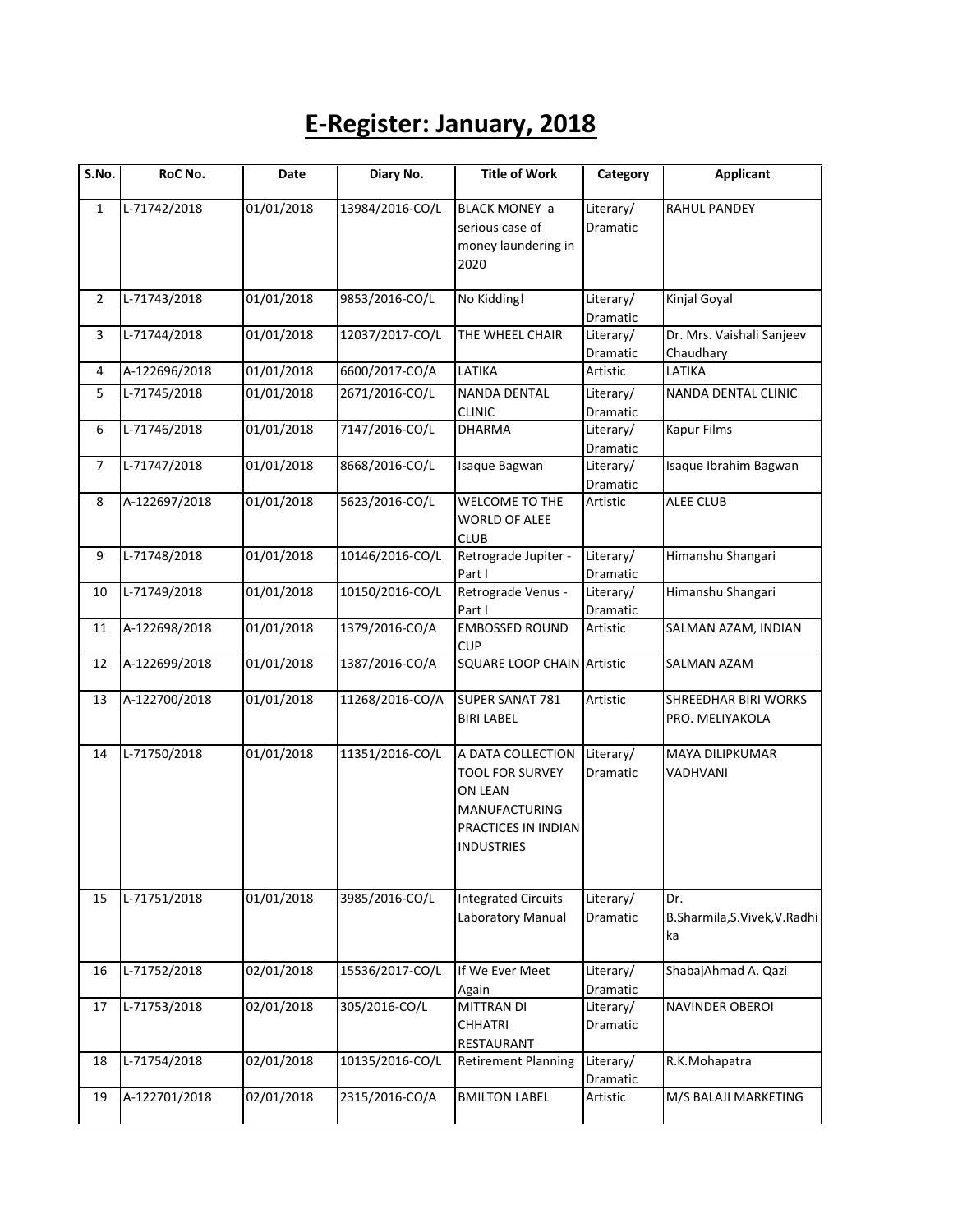# E-Register: January, 2018

| S.No. | RoC No. | Date | Diary No. | Title of Work | Category | Applicant |
|---|---|---|---|---|---|---|
| 1 | L-71742/2018 | 01/01/2018 | 13984/2016-CO/L | BLACK MONEY a serious case of money laundering in 2020 | Literary/ Dramatic | RAHUL PANDEY |
| 2 | L-71743/2018 | 01/01/2018 | 9853/2016-CO/L | No Kidding! | Literary/ Dramatic | Kinjal Goyal |
| 3 | L-71744/2018 | 01/01/2018 | 12037/2017-CO/L | THE WHEEL CHAIR | Literary/ Dramatic | Dr. Mrs. Vaishali Sanjeev Chaudhary |
| 4 | A-122696/2018 | 01/01/2018 | 6600/2017-CO/A | LATIKA | Artistic | LATIKA |
| 5 | L-71745/2018 | 01/01/2018 | 2671/2016-CO/L | NANDA DENTAL CLINIC | Literary/ Dramatic | NANDA DENTAL CLINIC |
| 6 | L-71746/2018 | 01/01/2018 | 7147/2016-CO/L | DHARMA | Literary/ Dramatic | Kapur Films |
| 7 | L-71747/2018 | 01/01/2018 | 8668/2016-CO/L | Isaque Bagwan | Literary/ Dramatic | Isaque Ibrahim Bagwan |
| 8 | A-122697/2018 | 01/01/2018 | 5623/2016-CO/L | WELCOME TO THE WORLD OF ALEE CLUB | Artistic | ALEE CLUB |
| 9 | L-71748/2018 | 01/01/2018 | 10146/2016-CO/L | Retrograde Jupiter - Part I | Literary/ Dramatic | Himanshu Shangari |
| 10 | L-71749/2018 | 01/01/2018 | 10150/2016-CO/L | Retrograde Venus - Part I | Literary/ Dramatic | Himanshu Shangari |
| 11 | A-122698/2018 | 01/01/2018 | 1379/2016-CO/A | EMBOSSED ROUND CUP | Artistic | SALMAN AZAM, INDIAN |
| 12 | A-122699/2018 | 01/01/2018 | 1387/2016-CO/A | SQUARE LOOP CHAIN | Artistic | SALMAN AZAM |
| 13 | A-122700/2018 | 01/01/2018 | 11268/2016-CO/A | SUPER SANAT 781 BIRI LABEL | Artistic | SHREEDHAR BIRI WORKS PRO. MELIYAKOLA |
| 14 | L-71750/2018 | 01/01/2018 | 11351/2016-CO/L | A DATA COLLECTION TOOL FOR SURVEY ON LEAN MANUFACTURING PRACTICES IN INDIAN INDUSTRIES | Literary/ Dramatic | MAYA DILIPKUMAR VADHVANI |
| 15 | L-71751/2018 | 01/01/2018 | 3985/2016-CO/L | Integrated Circuits Laboratory Manual | Literary/ Dramatic | Dr. B.Sharmila,S.Vivek,V.Radhika |
| 16 | L-71752/2018 | 02/01/2018 | 15536/2017-CO/L | If We Ever Meet Again | Literary/ Dramatic | ShabajAhmad A. Qazi |
| 17 | L-71753/2018 | 02/01/2018 | 305/2016-CO/L | MITTRAN DI CHHATRI RESTAURANT | Literary/ Dramatic | NAVINDER OBEROI |
| 18 | L-71754/2018 | 02/01/2018 | 10135/2016-CO/L | Retirement Planning | Literary/ Dramatic | R.K.Mohapatra |
| 19 | A-122701/2018 | 02/01/2018 | 2315/2016-CO/A | BMILTON LABEL | Artistic | M/S BALAJI MARKETING |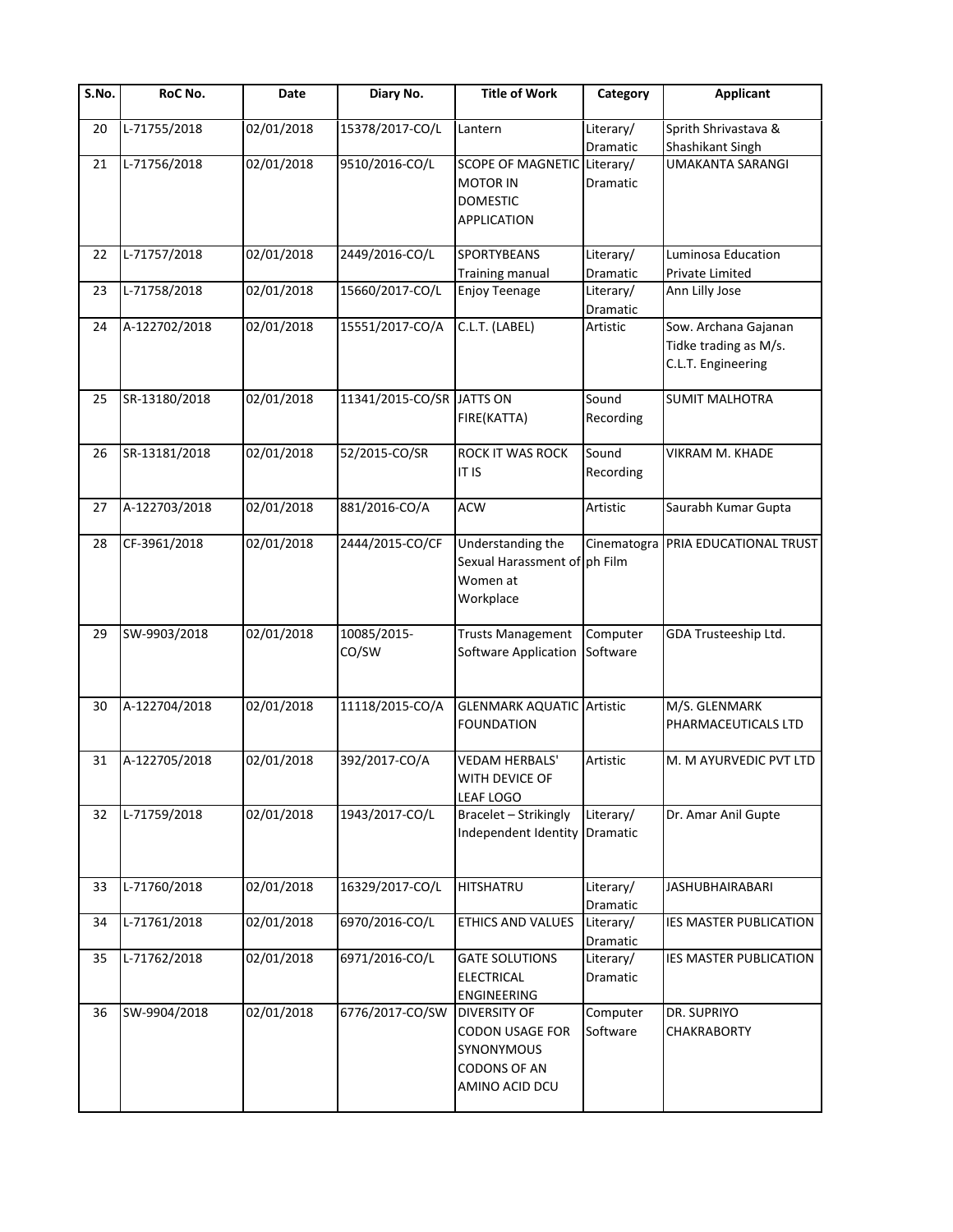| S.No. | RoC No. | Date | Diary No. | Title of Work | Category | Applicant |
|---|---|---|---|---|---|---|
| 20 | L-71755/2018 | 02/01/2018 | 15378/2017-CO/L | Lantern | Literary/ Dramatic | Sprith Shrivastava & Shashikant Singh |
| 21 | L-71756/2018 | 02/01/2018 | 9510/2016-CO/L | SCOPE OF MAGNETIC MOTOR IN DOMESTIC APPLICATION | Literary/ Dramatic | UMAKANTA SARANGI |
| 22 | L-71757/2018 | 02/01/2018 | 2449/2016-CO/L | SPORTYBEANS Training manual | Literary/ Dramatic | Luminosa Education Private Limited |
| 23 | L-71758/2018 | 02/01/2018 | 15660/2017-CO/L | Enjoy Teenage | Literary/ Dramatic | Ann Lilly Jose |
| 24 | A-122702/2018 | 02/01/2018 | 15551/2017-CO/A | C.L.T. (LABEL) | Artistic | Sow. Archana Gajanan Tidke trading as M/s. C.L.T. Engineering |
| 25 | SR-13180/2018 | 02/01/2018 | 11341/2015-CO/SR | JATTS ON FIRE(KATTA) | Sound Recording | SUMIT MALHOTRA |
| 26 | SR-13181/2018 | 02/01/2018 | 52/2015-CO/SR | ROCK IT WAS ROCK IT IS | Sound Recording | VIKRAM M. KHADE |
| 27 | A-122703/2018 | 02/01/2018 | 881/2016-CO/A | ACW | Artistic | Saurabh Kumar Gupta |
| 28 | CF-3961/2018 | 02/01/2018 | 2444/2015-CO/CF | Understanding the Sexual Harassment of Women at Workplace | Cinematograph Film | PRIA EDUCATIONAL TRUST |
| 29 | SW-9903/2018 | 02/01/2018 | 10085/2015-CO/SW | Trusts Management Software Application | Computer Software | GDA Trusteeship Ltd. |
| 30 | A-122704/2018 | 02/01/2018 | 11118/2015-CO/A | GLENMARK AQUATIC FOUNDATION | Artistic | M/S. GLENMARK PHARMACEUTICALS LTD |
| 31 | A-122705/2018 | 02/01/2018 | 392/2017-CO/A | VEDAM HERBALS' WITH DEVICE OF LEAF LOGO | Artistic | M. M AYURVEDIC PVT LTD |
| 32 | L-71759/2018 | 02/01/2018 | 1943/2017-CO/L | Bracelet – Strikingly Independent Identity | Literary/ Dramatic | Dr. Amar Anil Gupte |
| 33 | L-71760/2018 | 02/01/2018 | 16329/2017-CO/L | HITSHATRU | Literary/ Dramatic | JASHUBHAIRABARI |
| 34 | L-71761/2018 | 02/01/2018 | 6970/2016-CO/L | ETHICS AND VALUES | Literary/ Dramatic | IES MASTER PUBLICATION |
| 35 | L-71762/2018 | 02/01/2018 | 6971/2016-CO/L | GATE SOLUTIONS ELECTRICAL ENGINEERING | Literary/ Dramatic | IES MASTER PUBLICATION |
| 36 | SW-9904/2018 | 02/01/2018 | 6776/2017-CO/SW | DIVERSITY OF CODON USAGE FOR SYNONYMOUS CODONS OF AN AMINO ACID DCU | Computer Software | DR. SUPRIYO CHAKRABORTY |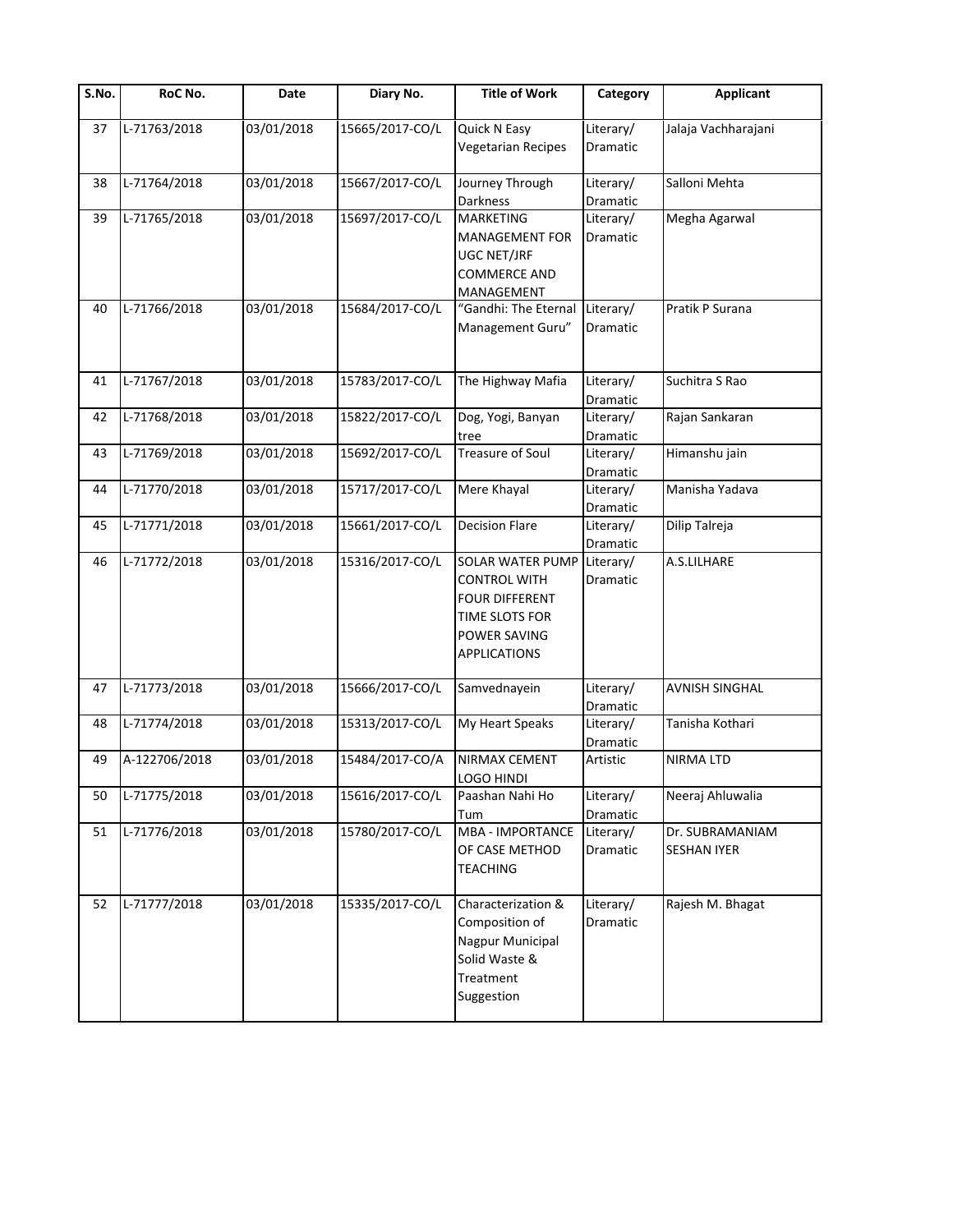| S.No. | RoC No. | Date | Diary No. | Title of Work | Category | Applicant |
|---|---|---|---|---|---|---|
| 37 | L-71763/2018 | 03/01/2018 | 15665/2017-CO/L | Quick N Easy Vegetarian Recipes | Literary/ Dramatic | Jalaja Vachharajani |
| 38 | L-71764/2018 | 03/01/2018 | 15667/2017-CO/L | Journey Through Darkness | Literary/ Dramatic | Salloni Mehta |
| 39 | L-71765/2018 | 03/01/2018 | 15697/2017-CO/L | MARKETING MANAGEMENT FOR UGC NET/JRF COMMERCE AND MANAGEMENT | Literary/ Dramatic | Megha Agarwal |
| 40 | L-71766/2018 | 03/01/2018 | 15684/2017-CO/L | "Gandhi: The Eternal Management Guru" | Literary/ Dramatic | Pratik P Surana |
| 41 | L-71767/2018 | 03/01/2018 | 15783/2017-CO/L | The Highway Mafia | Literary/ Dramatic | Suchitra S Rao |
| 42 | L-71768/2018 | 03/01/2018 | 15822/2017-CO/L | Dog, Yogi, Banyan tree | Literary/ Dramatic | Rajan Sankaran |
| 43 | L-71769/2018 | 03/01/2018 | 15692/2017-CO/L | Treasure of Soul | Literary/ Dramatic | Himanshu jain |
| 44 | L-71770/2018 | 03/01/2018 | 15717/2017-CO/L | Mere Khayal | Literary/ Dramatic | Manisha Yadava |
| 45 | L-71771/2018 | 03/01/2018 | 15661/2017-CO/L | Decision Flare | Literary/ Dramatic | Dilip Talreja |
| 46 | L-71772/2018 | 03/01/2018 | 15316/2017-CO/L | SOLAR WATER PUMP CONTROL WITH FOUR DIFFERENT TIME SLOTS FOR POWER SAVING APPLICATIONS | Literary/ Dramatic | A.S.LILHARE |
| 47 | L-71773/2018 | 03/01/2018 | 15666/2017-CO/L | Samvednayein | Literary/ Dramatic | AVNISH SINGHAL |
| 48 | L-71774/2018 | 03/01/2018 | 15313/2017-CO/L | My Heart Speaks | Literary/ Dramatic | Tanisha Kothari |
| 49 | A-122706/2018 | 03/01/2018 | 15484/2017-CO/A | NIRMAX CEMENT LOGO HINDI | Artistic | NIRMA LTD |
| 50 | L-71775/2018 | 03/01/2018 | 15616/2017-CO/L | Paashan Nahi Ho Tum | Literary/ Dramatic | Neeraj Ahluwalia |
| 51 | L-71776/2018 | 03/01/2018 | 15780/2017-CO/L | MBA - IMPORTANCE OF CASE METHOD TEACHING | Literary/ Dramatic | Dr. SUBRAMANIAM SESHAN IYER |
| 52 | L-71777/2018 | 03/01/2018 | 15335/2017-CO/L | Characterization & Composition of Nagpur Municipal Solid Waste & Treatment Suggestion | Literary/ Dramatic | Rajesh M. Bhagat |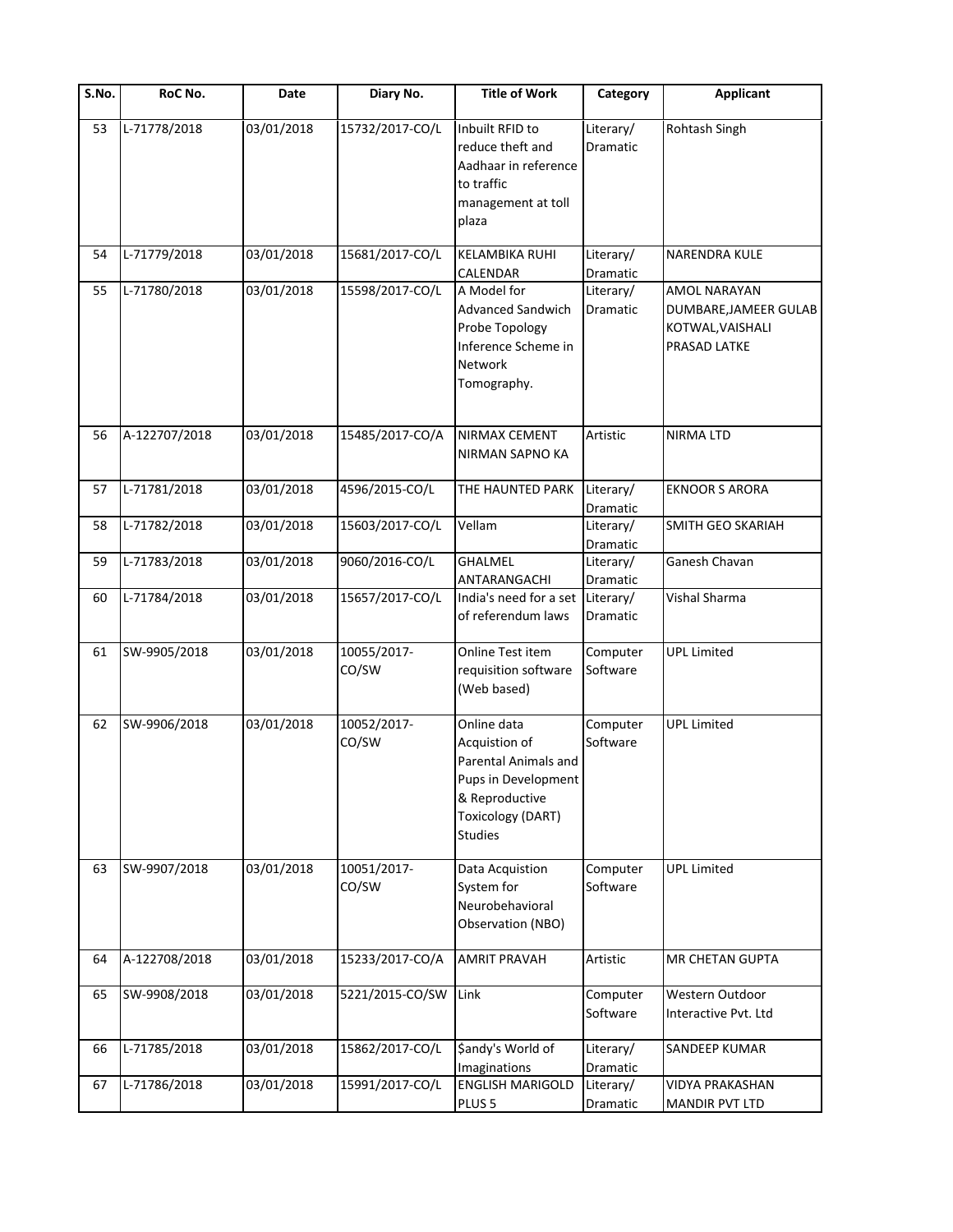| S.No. | RoC No. | Date | Diary No. | Title of Work | Category | Applicant |
|---|---|---|---|---|---|---|
| 53 | L-71778/2018 | 03/01/2018 | 15732/2017-CO/L | Inbuilt RFID to reduce theft and Aadhaar in reference to traffic management at toll plaza | Literary/ Dramatic | Rohtash Singh |
| 54 | L-71779/2018 | 03/01/2018 | 15681/2017-CO/L | KELAMBIKA RUHI CALENDAR | Literary/ Dramatic | NARENDRA KULE |
| 55 | L-71780/2018 | 03/01/2018 | 15598/2017-CO/L | A Model for Advanced Sandwich Probe Topology Inference Scheme in Network Tomography. | Literary/ Dramatic | AMOL NARAYAN DUMBARE,JAMEER GULAB KOTWAL,VAISHALI PRASAD LATKE |
| 56 | A-122707/2018 | 03/01/2018 | 15485/2017-CO/A | NIRMAX CEMENT NIRMAN SAPNO KA | Artistic | NIRMA LTD |
| 57 | L-71781/2018 | 03/01/2018 | 4596/2015-CO/L | THE HAUNTED PARK | Literary/ Dramatic | EKNOOR S ARORA |
| 58 | L-71782/2018 | 03/01/2018 | 15603/2017-CO/L | Vellam | Literary/ Dramatic | SMITH GEO SKARIAH |
| 59 | L-71783/2018 | 03/01/2018 | 9060/2016-CO/L | GHALMEL ANTARANGACHI | Literary/ Dramatic | Ganesh Chavan |
| 60 | L-71784/2018 | 03/01/2018 | 15657/2017-CO/L | India's need for a set of referendum laws | Literary/ Dramatic | Vishal Sharma |
| 61 | SW-9905/2018 | 03/01/2018 | 10055/2017-CO/SW | Online Test item requisition software (Web based) | Computer Software | UPL Limited |
| 62 | SW-9906/2018 | 03/01/2018 | 10052/2017-CO/SW | Online data Acquistion of Parental Animals and Pups in Development & Reproductive Toxicology (DART) Studies | Computer Software | UPL Limited |
| 63 | SW-9907/2018 | 03/01/2018 | 10051/2017-CO/SW | Data Acquistion System for Neurobehavioral Observation (NBO) | Computer Software | UPL Limited |
| 64 | A-122708/2018 | 03/01/2018 | 15233/2017-CO/A | AMRIT PRAVAH | Artistic | MR CHETAN GUPTA |
| 65 | SW-9908/2018 | 03/01/2018 | 5221/2015-CO/SW | Link | Computer Software | Western Outdoor Interactive Pvt. Ltd |
| 66 | L-71785/2018 | 03/01/2018 | 15862/2017-CO/L | $andy's World of Imaginations | Literary/ Dramatic | SANDEEP KUMAR |
| 67 | L-71786/2018 | 03/01/2018 | 15991/2017-CO/L | ENGLISH MARIGOLD PLUS 5 | Literary/ Dramatic | VIDYA PRAKASHAN MANDIR PVT LTD |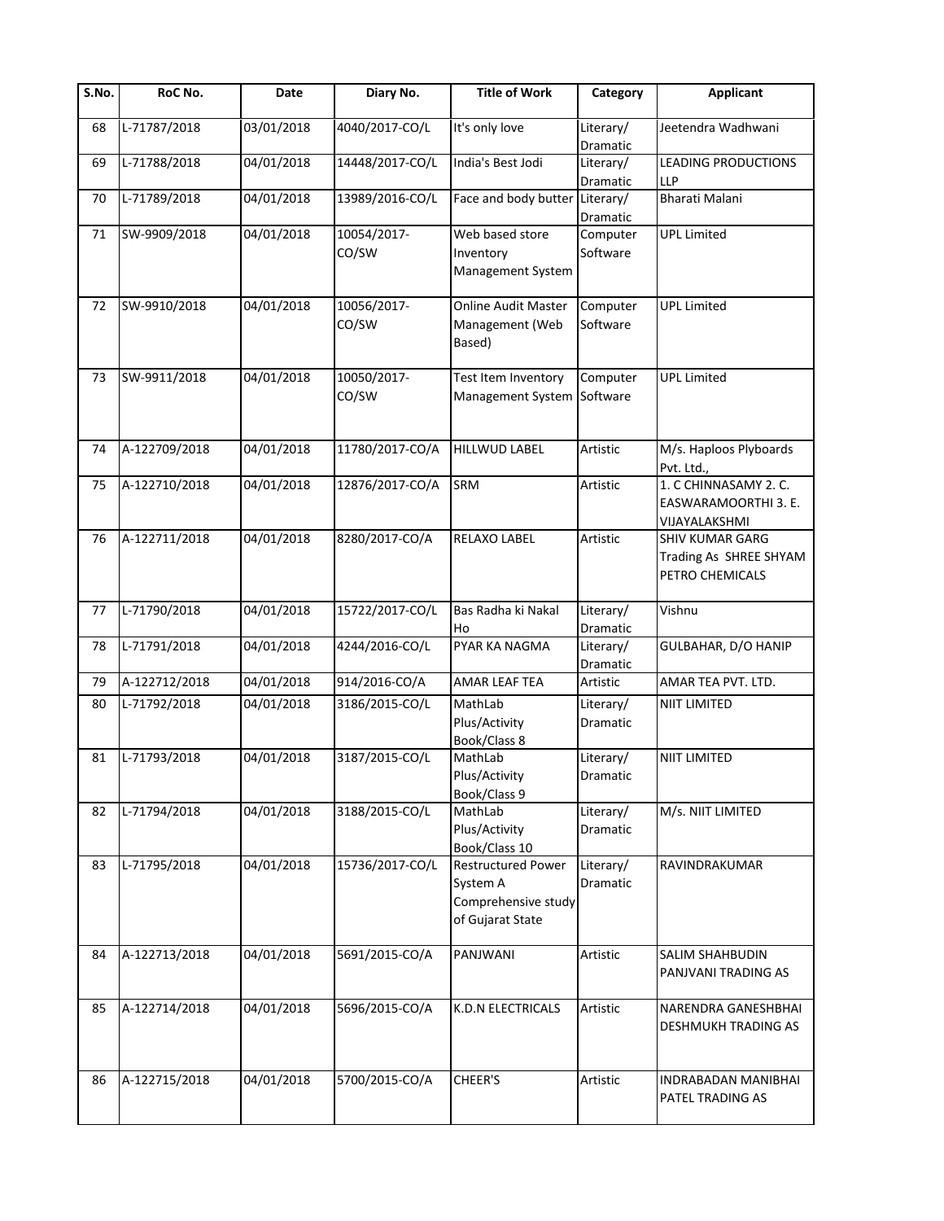| S.No. | RoC No. | Date | Diary No. | Title of Work | Category | Applicant |
|---|---|---|---|---|---|---|
| 68 | L-71787/2018 | 03/01/2018 | 4040/2017-CO/L | It's only love | Literary/ Dramatic | Jeetendra Wadhwani |
| 69 | L-71788/2018 | 04/01/2018 | 14448/2017-CO/L | India's Best Jodi | Literary/ Dramatic | LEADING PRODUCTIONS LLP |
| 70 | L-71789/2018 | 04/01/2018 | 13989/2016-CO/L | Face and body butter | Literary/ Dramatic | Bharati Malani |
| 71 | SW-9909/2018 | 04/01/2018 | 10054/2017-CO/SW | Web based store Inventory Management System | Computer Software | UPL Limited |
| 72 | SW-9910/2018 | 04/01/2018 | 10056/2017-CO/SW | Online Audit Master Management (Web Based) | Computer Software | UPL Limited |
| 73 | SW-9911/2018 | 04/01/2018 | 10050/2017-CO/SW | Test Item Inventory Management System | Computer Software | UPL Limited |
| 74 | A-122709/2018 | 04/01/2018 | 11780/2017-CO/A | HILLWUD LABEL | Artistic | M/s. Haploos Plyboards Pvt. Ltd., |
| 75 | A-122710/2018 | 04/01/2018 | 12876/2017-CO/A | SRM | Artistic | 1. C CHINNASAMY 2. C. EASWARAMOORTHI 3. E. VIJAYALAKSHMI |
| 76 | A-122711/2018 | 04/01/2018 | 8280/2017-CO/A | RELAXO LABEL | Artistic | SHIV KUMAR GARG Trading As SHREE SHYAM PETRO CHEMICALS |
| 77 | L-71790/2018 | 04/01/2018 | 15722/2017-CO/L | Bas Radha ki Nakal Ho | Literary/ Dramatic | Vishnu |
| 78 | L-71791/2018 | 04/01/2018 | 4244/2016-CO/L | PYAR KA NAGMA | Literary/ Dramatic | GULBAHAR, D/O HANIP |
| 79 | A-122712/2018 | 04/01/2018 | 914/2016-CO/A | AMAR LEAF TEA | Artistic | AMAR TEA PVT. LTD. |
| 80 | L-71792/2018 | 04/01/2018 | 3186/2015-CO/L | MathLab Plus/Activity Book/Class 8 | Literary/ Dramatic | NIIT LIMITED |
| 81 | L-71793/2018 | 04/01/2018 | 3187/2015-CO/L | MathLab Plus/Activity Book/Class 9 | Literary/ Dramatic | NIIT LIMITED |
| 82 | L-71794/2018 | 04/01/2018 | 3188/2015-CO/L | MathLab Plus/Activity Book/Class 10 | Literary/ Dramatic | M/s. NIIT LIMITED |
| 83 | L-71795/2018 | 04/01/2018 | 15736/2017-CO/L | Restructured Power System A Comprehensive study of Gujarat State | Literary/ Dramatic | RAVINDRAKUMAR |
| 84 | A-122713/2018 | 04/01/2018 | 5691/2015-CO/A | PANJWANI | Artistic | SALIM SHAHBUDIN PANJVANI TRADING AS |
| 85 | A-122714/2018 | 04/01/2018 | 5696/2015-CO/A | K.D.N ELECTRICALS | Artistic | NARENDRA GANESHBHAI DESHMUKH TRADING AS |
| 86 | A-122715/2018 | 04/01/2018 | 5700/2015-CO/A | CHEER'S | Artistic | INDRABADAN MANIBHAI PATEL TRADING AS |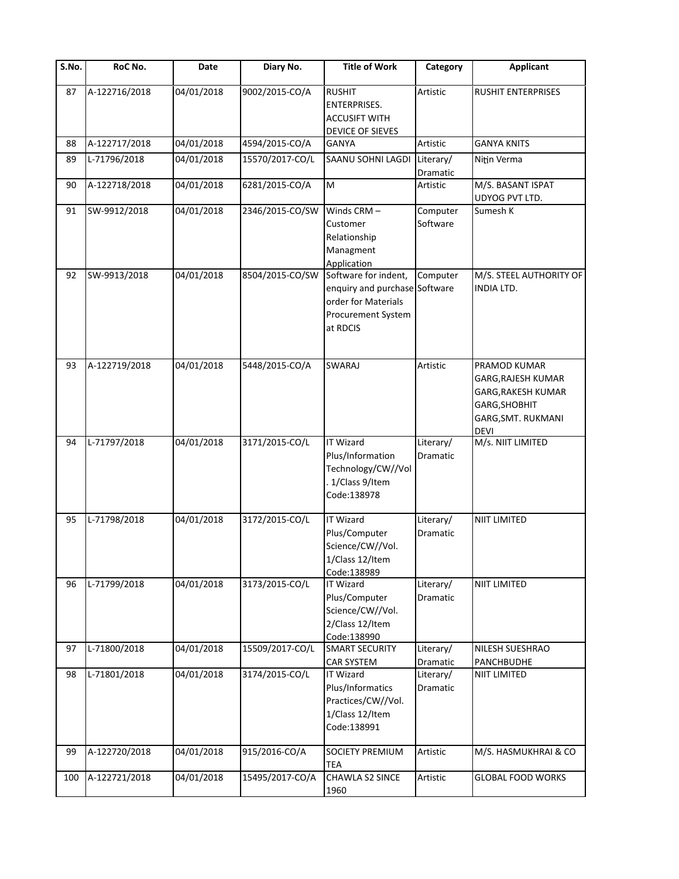| S.No. | RoC No. | Date | Diary No. | Title of Work | Category | Applicant |
|---|---|---|---|---|---|---|
| 87 | A-122716/2018 | 04/01/2018 | 9002/2015-CO/A | RUSHIT ENTERPRISES. ACCUSIFT WITH DEVICE OF SIEVES | Artistic | RUSHIT ENTERPRISES |
| 88 | A-122717/2018 | 04/01/2018 | 4594/2015-CO/A | GANYA | Artistic | GANYA KNITS |
| 89 | L-71796/2018 | 04/01/2018 | 15570/2017-CO/L | SAANU SOHNI LAGDI | Literary/ Dramatic | Nitin Verma |
| 90 | A-122718/2018 | 04/01/2018 | 6281/2015-CO/A | M | Artistic | M/S. BASANT ISPAT UDYOG PVT LTD. |
| 91 | SW-9912/2018 | 04/01/2018 | 2346/2015-CO/SW | Winds CRM – Customer Relationship Managment Application | Computer Software | Sumesh K |
| 92 | SW-9913/2018 | 04/01/2018 | 8504/2015-CO/SW | Software for indent, enquiry and purchase order for Materials Procurement System at RDCIS | Computer Software | M/S. STEEL AUTHORITY OF INDIA LTD. |
| 93 | A-122719/2018 | 04/01/2018 | 5448/2015-CO/A | SWARAJ | Artistic | PRAMOD KUMAR GARG,RAJESH KUMAR GARG,RAKESH KUMAR GARG,SHOBHIT GARG,SMT. RUKMANI DEVI |
| 94 | L-71797/2018 | 04/01/2018 | 3171/2015-CO/L | IT Wizard Plus/Information Technology/CW//Vol. 1/Class 9/Item Code:138978 | Literary/ Dramatic | M/s. NIIT LIMITED |
| 95 | L-71798/2018 | 04/01/2018 | 3172/2015-CO/L | IT Wizard Plus/Computer Science/CW//Vol. 1/Class 12/Item Code:138989 | Literary/ Dramatic | NIIT LIMITED |
| 96 | L-71799/2018 | 04/01/2018 | 3173/2015-CO/L | IT Wizard Plus/Computer Science/CW//Vol. 2/Class 12/Item Code:138990 | Literary/ Dramatic | NIIT LIMITED |
| 97 | L-71800/2018 | 04/01/2018 | 15509/2017-CO/L | SMART SECURITY CAR SYSTEM | Literary/ Dramatic | NILESH SUESHRAO PANCHBUDHE |
| 98 | L-71801/2018 | 04/01/2018 | 3174/2015-CO/L | IT Wizard Plus/Informatics Practices/CW//Vol. 1/Class 12/Item Code:138991 | Literary/ Dramatic | NIIT LIMITED |
| 99 | A-122720/2018 | 04/01/2018 | 915/2016-CO/A | SOCIETY PREMIUM TEA | Artistic | M/S. HASMUKHRAI & CO |
| 100 | A-122721/2018 | 04/01/2018 | 15495/2017-CO/A | CHAWLA S2 SINCE 1960 | Artistic | GLOBAL FOOD WORKS |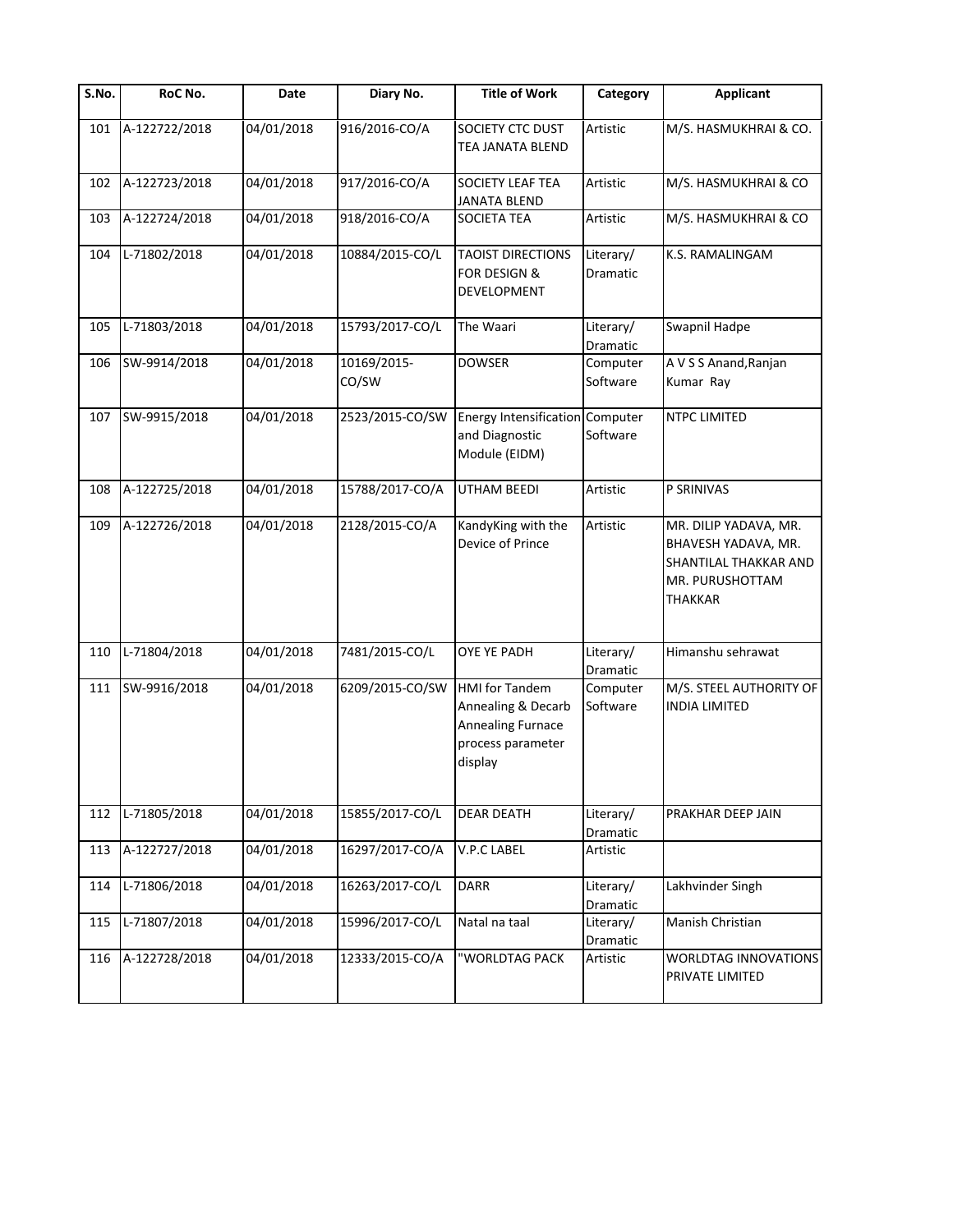| S.No. | RoC No. | Date | Diary No. | Title of Work | Category | Applicant |
|---|---|---|---|---|---|---|
| 101 | A-122722/2018 | 04/01/2018 | 916/2016-CO/A | SOCIETY CTC DUST TEA JANATA BLEND | Artistic | M/S. HASMUKHRAI & CO. |
| 102 | A-122723/2018 | 04/01/2018 | 917/2016-CO/A | SOCIETY LEAF TEA JANATA BLEND | Artistic | M/S. HASMUKHRAI & CO |
| 103 | A-122724/2018 | 04/01/2018 | 918/2016-CO/A | SOCIETA TEA | Artistic | M/S. HASMUKHRAI & CO |
| 104 | L-71802/2018 | 04/01/2018 | 10884/2015-CO/L | TAOIST DIRECTIONS FOR DESIGN & DEVELOPMENT | Literary/ Dramatic | K.S. RAMALINGAM |
| 105 | L-71803/2018 | 04/01/2018 | 15793/2017-CO/L | The Waari | Literary/ Dramatic | Swapnil Hadpe |
| 106 | SW-9914/2018 | 04/01/2018 | 10169/2015-CO/SW | DOWSER | Computer Software | A V S S Anand,Ranjan Kumar Ray |
| 107 | SW-9915/2018 | 04/01/2018 | 2523/2015-CO/SW | Energy Intensification and Diagnostic Module (EIDM) | Computer Software | NTPC LIMITED |
| 108 | A-122725/2018 | 04/01/2018 | 15788/2017-CO/A | UTHAM BEEDI | Artistic | P SRINIVAS |
| 109 | A-122726/2018 | 04/01/2018 | 2128/2015-CO/A | KandyKing with the Device of Prince | Artistic | MR. DILIP YADAVA, MR. BHAVESH YADAVA, MR. SHANTILAL THAKKAR AND MR. PURUSHOTTAM THAKKAR |
| 110 | L-71804/2018 | 04/01/2018 | 7481/2015-CO/L | OYE YE PADH | Literary/ Dramatic | Himanshu sehrawat |
| 111 | SW-9916/2018 | 04/01/2018 | 6209/2015-CO/SW | HMI for Tandem Annealing & Decarb Annealing Furnace process parameter display | Computer Software | M/S. STEEL AUTHORITY OF INDIA LIMITED |
| 112 | L-71805/2018 | 04/01/2018 | 15855/2017-CO/L | DEAR DEATH | Literary/ Dramatic | PRAKHAR DEEP JAIN |
| 113 | A-122727/2018 | 04/01/2018 | 16297/2017-CO/A | V.P.C LABEL | Artistic | |
| 114 | L-71806/2018 | 04/01/2018 | 16263/2017-CO/L | DARR | Literary/ Dramatic | Lakhvinder Singh |
| 115 | L-71807/2018 | 04/01/2018 | 15996/2017-CO/L | Natal na taal | Literary/ Dramatic | Manish Christian |
| 116 | A-122728/2018 | 04/01/2018 | 12333/2015-CO/A | "WORLDTAG PACK | Artistic | WORLDTAG INNOVATIONS PRIVATE LIMITED |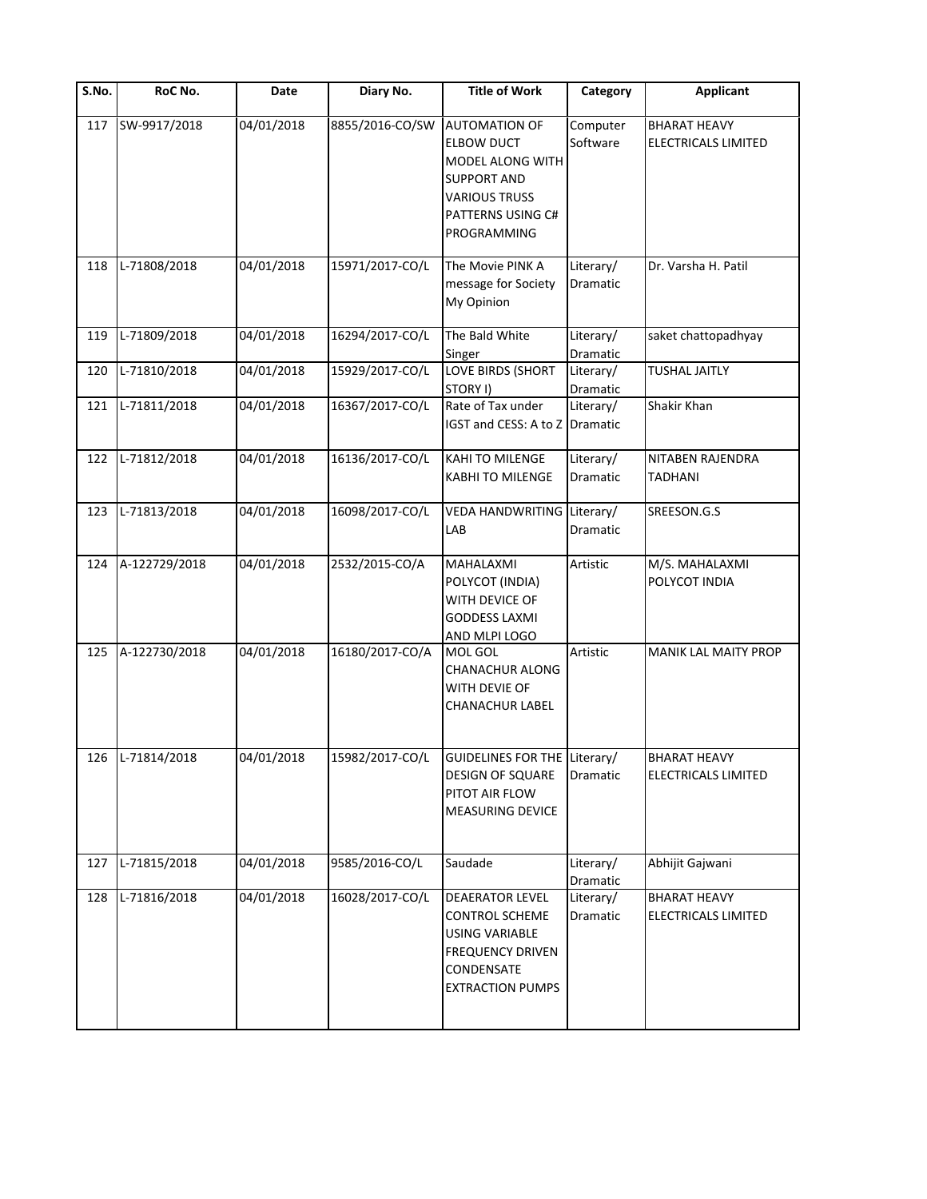| S.No. | RoC No. | Date | Diary No. | Title of Work | Category | Applicant |
|---|---|---|---|---|---|---|
| 117 | SW-9917/2018 | 04/01/2018 | 8855/2016-CO/SW | AUTOMATION OF ELBOW DUCT MODEL ALONG WITH SUPPORT AND VARIOUS TRUSS PATTERNS USING C# PROGRAMMING | Computer Software | BHARAT HEAVY ELECTRICALS LIMITED |
| 118 | L-71808/2018 | 04/01/2018 | 15971/2017-CO/L | The Movie PINK A message for Society My Opinion | Literary/ Dramatic | Dr. Varsha H. Patil |
| 119 | L-71809/2018 | 04/01/2018 | 16294/2017-CO/L | The Bald White Singer | Literary/ Dramatic | saket chattopadhyay |
| 120 | L-71810/2018 | 04/01/2018 | 15929/2017-CO/L | LOVE BIRDS (SHORT STORY I) | Literary/ Dramatic | TUSHAL JAITLY |
| 121 | L-71811/2018 | 04/01/2018 | 16367/2017-CO/L | Rate of Tax under IGST and CESS: A to Z | Literary/ Dramatic | Shakir Khan |
| 122 | L-71812/2018 | 04/01/2018 | 16136/2017-CO/L | KAHI TO MILENGE KABHI TO MILENGE | Literary/ Dramatic | NITABEN RAJENDRA TADHANI |
| 123 | L-71813/2018 | 04/01/2018 | 16098/2017-CO/L | VEDA HANDWRITING LAB | Literary/ Dramatic | SREESON.G.S |
| 124 | A-122729/2018 | 04/01/2018 | 2532/2015-CO/A | MAHALAXMI POLYCOT (INDIA) WITH DEVICE OF GODDESS LAXMI AND MLPI LOGO | Artistic | M/S. MAHALAXMI POLYCOT INDIA |
| 125 | A-122730/2018 | 04/01/2018 | 16180/2017-CO/A | MOL GOL CHANACHUR ALONG WITH DEVIE OF CHANACHUR LABEL | Artistic | MANIK LAL MAITY PROP |
| 126 | L-71814/2018 | 04/01/2018 | 15982/2017-CO/L | GUIDELINES FOR THE DESIGN OF SQUARE PITOT AIR FLOW MEASURING DEVICE | Literary/ Dramatic | BHARAT HEAVY ELECTRICALS LIMITED |
| 127 | L-71815/2018 | 04/01/2018 | 9585/2016-CO/L | Saudade | Literary/ Dramatic | Abhijit Gajwani |
| 128 | L-71816/2018 | 04/01/2018 | 16028/2017-CO/L | DEAERATOR LEVEL CONTROL SCHEME USING VARIABLE FREQUENCY DRIVEN CONDENSATE EXTRACTION PUMPS | Literary/ Dramatic | BHARAT HEAVY ELECTRICALS LIMITED |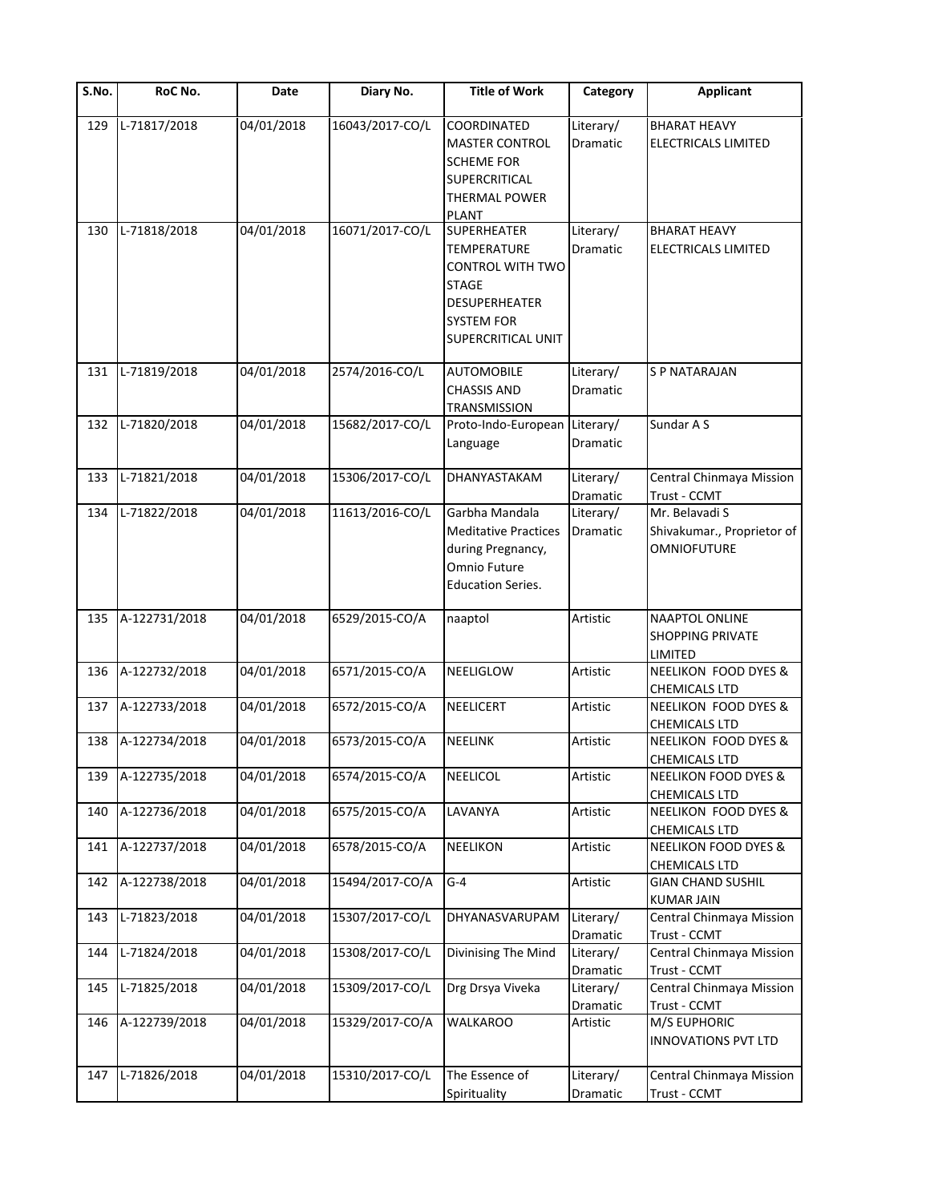| S.No. | RoC No. | Date | Diary No. | Title of Work | Category | Applicant |
| --- | --- | --- | --- | --- | --- | --- |
| 129 | L-71817/2018 | 04/01/2018 | 16043/2017-CO/L | COORDINATED MASTER CONTROL SCHEME FOR SUPERCRITICAL THERMAL POWER PLANT | Literary/ Dramatic | BHARAT HEAVY ELECTRICALS LIMITED |
| 130 | L-71818/2018 | 04/01/2018 | 16071/2017-CO/L | SUPERHEATER TEMPERATURE CONTROL WITH TWO STAGE DESUPERHEATER SYSTEM FOR SUPERCRITICAL UNIT | Literary/ Dramatic | BHARAT HEAVY ELECTRICALS LIMITED |
| 131 | L-71819/2018 | 04/01/2018 | 2574/2016-CO/L | AUTOMOBILE CHASSIS AND TRANSMISSION | Literary/ Dramatic | S P NATARAJAN |
| 132 | L-71820/2018 | 04/01/2018 | 15682/2017-CO/L | Proto-Indo-European Language | Literary/ Dramatic | Sundar A S |
| 133 | L-71821/2018 | 04/01/2018 | 15306/2017-CO/L | DHANYASTAKAM | Literary/ Dramatic | Central Chinmaya Mission Trust - CCMT |
| 134 | L-71822/2018 | 04/01/2018 | 11613/2016-CO/L | Garbha Mandala Meditative Practices during Pregnancy, Omnio Future Education Series. | Literary/ Dramatic | Mr. Belavadi S Shivakumar., Proprietor of OMNIOFUTURE |
| 135 | A-122731/2018 | 04/01/2018 | 6529/2015-CO/A | naaptol | Artistic | NAAPTOL ONLINE SHOPPING PRIVATE LIMITED |
| 136 | A-122732/2018 | 04/01/2018 | 6571/2015-CO/A | NEELIGLOW | Artistic | NEELIKON FOOD DYES & CHEMICALS LTD |
| 137 | A-122733/2018 | 04/01/2018 | 6572/2015-CO/A | NEELICERT | Artistic | NEELIKON FOOD DYES & CHEMICALS LTD |
| 138 | A-122734/2018 | 04/01/2018 | 6573/2015-CO/A | NEELINK | Artistic | NEELIKON FOOD DYES & CHEMICALS LTD |
| 139 | A-122735/2018 | 04/01/2018 | 6574/2015-CO/A | NEELICOL | Artistic | NEELIKON FOOD DYES & CHEMICALS LTD |
| 140 | A-122736/2018 | 04/01/2018 | 6575/2015-CO/A | LAVANYA | Artistic | NEELIKON FOOD DYES & CHEMICALS LTD |
| 141 | A-122737/2018 | 04/01/2018 | 6578/2015-CO/A | NEELIKON | Artistic | NEELIKON FOOD DYES & CHEMICALS LTD |
| 142 | A-122738/2018 | 04/01/2018 | 15494/2017-CO/A | G-4 | Artistic | GIAN CHAND SUSHIL KUMAR JAIN |
| 143 | L-71823/2018 | 04/01/2018 | 15307/2017-CO/L | DHYANASVARUPAM | Literary/ Dramatic | Central Chinmaya Mission Trust - CCMT |
| 144 | L-71824/2018 | 04/01/2018 | 15308/2017-CO/L | Divinising The Mind | Literary/ Dramatic | Central Chinmaya Mission Trust - CCMT |
| 145 | L-71825/2018 | 04/01/2018 | 15309/2017-CO/L | Drg Drsya Viveka | Literary/ Dramatic | Central Chinmaya Mission Trust - CCMT |
| 146 | A-122739/2018 | 04/01/2018 | 15329/2017-CO/A | WALKAROO | Artistic | M/S EUPHORIC INNOVATIONS PVT LTD |
| 147 | L-71826/2018 | 04/01/2018 | 15310/2017-CO/L | The Essence of Spirituality | Literary/ Dramatic | Central Chinmaya Mission Trust - CCMT |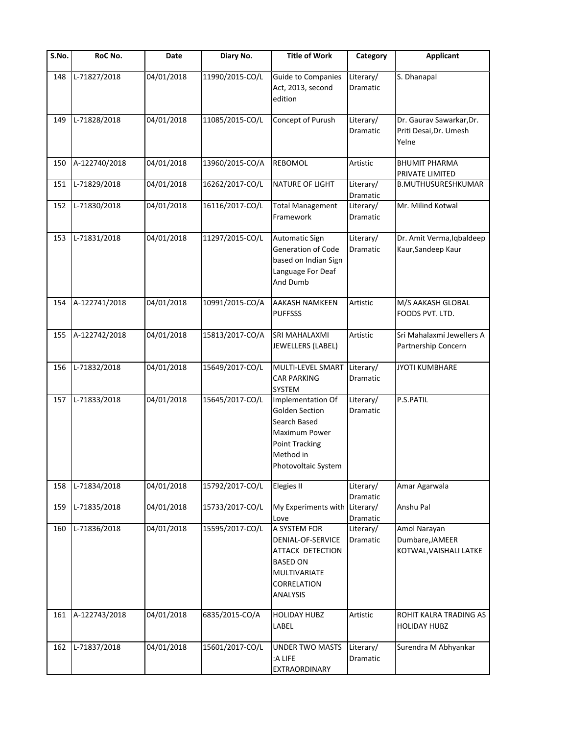| S.No. | RoC No. | Date | Diary No. | Title of Work | Category | Applicant |
|---|---|---|---|---|---|---|
| 148 | L-71827/2018 | 04/01/2018 | 11990/2015-CO/L | Guide to Companies Act, 2013, second edition | Literary/ Dramatic | S. Dhanapal |
| 149 | L-71828/2018 | 04/01/2018 | 11085/2015-CO/L | Concept of Purush | Literary/ Dramatic | Dr. Gaurav Sawarkar,Dr. Priti Desai,Dr. Umesh Yelne |
| 150 | A-122740/2018 | 04/01/2018 | 13960/2015-CO/A | REBOMOL | Artistic | BHUMIT PHARMA PRIVATE LIMITED |
| 151 | L-71829/2018 | 04/01/2018 | 16262/2017-CO/L | NATURE OF LIGHT | Literary/ Dramatic | B.MUTHUSURESHKUMAR |
| 152 | L-71830/2018 | 04/01/2018 | 16116/2017-CO/L | Total Management Framework | Literary/ Dramatic | Mr. Milind Kotwal |
| 153 | L-71831/2018 | 04/01/2018 | 11297/2015-CO/L | Automatic Sign Generation of Code based on Indian Sign Language For Deaf And Dumb | Literary/ Dramatic | Dr. Amit Verma,Iqbaldeep Kaur,Sandeep Kaur |
| 154 | A-122741/2018 | 04/01/2018 | 10991/2015-CO/A | AAKASH NAMKEEN PUFFSSS | Artistic | M/S AAKASH GLOBAL FOODS PVT. LTD. |
| 155 | A-122742/2018 | 04/01/2018 | 15813/2017-CO/A | SRI MAHALAXMI JEWELLERS (LABEL) | Artistic | Sri Mahalaxmi Jewellers A Partnership Concern |
| 156 | L-71832/2018 | 04/01/2018 | 15649/2017-CO/L | MULTI-LEVEL SMART CAR PARKING SYSTEM | Literary/ Dramatic | JYOTI KUMBHARE |
| 157 | L-71833/2018 | 04/01/2018 | 15645/2017-CO/L | Implementation Of Golden Section Search Based Maximum Power Point Tracking Method in Photovoltaic System | Literary/ Dramatic | P.S.PATIL |
| 158 | L-71834/2018 | 04/01/2018 | 15792/2017-CO/L | Elegies II | Literary/ Dramatic | Amar Agarwala |
| 159 | L-71835/2018 | 04/01/2018 | 15733/2017-CO/L | My Experiments with Love | Literary/ Dramatic | Anshu Pal |
| 160 | L-71836/2018 | 04/01/2018 | 15595/2017-CO/L | A SYSTEM FOR DENIAL-OF-SERVICE ATTACK DETECTION BASED ON MULTIVARIATE CORRELATION ANALYSIS | Literary/ Dramatic | Amol Narayan Dumbare,JAMEER KOTWAL,VAISHALI LATKE |
| 161 | A-122743/2018 | 04/01/2018 | 6835/2015-CO/A | HOLIDAY HUBZ LABEL | Artistic | ROHIT KALRA TRADING AS HOLIDAY HUBZ |
| 162 | L-71837/2018 | 04/01/2018 | 15601/2017-CO/L | UNDER TWO MASTS :A LIFE EXTRAORDINARY | Literary/ Dramatic | Surendra M Abhyankar |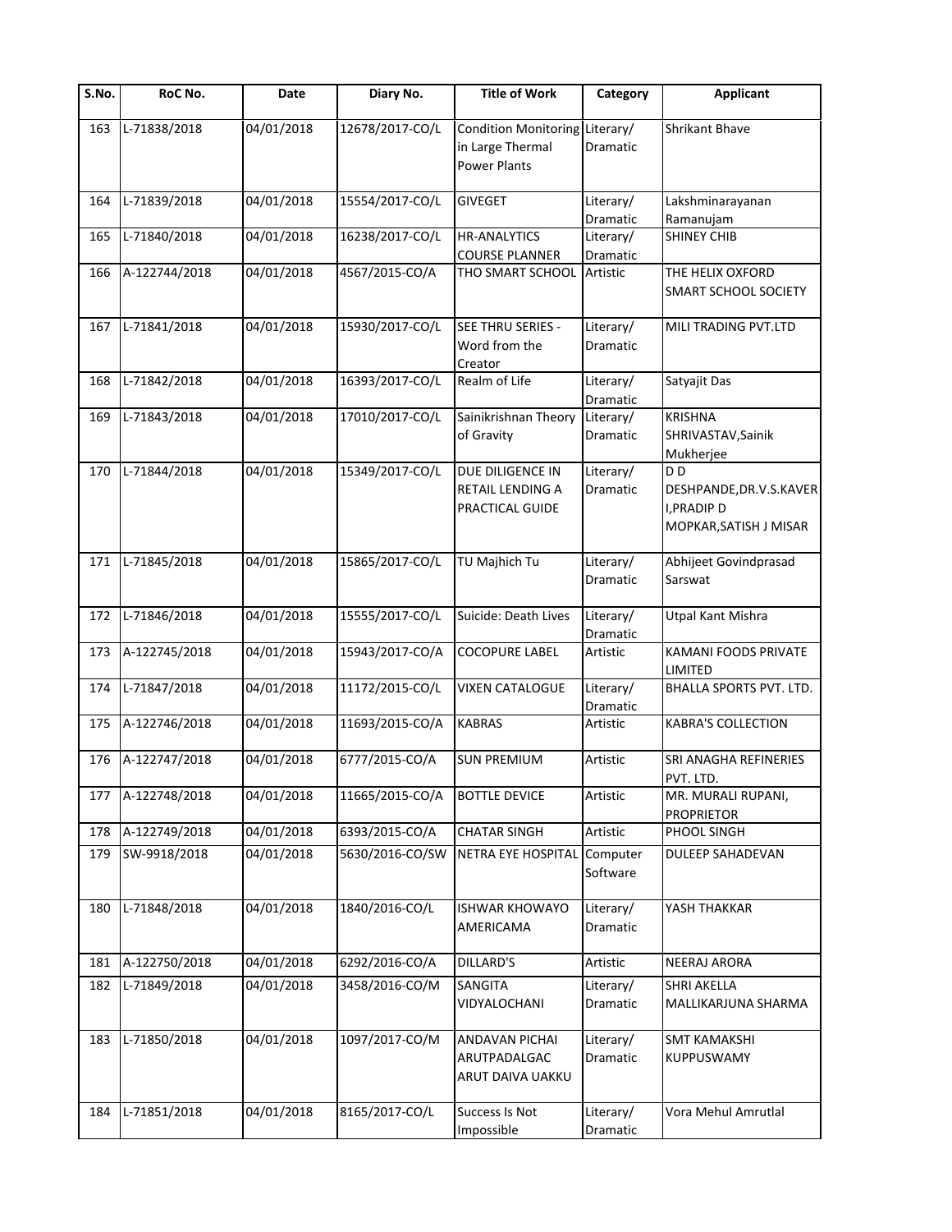| S.No. | RoC No. | Date | Diary No. | Title of Work | Category | Applicant |
|---|---|---|---|---|---|---|
| 163 | L-71838/2018 | 04/01/2018 | 12678/2017-CO/L | Condition Monitoring in Large Thermal Power Plants | Literary/ Dramatic | Shrikant Bhave |
| 164 | L-71839/2018 | 04/01/2018 | 15554/2017-CO/L | GIVEGET | Literary/ Dramatic | Lakshminarayanan Ramanujam |
| 165 | L-71840/2018 | 04/01/2018 | 16238/2017-CO/L | HR-ANALYTICS COURSE PLANNER | Literary/ Dramatic | SHINEY CHIB |
| 166 | A-122744/2018 | 04/01/2018 | 4567/2015-CO/A | THO SMART SCHOOL | Artistic | THE HELIX OXFORD SMART SCHOOL SOCIETY |
| 167 | L-71841/2018 | 04/01/2018 | 15930/2017-CO/L | SEE THRU SERIES - Word from the Creator | Literary/ Dramatic | MILI TRADING PVT.LTD |
| 168 | L-71842/2018 | 04/01/2018 | 16393/2017-CO/L | Realm of Life | Literary/ Dramatic | Satyajit Das |
| 169 | L-71843/2018 | 04/01/2018 | 17010/2017-CO/L | Sainikrishnan Theory of Gravity | Literary/ Dramatic | KRISHNA SHRIVASTAV,Sainik Mukherjee |
| 170 | L-71844/2018 | 04/01/2018 | 15349/2017-CO/L | DUE DILIGENCE IN RETAIL LENDING A PRACTICAL GUIDE | Literary/ Dramatic | D D DESHPANDE,DR.V.S.KAVERI,PRADIP D MOPKAR,SATISH J MISAR |
| 171 | L-71845/2018 | 04/01/2018 | 15865/2017-CO/L | TU Majhich Tu | Literary/ Dramatic | Abhijeet Govindprasad Sarswat |
| 172 | L-71846/2018 | 04/01/2018 | 15555/2017-CO/L | Suicide: Death Lives | Literary/ Dramatic | Utpal Kant Mishra |
| 173 | A-122745/2018 | 04/01/2018 | 15943/2017-CO/A | COCOPURE LABEL | Artistic | KAMANI FOODS PRIVATE LIMITED |
| 174 | L-71847/2018 | 04/01/2018 | 11172/2015-CO/L | VIXEN CATALOGUE | Literary/ Dramatic | BHALLA SPORTS PVT. LTD. |
| 175 | A-122746/2018 | 04/01/2018 | 11693/2015-CO/A | KABRAS | Artistic | KABRA'S COLLECTION |
| 176 | A-122747/2018 | 04/01/2018 | 6777/2015-CO/A | SUN PREMIUM | Artistic | SRI ANAGHA REFINERIES PVT. LTD. |
| 177 | A-122748/2018 | 04/01/2018 | 11665/2015-CO/A | BOTTLE DEVICE | Artistic | MR. MURALI RUPANI, PROPRIETOR |
| 178 | A-122749/2018 | 04/01/2018 | 6393/2015-CO/A | CHATAR SINGH | Artistic | PHOOL SINGH |
| 179 | SW-9918/2018 | 04/01/2018 | 5630/2016-CO/SW | NETRA EYE HOSPITAL | Computer Software | DULEEP SAHADEVAN |
| 180 | L-71848/2018 | 04/01/2018 | 1840/2016-CO/L | ISHWAR KHOWAYO AMERICAMA | Literary/ Dramatic | YASH THAKKAR |
| 181 | A-122750/2018 | 04/01/2018 | 6292/2016-CO/A | DILLARD'S | Artistic | NEERAJ ARORA |
| 182 | L-71849/2018 | 04/01/2018 | 3458/2016-CO/M | SANGITA VIDYALOCHANI | Literary/ Dramatic | SHRI AKELLA MALLIKARJUNA SHARMA |
| 183 | L-71850/2018 | 04/01/2018 | 1097/2017-CO/M | ANDAVAN PICHAI ARUTPADALGAC ARUT DAIVA UAKKU | Literary/ Dramatic | SMT KAMAKSHI KUPPUSWAMY |
| 184 | L-71851/2018 | 04/01/2018 | 8165/2017-CO/L | Success Is Not Impossible | Literary/ Dramatic | Vora Mehul Amrutlal |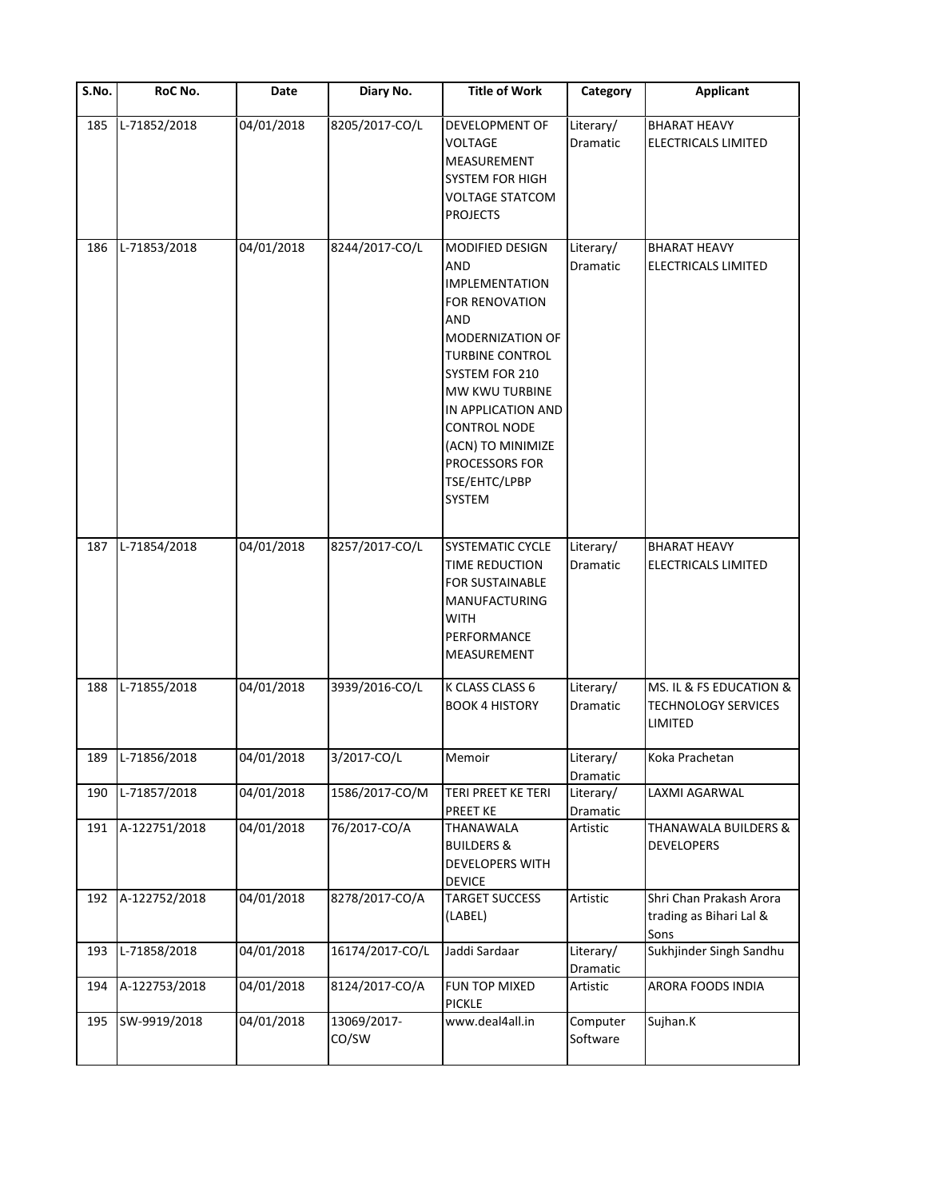| S.No. | RoC No. | Date | Diary No. | Title of Work | Category | Applicant |
|---|---|---|---|---|---|---|
| 185 | L-71852/2018 | 04/01/2018 | 8205/2017-CO/L | DEVELOPMENT OF VOLTAGE MEASUREMENT SYSTEM FOR HIGH VOLTAGE STATCOM PROJECTS | Literary/ Dramatic | BHARAT HEAVY ELECTRICALS LIMITED |
| 186 | L-71853/2018 | 04/01/2018 | 8244/2017-CO/L | MODIFIED DESIGN AND IMPLEMENTATION FOR RENOVATION AND MODERNIZATION OF TURBINE CONTROL SYSTEM FOR 210 MW KWU TURBINE IN APPLICATION AND CONTROL NODE (ACN) TO MINIMIZE PROCESSORS FOR TSE/EHTC/LPBP SYSTEM | Literary/ Dramatic | BHARAT HEAVY ELECTRICALS LIMITED |
| 187 | L-71854/2018 | 04/01/2018 | 8257/2017-CO/L | SYSTEMATIC CYCLE TIME REDUCTION FOR SUSTAINABLE MANUFACTURING WITH PERFORMANCE MEASUREMENT | Literary/ Dramatic | BHARAT HEAVY ELECTRICALS LIMITED |
| 188 | L-71855/2018 | 04/01/2018 | 3939/2016-CO/L | K CLASS CLASS 6 BOOK 4 HISTORY | Literary/ Dramatic | MS. IL & FS EDUCATION & TECHNOLOGY SERVICES LIMITED |
| 189 | L-71856/2018 | 04/01/2018 | 3/2017-CO/L | Memoir | Literary/ Dramatic | Koka Prachetan |
| 190 | L-71857/2018 | 04/01/2018 | 1586/2017-CO/M | TERI PREET KE TERI PREET KE | Literary/ Dramatic | LAXMI AGARWAL |
| 191 | A-122751/2018 | 04/01/2018 | 76/2017-CO/A | THANAWALA BUILDERS & DEVELOPERS WITH DEVICE | Artistic | THANAWALA BUILDERS & DEVELOPERS |
| 192 | A-122752/2018 | 04/01/2018 | 8278/2017-CO/A | TARGET SUCCESS (LABEL) | Artistic | Shri Chan Prakash Arora trading as Bihari Lal & Sons |
| 193 | L-71858/2018 | 04/01/2018 | 16174/2017-CO/L | Jaddi Sardaar | Literary/ Dramatic | Sukhjinder Singh Sandhu |
| 194 | A-122753/2018 | 04/01/2018 | 8124/2017-CO/A | FUN TOP MIXED PICKLE | Artistic | ARORA FOODS INDIA |
| 195 | SW-9919/2018 | 04/01/2018 | 13069/2017-CO/SW | www.deal4all.in | Computer Software | Sujhan.K |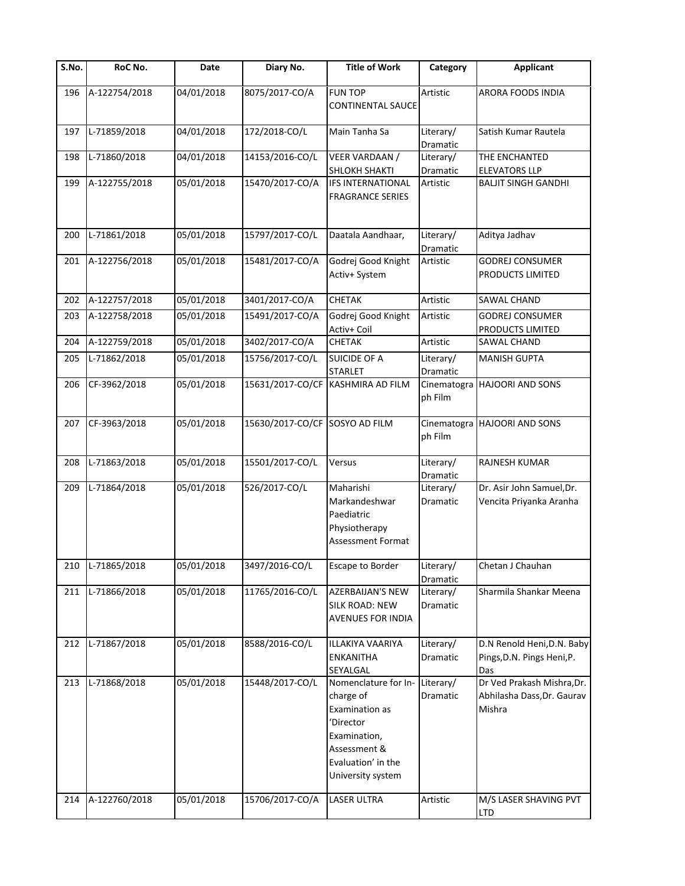| S.No. | RoC No. | Date | Diary No. | Title of Work | Category | Applicant |
|---|---|---|---|---|---|---|
| 196 | A-122754/2018 | 04/01/2018 | 8075/2017-CO/A | FUN TOP CONTINENTAL SAUCE | Artistic | ARORA FOODS INDIA |
| 197 | L-71859/2018 | 04/01/2018 | 172/2018-CO/L | Main Tanha Sa | Literary/ Dramatic | Satish Kumar Rautela |
| 198 | L-71860/2018 | 04/01/2018 | 14153/2016-CO/L | VEER VARDAAN / SHLOKH SHAKTI | Literary/ Dramatic | THE ENCHANTED ELEVATORS LLP |
| 199 | A-122755/2018 | 05/01/2018 | 15470/2017-CO/A | IFS INTERNATIONAL FRAGRANCE SERIES | Artistic | BALJIT SINGH GANDHI |
| 200 | L-71861/2018 | 05/01/2018 | 15797/2017-CO/L | Daatala Aandhaar, | Literary/ Dramatic | Aditya Jadhav |
| 201 | A-122756/2018 | 05/01/2018 | 15481/2017-CO/A | Godrej Good Knight Activ+ System | Artistic | GODREJ CONSUMER PRODUCTS LIMITED |
| 202 | A-122757/2018 | 05/01/2018 | 3401/2017-CO/A | CHETAK | Artistic | SAWAL CHAND |
| 203 | A-122758/2018 | 05/01/2018 | 15491/2017-CO/A | Godrej Good Knight Activ+ Coil | Artistic | GODREJ CONSUMER PRODUCTS LIMITED |
| 204 | A-122759/2018 | 05/01/2018 | 3402/2017-CO/A | CHETAK | Artistic | SAWAL CHAND |
| 205 | L-71862/2018 | 05/01/2018 | 15756/2017-CO/L | SUICIDE OF A STARLET | Literary/ Dramatic | MANISH GUPTA |
| 206 | CF-3962/2018 | 05/01/2018 | 15631/2017-CO/CF | KASHMIRA AD FILM | Cinematograph Film | HAJOORI AND SONS |
| 207 | CF-3963/2018 | 05/01/2018 | 15630/2017-CO/CF | SOSYO AD FILM | Cinematograph Film | HAJOORI AND SONS |
| 208 | L-71863/2018 | 05/01/2018 | 15501/2017-CO/L | Versus | Literary/ Dramatic | RAJNESH KUMAR |
| 209 | L-71864/2018 | 05/01/2018 | 526/2017-CO/L | Maharishi Markandeshwar Paediatric Physiotherapy Assessment Format | Literary/ Dramatic | Dr. Asir John Samuel,Dr. Vencita Priyanka Aranha |
| 210 | L-71865/2018 | 05/01/2018 | 3497/2016-CO/L | Escape to Border | Literary/ Dramatic | Chetan J Chauhan |
| 211 | L-71866/2018 | 05/01/2018 | 11765/2016-CO/L | AZERBAIJAN'S NEW SILK ROAD: NEW AVENUES FOR INDIA | Literary/ Dramatic | Sharmila Shankar Meena |
| 212 | L-71867/2018 | 05/01/2018 | 8588/2016-CO/L | ILLAKIYA VAARIYA ENKANITHA SEYALGAL | Literary/ Dramatic | D.N Renold Heni,D.N. Baby Pings,D.N. Pings Heni,P. Das |
| 213 | L-71868/2018 | 05/01/2018 | 15448/2017-CO/L | Nomenclature for In-charge of Examination as 'Director Examination, Assessment & Evaluation' in the University system | Literary/ Dramatic | Dr Ved Prakash Mishra,Dr. Abhilasha Dass,Dr. Gaurav Mishra |
| 214 | A-122760/2018 | 05/01/2018 | 15706/2017-CO/A | LASER ULTRA | Artistic | M/S LASER SHAVING PVT LTD |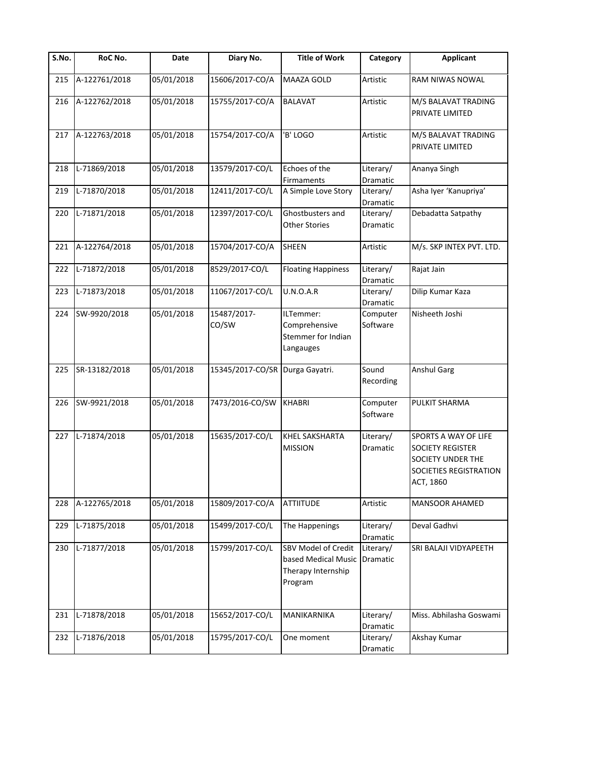| S.No. | RoC No. | Date | Diary No. | Title of Work | Category | Applicant |
|---|---|---|---|---|---|---|
| 215 | A-122761/2018 | 05/01/2018 | 15606/2017-CO/A | MAAZA GOLD | Artistic | RAM NIWAS NOWAL |
| 216 | A-122762/2018 | 05/01/2018 | 15755/2017-CO/A | BALAVAT | Artistic | M/S BALAVAT TRADING PRIVATE LIMITED |
| 217 | A-122763/2018 | 05/01/2018 | 15754/2017-CO/A | 'B' LOGO | Artistic | M/S BALAVAT TRADING PRIVATE LIMITED |
| 218 | L-71869/2018 | 05/01/2018 | 13579/2017-CO/L | Echoes of the Firmaments | Literary/ Dramatic | Ananya Singh |
| 219 | L-71870/2018 | 05/01/2018 | 12411/2017-CO/L | A Simple Love Story | Literary/ Dramatic | Asha Iyer 'Kanupriya' |
| 220 | L-71871/2018 | 05/01/2018 | 12397/2017-CO/L | Ghostbusters and Other Stories | Literary/ Dramatic | Debadatta Satpathy |
| 221 | A-122764/2018 | 05/01/2018 | 15704/2017-CO/A | SHEEN | Artistic | M/s. SKP INTEX PVT. LTD. |
| 222 | L-71872/2018 | 05/01/2018 | 8529/2017-CO/L | Floating Happiness | Literary/ Dramatic | Rajat Jain |
| 223 | L-71873/2018 | 05/01/2018 | 11067/2017-CO/L | U.N.O.A.R | Literary/ Dramatic | Dilip Kumar Kaza |
| 224 | SW-9920/2018 | 05/01/2018 | 15487/2017-CO/SW | ILTemmer: Comprehensive Stemmer for Indian Langauges | Computer Software | Nisheeth Joshi |
| 225 | SR-13182/2018 | 05/01/2018 | 15345/2017-CO/SR | Durga Gayatri. | Sound Recording | Anshul Garg |
| 226 | SW-9921/2018 | 05/01/2018 | 7473/2016-CO/SW | KHABRI | Computer Software | PULKIT SHARMA |
| 227 | L-71874/2018 | 05/01/2018 | 15635/2017-CO/L | KHEL SAKSHARTA MISSION | Literary/ Dramatic | SPORTS A WAY OF LIFE SOCIETY REGISTER SOCIETY UNDER THE SOCIETIES REGISTRATION ACT, 1860 |
| 228 | A-122765/2018 | 05/01/2018 | 15809/2017-CO/A | ATTIITUDE | Artistic | MANSOOR AHAMED |
| 229 | L-71875/2018 | 05/01/2018 | 15499/2017-CO/L | The Happenings | Literary/ Dramatic | Deval Gadhvi |
| 230 | L-71877/2018 | 05/01/2018 | 15799/2017-CO/L | SBV Model of Credit based Medical Music Therapy Internship Program | Literary/ Dramatic | SRI BALAJI VIDYAPEETH |
| 231 | L-71878/2018 | 05/01/2018 | 15652/2017-CO/L | MANIKARNIKA | Literary/ Dramatic | Miss. Abhilasha Goswami |
| 232 | L-71876/2018 | 05/01/2018 | 15795/2017-CO/L | One moment | Literary/ Dramatic | Akshay Kumar |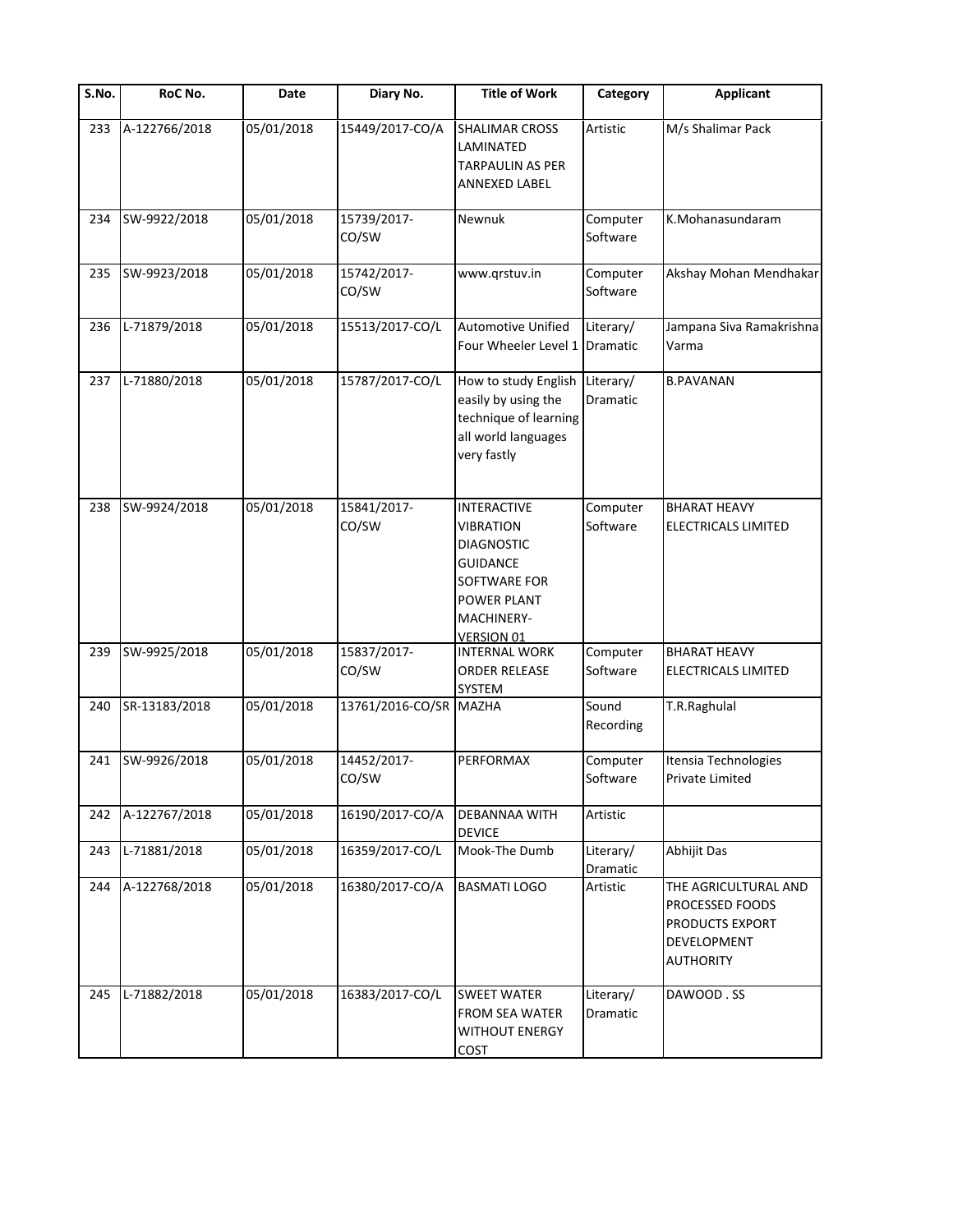| S.No. | RoC No. | Date | Diary No. | Title of Work | Category | Applicant |
|---|---|---|---|---|---|---|
| 233 | A-122766/2018 | 05/01/2018 | 15449/2017-CO/A | SHALIMAR CROSS LAMINATED TARPAULIN AS PER ANNEXED LABEL | Artistic | M/s Shalimar Pack |
| 234 | SW-9922/2018 | 05/01/2018 | 15739/2017-CO/SW | Newnuk | Computer Software | K.Mohanasundaram |
| 235 | SW-9923/2018 | 05/01/2018 | 15742/2017-CO/SW | www.qrstuv.in | Computer Software | Akshay Mohan Mendhakar |
| 236 | L-71879/2018 | 05/01/2018 | 15513/2017-CO/L | Automotive Unified Four Wheeler Level 1 | Literary/ Dramatic | Jampana Siva Ramakrishna Varma |
| 237 | L-71880/2018 | 05/01/2018 | 15787/2017-CO/L | How to study English easily by using the technique of learning all world languages very fastly | Literary/ Dramatic | B.PAVANAN |
| 238 | SW-9924/2018 | 05/01/2018 | 15841/2017-CO/SW | INTERACTIVE VIBRATION DIAGNOSTIC GUIDANCE SOFTWARE FOR POWER PLANT MACHINERY-VERSION 01 | Computer Software | BHARAT HEAVY ELECTRICALS LIMITED |
| 239 | SW-9925/2018 | 05/01/2018 | 15837/2017-CO/SW | INTERNAL WORK ORDER RELEASE SYSTEM | Computer Software | BHARAT HEAVY ELECTRICALS LIMITED |
| 240 | SR-13183/2018 | 05/01/2018 | 13761/2016-CO/SR | MAZHA | Sound Recording | T.R.Raghulal |
| 241 | SW-9926/2018 | 05/01/2018 | 14452/2017-CO/SW | PERFORMAX | Computer Software | Itensia Technologies Private Limited |
| 242 | A-122767/2018 | 05/01/2018 | 16190/2017-CO/A | DEBANNAA WITH DEVICE | Artistic | |
| 243 | L-71881/2018 | 05/01/2018 | 16359/2017-CO/L | Mook-The Dumb | Literary/ Dramatic | Abhijit Das |
| 244 | A-122768/2018 | 05/01/2018 | 16380/2017-CO/A | BASMATI LOGO | Artistic | THE AGRICULTURAL AND PROCESSED FOODS PRODUCTS EXPORT DEVELOPMENT AUTHORITY |
| 245 | L-71882/2018 | 05/01/2018 | 16383/2017-CO/L | SWEET WATER FROM SEA WATER WITHOUT ENERGY COST | Literary/ Dramatic | DAWOOD . SS |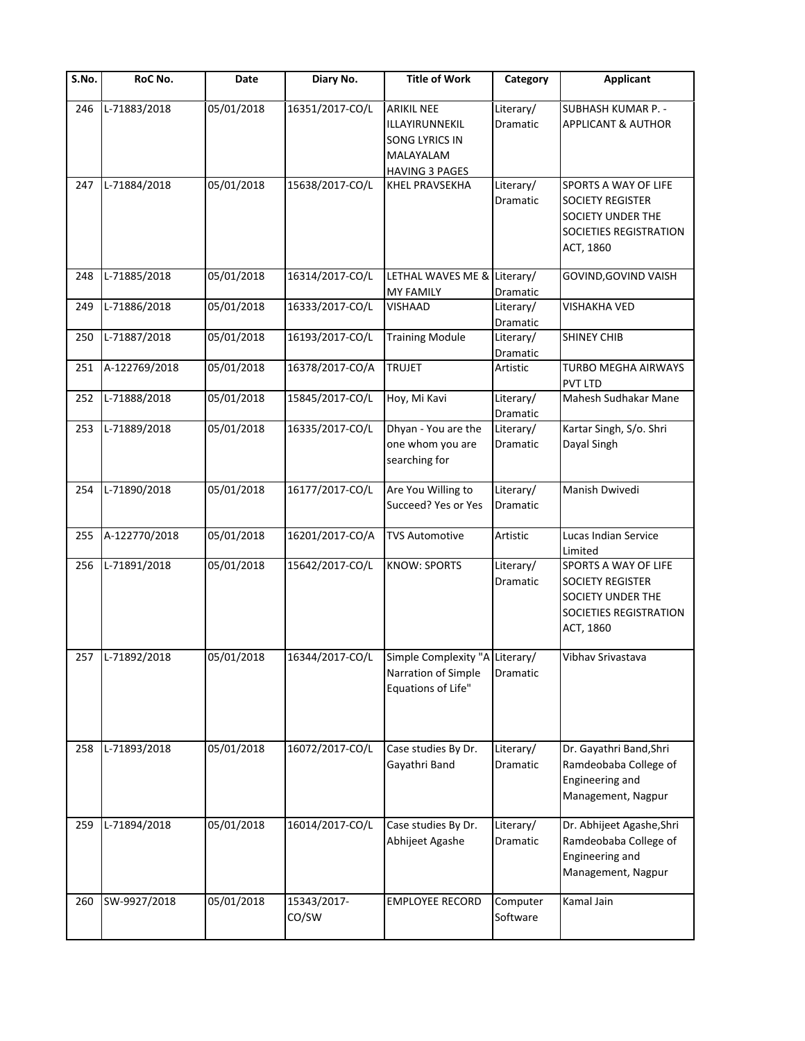| S.No. | RoC No. | Date | Diary No. | Title of Work | Category | Applicant |
|---|---|---|---|---|---|---|
| 246 | L-71883/2018 | 05/01/2018 | 16351/2017-CO/L | ARIKIL NEE ILLAYIRUNNEKIL SONG LYRICS IN MALAYALAM HAVING 3 PAGES | Literary/ Dramatic | SUBHASH KUMAR P. - APPLICANT & AUTHOR |
| 247 | L-71884/2018 | 05/01/2018 | 15638/2017-CO/L | KHEL PRAVSEKHA | Literary/ Dramatic | SPORTS A WAY OF LIFE SOCIETY REGISTER SOCIETY UNDER THE SOCIETIES REGISTRATION ACT, 1860 |
| 248 | L-71885/2018 | 05/01/2018 | 16314/2017-CO/L | LETHAL WAVES ME & MY FAMILY | Literary/ Dramatic | GOVIND,GOVIND VAISH |
| 249 | L-71886/2018 | 05/01/2018 | 16333/2017-CO/L | VISHAAD | Literary/ Dramatic | VISHAKHA VED |
| 250 | L-71887/2018 | 05/01/2018 | 16193/2017-CO/L | Training Module | Literary/ Dramatic | SHINEY CHIB |
| 251 | A-122769/2018 | 05/01/2018 | 16378/2017-CO/A | TRUJET | Artistic | TURBO MEGHA AIRWAYS PVT LTD |
| 252 | L-71888/2018 | 05/01/2018 | 15845/2017-CO/L | Hoy, Mi Kavi | Literary/ Dramatic | Mahesh Sudhakar Mane |
| 253 | L-71889/2018 | 05/01/2018 | 16335/2017-CO/L | Dhyan - You are the one whom you are searching for | Literary/ Dramatic | Kartar Singh, S/o. Shri Dayal Singh |
| 254 | L-71890/2018 | 05/01/2018 | 16177/2017-CO/L | Are You Willing to Succeed? Yes or Yes | Literary/ Dramatic | Manish Dwivedi |
| 255 | A-122770/2018 | 05/01/2018 | 16201/2017-CO/A | TVS Automotive | Artistic | Lucas Indian Service Limited |
| 256 | L-71891/2018 | 05/01/2018 | 15642/2017-CO/L | KNOW: SPORTS | Literary/ Dramatic | SPORTS A WAY OF LIFE SOCIETY REGISTER SOCIETY UNDER THE SOCIETIES REGISTRATION ACT, 1860 |
| 257 | L-71892/2018 | 05/01/2018 | 16344/2017-CO/L | Simple Complexity "A Narration of Simple Equations of Life" | Literary/ Dramatic | Vibhav Srivastava |
| 258 | L-71893/2018 | 05/01/2018 | 16072/2017-CO/L | Case studies By Dr. Gayathri Band | Literary/ Dramatic | Dr. Gayathri Band,Shri Ramdeobaba College of Engineering and Management, Nagpur |
| 259 | L-71894/2018 | 05/01/2018 | 16014/2017-CO/L | Case studies By Dr. Abhijeet Agashe | Literary/ Dramatic | Dr. Abhijeet Agashe,Shri Ramdeobaba College of Engineering and Management, Nagpur |
| 260 | SW-9927/2018 | 05/01/2018 | 15343/2017-CO/SW | EMPLOYEE RECORD | Computer Software | Kamal Jain |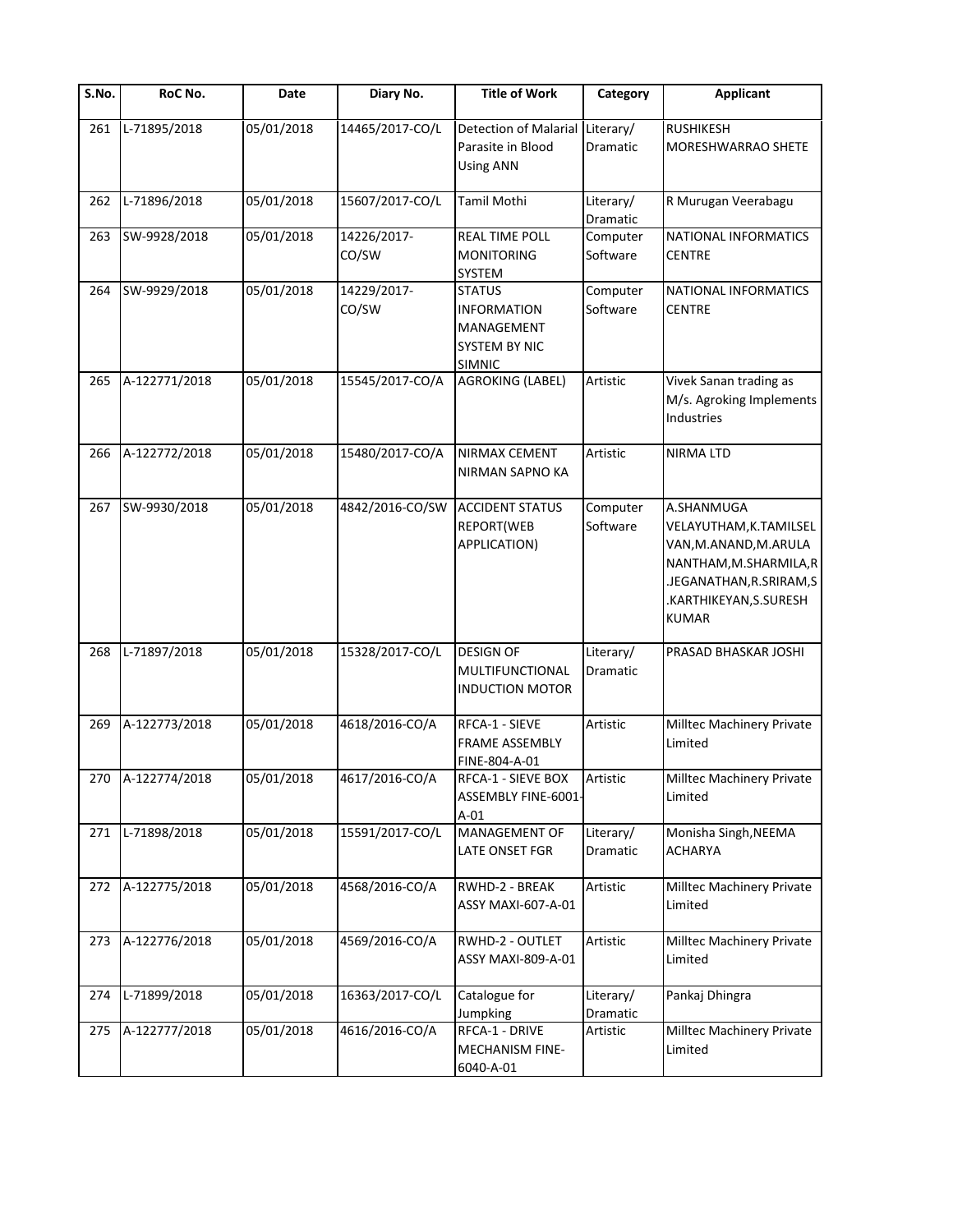| S.No. | RoC No. | Date | Diary No. | Title of Work | Category | Applicant |
|---|---|---|---|---|---|---|
| 261 | L-71895/2018 | 05/01/2018 | 14465/2017-CO/L | Detection of Malarial Parasite in Blood Using ANN | Literary/ Dramatic | RUSHIKESH MORESHWARRAO SHETE |
| 262 | L-71896/2018 | 05/01/2018 | 15607/2017-CO/L | Tamil Mothi | Literary/ Dramatic | R Murugan Veerabagu |
| 263 | SW-9928/2018 | 05/01/2018 | 14226/2017-CO/SW | REAL TIME POLL MONITORING SYSTEM | Computer Software | NATIONAL INFORMATICS CENTRE |
| 264 | SW-9929/2018 | 05/01/2018 | 14229/2017-CO/SW | STATUS INFORMATION MANAGEMENT SYSTEM BY NIC SIMNIC | Computer Software | NATIONAL INFORMATICS CENTRE |
| 265 | A-122771/2018 | 05/01/2018 | 15545/2017-CO/A | AGROKING (LABEL) | Artistic | Vivek Sanan trading as M/s. Agroking Implements Industries |
| 266 | A-122772/2018 | 05/01/2018 | 15480/2017-CO/A | NIRMAX CEMENT NIRMAN SAPNO KA | Artistic | NIRMA LTD |
| 267 | SW-9930/2018 | 05/01/2018 | 4842/2016-CO/SW | ACCIDENT STATUS REPORT(WEB APPLICATION) | Computer Software | A.SHANMUGA VELAYUTHAM,K.TAMILSELVAN,M.ANAND,M.ARULANANTHAM,M.SHARMILA,R.JEGANATHAN,R.SRIRAM,S.KARTHIKEYAN,S.SURESH KUMAR |
| 268 | L-71897/2018 | 05/01/2018 | 15328/2017-CO/L | DESIGN OF MULTIFUNCTIONAL INDUCTION MOTOR | Literary/ Dramatic | PRASAD BHASKAR JOSHI |
| 269 | A-122773/2018 | 05/01/2018 | 4618/2016-CO/A | RFCA-1 - SIEVE FRAME ASSEMBLY FINE-804-A-01 | Artistic | Milltec Machinery Private Limited |
| 270 | A-122774/2018 | 05/01/2018 | 4617/2016-CO/A | RFCA-1 - SIEVE BOX ASSEMBLY FINE-6001-A-01 | Artistic | Milltec Machinery Private Limited |
| 271 | L-71898/2018 | 05/01/2018 | 15591/2017-CO/L | MANAGEMENT OF LATE ONSET FGR | Literary/ Dramatic | Monisha Singh,NEEMA ACHARYA |
| 272 | A-122775/2018 | 05/01/2018 | 4568/2016-CO/A | RWHD-2 - BREAK ASSY MAXI-607-A-01 | Artistic | Milltec Machinery Private Limited |
| 273 | A-122776/2018 | 05/01/2018 | 4569/2016-CO/A | RWHD-2 - OUTLET ASSY MAXI-809-A-01 | Artistic | Milltec Machinery Private Limited |
| 274 | L-71899/2018 | 05/01/2018 | 16363/2017-CO/L | Catalogue for Jumpking | Literary/ Dramatic | Pankaj Dhingra |
| 275 | A-122777/2018 | 05/01/2018 | 4616/2016-CO/A | RFCA-1 - DRIVE MECHANISM FINE-6040-A-01 | Artistic | Milltec Machinery Private Limited |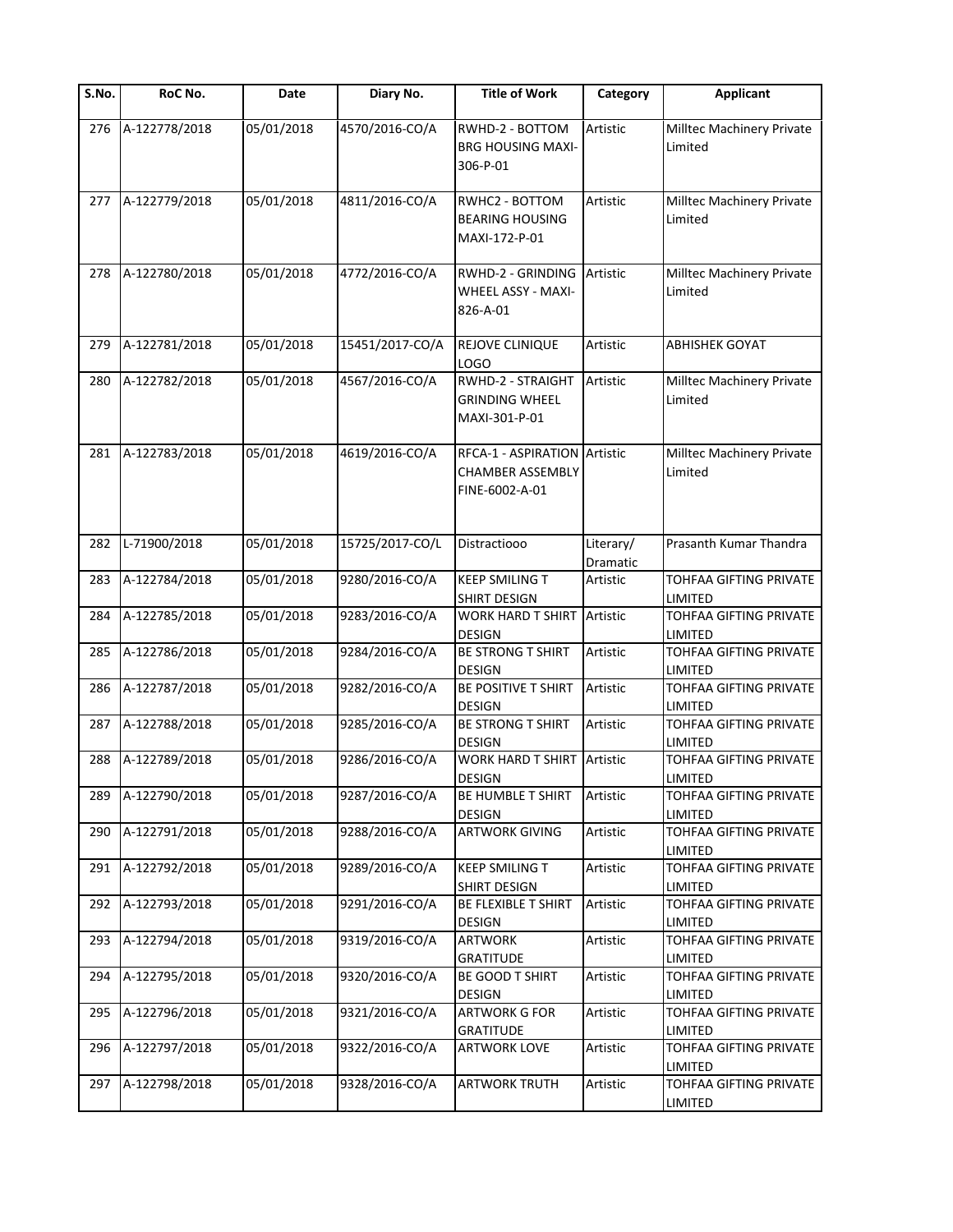| S.No. | RoC No. | Date | Diary No. | Title of Work | Category | Applicant |
|---|---|---|---|---|---|---|
| 276 | A-122778/2018 | 05/01/2018 | 4570/2016-CO/A | RWHD-2 - BOTTOM BRG HOUSING MAXI-306-P-01 | Artistic | Milltec Machinery Private Limited |
| 277 | A-122779/2018 | 05/01/2018 | 4811/2016-CO/A | RWHC2 - BOTTOM BEARING HOUSING MAXI-172-P-01 | Artistic | Milltec Machinery Private Limited |
| 278 | A-122780/2018 | 05/01/2018 | 4772/2016-CO/A | RWHD-2 - GRINDING WHEEL ASSY - MAXI-826-A-01 | Artistic | Milltec Machinery Private Limited |
| 279 | A-122781/2018 | 05/01/2018 | 15451/2017-CO/A | REJOVE CLINIQUE LOGO | Artistic | ABHISHEK GOYAT |
| 280 | A-122782/2018 | 05/01/2018 | 4567/2016-CO/A | RWHD-2 - STRAIGHT GRINDING WHEEL MAXI-301-P-01 | Artistic | Milltec Machinery Private Limited |
| 281 | A-122783/2018 | 05/01/2018 | 4619/2016-CO/A | RFCA-1 - ASPIRATION CHAMBER ASSEMBLY FINE-6002-A-01 | Artistic | Milltec Machinery Private Limited |
| 282 | L-71900/2018 | 05/01/2018 | 15725/2017-CO/L | Distractiooo | Literary/ Dramatic | Prasanth Kumar Thandra |
| 283 | A-122784/2018 | 05/01/2018 | 9280/2016-CO/A | KEEP SMILING T SHIRT DESIGN | Artistic | TOHFAA GIFTING PRIVATE LIMITED |
| 284 | A-122785/2018 | 05/01/2018 | 9283/2016-CO/A | WORK HARD T SHIRT DESIGN | Artistic | TOHFAA GIFTING PRIVATE LIMITED |
| 285 | A-122786/2018 | 05/01/2018 | 9284/2016-CO/A | BE STRONG T SHIRT DESIGN | Artistic | TOHFAA GIFTING PRIVATE LIMITED |
| 286 | A-122787/2018 | 05/01/2018 | 9282/2016-CO/A | BE POSITIVE T SHIRT DESIGN | Artistic | TOHFAA GIFTING PRIVATE LIMITED |
| 287 | A-122788/2018 | 05/01/2018 | 9285/2016-CO/A | BE STRONG T SHIRT DESIGN | Artistic | TOHFAA GIFTING PRIVATE LIMITED |
| 288 | A-122789/2018 | 05/01/2018 | 9286/2016-CO/A | WORK HARD T SHIRT DESIGN | Artistic | TOHFAA GIFTING PRIVATE LIMITED |
| 289 | A-122790/2018 | 05/01/2018 | 9287/2016-CO/A | BE HUMBLE T SHIRT DESIGN | Artistic | TOHFAA GIFTING PRIVATE LIMITED |
| 290 | A-122791/2018 | 05/01/2018 | 9288/2016-CO/A | ARTWORK GIVING | Artistic | TOHFAA GIFTING PRIVATE LIMITED |
| 291 | A-122792/2018 | 05/01/2018 | 9289/2016-CO/A | KEEP SMILING T SHIRT DESIGN | Artistic | TOHFAA GIFTING PRIVATE LIMITED |
| 292 | A-122793/2018 | 05/01/2018 | 9291/2016-CO/A | BE FLEXIBLE T SHIRT DESIGN | Artistic | TOHFAA GIFTING PRIVATE LIMITED |
| 293 | A-122794/2018 | 05/01/2018 | 9319/2016-CO/A | ARTWORK GRATITUDE | Artistic | TOHFAA GIFTING PRIVATE LIMITED |
| 294 | A-122795/2018 | 05/01/2018 | 9320/2016-CO/A | BE GOOD T SHIRT DESIGN | Artistic | TOHFAA GIFTING PRIVATE LIMITED |
| 295 | A-122796/2018 | 05/01/2018 | 9321/2016-CO/A | ARTWORK G FOR GRATITUDE | Artistic | TOHFAA GIFTING PRIVATE LIMITED |
| 296 | A-122797/2018 | 05/01/2018 | 9322/2016-CO/A | ARTWORK LOVE | Artistic | TOHFAA GIFTING PRIVATE LIMITED |
| 297 | A-122798/2018 | 05/01/2018 | 9328/2016-CO/A | ARTWORK TRUTH | Artistic | TOHFAA GIFTING PRIVATE LIMITED |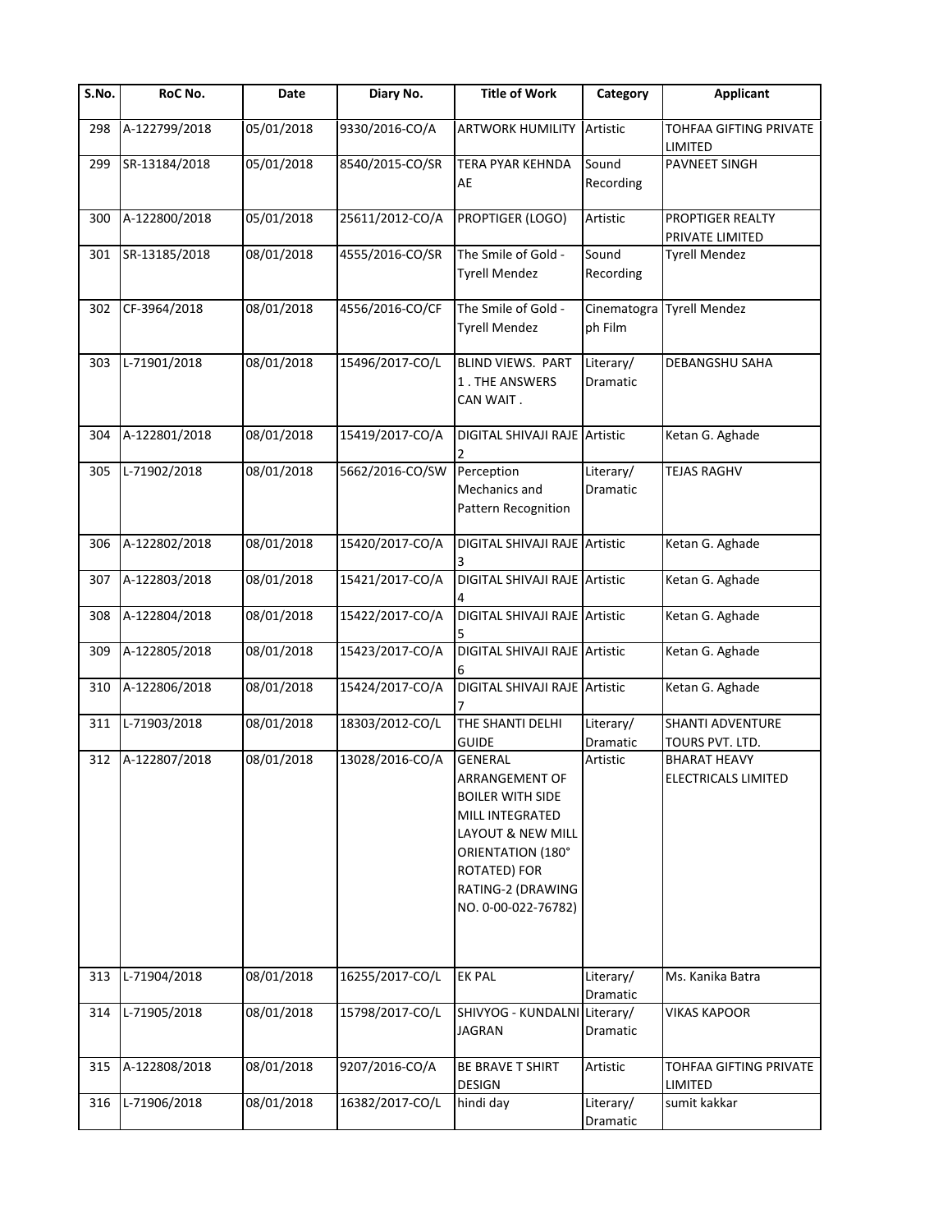| S.No. | RoC No. | Date | Diary No. | Title of Work | Category | Applicant |
|---|---|---|---|---|---|---|
| 298 | A-122799/2018 | 05/01/2018 | 9330/2016-CO/A | ARTWORK HUMILITY | Artistic | TOHFAA GIFTING PRIVATE LIMITED |
| 299 | SR-13184/2018 | 05/01/2018 | 8540/2015-CO/SR | TERA PYAR KEHNDA AE | Sound Recording | PAVNEET SINGH |
| 300 | A-122800/2018 | 05/01/2018 | 25611/2012-CO/A | PROPTIGER (LOGO) | Artistic | PROPTIGER REALTY PRIVATE LIMITED |
| 301 | SR-13185/2018 | 08/01/2018 | 4555/2016-CO/SR | The Smile of Gold - Tyrell Mendez | Sound Recording | Tyrell Mendez |
| 302 | CF-3964/2018 | 08/01/2018 | 4556/2016-CO/CF | The Smile of Gold - Tyrell Mendez | Cinematograph Film | Tyrell Mendez |
| 303 | L-71901/2018 | 08/01/2018 | 15496/2017-CO/L | BLIND VIEWS. PART 1 . THE ANSWERS CAN WAIT . | Literary/ Dramatic | DEBANGSHU SAHA |
| 304 | A-122801/2018 | 08/01/2018 | 15419/2017-CO/A | DIGITAL SHIVAJI RAJE 2 | Artistic | Ketan G. Aghade |
| 305 | L-71902/2018 | 08/01/2018 | 5662/2016-CO/SW | Perception Mechanics and Pattern Recognition | Literary/ Dramatic | TEJAS RAGHV |
| 306 | A-122802/2018 | 08/01/2018 | 15420/2017-CO/A | DIGITAL SHIVAJI RAJE 3 | Artistic | Ketan G. Aghade |
| 307 | A-122803/2018 | 08/01/2018 | 15421/2017-CO/A | DIGITAL SHIVAJI RAJE 4 | Artistic | Ketan G. Aghade |
| 308 | A-122804/2018 | 08/01/2018 | 15422/2017-CO/A | DIGITAL SHIVAJI RAJE 5 | Artistic | Ketan G. Aghade |
| 309 | A-122805/2018 | 08/01/2018 | 15423/2017-CO/A | DIGITAL SHIVAJI RAJE 6 | Artistic | Ketan G. Aghade |
| 310 | A-122806/2018 | 08/01/2018 | 15424/2017-CO/A | DIGITAL SHIVAJI RAJE 7 | Artistic | Ketan G. Aghade |
| 311 | L-71903/2018 | 08/01/2018 | 18303/2012-CO/L | THE SHANTI DELHI GUIDE | Literary/ Dramatic | SHANTI ADVENTURE TOURS PVT. LTD. |
| 312 | A-122807/2018 | 08/01/2018 | 13028/2016-CO/A | GENERAL ARRANGEMENT OF BOILER WITH SIDE MILL INTEGRATED LAYOUT & NEW MILL ORIENTATION (180° ROTATED) FOR RATING-2 (DRAWING NO. 0-00-022-76782) | Artistic | BHARAT HEAVY ELECTRICALS LIMITED |
| 313 | L-71904/2018 | 08/01/2018 | 16255/2017-CO/L | EK PAL | Literary/ Dramatic | Ms. Kanika Batra |
| 314 | L-71905/2018 | 08/01/2018 | 15798/2017-CO/L | SHIVYOG - KUNDALNI JAGRAN | Literary/ Dramatic | VIKAS KAPOOR |
| 315 | A-122808/2018 | 08/01/2018 | 9207/2016-CO/A | BE BRAVE T SHIRT DESIGN | Artistic | TOHFAA GIFTING PRIVATE LIMITED |
| 316 | L-71906/2018 | 08/01/2018 | 16382/2017-CO/L | hindi day | Literary/ Dramatic | sumit kakkar |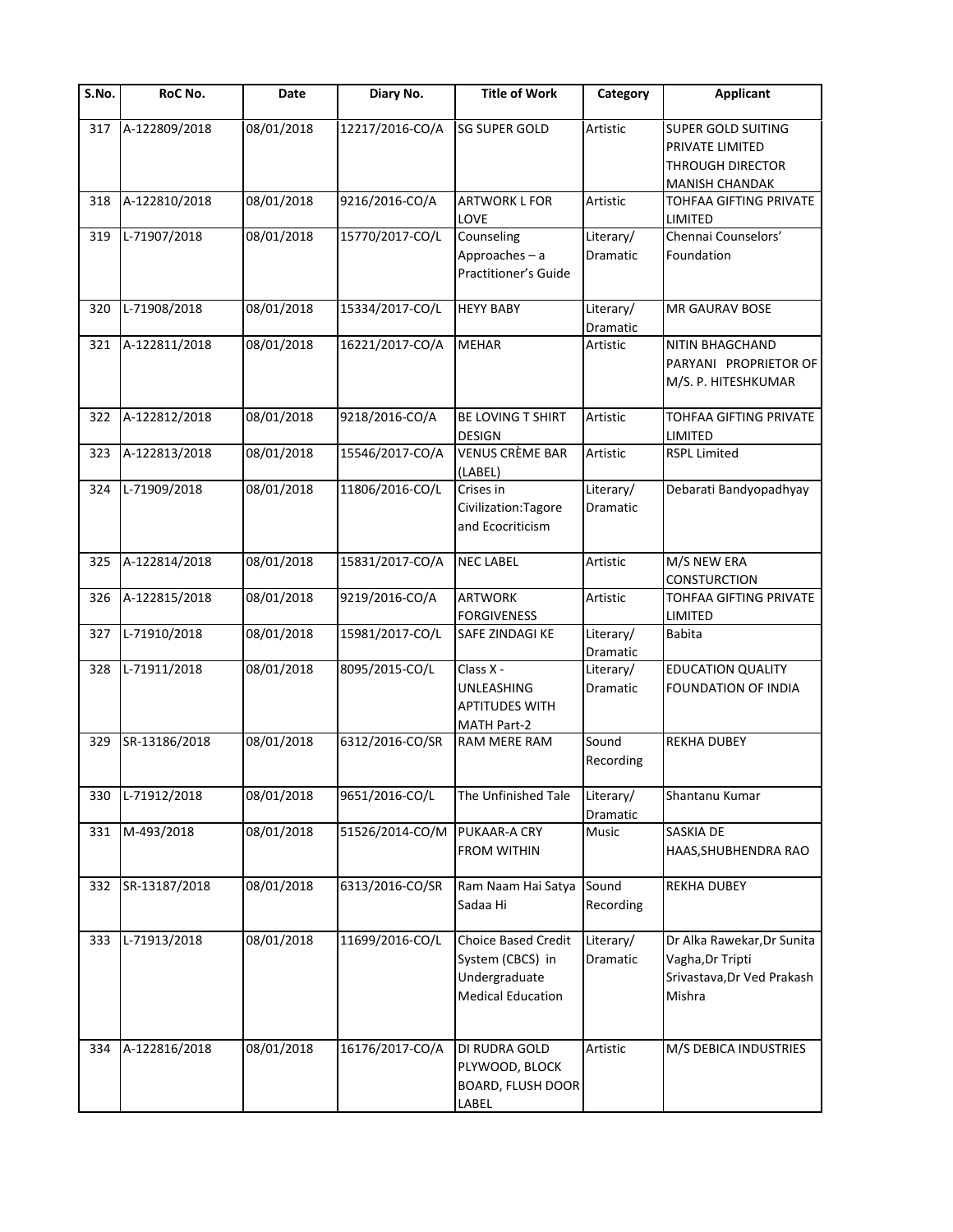| S.No. | RoC No. | Date | Diary No. | Title of Work | Category | Applicant |
|---|---|---|---|---|---|---|
| 317 | A-122809/2018 | 08/01/2018 | 12217/2016-CO/A | SG SUPER GOLD | Artistic | SUPER GOLD SUITING PRIVATE LIMITED THROUGH DIRECTOR MANISH CHANDAK |
| 318 | A-122810/2018 | 08/01/2018 | 9216/2016-CO/A | ARTWORK L FOR LOVE | Artistic | TOHFAA GIFTING PRIVATE LIMITED |
| 319 | L-71907/2018 | 08/01/2018 | 15770/2017-CO/L | Counseling Approaches – a Practitioner's Guide | Literary/ Dramatic | Chennai Counselors' Foundation |
| 320 | L-71908/2018 | 08/01/2018 | 15334/2017-CO/L | HEYY BABY | Literary/ Dramatic | MR GAURAV BOSE |
| 321 | A-122811/2018 | 08/01/2018 | 16221/2017-CO/A | MEHAR | Artistic | NITIN BHAGCHAND PARYANI PROPRIETOR OF M/S. P. HITESHKUMAR |
| 322 | A-122812/2018 | 08/01/2018 | 9218/2016-CO/A | BE LOVING T SHIRT DESIGN | Artistic | TOHFAA GIFTING PRIVATE LIMITED |
| 323 | A-122813/2018 | 08/01/2018 | 15546/2017-CO/A | VENUS CRÈME BAR (LABEL) | Artistic | RSPL Limited |
| 324 | L-71909/2018 | 08/01/2018 | 11806/2016-CO/L | Crises in Civilization:Tagore and Ecocriticism | Literary/ Dramatic | Debarati Bandyopadhyay |
| 325 | A-122814/2018 | 08/01/2018 | 15831/2017-CO/A | NEC LABEL | Artistic | M/S NEW ERA CONSTURCTION |
| 326 | A-122815/2018 | 08/01/2018 | 9219/2016-CO/A | ARTWORK FORGIVENESS | Artistic | TOHFAA GIFTING PRIVATE LIMITED |
| 327 | L-71910/2018 | 08/01/2018 | 15981/2017-CO/L | SAFE ZINDAGI KE | Literary/ Dramatic | Babita |
| 328 | L-71911/2018 | 08/01/2018 | 8095/2015-CO/L | Class X - UNLEASHING APTITUDES WITH MATH Part-2 | Literary/ Dramatic | EDUCATION QUALITY FOUNDATION OF INDIA |
| 329 | SR-13186/2018 | 08/01/2018 | 6312/2016-CO/SR | RAM MERE RAM | Sound Recording | REKHA DUBEY |
| 330 | L-71912/2018 | 08/01/2018 | 9651/2016-CO/L | The Unfinished Tale | Literary/ Dramatic | Shantanu Kumar |
| 331 | M-493/2018 | 08/01/2018 | 51526/2014-CO/M | PUKAAR-A CRY FROM WITHIN | Music | SASKIA DE HAAS,SHUBHENDRA RAO |
| 332 | SR-13187/2018 | 08/01/2018 | 6313/2016-CO/SR | Ram Naam Hai Satya Sadaa Hi | Sound Recording | REKHA DUBEY |
| 333 | L-71913/2018 | 08/01/2018 | 11699/2016-CO/L | Choice Based Credit System (CBCS) in Undergraduate Medical Education | Literary/ Dramatic | Dr Alka Rawekar,Dr Sunita Vagha,Dr Tripti Srivastava,Dr Ved Prakash Mishra |
| 334 | A-122816/2018 | 08/01/2018 | 16176/2017-CO/A | DI RUDRA GOLD PLYWOOD, BLOCK BOARD, FLUSH DOOR LABEL | Artistic | M/S DEBICA INDUSTRIES |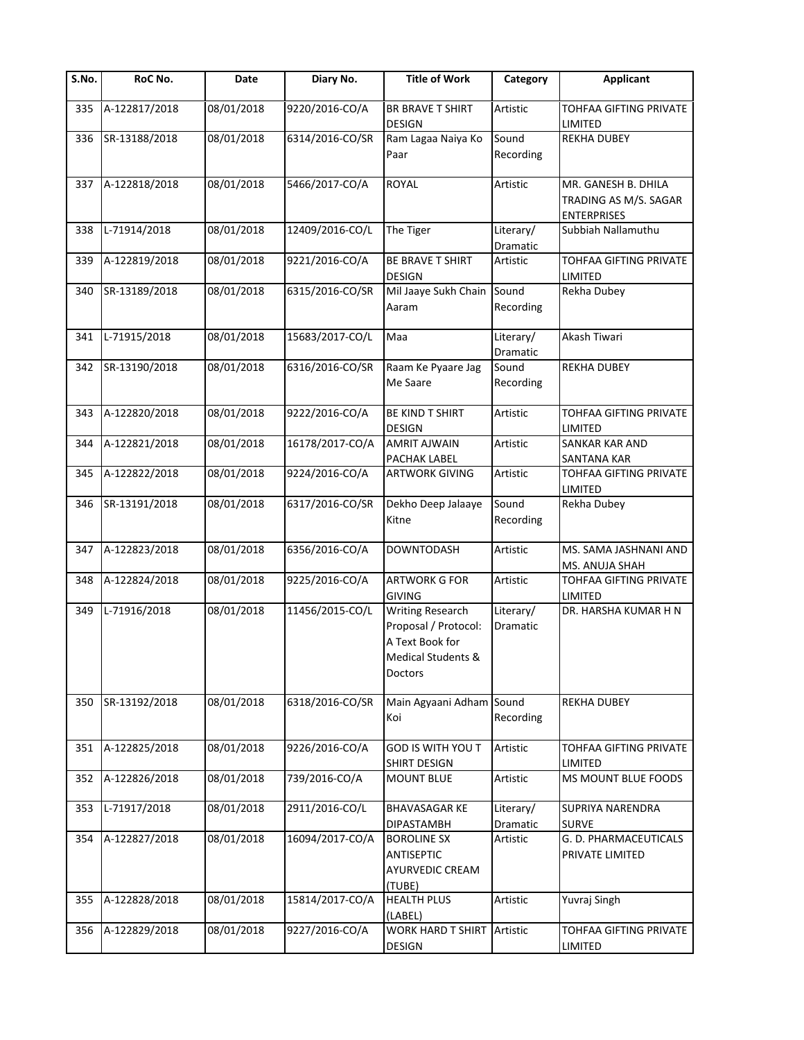| S.No. | RoC No. | Date | Diary No. | Title of Work | Category | Applicant |
|---|---|---|---|---|---|---|
| 335 | A-122817/2018 | 08/01/2018 | 9220/2016-CO/A | BR BRAVE T SHIRT DESIGN | Artistic | TOHFAA GIFTING PRIVATE LIMITED |
| 336 | SR-13188/2018 | 08/01/2018 | 6314/2016-CO/SR | Ram Lagaa Naiya Ko Paar | Sound Recording | REKHA DUBEY |
| 337 | A-122818/2018 | 08/01/2018 | 5466/2017-CO/A | ROYAL | Artistic | MR. GANESH B. DHILA TRADING AS M/S. SAGAR ENTERPRISES |
| 338 | L-71914/2018 | 08/01/2018 | 12409/2016-CO/L | The Tiger | Literary/ Dramatic | Subbiah Nallamuthu |
| 339 | A-122819/2018 | 08/01/2018 | 9221/2016-CO/A | BE BRAVE T SHIRT DESIGN | Artistic | TOHFAA GIFTING PRIVATE LIMITED |
| 340 | SR-13189/2018 | 08/01/2018 | 6315/2016-CO/SR | Mil Jaaye Sukh Chain Aaram | Sound Recording | Rekha Dubey |
| 341 | L-71915/2018 | 08/01/2018 | 15683/2017-CO/L | Maa | Literary/ Dramatic | Akash Tiwari |
| 342 | SR-13190/2018 | 08/01/2018 | 6316/2016-CO/SR | Raam Ke Pyaare Jag Me Saare | Sound Recording | REKHA DUBEY |
| 343 | A-122820/2018 | 08/01/2018 | 9222/2016-CO/A | BE KIND T SHIRT DESIGN | Artistic | TOHFAA GIFTING PRIVATE LIMITED |
| 344 | A-122821/2018 | 08/01/2018 | 16178/2017-CO/A | AMRIT AJWAIN PACHAK LABEL | Artistic | SANKAR KAR AND SANTANA KAR |
| 345 | A-122822/2018 | 08/01/2018 | 9224/2016-CO/A | ARTWORK GIVING | Artistic | TOHFAA GIFTING PRIVATE LIMITED |
| 346 | SR-13191/2018 | 08/01/2018 | 6317/2016-CO/SR | Dekho Deep Jalaaye Kitne | Sound Recording | Rekha Dubey |
| 347 | A-122823/2018 | 08/01/2018 | 6356/2016-CO/A | DOWNTODASH | Artistic | MS. SAMA JASHNANI AND MS. ANUJA SHAH |
| 348 | A-122824/2018 | 08/01/2018 | 9225/2016-CO/A | ARTWORK G FOR GIVING | Artistic | TOHFAA GIFTING PRIVATE LIMITED |
| 349 | L-71916/2018 | 08/01/2018 | 11456/2015-CO/L | Writing Research Proposal / Protocol: A Text Book for Medical Students & Doctors | Literary/ Dramatic | DR. HARSHA KUMAR H N |
| 350 | SR-13192/2018 | 08/01/2018 | 6318/2016-CO/SR | Main Agyaani Adham Koi | Sound Recording | REKHA DUBEY |
| 351 | A-122825/2018 | 08/01/2018 | 9226/2016-CO/A | GOD IS WITH YOU T SHIRT DESIGN | Artistic | TOHFAA GIFTING PRIVATE LIMITED |
| 352 | A-122826/2018 | 08/01/2018 | 739/2016-CO/A | MOUNT BLUE | Artistic | MS MOUNT BLUE FOODS |
| 353 | L-71917/2018 | 08/01/2018 | 2911/2016-CO/L | BHAVASAGAR KE DIPASTAMBH | Literary/ Dramatic | SUPRIYA NARENDRA SURVE |
| 354 | A-122827/2018 | 08/01/2018 | 16094/2017-CO/A | BOROLINE SX ANTISEPTIC AYURVEDIC CREAM (TUBE) | Artistic | G. D. PHARMACEUTICALS PRIVATE LIMITED |
| 355 | A-122828/2018 | 08/01/2018 | 15814/2017-CO/A | HEALTH PLUS (LABEL) | Artistic | Yuvraj Singh |
| 356 | A-122829/2018 | 08/01/2018 | 9227/2016-CO/A | WORK HARD T SHIRT DESIGN | Artistic | TOHFAA GIFTING PRIVATE LIMITED |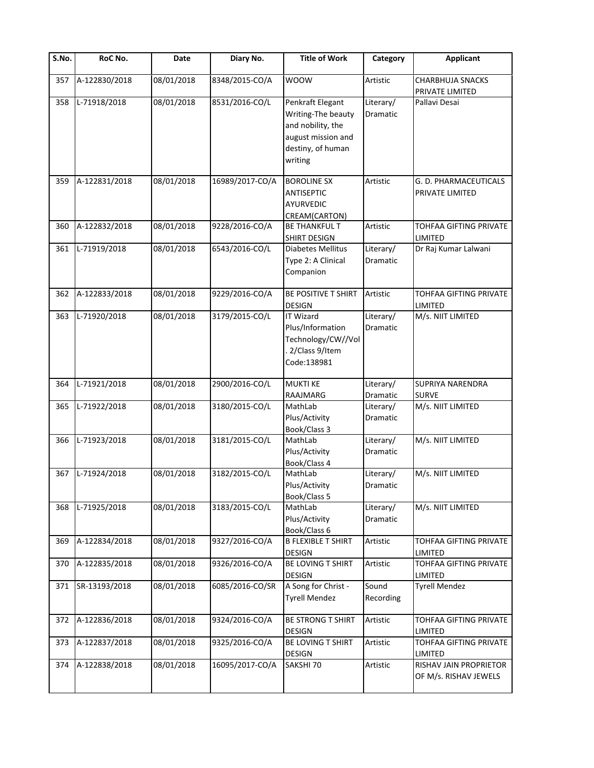| S.No. | RoC No. | Date | Diary No. | Title of Work | Category | Applicant |
|---|---|---|---|---|---|---|
| 357 | A-122830/2018 | 08/01/2018 | 8348/2015-CO/A | WOOW | Artistic | CHARBHUJA SNACKS PRIVATE LIMITED |
| 358 | L-71918/2018 | 08/01/2018 | 8531/2016-CO/L | Penkraft Elegant Writing-The beauty and nobility, the august mission and destiny, of human writing | Literary/ Dramatic | Pallavi Desai |
| 359 | A-122831/2018 | 08/01/2018 | 16989/2017-CO/A | BOROLINE SX ANTISEPTIC AYURVEDIC CREAM(CARTON) | Artistic | G. D. PHARMACEUTICALS PRIVATE LIMITED |
| 360 | A-122832/2018 | 08/01/2018 | 9228/2016-CO/A | BE THANKFUL T SHIRT DESIGN | Artistic | TOHFAA GIFTING PRIVATE LIMITED |
| 361 | L-71919/2018 | 08/01/2018 | 6543/2016-CO/L | Diabetes Mellitus Type 2: A Clinical Companion | Literary/ Dramatic | Dr Raj Kumar Lalwani |
| 362 | A-122833/2018 | 08/01/2018 | 9229/2016-CO/A | BE POSITIVE T SHIRT DESIGN | Artistic | TOHFAA GIFTING PRIVATE LIMITED |
| 363 | L-71920/2018 | 08/01/2018 | 3179/2015-CO/L | IT Wizard Plus/Information Technology/CW//Vol. 2/Class 9/Item Code:138981 | Literary/ Dramatic | M/s. NIIT LIMITED |
| 364 | L-71921/2018 | 08/01/2018 | 2900/2016-CO/L | MUKTI KE RAAJMARG | Literary/ Dramatic | SUPRIYA NARENDRA SURVE |
| 365 | L-71922/2018 | 08/01/2018 | 3180/2015-CO/L | MathLab Plus/Activity Book/Class 3 | Literary/ Dramatic | M/s. NIIT LIMITED |
| 366 | L-71923/2018 | 08/01/2018 | 3181/2015-CO/L | MathLab Plus/Activity Book/Class 4 | Literary/ Dramatic | M/s. NIIT LIMITED |
| 367 | L-71924/2018 | 08/01/2018 | 3182/2015-CO/L | MathLab Plus/Activity Book/Class 5 | Literary/ Dramatic | M/s. NIIT LIMITED |
| 368 | L-71925/2018 | 08/01/2018 | 3183/2015-CO/L | MathLab Plus/Activity Book/Class 6 | Literary/ Dramatic | M/s. NIIT LIMITED |
| 369 | A-122834/2018 | 08/01/2018 | 9327/2016-CO/A | B FLEXIBLE T SHIRT DESIGN | Artistic | TOHFAA GIFTING PRIVATE LIMITED |
| 370 | A-122835/2018 | 08/01/2018 | 9326/2016-CO/A | BE LOVING T SHIRT DESIGN | Artistic | TOHFAA GIFTING PRIVATE LIMITED |
| 371 | SR-13193/2018 | 08/01/2018 | 6085/2016-CO/SR | A Song for Christ - Tyrell Mendez | Sound Recording | Tyrell Mendez |
| 372 | A-122836/2018 | 08/01/2018 | 9324/2016-CO/A | BE STRONG T SHIRT DESIGN | Artistic | TOHFAA GIFTING PRIVATE LIMITED |
| 373 | A-122837/2018 | 08/01/2018 | 9325/2016-CO/A | BE LOVING T SHIRT DESIGN | Artistic | TOHFAA GIFTING PRIVATE LIMITED |
| 374 | A-122838/2018 | 08/01/2018 | 16095/2017-CO/A | SAKSHI 70 | Artistic | RISHAV JAIN PROPRIETOR OF M/s. RISHAV JEWELS |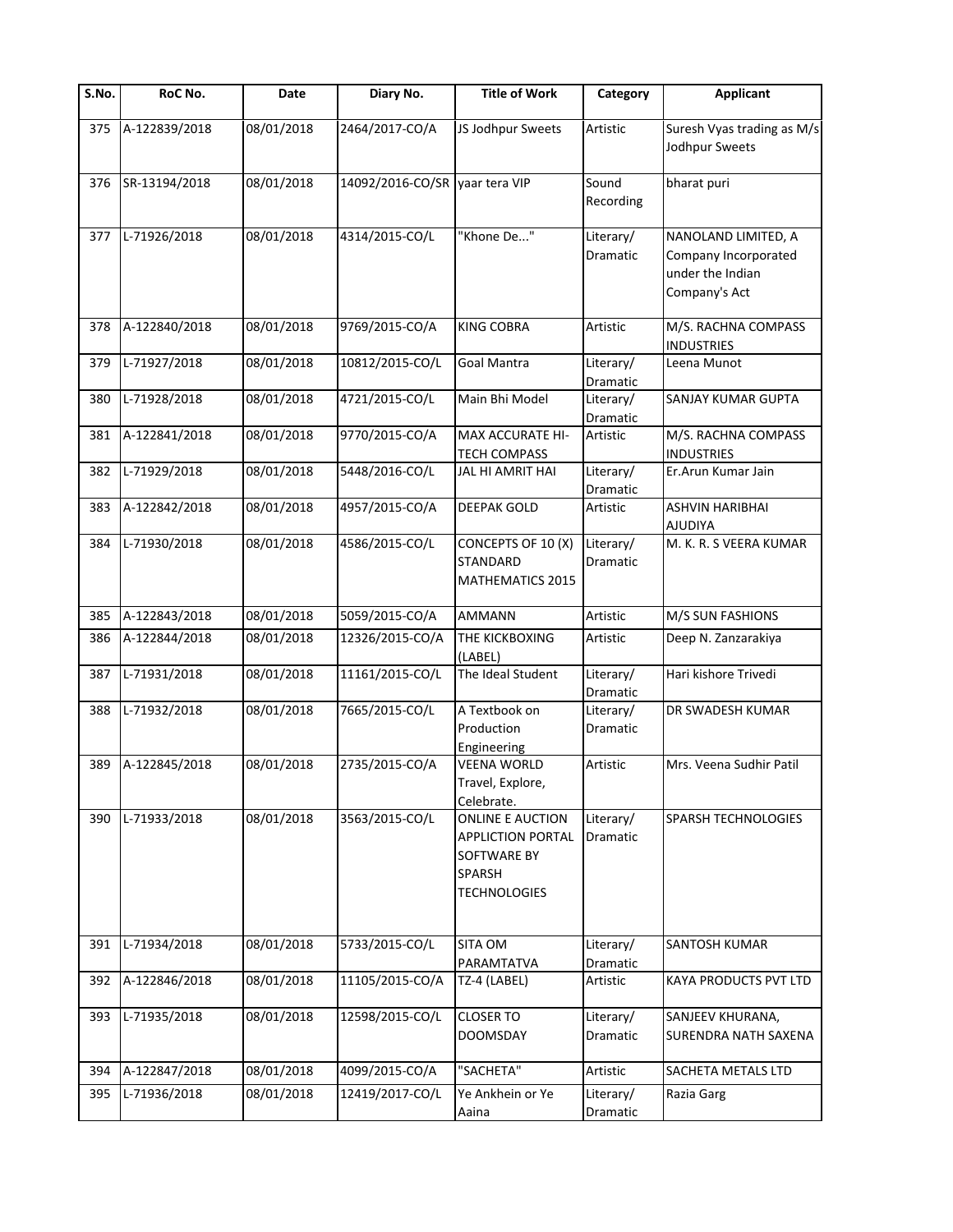| S.No. | RoC No. | Date | Diary No. | Title of Work | Category | Applicant |
|---|---|---|---|---|---|---|
| 375 | A-122839/2018 | 08/01/2018 | 2464/2017-CO/A | JS Jodhpur Sweets | Artistic | Suresh Vyas trading as M/s Jodhpur Sweets |
| 376 | SR-13194/2018 | 08/01/2018 | 14092/2016-CO/SR | yaar tera VIP | Sound Recording | bharat puri |
| 377 | L-71926/2018 | 08/01/2018 | 4314/2015-CO/L | "Khone De..." | Literary/ Dramatic | NANOLAND LIMITED, A Company Incorporated under the Indian Company's Act |
| 378 | A-122840/2018 | 08/01/2018 | 9769/2015-CO/A | KING COBRA | Artistic | M/S. RACHNA COMPASS INDUSTRIES |
| 379 | L-71927/2018 | 08/01/2018 | 10812/2015-CO/L | Goal Mantra | Literary/ Dramatic | Leena Munot |
| 380 | L-71928/2018 | 08/01/2018 | 4721/2015-CO/L | Main Bhi Model | Literary/ Dramatic | SANJAY KUMAR GUPTA |
| 381 | A-122841/2018 | 08/01/2018 | 9770/2015-CO/A | MAX ACCURATE HI-TECH COMPASS | Artistic | M/S. RACHNA COMPASS INDUSTRIES |
| 382 | L-71929/2018 | 08/01/2018 | 5448/2016-CO/L | JAL HI AMRIT HAI | Literary/ Dramatic | Er.Arun Kumar Jain |
| 383 | A-122842/2018 | 08/01/2018 | 4957/2015-CO/A | DEEPAK GOLD | Artistic | ASHVIN HARIBHAI AJUDIYA |
| 384 | L-71930/2018 | 08/01/2018 | 4586/2015-CO/L | CONCEPTS OF 10 (X) STANDARD MATHEMATICS 2015 | Literary/ Dramatic | M. K. R. S VEERA KUMAR |
| 385 | A-122843/2018 | 08/01/2018 | 5059/2015-CO/A | AMMANN | Artistic | M/S SUN FASHIONS |
| 386 | A-122844/2018 | 08/01/2018 | 12326/2015-CO/A | THE KICKBOXING (LABEL) | Artistic | Deep N. Zanzarakiya |
| 387 | L-71931/2018 | 08/01/2018 | 11161/2015-CO/L | The Ideal Student | Literary/ Dramatic | Hari kishore Trivedi |
| 388 | L-71932/2018 | 08/01/2018 | 7665/2015-CO/L | A Textbook on Production Engineering | Literary/ Dramatic | DR SWADESH KUMAR |
| 389 | A-122845/2018 | 08/01/2018 | 2735/2015-CO/A | VEENA WORLD Travel, Explore, Celebrate. | Artistic | Mrs. Veena Sudhir Patil |
| 390 | L-71933/2018 | 08/01/2018 | 3563/2015-CO/L | ONLINE E AUCTION APPLICTION PORTAL SOFTWARE BY SPARSH TECHNOLOGIES | Literary/ Dramatic | SPARSH TECHNOLOGIES |
| 391 | L-71934/2018 | 08/01/2018 | 5733/2015-CO/L | SITA OM PARAMTATVA | Literary/ Dramatic | SANTOSH KUMAR |
| 392 | A-122846/2018 | 08/01/2018 | 11105/2015-CO/A | TZ-4 (LABEL) | Artistic | KAYA PRODUCTS PVT LTD |
| 393 | L-71935/2018 | 08/01/2018 | 12598/2015-CO/L | CLOSER TO DOOMSDAY | Literary/ Dramatic | SANJEEV KHURANA, SURENDRA NATH SAXENA |
| 394 | A-122847/2018 | 08/01/2018 | 4099/2015-CO/A | "SACHETA" | Artistic | SACHETA METALS LTD |
| 395 | L-71936/2018 | 08/01/2018 | 12419/2017-CO/L | Ye Ankhein or Ye Aaina | Literary/ Dramatic | Razia Garg |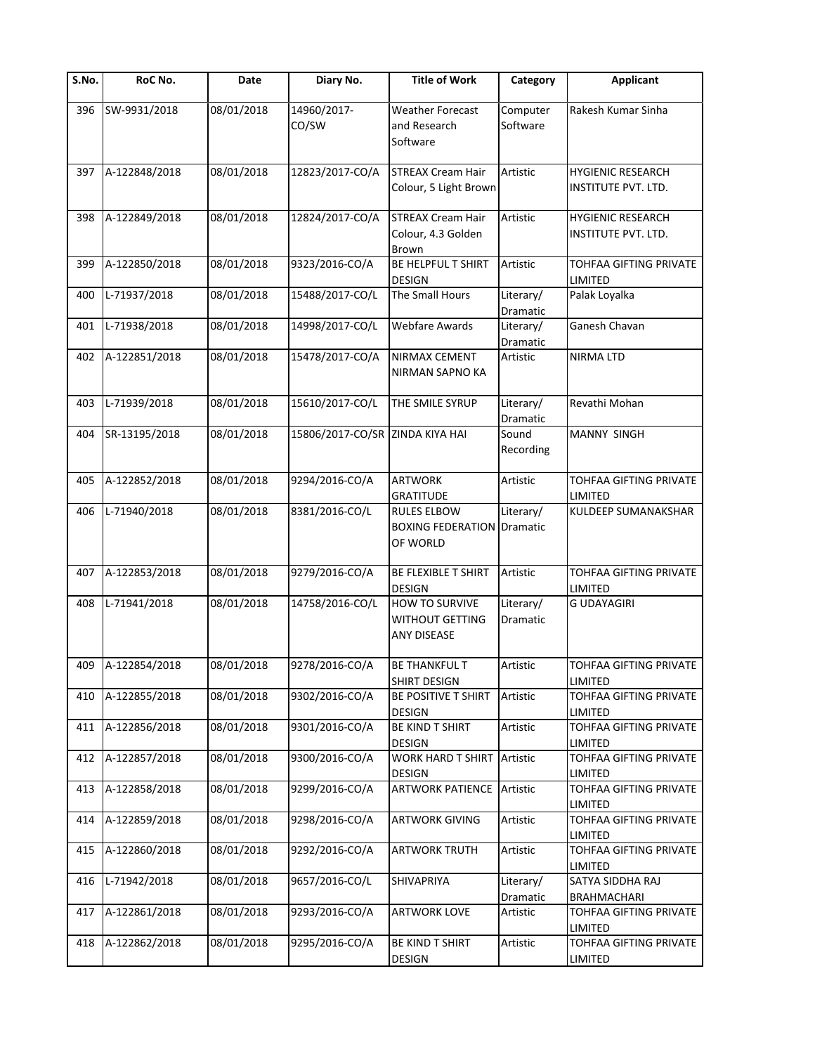| S.No. | RoC No. | Date | Diary No. | Title of Work | Category | Applicant |
|---|---|---|---|---|---|---|
| 396 | SW-9931/2018 | 08/01/2018 | 14960/2017-CO/SW | Weather Forecast and Research Software | Computer Software | Rakesh Kumar Sinha |
| 397 | A-122848/2018 | 08/01/2018 | 12823/2017-CO/A | STREAX Cream Hair Colour, 5 Light Brown | Artistic | HYGIENIC RESEARCH INSTITUTE PVT. LTD. |
| 398 | A-122849/2018 | 08/01/2018 | 12824/2017-CO/A | STREAX Cream Hair Colour, 4.3 Golden Brown | Artistic | HYGIENIC RESEARCH INSTITUTE PVT. LTD. |
| 399 | A-122850/2018 | 08/01/2018 | 9323/2016-CO/A | BE HELPFUL T SHIRT DESIGN | Artistic | TOHFAA GIFTING PRIVATE LIMITED |
| 400 | L-71937/2018 | 08/01/2018 | 15488/2017-CO/L | The Small Hours | Literary/ Dramatic | Palak Loyalka |
| 401 | L-71938/2018 | 08/01/2018 | 14998/2017-CO/L | Webfare Awards | Literary/ Dramatic | Ganesh Chavan |
| 402 | A-122851/2018 | 08/01/2018 | 15478/2017-CO/A | NIRMAX CEMENT NIRMAN SAPNO KA | Artistic | NIRMA LTD |
| 403 | L-71939/2018 | 08/01/2018 | 15610/2017-CO/L | THE SMILE SYRUP | Literary/ Dramatic | Revathi Mohan |
| 404 | SR-13195/2018 | 08/01/2018 | 15806/2017-CO/SR | ZINDA KIYA HAI | Sound Recording | MANNY SINGH |
| 405 | A-122852/2018 | 08/01/2018 | 9294/2016-CO/A | ARTWORK GRATITUDE | Artistic | TOHFAA GIFTING PRIVATE LIMITED |
| 406 | L-71940/2018 | 08/01/2018 | 8381/2016-CO/L | RULES ELBOW BOXING FEDERATION OF WORLD | Literary/ Dramatic | KULDEEP SUMANAKSHAR |
| 407 | A-122853/2018 | 08/01/2018 | 9279/2016-CO/A | BE FLEXIBLE T SHIRT DESIGN | Artistic | TOHFAA GIFTING PRIVATE LIMITED |
| 408 | L-71941/2018 | 08/01/2018 | 14758/2016-CO/L | HOW TO SURVIVE WITHOUT GETTING ANY DISEASE | Literary/ Dramatic | G UDAYAGIRI |
| 409 | A-122854/2018 | 08/01/2018 | 9278/2016-CO/A | BE THANKFUL T SHIRT DESIGN | Artistic | TOHFAA GIFTING PRIVATE LIMITED |
| 410 | A-122855/2018 | 08/01/2018 | 9302/2016-CO/A | BE POSITIVE T SHIRT DESIGN | Artistic | TOHFAA GIFTING PRIVATE LIMITED |
| 411 | A-122856/2018 | 08/01/2018 | 9301/2016-CO/A | BE KIND T SHIRT DESIGN | Artistic | TOHFAA GIFTING PRIVATE LIMITED |
| 412 | A-122857/2018 | 08/01/2018 | 9300/2016-CO/A | WORK HARD T SHIRT DESIGN | Artistic | TOHFAA GIFTING PRIVATE LIMITED |
| 413 | A-122858/2018 | 08/01/2018 | 9299/2016-CO/A | ARTWORK PATIENCE | Artistic | TOHFAA GIFTING PRIVATE LIMITED |
| 414 | A-122859/2018 | 08/01/2018 | 9298/2016-CO/A | ARTWORK GIVING | Artistic | TOHFAA GIFTING PRIVATE LIMITED |
| 415 | A-122860/2018 | 08/01/2018 | 9292/2016-CO/A | ARTWORK TRUTH | Artistic | TOHFAA GIFTING PRIVATE LIMITED |
| 416 | L-71942/2018 | 08/01/2018 | 9657/2016-CO/L | SHIVAPRIYA | Literary/ Dramatic | SATYA SIDDHA RAJ BRAHMACHARI |
| 417 | A-122861/2018 | 08/01/2018 | 9293/2016-CO/A | ARTWORK LOVE | Artistic | TOHFAA GIFTING PRIVATE LIMITED |
| 418 | A-122862/2018 | 08/01/2018 | 9295/2016-CO/A | BE KIND T SHIRT DESIGN | Artistic | TOHFAA GIFTING PRIVATE LIMITED |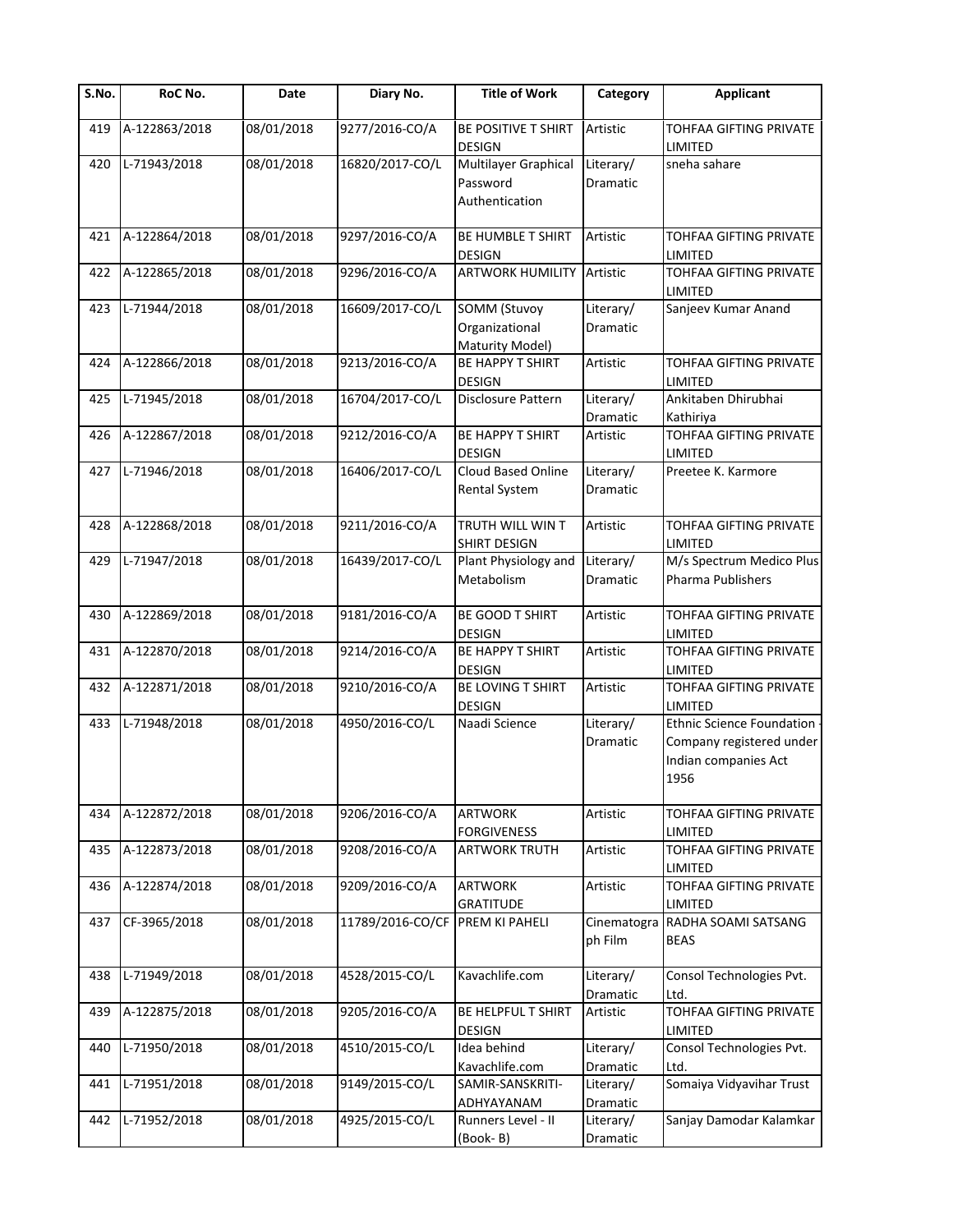| S.No. | RoC No. | Date | Diary No. | Title of Work | Category | Applicant |
|---|---|---|---|---|---|---|
| 419 | A-122863/2018 | 08/01/2018 | 9277/2016-CO/A | BE POSITIVE T SHIRT DESIGN | Artistic | TOHFAA GIFTING PRIVATE LIMITED |
| 420 | L-71943/2018 | 08/01/2018 | 16820/2017-CO/L | Multilayer Graphical Password Authentication | Literary/ Dramatic | sneha sahare |
| 421 | A-122864/2018 | 08/01/2018 | 9297/2016-CO/A | BE HUMBLE T SHIRT DESIGN | Artistic | TOHFAA GIFTING PRIVATE LIMITED |
| 422 | A-122865/2018 | 08/01/2018 | 9296/2016-CO/A | ARTWORK HUMILITY | Artistic | TOHFAA GIFTING PRIVATE LIMITED |
| 423 | L-71944/2018 | 08/01/2018 | 16609/2017-CO/L | SOMM (Stuvoy Organizational Maturity Model) | Literary/ Dramatic | Sanjeev Kumar Anand |
| 424 | A-122866/2018 | 08/01/2018 | 9213/2016-CO/A | BE HAPPY T SHIRT DESIGN | Artistic | TOHFAA GIFTING PRIVATE LIMITED |
| 425 | L-71945/2018 | 08/01/2018 | 16704/2017-CO/L | Disclosure Pattern | Literary/ Dramatic | Ankitaben Dhirubhai Kathiriya |
| 426 | A-122867/2018 | 08/01/2018 | 9212/2016-CO/A | BE HAPPY T SHIRT DESIGN | Artistic | TOHFAA GIFTING PRIVATE LIMITED |
| 427 | L-71946/2018 | 08/01/2018 | 16406/2017-CO/L | Cloud Based Online Rental System | Literary/ Dramatic | Preetee K. Karmore |
| 428 | A-122868/2018 | 08/01/2018 | 9211/2016-CO/A | TRUTH WILL WIN T SHIRT DESIGN | Artistic | TOHFAA GIFTING PRIVATE LIMITED |
| 429 | L-71947/2018 | 08/01/2018 | 16439/2017-CO/L | Plant Physiology and Metabolism | Literary/ Dramatic | M/s Spectrum Medico Plus Pharma Publishers |
| 430 | A-122869/2018 | 08/01/2018 | 9181/2016-CO/A | BE GOOD T SHIRT DESIGN | Artistic | TOHFAA GIFTING PRIVATE LIMITED |
| 431 | A-122870/2018 | 08/01/2018 | 9214/2016-CO/A | BE HAPPY T SHIRT DESIGN | Artistic | TOHFAA GIFTING PRIVATE LIMITED |
| 432 | A-122871/2018 | 08/01/2018 | 9210/2016-CO/A | BE LOVING T SHIRT DESIGN | Artistic | TOHFAA GIFTING PRIVATE LIMITED |
| 433 | L-71948/2018 | 08/01/2018 | 4950/2016-CO/L | Naadi Science | Literary/ Dramatic | Ethnic Science Foundation - Company registered under Indian companies Act 1956 |
| 434 | A-122872/2018 | 08/01/2018 | 9206/2016-CO/A | ARTWORK FORGIVENESS | Artistic | TOHFAA GIFTING PRIVATE LIMITED |
| 435 | A-122873/2018 | 08/01/2018 | 9208/2016-CO/A | ARTWORK TRUTH | Artistic | TOHFAA GIFTING PRIVATE LIMITED |
| 436 | A-122874/2018 | 08/01/2018 | 9209/2016-CO/A | ARTWORK GRATITUDE | Artistic | TOHFAA GIFTING PRIVATE LIMITED |
| 437 | CF-3965/2018 | 08/01/2018 | 11789/2016-CO/CF | PREM KI PAHELI | Cinematograph Film | RADHA SOAMI SATSANG BEAS |
| 438 | L-71949/2018 | 08/01/2018 | 4528/2015-CO/L | Kavachlife.com | Literary/ Dramatic | Consol Technologies Pvt. Ltd. |
| 439 | A-122875/2018 | 08/01/2018 | 9205/2016-CO/A | BE HELPFUL T SHIRT DESIGN | Artistic | TOHFAA GIFTING PRIVATE LIMITED |
| 440 | L-71950/2018 | 08/01/2018 | 4510/2015-CO/L | Idea behind Kavachlife.com | Literary/ Dramatic | Consol Technologies Pvt. Ltd. |
| 441 | L-71951/2018 | 08/01/2018 | 9149/2015-CO/L | SAMIR-SANSKRITI-ADHYAYANAM | Literary/ Dramatic | Somaiya Vidyavihar Trust |
| 442 | L-71952/2018 | 08/01/2018 | 4925/2015-CO/L | Runners Level - II (Book- B) | Literary/ Dramatic | Sanjay Damodar Kalamkar |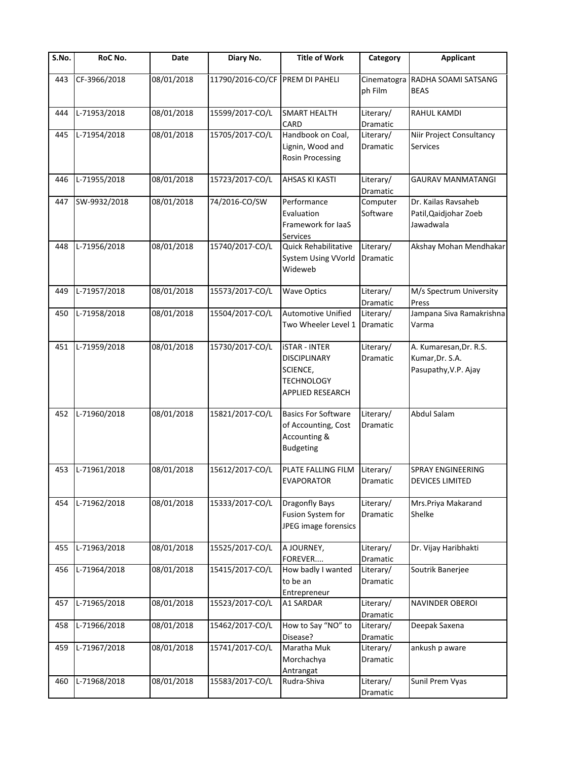| S.No. | RoC No. | Date | Diary No. | Title of Work | Category | Applicant |
|---|---|---|---|---|---|---|
| 443 | CF-3966/2018 | 08/01/2018 | 11790/2016-CO/CF | PREM DI PAHELI | Cinematograph Film | RADHA SOAMI SATSANG BEAS |
| 444 | L-71953/2018 | 08/01/2018 | 15599/2017-CO/L | SMART HEALTH CARD | Literary/ Dramatic | RAHUL KAMDI |
| 445 | L-71954/2018 | 08/01/2018 | 15705/2017-CO/L | Handbook on Coal, Lignin, Wood and Rosin Processing | Literary/ Dramatic | Niir Project Consultancy Services |
| 446 | L-71955/2018 | 08/01/2018 | 15723/2017-CO/L | AHSAS KI KASTI | Literary/ Dramatic | GAURAV MANMATANGI |
| 447 | SW-9932/2018 | 08/01/2018 | 74/2016-CO/SW | Performance Evaluation Framework for IaaS Services | Computer Software | Dr. Kailas Ravsaheb Patil,Qaidjohar Zoeb Jawadwala |
| 448 | L-71956/2018 | 08/01/2018 | 15740/2017-CO/L | Quick Rehabilitative System Using VVorld Wideweb | Literary/ Dramatic | Akshay Mohan Mendhakar |
| 449 | L-71957/2018 | 08/01/2018 | 15573/2017-CO/L | Wave Optics | Literary/ Dramatic | M/s Spectrum University Press |
| 450 | L-71958/2018 | 08/01/2018 | 15504/2017-CO/L | Automotive Unified Two Wheeler Level 1 | Literary/ Dramatic | Jampana Siva Ramakrishna Varma |
| 451 | L-71959/2018 | 08/01/2018 | 15730/2017-CO/L | iSTAR - INTER DISCIPLINARY SCIENCE, TECHNOLOGY APPLIED RESEARCH | Literary/ Dramatic | A. Kumaresan,Dr. R.S. Kumar,Dr. S.A. Pasupathy,V.P. Ajay |
| 452 | L-71960/2018 | 08/01/2018 | 15821/2017-CO/L | Basics For Software of Accounting, Cost Accounting & Budgeting | Literary/ Dramatic | Abdul Salam |
| 453 | L-71961/2018 | 08/01/2018 | 15612/2017-CO/L | PLATE FALLING FILM EVAPORATOR | Literary/ Dramatic | SPRAY ENGINEERING DEVICES LIMITED |
| 454 | L-71962/2018 | 08/01/2018 | 15333/2017-CO/L | Dragonfly Bays Fusion System for JPEG image forensics | Literary/ Dramatic | Mrs.Priya Makarand Shelke |
| 455 | L-71963/2018 | 08/01/2018 | 15525/2017-CO/L | A JOURNEY, FOREVER.... | Literary/ Dramatic | Dr. Vijay Haribhakti |
| 456 | L-71964/2018 | 08/01/2018 | 15415/2017-CO/L | How badly I wanted to be an Entrepreneur | Literary/ Dramatic | Soutrik Banerjee |
| 457 | L-71965/2018 | 08/01/2018 | 15523/2017-CO/L | A1 SARDAR | Literary/ Dramatic | NAVINDER OBEROI |
| 458 | L-71966/2018 | 08/01/2018 | 15462/2017-CO/L | How to Say "NO" to Disease? | Literary/ Dramatic | Deepak Saxena |
| 459 | L-71967/2018 | 08/01/2018 | 15741/2017-CO/L | Maratha Muk Morchachya Antrangat | Literary/ Dramatic | ankush p aware |
| 460 | L-71968/2018 | 08/01/2018 | 15583/2017-CO/L | Rudra-Shiva | Literary/ Dramatic | Sunil Prem Vyas |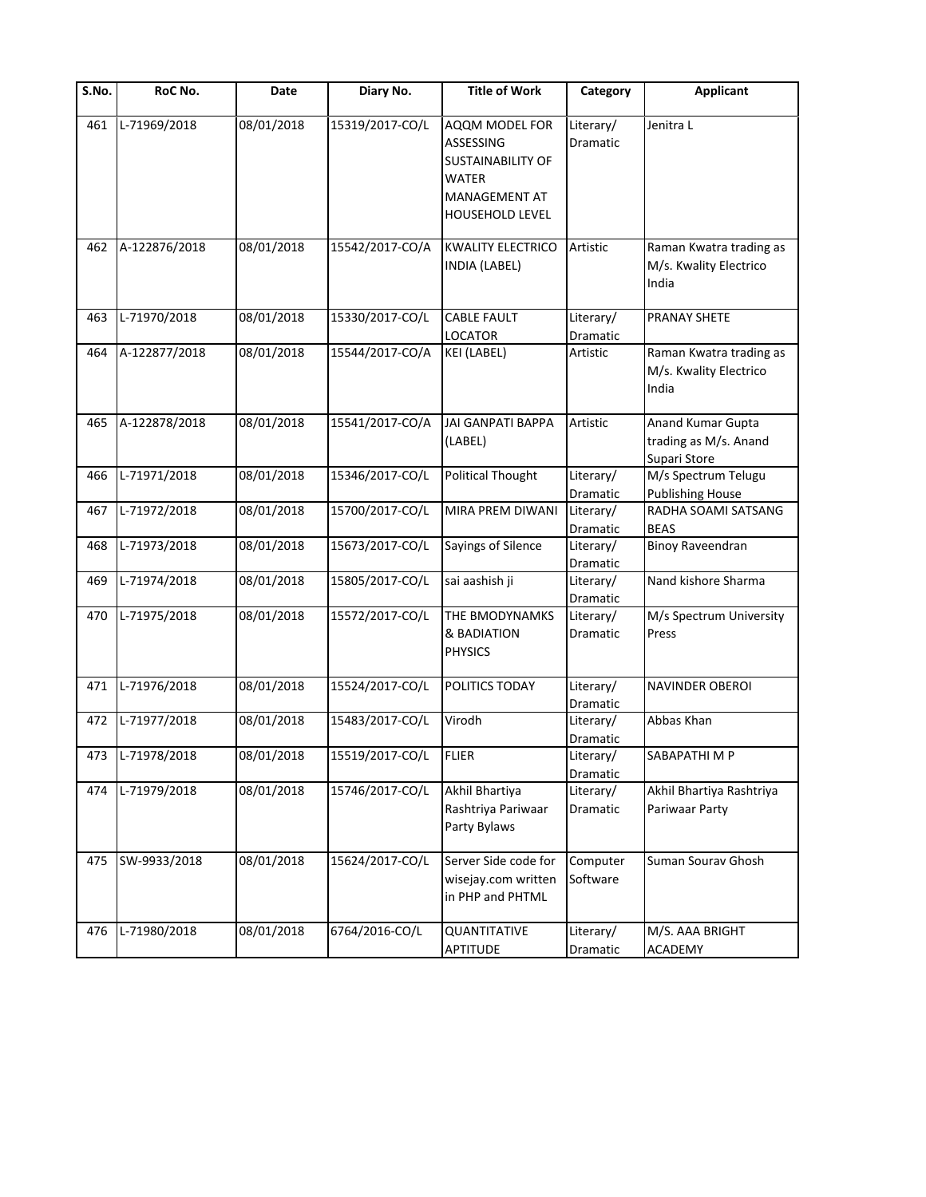| S.No. | RoC No. | Date | Diary No. | Title of Work | Category | Applicant |
|---|---|---|---|---|---|---|
| 461 | L-71969/2018 | 08/01/2018 | 15319/2017-CO/L | AQQM MODEL FOR ASSESSING SUSTAINABILITY OF WATER MANAGEMENT AT HOUSEHOLD LEVEL | Literary/ Dramatic | Jenitra L |
| 462 | A-122876/2018 | 08/01/2018 | 15542/2017-CO/A | KWALITY ELECTRICO INDIA (LABEL) | Artistic | Raman Kwatra trading as M/s. Kwality Electrico India |
| 463 | L-71970/2018 | 08/01/2018 | 15330/2017-CO/L | CABLE FAULT LOCATOR | Literary/ Dramatic | PRANAY SHETE |
| 464 | A-122877/2018 | 08/01/2018 | 15544/2017-CO/A | KEI (LABEL) | Artistic | Raman Kwatra trading as M/s. Kwality Electrico India |
| 465 | A-122878/2018 | 08/01/2018 | 15541/2017-CO/A | JAI GANPATI BAPPA (LABEL) | Artistic | Anand Kumar Gupta trading as M/s. Anand Supari Store |
| 466 | L-71971/2018 | 08/01/2018 | 15346/2017-CO/L | Political Thought | Literary/ Dramatic | M/s Spectrum Telugu Publishing House |
| 467 | L-71972/2018 | 08/01/2018 | 15700/2017-CO/L | MIRA PREM DIWANI | Literary/ Dramatic | RADHA SOAMI SATSANG BEAS |
| 468 | L-71973/2018 | 08/01/2018 | 15673/2017-CO/L | Sayings of Silence | Literary/ Dramatic | Binoy Raveendran |
| 469 | L-71974/2018 | 08/01/2018 | 15805/2017-CO/L | sai aashish ji | Literary/ Dramatic | Nand kishore Sharma |
| 470 | L-71975/2018 | 08/01/2018 | 15572/2017-CO/L | THE BMODYNAMKS & BADIATION PHYSICS | Literary/ Dramatic | M/s Spectrum University Press |
| 471 | L-71976/2018 | 08/01/2018 | 15524/2017-CO/L | POLITICS TODAY | Literary/ Dramatic | NAVINDER OBEROI |
| 472 | L-71977/2018 | 08/01/2018 | 15483/2017-CO/L | Virodh | Literary/ Dramatic | Abbas Khan |
| 473 | L-71978/2018 | 08/01/2018 | 15519/2017-CO/L | FLIER | Literary/ Dramatic | SABAPATHI M P |
| 474 | L-71979/2018 | 08/01/2018 | 15746/2017-CO/L | Akhil Bhartiya Rashtriya Pariwaar Party Bylaws | Literary/ Dramatic | Akhil Bhartiya Rashtriya Pariwaar Party |
| 475 | SW-9933/2018 | 08/01/2018 | 15624/2017-CO/L | Server Side code for wisejay.com written in PHP and PHTML | Computer Software | Suman Sourav Ghosh |
| 476 | L-71980/2018 | 08/01/2018 | 6764/2016-CO/L | QUANTITATIVE APTITUDE | Literary/ Dramatic | M/S. AAA BRIGHT ACADEMY |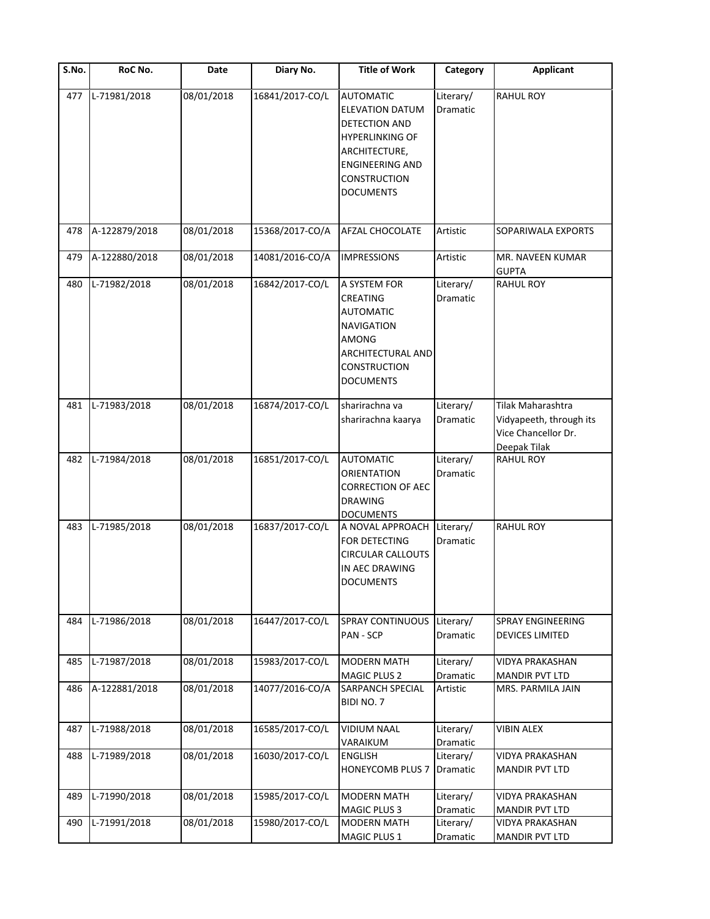| S.No. | RoC No. | Date | Diary No. | Title of Work | Category | Applicant |
|---|---|---|---|---|---|---|
| 477 | L-71981/2018 | 08/01/2018 | 16841/2017-CO/L | AUTOMATIC ELEVATION DATUM DETECTION AND HYPERLINKING OF ARCHITECTURE, ENGINEERING AND CONSTRUCTION DOCUMENTS | Literary/ Dramatic | RAHUL ROY |
| 478 | A-122879/2018 | 08/01/2018 | 15368/2017-CO/A | AFZAL CHOCOLATE | Artistic | SOPARIWALA EXPORTS |
| 479 | A-122880/2018 | 08/01/2018 | 14081/2016-CO/A | IMPRESSIONS | Artistic | MR. NAVEEN KUMAR GUPTA |
| 480 | L-71982/2018 | 08/01/2018 | 16842/2017-CO/L | A SYSTEM FOR CREATING AUTOMATIC NAVIGATION AMONG ARCHITECTURAL AND CONSTRUCTION DOCUMENTS | Literary/ Dramatic | RAHUL ROY |
| 481 | L-71983/2018 | 08/01/2018 | 16874/2017-CO/L | sharirachna va sharirachna kaarya | Literary/ Dramatic | Tilak Maharashtra Vidyapeeth, through its Vice Chancellor Dr. Deepak Tilak |
| 482 | L-71984/2018 | 08/01/2018 | 16851/2017-CO/L | AUTOMATIC ORIENTATION CORRECTION OF AEC DRAWING DOCUMENTS | Literary/ Dramatic | RAHUL ROY |
| 483 | L-71985/2018 | 08/01/2018 | 16837/2017-CO/L | A NOVAL APPROACH FOR DETECTING CIRCULAR CALLOUTS IN AEC DRAWING DOCUMENTS | Literary/ Dramatic | RAHUL ROY |
| 484 | L-71986/2018 | 08/01/2018 | 16447/2017-CO/L | SPRAY CONTINUOUS PAN - SCP | Literary/ Dramatic | SPRAY ENGINEERING DEVICES LIMITED |
| 485 | L-71987/2018 | 08/01/2018 | 15983/2017-CO/L | MODERN MATH MAGIC PLUS 2 | Literary/ Dramatic | VIDYA PRAKASHAN MANDIR PVT LTD |
| 486 | A-122881/2018 | 08/01/2018 | 14077/2016-CO/A | SARPANCH SPECIAL BIDI NO. 7 | Artistic | MRS. PARMILA JAIN |
| 487 | L-71988/2018 | 08/01/2018 | 16585/2017-CO/L | VIDIUM NAAL VARAIKUM | Literary/ Dramatic | VIBIN ALEX |
| 488 | L-71989/2018 | 08/01/2018 | 16030/2017-CO/L | ENGLISH HONEYCOMB PLUS 7 | Literary/ Dramatic | VIDYA PRAKASHAN MANDIR PVT LTD |
| 489 | L-71990/2018 | 08/01/2018 | 15985/2017-CO/L | MODERN MATH MAGIC PLUS 3 | Literary/ Dramatic | VIDYA PRAKASHAN MANDIR PVT LTD |
| 490 | L-71991/2018 | 08/01/2018 | 15980/2017-CO/L | MODERN MATH MAGIC PLUS 1 | Literary/ Dramatic | VIDYA PRAKASHAN MANDIR PVT LTD |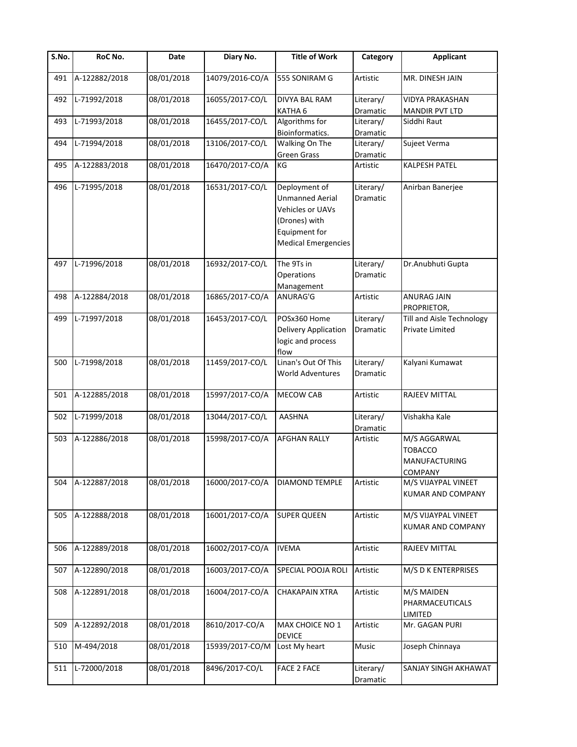| S.No. | RoC No. | Date | Diary No. | Title of Work | Category | Applicant |
|---|---|---|---|---|---|---|
| 491 | A-122882/2018 | 08/01/2018 | 14079/2016-CO/A | 555 SONIRAM G | Artistic | MR. DINESH JAIN |
| 492 | L-71992/2018 | 08/01/2018 | 16055/2017-CO/L | DIVYA BAL RAM KATHA 6 | Literary/ Dramatic | VIDYA PRAKASHAN MANDIR PVT LTD |
| 493 | L-71993/2018 | 08/01/2018 | 16455/2017-CO/L | Algorithms for Bioinformatics. | Literary/ Dramatic | Siddhi Raut |
| 494 | L-71994/2018 | 08/01/2018 | 13106/2017-CO/L | Walking On The Green Grass | Literary/ Dramatic | Sujeet Verma |
| 495 | A-122883/2018 | 08/01/2018 | 16470/2017-CO/A | KG | Artistic | KALPESH PATEL |
| 496 | L-71995/2018 | 08/01/2018 | 16531/2017-CO/L | Deployment of Unmanned Aerial Vehicles or UAVs (Drones) with Equipment for Medical Emergencies | Literary/ Dramatic | Anirban Banerjee |
| 497 | L-71996/2018 | 08/01/2018 | 16932/2017-CO/L | The 9Ts in Operations Management | Literary/ Dramatic | Dr.Anubhuti Gupta |
| 498 | A-122884/2018 | 08/01/2018 | 16865/2017-CO/A | ANURAG'G | Artistic | ANURAG JAIN PROPRIETOR, |
| 499 | L-71997/2018 | 08/01/2018 | 16453/2017-CO/L | POSx360 Home Delivery Application logic and process flow | Literary/ Dramatic | Till and Aisle Technology Private Limited |
| 500 | L-71998/2018 | 08/01/2018 | 11459/2017-CO/L | Linan's Out Of This World Adventures | Literary/ Dramatic | Kalyani Kumawat |
| 501 | A-122885/2018 | 08/01/2018 | 15997/2017-CO/A | MECOW CAB | Artistic | RAJEEV MITTAL |
| 502 | L-71999/2018 | 08/01/2018 | 13044/2017-CO/L | AASHNA | Literary/ Dramatic | Vishakha Kale |
| 503 | A-122886/2018 | 08/01/2018 | 15998/2017-CO/A | AFGHAN RALLY | Artistic | M/S AGGARWAL TOBACCO MANUFACTURING COMPANY |
| 504 | A-122887/2018 | 08/01/2018 | 16000/2017-CO/A | DIAMOND TEMPLE | Artistic | M/S VIJAYPAL VINEET KUMAR AND COMPANY |
| 505 | A-122888/2018 | 08/01/2018 | 16001/2017-CO/A | SUPER QUEEN | Artistic | M/S VIJAYPAL VINEET KUMAR AND COMPANY |
| 506 | A-122889/2018 | 08/01/2018 | 16002/2017-CO/A | IVEMA | Artistic | RAJEEV MITTAL |
| 507 | A-122890/2018 | 08/01/2018 | 16003/2017-CO/A | SPECIAL POOJA ROLI | Artistic | M/S D K ENTERPRISES |
| 508 | A-122891/2018 | 08/01/2018 | 16004/2017-CO/A | CHAKAPAIN XTRA | Artistic | M/S MAIDEN PHARMACEUTICALS LIMITED |
| 509 | A-122892/2018 | 08/01/2018 | 8610/2017-CO/A | MAX CHOICE NO 1 DEVICE | Artistic | Mr. GAGAN PURI |
| 510 | M-494/2018 | 08/01/2018 | 15939/2017-CO/M | Lost My heart | Music | Joseph Chinnaya |
| 511 | L-72000/2018 | 08/01/2018 | 8496/2017-CO/L | FACE 2 FACE | Literary/ Dramatic | SANJAY SINGH AKHAWAT |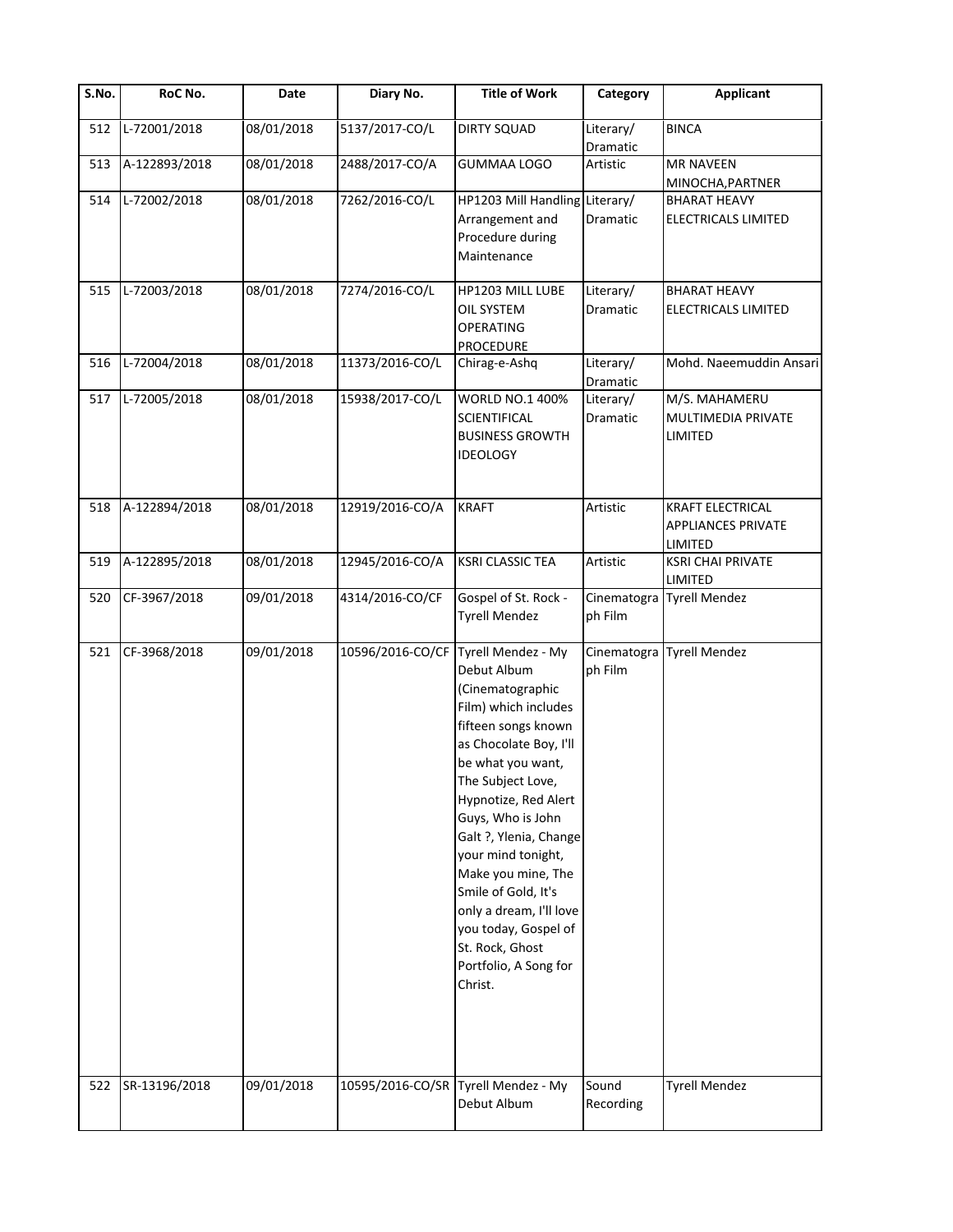| S.No. | RoC No. | Date | Diary No. | Title of Work | Category | Applicant |
|---|---|---|---|---|---|---|
| 512 | L-72001/2018 | 08/01/2018 | 5137/2017-CO/L | DIRTY SQUAD | Literary/ Dramatic | BINCA |
| 513 | A-122893/2018 | 08/01/2018 | 2488/2017-CO/A | GUMMAA LOGO | Artistic | MR NAVEEN MINOCHA,PARTNER |
| 514 | L-72002/2018 | 08/01/2018 | 7262/2016-CO/L | HP1203 Mill Handling Arrangement and Procedure during Maintenance | Literary/ Dramatic | BHARAT HEAVY ELECTRICALS LIMITED |
| 515 | L-72003/2018 | 08/01/2018 | 7274/2016-CO/L | HP1203 MILL LUBE OIL SYSTEM OPERATING PROCEDURE | Literary/ Dramatic | BHARAT HEAVY ELECTRICALS LIMITED |
| 516 | L-72004/2018 | 08/01/2018 | 11373/2016-CO/L | Chirag-e-Ashq | Literary/ Dramatic | Mohd. Naeemuddin Ansari |
| 517 | L-72005/2018 | 08/01/2018 | 15938/2017-CO/L | WORLD NO.1 400% SCIENTIFICAL BUSINESS GROWTH IDEOLOGY | Literary/ Dramatic | M/S. MAHAMERU MULTIMEDIA PRIVATE LIMITED |
| 518 | A-122894/2018 | 08/01/2018 | 12919/2016-CO/A | KRAFT | Artistic | KRAFT ELECTRICAL APPLIANCES PRIVATE LIMITED |
| 519 | A-122895/2018 | 08/01/2018 | 12945/2016-CO/A | KSRI CLASSIC TEA | Artistic | KSRI CHAI PRIVATE LIMITED |
| 520 | CF-3967/2018 | 09/01/2018 | 4314/2016-CO/CF | Gospel of St. Rock - Tyrell Mendez | Cinematograph Film | Tyrell Mendez |
| 521 | CF-3968/2018 | 09/01/2018 | 10596/2016-CO/CF | Tyrell Mendez - My Debut Album (Cinematographic Film) which includes fifteen songs known as Chocolate Boy, I'll be what you want, The Subject Love, Hypnotize, Red Alert Guys, Who is John Galt ?, Ylenia, Change your mind tonight, Make you mine, The Smile of Gold, It's only a dream, I'll love you today, Gospel of St. Rock, Ghost Portfolio, A Song for Christ. | Cinematograph Film | Tyrell Mendez |
| 522 | SR-13196/2018 | 09/01/2018 | 10595/2016-CO/SR | Tyrell Mendez - My Debut Album | Sound Recording | Tyrell Mendez |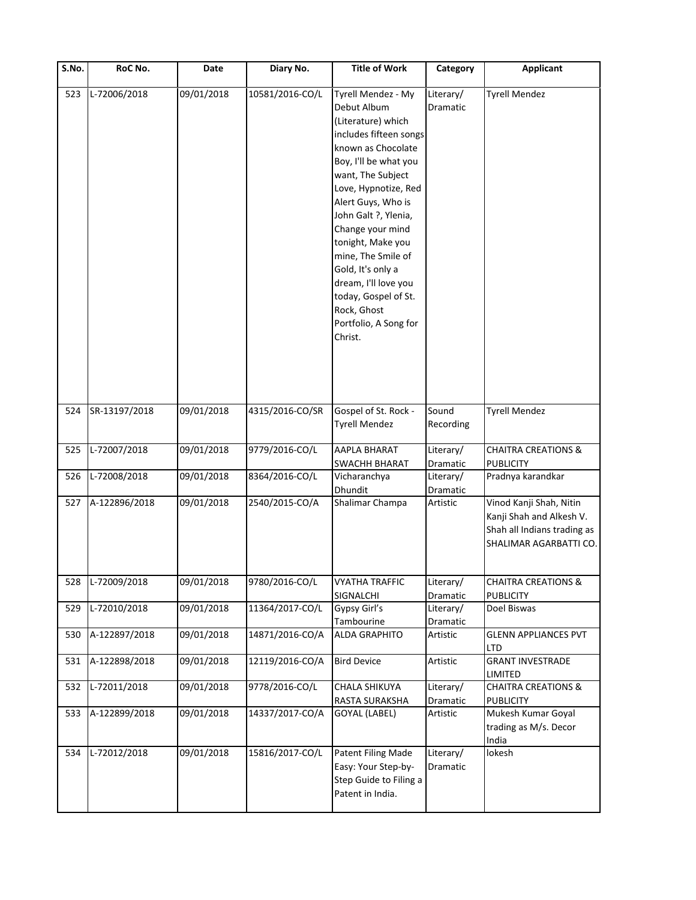| S.No. | RoC No. | Date | Diary No. | Title of Work | Category | Applicant |
|---|---|---|---|---|---|---|
| 523 | L-72006/2018 | 09/01/2018 | 10581/2016-CO/L | Tyrell Mendez - My Debut Album (Literature) which includes fifteen songs known as Chocolate Boy, I'll be what you want, The Subject Love, Hypnotize, Red Alert Guys, Who is John Galt ?, Ylenia, Change your mind tonight, Make you mine, The Smile of Gold, It's only a dream, I'll love you today, Gospel of St. Rock, Ghost Portfolio, A Song for Christ. | Literary/ Dramatic | Tyrell Mendez |
| 524 | SR-13197/2018 | 09/01/2018 | 4315/2016-CO/SR | Gospel of St. Rock - Tyrell Mendez | Sound Recording | Tyrell Mendez |
| 525 | L-72007/2018 | 09/01/2018 | 9779/2016-CO/L | AAPLA BHARAT SWACHH BHARAT | Literary/ Dramatic | CHAITRA CREATIONS & PUBLICITY |
| 526 | L-72008/2018 | 09/01/2018 | 8364/2016-CO/L | Vicharanchya Dhundit | Literary/ Dramatic | Pradnya karandkar |
| 527 | A-122896/2018 | 09/01/2018 | 2540/2015-CO/A | Shalimar Champa | Artistic | Vinod Kanji Shah, Nitin Kanji Shah and Alkesh V. Shah all Indians trading as SHALIMAR AGARBATTI CO. |
| 528 | L-72009/2018 | 09/01/2018 | 9780/2016-CO/L | VYATHA TRAFFIC SIGNALCHI | Literary/ Dramatic | CHAITRA CREATIONS & PUBLICITY |
| 529 | L-72010/2018 | 09/01/2018 | 11364/2017-CO/L | Gypsy Girl's Tambourine | Literary/ Dramatic | Doel Biswas |
| 530 | A-122897/2018 | 09/01/2018 | 14871/2016-CO/A | ALDA GRAPHITO | Artistic | GLENN APPLIANCES PVT LTD |
| 531 | A-122898/2018 | 09/01/2018 | 12119/2016-CO/A | Bird Device | Artistic | GRANT INVESTRADE LIMITED |
| 532 | L-72011/2018 | 09/01/2018 | 9778/2016-CO/L | CHALA SHIKUYA RASTA SURAKSHA | Literary/ Dramatic | CHAITRA CREATIONS & PUBLICITY |
| 533 | A-122899/2018 | 09/01/2018 | 14337/2017-CO/A | GOYAL (LABEL) | Artistic | Mukesh Kumar Goyal trading as M/s. Decor India |
| 534 | L-72012/2018 | 09/01/2018 | 15816/2017-CO/L | Patent Filing Made Easy: Your Step-by-Step Guide to Filing a Patent in India. | Literary/ Dramatic | lokesh |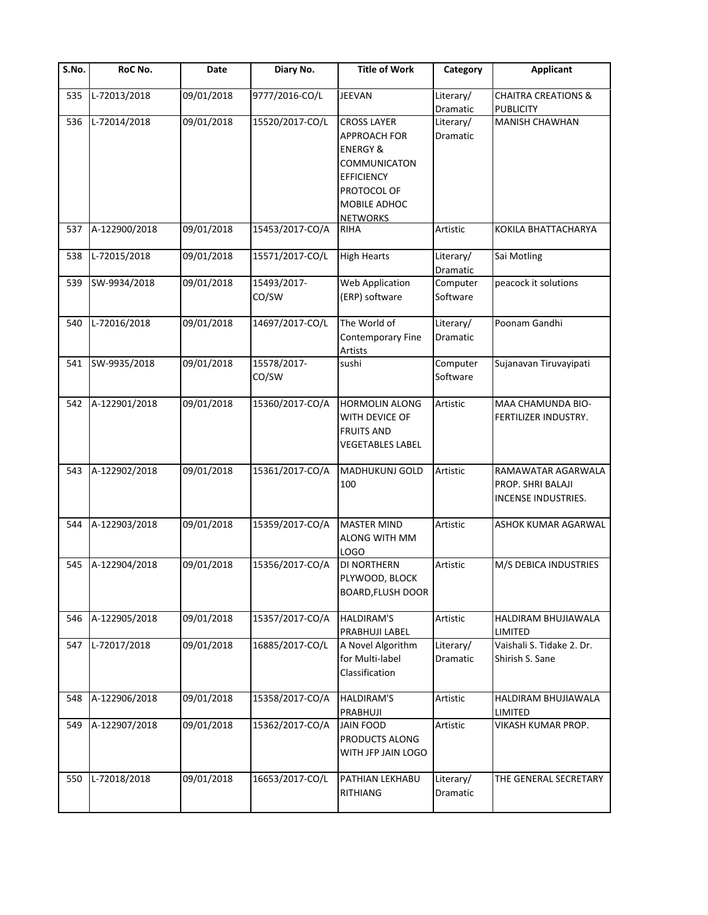| S.No. | RoC No. | Date | Diary No. | Title of Work | Category | Applicant |
|---|---|---|---|---|---|---|
| 535 | L-72013/2018 | 09/01/2018 | 9777/2016-CO/L | JEEVAN | Literary/ Dramatic | CHAITRA CREATIONS & PUBLICITY |
| 536 | L-72014/2018 | 09/01/2018 | 15520/2017-CO/L | CROSS LAYER APPROACH FOR ENERGY & COMMUNICATON EFFICIENCY PROTOCOL OF MOBILE ADHOC NETWORKS | Literary/ Dramatic | MANISH CHAWHAN |
| 537 | A-122900/2018 | 09/01/2018 | 15453/2017-CO/A | RIHA | Artistic | KOKILA BHATTACHARYA |
| 538 | L-72015/2018 | 09/01/2018 | 15571/2017-CO/L | High Hearts | Literary/ Dramatic | Sai Motling |
| 539 | SW-9934/2018 | 09/01/2018 | 15493/2017-CO/SW | Web Application (ERP) software | Computer Software | peacock it solutions |
| 540 | L-72016/2018 | 09/01/2018 | 14697/2017-CO/L | The World of Contemporary Fine Artists | Literary/ Dramatic | Poonam Gandhi |
| 541 | SW-9935/2018 | 09/01/2018 | 15578/2017-CO/SW | sushi | Computer Software | Sujanavan Tiruvayipati |
| 542 | A-122901/2018 | 09/01/2018 | 15360/2017-CO/A | HORMOLIN ALONG WITH DEVICE OF FRUITS AND VEGETABLES LABEL | Artistic | MAA CHAMUNDA BIO-FERTILIZER INDUSTRY. |
| 543 | A-122902/2018 | 09/01/2018 | 15361/2017-CO/A | MADHUKUNJ GOLD 100 | Artistic | RAMAWATAR AGARWALA PROP. SHRI BALAJI INCENSE INDUSTRIES. |
| 544 | A-122903/2018 | 09/01/2018 | 15359/2017-CO/A | MASTER MIND ALONG WITH MM LOGO | Artistic | ASHOK KUMAR AGARWAL |
| 545 | A-122904/2018 | 09/01/2018 | 15356/2017-CO/A | DI NORTHERN PLYWOOD, BLOCK BOARD,FLUSH DOOR | Artistic | M/S DEBICA INDUSTRIES |
| 546 | A-122905/2018 | 09/01/2018 | 15357/2017-CO/A | HALDIRAM'S PRABHUJI LABEL | Artistic | HALDIRAM BHUJIAWALA LIMITED |
| 547 | L-72017/2018 | 09/01/2018 | 16885/2017-CO/L | A Novel Algorithm for Multi-label Classification | Literary/ Dramatic | Vaishali S. Tidake 2. Dr. Shirish S. Sane |
| 548 | A-122906/2018 | 09/01/2018 | 15358/2017-CO/A | HALDIRAM'S PRABHUJI | Artistic | HALDIRAM BHUJIAWALA LIMITED |
| 549 | A-122907/2018 | 09/01/2018 | 15362/2017-CO/A | JAIN FOOD PRODUCTS ALONG WITH JFP JAIN LOGO | Artistic | VIKASH KUMAR PROP. |
| 550 | L-72018/2018 | 09/01/2018 | 16653/2017-CO/L | PATHIAN LEKHABU RITHIANG | Literary/ Dramatic | THE GENERAL SECRETARY |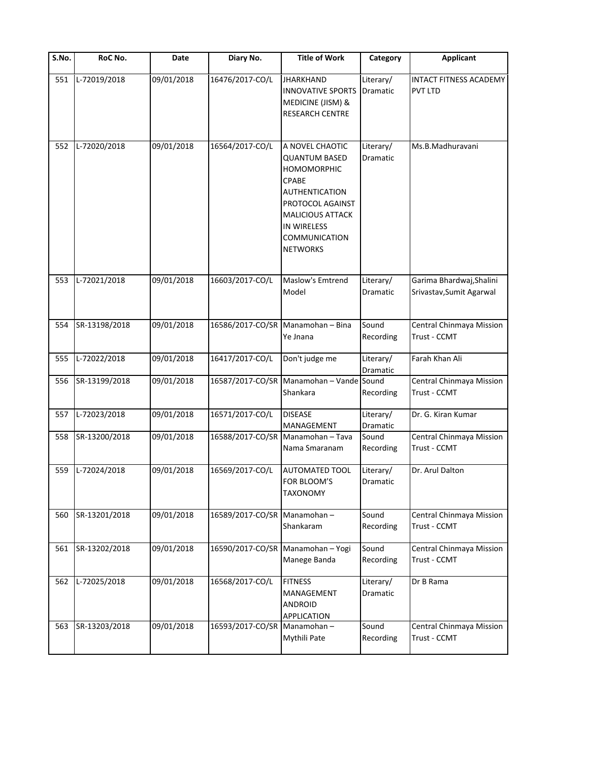| S.No. | RoC No. | Date | Diary No. | Title of Work | Category | Applicant |
|---|---|---|---|---|---|---|
| 551 | L-72019/2018 | 09/01/2018 | 16476/2017-CO/L | JHARKHAND INNOVATIVE SPORTS MEDICINE (JISM) & RESEARCH CENTRE | Literary/ Dramatic | INTACT FITNESS ACADEMY PVT LTD |
| 552 | L-72020/2018 | 09/01/2018 | 16564/2017-CO/L | A NOVEL CHAOTIC QUANTUM BASED HOMOMORPHIC CPABE AUTHENTICATION PROTOCOL AGAINST MALICIOUS ATTACK IN WIRELESS COMMUNICATION NETWORKS | Literary/ Dramatic | Ms.B.Madhuravani |
| 553 | L-72021/2018 | 09/01/2018 | 16603/2017-CO/L | Maslow's Emtrend Model | Literary/ Dramatic | Garima Bhardwaj,Shalini Srivastav,Sumit Agarwal |
| 554 | SR-13198/2018 | 09/01/2018 | 16586/2017-CO/SR | Manamohan – Bina Ye Jnana | Sound Recording | Central Chinmaya Mission Trust - CCMT |
| 555 | L-72022/2018 | 09/01/2018 | 16417/2017-CO/L | Don't judge me | Literary/ Dramatic | Farah Khan Ali |
| 556 | SR-13199/2018 | 09/01/2018 | 16587/2017-CO/SR | Manamohan – Vande Shankara | Sound Recording | Central Chinmaya Mission Trust - CCMT |
| 557 | L-72023/2018 | 09/01/2018 | 16571/2017-CO/L | DISEASE MANAGEMENT | Literary/ Dramatic | Dr. G. Kiran Kumar |
| 558 | SR-13200/2018 | 09/01/2018 | 16588/2017-CO/SR | Manamohan – Tava Nama Smaranam | Sound Recording | Central Chinmaya Mission Trust - CCMT |
| 559 | L-72024/2018 | 09/01/2018 | 16569/2017-CO/L | AUTOMATED TOOL FOR BLOOM'S TAXONOMY | Literary/ Dramatic | Dr. Arul Dalton |
| 560 | SR-13201/2018 | 09/01/2018 | 16589/2017-CO/SR | Manamohan – Shankaram | Sound Recording | Central Chinmaya Mission Trust - CCMT |
| 561 | SR-13202/2018 | 09/01/2018 | 16590/2017-CO/SR | Manamohan – Yogi Manege Banda | Sound Recording | Central Chinmaya Mission Trust - CCMT |
| 562 | L-72025/2018 | 09/01/2018 | 16568/2017-CO/L | FITNESS MANAGEMENT ANDROID APPLICATION | Literary/ Dramatic | Dr B Rama |
| 563 | SR-13203/2018 | 09/01/2018 | 16593/2017-CO/SR | Manamohan – Mythili Pate | Sound Recording | Central Chinmaya Mission Trust - CCMT |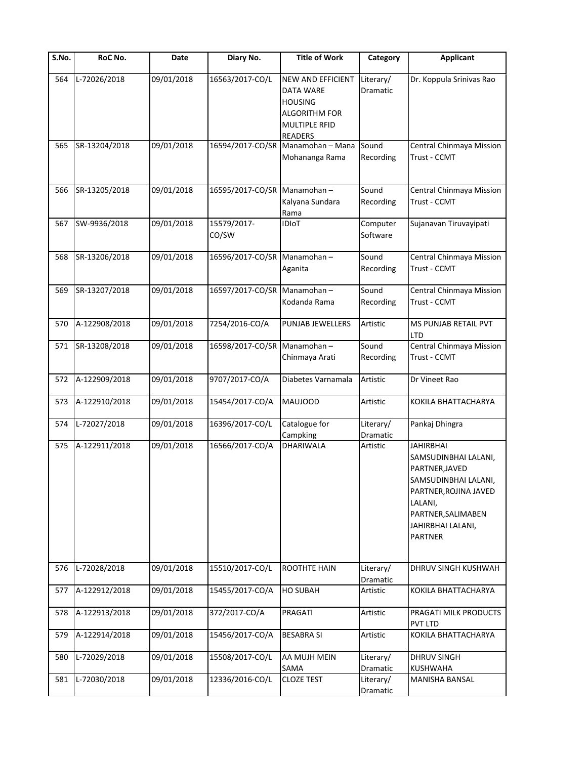| S.No. | RoC No. | Date | Diary No. | Title of Work | Category | Applicant |
|---|---|---|---|---|---|---|
| 564 | L-72026/2018 | 09/01/2018 | 16563/2017-CO/L | NEW AND EFFICIENT DATA WARE HOUSING ALGORITHM FOR MULTIPLE RFID READERS | Literary/ Dramatic | Dr. Koppula Srinivas Rao |
| 565 | SR-13204/2018 | 09/01/2018 | 16594/2017-CO/SR | Manamohan – Mana Mohananga Rama | Sound Recording | Central Chinmaya Mission Trust - CCMT |
| 566 | SR-13205/2018 | 09/01/2018 | 16595/2017-CO/SR | Manamohan – Kalyana Sundara Rama | Sound Recording | Central Chinmaya Mission Trust - CCMT |
| 567 | SW-9936/2018 | 09/01/2018 | 15579/2017-CO/SW | IDIoT | Computer Software | Sujanavan Tiruvayipati |
| 568 | SR-13206/2018 | 09/01/2018 | 16596/2017-CO/SR | Manamohan – Aganita | Sound Recording | Central Chinmaya Mission Trust - CCMT |
| 569 | SR-13207/2018 | 09/01/2018 | 16597/2017-CO/SR | Manamohan – Kodanda Rama | Sound Recording | Central Chinmaya Mission Trust - CCMT |
| 570 | A-122908/2018 | 09/01/2018 | 7254/2016-CO/A | PUNJAB JEWELLERS | Artistic | MS PUNJAB RETAIL PVT LTD |
| 571 | SR-13208/2018 | 09/01/2018 | 16598/2017-CO/SR | Manamohan – Chinmaya Arati | Sound Recording | Central Chinmaya Mission Trust - CCMT |
| 572 | A-122909/2018 | 09/01/2018 | 9707/2017-CO/A | Diabetes Varnamala | Artistic | Dr Vineet Rao |
| 573 | A-122910/2018 | 09/01/2018 | 15454/2017-CO/A | MAUJOOD | Artistic | KOKILA BHATTACHARYA |
| 574 | L-72027/2018 | 09/01/2018 | 16396/2017-CO/L | Catalogue for Campking | Literary/ Dramatic | Pankaj Dhingra |
| 575 | A-122911/2018 | 09/01/2018 | 16566/2017-CO/A | DHARIWALA | Artistic | JAHIRBHAI SAMSUDINBHAI LALANI, PARTNER,JAVED SAMSUDINBHAI LALANI, PARTNER,ROJINA JAVED LALANI, PARTNER,SALIMABEN JAHIRBHAI LALANI, PARTNER |
| 576 | L-72028/2018 | 09/01/2018 | 15510/2017-CO/L | ROOTHTE HAIN | Literary/ Dramatic | DHRUV SINGH KUSHWAH |
| 577 | A-122912/2018 | 09/01/2018 | 15455/2017-CO/A | HO SUBAH | Artistic | KOKILA BHATTACHARYA |
| 578 | A-122913/2018 | 09/01/2018 | 372/2017-CO/A | PRAGATI | Artistic | PRAGATI MILK PRODUCTS PVT LTD |
| 579 | A-122914/2018 | 09/01/2018 | 15456/2017-CO/A | BESABRA SI | Artistic | KOKILA BHATTACHARYA |
| 580 | L-72029/2018 | 09/01/2018 | 15508/2017-CO/L | AA MUJH MEIN SAMA | Literary/ Dramatic | DHRUV SINGH KUSHWAHA |
| 581 | L-72030/2018 | 09/01/2018 | 12336/2016-CO/L | CLOZE TEST | Literary/ Dramatic | MANISHA BANSAL |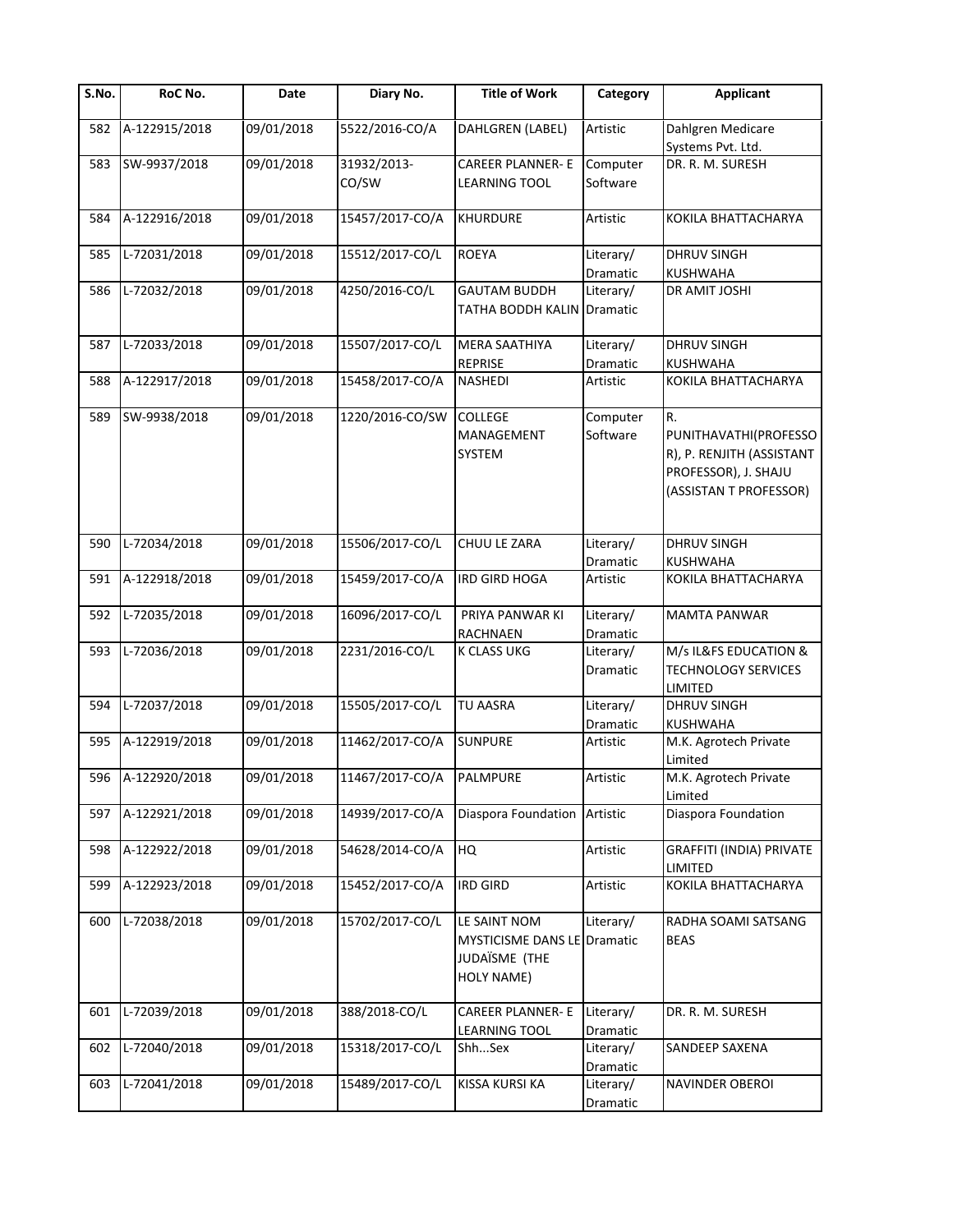| S.No. | RoC No. | Date | Diary No. | Title of Work | Category | Applicant |
|---|---|---|---|---|---|---|
| 582 | A-122915/2018 | 09/01/2018 | 5522/2016-CO/A | DAHLGREN (LABEL) | Artistic | Dahlgren Medicare Systems Pvt. Ltd. |
| 583 | SW-9937/2018 | 09/01/2018 | 31932/2013-CO/SW | CAREER PLANNER- E LEARNING TOOL | Computer Software | DR. R. M. SURESH |
| 584 | A-122916/2018 | 09/01/2018 | 15457/2017-CO/A | KHURDURE | Artistic | KOKILA BHATTACHARYA |
| 585 | L-72031/2018 | 09/01/2018 | 15512/2017-CO/L | ROEYA | Literary/ Dramatic | DHRUV SINGH KUSHWAHA |
| 586 | L-72032/2018 | 09/01/2018 | 4250/2016-CO/L | GAUTAM BUDDH TATHA BODDH KALIN | Literary/ Dramatic | DR AMIT JOSHI |
| 587 | L-72033/2018 | 09/01/2018 | 15507/2017-CO/L | MERA SAATHIYA REPRISE | Literary/ Dramatic | DHRUV SINGH KUSHWAHA |
| 588 | A-122917/2018 | 09/01/2018 | 15458/2017-CO/A | NASHEDI | Artistic | KOKILA BHATTACHARYA |
| 589 | SW-9938/2018 | 09/01/2018 | 1220/2016-CO/SW | COLLEGE MANAGEMENT SYSTEM | Computer Software | R. PUNITHAVATHI(PROFESSOR), P. RENJITH (ASSISTANT PROFESSOR), J. SHAJU (ASSISTAN T PROFESSOR) |
| 590 | L-72034/2018 | 09/01/2018 | 15506/2017-CO/L | CHUU LE ZARA | Literary/ Dramatic | DHRUV SINGH KUSHWAHA |
| 591 | A-122918/2018 | 09/01/2018 | 15459/2017-CO/A | IRD GIRD HOGA | Artistic | KOKILA BHATTACHARYA |
| 592 | L-72035/2018 | 09/01/2018 | 16096/2017-CO/L | PRIYA PANWAR KI RACHNAEN | Literary/ Dramatic | MAMTA PANWAR |
| 593 | L-72036/2018 | 09/01/2018 | 2231/2016-CO/L | K CLASS UKG | Literary/ Dramatic | M/s IL&FS EDUCATION & TECHNOLOGY SERVICES LIMITED |
| 594 | L-72037/2018 | 09/01/2018 | 15505/2017-CO/L | TU AASRA | Literary/ Dramatic | DHRUV SINGH KUSHWAHA |
| 595 | A-122919/2018 | 09/01/2018 | 11462/2017-CO/A | SUNPURE | Artistic | M.K. Agrotech Private Limited |
| 596 | A-122920/2018 | 09/01/2018 | 11467/2017-CO/A | PALMPURE | Artistic | M.K. Agrotech Private Limited |
| 597 | A-122921/2018 | 09/01/2018 | 14939/2017-CO/A | Diaspora Foundation | Artistic | Diaspora Foundation |
| 598 | A-122922/2018 | 09/01/2018 | 54628/2014-CO/A | HQ | Artistic | GRAFFITI (INDIA) PRIVATE LIMITED |
| 599 | A-122923/2018 | 09/01/2018 | 15452/2017-CO/A | IRD GIRD | Artistic | KOKILA BHATTACHARYA |
| 600 | L-72038/2018 | 09/01/2018 | 15702/2017-CO/L | LE SAINT NOM MYSTICISME DANS LE JUDAÏSME (THE HOLY NAME) | Literary/ Dramatic | RADHA SOAMI SATSANG BEAS |
| 601 | L-72039/2018 | 09/01/2018 | 388/2018-CO/L | CAREER PLANNER- E LEARNING TOOL | Literary/ Dramatic | DR. R. M. SURESH |
| 602 | L-72040/2018 | 09/01/2018 | 15318/2017-CO/L | Shh...Sex | Literary/ Dramatic | SANDEEP SAXENA |
| 603 | L-72041/2018 | 09/01/2018 | 15489/2017-CO/L | KISSA KURSI KA | Literary/ Dramatic | NAVINDER OBEROI |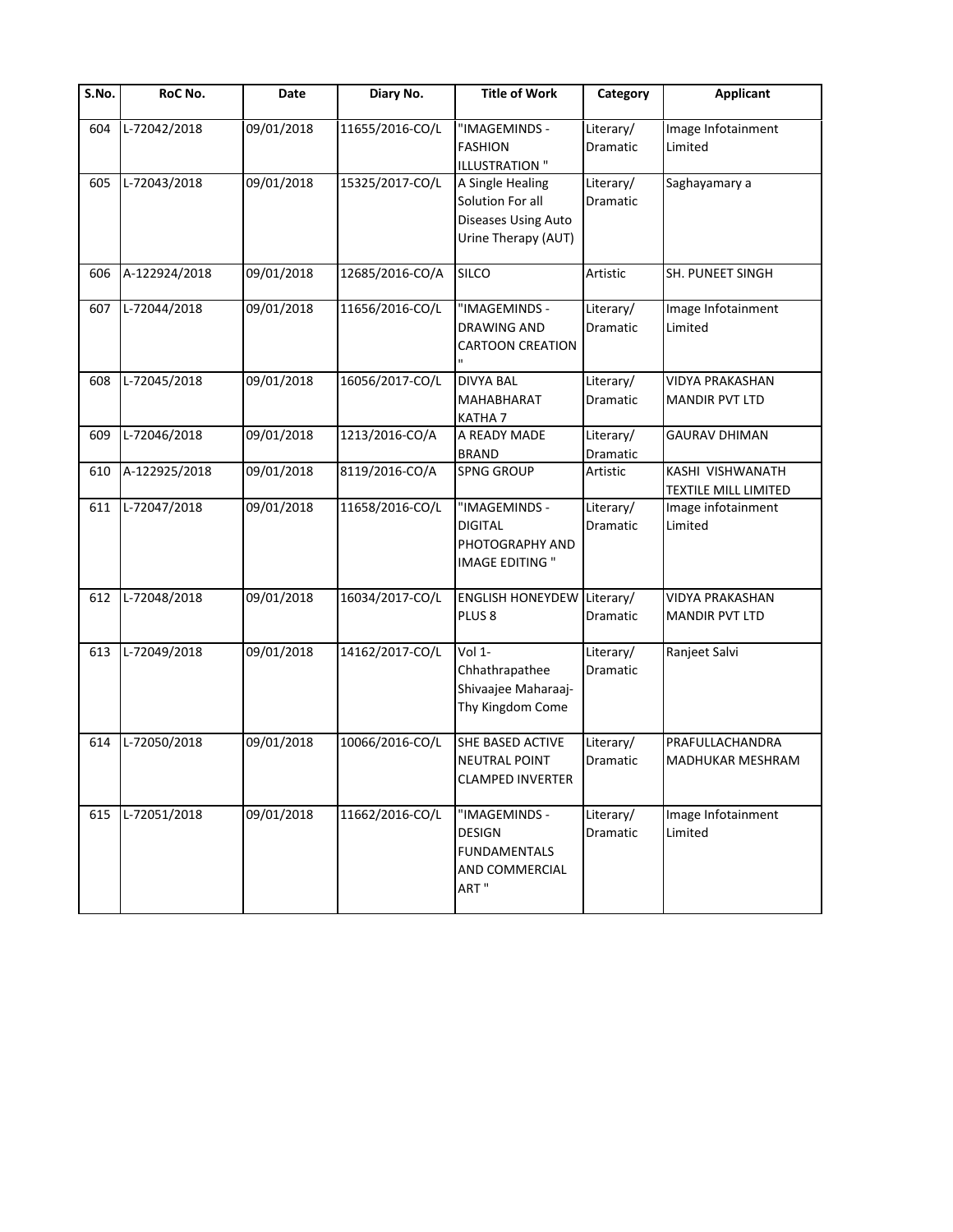| S.No. | RoC No. | Date | Diary No. | Title of Work | Category | Applicant |
|---|---|---|---|---|---|---|
| 604 | L-72042/2018 | 09/01/2018 | 11655/2016-CO/L | "IMAGEMINDS - FASHION ILLUSTRATION " | Literary/ Dramatic | Image Infotainment Limited |
| 605 | L-72043/2018 | 09/01/2018 | 15325/2017-CO/L | A Single Healing Solution For all Diseases Using Auto Urine Therapy (AUT) | Literary/ Dramatic | Saghayamary a |
| 606 | A-122924/2018 | 09/01/2018 | 12685/2016-CO/A | SILCO | Artistic | SH. PUNEET SINGH |
| 607 | L-72044/2018 | 09/01/2018 | 11656/2016-CO/L | "IMAGEMINDS - DRAWING AND CARTOON CREATION " | Literary/ Dramatic | Image Infotainment Limited |
| 608 | L-72045/2018 | 09/01/2018 | 16056/2017-CO/L | DIVYA BAL MAHABHARAT KATHA 7 | Literary/ Dramatic | VIDYA PRAKASHAN MANDIR PVT LTD |
| 609 | L-72046/2018 | 09/01/2018 | 1213/2016-CO/A | A READY MADE BRAND | Literary/ Dramatic | GAURAV DHIMAN |
| 610 | A-122925/2018 | 09/01/2018 | 8119/2016-CO/A | SPNG GROUP | Artistic | KASHI VISHWANATH TEXTILE MILL LIMITED |
| 611 | L-72047/2018 | 09/01/2018 | 11658/2016-CO/L | "IMAGEMINDS - DIGITAL PHOTOGRAPHY AND IMAGE EDITING " | Literary/ Dramatic | Image infotainment Limited |
| 612 | L-72048/2018 | 09/01/2018 | 16034/2017-CO/L | ENGLISH HONEYDEW PLUS 8 | Literary/ Dramatic | VIDYA PRAKASHAN MANDIR PVT LTD |
| 613 | L-72049/2018 | 09/01/2018 | 14162/2017-CO/L | Vol 1- Chhathrapathee Shivaajee Maharaaj- Thy Kingdom Come | Literary/ Dramatic | Ranjeet Salvi |
| 614 | L-72050/2018 | 09/01/2018 | 10066/2016-CO/L | SHE BASED ACTIVE NEUTRAL POINT CLAMPED INVERTER | Literary/ Dramatic | PRAFULLACHANDRA MADHUKAR MESHRAM |
| 615 | L-72051/2018 | 09/01/2018 | 11662/2016-CO/L | "IMAGEMINDS - DESIGN FUNDAMENTALS AND COMMERCIAL ART " | Literary/ Dramatic | Image Infotainment Limited |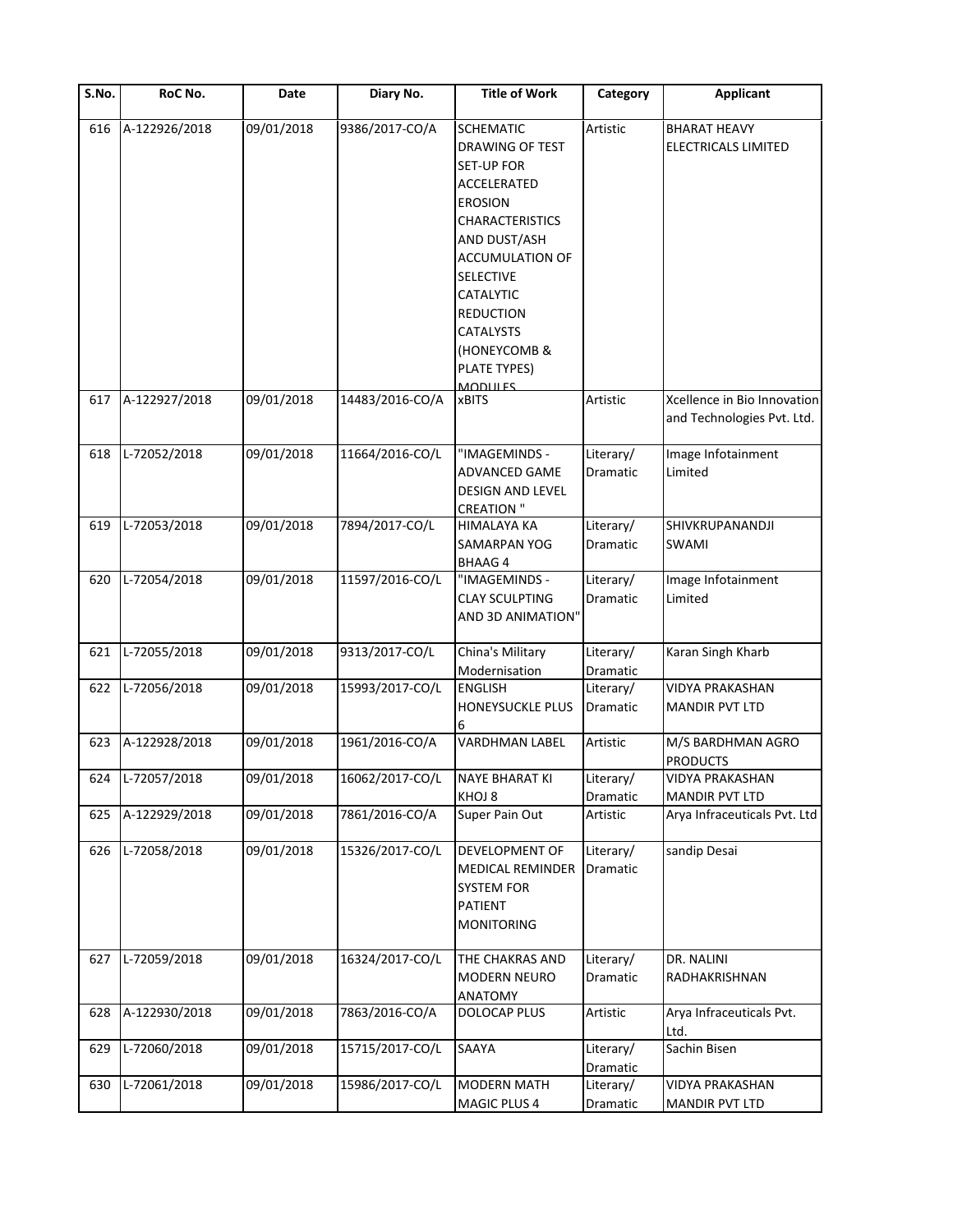| S.No. | RoC No. | Date | Diary No. | Title of Work | Category | Applicant |
|---|---|---|---|---|---|---|
| 616 | A-122926/2018 | 09/01/2018 | 9386/2017-CO/A | SCHEMATIC DRAWING OF TEST SET-UP FOR ACCELERATED EROSION CHARACTERISTICS AND DUST/ASH ACCUMULATION OF SELECTIVE CATALYTIC REDUCTION CATALYSTS (HONEYCOMB & PLATE TYPES) MODULES | Artistic | BHARAT HEAVY ELECTRICALS LIMITED |
| 617 | A-122927/2018 | 09/01/2018 | 14483/2016-CO/A | xBITS | Artistic | Xcellence in Bio Innovation and Technologies Pvt. Ltd. |
| 618 | L-72052/2018 | 09/01/2018 | 11664/2016-CO/L | "IMAGEMINDS - ADVANCED GAME DESIGN AND LEVEL CREATION " | Literary/ Dramatic | Image Infotainment Limited |
| 619 | L-72053/2018 | 09/01/2018 | 7894/2017-CO/L | HIMALAYA KA SAMARPAN YOG BHAAG 4 | Literary/ Dramatic | SHIVKRUPANANDJI SWAMI |
| 620 | L-72054/2018 | 09/01/2018 | 11597/2016-CO/L | "IMAGEMINDS - CLAY SCULPTING AND 3D ANIMATION" | Literary/ Dramatic | Image Infotainment Limited |
| 621 | L-72055/2018 | 09/01/2018 | 9313/2017-CO/L | China's Military Modernisation | Literary/ Dramatic | Karan Singh Kharb |
| 622 | L-72056/2018 | 09/01/2018 | 15993/2017-CO/L | ENGLISH HONEYSUCKLE PLUS 6 | Literary/ Dramatic | VIDYA PRAKASHAN MANDIR PVT LTD |
| 623 | A-122928/2018 | 09/01/2018 | 1961/2016-CO/A | VARDHMAN LABEL | Artistic | M/S BARDHMAN AGRO PRODUCTS |
| 624 | L-72057/2018 | 09/01/2018 | 16062/2017-CO/L | NAYE BHARAT KI KHOJ 8 | Literary/ Dramatic | VIDYA PRAKASHAN MANDIR PVT LTD |
| 625 | A-122929/2018 | 09/01/2018 | 7861/2016-CO/A | Super Pain Out | Artistic | Arya Infraceuticals Pvt. Ltd |
| 626 | L-72058/2018 | 09/01/2018 | 15326/2017-CO/L | DEVELOPMENT OF MEDICAL REMINDER SYSTEM FOR PATIENT MONITORING | Literary/ Dramatic | sandip Desai |
| 627 | L-72059/2018 | 09/01/2018 | 16324/2017-CO/L | THE CHAKRAS AND MODERN NEURO ANATOMY | Literary/ Dramatic | DR. NALINI RADHAKRISHNAN |
| 628 | A-122930/2018 | 09/01/2018 | 7863/2016-CO/A | DOLOCAP PLUS | Artistic | Arya Infraceuticals Pvt. Ltd. |
| 629 | L-72060/2018 | 09/01/2018 | 15715/2017-CO/L | SAAYA | Literary/ Dramatic | Sachin Bisen |
| 630 | L-72061/2018 | 09/01/2018 | 15986/2017-CO/L | MODERN MATH MAGIC PLUS 4 | Literary/ Dramatic | VIDYA PRAKASHAN MANDIR PVT LTD |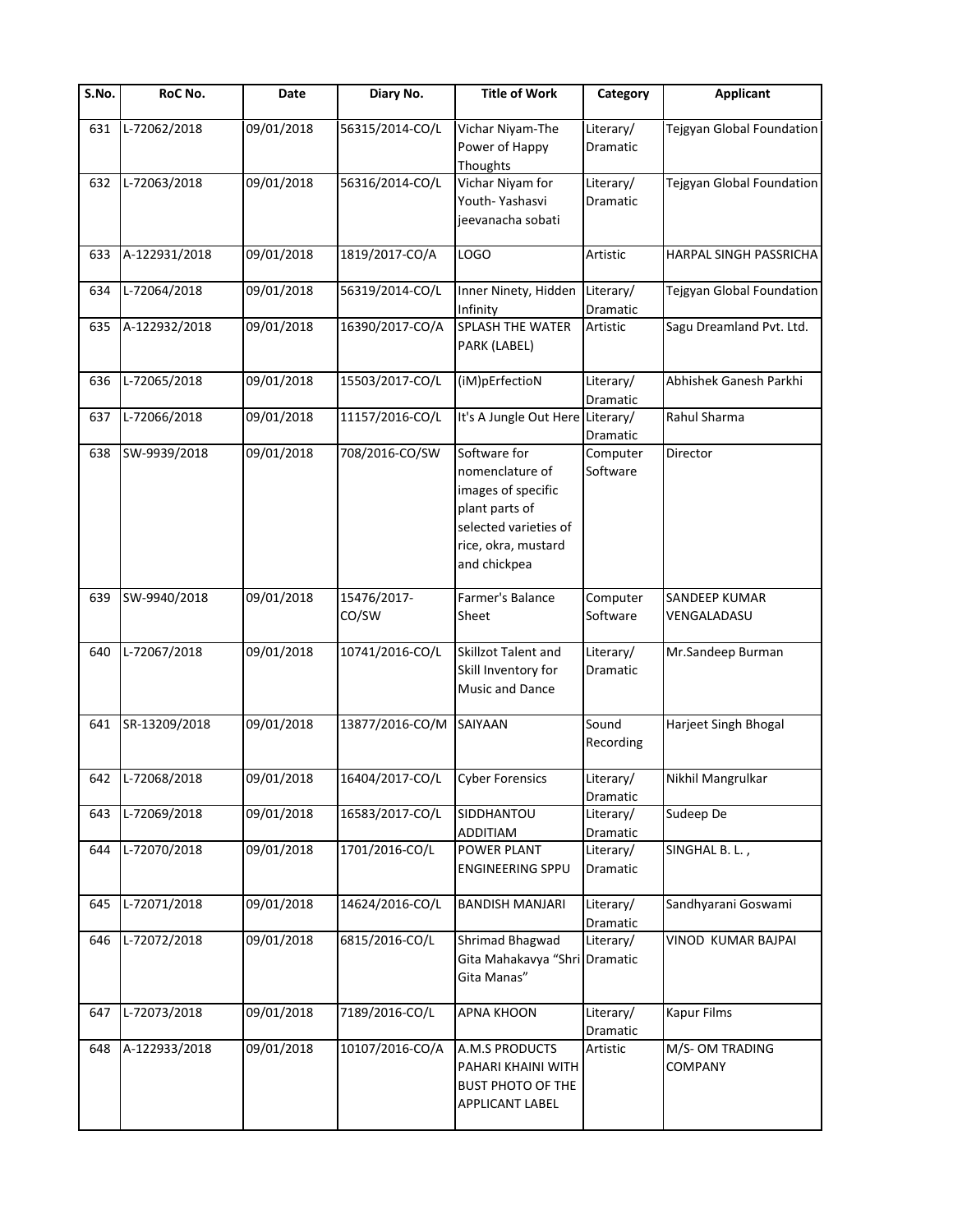| S.No. | RoC No. | Date | Diary No. | Title of Work | Category | Applicant |
|---|---|---|---|---|---|---|
| 631 | L-72062/2018 | 09/01/2018 | 56315/2014-CO/L | Vichar Niyam-The Power of Happy Thoughts | Literary/ Dramatic | Tejgyan Global Foundation |
| 632 | L-72063/2018 | 09/01/2018 | 56316/2014-CO/L | Vichar Niyam for Youth- Yashasvi jeevanacha sobati | Literary/ Dramatic | Tejgyan Global Foundation |
| 633 | A-122931/2018 | 09/01/2018 | 1819/2017-CO/A | LOGO | Artistic | HARPAL SINGH PASSRICHA |
| 634 | L-72064/2018 | 09/01/2018 | 56319/2014-CO/L | Inner Ninety, Hidden Infinity | Literary/ Dramatic | Tejgyan Global Foundation |
| 635 | A-122932/2018 | 09/01/2018 | 16390/2017-CO/A | SPLASH THE WATER PARK (LABEL) | Artistic | Sagu Dreamland Pvt. Ltd. |
| 636 | L-72065/2018 | 09/01/2018 | 15503/2017-CO/L | (iM)pErfectioN | Literary/ Dramatic | Abhishek Ganesh Parkhi |
| 637 | L-72066/2018 | 09/01/2018 | 11157/2016-CO/L | It's A Jungle Out Here | Literary/ Dramatic | Rahul Sharma |
| 638 | SW-9939/2018 | 09/01/2018 | 708/2016-CO/SW | Software for nomenclature of images of specific plant parts of selected varieties of rice, okra, mustard and chickpea | Computer Software | Director |
| 639 | SW-9940/2018 | 09/01/2018 | 15476/2017-CO/SW | Farmer's Balance Sheet | Computer Software | SANDEEP KUMAR VENGALADASU |
| 640 | L-72067/2018 | 09/01/2018 | 10741/2016-CO/L | Skillzot Talent and Skill Inventory for Music and Dance | Literary/ Dramatic | Mr.Sandeep Burman |
| 641 | SR-13209/2018 | 09/01/2018 | 13877/2016-CO/M | SAIYAAN | Sound Recording | Harjeet Singh Bhogal |
| 642 | L-72068/2018 | 09/01/2018 | 16404/2017-CO/L | Cyber Forensics | Literary/ Dramatic | Nikhil Mangrulkar |
| 643 | L-72069/2018 | 09/01/2018 | 16583/2017-CO/L | SIDDHANTOU ADDITIAM | Literary/ Dramatic | Sudeep De |
| 644 | L-72070/2018 | 09/01/2018 | 1701/2016-CO/L | POWER PLANT ENGINEERING SPPU | Literary/ Dramatic | SINGHAL B. L. , |
| 645 | L-72071/2018 | 09/01/2018 | 14624/2016-CO/L | BANDISH MANJARI | Literary/ Dramatic | Sandhyarani Goswami |
| 646 | L-72072/2018 | 09/01/2018 | 6815/2016-CO/L | Shrimad Bhagwad Gita Mahakavya "Shri Gita Manas" | Literary/ Dramatic | VINOD KUMAR BAJPAI |
| 647 | L-72073/2018 | 09/01/2018 | 7189/2016-CO/L | APNA KHOON | Literary/ Dramatic | Kapur Films |
| 648 | A-122933/2018 | 09/01/2018 | 10107/2016-CO/A | A.M.S PRODUCTS PAHARI KHAINI WITH BUST PHOTO OF THE APPLICANT LABEL | Artistic | M/S- OM TRADING COMPANY |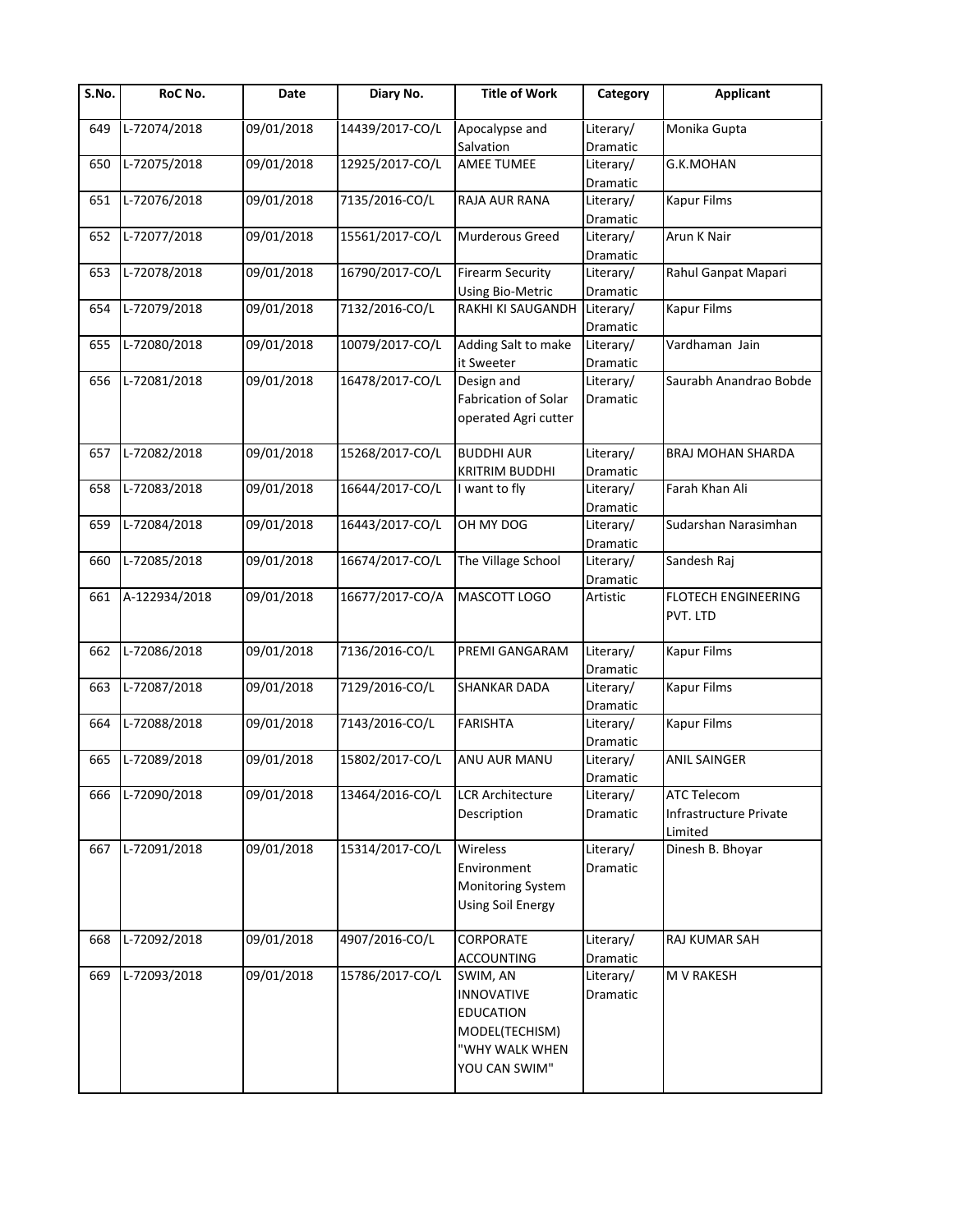| S.No. | RoC No. | Date | Diary No. | Title of Work | Category | Applicant |
|---|---|---|---|---|---|---|
| 649 | L-72074/2018 | 09/01/2018 | 14439/2017-CO/L | Apocalypse and Salvation | Literary/ Dramatic | Monika Gupta |
| 650 | L-72075/2018 | 09/01/2018 | 12925/2017-CO/L | AMEE TUMEE | Literary/ Dramatic | G.K.MOHAN |
| 651 | L-72076/2018 | 09/01/2018 | 7135/2016-CO/L | RAJA AUR RANA | Literary/ Dramatic | Kapur Films |
| 652 | L-72077/2018 | 09/01/2018 | 15561/2017-CO/L | Murderous Greed | Literary/ Dramatic | Arun K Nair |
| 653 | L-72078/2018 | 09/01/2018 | 16790/2017-CO/L | Firearm Security Using Bio-Metric | Literary/ Dramatic | Rahul Ganpat Mapari |
| 654 | L-72079/2018 | 09/01/2018 | 7132/2016-CO/L | RAKHI KI SAUGANDH | Literary/ Dramatic | Kapur Films |
| 655 | L-72080/2018 | 09/01/2018 | 10079/2017-CO/L | Adding Salt to make it Sweeter | Literary/ Dramatic | Vardhaman Jain |
| 656 | L-72081/2018 | 09/01/2018 | 16478/2017-CO/L | Design and Fabrication of Solar operated Agri cutter | Literary/ Dramatic | Saurabh Anandrao Bobde |
| 657 | L-72082/2018 | 09/01/2018 | 15268/2017-CO/L | BUDDHI AUR KRITRIM BUDDHI | Literary/ Dramatic | BRAJ MOHAN SHARDA |
| 658 | L-72083/2018 | 09/01/2018 | 16644/2017-CO/L | I want to fly | Literary/ Dramatic | Farah Khan Ali |
| 659 | L-72084/2018 | 09/01/2018 | 16443/2017-CO/L | OH MY DOG | Literary/ Dramatic | Sudarshan Narasimhan |
| 660 | L-72085/2018 | 09/01/2018 | 16674/2017-CO/L | The Village School | Literary/ Dramatic | Sandesh Raj |
| 661 | A-122934/2018 | 09/01/2018 | 16677/2017-CO/A | MASCOTT LOGO | Artistic | FLOTECH ENGINEERING PVT. LTD |
| 662 | L-72086/2018 | 09/01/2018 | 7136/2016-CO/L | PREMI GANGARAM | Literary/ Dramatic | Kapur Films |
| 663 | L-72087/2018 | 09/01/2018 | 7129/2016-CO/L | SHANKAR DADA | Literary/ Dramatic | Kapur Films |
| 664 | L-72088/2018 | 09/01/2018 | 7143/2016-CO/L | FARISHTA | Literary/ Dramatic | Kapur Films |
| 665 | L-72089/2018 | 09/01/2018 | 15802/2017-CO/L | ANU AUR MANU | Literary/ Dramatic | ANIL SAINGER |
| 666 | L-72090/2018 | 09/01/2018 | 13464/2016-CO/L | LCR Architecture Description | Literary/ Dramatic | ATC Telecom Infrastructure Private Limited |
| 667 | L-72091/2018 | 09/01/2018 | 15314/2017-CO/L | Wireless Environment Monitoring System Using Soil Energy | Literary/ Dramatic | Dinesh B. Bhoyar |
| 668 | L-72092/2018 | 09/01/2018 | 4907/2016-CO/L | CORPORATE ACCOUNTING | Literary/ Dramatic | RAJ KUMAR SAH |
| 669 | L-72093/2018 | 09/01/2018 | 15786/2017-CO/L | SWIM, AN INNOVATIVE EDUCATION MODEL(TECHISM) "WHY WALK WHEN YOU CAN SWIM" | Literary/ Dramatic | M V RAKESH |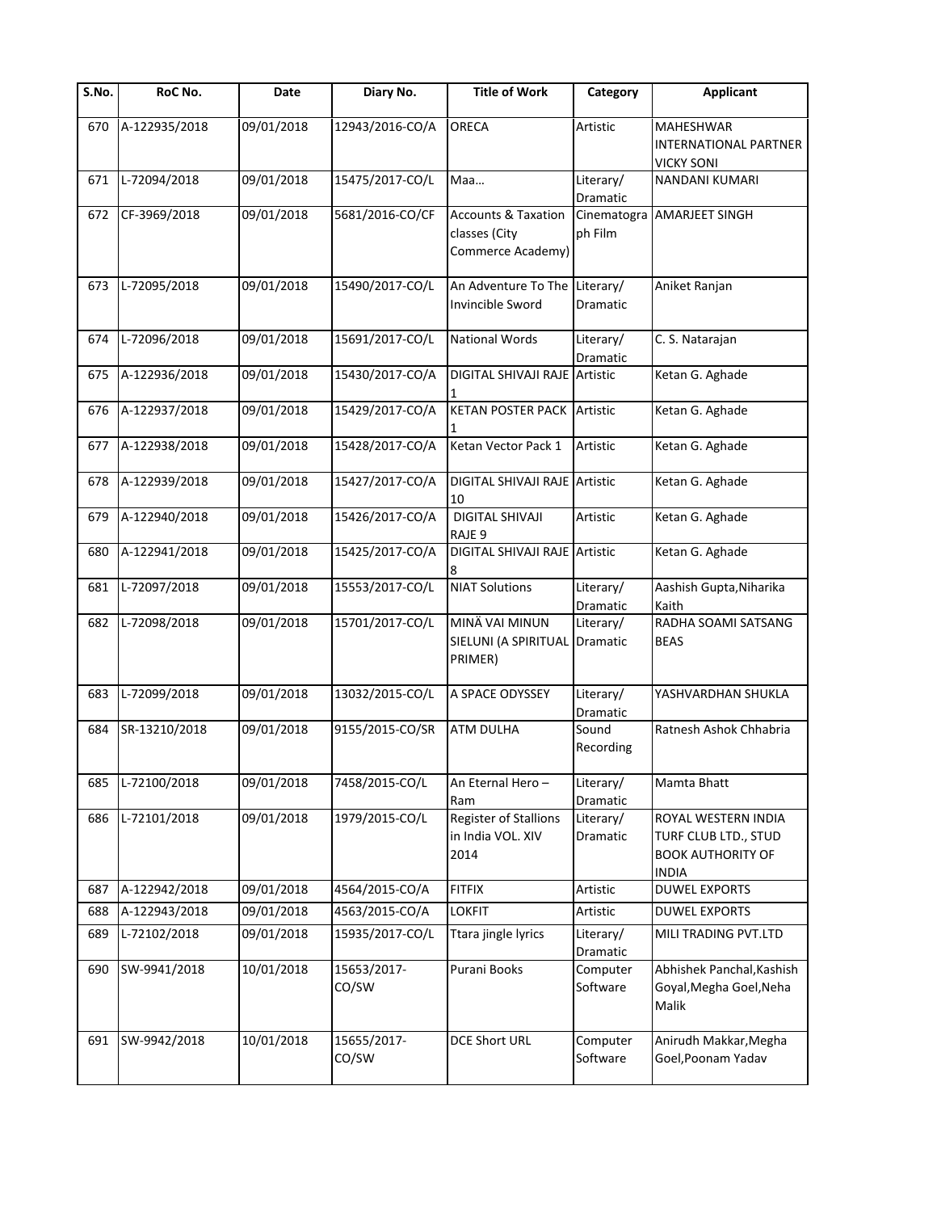| S.No. | RoC No. | Date | Diary No. | Title of Work | Category | Applicant |
|---|---|---|---|---|---|---|
| 670 | A-122935/2018 | 09/01/2018 | 12943/2016-CO/A | ORECA | Artistic | MAHESHWAR INTERNATIONAL PARTNER VICKY SONI |
| 671 | L-72094/2018 | 09/01/2018 | 15475/2017-CO/L | Maa… | Literary/ Dramatic | NANDANI KUMARI |
| 672 | CF-3969/2018 | 09/01/2018 | 5681/2016-CO/CF | Accounts & Taxation classes (City Commerce Academy) | Cinematograph Film | AMARJEET SINGH |
| 673 | L-72095/2018 | 09/01/2018 | 15490/2017-CO/L | An Adventure To The Invincible Sword | Literary/ Dramatic | Aniket Ranjan |
| 674 | L-72096/2018 | 09/01/2018 | 15691/2017-CO/L | National Words | Literary/ Dramatic | C. S. Natarajan |
| 675 | A-122936/2018 | 09/01/2018 | 15430/2017-CO/A | DIGITAL SHIVAJI RAJE 1 | Artistic | Ketan G. Aghade |
| 676 | A-122937/2018 | 09/01/2018 | 15429/2017-CO/A | KETAN POSTER PACK 1 | Artistic | Ketan G. Aghade |
| 677 | A-122938/2018 | 09/01/2018 | 15428/2017-CO/A | Ketan Vector Pack 1 | Artistic | Ketan G. Aghade |
| 678 | A-122939/2018 | 09/01/2018 | 15427/2017-CO/A | DIGITAL SHIVAJI RAJE 10 | Artistic | Ketan G. Aghade |
| 679 | A-122940/2018 | 09/01/2018 | 15426/2017-CO/A | DIGITAL SHIVAJI RAJE 9 | Artistic | Ketan G. Aghade |
| 680 | A-122941/2018 | 09/01/2018 | 15425/2017-CO/A | DIGITAL SHIVAJI RAJE 8 | Artistic | Ketan G. Aghade |
| 681 | L-72097/2018 | 09/01/2018 | 15553/2017-CO/L | NIAT Solutions | Literary/ Dramatic | Aashish Gupta,Niharika Kaith |
| 682 | L-72098/2018 | 09/01/2018 | 15701/2017-CO/L | MINÄ VAI MINUN SIELUNI (A SPIRITUAL PRIMER) | Literary/ Dramatic | RADHA SOAMI SATSANG BEAS |
| 683 | L-72099/2018 | 09/01/2018 | 13032/2015-CO/L | A SPACE ODYSSEY | Literary/ Dramatic | YASHVARDHAN SHUKLA |
| 684 | SR-13210/2018 | 09/01/2018 | 9155/2015-CO/SR | ATM DULHA | Sound Recording | Ratnesh Ashok Chhabria |
| 685 | L-72100/2018 | 09/01/2018 | 7458/2015-CO/L | An Eternal Hero – Ram | Literary/ Dramatic | Mamta Bhatt |
| 686 | L-72101/2018 | 09/01/2018 | 1979/2015-CO/L | Register of Stallions in India VOL. XIV 2014 | Literary/ Dramatic | ROYAL WESTERN INDIA TURF CLUB LTD., STUD BOOK AUTHORITY OF INDIA |
| 687 | A-122942/2018 | 09/01/2018 | 4564/2015-CO/A | FITFIX | Artistic | DUWEL EXPORTS |
| 688 | A-122943/2018 | 09/01/2018 | 4563/2015-CO/A | LOKFIT | Artistic | DUWEL EXPORTS |
| 689 | L-72102/2018 | 09/01/2018 | 15935/2017-CO/L | Ttara jingle lyrics | Literary/ Dramatic | MILI TRADING PVT.LTD |
| 690 | SW-9941/2018 | 10/01/2018 | 15653/2017-CO/SW | Purani Books | Computer Software | Abhishek Panchal,Kashish Goyal,Megha Goel,Neha Malik |
| 691 | SW-9942/2018 | 10/01/2018 | 15655/2017-CO/SW | DCE Short URL | Computer Software | Anirudh Makkar,Megha Goel,Poonam Yadav |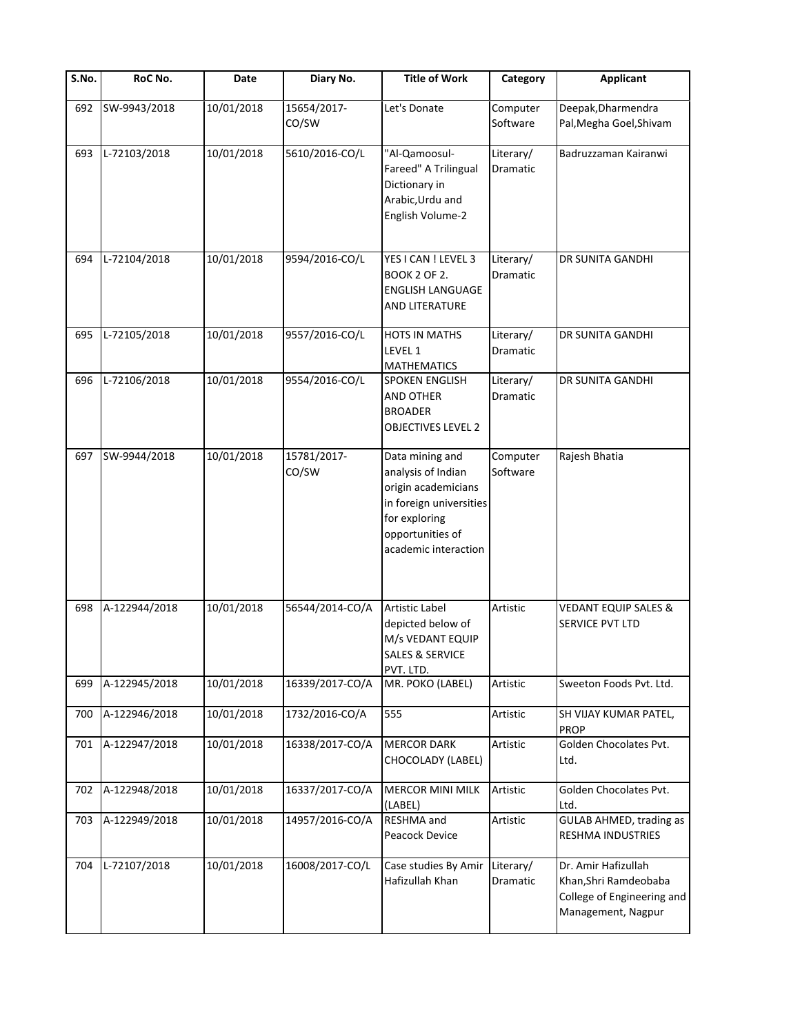| S.No. | RoC No. | Date | Diary No. | Title of Work | Category | Applicant |
|---|---|---|---|---|---|---|
| 692 | SW-9943/2018 | 10/01/2018 | 15654/2017-CO/SW | Let's Donate | Computer Software | Deepak,Dharmendra Pal,Megha Goel,Shivam |
| 693 | L-72103/2018 | 10/01/2018 | 5610/2016-CO/L | "Al-Qamoosul-Fareed" A Trilingual Dictionary in Arabic,Urdu and English Volume-2 | Literary/ Dramatic | Badruzzaman Kairanwi |
| 694 | L-72104/2018 | 10/01/2018 | 9594/2016-CO/L | YES I CAN ! LEVEL 3 BOOK 2 OF 2. ENGLISH LANGUAGE AND LITERATURE | Literary/ Dramatic | DR SUNITA GANDHI |
| 695 | L-72105/2018 | 10/01/2018 | 9557/2016-CO/L | HOTS IN MATHS LEVEL 1 MATHEMATICS | Literary/ Dramatic | DR SUNITA GANDHI |
| 696 | L-72106/2018 | 10/01/2018 | 9554/2016-CO/L | SPOKEN ENGLISH AND OTHER BROADER OBJECTIVES LEVEL 2 | Literary/ Dramatic | DR SUNITA GANDHI |
| 697 | SW-9944/2018 | 10/01/2018 | 15781/2017-CO/SW | Data mining and analysis of Indian origin academicians in foreign universities for exploring opportunities of academic interaction | Computer Software | Rajesh Bhatia |
| 698 | A-122944/2018 | 10/01/2018 | 56544/2014-CO/A | Artistic Label depicted below of M/s VEDANT EQUIP SALES & SERVICE PVT. LTD. | Artistic | VEDANT EQUIP SALES & SERVICE PVT LTD |
| 699 | A-122945/2018 | 10/01/2018 | 16339/2017-CO/A | MR. POKO (LABEL) | Artistic | Sweeton Foods Pvt. Ltd. |
| 700 | A-122946/2018 | 10/01/2018 | 1732/2016-CO/A | 555 | Artistic | SH VIJAY KUMAR PATEL, PROP |
| 701 | A-122947/2018 | 10/01/2018 | 16338/2017-CO/A | MERCOR DARK CHOCOLADY (LABEL) | Artistic | Golden Chocolates Pvt. Ltd. |
| 702 | A-122948/2018 | 10/01/2018 | 16337/2017-CO/A | MERCOR MINI MILK (LABEL) | Artistic | Golden Chocolates Pvt. Ltd. |
| 703 | A-122949/2018 | 10/01/2018 | 14957/2016-CO/A | RESHMA and Peacock Device | Artistic | GULAB AHMED, trading as RESHMA INDUSTRIES |
| 704 | L-72107/2018 | 10/01/2018 | 16008/2017-CO/L | Case studies By Amir Hafizullah Khan | Literary/ Dramatic | Dr. Amir Hafizullah Khan,Shri Ramdeobaba College of Engineering and Management, Nagpur |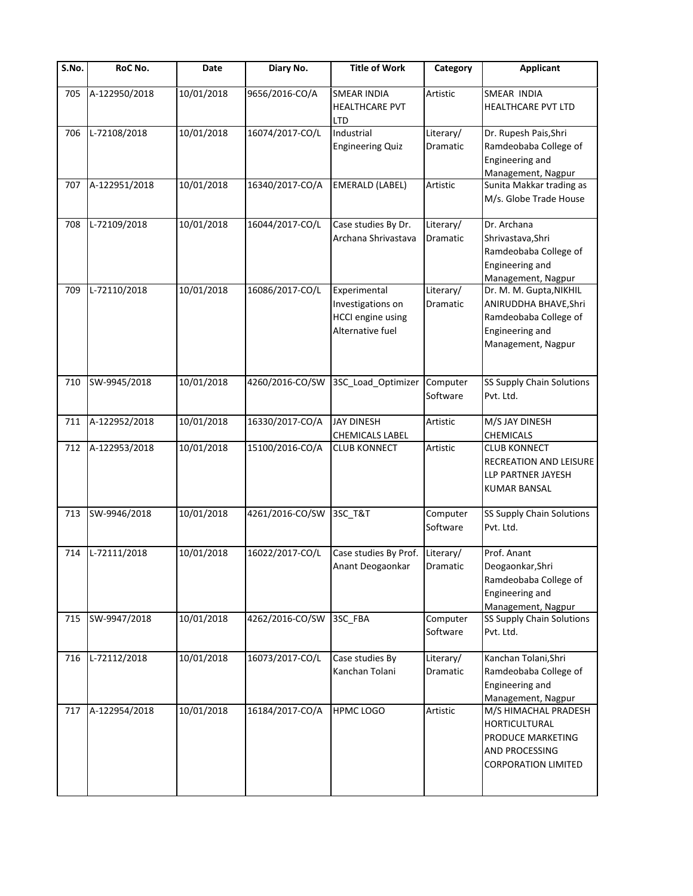| S.No. | RoC No. | Date | Diary No. | Title of Work | Category | Applicant |
|---|---|---|---|---|---|---|
| 705 | A-122950/2018 | 10/01/2018 | 9656/2016-CO/A | SMEAR INDIA HEALTHCARE PVT LTD | Artistic | SMEAR INDIA HEALTHCARE PVT LTD |
| 706 | L-72108/2018 | 10/01/2018 | 16074/2017-CO/L | Industrial Engineering Quiz | Literary/ Dramatic | Dr. Rupesh Pais,Shri Ramdeobaba College of Engineering and Management, Nagpur |
| 707 | A-122951/2018 | 10/01/2018 | 16340/2017-CO/A | EMERALD (LABEL) | Artistic | Sunita Makkar trading as M/s. Globe Trade House |
| 708 | L-72109/2018 | 10/01/2018 | 16044/2017-CO/L | Case studies By Dr. Archana Shrivastava | Literary/ Dramatic | Dr. Archana Shrivastava,Shri Ramdeobaba College of Engineering and Management, Nagpur |
| 709 | L-72110/2018 | 10/01/2018 | 16086/2017-CO/L | Experimental Investigations on HCCI engine using Alternative fuel | Literary/ Dramatic | Dr. M. M. Gupta,NIKHIL ANIRUDDHA BHAVE,Shri Ramdeobaba College of Engineering and Management, Nagpur |
| 710 | SW-9945/2018 | 10/01/2018 | 4260/2016-CO/SW | 3SC_Load_Optimizer | Computer Software | SS Supply Chain Solutions Pvt. Ltd. |
| 711 | A-122952/2018 | 10/01/2018 | 16330/2017-CO/A | JAY DINESH CHEMICALS LABEL | Artistic | M/S JAY DINESH CHEMICALS |
| 712 | A-122953/2018 | 10/01/2018 | 15100/2016-CO/A | CLUB KONNECT | Artistic | CLUB KONNECT RECREATION AND LEISURE LLP PARTNER JAYESH KUMAR BANSAL |
| 713 | SW-9946/2018 | 10/01/2018 | 4261/2016-CO/SW | 3SC_T&T | Computer Software | SS Supply Chain Solutions Pvt. Ltd. |
| 714 | L-72111/2018 | 10/01/2018 | 16022/2017-CO/L | Case studies By Prof. Anant Deogaonkar | Literary/ Dramatic | Prof. Anant Deogaonkar,Shri Ramdeobaba College of Engineering and Management, Nagpur |
| 715 | SW-9947/2018 | 10/01/2018 | 4262/2016-CO/SW | 3SC_FBA | Computer Software | SS Supply Chain Solutions Pvt. Ltd. |
| 716 | L-72112/2018 | 10/01/2018 | 16073/2017-CO/L | Case studies By Kanchan Tolani | Literary/ Dramatic | Kanchan Tolani,Shri Ramdeobaba College of Engineering and Management, Nagpur |
| 717 | A-122954/2018 | 10/01/2018 | 16184/2017-CO/A | HPMC LOGO | Artistic | M/S HIMACHAL PRADESH HORTICULTURAL PRODUCE MARKETING AND PROCESSING CORPORATION LIMITED |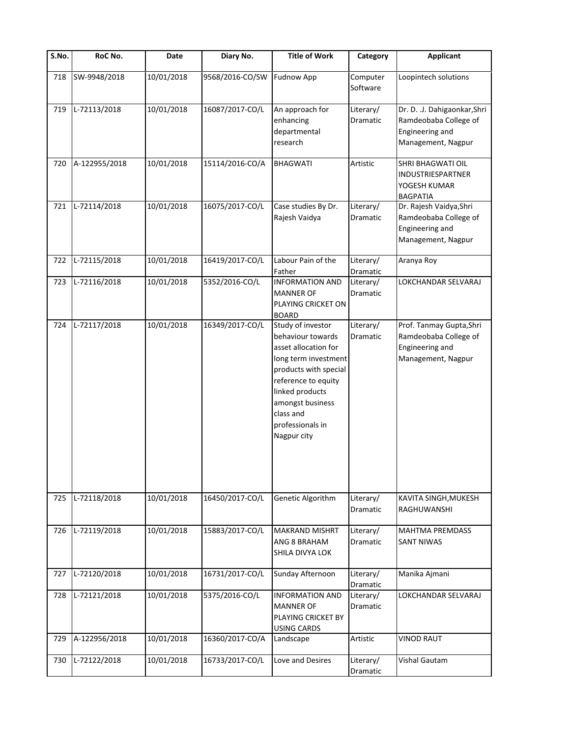| S.No. | RoC No. | Date | Diary No. | Title of Work | Category | Applicant |
|---|---|---|---|---|---|---|
| 718 | SW-9948/2018 | 10/01/2018 | 9568/2016-CO/SW | Fudnow App | Computer Software | Loopintech solutions |
| 719 | L-72113/2018 | 10/01/2018 | 16087/2017-CO/L | An approach for enhancing departmental research | Literary/ Dramatic | Dr. D. .J. Dahigaonkar,Shri Ramdeobaba College of Engineering and Management, Nagpur |
| 720 | A-122955/2018 | 10/01/2018 | 15114/2016-CO/A | BHAGWATI | Artistic | SHRI BHAGWATI OIL INDUSTRIESPARTNER YOGESH KUMAR BAGPATIA |
| 721 | L-72114/2018 | 10/01/2018 | 16075/2017-CO/L | Case studies By Dr. Rajesh Vaidya | Literary/ Dramatic | Dr. Rajesh Vaidya,Shri Ramdeobaba College of Engineering and Management, Nagpur |
| 722 | L-72115/2018 | 10/01/2018 | 16419/2017-CO/L | Labour Pain of the Father | Literary/ Dramatic | Aranya Roy |
| 723 | L-72116/2018 | 10/01/2018 | 5352/2016-CO/L | INFORMATION AND MANNER OF PLAYING CRICKET ON BOARD | Literary/ Dramatic | LOKCHANDAR SELVARAJ |
| 724 | L-72117/2018 | 10/01/2018 | 16349/2017-CO/L | Study of investor behaviour towards asset allocation for long term investment products with special reference to equity linked products amongst business class and professionals in Nagpur city | Literary/ Dramatic | Prof. Tanmay Gupta,Shri Ramdeobaba College of Engineering and Management, Nagpur |
| 725 | L-72118/2018 | 10/01/2018 | 16450/2017-CO/L | Genetic Algorithm | Literary/ Dramatic | KAVITA SINGH,MUKESH RAGHUWANSHI |
| 726 | L-72119/2018 | 10/01/2018 | 15883/2017-CO/L | MAKRAND MISHRT ANG 8 BRAHAM SHILA DIVYA LOK | Literary/ Dramatic | MAHTMA PREMDASS SANT NIWAS |
| 727 | L-72120/2018 | 10/01/2018 | 16731/2017-CO/L | Sunday Afternoon | Literary/ Dramatic | Manika Ajmani |
| 728 | L-72121/2018 | 10/01/2018 | 5375/2016-CO/L | INFORMATION AND MANNER OF PLAYING CRICKET BY USING CARDS | Literary/ Dramatic | LOKCHANDAR SELVARAJ |
| 729 | A-122956/2018 | 10/01/2018 | 16360/2017-CO/A | Landscape | Artistic | VINOD RAUT |
| 730 | L-72122/2018 | 10/01/2018 | 16733/2017-CO/L | Love and Desires | Literary/ Dramatic | Vishal Gautam |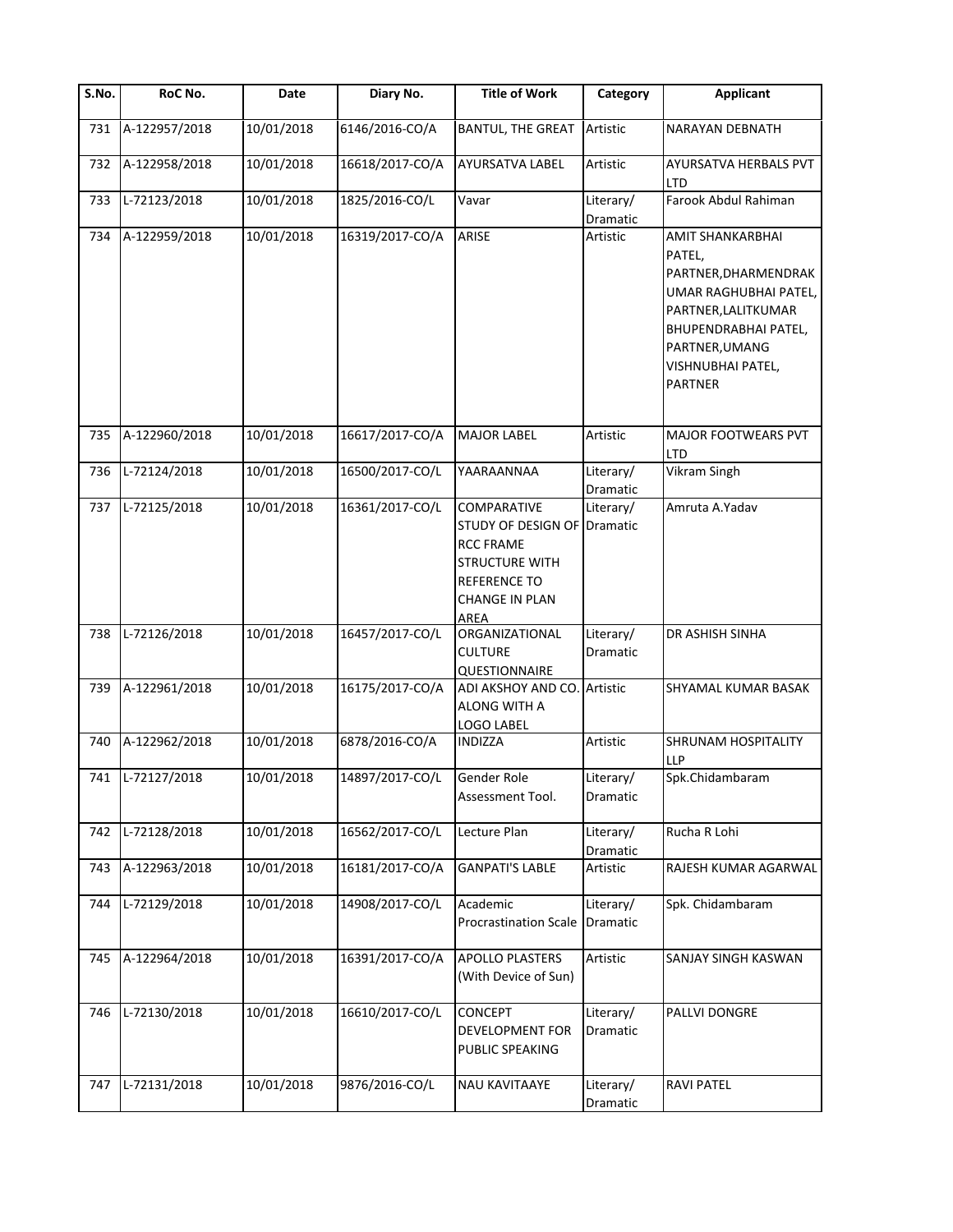| S.No. | RoC No. | Date | Diary No. | Title of Work | Category | Applicant |
|---|---|---|---|---|---|---|
| 731 | A-122957/2018 | 10/01/2018 | 6146/2016-CO/A | BANTUL, THE GREAT | Artistic | NARAYAN DEBNATH |
| 732 | A-122958/2018 | 10/01/2018 | 16618/2017-CO/A | AYURSATVA LABEL | Artistic | AYURSATVA HERBALS PVT LTD |
| 733 | L-72123/2018 | 10/01/2018 | 1825/2016-CO/L | Vavar | Literary/ Dramatic | Farook Abdul Rahiman |
| 734 | A-122959/2018 | 10/01/2018 | 16319/2017-CO/A | ARISE | Artistic | AMIT SHANKARBHAI PATEL, PARTNER,DHARMENDRAKUMAR RAGHUBHAI PATEL, PARTNER,LALITKUMAR BHUPENDRABHAI PATEL, PARTNER,UMANG VISHNUBHAI PATEL, PARTNER |
| 735 | A-122960/2018 | 10/01/2018 | 16617/2017-CO/A | MAJOR LABEL | Artistic | MAJOR FOOTWEARS PVT LTD |
| 736 | L-72124/2018 | 10/01/2018 | 16500/2017-CO/L | YAARAANNAA | Literary/ Dramatic | Vikram Singh |
| 737 | L-72125/2018 | 10/01/2018 | 16361/2017-CO/L | COMPARATIVE STUDY OF DESIGN OF RCC FRAME STRUCTURE WITH REFERENCE TO CHANGE IN PLAN AREA | Literary/ Dramatic | Amruta A.Yadav |
| 738 | L-72126/2018 | 10/01/2018 | 16457/2017-CO/L | ORGANIZATIONAL CULTURE QUESTIONNAIRE | Literary/ Dramatic | DR ASHISH SINHA |
| 739 | A-122961/2018 | 10/01/2018 | 16175/2017-CO/A | ADI AKSHOY AND CO. ALONG WITH A LOGO LABEL | Artistic | SHYAMAL KUMAR BASAK |
| 740 | A-122962/2018 | 10/01/2018 | 6878/2016-CO/A | INDIZZA | Artistic | SHRUNAM HOSPITALITY LLP |
| 741 | L-72127/2018 | 10/01/2018 | 14897/2017-CO/L | Gender Role Assessment Tool. | Literary/ Dramatic | Spk.Chidambaram |
| 742 | L-72128/2018 | 10/01/2018 | 16562/2017-CO/L | Lecture Plan | Literary/ Dramatic | Rucha R Lohi |
| 743 | A-122963/2018 | 10/01/2018 | 16181/2017-CO/A | GANPATI'S LABLE | Artistic | RAJESH KUMAR AGARWAL |
| 744 | L-72129/2018 | 10/01/2018 | 14908/2017-CO/L | Academic Procrastination Scale | Literary/ Dramatic | Spk. Chidambaram |
| 745 | A-122964/2018 | 10/01/2018 | 16391/2017-CO/A | APOLLO PLASTERS (With Device of Sun) | Artistic | SANJAY SINGH KASWAN |
| 746 | L-72130/2018 | 10/01/2018 | 16610/2017-CO/L | CONCEPT DEVELOPMENT FOR PUBLIC SPEAKING | Literary/ Dramatic | PALLVI DONGRE |
| 747 | L-72131/2018 | 10/01/2018 | 9876/2016-CO/L | NAU KAVITAAYE | Literary/ Dramatic | RAVI PATEL |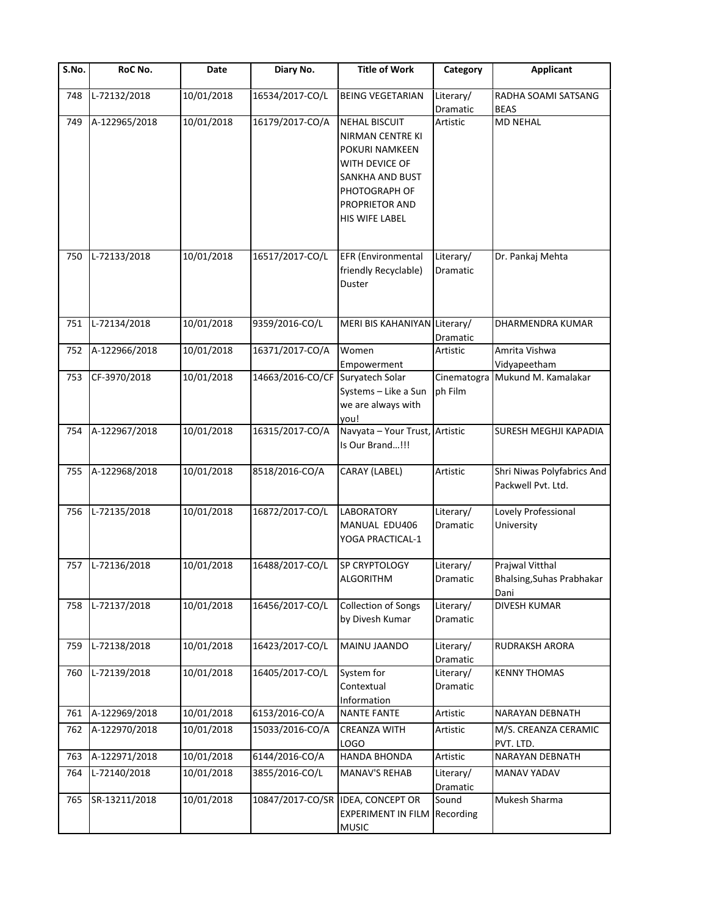| S.No. | RoC No. | Date | Diary No. | Title of Work | Category | Applicant |
|---|---|---|---|---|---|---|
| 748 | L-72132/2018 | 10/01/2018 | 16534/2017-CO/L | BEING VEGETARIAN | Literary/ Dramatic | RADHA SOAMI SATSANG BEAS |
| 749 | A-122965/2018 | 10/01/2018 | 16179/2017-CO/A | NEHAL BISCUIT NIRMAN CENTRE KI POKURI NAMKEEN WITH DEVICE OF SANKHA AND BUST PHOTOGRAPH OF PROPRIETOR AND HIS WIFE LABEL | Artistic | MD NEHAL |
| 750 | L-72133/2018 | 10/01/2018 | 16517/2017-CO/L | EFR (Environmental friendly Recyclable) Duster | Literary/ Dramatic | Dr. Pankaj Mehta |
| 751 | L-72134/2018 | 10/01/2018 | 9359/2016-CO/L | MERI BIS KAHANIYAN | Literary/ Dramatic | DHARMENDRA KUMAR |
| 752 | A-122966/2018 | 10/01/2018 | 16371/2017-CO/A | Women Empowerment | Artistic | Amrita Vishwa Vidyapeetham |
| 753 | CF-3970/2018 | 10/01/2018 | 14663/2016-CO/CF | Suryatech Solar Systems – Like a Sun we are always with you! | Cinematograph Film | Mukund M. Kamalakar |
| 754 | A-122967/2018 | 10/01/2018 | 16315/2017-CO/A | Navyata – Your Trust, Is Our Brand...!!! | Artistic | SURESH MEGHJI KAPADIA |
| 755 | A-122968/2018 | 10/01/2018 | 8518/2016-CO/A | CARAY (LABEL) | Artistic | Shri Niwas Polyfabrics And Packwell Pvt. Ltd. |
| 756 | L-72135/2018 | 10/01/2018 | 16872/2017-CO/L | LABORATORY MANUAL EDU406 YOGA PRACTICAL-1 | Literary/ Dramatic | Lovely Professional University |
| 757 | L-72136/2018 | 10/01/2018 | 16488/2017-CO/L | SP CRYPTOLOGY ALGORITHM | Literary/ Dramatic | Prajwal Vitthal Bhalsing,Suhas Prabhakar Dani |
| 758 | L-72137/2018 | 10/01/2018 | 16456/2017-CO/L | Collection of Songs by Divesh Kumar | Literary/ Dramatic | DIVESH KUMAR |
| 759 | L-72138/2018 | 10/01/2018 | 16423/2017-CO/L | MAINU JAANDO | Literary/ Dramatic | RUDRAKSH ARORA |
| 760 | L-72139/2018 | 10/01/2018 | 16405/2017-CO/L | System for Contextual Information | Literary/ Dramatic | KENNY THOMAS |
| 761 | A-122969/2018 | 10/01/2018 | 6153/2016-CO/A | NANTE FANTE | Artistic | NARAYAN DEBNATH |
| 762 | A-122970/2018 | 10/01/2018 | 15033/2016-CO/A | CREANZA WITH LOGO | Artistic | M/S. CREANZA CERAMIC PVT. LTD. |
| 763 | A-122971/2018 | 10/01/2018 | 6144/2016-CO/A | HANDA BHONDA | Artistic | NARAYAN DEBNATH |
| 764 | L-72140/2018 | 10/01/2018 | 3855/2016-CO/L | MANAV'S REHAB | Literary/ Dramatic | MANAV YADAV |
| 765 | SR-13211/2018 | 10/01/2018 | 10847/2017-CO/SR | IDEA, CONCEPT OR EXPERIMENT IN FILM MUSIC | Sound Recording | Mukesh Sharma |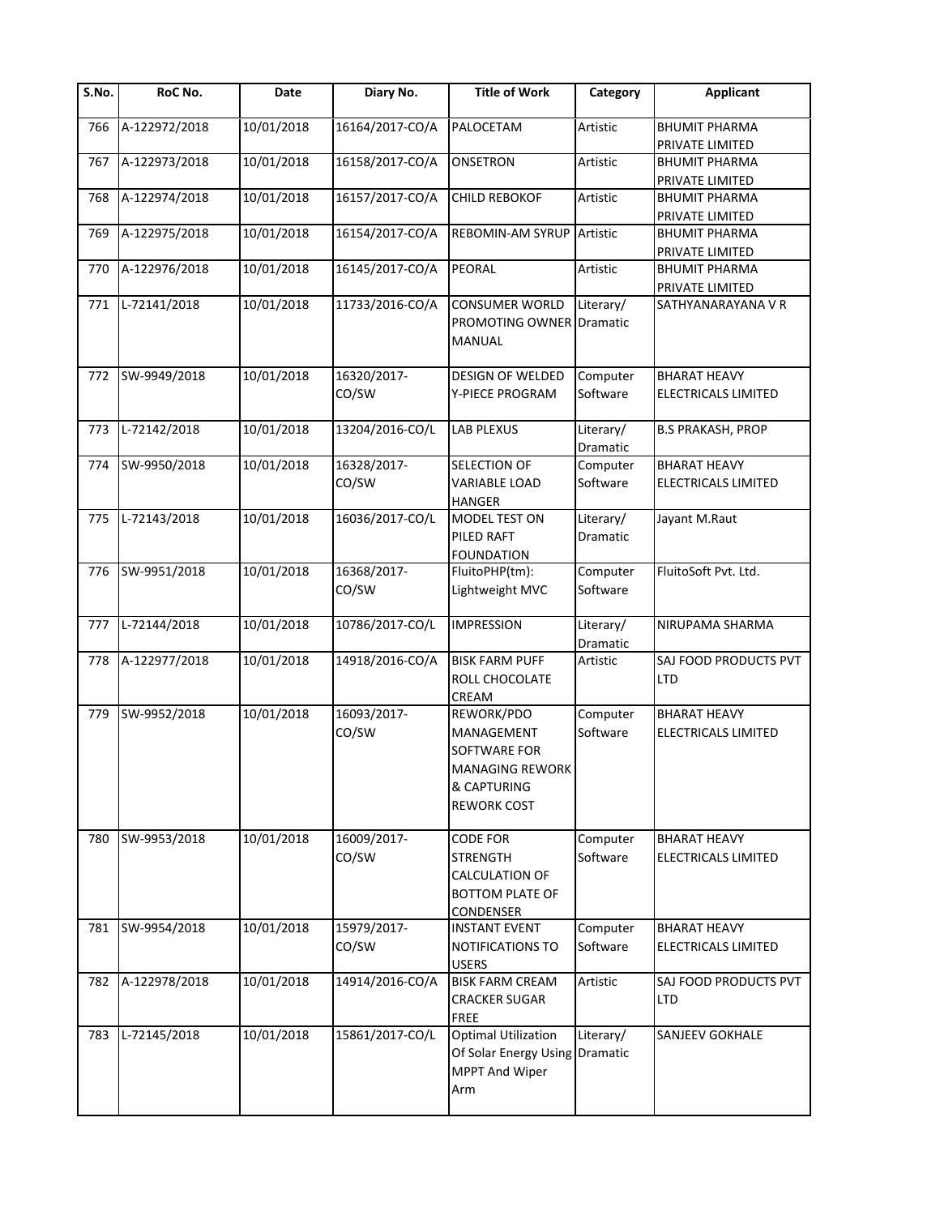| S.No. | RoC No. | Date | Diary No. | Title of Work | Category | Applicant |
|---|---|---|---|---|---|---|
| 766 | A-122972/2018 | 10/01/2018 | 16164/2017-CO/A | PALOCETAM | Artistic | BHUMIT PHARMA PRIVATE LIMITED |
| 767 | A-122973/2018 | 10/01/2018 | 16158/2017-CO/A | ONSETRON | Artistic | BHUMIT PHARMA PRIVATE LIMITED |
| 768 | A-122974/2018 | 10/01/2018 | 16157/2017-CO/A | CHILD REBOKOF | Artistic | BHUMIT PHARMA PRIVATE LIMITED |
| 769 | A-122975/2018 | 10/01/2018 | 16154/2017-CO/A | REBOMIN-AM SYRUP | Artistic | BHUMIT PHARMA PRIVATE LIMITED |
| 770 | A-122976/2018 | 10/01/2018 | 16145/2017-CO/A | PEORAL | Artistic | BHUMIT PHARMA PRIVATE LIMITED |
| 771 | L-72141/2018 | 10/01/2018 | 11733/2016-CO/A | CONSUMER WORLD PROMOTING OWNER MANUAL | Literary/ Dramatic | SATHYANARAYANA V R |
| 772 | SW-9949/2018 | 10/01/2018 | 16320/2017-CO/SW | DESIGN OF WELDED Y-PIECE PROGRAM | Computer Software | BHARAT HEAVY ELECTRICALS LIMITED |
| 773 | L-72142/2018 | 10/01/2018 | 13204/2016-CO/L | LAB PLEXUS | Literary/ Dramatic | B.S PRAKASH, PROP |
| 774 | SW-9950/2018 | 10/01/2018 | 16328/2017-CO/SW | SELECTION OF VARIABLE LOAD HANGER | Computer Software | BHARAT HEAVY ELECTRICALS LIMITED |
| 775 | L-72143/2018 | 10/01/2018 | 16036/2017-CO/L | MODEL TEST ON PILED RAFT FOUNDATION | Literary/ Dramatic | Jayant M.Raut |
| 776 | SW-9951/2018 | 10/01/2018 | 16368/2017-CO/SW | FluitoPHP(tm): Lightweight MVC | Computer Software | FluitoSoft Pvt. Ltd. |
| 777 | L-72144/2018 | 10/01/2018 | 10786/2017-CO/L | IMPRESSION | Literary/ Dramatic | NIRUPAMA SHARMA |
| 778 | A-122977/2018 | 10/01/2018 | 14918/2016-CO/A | BISK FARM PUFF ROLL CHOCOLATE CREAM | Artistic | SAJ FOOD PRODUCTS PVT LTD |
| 779 | SW-9952/2018 | 10/01/2018 | 16093/2017-CO/SW | REWORK/PDO MANAGEMENT SOFTWARE FOR MANAGING REWORK & CAPTURING REWORK COST | Computer Software | BHARAT HEAVY ELECTRICALS LIMITED |
| 780 | SW-9953/2018 | 10/01/2018 | 16009/2017-CO/SW | CODE FOR STRENGTH CALCULATION OF BOTTOM PLATE OF CONDENSER | Computer Software | BHARAT HEAVY ELECTRICALS LIMITED |
| 781 | SW-9954/2018 | 10/01/2018 | 15979/2017-CO/SW | INSTANT EVENT NOTIFICATIONS TO USERS | Computer Software | BHARAT HEAVY ELECTRICALS LIMITED |
| 782 | A-122978/2018 | 10/01/2018 | 14914/2016-CO/A | BISK FARM CREAM CRACKER SUGAR FREE | Artistic | SAJ FOOD PRODUCTS PVT LTD |
| 783 | L-72145/2018 | 10/01/2018 | 15861/2017-CO/L | Optimal Utilization Of Solar Energy Using MPPT And Wiper Arm | Literary/ Dramatic | SANJEEV GOKHALE |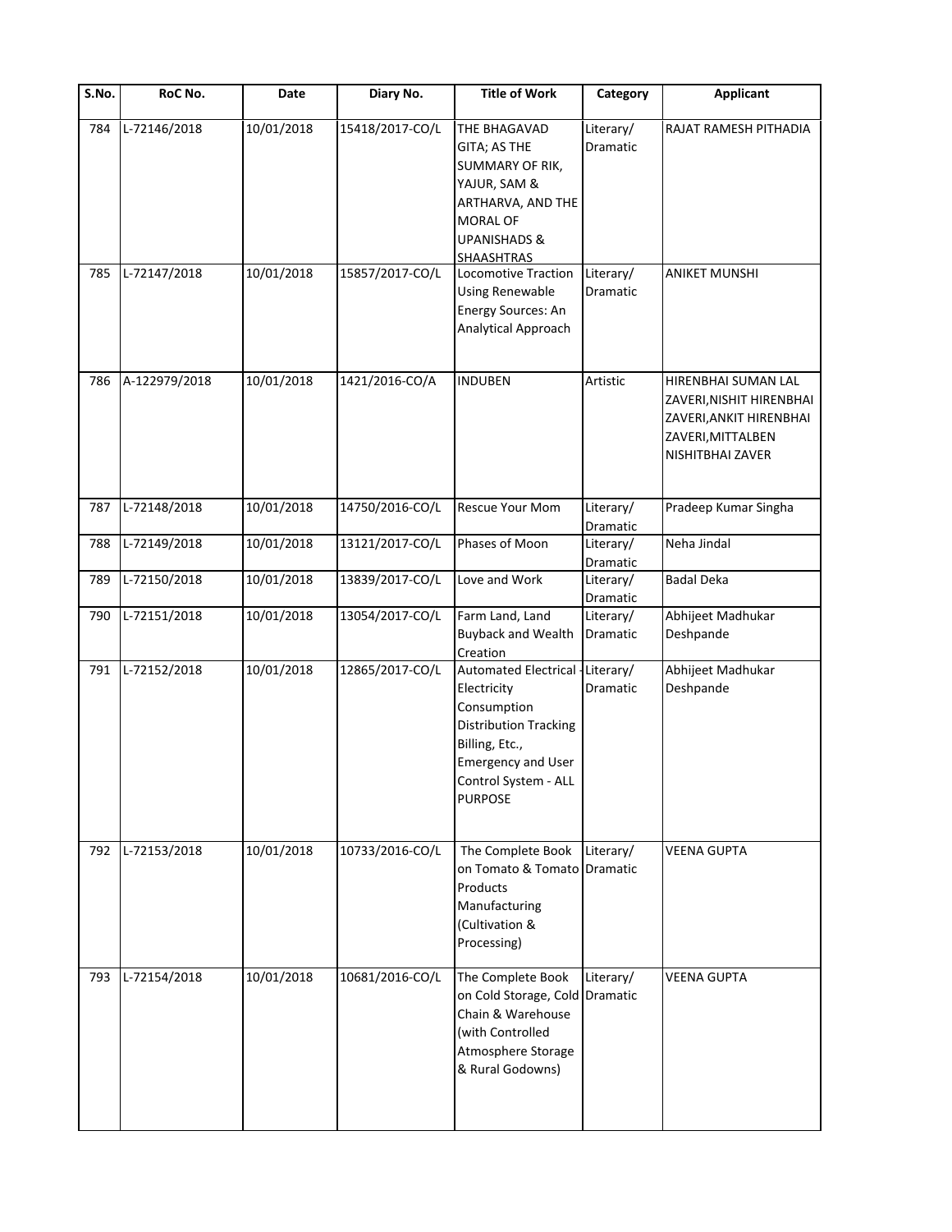| S.No. | RoC No. | Date | Diary No. | Title of Work | Category | Applicant |
|---|---|---|---|---|---|---|
| 784 | L-72146/2018 | 10/01/2018 | 15418/2017-CO/L | THE BHAGAVAD GITA; AS THE SUMMARY OF RIK, YAJUR, SAM & ARTHARVA, AND THE MORAL OF UPANISHADS & SHAASHTRAS | Literary/ Dramatic | RAJAT RAMESH PITHADIA |
| 785 | L-72147/2018 | 10/01/2018 | 15857/2017-CO/L | Locomotive Traction Using Renewable Energy Sources: An Analytical Approach | Literary/ Dramatic | ANIKET MUNSHI |
| 786 | A-122979/2018 | 10/01/2018 | 1421/2016-CO/A | INDUBEN | Artistic | HIRENBHAI SUMAN LAL ZAVERI,NISHIT HIRENBHAI ZAVERI,ANKIT HIRENBHAI ZAVERI,MITTALBEN NISHITBHAI ZAVER |
| 787 | L-72148/2018 | 10/01/2018 | 14750/2016-CO/L | Rescue Your Mom | Literary/ Dramatic | Pradeep Kumar Singha |
| 788 | L-72149/2018 | 10/01/2018 | 13121/2017-CO/L | Phases of Moon | Literary/ Dramatic | Neha Jindal |
| 789 | L-72150/2018 | 10/01/2018 | 13839/2017-CO/L | Love and Work | Literary/ Dramatic | Badal Deka |
| 790 | L-72151/2018 | 10/01/2018 | 13054/2017-CO/L | Farm Land, Land Buyback and Wealth Creation | Literary/ Dramatic | Abhijeet Madhukar Deshpande |
| 791 | L-72152/2018 | 10/01/2018 | 12865/2017-CO/L | Automated Electrical - Electricity Consumption Distribution Tracking Billing, Etc., Emergency and User Control System - ALL PURPOSE | Literary/ Dramatic | Abhijeet Madhukar Deshpande |
| 792 | L-72153/2018 | 10/01/2018 | 10733/2016-CO/L | The Complete Book on Tomato & Tomato Products Manufacturing (Cultivation & Processing) | Literary/ Dramatic | VEENA GUPTA |
| 793 | L-72154/2018 | 10/01/2018 | 10681/2016-CO/L | The Complete Book on Cold Storage, Cold Chain & Warehouse (with Controlled Atmosphere Storage & Rural Godowns) | Literary/ Dramatic | VEENA GUPTA |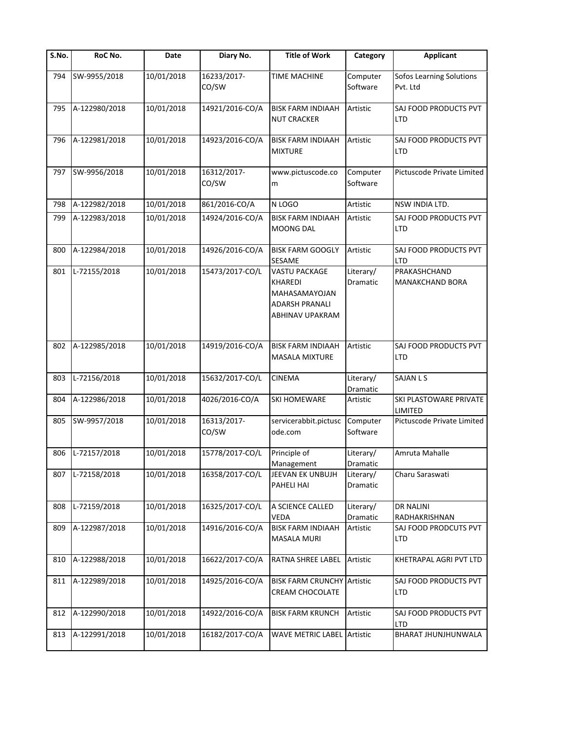| S.No. | RoC No. | Date | Diary No. | Title of Work | Category | Applicant |
|---|---|---|---|---|---|---|
| 794 | SW-9955/2018 | 10/01/2018 | 16233/2017-CO/SW | TIME MACHINE | Computer Software | Sofos Learning Solutions Pvt. Ltd |
| 795 | A-122980/2018 | 10/01/2018 | 14921/2016-CO/A | BISK FARM INDIAAH NUT CRACKER | Artistic | SAJ FOOD PRODUCTS PVT LTD |
| 796 | A-122981/2018 | 10/01/2018 | 14923/2016-CO/A | BISK FARM INDIAAH MIXTURE | Artistic | SAJ FOOD PRODUCTS PVT LTD |
| 797 | SW-9956/2018 | 10/01/2018 | 16312/2017-CO/SW | www.pictuscode.com | Computer Software | Pictuscode Private Limited |
| 798 | A-122982/2018 | 10/01/2018 | 861/2016-CO/A | N LOGO | Artistic | NSW INDIA LTD. |
| 799 | A-122983/2018 | 10/01/2018 | 14924/2016-CO/A | BISK FARM INDIAAH MOONG DAL | Artistic | SAJ FOOD PRODUCTS PVT LTD |
| 800 | A-122984/2018 | 10/01/2018 | 14926/2016-CO/A | BISK FARM GOOGLY SESAME | Artistic | SAJ FOOD PRODUCTS PVT LTD |
| 801 | L-72155/2018 | 10/01/2018 | 15473/2017-CO/L | VASTU PACKAGE KHAREDI MAHASAMAYOJAN ADARSH PRANALI ABHINAV UPAKRAM | Literary/ Dramatic | PRAKASHCHAND MANAKCHAND BORA |
| 802 | A-122985/2018 | 10/01/2018 | 14919/2016-CO/A | BISK FARM INDIAAH MASALA MIXTURE | Artistic | SAJ FOOD PRODUCTS PVT LTD |
| 803 | L-72156/2018 | 10/01/2018 | 15632/2017-CO/L | CINEMA | Literary/ Dramatic | SAJAN L S |
| 804 | A-122986/2018 | 10/01/2018 | 4026/2016-CO/A | SKI HOMEWARE | Artistic | SKI PLASTOWARE PRIVATE LIMITED |
| 805 | SW-9957/2018 | 10/01/2018 | 16313/2017-CO/SW | servicerabbit.pictuscode.com | Computer Software | Pictuscode Private Limited |
| 806 | L-72157/2018 | 10/01/2018 | 15778/2017-CO/L | Principle of Management | Literary/ Dramatic | Amruta Mahalle |
| 807 | L-72158/2018 | 10/01/2018 | 16358/2017-CO/L | JEEVAN EK UNBUJH PAHELI HAI | Literary/ Dramatic | Charu Saraswati |
| 808 | L-72159/2018 | 10/01/2018 | 16325/2017-CO/L | A SCIENCE CALLED VEDA | Literary/ Dramatic | DR NALINI RADHAKRISHNAN |
| 809 | A-122987/2018 | 10/01/2018 | 14916/2016-CO/A | BISK FARM INDIAAH MASALA MURI | Artistic | SAJ FOOD PRODCUTS PVT LTD |
| 810 | A-122988/2018 | 10/01/2018 | 16622/2017-CO/A | RATNA SHREE LABEL | Artistic | KHETRAPAL AGRI PVT LTD |
| 811 | A-122989/2018 | 10/01/2018 | 14925/2016-CO/A | BISK FARM CRUNCHY CREAM CHOCOLATE | Artistic | SAJ FOOD PRODUCTS PVT LTD |
| 812 | A-122990/2018 | 10/01/2018 | 14922/2016-CO/A | BISK FARM KRUNCH | Artistic | SAJ FOOD PRODUCTS PVT LTD |
| 813 | A-122991/2018 | 10/01/2018 | 16182/2017-CO/A | WAVE METRIC LABEL | Artistic | BHARAT JHUNJHUNWALA |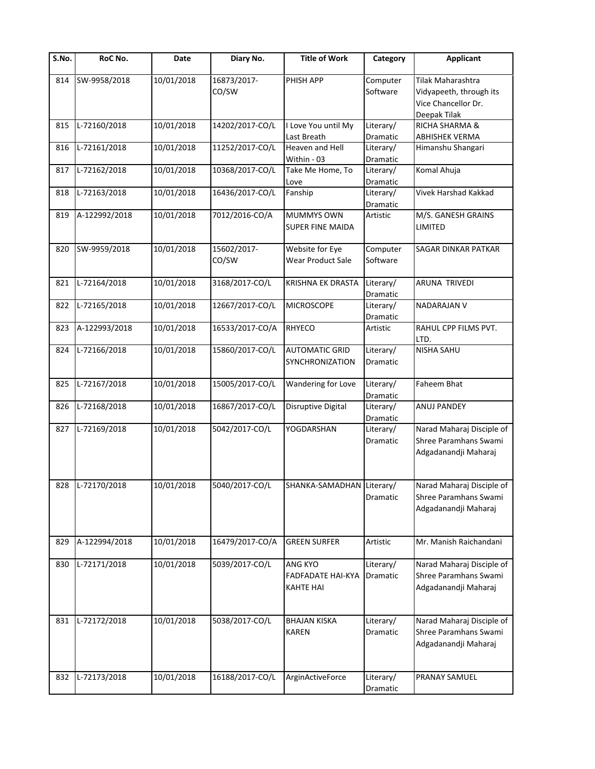| S.No. | RoC No. | Date | Diary No. | Title of Work | Category | Applicant |
|---|---|---|---|---|---|---|
| 814 | SW-9958/2018 | 10/01/2018 | 16873/2017-CO/SW | PHISH APP | Computer Software | Tilak Maharashtra Vidyapeeth, through its Vice Chancellor Dr. Deepak Tilak |
| 815 | L-72160/2018 | 10/01/2018 | 14202/2017-CO/L | I Love You until My Last Breath | Literary/ Dramatic | RICHA SHARMA & ABHISHEK VERMA |
| 816 | L-72161/2018 | 10/01/2018 | 11252/2017-CO/L | Heaven and Hell Within - 03 | Literary/ Dramatic | Himanshu Shangari |
| 817 | L-72162/2018 | 10/01/2018 | 10368/2017-CO/L | Take Me Home, To Love | Literary/ Dramatic | Komal Ahuja |
| 818 | L-72163/2018 | 10/01/2018 | 16436/2017-CO/L | Fanship | Literary/ Dramatic | Vivek Harshad Kakkad |
| 819 | A-122992/2018 | 10/01/2018 | 7012/2016-CO/A | MUMMYS OWN SUPER FINE MAIDA | Artistic | M/S. GANESH GRAINS LIMITED |
| 820 | SW-9959/2018 | 10/01/2018 | 15602/2017-CO/SW | Website for Eye Wear Product Sale | Computer Software | SAGAR DINKAR PATKAR |
| 821 | L-72164/2018 | 10/01/2018 | 3168/2017-CO/L | KRISHNA EK DRASTA | Literary/ Dramatic | ARUNA TRIVEDI |
| 822 | L-72165/2018 | 10/01/2018 | 12667/2017-CO/L | MICROSCOPE | Literary/ Dramatic | NADARAJAN V |
| 823 | A-122993/2018 | 10/01/2018 | 16533/2017-CO/A | RHYECO | Artistic | RAHUL CPP FILMS PVT. LTD. |
| 824 | L-72166/2018 | 10/01/2018 | 15860/2017-CO/L | AUTOMATIC GRID SYNCHRONIZATION | Literary/ Dramatic | NISHA SAHU |
| 825 | L-72167/2018 | 10/01/2018 | 15005/2017-CO/L | Wandering for Love | Literary/ Dramatic | Faheem Bhat |
| 826 | L-72168/2018 | 10/01/2018 | 16867/2017-CO/L | Disruptive Digital | Literary/ Dramatic | ANUJ PANDEY |
| 827 | L-72169/2018 | 10/01/2018 | 5042/2017-CO/L | YOGDARSHAN | Literary/ Dramatic | Narad Maharaj Disciple of Shree Paramhans Swami Adgadanandji Maharaj |
| 828 | L-72170/2018 | 10/01/2018 | 5040/2017-CO/L | SHANKA-SAMADHAN | Literary/ Dramatic | Narad Maharaj Disciple of Shree Paramhans Swami Adgadanandji Maharaj |
| 829 | A-122994/2018 | 10/01/2018 | 16479/2017-CO/A | GREEN SURFER | Artistic | Mr. Manish Raichandani |
| 830 | L-72171/2018 | 10/01/2018 | 5039/2017-CO/L | ANG KYO FADFADATE HAI-KYA KAHTE HAI | Literary/ Dramatic | Narad Maharaj Disciple of Shree Paramhans Swami Adgadanandji Maharaj |
| 831 | L-72172/2018 | 10/01/2018 | 5038/2017-CO/L | BHAJAN KISKA KAREN | Literary/ Dramatic | Narad Maharaj Disciple of Shree Paramhans Swami Adgadanandji Maharaj |
| 832 | L-72173/2018 | 10/01/2018 | 16188/2017-CO/L | ArginActiveForce | Literary/ Dramatic | PRANAY SAMUEL |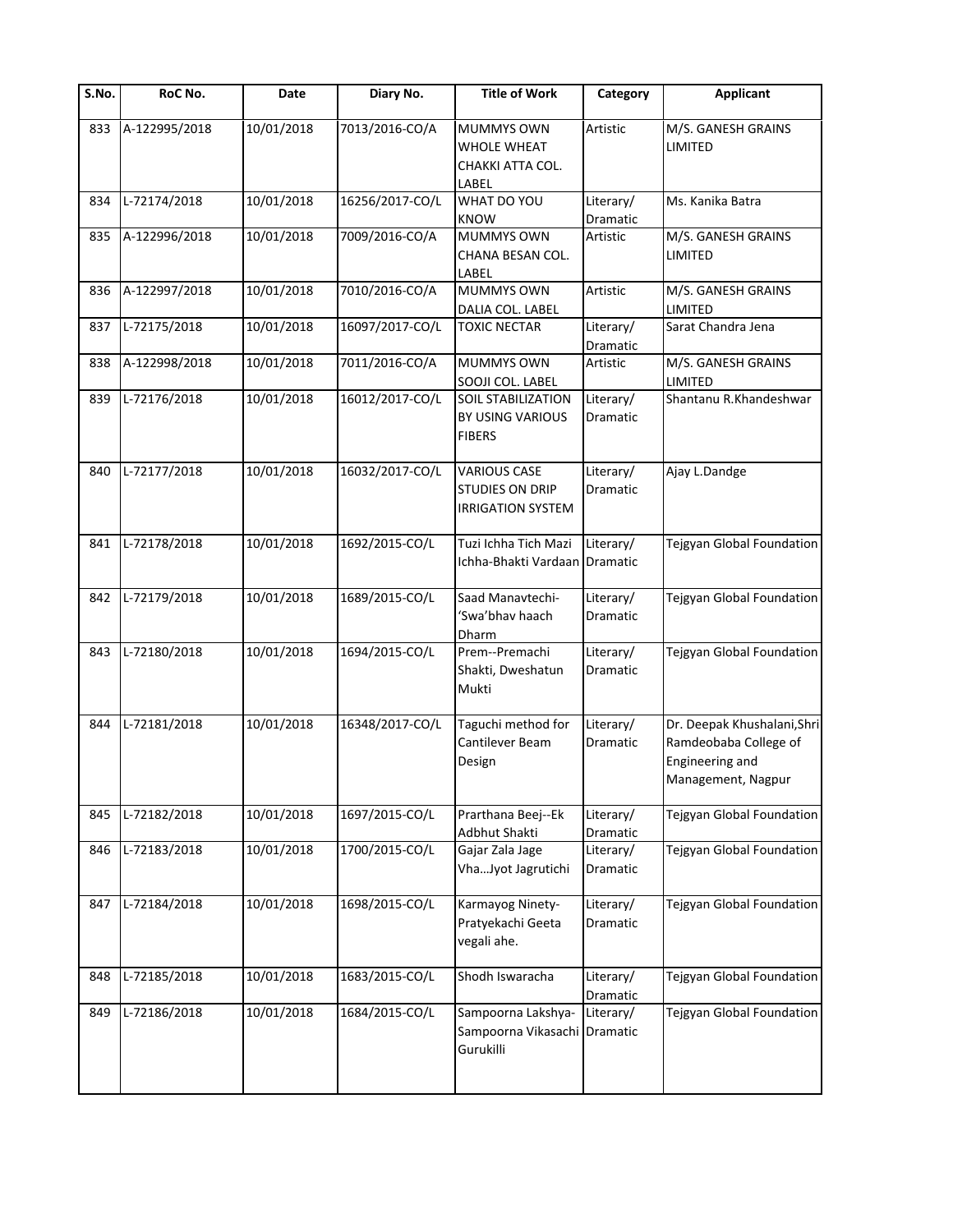| S.No. | RoC No. | Date | Diary No. | Title of Work | Category | Applicant |
|---|---|---|---|---|---|---|
| 833 | A-122995/2018 | 10/01/2018 | 7013/2016-CO/A | MUMMYS OWN WHOLE WHEAT CHAKKI ATTA COL. LABEL | Artistic | M/S. GANESH GRAINS LIMITED |
| 834 | L-72174/2018 | 10/01/2018 | 16256/2017-CO/L | WHAT DO YOU KNOW | Literary/ Dramatic | Ms. Kanika Batra |
| 835 | A-122996/2018 | 10/01/2018 | 7009/2016-CO/A | MUMMYS OWN CHANA BESAN COL. LABEL | Artistic | M/S. GANESH GRAINS LIMITED |
| 836 | A-122997/2018 | 10/01/2018 | 7010/2016-CO/A | MUMMYS OWN DALIA COL. LABEL | Artistic | M/S. GANESH GRAINS LIMITED |
| 837 | L-72175/2018 | 10/01/2018 | 16097/2017-CO/L | TOXIC NECTAR | Literary/ Dramatic | Sarat Chandra Jena |
| 838 | A-122998/2018 | 10/01/2018 | 7011/2016-CO/A | MUMMYS OWN SOOJI COL. LABEL | Artistic | M/S. GANESH GRAINS LIMITED |
| 839 | L-72176/2018 | 10/01/2018 | 16012/2017-CO/L | SOIL STABILIZATION BY USING VARIOUS FIBERS | Literary/ Dramatic | Shantanu R.Khandeshwar |
| 840 | L-72177/2018 | 10/01/2018 | 16032/2017-CO/L | VARIOUS CASE STUDIES ON DRIP IRRIGATION SYSTEM | Literary/ Dramatic | Ajay L.Dandge |
| 841 | L-72178/2018 | 10/01/2018 | 1692/2015-CO/L | Tuzi Ichha Tich Mazi Ichha-Bhakti Vardaan | Literary/ Dramatic | Tejgyan Global Foundation |
| 842 | L-72179/2018 | 10/01/2018 | 1689/2015-CO/L | Saad Manavtechi-'Swa'bhav haach Dharm | Literary/ Dramatic | Tejgyan Global Foundation |
| 843 | L-72180/2018 | 10/01/2018 | 1694/2015-CO/L | Prem--Premachi Shakti, Dweshatun Mukti | Literary/ Dramatic | Tejgyan Global Foundation |
| 844 | L-72181/2018 | 10/01/2018 | 16348/2017-CO/L | Taguchi method for Cantilever Beam Design | Literary/ Dramatic | Dr. Deepak Khushalani,Shri Ramdeobaba College of Engineering and Management, Nagpur |
| 845 | L-72182/2018 | 10/01/2018 | 1697/2015-CO/L | Prarthana Beej--Ek Adbhut Shakti | Literary/ Dramatic | Tejgyan Global Foundation |
| 846 | L-72183/2018 | 10/01/2018 | 1700/2015-CO/L | Gajar Zala Jage Vha...Jyot Jagrutichi | Literary/ Dramatic | Tejgyan Global Foundation |
| 847 | L-72184/2018 | 10/01/2018 | 1698/2015-CO/L | Karmayog Ninety-Pratyekachi Geeta vegali ahe. | Literary/ Dramatic | Tejgyan Global Foundation |
| 848 | L-72185/2018 | 10/01/2018 | 1683/2015-CO/L | Shodh Iswaracha | Literary/ Dramatic | Tejgyan Global Foundation |
| 849 | L-72186/2018 | 10/01/2018 | 1684/2015-CO/L | Sampoorna Lakshya-Sampoorna Vikasachi Gurukilli | Literary/ Dramatic | Tejgyan Global Foundation |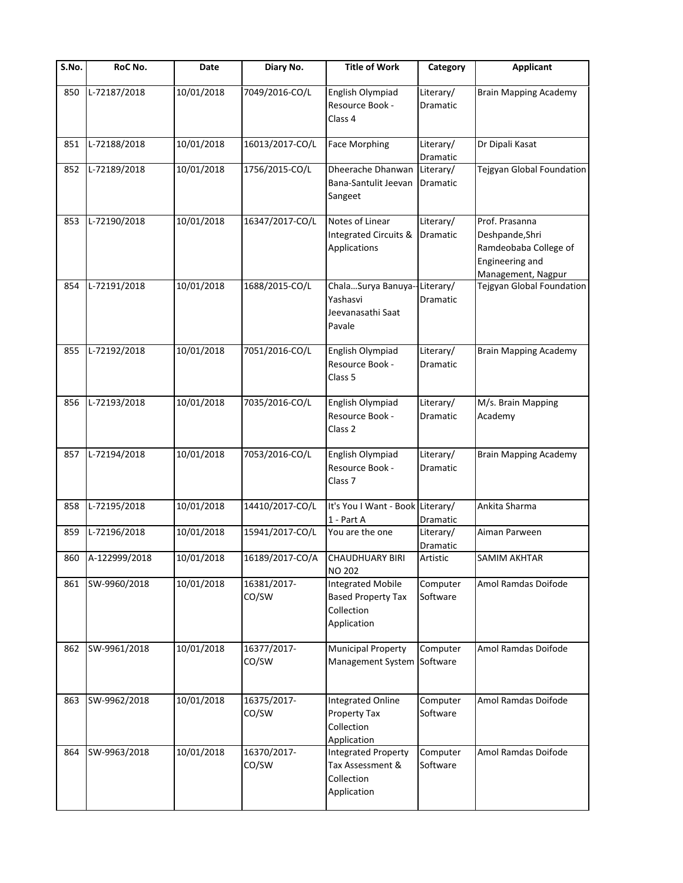| S.No. | RoC No. | Date | Diary No. | Title of Work | Category | Applicant |
|---|---|---|---|---|---|---|
| 850 | L-72187/2018 | 10/01/2018 | 7049/2016-CO/L | English Olympiad Resource Book - Class 4 | Literary/ Dramatic | Brain Mapping Academy |
| 851 | L-72188/2018 | 10/01/2018 | 16013/2017-CO/L | Face Morphing | Literary/ Dramatic | Dr Dipali Kasat |
| 852 | L-72189/2018 | 10/01/2018 | 1756/2015-CO/L | Dheerache Dhanwan Bana-Santulit Jeevan Sangeet | Literary/ Dramatic | Tejgyan Global Foundation |
| 853 | L-72190/2018 | 10/01/2018 | 16347/2017-CO/L | Notes of Linear Integrated Circuits & Applications | Literary/ Dramatic | Prof. Prasanna Deshpande,Shri Ramdeobaba College of Engineering and Management, Nagpur |
| 854 | L-72191/2018 | 10/01/2018 | 1688/2015-CO/L | Chala...Surya Banuya--Yashasvi Jeevanasathi Saat Pavale | Literary/ Dramatic | Tejgyan Global Foundation |
| 855 | L-72192/2018 | 10/01/2018 | 7051/2016-CO/L | English Olympiad Resource Book - Class 5 | Literary/ Dramatic | Brain Mapping Academy |
| 856 | L-72193/2018 | 10/01/2018 | 7035/2016-CO/L | English Olympiad Resource Book - Class 2 | Literary/ Dramatic | M/s. Brain Mapping Academy |
| 857 | L-72194/2018 | 10/01/2018 | 7053/2016-CO/L | English Olympiad Resource Book - Class 7 | Literary/ Dramatic | Brain Mapping Academy |
| 858 | L-72195/2018 | 10/01/2018 | 14410/2017-CO/L | It's You I Want - Book 1 - Part A | Literary/ Dramatic | Ankita Sharma |
| 859 | L-72196/2018 | 10/01/2018 | 15941/2017-CO/L | You are the one | Literary/ Dramatic | Aiman Parween |
| 860 | A-122999/2018 | 10/01/2018 | 16189/2017-CO/A | CHAUDHUARY BIRI NO 202 | Artistic | SAMIM AKHTAR |
| 861 | SW-9960/2018 | 10/01/2018 | 16381/2017-CO/SW | Integrated Mobile Based Property Tax Collection Application | Computer Software | Amol Ramdas Doifode |
| 862 | SW-9961/2018 | 10/01/2018 | 16377/2017-CO/SW | Municipal Property Management System | Computer Software | Amol Ramdas Doifode |
| 863 | SW-9962/2018 | 10/01/2018 | 16375/2017-CO/SW | Integrated Online Property Tax Collection Application | Computer Software | Amol Ramdas Doifode |
| 864 | SW-9963/2018 | 10/01/2018 | 16370/2017-CO/SW | Integrated Property Tax Assessment & Collection Application | Computer Software | Amol Ramdas Doifode |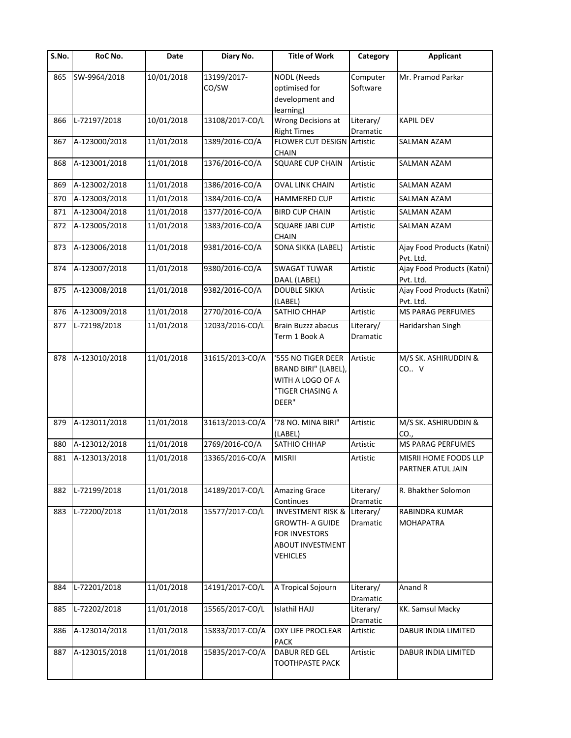| S.No. | RoC No. | Date | Diary No. | Title of Work | Category | Applicant |
|---|---|---|---|---|---|---|
| 865 | SW-9964/2018 | 10/01/2018 | 13199/2017-CO/SW | NODL (Needs optimised for development and learning) | Computer Software | Mr. Pramod Parkar |
| 866 | L-72197/2018 | 10/01/2018 | 13108/2017-CO/L | Wrong Decisions at Right Times | Literary/ Dramatic | KAPIL DEV |
| 867 | A-123000/2018 | 11/01/2018 | 1389/2016-CO/A | FLOWER CUT DESIGN CHAIN | Artistic | SALMAN AZAM |
| 868 | A-123001/2018 | 11/01/2018 | 1376/2016-CO/A | SQUARE CUP CHAIN | Artistic | SALMAN AZAM |
| 869 | A-123002/2018 | 11/01/2018 | 1386/2016-CO/A | OVAL LINK CHAIN | Artistic | SALMAN AZAM |
| 870 | A-123003/2018 | 11/01/2018 | 1384/2016-CO/A | HAMMERED CUP | Artistic | SALMAN AZAM |
| 871 | A-123004/2018 | 11/01/2018 | 1377/2016-CO/A | BIRD CUP CHAIN | Artistic | SALMAN AZAM |
| 872 | A-123005/2018 | 11/01/2018 | 1383/2016-CO/A | SQUARE JABI CUP CHAIN | Artistic | SALMAN AZAM |
| 873 | A-123006/2018 | 11/01/2018 | 9381/2016-CO/A | SONA SIKKA (LABEL) | Artistic | Ajay Food Products (Katni) Pvt. Ltd. |
| 874 | A-123007/2018 | 11/01/2018 | 9380/2016-CO/A | SWAGAT TUWAR DAAL (LABEL) | Artistic | Ajay Food Products (Katni) Pvt. Ltd. |
| 875 | A-123008/2018 | 11/01/2018 | 9382/2016-CO/A | DOUBLE SIKKA (LABEL) | Artistic | Ajay Food Products (Katni) Pvt. Ltd. |
| 876 | A-123009/2018 | 11/01/2018 | 2770/2016-CO/A | SATHIO CHHAP | Artistic | MS PARAG PERFUMES |
| 877 | L-72198/2018 | 11/01/2018 | 12033/2016-CO/L | Brain Buzzz abacus Term 1 Book A | Literary/ Dramatic | Haridarshan Singh |
| 878 | A-123010/2018 | 11/01/2018 | 31615/2013-CO/A | '555 NO TIGER DEER BRAND BIRI" (LABEL), WITH A LOGO OF A "TIGER CHASING A DEER" | Artistic | M/S SK. ASHIRUDDIN & CO.. V |
| 879 | A-123011/2018 | 11/01/2018 | 31613/2013-CO/A | '78 NO. MINA BIRI" (LABEL) | Artistic | M/S SK. ASHIRUDDIN & CO., |
| 880 | A-123012/2018 | 11/01/2018 | 2769/2016-CO/A | SATHIO CHHAP | Artistic | MS PARAG PERFUMES |
| 881 | A-123013/2018 | 11/01/2018 | 13365/2016-CO/A | MISRII | Artistic | MISRII HOME FOODS LLP PARTNER ATUL JAIN |
| 882 | L-72199/2018 | 11/01/2018 | 14189/2017-CO/L | Amazing Grace Continues | Literary/ Dramatic | R. Bhakther Solomon |
| 883 | L-72200/2018 | 11/01/2018 | 15577/2017-CO/L | INVESTMENT RISK & GROWTH- A GUIDE FOR INVESTORS ABOUT INVESTMENT VEHICLES | Literary/ Dramatic | RABINDRA KUMAR MOHAPATRA |
| 884 | L-72201/2018 | 11/01/2018 | 14191/2017-CO/L | A Tropical Sojourn | Literary/ Dramatic | Anand R |
| 885 | L-72202/2018 | 11/01/2018 | 15565/2017-CO/L | Islathil HAJJ | Literary/ Dramatic | KK. Samsul Macky |
| 886 | A-123014/2018 | 11/01/2018 | 15833/2017-CO/A | OXY LIFE PROCLEAR PACK | Artistic | DABUR INDIA LIMITED |
| 887 | A-123015/2018 | 11/01/2018 | 15835/2017-CO/A | DABUR RED GEL TOOTHPASTE PACK | Artistic | DABUR INDIA LIMITED |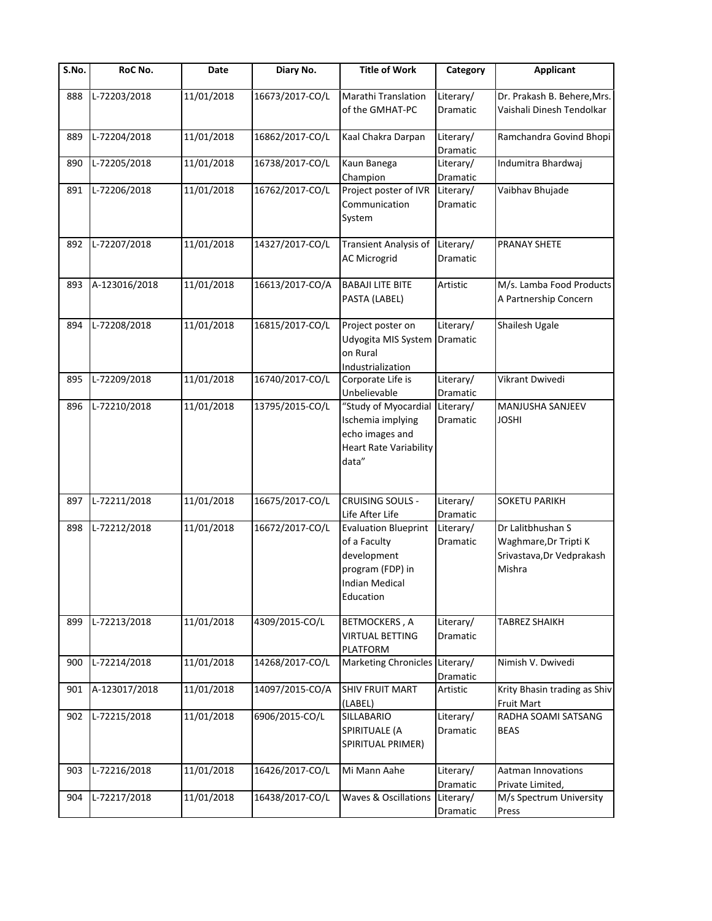| S.No. | RoC No. | Date | Diary No. | Title of Work | Category | Applicant |
|---|---|---|---|---|---|---|
| 888 | L-72203/2018 | 11/01/2018 | 16673/2017-CO/L | Marathi Translation of the GMHAT-PC | Literary/ Dramatic | Dr. Prakash B. Behere,Mrs. Vaishali Dinesh Tendolkar |
| 889 | L-72204/2018 | 11/01/2018 | 16862/2017-CO/L | Kaal Chakra Darpan | Literary/ Dramatic | Ramchandra Govind Bhopi |
| 890 | L-72205/2018 | 11/01/2018 | 16738/2017-CO/L | Kaun Banega Champion | Literary/ Dramatic | Indumitra Bhardwaj |
| 891 | L-72206/2018 | 11/01/2018 | 16762/2017-CO/L | Project poster of IVR Communication System | Literary/ Dramatic | Vaibhav Bhujade |
| 892 | L-72207/2018 | 11/01/2018 | 14327/2017-CO/L | Transient Analysis of AC Microgrid | Literary/ Dramatic | PRANAY SHETE |
| 893 | A-123016/2018 | 11/01/2018 | 16613/2017-CO/A | BABAJI LITE BITE PASTA (LABEL) | Artistic | M/s. Lamba Food Products A Partnership Concern |
| 894 | L-72208/2018 | 11/01/2018 | 16815/2017-CO/L | Project poster on Udyogita MIS System on Rural Industrialization | Literary/ Dramatic | Shailesh Ugale |
| 895 | L-72209/2018 | 11/01/2018 | 16740/2017-CO/L | Corporate Life is Unbelievable | Literary/ Dramatic | Vikrant Dwivedi |
| 896 | L-72210/2018 | 11/01/2018 | 13795/2015-CO/L | "Study of Myocardial Ischemia implying echo images and Heart Rate Variability data" | Literary/ Dramatic | MANJUSHA SANJEEV JOSHI |
| 897 | L-72211/2018 | 11/01/2018 | 16675/2017-CO/L | CRUISING SOULS - Life After Life | Literary/ Dramatic | SOKETU PARIKH |
| 898 | L-72212/2018 | 11/01/2018 | 16672/2017-CO/L | Evaluation Blueprint of a Faculty development program (FDP) in Indian Medical Education | Literary/ Dramatic | Dr Lalitbhushan S Waghmare,Dr Tripti K Srivastava,Dr Vedprakash Mishra |
| 899 | L-72213/2018 | 11/01/2018 | 4309/2015-CO/L | BETMOCKERS , A VIRTUAL BETTING PLATFORM | Literary/ Dramatic | TABREZ SHAIKH |
| 900 | L-72214/2018 | 11/01/2018 | 14268/2017-CO/L | Marketing Chronicles | Literary/ Dramatic | Nimish V. Dwivedi |
| 901 | A-123017/2018 | 11/01/2018 | 14097/2015-CO/A | SHIV FRUIT MART (LABEL) | Artistic | Krity Bhasin trading as Shiv Fruit Mart |
| 902 | L-72215/2018 | 11/01/2018 | 6906/2015-CO/L | SILLABARIO SPIRITUALE (A SPIRITUAL PRIMER) | Literary/ Dramatic | RADHA SOAMI SATSANG BEAS |
| 903 | L-72216/2018 | 11/01/2018 | 16426/2017-CO/L | Mi Mann Aahe | Literary/ Dramatic | Aatman Innovations Private Limited, |
| 904 | L-72217/2018 | 11/01/2018 | 16438/2017-CO/L | Waves & Oscillations | Literary/ Dramatic | M/s Spectrum University Press |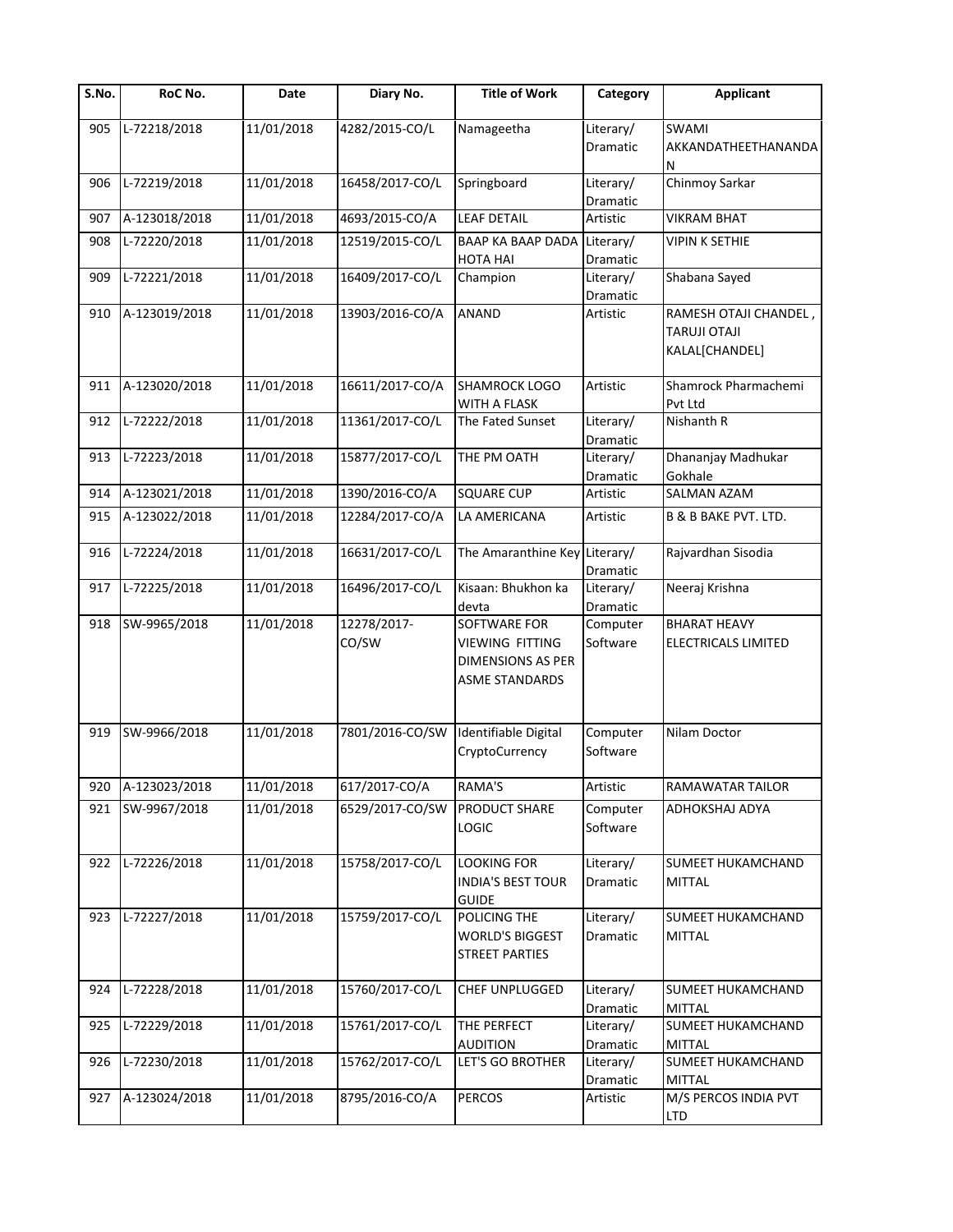| S.No. | RoC No. | Date | Diary No. | Title of Work | Category | Applicant |
|---|---|---|---|---|---|---|
| 905 | L-72218/2018 | 11/01/2018 | 4282/2015-CO/L | Namageetha | Literary/ Dramatic | SWAMI AKKANDATHEETHANANDA N |
| 906 | L-72219/2018 | 11/01/2018 | 16458/2017-CO/L | Springboard | Literary/ Dramatic | Chinmoy Sarkar |
| 907 | A-123018/2018 | 11/01/2018 | 4693/2015-CO/A | LEAF DETAIL | Artistic | VIKRAM BHAT |
| 908 | L-72220/2018 | 11/01/2018 | 12519/2015-CO/L | BAAP KA BAAP DADA HOTA HAI | Literary/ Dramatic | VIPIN K SETHIE |
| 909 | L-72221/2018 | 11/01/2018 | 16409/2017-CO/L | Champion | Literary/ Dramatic | Shabana Sayed |
| 910 | A-123019/2018 | 11/01/2018 | 13903/2016-CO/A | ANAND | Artistic | RAMESH OTAJI CHANDEL , TARUJI OTAJI KALAL[CHANDEL] |
| 911 | A-123020/2018 | 11/01/2018 | 16611/2017-CO/A | SHAMROCK LOGO WITH A FLASK | Artistic | Shamrock Pharmachemi Pvt Ltd |
| 912 | L-72222/2018 | 11/01/2018 | 11361/2017-CO/L | The Fated Sunset | Literary/ Dramatic | Nishanth R |
| 913 | L-72223/2018 | 11/01/2018 | 15877/2017-CO/L | THE PM OATH | Literary/ Dramatic | Dhananjay Madhukar Gokhale |
| 914 | A-123021/2018 | 11/01/2018 | 1390/2016-CO/A | SQUARE CUP | Artistic | SALMAN AZAM |
| 915 | A-123022/2018 | 11/01/2018 | 12284/2017-CO/A | LA AMERICANA | Artistic | B & B BAKE PVT. LTD. |
| 916 | L-72224/2018 | 11/01/2018 | 16631/2017-CO/L | The Amaranthine Key | Literary/ Dramatic | Rajvardhan Sisodia |
| 917 | L-72225/2018 | 11/01/2018 | 16496/2017-CO/L | Kisaan: Bhukhon ka devta | Literary/ Dramatic | Neeraj Krishna |
| 918 | SW-9965/2018 | 11/01/2018 | 12278/2017-CO/SW | SOFTWARE FOR VIEWING FITTING DIMENSIONS AS PER ASME STANDARDS | Computer Software | BHARAT HEAVY ELECTRICALS LIMITED |
| 919 | SW-9966/2018 | 11/01/2018 | 7801/2016-CO/SW | Identifiable Digital CryptoCurrency | Computer Software | Nilam Doctor |
| 920 | A-123023/2018 | 11/01/2018 | 617/2017-CO/A | RAMA'S | Artistic | RAMAWATAR TAILOR |
| 921 | SW-9967/2018 | 11/01/2018 | 6529/2017-CO/SW | PRODUCT SHARE LOGIC | Computer Software | ADHOKSHAJ ADYA |
| 922 | L-72226/2018 | 11/01/2018 | 15758/2017-CO/L | LOOKING FOR INDIA'S BEST TOUR GUIDE | Literary/ Dramatic | SUMEET HUKAMCHAND MITTAL |
| 923 | L-72227/2018 | 11/01/2018 | 15759/2017-CO/L | POLICING THE WORLD'S BIGGEST STREET PARTIES | Literary/ Dramatic | SUMEET HUKAMCHAND MITTAL |
| 924 | L-72228/2018 | 11/01/2018 | 15760/2017-CO/L | CHEF UNPLUGGED | Literary/ Dramatic | SUMEET HUKAMCHAND MITTAL |
| 925 | L-72229/2018 | 11/01/2018 | 15761/2017-CO/L | THE PERFECT AUDITION | Literary/ Dramatic | SUMEET HUKAMCHAND MITTAL |
| 926 | L-72230/2018 | 11/01/2018 | 15762/2017-CO/L | LET'S GO BROTHER | Literary/ Dramatic | SUMEET HUKAMCHAND MITTAL |
| 927 | A-123024/2018 | 11/01/2018 | 8795/2016-CO/A | PERCOS | Artistic | M/S PERCOS INDIA PVT LTD |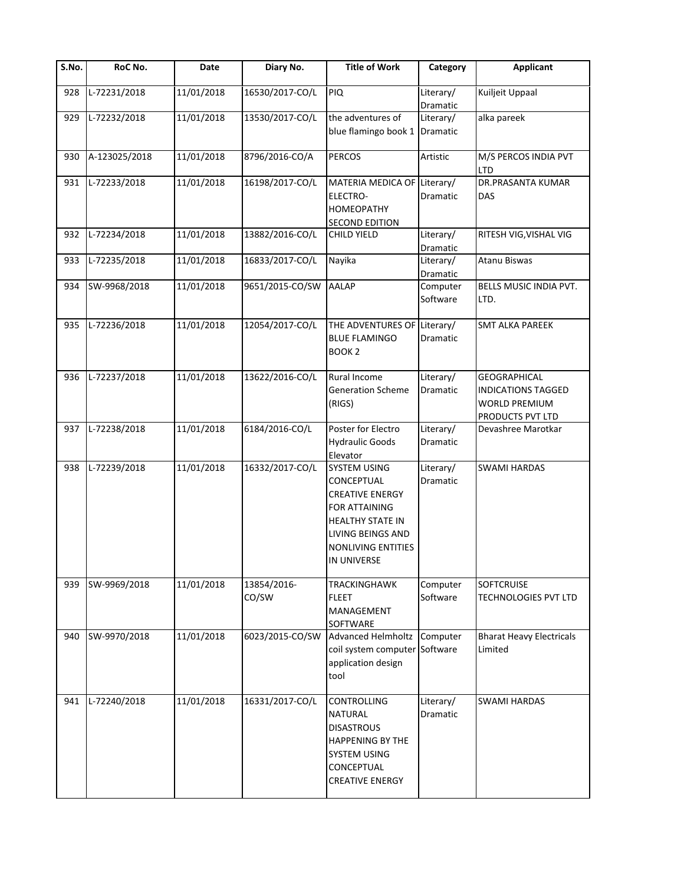| S.No. | RoC No. | Date | Diary No. | Title of Work | Category | Applicant |
|---|---|---|---|---|---|---|
| 928 | L-72231/2018 | 11/01/2018 | 16530/2017-CO/L | PIQ | Literary/ Dramatic | Kuiljeit Uppaal |
| 929 | L-72232/2018 | 11/01/2018 | 13530/2017-CO/L | the adventures of blue flamingo book 1 | Literary/ Dramatic | alka pareek |
| 930 | A-123025/2018 | 11/01/2018 | 8796/2016-CO/A | PERCOS | Artistic | M/S PERCOS INDIA PVT LTD |
| 931 | L-72233/2018 | 11/01/2018 | 16198/2017-CO/L | MATERIA MEDICA OF ELECTRO-HOMEOPATHY SECOND EDITION | Literary/ Dramatic | DR.PRASANTA KUMAR DAS |
| 932 | L-72234/2018 | 11/01/2018 | 13882/2016-CO/L | CHILD YIELD | Literary/ Dramatic | RITESH VIG,VISHAL VIG |
| 933 | L-72235/2018 | 11/01/2018 | 16833/2017-CO/L | Nayika | Literary/ Dramatic | Atanu Biswas |
| 934 | SW-9968/2018 | 11/01/2018 | 9651/2015-CO/SW | AALAP | Computer Software | BELLS MUSIC INDIA PVT. LTD. |
| 935 | L-72236/2018 | 11/01/2018 | 12054/2017-CO/L | THE ADVENTURES OF BLUE FLAMINGO BOOK 2 | Literary/ Dramatic | SMT ALKA PAREEK |
| 936 | L-72237/2018 | 11/01/2018 | 13622/2016-CO/L | Rural Income Generation Scheme (RIGS) | Literary/ Dramatic | GEOGRAPHICAL INDICATIONS TAGGED WORLD PREMIUM PRODUCTS PVT LTD |
| 937 | L-72238/2018 | 11/01/2018 | 6184/2016-CO/L | Poster for Electro Hydraulic Goods Elevator | Literary/ Dramatic | Devashree Marotkar |
| 938 | L-72239/2018 | 11/01/2018 | 16332/2017-CO/L | SYSTEM USING CONCEPTUAL CREATIVE ENERGY FOR ATTAINING HEALTHY STATE IN LIVING BEINGS AND NONLIVING ENTITIES IN UNIVERSE | Literary/ Dramatic | SWAMI HARDAS |
| 939 | SW-9969/2018 | 11/01/2018 | 13854/2016-CO/SW | TRACKINGHAWK FLEET MANAGEMENT SOFTWARE | Computer Software | SOFTCRUISE TECHNOLOGIES PVT LTD |
| 940 | SW-9970/2018 | 11/01/2018 | 6023/2015-CO/SW | Advanced Helmholtz coil system computer application design tool | Computer Software | Bharat Heavy Electricals Limited |
| 941 | L-72240/2018 | 11/01/2018 | 16331/2017-CO/L | CONTROLLING NATURAL DISASTROUS HAPPENING BY THE SYSTEM USING CONCEPTUAL CREATIVE ENERGY | Literary/ Dramatic | SWAMI HARDAS |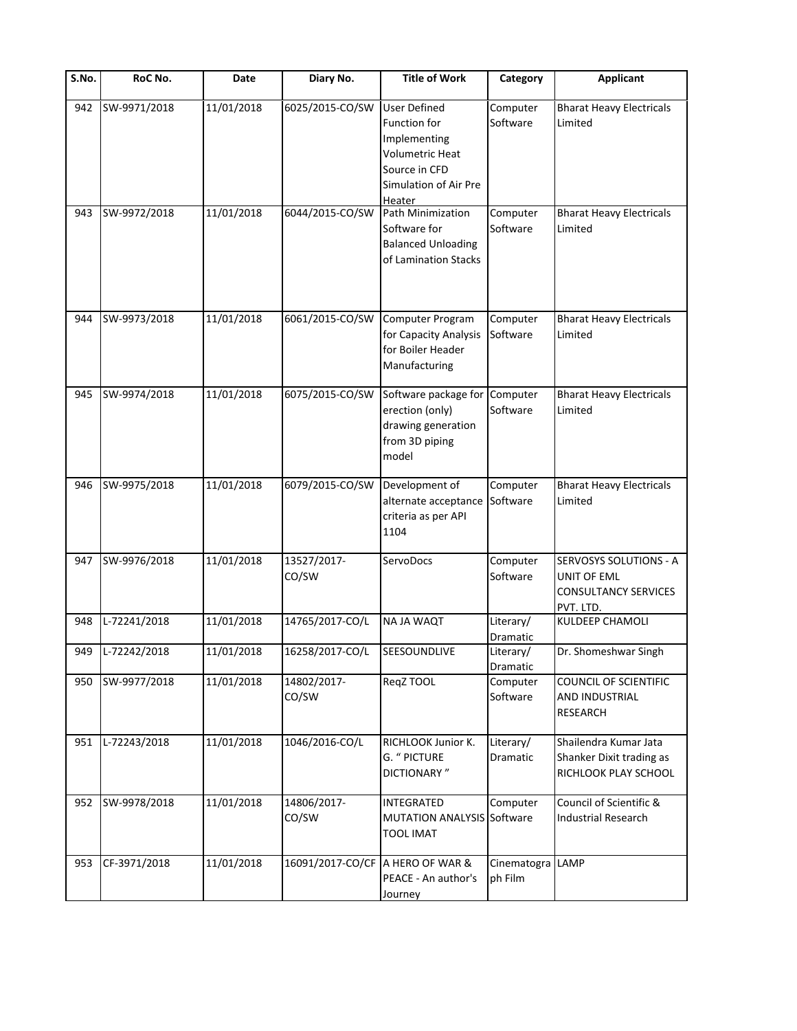| S.No. | RoC No. | Date | Diary No. | Title of Work | Category | Applicant |
|---|---|---|---|---|---|---|
| 942 | SW-9971/2018 | 11/01/2018 | 6025/2015-CO/SW | User Defined Function for Implementing Volumetric Heat Source in CFD Simulation of Air Pre Heater | Computer Software | Bharat Heavy Electricals Limited |
| 943 | SW-9972/2018 | 11/01/2018 | 6044/2015-CO/SW | Path Minimization Software for Balanced Unloading of Lamination Stacks | Computer Software | Bharat Heavy Electricals Limited |
| 944 | SW-9973/2018 | 11/01/2018 | 6061/2015-CO/SW | Computer Program for Capacity Analysis for Boiler Header Manufacturing | Computer Software | Bharat Heavy Electricals Limited |
| 945 | SW-9974/2018 | 11/01/2018 | 6075/2015-CO/SW | Software package for erection (only) drawing generation from 3D piping model | Computer Software | Bharat Heavy Electricals Limited |
| 946 | SW-9975/2018 | 11/01/2018 | 6079/2015-CO/SW | Development of alternate acceptance criteria as per API 1104 | Computer Software | Bharat Heavy Electricals Limited |
| 947 | SW-9976/2018 | 11/01/2018 | 13527/2017-CO/SW | ServoDocs | Computer Software | SERVOSYS SOLUTIONS - A UNIT OF EML CONSULTANCY SERVICES PVT. LTD. |
| 948 | L-72241/2018 | 11/01/2018 | 14765/2017-CO/L | NA JA WAQT | Literary/ Dramatic | KULDEEP CHAMOLI |
| 949 | L-72242/2018 | 11/01/2018 | 16258/2017-CO/L | SEESOUNDLIVE | Literary/ Dramatic | Dr. Shomeshwar Singh |
| 950 | SW-9977/2018 | 11/01/2018 | 14802/2017-CO/SW | ReqZ TOOL | Computer Software | COUNCIL OF SCIENTIFIC AND INDUSTRIAL RESEARCH |
| 951 | L-72243/2018 | 11/01/2018 | 1046/2016-CO/L | RICHLOOK Junior K. G. " PICTURE DICTIONARY " | Literary/ Dramatic | Shailendra Kumar Jata Shanker Dixit trading as RICHLOOK PLAY SCHOOL |
| 952 | SW-9978/2018 | 11/01/2018 | 14806/2017-CO/SW | INTEGRATED MUTATION ANALYSIS TOOL IMAT | Computer Software | Council of Scientific & Industrial Research |
| 953 | CF-3971/2018 | 11/01/2018 | 16091/2017-CO/CF | A HERO OF WAR & PEACE - An author's Journey | Cinematograph Film | LAMP |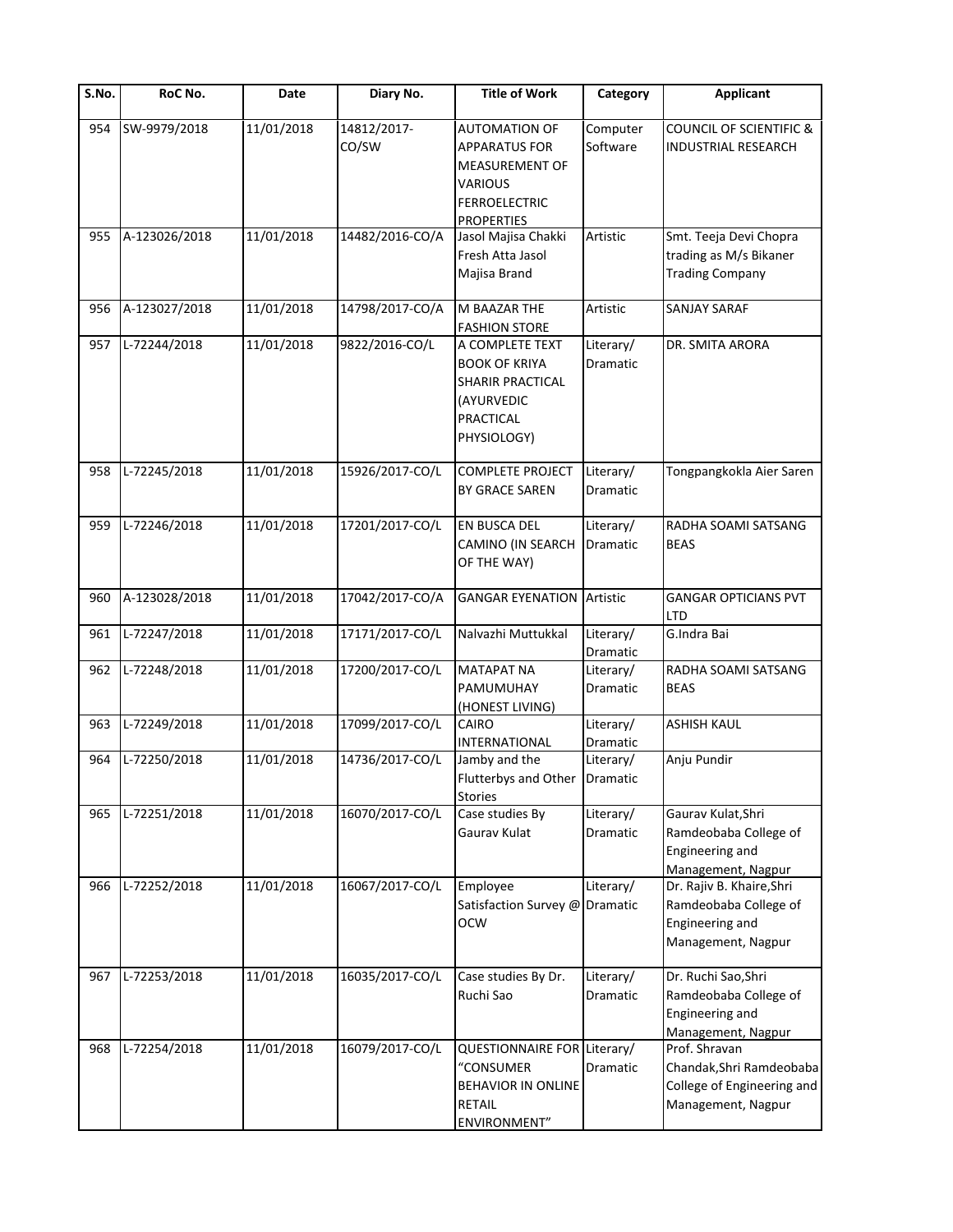| S.No. | RoC No. | Date | Diary No. | Title of Work | Category | Applicant |
|---|---|---|---|---|---|---|
| 954 | SW-9979/2018 | 11/01/2018 | 14812/2017-CO/SW | AUTOMATION OF APPARATUS FOR MEASUREMENT OF VARIOUS FERROELECTRIC PROPERTIES | Computer Software | COUNCIL OF SCIENTIFIC & INDUSTRIAL RESEARCH |
| 955 | A-123026/2018 | 11/01/2018 | 14482/2016-CO/A | Jasol Majisa Chakki Fresh Atta Jasol Majisa Brand | Artistic | Smt. Teeja Devi Chopra trading as M/s Bikaner Trading Company |
| 956 | A-123027/2018 | 11/01/2018 | 14798/2017-CO/A | M BAAZAR THE FASHION STORE | Artistic | SANJAY SARAF |
| 957 | L-72244/2018 | 11/01/2018 | 9822/2016-CO/L | A COMPLETE TEXT BOOK OF KRIYA SHARIR PRACTICAL (AYURVEDIC PRACTICAL PHYSIOLOGY) | Literary/ Dramatic | DR. SMITA ARORA |
| 958 | L-72245/2018 | 11/01/2018 | 15926/2017-CO/L | COMPLETE PROJECT BY GRACE SAREN | Literary/ Dramatic | Tongpangkokla Aier Saren |
| 959 | L-72246/2018 | 11/01/2018 | 17201/2017-CO/L | EN BUSCA DEL CAMINO (IN SEARCH OF THE WAY) | Literary/ Dramatic | RADHA SOAMI SATSANG BEAS |
| 960 | A-123028/2018 | 11/01/2018 | 17042/2017-CO/A | GANGAR EYENATION | Artistic | GANGAR OPTICIANS PVT LTD |
| 961 | L-72247/2018 | 11/01/2018 | 17171/2017-CO/L | Nalvazhi Muttukkal | Literary/ Dramatic | G.Indra Bai |
| 962 | L-72248/2018 | 11/01/2018 | 17200/2017-CO/L | MATAPAT NA PAMUMUHAY (HONEST LIVING) | Literary/ Dramatic | RADHA SOAMI SATSANG BEAS |
| 963 | L-72249/2018 | 11/01/2018 | 17099/2017-CO/L | CAIRO INTERNATIONAL | Literary/ Dramatic | ASHISH KAUL |
| 964 | L-72250/2018 | 11/01/2018 | 14736/2017-CO/L | Jamby and the Flutterbys and Other Stories | Literary/ Dramatic | Anju Pundir |
| 965 | L-72251/2018 | 11/01/2018 | 16070/2017-CO/L | Case studies By Gaurav Kulat | Literary/ Dramatic | Gaurav Kulat,Shri Ramdeobaba College of Engineering and Management, Nagpur |
| 966 | L-72252/2018 | 11/01/2018 | 16067/2017-CO/L | Employee Satisfaction Survey @ OCW | Literary/ Dramatic | Dr. Rajiv B. Khaire,Shri Ramdeobaba College of Engineering and Management, Nagpur |
| 967 | L-72253/2018 | 11/01/2018 | 16035/2017-CO/L | Case studies By Dr. Ruchi Sao | Literary/ Dramatic | Dr. Ruchi Sao,Shri Ramdeobaba College of Engineering and Management, Nagpur |
| 968 | L-72254/2018 | 11/01/2018 | 16079/2017-CO/L | QUESTIONNAIRE FOR "CONSUMER BEHAVIOR IN ONLINE RETAIL ENVIRONMENT" | Literary/ Dramatic | Prof. Shravan Chandak,Shri Ramdeobaba College of Engineering and Management, Nagpur |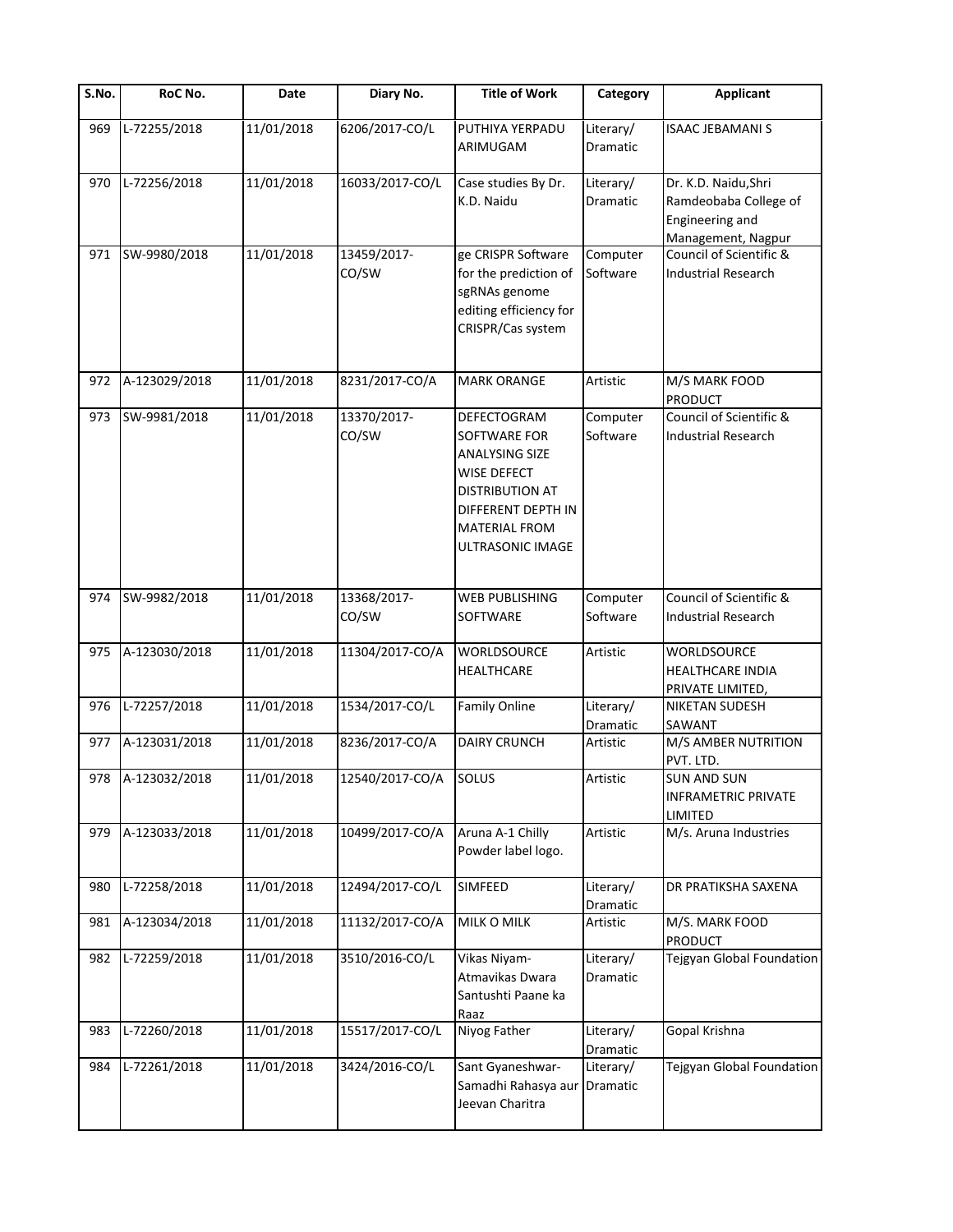| S.No. | RoC No. | Date | Diary No. | Title of Work | Category | Applicant |
|---|---|---|---|---|---|---|
| 969 | L-72255/2018 | 11/01/2018 | 6206/2017-CO/L | PUTHIYA YERPADU ARIMUGAM | Literary/ Dramatic | ISAAC JEBAMANI S |
| 970 | L-72256/2018 | 11/01/2018 | 16033/2017-CO/L | Case studies By Dr. K.D. Naidu | Literary/ Dramatic | Dr. K.D. Naidu,Shri Ramdeobaba College of Engineering and Management, Nagpur |
| 971 | SW-9980/2018 | 11/01/2018 | 13459/2017-CO/SW | ge CRISPR Software for the prediction of sgRNAs genome editing efficiency for CRISPR/Cas system | Computer Software | Council of Scientific & Industrial Research |
| 972 | A-123029/2018 | 11/01/2018 | 8231/2017-CO/A | MARK ORANGE | Artistic | M/S MARK FOOD PRODUCT |
| 973 | SW-9981/2018 | 11/01/2018 | 13370/2017-CO/SW | DEFECTOGRAM SOFTWARE FOR ANALYSING SIZE WISE DEFECT DISTRIBUTION AT DIFFERENT DEPTH IN MATERIAL FROM ULTRASONIC IMAGE | Computer Software | Council of Scientific & Industrial Research |
| 974 | SW-9982/2018 | 11/01/2018 | 13368/2017-CO/SW | WEB PUBLISHING SOFTWARE | Computer Software | Council of Scientific & Industrial Research |
| 975 | A-123030/2018 | 11/01/2018 | 11304/2017-CO/A | WORLDSOURCE HEALTHCARE | Artistic | WORLDSOURCE HEALTHCARE INDIA PRIVATE LIMITED, |
| 976 | L-72257/2018 | 11/01/2018 | 1534/2017-CO/L | Family Online | Literary/ Dramatic | NIKETAN SUDESH SAWANT |
| 977 | A-123031/2018 | 11/01/2018 | 8236/2017-CO/A | DAIRY CRUNCH | Artistic | M/S AMBER NUTRITION PVT. LTD. |
| 978 | A-123032/2018 | 11/01/2018 | 12540/2017-CO/A | SOLUS | Artistic | SUN AND SUN INFRAMETRIC PRIVATE LIMITED |
| 979 | A-123033/2018 | 11/01/2018 | 10499/2017-CO/A | Aruna A-1 Chilly Powder label logo. | Artistic | M/s. Aruna Industries |
| 980 | L-72258/2018 | 11/01/2018 | 12494/2017-CO/L | SIMFEED | Literary/ Dramatic | DR PRATIKSHA SAXENA |
| 981 | A-123034/2018 | 11/01/2018 | 11132/2017-CO/A | MILK O MILK | Artistic | M/S. MARK FOOD PRODUCT |
| 982 | L-72259/2018 | 11/01/2018 | 3510/2016-CO/L | Vikas Niyam-Atmavikas Dwara Santushti Paane ka Raaz | Literary/ Dramatic | Tejgyan Global Foundation |
| 983 | L-72260/2018 | 11/01/2018 | 15517/2017-CO/L | Niyog Father | Literary/ Dramatic | Gopal Krishna |
| 984 | L-72261/2018 | 11/01/2018 | 3424/2016-CO/L | Sant Gyaneshwar-Samadhi Rahasya aur Jeevan Charitra | Literary/ Dramatic | Tejgyan Global Foundation |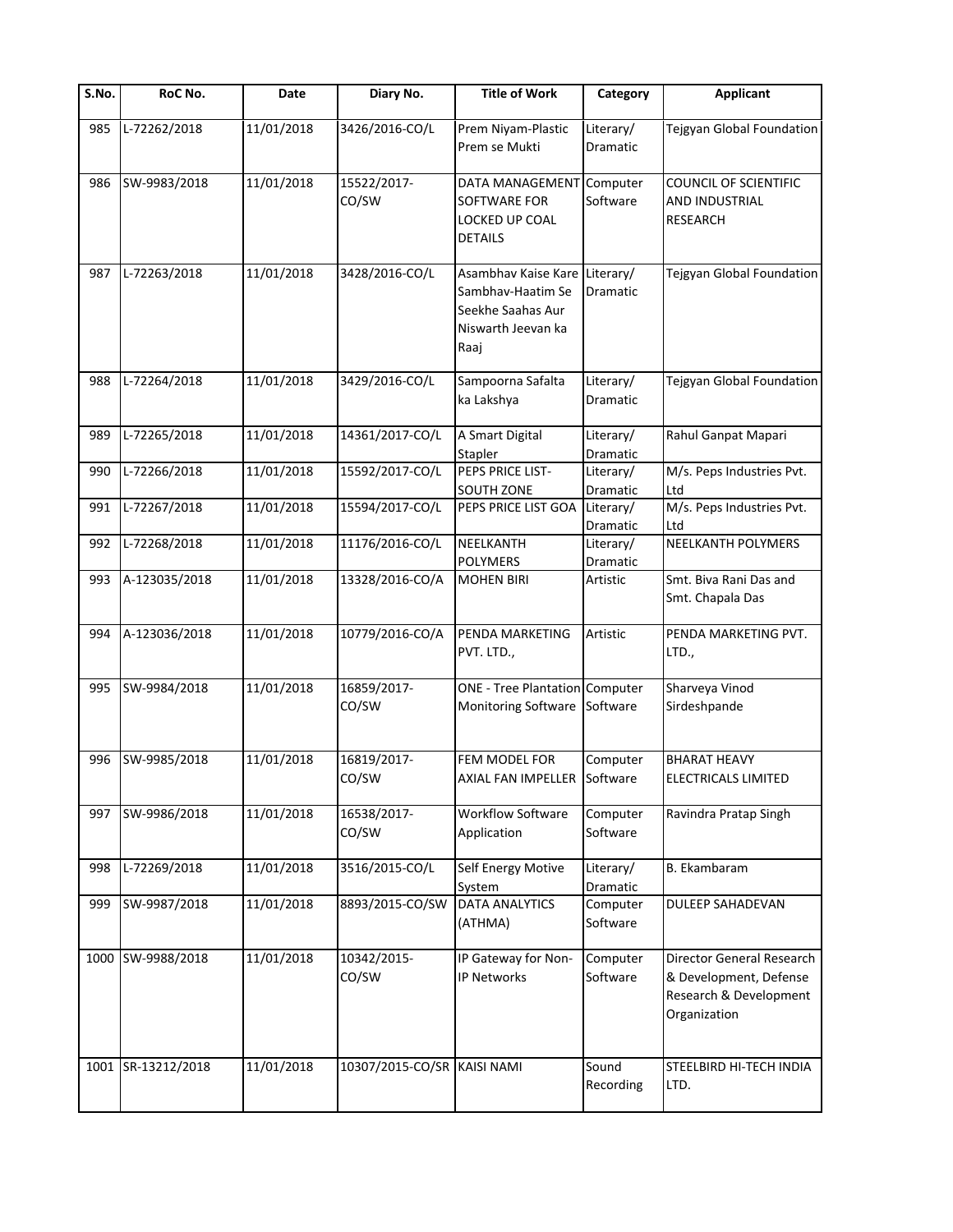| S.No. | RoC No. | Date | Diary No. | Title of Work | Category | Applicant |
| --- | --- | --- | --- | --- | --- | --- |
| 985 | L-72262/2018 | 11/01/2018 | 3426/2016-CO/L | Prem Niyam-Plastic Prem se Mukti | Literary/ Dramatic | Tejgyan Global Foundation |
| 986 | SW-9983/2018 | 11/01/2018 | 15522/2017-CO/SW | DATA MANAGEMENT SOFTWARE FOR LOCKED UP COAL DETAILS | Computer Software | COUNCIL OF SCIENTIFIC AND INDUSTRIAL RESEARCH |
| 987 | L-72263/2018 | 11/01/2018 | 3428/2016-CO/L | Asambhav Kaise Kare Sambhav-Haatim Se Seekhe Saahas Aur Niswarth Jeevan ka Raaj | Literary/ Dramatic | Tejgyan Global Foundation |
| 988 | L-72264/2018 | 11/01/2018 | 3429/2016-CO/L | Sampoorna Safalta ka Lakshya | Literary/ Dramatic | Tejgyan Global Foundation |
| 989 | L-72265/2018 | 11/01/2018 | 14361/2017-CO/L | A Smart Digital Stapler | Literary/ Dramatic | Rahul Ganpat Mapari |
| 990 | L-72266/2018 | 11/01/2018 | 15592/2017-CO/L | PEPS PRICE LIST-SOUTH ZONE | Literary/ Dramatic | M/s. Peps Industries Pvt. Ltd |
| 991 | L-72267/2018 | 11/01/2018 | 15594/2017-CO/L | PEPS PRICE LIST GOA | Literary/ Dramatic | M/s. Peps Industries Pvt. Ltd |
| 992 | L-72268/2018 | 11/01/2018 | 11176/2016-CO/L | NEELKANTH POLYMERS | Literary/ Dramatic | NEELKANTH POLYMERS |
| 993 | A-123035/2018 | 11/01/2018 | 13328/2016-CO/A | MOHEN BIRI | Artistic | Smt. Biva Rani Das and Smt. Chapala Das |
| 994 | A-123036/2018 | 11/01/2018 | 10779/2016-CO/A | PENDA MARKETING PVT. LTD., | Artistic | PENDA MARKETING PVT. LTD., |
| 995 | SW-9984/2018 | 11/01/2018 | 16859/2017-CO/SW | ONE - Tree Plantation Monitoring Software | Computer Software | Sharveya Vinod Sirdeshpande |
| 996 | SW-9985/2018 | 11/01/2018 | 16819/2017-CO/SW | FEM MODEL FOR AXIAL FAN IMPELLER | Computer Software | BHARAT HEAVY ELECTRICALS LIMITED |
| 997 | SW-9986/2018 | 11/01/2018 | 16538/2017-CO/SW | Workflow Software Application | Computer Software | Ravindra Pratap Singh |
| 998 | L-72269/2018 | 11/01/2018 | 3516/2015-CO/L | Self Energy Motive System | Literary/ Dramatic | B. Ekambaram |
| 999 | SW-9987/2018 | 11/01/2018 | 8893/2015-CO/SW | DATA ANALYTICS (ATHMA) | Computer Software | DULEEP SAHADEVAN |
| 1000 | SW-9988/2018 | 11/01/2018 | 10342/2015-CO/SW | IP Gateway for Non-IP Networks | Computer Software | Director General Research & Development, Defense Research & Development Organization |
| 1001 | SR-13212/2018 | 11/01/2018 | 10307/2015-CO/SR | KAISI NAMI | Sound Recording | STEELBIRD HI-TECH INDIA LTD. |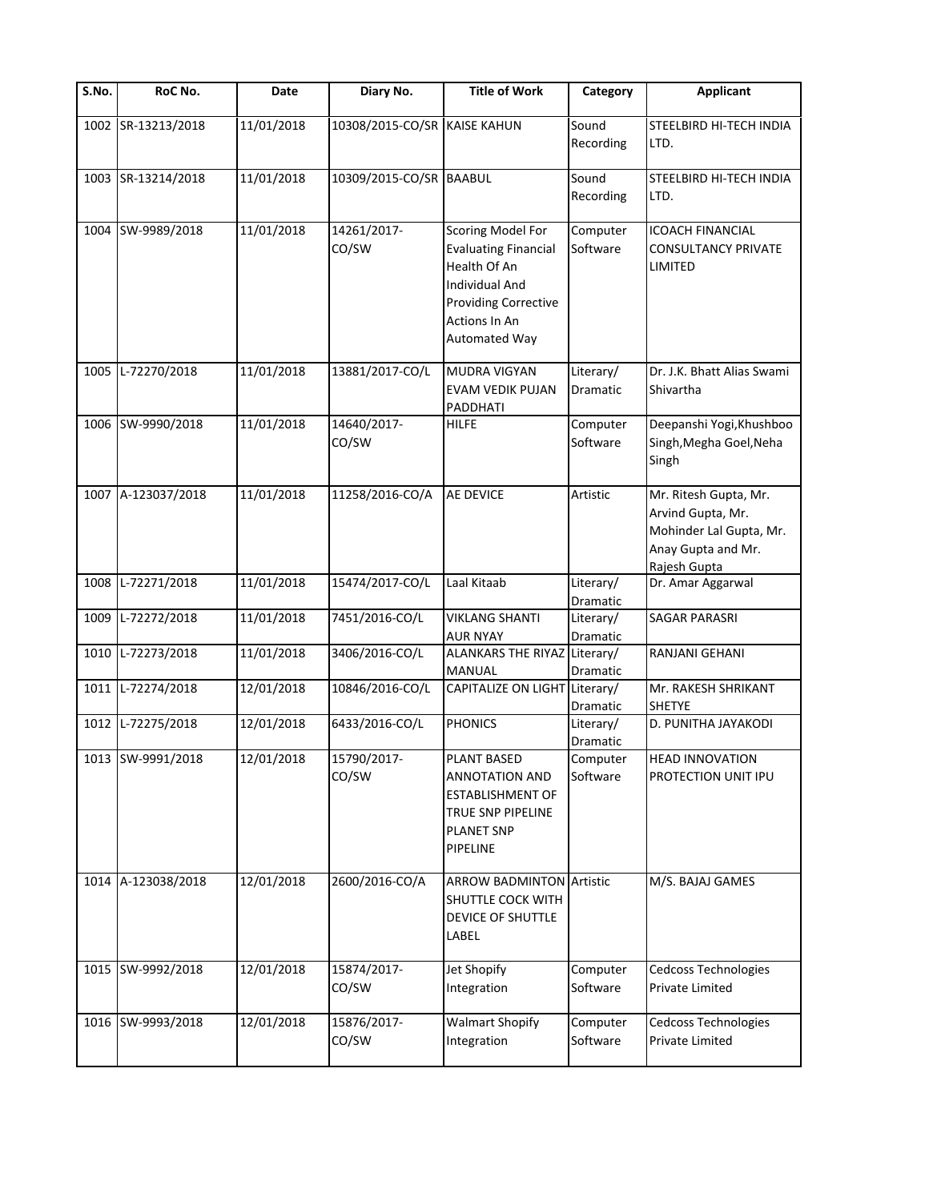| S.No. | RoC No. | Date | Diary No. | Title of Work | Category | Applicant |
|---|---|---|---|---|---|---|
| 1002 | SR-13213/2018 | 11/01/2018 | 10308/2015-CO/SR | KAISE KAHUN | Sound Recording | STEELBIRD HI-TECH INDIA LTD. |
| 1003 | SR-13214/2018 | 11/01/2018 | 10309/2015-CO/SR | BAABUL | Sound Recording | STEELBIRD HI-TECH INDIA LTD. |
| 1004 | SW-9989/2018 | 11/01/2018 | 14261/2017-CO/SW | Scoring Model For Evaluating Financial Health Of An Individual And Providing Corrective Actions In An Automated Way | Computer Software | ICOACH FINANCIAL CONSULTANCY PRIVATE LIMITED |
| 1005 | L-72270/2018 | 11/01/2018 | 13881/2017-CO/L | MUDRA VIGYAN EVAM VEDIK PUJAN PADDHATI | Literary/ Dramatic | Dr. J.K. Bhatt Alias Swami Shivartha |
| 1006 | SW-9990/2018 | 11/01/2018 | 14640/2017-CO/SW | HILFE | Computer Software | Deepanshi Yogi,Khushboo Singh,Megha Goel,Neha Singh |
| 1007 | A-123037/2018 | 11/01/2018 | 11258/2016-CO/A | AE DEVICE | Artistic | Mr. Ritesh Gupta, Mr. Arvind Gupta, Mr. Mohinder Lal Gupta, Mr. Anay Gupta and Mr. Rajesh Gupta |
| 1008 | L-72271/2018 | 11/01/2018 | 15474/2017-CO/L | Laal Kitaab | Literary/ Dramatic | Dr. Amar Aggarwal |
| 1009 | L-72272/2018 | 11/01/2018 | 7451/2016-CO/L | VIKLANG SHANTI AUR NYAY | Literary/ Dramatic | SAGAR PARASRI |
| 1010 | L-72273/2018 | 11/01/2018 | 3406/2016-CO/L | ALANKARS THE RIYAZ MANUAL | Literary/ Dramatic | RANJANI GEHANI |
| 1011 | L-72274/2018 | 12/01/2018 | 10846/2016-CO/L | CAPITALIZE ON LIGHT | Literary/ Dramatic | Mr. RAKESH SHRIKANT SHETYE |
| 1012 | L-72275/2018 | 12/01/2018 | 6433/2016-CO/L | PHONICS | Literary/ Dramatic | D. PUNITHA JAYAKODI |
| 1013 | SW-9991/2018 | 12/01/2018 | 15790/2017-CO/SW | PLANT BASED ANNOTATION AND ESTABLISHMENT OF TRUE SNP PIPELINE PLANET SNP PIPELINE | Computer Software | HEAD INNOVATION PROTECTION UNIT IPU |
| 1014 | A-123038/2018 | 12/01/2018 | 2600/2016-CO/A | ARROW BADMINTON SHUTTLE COCK WITH DEVICE OF SHUTTLE LABEL | Artistic | M/S. BAJAJ GAMES |
| 1015 | SW-9992/2018 | 12/01/2018 | 15874/2017-CO/SW | Jet Shopify Integration | Computer Software | Cedcoss Technologies Private Limited |
| 1016 | SW-9993/2018 | 12/01/2018 | 15876/2017-CO/SW | Walmart Shopify Integration | Computer Software | Cedcoss Technologies Private Limited |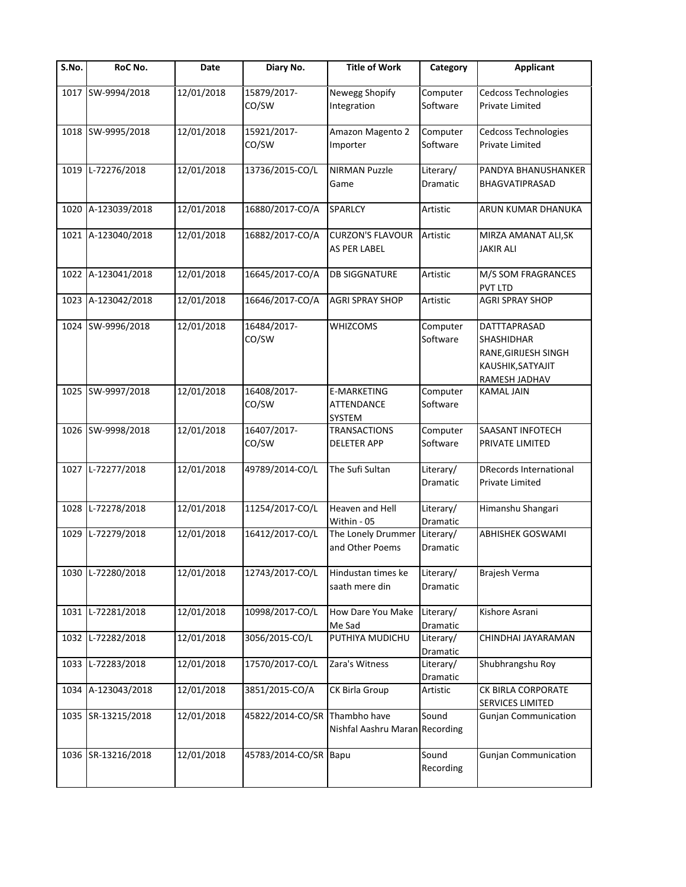| S.No. | RoC No. | Date | Diary No. | Title of Work | Category | Applicant |
|---|---|---|---|---|---|---|
| 1017 | SW-9994/2018 | 12/01/2018 | 15879/2017-CO/SW | Newegg Shopify Integration | Computer Software | Cedcoss Technologies Private Limited |
| 1018 | SW-9995/2018 | 12/01/2018 | 15921/2017-CO/SW | Amazon Magento 2 Importer | Computer Software | Cedcoss Technologies Private Limited |
| 1019 | L-72276/2018 | 12/01/2018 | 13736/2015-CO/L | NIRMAN Puzzle Game | Literary/ Dramatic | PANDYA BHANUSHANKER BHAGVATIPRASAD |
| 1020 | A-123039/2018 | 12/01/2018 | 16880/2017-CO/A | SPARLCY | Artistic | ARUN KUMAR DHANUKA |
| 1021 | A-123040/2018 | 12/01/2018 | 16882/2017-CO/A | CURZON'S FLAVOUR AS PER LABEL | Artistic | MIRZA AMANAT ALI,SK JAKIR ALI |
| 1022 | A-123041/2018 | 12/01/2018 | 16645/2017-CO/A | DB SIGGNATURE | Artistic | M/S SOM FRAGRANCES PVT LTD |
| 1023 | A-123042/2018 | 12/01/2018 | 16646/2017-CO/A | AGRI SPRAY SHOP | Artistic | AGRI SPRAY SHOP |
| 1024 | SW-9996/2018 | 12/01/2018 | 16484/2017-CO/SW | WHIZCOMS | Computer Software | DATTTAPRASAD SHASHIDHAR RANE,GIRIJESH SINGH KAUSHIK,SATYAJIT RAMESH JADHAV |
| 1025 | SW-9997/2018 | 12/01/2018 | 16408/2017-CO/SW | E-MARKETING ATTENDANCE SYSTEM | Computer Software | KAMAL JAIN |
| 1026 | SW-9998/2018 | 12/01/2018 | 16407/2017-CO/SW | TRANSACTIONS DELETER APP | Computer Software | SAASANT INFOTECH PRIVATE LIMITED |
| 1027 | L-72277/2018 | 12/01/2018 | 49789/2014-CO/L | The Sufi Sultan | Literary/ Dramatic | DRecords International Private Limited |
| 1028 | L-72278/2018 | 12/01/2018 | 11254/2017-CO/L | Heaven and Hell Within - 05 | Literary/ Dramatic | Himanshu Shangari |
| 1029 | L-72279/2018 | 12/01/2018 | 16412/2017-CO/L | The Lonely Drummer and Other Poems | Literary/ Dramatic | ABHISHEK GOSWAMI |
| 1030 | L-72280/2018 | 12/01/2018 | 12743/2017-CO/L | Hindustan times ke saath mere din | Literary/ Dramatic | Brajesh Verma |
| 1031 | L-72281/2018 | 12/01/2018 | 10998/2017-CO/L | How Dare You Make Me Sad | Literary/ Dramatic | Kishore Asrani |
| 1032 | L-72282/2018 | 12/01/2018 | 3056/2015-CO/L | PUTHIYA MUDICHU | Literary/ Dramatic | CHINDHAI JAYARAMAN |
| 1033 | L-72283/2018 | 12/01/2018 | 17570/2017-CO/L | Zara's Witness | Literary/ Dramatic | Shubhrangshu Roy |
| 1034 | A-123043/2018 | 12/01/2018 | 3851/2015-CO/A | CK Birla Group | Artistic | CK BIRLA CORPORATE SERVICES LIMITED |
| 1035 | SR-13215/2018 | 12/01/2018 | 45822/2014-CO/SR | Thambho have Nishfal Aashru Maran | Sound Recording | Gunjan Communication |
| 1036 | SR-13216/2018 | 12/01/2018 | 45783/2014-CO/SR | Bapu | Sound Recording | Gunjan Communication |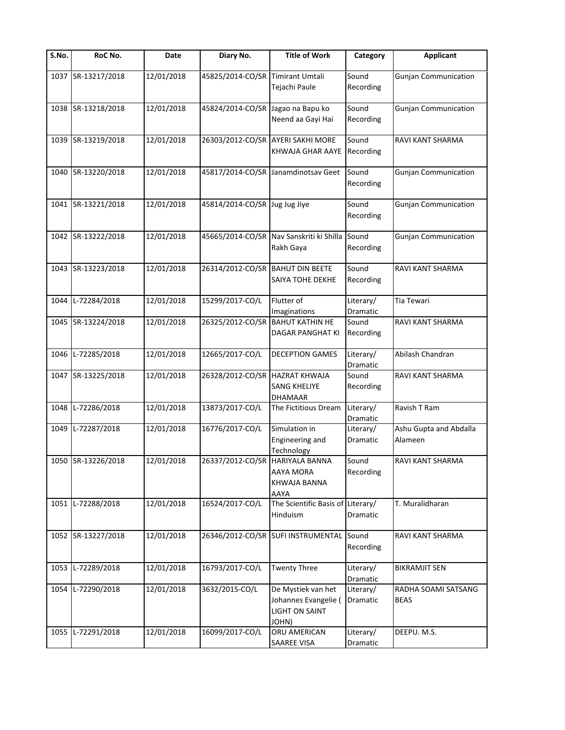| S.No. | RoC No. | Date | Diary No. | Title of Work | Category | Applicant |
|---|---|---|---|---|---|---|
| 1037 | SR-13217/2018 | 12/01/2018 | 45825/2014-CO/SR | Timirant Umtali Tejachi Paule | Sound Recording | Gunjan Communication |
| 1038 | SR-13218/2018 | 12/01/2018 | 45824/2014-CO/SR | Jagao na Bapu ko Neend aa Gayi Hai | Sound Recording | Gunjan Communication |
| 1039 | SR-13219/2018 | 12/01/2018 | 26303/2012-CO/SR | AYERI SAKHI MORE KHWAJA GHAR AAYE | Sound Recording | RAVI KANT SHARMA |
| 1040 | SR-13220/2018 | 12/01/2018 | 45817/2014-CO/SR | Janamdinotsav Geet | Sound Recording | Gunjan Communication |
| 1041 | SR-13221/2018 | 12/01/2018 | 45814/2014-CO/SR | Jug Jug Jiye | Sound Recording | Gunjan Communication |
| 1042 | SR-13222/2018 | 12/01/2018 | 45665/2014-CO/SR | Nav Sanskriti ki Shilla Rakh Gaya | Sound Recording | Gunjan Communication |
| 1043 | SR-13223/2018 | 12/01/2018 | 26314/2012-CO/SR | BAHUT DIN BEETE SAIYA TOHE DEKHE | Sound Recording | RAVI KANT SHARMA |
| 1044 | L-72284/2018 | 12/01/2018 | 15299/2017-CO/L | Flutter of Imaginations | Literary/ Dramatic | Tia Tewari |
| 1045 | SR-13224/2018 | 12/01/2018 | 26325/2012-CO/SR | BAHUT KATHIN HE DAGAR PANGHAT KI | Sound Recording | RAVI KANT SHARMA |
| 1046 | L-72285/2018 | 12/01/2018 | 12665/2017-CO/L | DECEPTION GAMES | Literary/ Dramatic | Abilash Chandran |
| 1047 | SR-13225/2018 | 12/01/2018 | 26328/2012-CO/SR | HAZRAT KHWAJA SANG KHELIYE DHAMAAR | Sound Recording | RAVI KANT SHARMA |
| 1048 | L-72286/2018 | 12/01/2018 | 13873/2017-CO/L | The Fictitious Dream | Literary/ Dramatic | Ravish T Ram |
| 1049 | L-72287/2018 | 12/01/2018 | 16776/2017-CO/L | Simulation in Engineering and Technology | Literary/ Dramatic | Ashu Gupta and Abdalla Alameen |
| 1050 | SR-13226/2018 | 12/01/2018 | 26337/2012-CO/SR | HARIYALA BANNA AAYA MORA KHWAJA BANNA AAYA | Sound Recording | RAVI KANT SHARMA |
| 1051 | L-72288/2018 | 12/01/2018 | 16524/2017-CO/L | The Scientific Basis of Hinduism | Literary/ Dramatic | T. Muralidharan |
| 1052 | SR-13227/2018 | 12/01/2018 | 26346/2012-CO/SR | SUFI INSTRUMENTAL | Sound Recording | RAVI KANT SHARMA |
| 1053 | L-72289/2018 | 12/01/2018 | 16793/2017-CO/L | Twenty Three | Literary/ Dramatic | BIKRAMJIT SEN |
| 1054 | L-72290/2018 | 12/01/2018 | 3632/2015-CO/L | De Mystiek van het Johannes Evangelie ( LIGHT ON SAINT JOHN) | Literary/ Dramatic | RADHA SOAMI SATSANG BEAS |
| 1055 | L-72291/2018 | 12/01/2018 | 16099/2017-CO/L | ORU AMERICAN SAAREE VISA | Literary/ Dramatic | DEEPU. M.S. |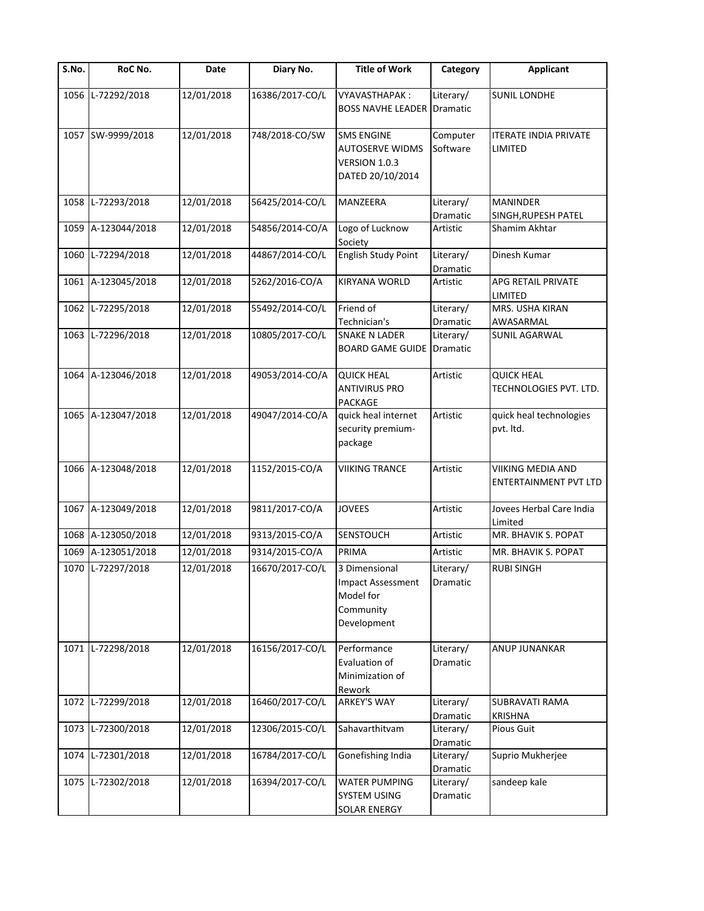| S.No. | RoC No. | Date | Diary No. | Title of Work | Category | Applicant |
|---|---|---|---|---|---|---|
| 1056 | L-72292/2018 | 12/01/2018 | 16386/2017-CO/L | VYAVASTHAPAK : BOSS NAVHE LEADER | Literary/ Dramatic | SUNIL LONDHE |
| 1057 | SW-9999/2018 | 12/01/2018 | 748/2018-CO/SW | SMS ENGINE AUTOSERVE WIDMS VERSION 1.0.3 DATED 20/10/2014 | Computer Software | ITERATE INDIA PRIVATE LIMITED |
| 1058 | L-72293/2018 | 12/01/2018 | 56425/2014-CO/L | MANZEERA | Literary/ Dramatic | MANINDER SINGH,RUPESH PATEL |
| 1059 | A-123044/2018 | 12/01/2018 | 54856/2014-CO/A | Logo of Lucknow Society | Artistic | Shamim Akhtar |
| 1060 | L-72294/2018 | 12/01/2018 | 44867/2014-CO/L | English Study Point | Literary/ Dramatic | Dinesh Kumar |
| 1061 | A-123045/2018 | 12/01/2018 | 5262/2016-CO/A | KIRYANA WORLD | Artistic | APG RETAIL PRIVATE LIMITED |
| 1062 | L-72295/2018 | 12/01/2018 | 55492/2014-CO/L | Friend of Technician's | Literary/ Dramatic | MRS. USHA KIRAN AWASARMAL |
| 1063 | L-72296/2018 | 12/01/2018 | 10805/2017-CO/L | SNAKE N LADER BOARD GAME GUIDE | Literary/ Dramatic | SUNIL AGARWAL |
| 1064 | A-123046/2018 | 12/01/2018 | 49053/2014-CO/A | QUICK HEAL ANTIVIRUS PRO PACKAGE | Artistic | QUICK HEAL TECHNOLOGIES PVT. LTD. |
| 1065 | A-123047/2018 | 12/01/2018 | 49047/2014-CO/A | quick heal internet security premium-package | Artistic | quick heal technologies pvt. ltd. |
| 1066 | A-123048/2018 | 12/01/2018 | 1152/2015-CO/A | VIIKING TRANCE | Artistic | VIIKING MEDIA AND ENTERTAINMENT PVT LTD |
| 1067 | A-123049/2018 | 12/01/2018 | 9811/2017-CO/A | JOVEES | Artistic | Jovees Herbal Care India Limited |
| 1068 | A-123050/2018 | 12/01/2018 | 9313/2015-CO/A | SENSTOUCH | Artistic | MR. BHAVIK S. POPAT |
| 1069 | A-123051/2018 | 12/01/2018 | 9314/2015-CO/A | PRIMA | Artistic | MR. BHAVIK S. POPAT |
| 1070 | L-72297/2018 | 12/01/2018 | 16670/2017-CO/L | 3 Dimensional Impact Assessment Model for Community Development | Literary/ Dramatic | RUBI SINGH |
| 1071 | L-72298/2018 | 12/01/2018 | 16156/2017-CO/L | Performance Evaluation of Minimization of Rework | Literary/ Dramatic | ANUP JUNANKAR |
| 1072 | L-72299/2018 | 12/01/2018 | 16460/2017-CO/L | ARKEY'S WAY | Literary/ Dramatic | SUBRAVATI RAMA KRISHNA |
| 1073 | L-72300/2018 | 12/01/2018 | 12306/2015-CO/L | Sahavarthitvam | Literary/ Dramatic | Pious Guit |
| 1074 | L-72301/2018 | 12/01/2018 | 16784/2017-CO/L | Gonefishing India | Literary/ Dramatic | Suprio Mukherjee |
| 1075 | L-72302/2018 | 12/01/2018 | 16394/2017-CO/L | WATER PUMPING SYSTEM USING SOLAR ENERGY | Literary/ Dramatic | sandeep kale |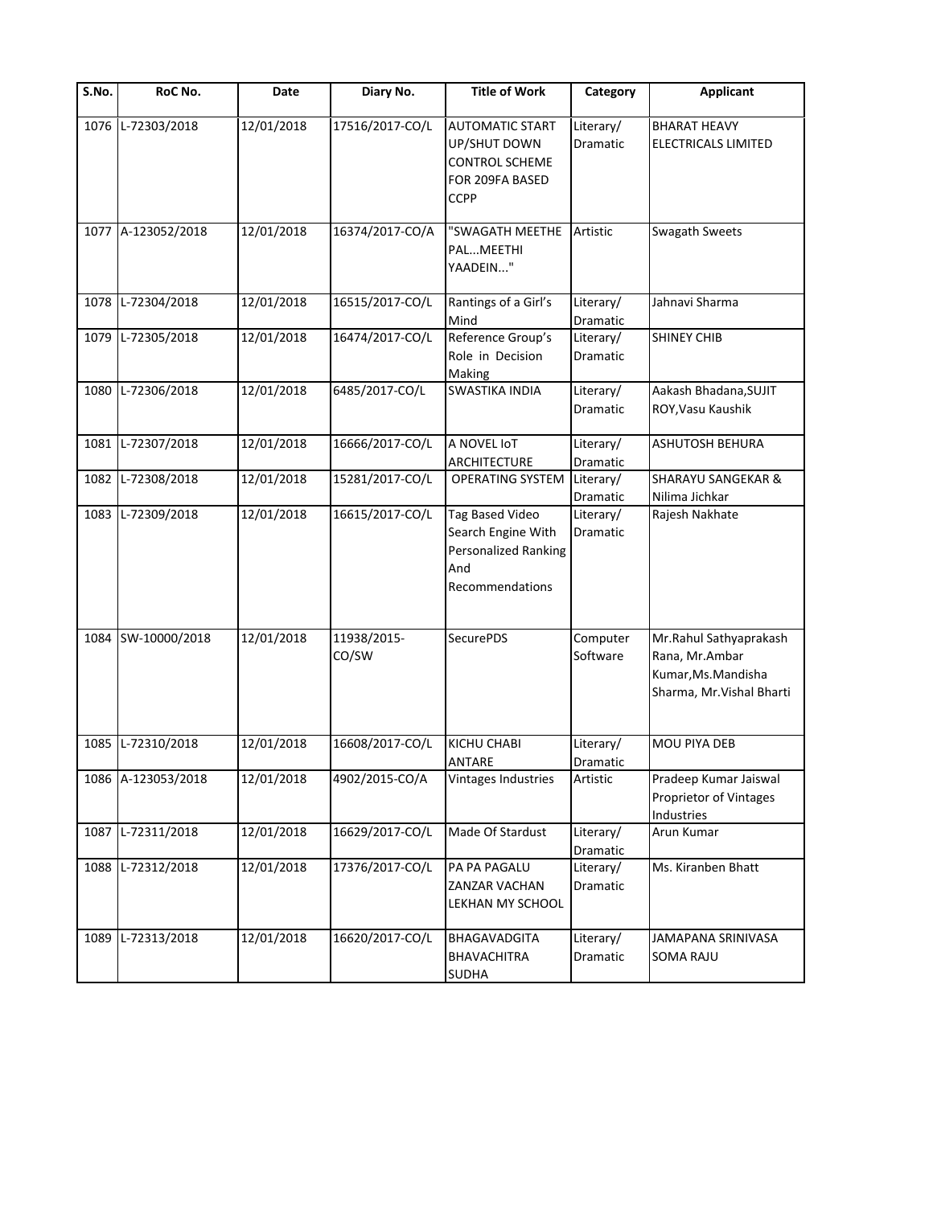| S.No. | RoC No. | Date | Diary No. | Title of Work | Category | Applicant |
|---|---|---|---|---|---|---|
| 1076 | L-72303/2018 | 12/01/2018 | 17516/2017-CO/L | AUTOMATIC START UP/SHUT DOWN CONTROL SCHEME FOR 209FA BASED CCPP | Literary/ Dramatic | BHARAT HEAVY ELECTRICALS LIMITED |
| 1077 | A-123052/2018 | 12/01/2018 | 16374/2017-CO/A | "SWAGATH MEETHE PAL...MEETHI YAADEIN..." | Artistic | Swagath Sweets |
| 1078 | L-72304/2018 | 12/01/2018 | 16515/2017-CO/L | Rantings of a Girl's Mind | Literary/ Dramatic | Jahnavi Sharma |
| 1079 | L-72305/2018 | 12/01/2018 | 16474/2017-CO/L | Reference Group's Role in Decision Making | Literary/ Dramatic | SHINEY CHIB |
| 1080 | L-72306/2018 | 12/01/2018 | 6485/2017-CO/L | SWASTIKA INDIA | Literary/ Dramatic | Aakash Bhadana,SUJIT ROY,Vasu Kaushik |
| 1081 | L-72307/2018 | 12/01/2018 | 16666/2017-CO/L | A NOVEL IoT ARCHITECTURE | Literary/ Dramatic | ASHUTOSH BEHURA |
| 1082 | L-72308/2018 | 12/01/2018 | 15281/2017-CO/L | OPERATING SYSTEM | Literary/ Dramatic | SHARAYU SANGEKAR & Nilima Jichkar |
| 1083 | L-72309/2018 | 12/01/2018 | 16615/2017-CO/L | Tag Based Video Search Engine With Personalized Ranking And Recommendations | Literary/ Dramatic | Rajesh Nakhate |
| 1084 | SW-10000/2018 | 12/01/2018 | 11938/2015-CO/SW | SecurePDS | Computer Software | Mr.Rahul Sathyaprakash Rana, Mr.Ambar Kumar,Ms.Mandisha Sharma, Mr.Vishal Bharti |
| 1085 | L-72310/2018 | 12/01/2018 | 16608/2017-CO/L | KICHU CHABI ANTARE | Literary/ Dramatic | MOU PIYA DEB |
| 1086 | A-123053/2018 | 12/01/2018 | 4902/2015-CO/A | Vintages Industries | Artistic | Pradeep Kumar Jaiswal Proprietor of Vintages Industries |
| 1087 | L-72311/2018 | 12/01/2018 | 16629/2017-CO/L | Made Of Stardust | Literary/ Dramatic | Arun Kumar |
| 1088 | L-72312/2018 | 12/01/2018 | 17376/2017-CO/L | PA PA PAGALU ZANZAR VACHAN LEKHAN MY SCHOOL | Literary/ Dramatic | Ms. Kiranben Bhatt |
| 1089 | L-72313/2018 | 12/01/2018 | 16620/2017-CO/L | BHAGAVADGITA BHAVACHITRA SUDHA | Literary/ Dramatic | JAMAPANA SRINIVASA SOMA RAJU |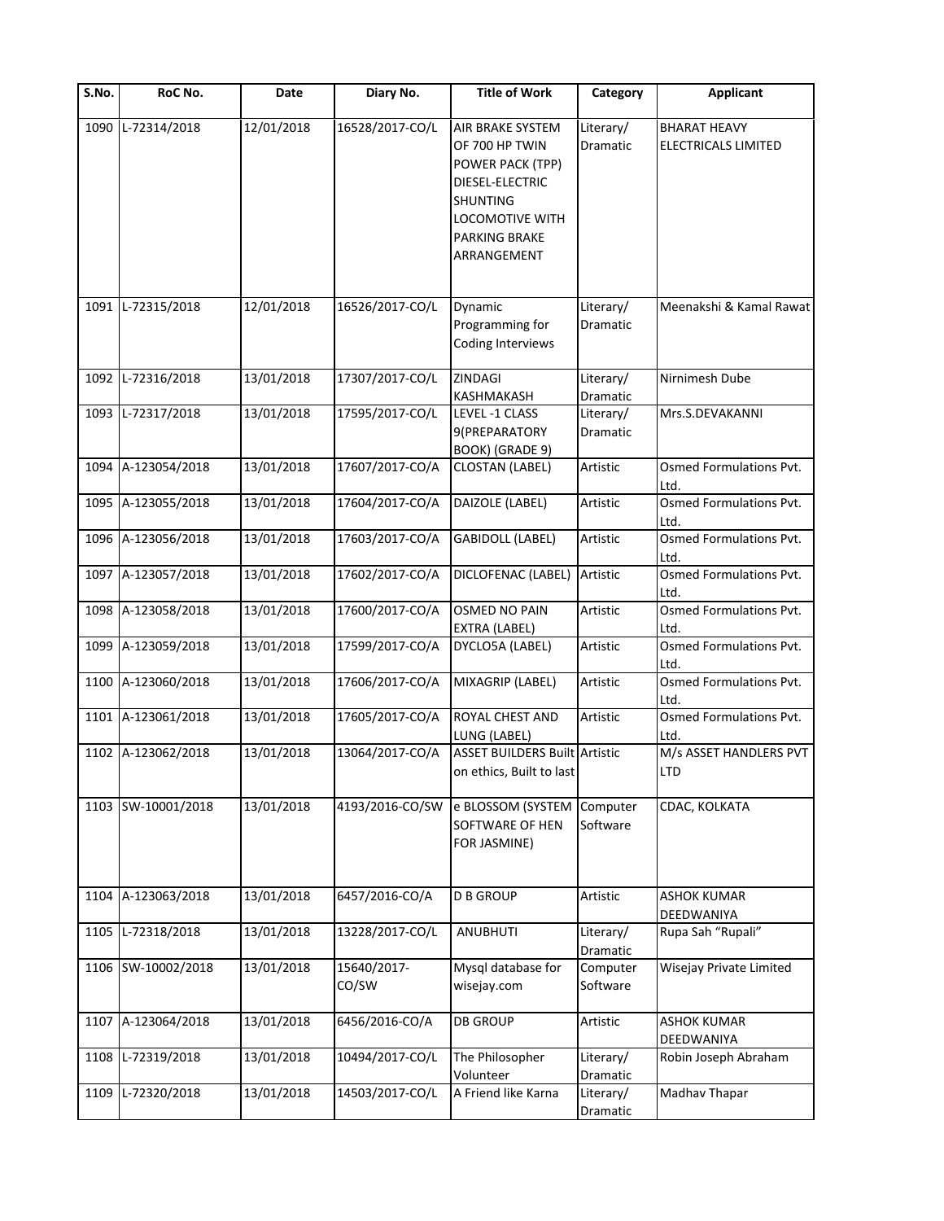| S.No. | RoC No. | Date | Diary No. | Title of Work | Category | Applicant |
|---|---|---|---|---|---|---|
| 1090 | L-72314/2018 | 12/01/2018 | 16528/2017-CO/L | AIR BRAKE SYSTEM OF 700 HP TWIN POWER PACK (TPP) DIESEL-ELECTRIC SHUNTING LOCOMOTIVE WITH PARKING BRAKE ARRANGEMENT | Literary/ Dramatic | BHARAT HEAVY ELECTRICALS LIMITED |
| 1091 | L-72315/2018 | 12/01/2018 | 16526/2017-CO/L | Dynamic Programming for Coding Interviews | Literary/ Dramatic | Meenakshi & Kamal Rawat |
| 1092 | L-72316/2018 | 13/01/2018 | 17307/2017-CO/L | ZINDAGI KASHMAKASH | Literary/ Dramatic | Nirnimesh Dube |
| 1093 | L-72317/2018 | 13/01/2018 | 17595/2017-CO/L | LEVEL -1 CLASS 9(PREPARATORY BOOK) (GRADE 9) | Literary/ Dramatic | Mrs.S.DEVAKANNI |
| 1094 | A-123054/2018 | 13/01/2018 | 17607/2017-CO/A | CLOSTAN (LABEL) | Artistic | Osmed Formulations Pvt. Ltd. |
| 1095 | A-123055/2018 | 13/01/2018 | 17604/2017-CO/A | DAIZOLE (LABEL) | Artistic | Osmed Formulations Pvt. Ltd. |
| 1096 | A-123056/2018 | 13/01/2018 | 17603/2017-CO/A | GABIDOLL (LABEL) | Artistic | Osmed Formulations Pvt. Ltd. |
| 1097 | A-123057/2018 | 13/01/2018 | 17602/2017-CO/A | DICLOFENAC (LABEL) | Artistic | Osmed Formulations Pvt. Ltd. |
| 1098 | A-123058/2018 | 13/01/2018 | 17600/2017-CO/A | OSMED NO PAIN EXTRA (LABEL) | Artistic | Osmed Formulations Pvt. Ltd. |
| 1099 | A-123059/2018 | 13/01/2018 | 17599/2017-CO/A | DYCLO5A (LABEL) | Artistic | Osmed Formulations Pvt. Ltd. |
| 1100 | A-123060/2018 | 13/01/2018 | 17606/2017-CO/A | MIXAGRIP (LABEL) | Artistic | Osmed Formulations Pvt. Ltd. |
| 1101 | A-123061/2018 | 13/01/2018 | 17605/2017-CO/A | ROYAL CHEST AND LUNG (LABEL) | Artistic | Osmed Formulations Pvt. Ltd. |
| 1102 | A-123062/2018 | 13/01/2018 | 13064/2017-CO/A | ASSET BUILDERS Built on ethics, Built to last | Artistic | M/s ASSET HANDLERS PVT LTD |
| 1103 | SW-10001/2018 | 13/01/2018 | 4193/2016-CO/SW | e BLOSSOM (SYSTEM SOFTWARE OF HEN FOR JASMINE) | Computer Software | CDAC, KOLKATA |
| 1104 | A-123063/2018 | 13/01/2018 | 6457/2016-CO/A | D B GROUP | Artistic | ASHOK KUMAR DEEDWANIYA |
| 1105 | L-72318/2018 | 13/01/2018 | 13228/2017-CO/L | ANUBHUTI | Literary/ Dramatic | Rupa Sah "Rupali" |
| 1106 | SW-10002/2018 | 13/01/2018 | 15640/2017-CO/SW | Mysql database for wisejay.com | Computer Software | Wisejay Private Limited |
| 1107 | A-123064/2018 | 13/01/2018 | 6456/2016-CO/A | DB GROUP | Artistic | ASHOK KUMAR DEEDWANIYA |
| 1108 | L-72319/2018 | 13/01/2018 | 10494/2017-CO/L | The Philosopher Volunteer | Literary/ Dramatic | Robin Joseph Abraham |
| 1109 | L-72320/2018 | 13/01/2018 | 14503/2017-CO/L | A Friend like Karna | Literary/ Dramatic | Madhav Thapar |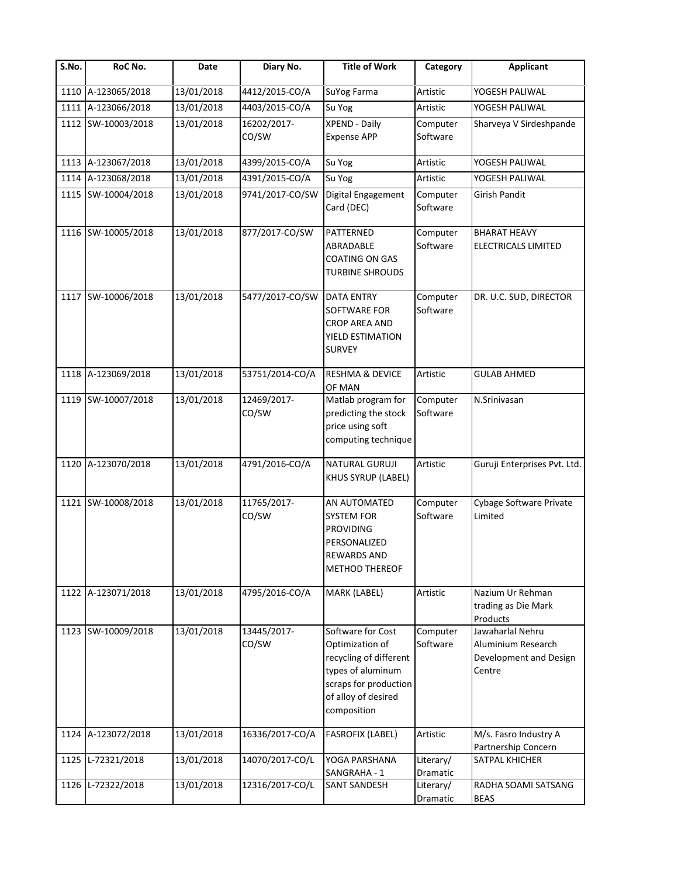| S.No. | RoC No. | Date | Diary No. | Title of Work | Category | Applicant |
|---|---|---|---|---|---|---|
| 1110 | A-123065/2018 | 13/01/2018 | 4412/2015-CO/A | SuYog Farma | Artistic | YOGESH PALIWAL |
| 1111 | A-123066/2018 | 13/01/2018 | 4403/2015-CO/A | Su Yog | Artistic | YOGESH PALIWAL |
| 1112 | SW-10003/2018 | 13/01/2018 | 16202/2017-CO/SW | XPEND - Daily Expense APP | Computer Software | Sharveya V Sirdeshpande |
| 1113 | A-123067/2018 | 13/01/2018 | 4399/2015-CO/A | Su Yog | Artistic | YOGESH PALIWAL |
| 1114 | A-123068/2018 | 13/01/2018 | 4391/2015-CO/A | Su Yog | Artistic | YOGESH PALIWAL |
| 1115 | SW-10004/2018 | 13/01/2018 | 9741/2017-CO/SW | Digital Engagement Card (DEC) | Computer Software | Girish Pandit |
| 1116 | SW-10005/2018 | 13/01/2018 | 877/2017-CO/SW | PATTERNED ABRADABLE COATING ON GAS TURBINE SHROUDS | Computer Software | BHARAT HEAVY ELECTRICALS LIMITED |
| 1117 | SW-10006/2018 | 13/01/2018 | 5477/2017-CO/SW | DATA ENTRY SOFTWARE FOR CROP AREA AND YIELD ESTIMATION SURVEY | Computer Software | DR. U.C. SUD, DIRECTOR |
| 1118 | A-123069/2018 | 13/01/2018 | 53751/2014-CO/A | RESHMA & DEVICE OF MAN | Artistic | GULAB AHMED |
| 1119 | SW-10007/2018 | 13/01/2018 | 12469/2017-CO/SW | Matlab program for predicting the stock price using soft computing technique | Computer Software | N.Srinivasan |
| 1120 | A-123070/2018 | 13/01/2018 | 4791/2016-CO/A | NATURAL GURUJI KHUS SYRUP (LABEL) | Artistic | Guruji Enterprises Pvt. Ltd. |
| 1121 | SW-10008/2018 | 13/01/2018 | 11765/2017-CO/SW | AN AUTOMATED SYSTEM FOR PROVIDING PERSONALIZED REWARDS AND METHOD THEREOF | Computer Software | Cybage Software Private Limited |
| 1122 | A-123071/2018 | 13/01/2018 | 4795/2016-CO/A | MARK (LABEL) | Artistic | Nazium Ur Rehman trading as Die Mark Products |
| 1123 | SW-10009/2018 | 13/01/2018 | 13445/2017-CO/SW | Software for Cost Optimization of recycling of different types of aluminum scraps for production of alloy of desired composition | Computer Software | Jawaharlal Nehru Aluminium Research Development and Design Centre |
| 1124 | A-123072/2018 | 13/01/2018 | 16336/2017-CO/A | FASROFIX (LABEL) | Artistic | M/s. Fasro Industry A Partnership Concern |
| 1125 | L-72321/2018 | 13/01/2018 | 14070/2017-CO/L | YOGA PARSHANA SANGRAHA - 1 | Literary/ Dramatic | SATPAL KHICHER |
| 1126 | L-72322/2018 | 13/01/2018 | 12316/2017-CO/L | SANT SANDESH | Literary/ Dramatic | RADHA SOAMI SATSANG BEAS |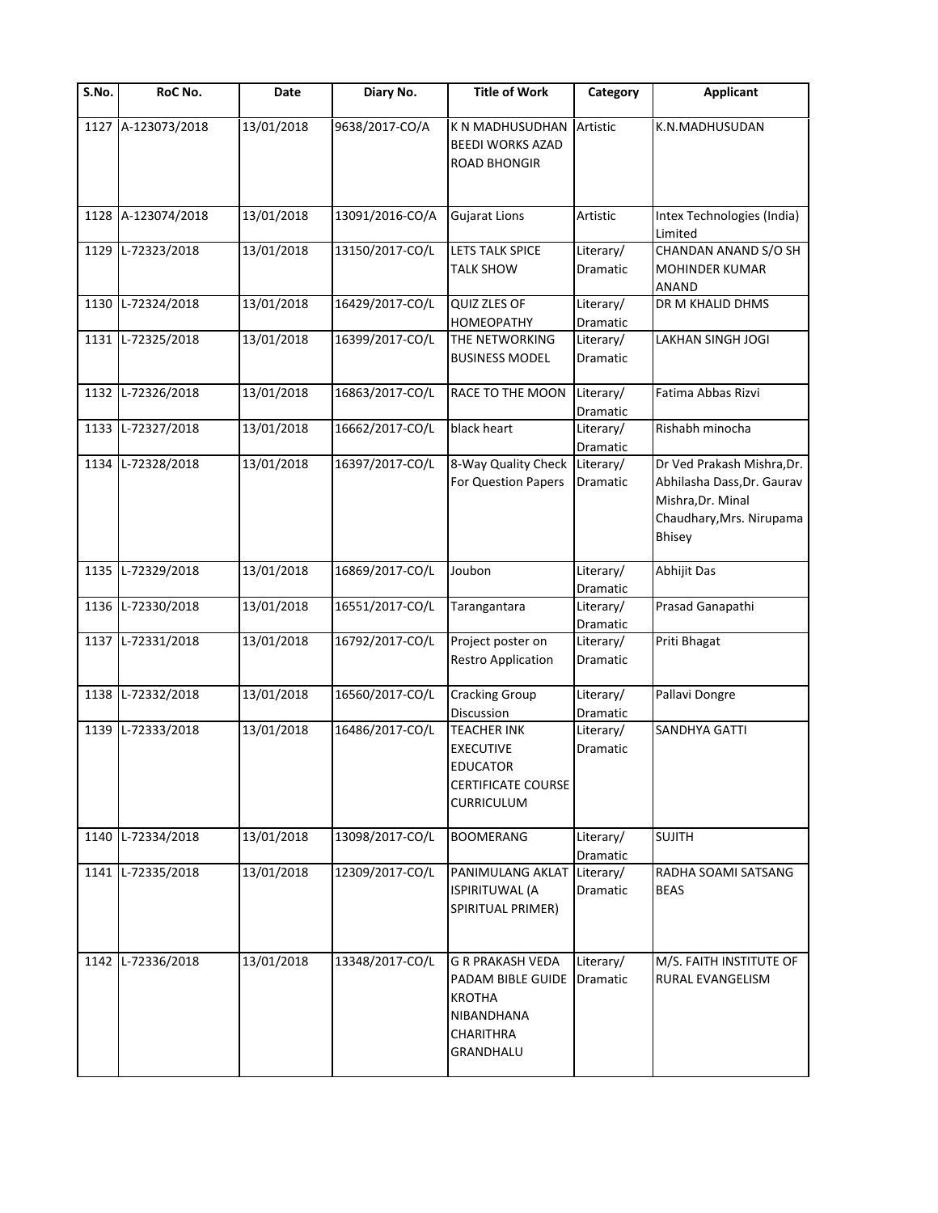| S.No. | RoC No. | Date | Diary No. | Title of Work | Category | Applicant |
|---|---|---|---|---|---|---|
| 1127 | A-123073/2018 | 13/01/2018 | 9638/2017-CO/A | K N MADHUSUDHAN BEEDI WORKS AZAD ROAD BHONGIR | Artistic | K.N.MADHUSUDAN |
| 1128 | A-123074/2018 | 13/01/2018 | 13091/2016-CO/A | Gujarat Lions | Artistic | Intex Technologies (India) Limited |
| 1129 | L-72323/2018 | 13/01/2018 | 13150/2017-CO/L | LETS TALK SPICE TALK SHOW | Literary/ Dramatic | CHANDAN ANAND S/O SH MOHINDER KUMAR ANAND |
| 1130 | L-72324/2018 | 13/01/2018 | 16429/2017-CO/L | QUIZ ZLES OF HOMEOPATHY | Literary/ Dramatic | DR M KHALID DHMS |
| 1131 | L-72325/2018 | 13/01/2018 | 16399/2017-CO/L | THE NETWORKING BUSINESS MODEL | Literary/ Dramatic | LAKHAN SINGH JOGI |
| 1132 | L-72326/2018 | 13/01/2018 | 16863/2017-CO/L | RACE TO THE MOON | Literary/ Dramatic | Fatima Abbas Rizvi |
| 1133 | L-72327/2018 | 13/01/2018 | 16662/2017-CO/L | black heart | Literary/ Dramatic | Rishabh minocha |
| 1134 | L-72328/2018 | 13/01/2018 | 16397/2017-CO/L | 8-Way Quality Check For Question Papers | Literary/ Dramatic | Dr Ved Prakash Mishra,Dr. Abhilasha Dass,Dr. Gaurav Mishra,Dr. Minal Chaudhary,Mrs. Nirupama Bhisey |
| 1135 | L-72329/2018 | 13/01/2018 | 16869/2017-CO/L | Joubon | Literary/ Dramatic | Abhijit Das |
| 1136 | L-72330/2018 | 13/01/2018 | 16551/2017-CO/L | Tarangantara | Literary/ Dramatic | Prasad Ganapathi |
| 1137 | L-72331/2018 | 13/01/2018 | 16792/2017-CO/L | Project poster on Restro Application | Literary/ Dramatic | Priti Bhagat |
| 1138 | L-72332/2018 | 13/01/2018 | 16560/2017-CO/L | Cracking Group Discussion | Literary/ Dramatic | Pallavi Dongre |
| 1139 | L-72333/2018 | 13/01/2018 | 16486/2017-CO/L | TEACHER INK EXECUTIVE EDUCATOR CERTIFICATE COURSE CURRICULUM | Literary/ Dramatic | SANDHYA GATTI |
| 1140 | L-72334/2018 | 13/01/2018 | 13098/2017-CO/L | BOOMERANG | Literary/ Dramatic | SUJITH |
| 1141 | L-72335/2018 | 13/01/2018 | 12309/2017-CO/L | PANIMULANG AKLAT ISPIRITUWAL (A SPIRITUAL PRIMER) | Literary/ Dramatic | RADHA SOAMI SATSANG BEAS |
| 1142 | L-72336/2018 | 13/01/2018 | 13348/2017-CO/L | G R PRAKASH VEDA PADAM BIBLE GUIDE KROTHA NIBANDHANA CHARITHRA GRANDHALU | Literary/ Dramatic | M/S. FAITH INSTITUTE OF RURAL EVANGELISM |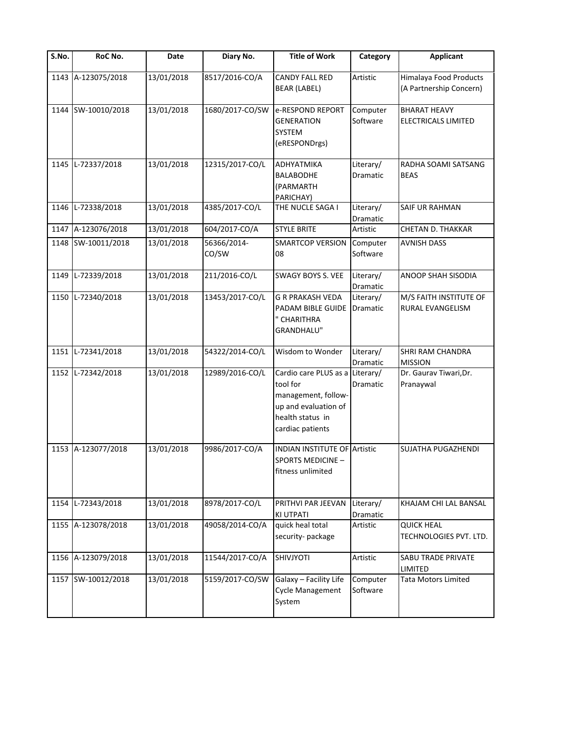| S.No. | RoC No. | Date | Diary No. | Title of Work | Category | Applicant |
|---|---|---|---|---|---|---|
| 1143 | A-123075/2018 | 13/01/2018 | 8517/2016-CO/A | CANDY FALL RED BEAR (LABEL) | Artistic | Himalaya Food Products (A Partnership Concern) |
| 1144 | SW-10010/2018 | 13/01/2018 | 1680/2017-CO/SW | e-RESPOND REPORT GENERATION SYSTEM (eRESPONDrgs) | Computer Software | BHARAT HEAVY ELECTRICALS LIMITED |
| 1145 | L-72337/2018 | 13/01/2018 | 12315/2017-CO/L | ADHYATMIKA BALABODHE (PARMARTH PARICHAY) | Literary/ Dramatic | RADHA SOAMI SATSANG BEAS |
| 1146 | L-72338/2018 | 13/01/2018 | 4385/2017-CO/L | THE NUCLE SAGA I | Literary/ Dramatic | SAIF UR RAHMAN |
| 1147 | A-123076/2018 | 13/01/2018 | 604/2017-CO/A | STYLE BRITE | Artistic | CHETAN D. THAKKAR |
| 1148 | SW-10011/2018 | 13/01/2018 | 56366/2014-CO/SW | SMARTCOP VERSION 08 | Computer Software | AVNISH DASS |
| 1149 | L-72339/2018 | 13/01/2018 | 211/2016-CO/L | SWAGY BOYS S. VEE | Literary/ Dramatic | ANOOP SHAH SISODIA |
| 1150 | L-72340/2018 | 13/01/2018 | 13453/2017-CO/L | G R PRAKASH VEDA PADAM BIBLE GUIDE " CHARITHRA GRANDHALU" | Literary/ Dramatic | M/S FAITH INSTITUTE OF RURAL EVANGELISM |
| 1151 | L-72341/2018 | 13/01/2018 | 54322/2014-CO/L | Wisdom to Wonder | Literary/ Dramatic | SHRI RAM CHANDRA MISSION |
| 1152 | L-72342/2018 | 13/01/2018 | 12989/2016-CO/L | Cardio care PLUS as a tool for management, follow-up and evaluation of health status in cardiac patients | Literary/ Dramatic | Dr. Gaurav Tiwari,Dr. Pranaywal |
| 1153 | A-123077/2018 | 13/01/2018 | 9986/2017-CO/A | INDIAN INSTITUTE OF SPORTS MEDICINE – fitness unlimited | Artistic | SUJATHA PUGAZHENDI |
| 1154 | L-72343/2018 | 13/01/2018 | 8978/2017-CO/L | PRITHVI PAR JEEVAN KI UTPATI | Literary/ Dramatic | KHAJAM CHI LAL BANSAL |
| 1155 | A-123078/2018 | 13/01/2018 | 49058/2014-CO/A | quick heal total security- package | Artistic | QUICK HEAL TECHNOLOGIES PVT. LTD. |
| 1156 | A-123079/2018 | 13/01/2018 | 11544/2017-CO/A | SHIVJYOTI | Artistic | SABU TRADE PRIVATE LIMITED |
| 1157 | SW-10012/2018 | 13/01/2018 | 5159/2017-CO/SW | Galaxy – Facility Life Cycle Management System | Computer Software | Tata Motors Limited |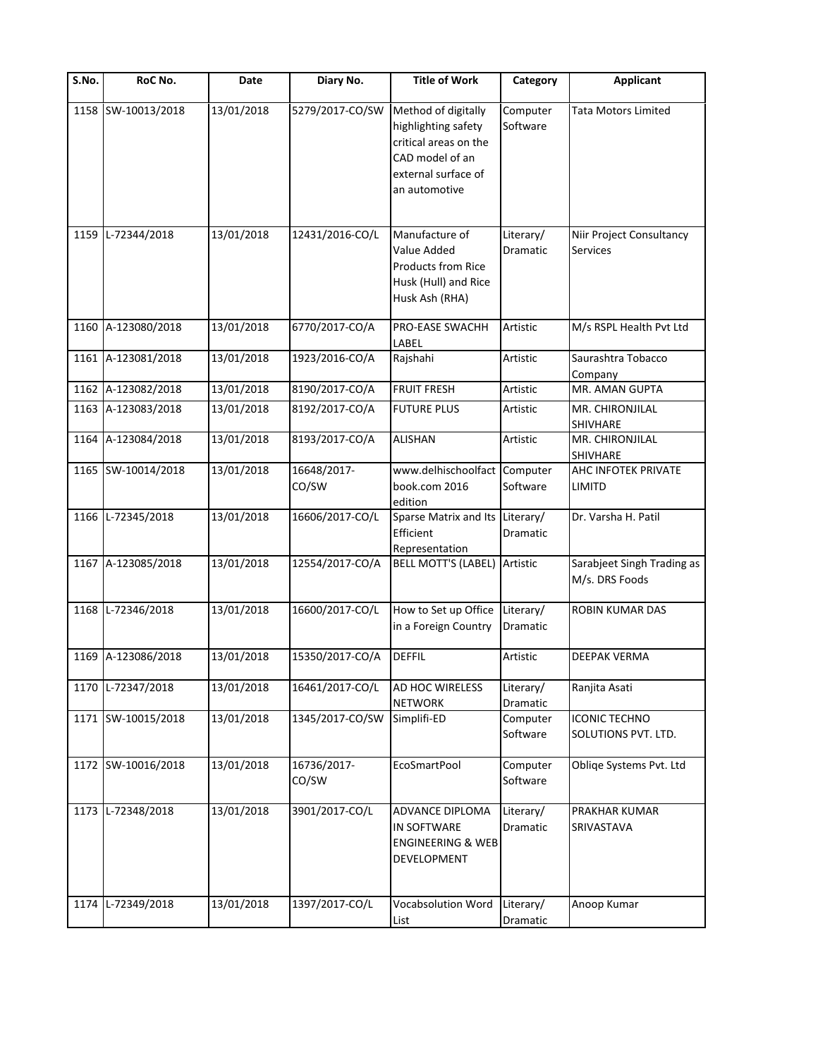| S.No. | RoC No. | Date | Diary No. | Title of Work | Category | Applicant |
|---|---|---|---|---|---|---|
| 1158 | SW-10013/2018 | 13/01/2018 | 5279/2017-CO/SW | Method of digitally highlighting safety critical areas on the CAD model of an external surface of an automotive | Computer Software | Tata Motors Limited |
| 1159 | L-72344/2018 | 13/01/2018 | 12431/2016-CO/L | Manufacture of Value Added Products from Rice Husk (Hull) and Rice Husk Ash (RHA) | Literary/ Dramatic | Niir Project Consultancy Services |
| 1160 | A-123080/2018 | 13/01/2018 | 6770/2017-CO/A | PRO-EASE SWACHH LABEL | Artistic | M/s RSPL Health Pvt Ltd |
| 1161 | A-123081/2018 | 13/01/2018 | 1923/2016-CO/A | Rajshahi | Artistic | Saurashtra Tobacco Company |
| 1162 | A-123082/2018 | 13/01/2018 | 8190/2017-CO/A | FRUIT FRESH | Artistic | MR. AMAN GUPTA |
| 1163 | A-123083/2018 | 13/01/2018 | 8192/2017-CO/A | FUTURE PLUS | Artistic | MR. CHIRONJILAL SHIVHARE |
| 1164 | A-123084/2018 | 13/01/2018 | 8193/2017-CO/A | ALISHAN | Artistic | MR. CHIRONJILAL SHIVHARE |
| 1165 | SW-10014/2018 | 13/01/2018 | 16648/2017-CO/SW | www.delhischoolfactbook.com 2016 edition | Computer Software | AHC INFOTEK PRIVATE LIMITD |
| 1166 | L-72345/2018 | 13/01/2018 | 16606/2017-CO/L | Sparse Matrix and Its Efficient Representation | Literary/ Dramatic | Dr. Varsha H. Patil |
| 1167 | A-123085/2018 | 13/01/2018 | 12554/2017-CO/A | BELL MOTT'S (LABEL) | Artistic | Sarabjeet Singh Trading as M/s. DRS Foods |
| 1168 | L-72346/2018 | 13/01/2018 | 16600/2017-CO/L | How to Set up Office in a Foreign Country | Literary/ Dramatic | ROBIN KUMAR DAS |
| 1169 | A-123086/2018 | 13/01/2018 | 15350/2017-CO/A | DEFFIL | Artistic | DEEPAK VERMA |
| 1170 | L-72347/2018 | 13/01/2018 | 16461/2017-CO/L | AD HOC WIRELESS NETWORK | Literary/ Dramatic | Ranjita Asati |
| 1171 | SW-10015/2018 | 13/01/2018 | 1345/2017-CO/SW | Simplifi-ED | Computer Software | ICONIC TECHNO SOLUTIONS PVT. LTD. |
| 1172 | SW-10016/2018 | 13/01/2018 | 16736/2017-CO/SW | EcoSmartPool | Computer Software | Obliqe Systems Pvt. Ltd |
| 1173 | L-72348/2018 | 13/01/2018 | 3901/2017-CO/L | ADVANCE DIPLOMA IN SOFTWARE ENGINEERING & WEB DEVELOPMENT | Literary/ Dramatic | PRAKHAR KUMAR SRIVASTAVA |
| 1174 | L-72349/2018 | 13/01/2018 | 1397/2017-CO/L | Vocabsolution Word List | Literary/ Dramatic | Anoop Kumar |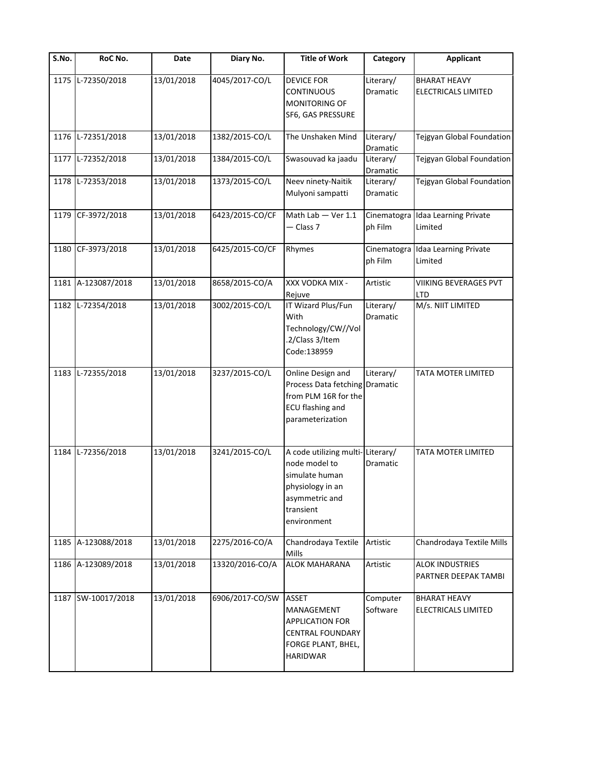| S.No. | RoC No. | Date | Diary No. | Title of Work | Category | Applicant |
|---|---|---|---|---|---|---|
| 1175 | L-72350/2018 | 13/01/2018 | 4045/2017-CO/L | DEVICE FOR CONTINUOUS MONITORING OF SF6, GAS PRESSURE | Literary/ Dramatic | BHARAT HEAVY ELECTRICALS LIMITED |
| 1176 | L-72351/2018 | 13/01/2018 | 1382/2015-CO/L | The Unshaken Mind | Literary/ Dramatic | Tejgyan Global Foundation |
| 1177 | L-72352/2018 | 13/01/2018 | 1384/2015-CO/L | Swasouvad ka jaadu | Literary/ Dramatic | Tejgyan Global Foundation |
| 1178 | L-72353/2018 | 13/01/2018 | 1373/2015-CO/L | Neev ninety-Naitik Mulyoni sampatti | Literary/ Dramatic | Tejgyan Global Foundation |
| 1179 | CF-3972/2018 | 13/01/2018 | 6423/2015-CO/CF | Math Lab — Ver 1.1 — Class 7 | Cinematograph Film | Idaa Learning Private Limited |
| 1180 | CF-3973/2018 | 13/01/2018 | 6425/2015-CO/CF | Rhymes | Cinematograph Film | Idaa Learning Private Limited |
| 1181 | A-123087/2018 | 13/01/2018 | 8658/2015-CO/A | XXX VODKA MIX - Rejuve | Artistic | VIIKING BEVERAGES PVT LTD |
| 1182 | L-72354/2018 | 13/01/2018 | 3002/2015-CO/L | IT Wizard Plus/Fun With Technology/CW//Vol.2/Class 3/Item Code:138959 | Literary/ Dramatic | M/s. NIIT LIMITED |
| 1183 | L-72355/2018 | 13/01/2018 | 3237/2015-CO/L | Online Design and Process Data fetching from PLM 16R for the ECU flashing and parameterization | Literary/ Dramatic | TATA MOTER LIMITED |
| 1184 | L-72356/2018 | 13/01/2018 | 3241/2015-CO/L | A code utilizing multi-node model to simulate human physiology in an asymmetric and transient environment | Literary/ Dramatic | TATA MOTER LIMITED |
| 1185 | A-123088/2018 | 13/01/2018 | 2275/2016-CO/A | Chandrodaya Textile Mills | Artistic | Chandrodaya Textile Mills |
| 1186 | A-123089/2018 | 13/01/2018 | 13320/2016-CO/A | ALOK MAHARANA | Artistic | ALOK INDUSTRIES PARTNER DEEPAK TAMBI |
| 1187 | SW-10017/2018 | 13/01/2018 | 6906/2017-CO/SW | ASSET MANAGEMENT APPLICATION FOR CENTRAL FOUNDARY FORGE PLANT, BHEL, HARIDWAR | Computer Software | BHARAT HEAVY ELECTRICALS LIMITED |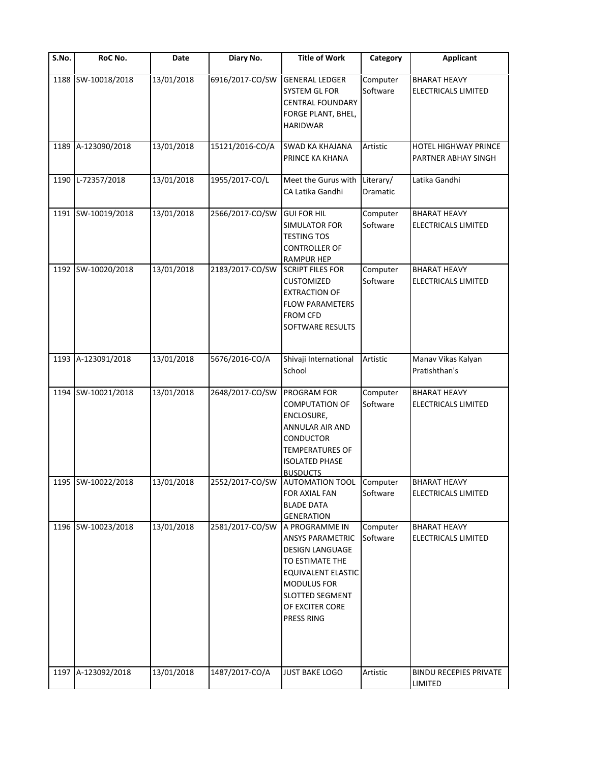| S.No. | RoC No. | Date | Diary No. | Title of Work | Category | Applicant |
|---|---|---|---|---|---|---|
| 1188 | SW-10018/2018 | 13/01/2018 | 6916/2017-CO/SW | GENERAL LEDGER SYSTEM GL FOR CENTRAL FOUNDARY FORGE PLANT, BHEL, HARIDWAR | Computer Software | BHARAT HEAVY ELECTRICALS LIMITED |
| 1189 | A-123090/2018 | 13/01/2018 | 15121/2016-CO/A | SWAD KA KHAJANA PRINCE KA KHANA | Artistic | HOTEL HIGHWAY PRINCE PARTNER ABHAY SINGH |
| 1190 | L-72357/2018 | 13/01/2018 | 1955/2017-CO/L | Meet the Gurus with CA Latika Gandhi | Literary/ Dramatic | Latika Gandhi |
| 1191 | SW-10019/2018 | 13/01/2018 | 2566/2017-CO/SW | GUI FOR HIL SIMULATOR FOR TESTING TOS CONTROLLER OF RAMPUR HEP | Computer Software | BHARAT HEAVY ELECTRICALS LIMITED |
| 1192 | SW-10020/2018 | 13/01/2018 | 2183/2017-CO/SW | SCRIPT FILES FOR CUSTOMIZED EXTRACTION OF FLOW PARAMETERS FROM CFD SOFTWARE RESULTS | Computer Software | BHARAT HEAVY ELECTRICALS LIMITED |
| 1193 | A-123091/2018 | 13/01/2018 | 5676/2016-CO/A | Shivaji International School | Artistic | Manav Vikas Kalyan Pratishthan's |
| 1194 | SW-10021/2018 | 13/01/2018 | 2648/2017-CO/SW | PROGRAM FOR COMPUTATION OF ENCLOSURE, ANNULAR AIR AND CONDUCTOR TEMPERATURES OF ISOLATED PHASE BUSDUCTS | Computer Software | BHARAT HEAVY ELECTRICALS LIMITED |
| 1195 | SW-10022/2018 | 13/01/2018 | 2552/2017-CO/SW | AUTOMATION TOOL FOR AXIAL FAN BLADE DATA GENERATION | Computer Software | BHARAT HEAVY ELECTRICALS LIMITED |
| 1196 | SW-10023/2018 | 13/01/2018 | 2581/2017-CO/SW | A PROGRAMME IN ANSYS PARAMETRIC DESIGN LANGUAGE TO ESTIMATE THE EQUIVALENT ELASTIC MODULUS FOR SLOTTED SEGMENT OF EXCITER CORE PRESS RING | Computer Software | BHARAT HEAVY ELECTRICALS LIMITED |
| 1197 | A-123092/2018 | 13/01/2018 | 1487/2017-CO/A | JUST BAKE LOGO | Artistic | BINDU RECEPIES PRIVATE LIMITED |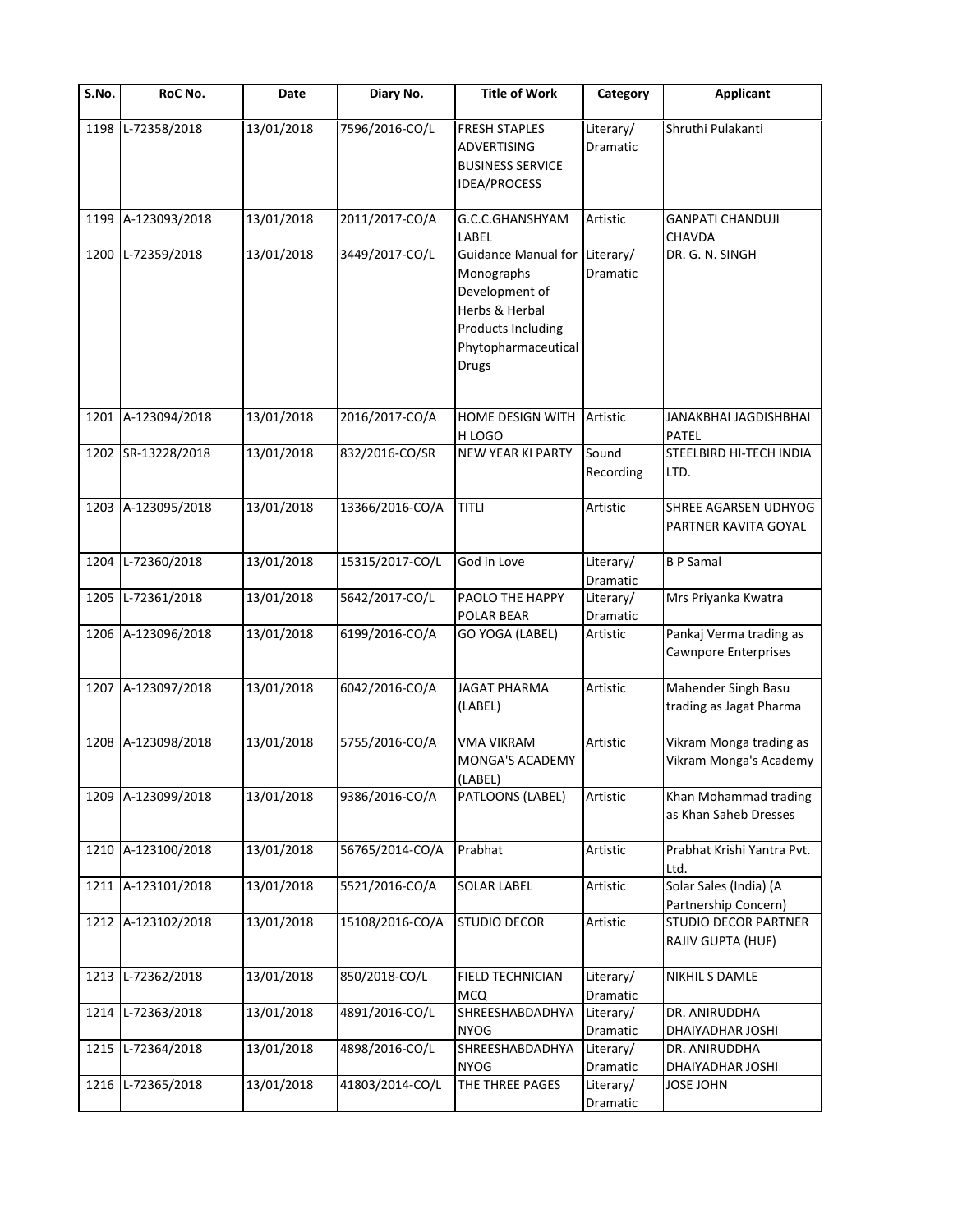| S.No. | RoC No. | Date | Diary No. | Title of Work | Category | Applicant |
|---|---|---|---|---|---|---|
| 1198 | L-72358/2018 | 13/01/2018 | 7596/2016-CO/L | FRESH STAPLES ADVERTISING BUSINESS SERVICE IDEA/PROCESS | Literary/ Dramatic | Shruthi Pulakanti |
| 1199 | A-123093/2018 | 13/01/2018 | 2011/2017-CO/A | G.C.C.GHANSHYAM LABEL | Artistic | GANPATI CHANDUJI CHAVDA |
| 1200 | L-72359/2018 | 13/01/2018 | 3449/2017-CO/L | Guidance Manual for Monographs Development of Herbs & Herbal Products Including Phytopharmaceutical Drugs | Literary/ Dramatic | DR. G. N. SINGH |
| 1201 | A-123094/2018 | 13/01/2018 | 2016/2017-CO/A | HOME DESIGN WITH H LOGO | Artistic | JANAKBHAI JAGDISHBHAI PATEL |
| 1202 | SR-13228/2018 | 13/01/2018 | 832/2016-CO/SR | NEW YEAR KI PARTY | Sound Recording | STEELBIRD HI-TECH INDIA LTD. |
| 1203 | A-123095/2018 | 13/01/2018 | 13366/2016-CO/A | TITLI | Artistic | SHREE AGARSEN UDHYOG PARTNER KAVITA GOYAL |
| 1204 | L-72360/2018 | 13/01/2018 | 15315/2017-CO/L | God in Love | Literary/ Dramatic | B P Samal |
| 1205 | L-72361/2018 | 13/01/2018 | 5642/2017-CO/L | PAOLO THE HAPPY POLAR BEAR | Literary/ Dramatic | Mrs Priyanka Kwatra |
| 1206 | A-123096/2018 | 13/01/2018 | 6199/2016-CO/A | GO YOGA (LABEL) | Artistic | Pankaj Verma trading as Cawnpore Enterprises |
| 1207 | A-123097/2018 | 13/01/2018 | 6042/2016-CO/A | JAGAT PHARMA (LABEL) | Artistic | Mahender Singh Basu trading as Jagat Pharma |
| 1208 | A-123098/2018 | 13/01/2018 | 5755/2016-CO/A | VMA VIKRAM MONGA'S ACADEMY (LABEL) | Artistic | Vikram Monga trading as Vikram Monga's Academy |
| 1209 | A-123099/2018 | 13/01/2018 | 9386/2016-CO/A | PATLOONS (LABEL) | Artistic | Khan Mohammad trading as Khan Saheb Dresses |
| 1210 | A-123100/2018 | 13/01/2018 | 56765/2014-CO/A | Prabhat | Artistic | Prabhat Krishi Yantra Pvt. Ltd. |
| 1211 | A-123101/2018 | 13/01/2018 | 5521/2016-CO/A | SOLAR LABEL | Artistic | Solar Sales (India) (A Partnership Concern) |
| 1212 | A-123102/2018 | 13/01/2018 | 15108/2016-CO/A | STUDIO DECOR | Artistic | STUDIO DECOR PARTNER RAJIV GUPTA (HUF) |
| 1213 | L-72362/2018 | 13/01/2018 | 850/2018-CO/L | FIELD TECHNICIAN MCQ | Literary/ Dramatic | NIKHIL S DAMLE |
| 1214 | L-72363/2018 | 13/01/2018 | 4891/2016-CO/L | SHREESHABDADHYANYOG | Literary/ Dramatic | DR. ANIRUDDHA DHAIYADHAR JOSHI |
| 1215 | L-72364/2018 | 13/01/2018 | 4898/2016-CO/L | SHREESHABDADHYANYOG | Literary/ Dramatic | DR. ANIRUDDHA DHAIYADHAR JOSHI |
| 1216 | L-72365/2018 | 13/01/2018 | 41803/2014-CO/L | THE THREE PAGES | Literary/ Dramatic | JOSE JOHN |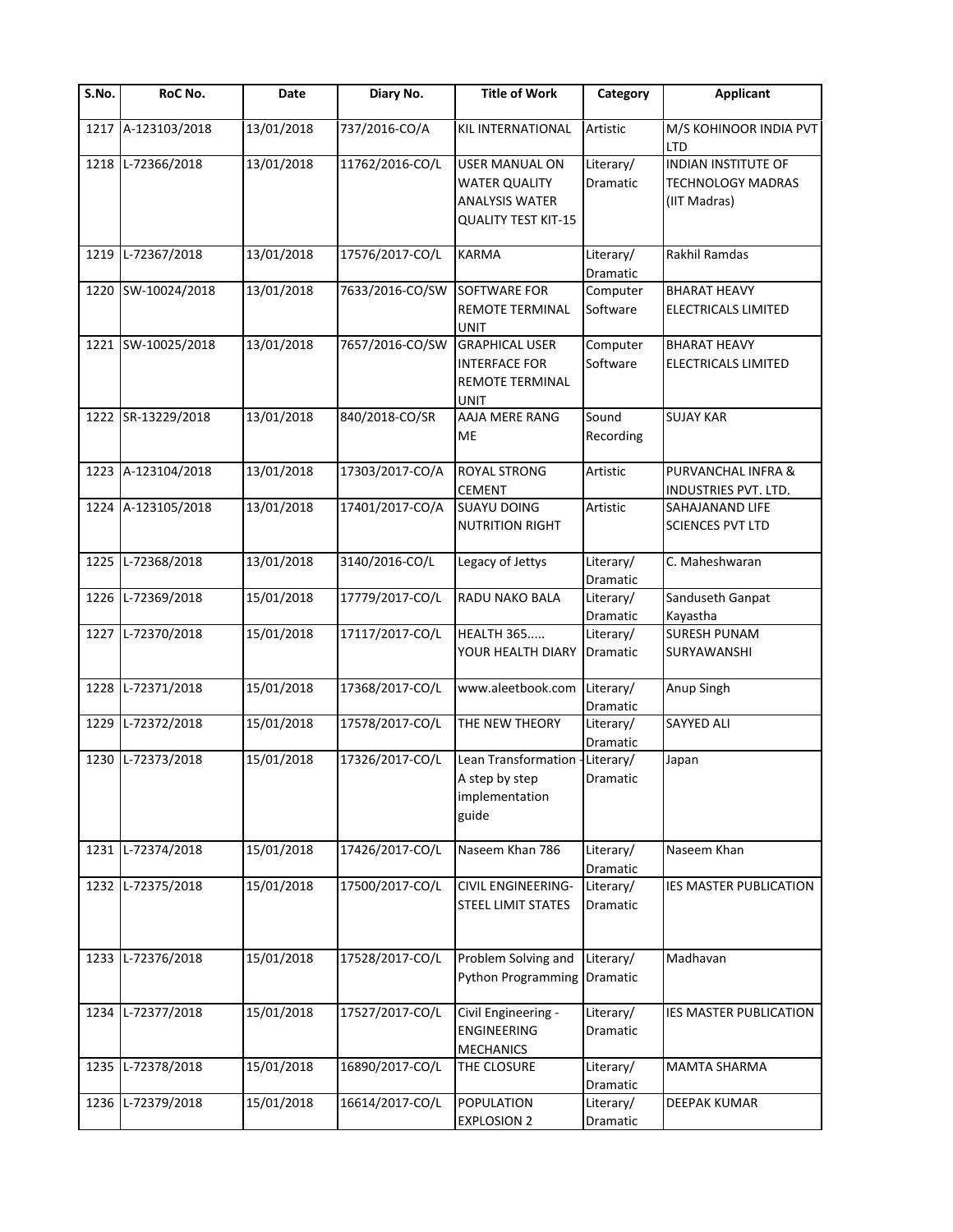| S.No. | RoC No. | Date | Diary No. | Title of Work | Category | Applicant |
|---|---|---|---|---|---|---|
| 1217 | A-123103/2018 | 13/01/2018 | 737/2016-CO/A | KIL INTERNATIONAL | Artistic | M/S KOHINOOR INDIA PVT LTD |
| 1218 | L-72366/2018 | 13/01/2018 | 11762/2016-CO/L | USER MANUAL ON WATER QUALITY ANALYSIS WATER QUALITY TEST KIT-15 | Literary/ Dramatic | INDIAN INSTITUTE OF TECHNOLOGY MADRAS (IIT Madras) |
| 1219 | L-72367/2018 | 13/01/2018 | 17576/2017-CO/L | KARMA | Literary/ Dramatic | Rakhil Ramdas |
| 1220 | SW-10024/2018 | 13/01/2018 | 7633/2016-CO/SW | SOFTWARE FOR REMOTE TERMINAL UNIT | Computer Software | BHARAT HEAVY ELECTRICALS LIMITED |
| 1221 | SW-10025/2018 | 13/01/2018 | 7657/2016-CO/SW | GRAPHICAL USER INTERFACE FOR REMOTE TERMINAL UNIT | Computer Software | BHARAT HEAVY ELECTRICALS LIMITED |
| 1222 | SR-13229/2018 | 13/01/2018 | 840/2018-CO/SR | AAJA MERE RANG ME | Sound Recording | SUJAY KAR |
| 1223 | A-123104/2018 | 13/01/2018 | 17303/2017-CO/A | ROYAL STRONG CEMENT | Artistic | PURVANCHAL INFRA & INDUSTRIES PVT. LTD. |
| 1224 | A-123105/2018 | 13/01/2018 | 17401/2017-CO/A | SUAYU DOING NUTRITION RIGHT | Artistic | SAHAJANAND LIFE SCIENCES PVT LTD |
| 1225 | L-72368/2018 | 13/01/2018 | 3140/2016-CO/L | Legacy of Jettys | Literary/ Dramatic | C. Maheshwaran |
| 1226 | L-72369/2018 | 15/01/2018 | 17779/2017-CO/L | RADU NAKO BALA | Literary/ Dramatic | Sanduseth Ganpat Kayastha |
| 1227 | L-72370/2018 | 15/01/2018 | 17117/2017-CO/L | HEALTH 365..... YOUR HEALTH DIARY | Literary/ Dramatic | SURESH PUNAM SURYAWANSHI |
| 1228 | L-72371/2018 | 15/01/2018 | 17368/2017-CO/L | www.aleetbook.com | Literary/ Dramatic | Anup Singh |
| 1229 | L-72372/2018 | 15/01/2018 | 17578/2017-CO/L | THE NEW THEORY | Literary/ Dramatic | SAYYED ALI |
| 1230 | L-72373/2018 | 15/01/2018 | 17326/2017-CO/L | Lean Transformation - A step by step implementation guide | Literary/ Dramatic | Japan |
| 1231 | L-72374/2018 | 15/01/2018 | 17426/2017-CO/L | Naseem Khan 786 | Literary/ Dramatic | Naseem Khan |
| 1232 | L-72375/2018 | 15/01/2018 | 17500/2017-CO/L | CIVIL ENGINEERING-STEEL LIMIT STATES | Literary/ Dramatic | IES MASTER PUBLICATION |
| 1233 | L-72376/2018 | 15/01/2018 | 17528/2017-CO/L | Problem Solving and Python Programming | Literary/ Dramatic | Madhavan |
| 1234 | L-72377/2018 | 15/01/2018 | 17527/2017-CO/L | Civil Engineering - ENGINEERING MECHANICS | Literary/ Dramatic | IES MASTER PUBLICATION |
| 1235 | L-72378/2018 | 15/01/2018 | 16890/2017-CO/L | THE CLOSURE | Literary/ Dramatic | MAMTA SHARMA |
| 1236 | L-72379/2018 | 15/01/2018 | 16614/2017-CO/L | POPULATION EXPLOSION 2 | Literary/ Dramatic | DEEPAK KUMAR |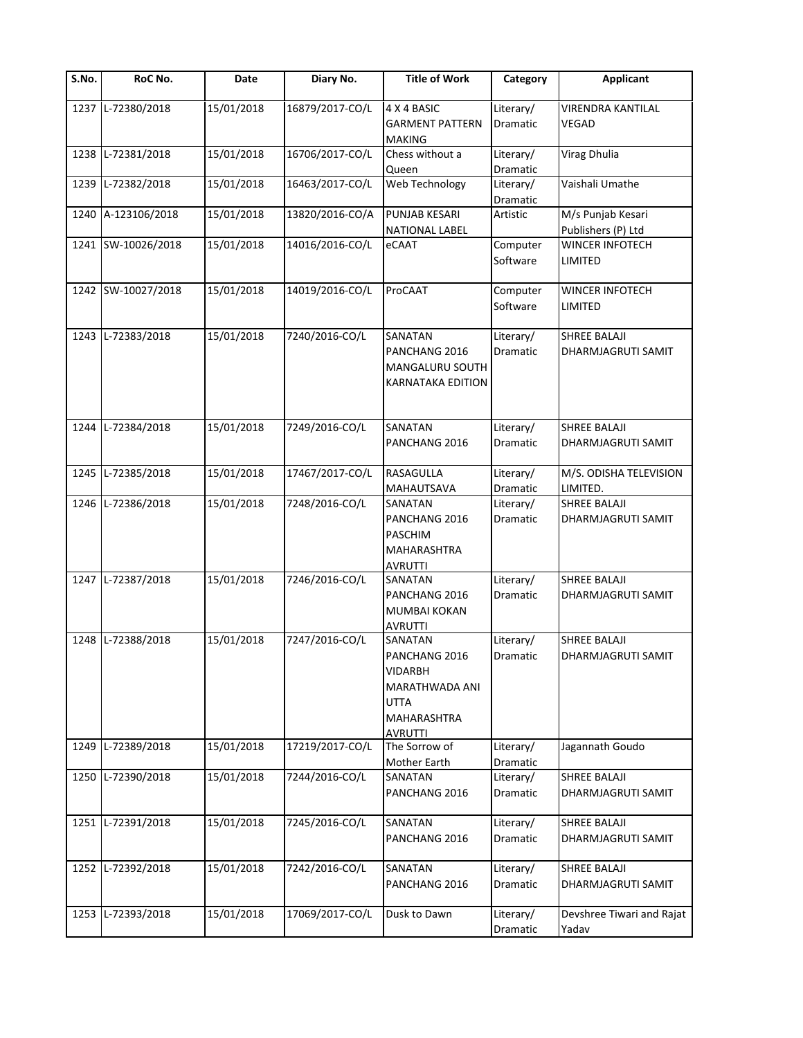| S.No. | RoC No. | Date | Diary No. | Title of Work | Category | Applicant |
|---|---|---|---|---|---|---|
| 1237 | L-72380/2018 | 15/01/2018 | 16879/2017-CO/L | 4 X 4 BASIC GARMENT PATTERN MAKING | Literary/ Dramatic | VIRENDRA KANTILAL VEGAD |
| 1238 | L-72381/2018 | 15/01/2018 | 16706/2017-CO/L | Chess without a Queen | Literary/ Dramatic | Virag Dhulia |
| 1239 | L-72382/2018 | 15/01/2018 | 16463/2017-CO/L | Web Technology | Literary/ Dramatic | Vaishali Umathe |
| 1240 | A-123106/2018 | 15/01/2018 | 13820/2016-CO/A | PUNJAB KESARI NATIONAL LABEL | Artistic | M/s Punjab Kesari Publishers (P) Ltd |
| 1241 | SW-10026/2018 | 15/01/2018 | 14016/2016-CO/L | eCAAT | Computer Software | WINCER INFOTECH LIMITED |
| 1242 | SW-10027/2018 | 15/01/2018 | 14019/2016-CO/L | ProCAAT | Computer Software | WINCER INFOTECH LIMITED |
| 1243 | L-72383/2018 | 15/01/2018 | 7240/2016-CO/L | SANATAN PANCHANG 2016 MANGALURU SOUTH KARNATAKA EDITION | Literary/ Dramatic | SHREE BALAJI DHARMJAGRUTI SAMIT |
| 1244 | L-72384/2018 | 15/01/2018 | 7249/2016-CO/L | SANATAN PANCHANG 2016 | Literary/ Dramatic | SHREE BALAJI DHARMJAGRUTI SAMIT |
| 1245 | L-72385/2018 | 15/01/2018 | 17467/2017-CO/L | RASAGULLA MAHAUTSAVA | Literary/ Dramatic | M/S. ODISHA TELEVISION LIMITED. |
| 1246 | L-72386/2018 | 15/01/2018 | 7248/2016-CO/L | SANATAN PANCHANG 2016 PASCHIM MAHARASHTRA AVRUTTI | Literary/ Dramatic | SHREE BALAJI DHARMJAGRUTI SAMIT |
| 1247 | L-72387/2018 | 15/01/2018 | 7246/2016-CO/L | SANATAN PANCHANG 2016 MUMBAI KOKAN AVRUTTI | Literary/ Dramatic | SHREE BALAJI DHARMJAGRUTI SAMIT |
| 1248 | L-72388/2018 | 15/01/2018 | 7247/2016-CO/L | SANATAN PANCHANG 2016 VIDARBH MARATHWADA ANI UTTA MAHARASHTRA AVRUTTI | Literary/ Dramatic | SHREE BALAJI DHARMJAGRUTI SAMIT |
| 1249 | L-72389/2018 | 15/01/2018 | 17219/2017-CO/L | The Sorrow of Mother Earth | Literary/ Dramatic | Jagannath Goudo |
| 1250 | L-72390/2018 | 15/01/2018 | 7244/2016-CO/L | SANATAN PANCHANG 2016 | Literary/ Dramatic | SHREE BALAJI DHARMJAGRUTI SAMIT |
| 1251 | L-72391/2018 | 15/01/2018 | 7245/2016-CO/L | SANATAN PANCHANG 2016 | Literary/ Dramatic | SHREE BALAJI DHARMJAGRUTI SAMIT |
| 1252 | L-72392/2018 | 15/01/2018 | 7242/2016-CO/L | SANATAN PANCHANG 2016 | Literary/ Dramatic | SHREE BALAJI DHARMJAGRUTI SAMIT |
| 1253 | L-72393/2018 | 15/01/2018 | 17069/2017-CO/L | Dusk to Dawn | Literary/ Dramatic | Devshree Tiwari and Rajat Yadav |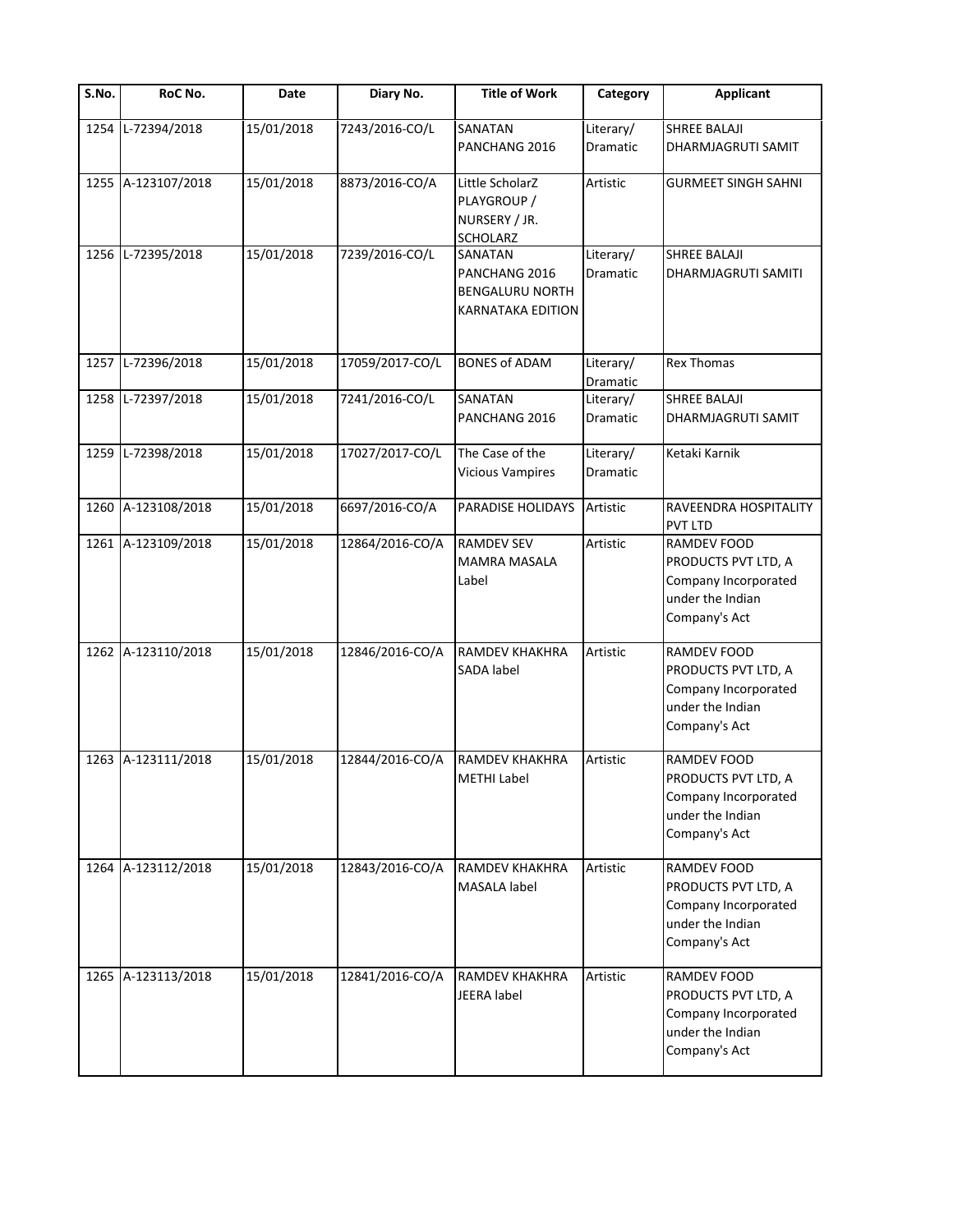| S.No. | RoC No. | Date | Diary No. | Title of Work | Category | Applicant |
|---|---|---|---|---|---|---|
| 1254 | L-72394/2018 | 15/01/2018 | 7243/2016-CO/L | SANATAN PANCHANG 2016 | Literary/ Dramatic | SHREE BALAJI DHARMJAGRUTI SAMIT |
| 1255 | A-123107/2018 | 15/01/2018 | 8873/2016-CO/A | Little ScholarZ PLAYGROUP / NURSERY / JR. SCHOLARZ | Artistic | GURMEET SINGH SAHNI |
| 1256 | L-72395/2018 | 15/01/2018 | 7239/2016-CO/L | SANATAN PANCHANG 2016 BENGALURU NORTH KARNATAKA EDITION | Literary/ Dramatic | SHREE BALAJI DHARMJAGRUTI SAMITI |
| 1257 | L-72396/2018 | 15/01/2018 | 17059/2017-CO/L | BONES of ADAM | Literary/ Dramatic | Rex Thomas |
| 1258 | L-72397/2018 | 15/01/2018 | 7241/2016-CO/L | SANATAN PANCHANG 2016 | Literary/ Dramatic | SHREE BALAJI DHARMJAGRUTI SAMIT |
| 1259 | L-72398/2018 | 15/01/2018 | 17027/2017-CO/L | The Case of the Vicious Vampires | Literary/ Dramatic | Ketaki Karnik |
| 1260 | A-123108/2018 | 15/01/2018 | 6697/2016-CO/A | PARADISE HOLIDAYS | Artistic | RAVEENDRA HOSPITALITY PVT LTD |
| 1261 | A-123109/2018 | 15/01/2018 | 12864/2016-CO/A | RAMDEV SEV MAMRA MASALA Label | Artistic | RAMDEV FOOD PRODUCTS PVT LTD, A Company Incorporated under the Indian Company's Act |
| 1262 | A-123110/2018 | 15/01/2018 | 12846/2016-CO/A | RAMDEV KHAKHRA SADA label | Artistic | RAMDEV FOOD PRODUCTS PVT LTD, A Company Incorporated under the Indian Company's Act |
| 1263 | A-123111/2018 | 15/01/2018 | 12844/2016-CO/A | RAMDEV KHAKHRA METHI Label | Artistic | RAMDEV FOOD PRODUCTS PVT LTD, A Company Incorporated under the Indian Company's Act |
| 1264 | A-123112/2018 | 15/01/2018 | 12843/2016-CO/A | RAMDEV KHAKHRA MASALA label | Artistic | RAMDEV FOOD PRODUCTS PVT LTD, A Company Incorporated under the Indian Company's Act |
| 1265 | A-123113/2018 | 15/01/2018 | 12841/2016-CO/A | RAMDEV KHAKHRA JEERA label | Artistic | RAMDEV FOOD PRODUCTS PVT LTD, A Company Incorporated under the Indian Company's Act |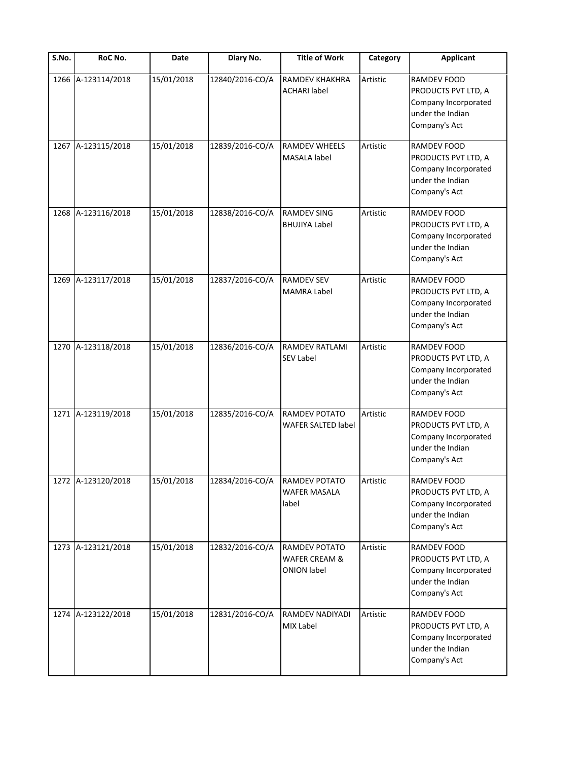| S.No. | RoC No. | Date | Diary No. | Title of Work | Category | Applicant |
|---|---|---|---|---|---|---|
| 1266 | A-123114/2018 | 15/01/2018 | 12840/2016-CO/A | RAMDEV KHAKHRA ACHARI label | Artistic | RAMDEV FOOD PRODUCTS PVT LTD, A Company Incorporated under the Indian Company's Act |
| 1267 | A-123115/2018 | 15/01/2018 | 12839/2016-CO/A | RAMDEV WHEELS MASALA label | Artistic | RAMDEV FOOD PRODUCTS PVT LTD, A Company Incorporated under the Indian Company's Act |
| 1268 | A-123116/2018 | 15/01/2018 | 12838/2016-CO/A | RAMDEV SING BHUJIYA Label | Artistic | RAMDEV FOOD PRODUCTS PVT LTD, A Company Incorporated under the Indian Company's Act |
| 1269 | A-123117/2018 | 15/01/2018 | 12837/2016-CO/A | RAMDEV SEV MAMRA Label | Artistic | RAMDEV FOOD PRODUCTS PVT LTD, A Company Incorporated under the Indian Company's Act |
| 1270 | A-123118/2018 | 15/01/2018 | 12836/2016-CO/A | RAMDEV RATLAMI SEV Label | Artistic | RAMDEV FOOD PRODUCTS PVT LTD, A Company Incorporated under the Indian Company's Act |
| 1271 | A-123119/2018 | 15/01/2018 | 12835/2016-CO/A | RAMDEV POTATO WAFER SALTED label | Artistic | RAMDEV FOOD PRODUCTS PVT LTD, A Company Incorporated under the Indian Company's Act |
| 1272 | A-123120/2018 | 15/01/2018 | 12834/2016-CO/A | RAMDEV POTATO WAFER MASALA label | Artistic | RAMDEV FOOD PRODUCTS PVT LTD, A Company Incorporated under the Indian Company's Act |
| 1273 | A-123121/2018 | 15/01/2018 | 12832/2016-CO/A | RAMDEV POTATO WAFER CREAM & ONION label | Artistic | RAMDEV FOOD PRODUCTS PVT LTD, A Company Incorporated under the Indian Company's Act |
| 1274 | A-123122/2018 | 15/01/2018 | 12831/2016-CO/A | RAMDEV NADIYADI MIX Label | Artistic | RAMDEV FOOD PRODUCTS PVT LTD, A Company Incorporated under the Indian Company's Act |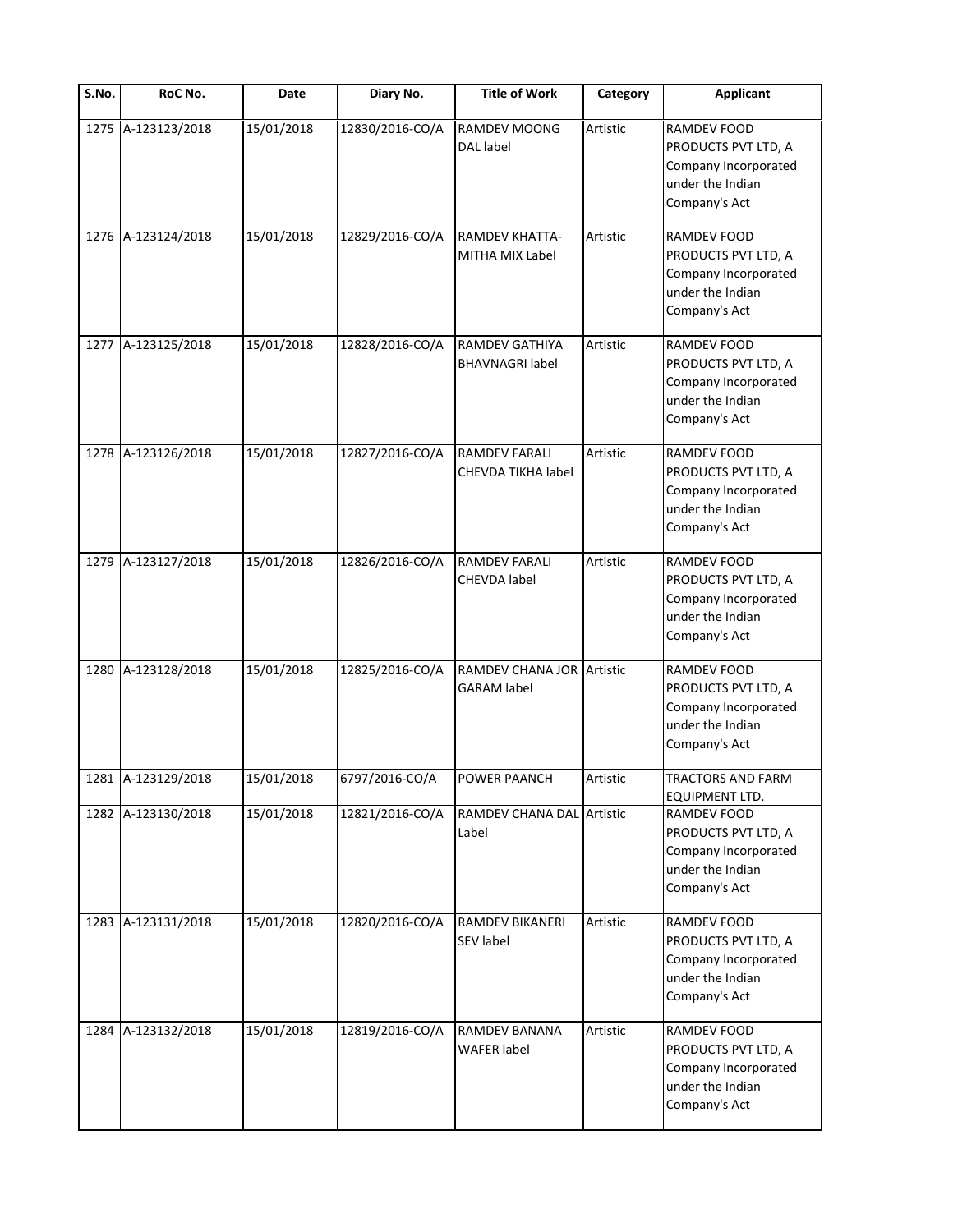| S.No. | RoC No. | Date | Diary No. | Title of Work | Category | Applicant |
|---|---|---|---|---|---|---|
| 1275 | A-123123/2018 | 15/01/2018 | 12830/2016-CO/A | RAMDEV MOONG DAL label | Artistic | RAMDEV FOOD PRODUCTS PVT LTD, A Company Incorporated under the Indian Company's Act |
| 1276 | A-123124/2018 | 15/01/2018 | 12829/2016-CO/A | RAMDEV KHATTA-MITHA MIX Label | Artistic | RAMDEV FOOD PRODUCTS PVT LTD, A Company Incorporated under the Indian Company's Act |
| 1277 | A-123125/2018 | 15/01/2018 | 12828/2016-CO/A | RAMDEV GATHIYA BHAVNAGRI label | Artistic | RAMDEV FOOD PRODUCTS PVT LTD, A Company Incorporated under the Indian Company's Act |
| 1278 | A-123126/2018 | 15/01/2018 | 12827/2016-CO/A | RAMDEV FARALI CHEVDA TIKHA label | Artistic | RAMDEV FOOD PRODUCTS PVT LTD, A Company Incorporated under the Indian Company's Act |
| 1279 | A-123127/2018 | 15/01/2018 | 12826/2016-CO/A | RAMDEV FARALI CHEVDA label | Artistic | RAMDEV FOOD PRODUCTS PVT LTD, A Company Incorporated under the Indian Company's Act |
| 1280 | A-123128/2018 | 15/01/2018 | 12825/2016-CO/A | RAMDEV CHANA JOR GARAM label | Artistic | RAMDEV FOOD PRODUCTS PVT LTD, A Company Incorporated under the Indian Company's Act |
| 1281 | A-123129/2018 | 15/01/2018 | 6797/2016-CO/A | POWER PAANCH | Artistic | TRACTORS AND FARM EQUIPMENT LTD. |
| 1282 | A-123130/2018 | 15/01/2018 | 12821/2016-CO/A | RAMDEV CHANA DAL Label | Artistic | RAMDEV FOOD PRODUCTS PVT LTD, A Company Incorporated under the Indian Company's Act |
| 1283 | A-123131/2018 | 15/01/2018 | 12820/2016-CO/A | RAMDEV BIKANERI SEV label | Artistic | RAMDEV FOOD PRODUCTS PVT LTD, A Company Incorporated under the Indian Company's Act |
| 1284 | A-123132/2018 | 15/01/2018 | 12819/2016-CO/A | RAMDEV BANANA WAFER label | Artistic | RAMDEV FOOD PRODUCTS PVT LTD, A Company Incorporated under the Indian Company's Act |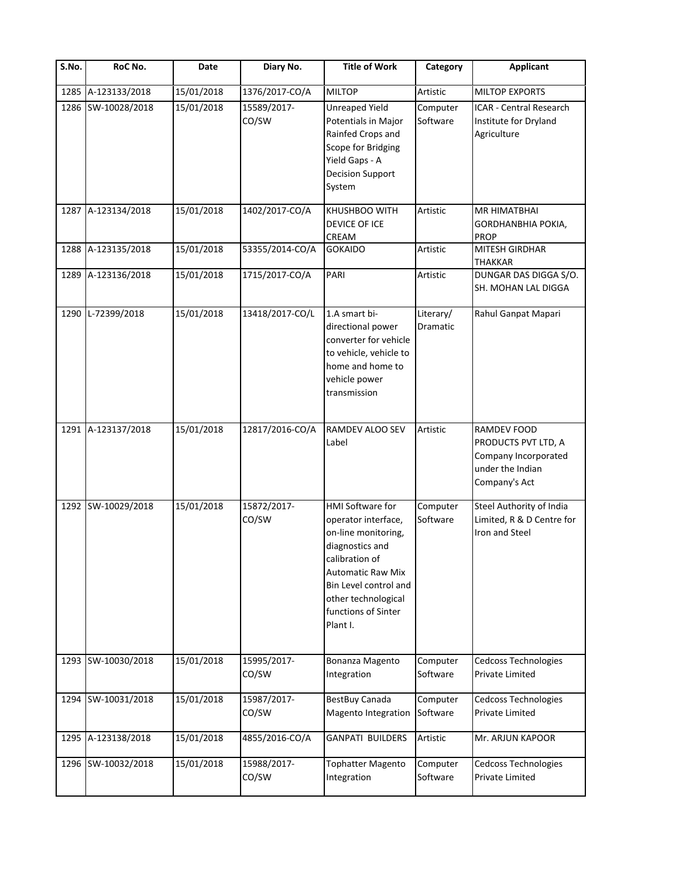| S.No. | RoC No. | Date | Diary No. | Title of Work | Category | Applicant |
|---|---|---|---|---|---|---|
| 1285 | A-123133/2018 | 15/01/2018 | 1376/2017-CO/A | MILTOP | Artistic | MILTOP EXPORTS |
| 1286 | SW-10028/2018 | 15/01/2018 | 15589/2017-CO/SW | Unreaped Yield Potentials in Major Rainfed Crops and Scope for Bridging Yield Gaps - A Decision Support System | Computer Software | ICAR - Central Research Institute for Dryland Agriculture |
| 1287 | A-123134/2018 | 15/01/2018 | 1402/2017-CO/A | KHUSHBOO WITH DEVICE OF ICE CREAM | Artistic | MR HIMATBHAI GORDHANBHIA POKIA, PROP |
| 1288 | A-123135/2018 | 15/01/2018 | 53355/2014-CO/A | GOKAIDO | Artistic | MITESH GIRDHAR THAKKAR |
| 1289 | A-123136/2018 | 15/01/2018 | 1715/2017-CO/A | PARI | Artistic | DUNGAR DAS DIGGA S/O. SH. MOHAN LAL DIGGA |
| 1290 | L-72399/2018 | 15/01/2018 | 13418/2017-CO/L | 1.A smart bi-directional power converter for vehicle to vehicle, vehicle to home and home to vehicle power transmission | Literary/ Dramatic | Rahul Ganpat Mapari |
| 1291 | A-123137/2018 | 15/01/2018 | 12817/2016-CO/A | RAMDEV ALOO SEV Label | Artistic | RAMDEV FOOD PRODUCTS PVT LTD, A Company Incorporated under the Indian Company's Act |
| 1292 | SW-10029/2018 | 15/01/2018 | 15872/2017-CO/SW | HMI Software for operator interface, on-line monitoring, diagnostics and calibration of Automatic Raw Mix Bin Level control and other technological functions of Sinter Plant I. | Computer Software | Steel Authority of India Limited, R & D Centre for Iron and Steel |
| 1293 | SW-10030/2018 | 15/01/2018 | 15995/2017-CO/SW | Bonanza Magento Integration | Computer Software | Cedcoss Technologies Private Limited |
| 1294 | SW-10031/2018 | 15/01/2018 | 15987/2017-CO/SW | BestBuy Canada Magento Integration | Computer Software | Cedcoss Technologies Private Limited |
| 1295 | A-123138/2018 | 15/01/2018 | 4855/2016-CO/A | GANPATI BUILDERS | Artistic | Mr. ARJUN KAPOOR |
| 1296 | SW-10032/2018 | 15/01/2018 | 15988/2017-CO/SW | Tophatter Magento Integration | Computer Software | Cedcoss Technologies Private Limited |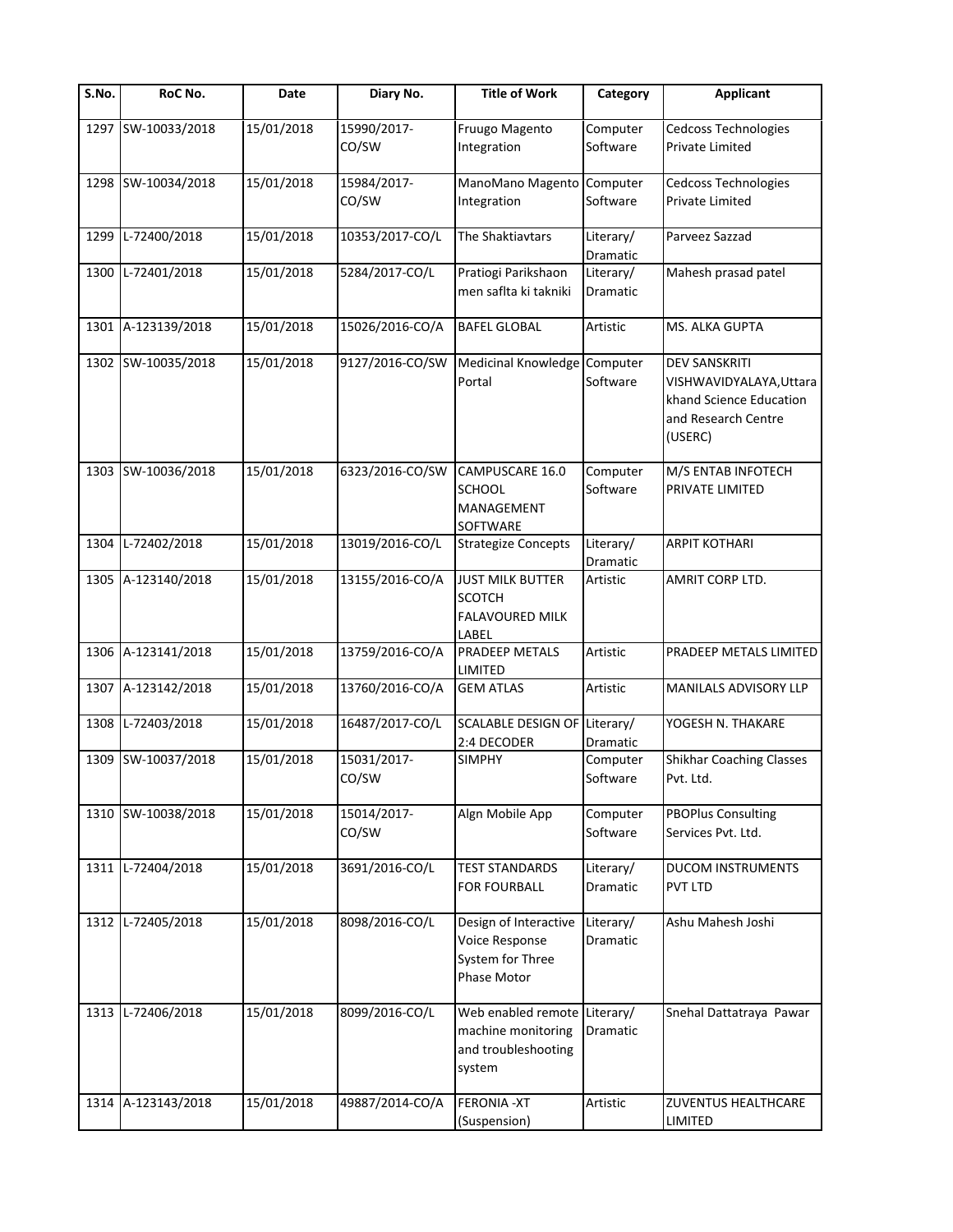| S.No. | RoC No. | Date | Diary No. | Title of Work | Category | Applicant |
|---|---|---|---|---|---|---|
| 1297 | SW-10033/2018 | 15/01/2018 | 15990/2017-CO/SW | Fruugo Magento Integration | Computer Software | Cedcoss Technologies Private Limited |
| 1298 | SW-10034/2018 | 15/01/2018 | 15984/2017-CO/SW | ManoMano Magento Integration | Computer Software | Cedcoss Technologies Private Limited |
| 1299 | L-72400/2018 | 15/01/2018 | 10353/2017-CO/L | The Shaktiavtars | Literary/ Dramatic | Parveez Sazzad |
| 1300 | L-72401/2018 | 15/01/2018 | 5284/2017-CO/L | Pratiogi Parikshaon men saflta ki takniki | Literary/ Dramatic | Mahesh prasad patel |
| 1301 | A-123139/2018 | 15/01/2018 | 15026/2016-CO/A | BAFEL GLOBAL | Artistic | MS. ALKA GUPTA |
| 1302 | SW-10035/2018 | 15/01/2018 | 9127/2016-CO/SW | Medicinal Knowledge Portal | Computer Software | DEV SANSKRITI VISHWAVIDYALAYA,Uttarakhand Science Education and Research Centre (USERC) |
| 1303 | SW-10036/2018 | 15/01/2018 | 6323/2016-CO/SW | CAMPUSCARE 16.0 SCHOOL MANAGEMENT SOFTWARE | Computer Software | M/S ENTAB INFOTECH PRIVATE LIMITED |
| 1304 | L-72402/2018 | 15/01/2018 | 13019/2016-CO/L | Strategize Concepts | Literary/ Dramatic | ARPIT KOTHARI |
| 1305 | A-123140/2018 | 15/01/2018 | 13155/2016-CO/A | JUST MILK BUTTER SCOTCH FALAVOURED MILK LABEL | Artistic | AMRIT CORP LTD. |
| 1306 | A-123141/2018 | 15/01/2018 | 13759/2016-CO/A | PRADEEP METALS LIMITED | Artistic | PRADEEP METALS LIMITED |
| 1307 | A-123142/2018 | 15/01/2018 | 13760/2016-CO/A | GEM ATLAS | Artistic | MANILALS ADVISORY LLP |
| 1308 | L-72403/2018 | 15/01/2018 | 16487/2017-CO/L | SCALABLE DESIGN OF 2:4 DECODER | Literary/ Dramatic | YOGESH N. THAKARE |
| 1309 | SW-10037/2018 | 15/01/2018 | 15031/2017-CO/SW | SIMPHY | Computer Software | Shikhar Coaching Classes Pvt. Ltd. |
| 1310 | SW-10038/2018 | 15/01/2018 | 15014/2017-CO/SW | Algn Mobile App | Computer Software | PBOPlus Consulting Services Pvt. Ltd. |
| 1311 | L-72404/2018 | 15/01/2018 | 3691/2016-CO/L | TEST STANDARDS FOR FOURBALL | Literary/ Dramatic | DUCOM INSTRUMENTS PVT LTD |
| 1312 | L-72405/2018 | 15/01/2018 | 8098/2016-CO/L | Design of Interactive Voice Response System for Three Phase Motor | Literary/ Dramatic | Ashu Mahesh Joshi |
| 1313 | L-72406/2018 | 15/01/2018 | 8099/2016-CO/L | Web enabled remote machine monitoring and troubleshooting system | Literary/ Dramatic | Snehal Dattatraya Pawar |
| 1314 | A-123143/2018 | 15/01/2018 | 49887/2014-CO/A | FERONIA -XT (Suspension) | Artistic | ZUVENTUS HEALTHCARE LIMITED |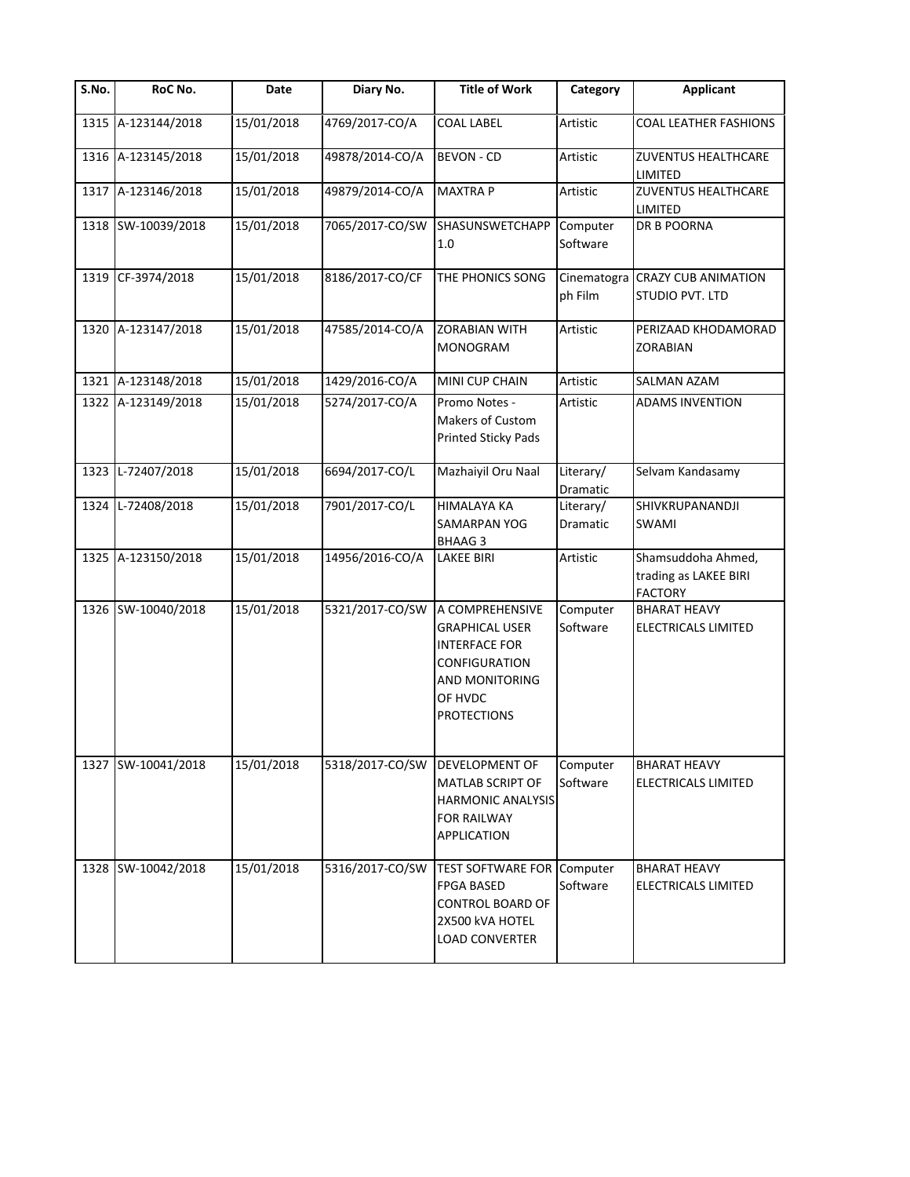| S.No. | RoC No. | Date | Diary No. | Title of Work | Category | Applicant |
| --- | --- | --- | --- | --- | --- | --- |
| 1315 | A-123144/2018 | 15/01/2018 | 4769/2017-CO/A | COAL LABEL | Artistic | COAL LEATHER FASHIONS |
| 1316 | A-123145/2018 | 15/01/2018 | 49878/2014-CO/A | BEVON - CD | Artistic | ZUVENTUS HEALTHCARE LIMITED |
| 1317 | A-123146/2018 | 15/01/2018 | 49879/2014-CO/A | MAXTRA P | Artistic | ZUVENTUS HEALTHCARE LIMITED |
| 1318 | SW-10039/2018 | 15/01/2018 | 7065/2017-CO/SW | SHASUNSWETCHAPP 1.0 | Computer Software | DR B POORNA |
| 1319 | CF-3974/2018 | 15/01/2018 | 8186/2017-CO/CF | THE PHONICS SONG | Cinematograph Film | CRAZY CUB ANIMATION STUDIO PVT. LTD |
| 1320 | A-123147/2018 | 15/01/2018 | 47585/2014-CO/A | ZORABIAN WITH MONOGRAM | Artistic | PERIZAAD KHODAMORAD ZORABIAN |
| 1321 | A-123148/2018 | 15/01/2018 | 1429/2016-CO/A | MINI CUP CHAIN | Artistic | SALMAN AZAM |
| 1322 | A-123149/2018 | 15/01/2018 | 5274/2017-CO/A | Promo Notes - Makers of Custom Printed Sticky Pads | Artistic | ADAMS INVENTION |
| 1323 | L-72407/2018 | 15/01/2018 | 6694/2017-CO/L | Mazhaiyil Oru Naal | Literary/ Dramatic | Selvam Kandasamy |
| 1324 | L-72408/2018 | 15/01/2018 | 7901/2017-CO/L | HIMALAYA KA SAMARPAN YOG BHAAG 3 | Literary/ Dramatic | SHIVKRUPANANDJI SWAMI |
| 1325 | A-123150/2018 | 15/01/2018 | 14956/2016-CO/A | LAKEE BIRI | Artistic | Shamsuddoha Ahmed, trading as LAKEE BIRI FACTORY |
| 1326 | SW-10040/2018 | 15/01/2018 | 5321/2017-CO/SW | A COMPREHENSIVE GRAPHICAL USER INTERFACE FOR CONFIGURATION AND MONITORING OF HVDC PROTECTIONS | Computer Software | BHARAT HEAVY ELECTRICALS LIMITED |
| 1327 | SW-10041/2018 | 15/01/2018 | 5318/2017-CO/SW | DEVELOPMENT OF MATLAB SCRIPT OF HARMONIC ANALYSIS FOR RAILWAY APPLICATION | Computer Software | BHARAT HEAVY ELECTRICALS LIMITED |
| 1328 | SW-10042/2018 | 15/01/2018 | 5316/2017-CO/SW | TEST SOFTWARE FOR FPGA BASED CONTROL BOARD OF 2X500 kVA HOTEL LOAD CONVERTER | Computer Software | BHARAT HEAVY ELECTRICALS LIMITED |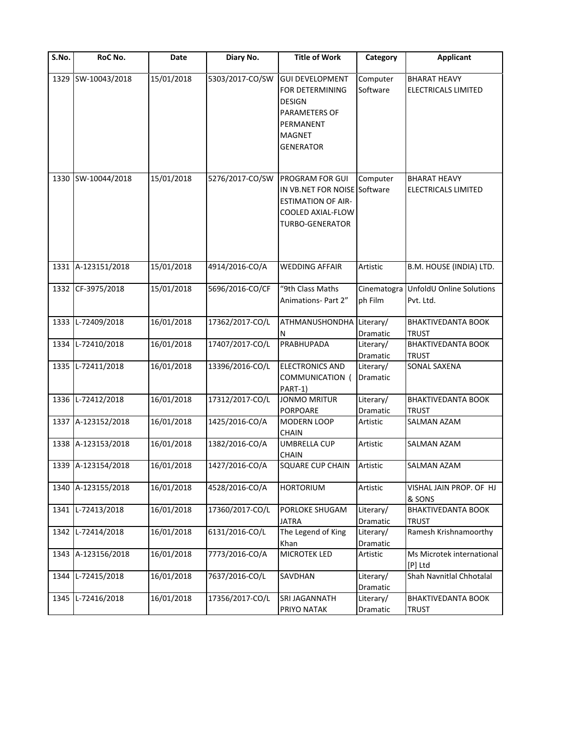| S.No. | RoC No. | Date | Diary No. | Title of Work | Category | Applicant |
|---|---|---|---|---|---|---|
| 1329 | SW-10043/2018 | 15/01/2018 | 5303/2017-CO/SW | GUI DEVELOPMENT FOR DETERMINING DESIGN PARAMETERS OF PERMANENT MAGNET GENERATOR | Computer Software | BHARAT HEAVY ELECTRICALS LIMITED |
| 1330 | SW-10044/2018 | 15/01/2018 | 5276/2017-CO/SW | PROGRAM FOR GUI IN VB.NET FOR NOISE ESTIMATION OF AIR-COOLED AXIAL-FLOW TURBO-GENERATOR | Computer Software | BHARAT HEAVY ELECTRICALS LIMITED |
| 1331 | A-123151/2018 | 15/01/2018 | 4914/2016-CO/A | WEDDING AFFAIR | Artistic | B.M. HOUSE (INDIA) LTD. |
| 1332 | CF-3975/2018 | 15/01/2018 | 5696/2016-CO/CF | "9th Class Maths Animations- Part 2" | Cinematograph Film | UnfoldU Online Solutions Pvt. Ltd. |
| 1333 | L-72409/2018 | 16/01/2018 | 17362/2017-CO/L | ATHMANUSHONDHAN | Literary/ Dramatic | BHAKTIVEDANTA BOOK TRUST |
| 1334 | L-72410/2018 | 16/01/2018 | 17407/2017-CO/L | PRABHUPADA | Literary/ Dramatic | BHAKTIVEDANTA BOOK TRUST |
| 1335 | L-72411/2018 | 16/01/2018 | 13396/2016-CO/L | ELECTRONICS AND COMMUNICATION ( PART-1) | Literary/ Dramatic | SONAL SAXENA |
| 1336 | L-72412/2018 | 16/01/2018 | 17312/2017-CO/L | JONMO MRITUR PORPOARE | Literary/ Dramatic | BHAKTIVEDANTA BOOK TRUST |
| 1337 | A-123152/2018 | 16/01/2018 | 1425/2016-CO/A | MODERN LOOP CHAIN | Artistic | SALMAN AZAM |
| 1338 | A-123153/2018 | 16/01/2018 | 1382/2016-CO/A | UMBRELLA CUP CHAIN | Artistic | SALMAN AZAM |
| 1339 | A-123154/2018 | 16/01/2018 | 1427/2016-CO/A | SQUARE CUP CHAIN | Artistic | SALMAN AZAM |
| 1340 | A-123155/2018 | 16/01/2018 | 4528/2016-CO/A | HORTORIUM | Artistic | VISHAL JAIN PROP. OF HJ & SONS |
| 1341 | L-72413/2018 | 16/01/2018 | 17360/2017-CO/L | PORLOKE SHUGAM JATRA | Literary/ Dramatic | BHAKTIVEDANTA BOOK TRUST |
| 1342 | L-72414/2018 | 16/01/2018 | 6131/2016-CO/L | The Legend of King Khan | Literary/ Dramatic | Ramesh Krishnamoorthy |
| 1343 | A-123156/2018 | 16/01/2018 | 7773/2016-CO/A | MICROTEK LED | Artistic | Ms Microtek international [P] Ltd |
| 1344 | L-72415/2018 | 16/01/2018 | 7637/2016-CO/L | SAVDHAN | Literary/ Dramatic | Shah Navnitlal Chhotalal |
| 1345 | L-72416/2018 | 16/01/2018 | 17356/2017-CO/L | SRI JAGANNATH PRIYO NATAK | Literary/ Dramatic | BHAKTIVEDANTA BOOK TRUST |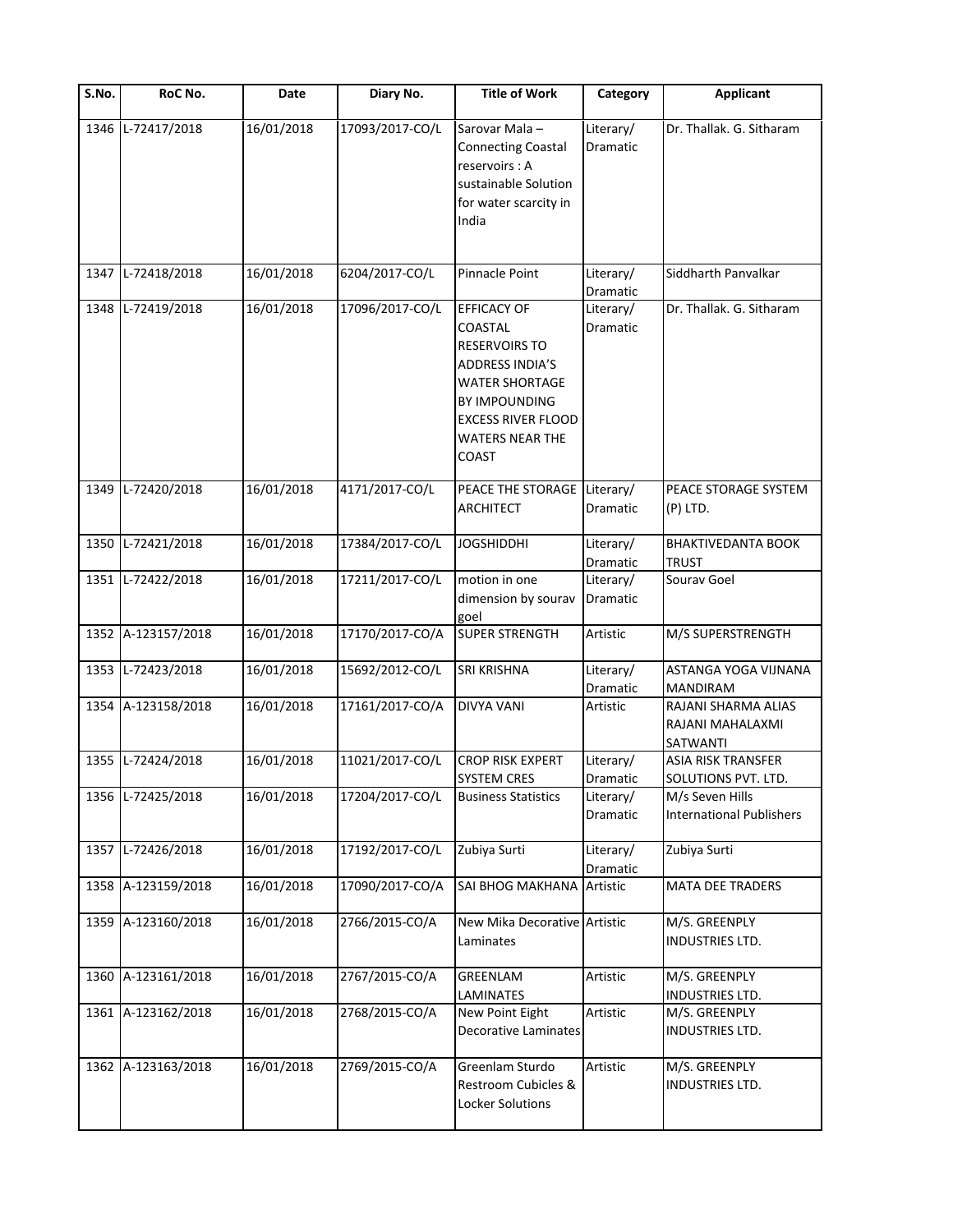| S.No. | RoC No. | Date | Diary No. | Title of Work | Category | Applicant |
|---|---|---|---|---|---|---|
| 1346 | L-72417/2018 | 16/01/2018 | 17093/2017-CO/L | Sarovar Mala – Connecting Coastal reservoirs : A sustainable Solution for water scarcity in India | Literary/ Dramatic | Dr. Thallak. G. Sitharam |
| 1347 | L-72418/2018 | 16/01/2018 | 6204/2017-CO/L | Pinnacle Point | Literary/ Dramatic | Siddharth Panvalkar |
| 1348 | L-72419/2018 | 16/01/2018 | 17096/2017-CO/L | EFFICACY OF COASTAL RESERVOIRS TO ADDRESS INDIA'S WATER SHORTAGE BY IMPOUNDING EXCESS RIVER FLOOD WATERS NEAR THE COAST | Literary/ Dramatic | Dr. Thallak. G. Sitharam |
| 1349 | L-72420/2018 | 16/01/2018 | 4171/2017-CO/L | PEACE THE STORAGE ARCHITECT | Literary/ Dramatic | PEACE STORAGE SYSTEM (P) LTD. |
| 1350 | L-72421/2018 | 16/01/2018 | 17384/2017-CO/L | JOGSHIDDHI | Literary/ Dramatic | BHAKTIVEDANTA BOOK TRUST |
| 1351 | L-72422/2018 | 16/01/2018 | 17211/2017-CO/L | motion in one dimension by sourav goel | Literary/ Dramatic | Sourav Goel |
| 1352 | A-123157/2018 | 16/01/2018 | 17170/2017-CO/A | SUPER STRENGTH | Artistic | M/S SUPERSTRENGTH |
| 1353 | L-72423/2018 | 16/01/2018 | 15692/2012-CO/L | SRI KRISHNA | Literary/ Dramatic | ASTANGA YOGA VIJNANA MANDIRAM |
| 1354 | A-123158/2018 | 16/01/2018 | 17161/2017-CO/A | DIVYA VANI | Artistic | RAJANI SHARMA ALIAS RAJANI MAHALAXMI SATWANTI |
| 1355 | L-72424/2018 | 16/01/2018 | 11021/2017-CO/L | CROP RISK EXPERT SYSTEM CRES | Literary/ Dramatic | ASIA RISK TRANSFER SOLUTIONS PVT. LTD. |
| 1356 | L-72425/2018 | 16/01/2018 | 17204/2017-CO/L | Business Statistics | Literary/ Dramatic | M/s Seven Hills International Publishers |
| 1357 | L-72426/2018 | 16/01/2018 | 17192/2017-CO/L | Zubiya Surti | Literary/ Dramatic | Zubiya Surti |
| 1358 | A-123159/2018 | 16/01/2018 | 17090/2017-CO/A | SAI BHOG MAKHANA | Artistic | MATA DEE TRADERS |
| 1359 | A-123160/2018 | 16/01/2018 | 2766/2015-CO/A | New Mika Decorative Laminates | Artistic | M/S. GREENPLY INDUSTRIES LTD. |
| 1360 | A-123161/2018 | 16/01/2018 | 2767/2015-CO/A | GREENLAM LAMINATES | Artistic | M/S. GREENPLY INDUSTRIES LTD. |
| 1361 | A-123162/2018 | 16/01/2018 | 2768/2015-CO/A | New Point Eight Decorative Laminates | Artistic | M/S. GREENPLY INDUSTRIES LTD. |
| 1362 | A-123163/2018 | 16/01/2018 | 2769/2015-CO/A | Greenlam Sturdo Restroom Cubicles & Locker Solutions | Artistic | M/S. GREENPLY INDUSTRIES LTD. |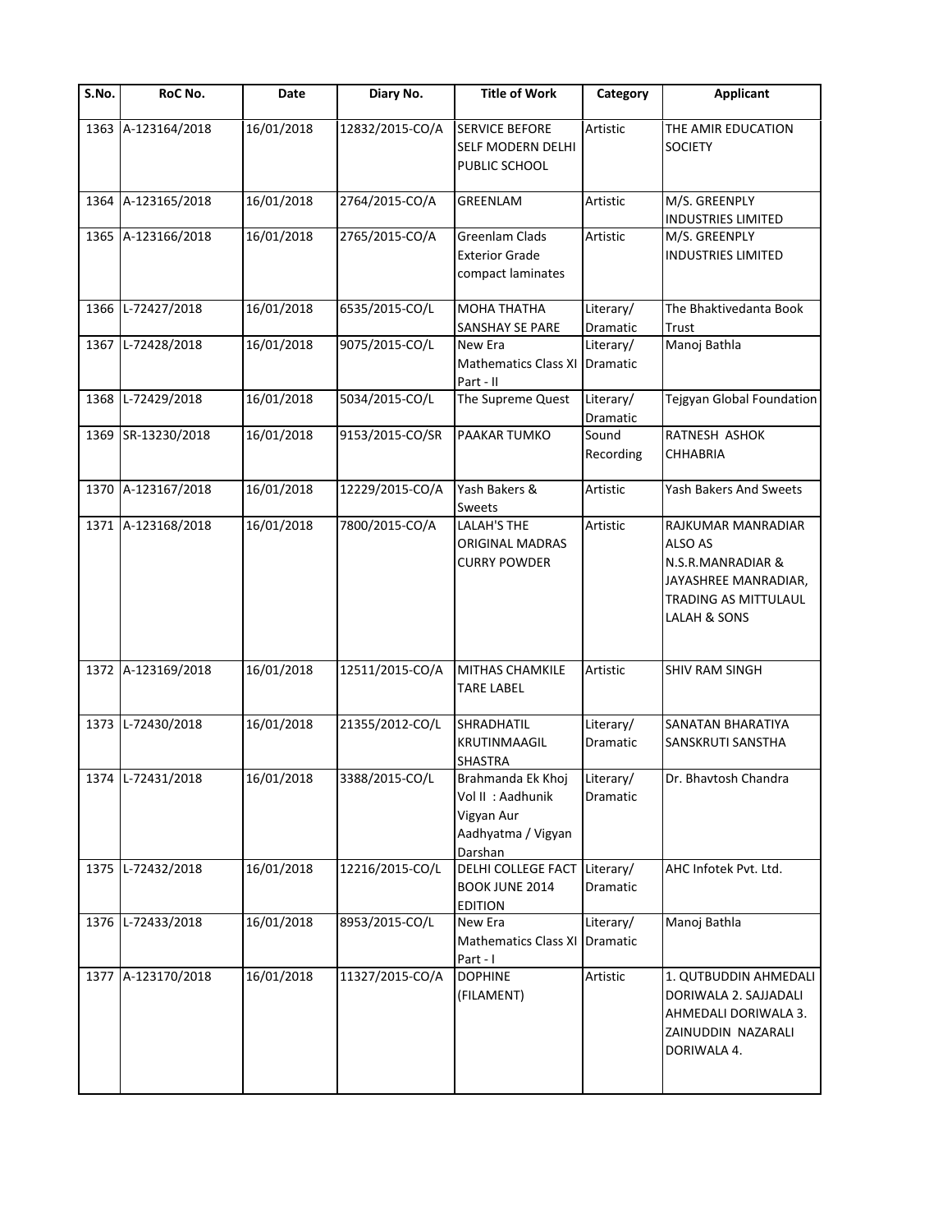| S.No. | RoC No. | Date | Diary No. | Title of Work | Category | Applicant |
|---|---|---|---|---|---|---|
| 1363 | A-123164/2018 | 16/01/2018 | 12832/2015-CO/A | SERVICE BEFORE SELF MODERN DELHI PUBLIC SCHOOL | Artistic | THE AMIR EDUCATION SOCIETY |
| 1364 | A-123165/2018 | 16/01/2018 | 2764/2015-CO/A | GREENLAM | Artistic | M/S. GREENPLY INDUSTRIES LIMITED |
| 1365 | A-123166/2018 | 16/01/2018 | 2765/2015-CO/A | Greenlam Clads Exterior Grade compact laminates | Artistic | M/S. GREENPLY INDUSTRIES LIMITED |
| 1366 | L-72427/2018 | 16/01/2018 | 6535/2015-CO/L | MOHA THATHA SANSHAY SE PARE | Literary/ Dramatic | The Bhaktivedanta Book Trust |
| 1367 | L-72428/2018 | 16/01/2018 | 9075/2015-CO/L | New Era Mathematics Class XI Part - II | Literary/ Dramatic | Manoj Bathla |
| 1368 | L-72429/2018 | 16/01/2018 | 5034/2015-CO/L | The Supreme Quest | Literary/ Dramatic | Tejgyan Global Foundation |
| 1369 | SR-13230/2018 | 16/01/2018 | 9153/2015-CO/SR | PAAKAR TUMKO | Sound Recording | RATNESH ASHOK CHHABRIA |
| 1370 | A-123167/2018 | 16/01/2018 | 12229/2015-CO/A | Yash Bakers & Sweets | Artistic | Yash Bakers And Sweets |
| 1371 | A-123168/2018 | 16/01/2018 | 7800/2015-CO/A | LALAH'S THE ORIGINAL MADRAS CURRY POWDER | Artistic | RAJKUMAR MANRADIAR ALSO AS N.S.R.MANRADIAR & JAYASHREE MANRADIAR, TRADING AS MITTULAUL LALAH & SONS |
| 1372 | A-123169/2018 | 16/01/2018 | 12511/2015-CO/A | MITHAS CHAMKILE TARE LABEL | Artistic | SHIV RAM SINGH |
| 1373 | L-72430/2018 | 16/01/2018 | 21355/2012-CO/L | SHRADHATIL KRUTINMAAGIL SHASTRA | Literary/ Dramatic | SANATAN BHARATIYA SANSKRUTI SANSTHA |
| 1374 | L-72431/2018 | 16/01/2018 | 3388/2015-CO/L | Brahmanda Ek Khoj Vol II : Aadhunik Vigyan Aur Aadhyatma / Vigyan Darshan | Literary/ Dramatic | Dr. Bhavtosh Chandra |
| 1375 | L-72432/2018 | 16/01/2018 | 12216/2015-CO/L | DELHI COLLEGE FACT BOOK JUNE 2014 EDITION | Literary/ Dramatic | AHC Infotek Pvt. Ltd. |
| 1376 | L-72433/2018 | 16/01/2018 | 8953/2015-CO/L | New Era Mathematics Class XI Part - I | Literary/ Dramatic | Manoj Bathla |
| 1377 | A-123170/2018 | 16/01/2018 | 11327/2015-CO/A | DOPHINE (FILAMENT) | Artistic | 1. QUTBUDDIN AHMEDALI DORIWALA 2. SAJJADALI AHMEDALI DORIWALA 3. ZAINUDDIN NAZARALI DORIWALA 4. |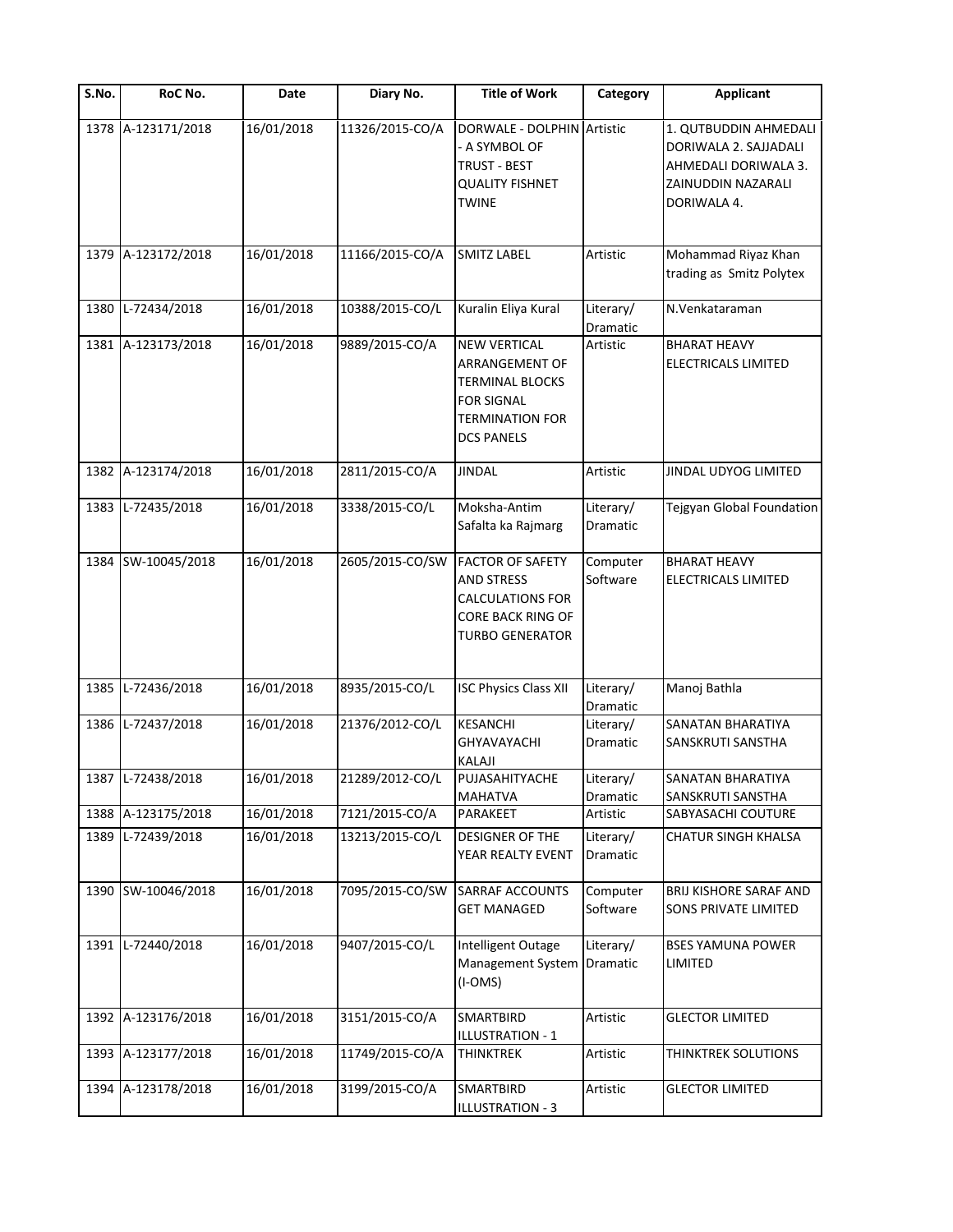| S.No. | RoC No. | Date | Diary No. | Title of Work | Category | Applicant |
|---|---|---|---|---|---|---|
| 1378 | A-123171/2018 | 16/01/2018 | 11326/2015-CO/A | DORWALE - DOLPHIN - A SYMBOL OF TRUST - BEST QUALITY FISHNET TWINE | Artistic | 1. QUTBUDDIN AHMEDALI DORIWALA 2. SAJJADALI AHMEDALI DORIWALA 3. ZAINUDDIN NAZARALI DORIWALA 4. |
| 1379 | A-123172/2018 | 16/01/2018 | 11166/2015-CO/A | SMITZ LABEL | Artistic | Mohammad Riyaz Khan trading as Smitz Polytex |
| 1380 | L-72434/2018 | 16/01/2018 | 10388/2015-CO/L | Kuralin Eliya Kural | Literary/ Dramatic | N.Venkataraman |
| 1381 | A-123173/2018 | 16/01/2018 | 9889/2015-CO/A | NEW VERTICAL ARRANGEMENT OF TERMINAL BLOCKS FOR SIGNAL TERMINATION FOR DCS PANELS | Artistic | BHARAT HEAVY ELECTRICALS LIMITED |
| 1382 | A-123174/2018 | 16/01/2018 | 2811/2015-CO/A | JINDAL | Artistic | JINDAL UDYOG LIMITED |
| 1383 | L-72435/2018 | 16/01/2018 | 3338/2015-CO/L | Moksha-Antim Safalta ka Rajmarg | Literary/ Dramatic | Tejgyan Global Foundation |
| 1384 | SW-10045/2018 | 16/01/2018 | 2605/2015-CO/SW | FACTOR OF SAFETY AND STRESS CALCULATIONS FOR CORE BACK RING OF TURBO GENERATOR | Computer Software | BHARAT HEAVY ELECTRICALS LIMITED |
| 1385 | L-72436/2018 | 16/01/2018 | 8935/2015-CO/L | ISC Physics Class XII | Literary/ Dramatic | Manoj Bathla |
| 1386 | L-72437/2018 | 16/01/2018 | 21376/2012-CO/L | KESANCHI GHYAVAYACHI KALAJI | Literary/ Dramatic | SANATAN BHARATIYA SANSKRUTI SANSTHA |
| 1387 | L-72438/2018 | 16/01/2018 | 21289/2012-CO/L | PUJASAHITYACHE MAHATVA | Literary/ Dramatic | SANATAN BHARATIYA SANSKRUTI SANSTHA |
| 1388 | A-123175/2018 | 16/01/2018 | 7121/2015-CO/A | PARAKEET | Artistic | SABYASACHI COUTURE |
| 1389 | L-72439/2018 | 16/01/2018 | 13213/2015-CO/L | DESIGNER OF THE YEAR REALTY EVENT | Literary/ Dramatic | CHATUR SINGH KHALSA |
| 1390 | SW-10046/2018 | 16/01/2018 | 7095/2015-CO/SW | SARRAF ACCOUNTS GET MANAGED | Computer Software | BRIJ KISHORE SARAF AND SONS PRIVATE LIMITED |
| 1391 | L-72440/2018 | 16/01/2018 | 9407/2015-CO/L | Intelligent Outage Management System (I-OMS) | Literary/ Dramatic | BSES YAMUNA POWER LIMITED |
| 1392 | A-123176/2018 | 16/01/2018 | 3151/2015-CO/A | SMARTBIRD ILLUSTRATION - 1 | Artistic | GLECTOR LIMITED |
| 1393 | A-123177/2018 | 16/01/2018 | 11749/2015-CO/A | THINKTREK | Artistic | THINKTREK SOLUTIONS |
| 1394 | A-123178/2018 | 16/01/2018 | 3199/2015-CO/A | SMARTBIRD ILLUSTRATION - 3 | Artistic | GLECTOR LIMITED |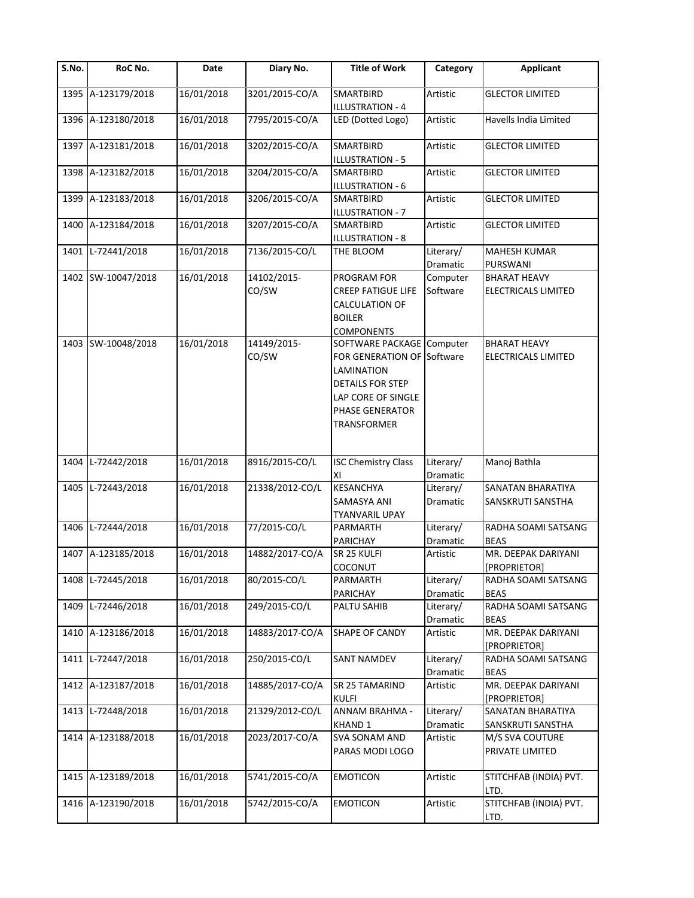| S.No. | RoC No. | Date | Diary No. | Title of Work | Category | Applicant |
|---|---|---|---|---|---|---|
| 1395 | A-123179/2018 | 16/01/2018 | 3201/2015-CO/A | SMARTBIRD ILLUSTRATION - 4 | Artistic | GLECTOR LIMITED |
| 1396 | A-123180/2018 | 16/01/2018 | 7795/2015-CO/A | LED (Dotted Logo) | Artistic | Havells India Limited |
| 1397 | A-123181/2018 | 16/01/2018 | 3202/2015-CO/A | SMARTBIRD ILLUSTRATION - 5 | Artistic | GLECTOR LIMITED |
| 1398 | A-123182/2018 | 16/01/2018 | 3204/2015-CO/A | SMARTBIRD ILLUSTRATION - 6 | Artistic | GLECTOR LIMITED |
| 1399 | A-123183/2018 | 16/01/2018 | 3206/2015-CO/A | SMARTBIRD ILLUSTRATION - 7 | Artistic | GLECTOR LIMITED |
| 1400 | A-123184/2018 | 16/01/2018 | 3207/2015-CO/A | SMARTBIRD ILLUSTRATION - 8 | Artistic | GLECTOR LIMITED |
| 1401 | L-72441/2018 | 16/01/2018 | 7136/2015-CO/L | THE BLOOM | Literary/ Dramatic | MAHESH KUMAR PURSWANI |
| 1402 | SW-10047/2018 | 16/01/2018 | 14102/2015-CO/SW | PROGRAM FOR CREEP FATIGUE LIFE CALCULATION OF BOILER COMPONENTS | Computer Software | BHARAT HEAVY ELECTRICALS LIMITED |
| 1403 | SW-10048/2018 | 16/01/2018 | 14149/2015-CO/SW | SOFTWARE PACKAGE FOR GENERATION OF LAMINATION DETAILS FOR STEP LAP CORE OF SINGLE PHASE GENERATOR TRANSFORMER | Computer Software | BHARAT HEAVY ELECTRICALS LIMITED |
| 1404 | L-72442/2018 | 16/01/2018 | 8916/2015-CO/L | ISC Chemistry Class XI | Literary/ Dramatic | Manoj Bathla |
| 1405 | L-72443/2018 | 16/01/2018 | 21338/2012-CO/L | KESANCHYA SAMASYA ANI TYANVARIL UPAY | Literary/ Dramatic | SANATAN BHARATIYA SANSKRUTI SANSTHA |
| 1406 | L-72444/2018 | 16/01/2018 | 77/2015-CO/L | PARMARTH PARICHAY | Literary/ Dramatic | RADHA SOAMI SATSANG BEAS |
| 1407 | A-123185/2018 | 16/01/2018 | 14882/2017-CO/A | SR 25 KULFI COCONUT | Artistic | MR. DEEPAK DARIYANI [PROPRIETOR] |
| 1408 | L-72445/2018 | 16/01/2018 | 80/2015-CO/L | PARMARTH PARICHAY | Literary/ Dramatic | RADHA SOAMI SATSANG BEAS |
| 1409 | L-72446/2018 | 16/01/2018 | 249/2015-CO/L | PALTU SAHIB | Literary/ Dramatic | RADHA SOAMI SATSANG BEAS |
| 1410 | A-123186/2018 | 16/01/2018 | 14883/2017-CO/A | SHAPE OF CANDY | Artistic | MR. DEEPAK DARIYANI [PROPRIETOR] |
| 1411 | L-72447/2018 | 16/01/2018 | 250/2015-CO/L | SANT NAMDEV | Literary/ Dramatic | RADHA SOAMI SATSANG BEAS |
| 1412 | A-123187/2018 | 16/01/2018 | 14885/2017-CO/A | SR 25 TAMARIND KULFI | Artistic | MR. DEEPAK DARIYANI [PROPRIETOR] |
| 1413 | L-72448/2018 | 16/01/2018 | 21329/2012-CO/L | ANNAM BRAHMA - KHAND 1 | Literary/ Dramatic | SANATAN BHARATIYA SANSKRUTI SANSTHA |
| 1414 | A-123188/2018 | 16/01/2018 | 2023/2017-CO/A | SVA SONAM AND PARAS MODI LOGO | Artistic | M/S SVA COUTURE PRIVATE LIMITED |
| 1415 | A-123189/2018 | 16/01/2018 | 5741/2015-CO/A | EMOTICON | Artistic | STITCHFAB (INDIA) PVT. LTD. |
| 1416 | A-123190/2018 | 16/01/2018 | 5742/2015-CO/A | EMOTICON | Artistic | STITCHFAB (INDIA) PVT. LTD. |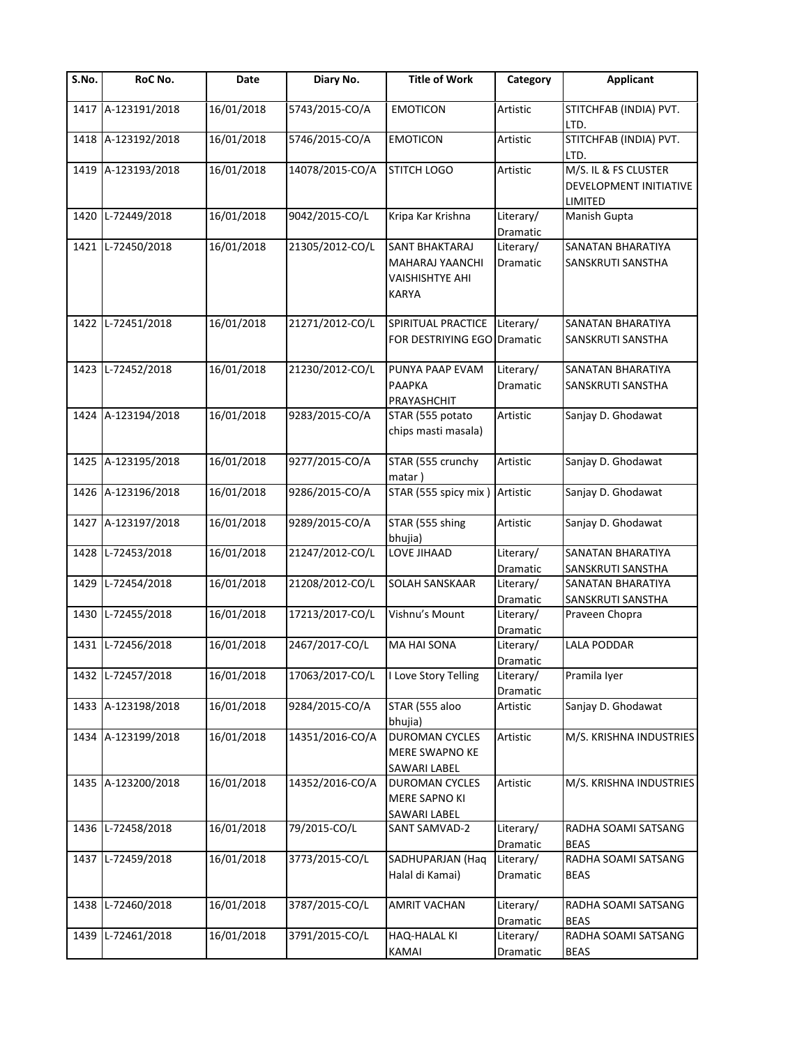| S.No. | RoC No. | Date | Diary No. | Title of Work | Category | Applicant |
|---|---|---|---|---|---|---|
| 1417 | A-123191/2018 | 16/01/2018 | 5743/2015-CO/A | EMOTICON | Artistic | STITCHFAB (INDIA) PVT. LTD. |
| 1418 | A-123192/2018 | 16/01/2018 | 5746/2015-CO/A | EMOTICON | Artistic | STITCHFAB (INDIA) PVT. LTD. |
| 1419 | A-123193/2018 | 16/01/2018 | 14078/2015-CO/A | STITCH LOGO | Artistic | M/S. IL & FS CLUSTER DEVELOPMENT INITIATIVE LIMITED |
| 1420 | L-72449/2018 | 16/01/2018 | 9042/2015-CO/L | Kripa Kar Krishna | Literary/ Dramatic | Manish Gupta |
| 1421 | L-72450/2018 | 16/01/2018 | 21305/2012-CO/L | SANT BHAKTARAJ MAHARAJ YAANCHI VAISHISHTYE AHI KARYA | Literary/ Dramatic | SANATAN BHARATIYA SANSKRUTI SANSTHA |
| 1422 | L-72451/2018 | 16/01/2018 | 21271/2012-CO/L | SPIRITUAL PRACTICE FOR DESTRIYING EGO | Literary/ Dramatic | SANATAN BHARATIYA SANSKRUTI SANSTHA |
| 1423 | L-72452/2018 | 16/01/2018 | 21230/2012-CO/L | PUNYA PAAP EVAM PAAPKA PRAYASHCHIT | Literary/ Dramatic | SANATAN BHARATIYA SANSKRUTI SANSTHA |
| 1424 | A-123194/2018 | 16/01/2018 | 9283/2015-CO/A | STAR (555 potato chips masti masala) | Artistic | Sanjay D. Ghodawat |
| 1425 | A-123195/2018 | 16/01/2018 | 9277/2015-CO/A | STAR (555 crunchy matar ) | Artistic | Sanjay D. Ghodawat |
| 1426 | A-123196/2018 | 16/01/2018 | 9286/2015-CO/A | STAR (555 spicy mix ) | Artistic | Sanjay D. Ghodawat |
| 1427 | A-123197/2018 | 16/01/2018 | 9289/2015-CO/A | STAR (555 shing bhujia) | Artistic | Sanjay D. Ghodawat |
| 1428 | L-72453/2018 | 16/01/2018 | 21247/2012-CO/L | LOVE JIHAAD | Literary/ Dramatic | SANATAN BHARATIYA SANSKRUTI SANSTHA |
| 1429 | L-72454/2018 | 16/01/2018 | 21208/2012-CO/L | SOLAH SANSKAAR | Literary/ Dramatic | SANATAN BHARATIYA SANSKRUTI SANSTHA |
| 1430 | L-72455/2018 | 16/01/2018 | 17213/2017-CO/L | Vishnu's Mount | Literary/ Dramatic | Praveen Chopra |
| 1431 | L-72456/2018 | 16/01/2018 | 2467/2017-CO/L | MA HAI SONA | Literary/ Dramatic | LALA PODDAR |
| 1432 | L-72457/2018 | 16/01/2018 | 17063/2017-CO/L | I Love Story Telling | Literary/ Dramatic | Pramila Iyer |
| 1433 | A-123198/2018 | 16/01/2018 | 9284/2015-CO/A | STAR (555 aloo bhujia) | Artistic | Sanjay D. Ghodawat |
| 1434 | A-123199/2018 | 16/01/2018 | 14351/2016-CO/A | DUROMAN CYCLES MERE SWAPNO KE SAWARI LABEL | Artistic | M/S. KRISHNA INDUSTRIES |
| 1435 | A-123200/2018 | 16/01/2018 | 14352/2016-CO/A | DUROMAN CYCLES MERE SAPNO KI SAWARI LABEL | Artistic | M/S. KRISHNA INDUSTRIES |
| 1436 | L-72458/2018 | 16/01/2018 | 79/2015-CO/L | SANT SAMVAD-2 | Literary/ Dramatic | RADHA SOAMI SATSANG BEAS |
| 1437 | L-72459/2018 | 16/01/2018 | 3773/2015-CO/L | SADHUPARJAN (Haq Halal di Kamai) | Literary/ Dramatic | RADHA SOAMI SATSANG BEAS |
| 1438 | L-72460/2018 | 16/01/2018 | 3787/2015-CO/L | AMRIT VACHAN | Literary/ Dramatic | RADHA SOAMI SATSANG BEAS |
| 1439 | L-72461/2018 | 16/01/2018 | 3791/2015-CO/L | HAQ-HALAL KI KAMAI | Literary/ Dramatic | RADHA SOAMI SATSANG BEAS |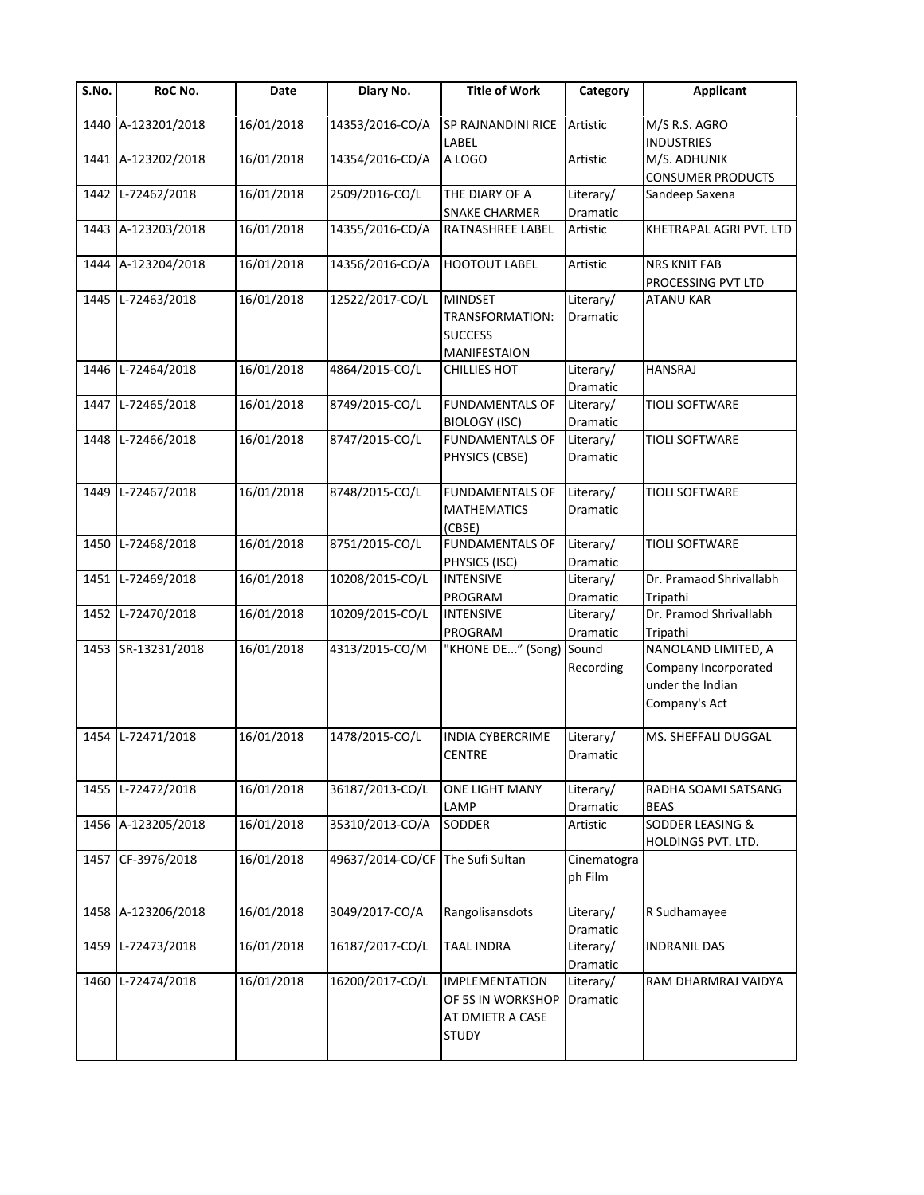| S.No. | RoC No. | Date | Diary No. | Title of Work | Category | Applicant |
|---|---|---|---|---|---|---|
| 1440 | A-123201/2018 | 16/01/2018 | 14353/2016-CO/A | SP RAJNANDINI RICE LABEL | Artistic | M/S R.S. AGRO INDUSTRIES |
| 1441 | A-123202/2018 | 16/01/2018 | 14354/2016-CO/A | A LOGO | Artistic | M/S. ADHUNIK CONSUMER PRODUCTS |
| 1442 | L-72462/2018 | 16/01/2018 | 2509/2016-CO/L | THE DIARY OF A SNAKE CHARMER | Literary/ Dramatic | Sandeep Saxena |
| 1443 | A-123203/2018 | 16/01/2018 | 14355/2016-CO/A | RATNASHREE LABEL | Artistic | KHETRAPAL AGRI PVT. LTD |
| 1444 | A-123204/2018 | 16/01/2018 | 14356/2016-CO/A | HOOTOUT LABEL | Artistic | NRS KNIT FAB PROCESSING PVT LTD |
| 1445 | L-72463/2018 | 16/01/2018 | 12522/2017-CO/L | MINDSET TRANSFORMATION: SUCCESS MANIFESTAION | Literary/ Dramatic | ATANU KAR |
| 1446 | L-72464/2018 | 16/01/2018 | 4864/2015-CO/L | CHILLIES HOT | Literary/ Dramatic | HANSRAJ |
| 1447 | L-72465/2018 | 16/01/2018 | 8749/2015-CO/L | FUNDAMENTALS OF BIOLOGY (ISC) | Literary/ Dramatic | TIOLI SOFTWARE |
| 1448 | L-72466/2018 | 16/01/2018 | 8747/2015-CO/L | FUNDAMENTALS OF PHYSICS (CBSE) | Literary/ Dramatic | TIOLI SOFTWARE |
| 1449 | L-72467/2018 | 16/01/2018 | 8748/2015-CO/L | FUNDAMENTALS OF MATHEMATICS (CBSE) | Literary/ Dramatic | TIOLI SOFTWARE |
| 1450 | L-72468/2018 | 16/01/2018 | 8751/2015-CO/L | FUNDAMENTALS OF PHYSICS (ISC) | Literary/ Dramatic | TIOLI SOFTWARE |
| 1451 | L-72469/2018 | 16/01/2018 | 10208/2015-CO/L | INTENSIVE PROGRAM | Literary/ Dramatic | Dr. Pramaod Shrivallabh Tripathi |
| 1452 | L-72470/2018 | 16/01/2018 | 10209/2015-CO/L | INTENSIVE PROGRAM | Literary/ Dramatic | Dr. Pramod Shrivallabh Tripathi |
| 1453 | SR-13231/2018 | 16/01/2018 | 4313/2015-CO/M | "KHONE DE..." (Song) | Sound Recording | NANOLAND LIMITED, A Company Incorporated under the Indian Company's Act |
| 1454 | L-72471/2018 | 16/01/2018 | 1478/2015-CO/L | INDIA CYBERCRIME CENTRE | Literary/ Dramatic | MS. SHEFFALI DUGGAL |
| 1455 | L-72472/2018 | 16/01/2018 | 36187/2013-CO/L | ONE LIGHT MANY LAMP | Literary/ Dramatic | RADHA SOAMI SATSANG BEAS |
| 1456 | A-123205/2018 | 16/01/2018 | 35310/2013-CO/A | SODDER | Artistic | SODDER LEASING & HOLDINGS PVT. LTD. |
| 1457 | CF-3976/2018 | 16/01/2018 | 49637/2014-CO/CF | The Sufi Sultan | Cinematograph Film | |
| 1458 | A-123206/2018 | 16/01/2018 | 3049/2017-CO/A | Rangolisansdots | Literary/ Dramatic | R Sudhamayee |
| 1459 | L-72473/2018 | 16/01/2018 | 16187/2017-CO/L | TAAL INDRA | Literary/ Dramatic | INDRANIL DAS |
| 1460 | L-72474/2018 | 16/01/2018 | 16200/2017-CO/L | IMPLEMENTATION OF 5S IN WORKSHOP AT DMIETR A CASE STUDY | Literary/ Dramatic | RAM DHARMRAJ VAIDYA |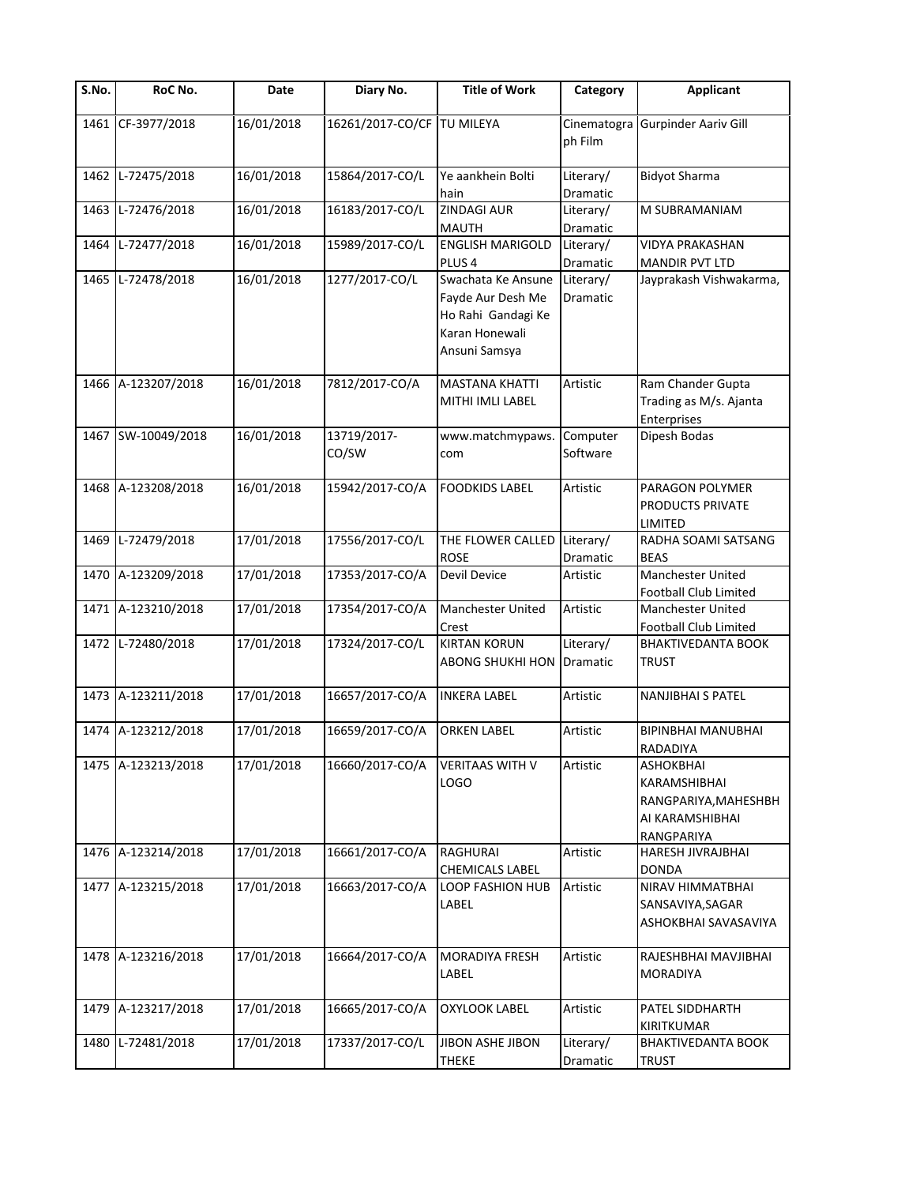| S.No. | RoC No. | Date | Diary No. | Title of Work | Category | Applicant |
|---|---|---|---|---|---|---|
| 1461 | CF-3977/2018 | 16/01/2018 | 16261/2017-CO/CF | TU MILEYA | Cinematograph Film | Gurpinder Aariv Gill |
| 1462 | L-72475/2018 | 16/01/2018 | 15864/2017-CO/L | Ye aankhein Bolti hain | Literary/ Dramatic | Bidyot Sharma |
| 1463 | L-72476/2018 | 16/01/2018 | 16183/2017-CO/L | ZINDAGI AUR MAUTH | Literary/ Dramatic | M SUBRAMANIAM |
| 1464 | L-72477/2018 | 16/01/2018 | 15989/2017-CO/L | ENGLISH MARIGOLD PLUS 4 | Literary/ Dramatic | VIDYA PRAKASHAN MANDIR PVT LTD |
| 1465 | L-72478/2018 | 16/01/2018 | 1277/2017-CO/L | Swachata Ke Ansune Fayde Aur Desh Me Ho Rahi Gandagi Ke Karan Honewali Ansuni Samsya | Literary/ Dramatic | Jayprakash Vishwakarma, |
| 1466 | A-123207/2018 | 16/01/2018 | 7812/2017-CO/A | MASTANA KHATTI MITHI IMLI LABEL | Artistic | Ram Chander Gupta Trading as M/s. Ajanta Enterprises |
| 1467 | SW-10049/2018 | 16/01/2018 | 13719/2017-CO/SW | www.matchmypaws.com | Computer Software | Dipesh Bodas |
| 1468 | A-123208/2018 | 16/01/2018 | 15942/2017-CO/A | FOODKIDS LABEL | Artistic | PARAGON POLYMER PRODUCTS PRIVATE LIMITED |
| 1469 | L-72479/2018 | 17/01/2018 | 17556/2017-CO/L | THE FLOWER CALLED ROSE | Literary/ Dramatic | RADHA SOAMI SATSANG BEAS |
| 1470 | A-123209/2018 | 17/01/2018 | 17353/2017-CO/A | Devil Device | Artistic | Manchester United Football Club Limited |
| 1471 | A-123210/2018 | 17/01/2018 | 17354/2017-CO/A | Manchester United Crest | Artistic | Manchester United Football Club Limited |
| 1472 | L-72480/2018 | 17/01/2018 | 17324/2017-CO/L | KIRTAN KORUN ABONG SHUKHI HON | Literary/ Dramatic | BHAKTIVEDANTA BOOK TRUST |
| 1473 | A-123211/2018 | 17/01/2018 | 16657/2017-CO/A | INKERA LABEL | Artistic | NANJIBHAI S PATEL |
| 1474 | A-123212/2018 | 17/01/2018 | 16659/2017-CO/A | ORKEN LABEL | Artistic | BIPINBHAI MANUBHAI RADADIYA |
| 1475 | A-123213/2018 | 17/01/2018 | 16660/2017-CO/A | VERITAAS WITH V LOGO | Artistic | ASHOKBHAI KARAMSHIBHAI RANGPARIYA,MAHESHBHAI KARAMSHIBHAI RANGPARIYA |
| 1476 | A-123214/2018 | 17/01/2018 | 16661/2017-CO/A | RAGHURAI CHEMICALS LABEL | Artistic | HARESH JIVRAJBHAI DONDA |
| 1477 | A-123215/2018 | 17/01/2018 | 16663/2017-CO/A | LOOP FASHION HUB LABEL | Artistic | NIRAV HIMMATBHAI SANSAVIYA,SAGAR ASHOKBHAI SAVASAVIYA |
| 1478 | A-123216/2018 | 17/01/2018 | 16664/2017-CO/A | MORADIYA FRESH LABEL | Artistic | RAJESHBHAI MAVJIBHAI MORADIYA |
| 1479 | A-123217/2018 | 17/01/2018 | 16665/2017-CO/A | OXYLOOK LABEL | Artistic | PATEL SIDDHARTH KIRITKUMAR |
| 1480 | L-72481/2018 | 17/01/2018 | 17337/2017-CO/L | JIBON ASHE JIBON THEKE | Literary/ Dramatic | BHAKTIVEDANTA BOOK TRUST |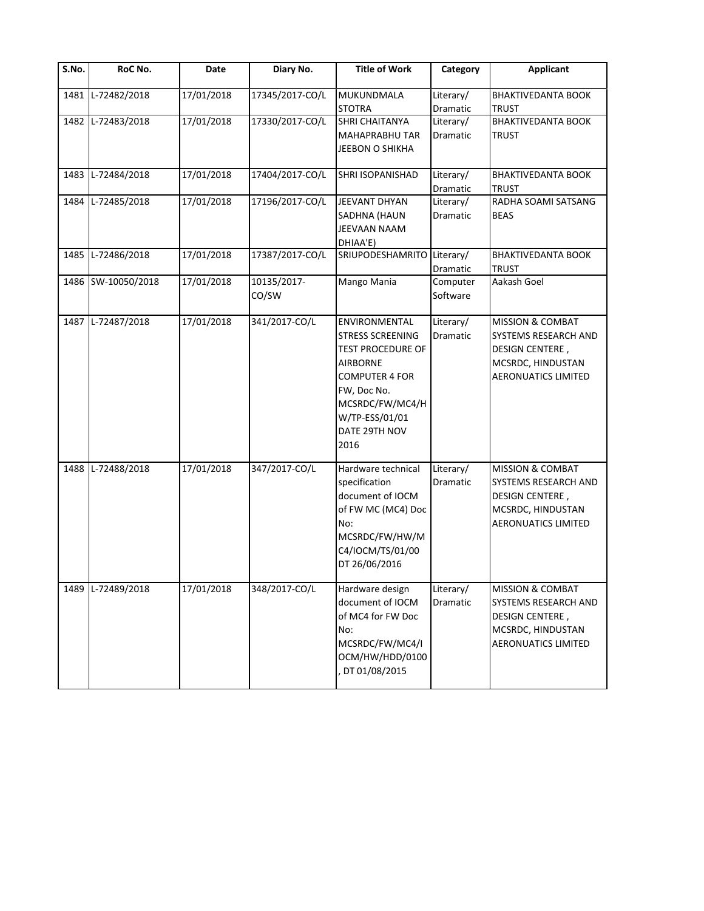| S.No. | RoC No. | Date | Diary No. | Title of Work | Category | Applicant |
|---|---|---|---|---|---|---|
| 1481 | L-72482/2018 | 17/01/2018 | 17345/2017-CO/L | MUKUNDMALA STOTRA | Literary/ Dramatic | BHAKTIVEDANTA BOOK TRUST |
| 1482 | L-72483/2018 | 17/01/2018 | 17330/2017-CO/L | SHRI CHAITANYA MAHAPRABHU TAR JEEBON O SHIKHA | Literary/ Dramatic | BHAKTIVEDANTA BOOK TRUST |
| 1483 | L-72484/2018 | 17/01/2018 | 17404/2017-CO/L | SHRI ISOPANISHAD | Literary/ Dramatic | BHAKTIVEDANTA BOOK TRUST |
| 1484 | L-72485/2018 | 17/01/2018 | 17196/2017-CO/L | JEEVANT DHYAN SADHNA (HAUN JEEVAAN NAAM DHIAA'E) | Literary/ Dramatic | RADHA SOAMI SATSANG BEAS |
| 1485 | L-72486/2018 | 17/01/2018 | 17387/2017-CO/L | SRIUPODESHAMRITO | Literary/ Dramatic | BHAKTIVEDANTA BOOK TRUST |
| 1486 | SW-10050/2018 | 17/01/2018 | 10135/2017-CO/SW | Mango Mania | Computer Software | Aakash Goel |
| 1487 | L-72487/2018 | 17/01/2018 | 341/2017-CO/L | ENVIRONMENTAL STRESS SCREENING TEST PROCEDURE OF AIRBORNE COMPUTER 4 FOR FW, Doc No. MCSRDC/FW/MC4/HW/TP-ESS/01/01 DATE 29TH NOV 2016 | Literary/ Dramatic | MISSION & COMBAT SYSTEMS RESEARCH AND DESIGN CENTERE , MCSRDC, HINDUSTAN AERONUATICS LIMITED |
| 1488 | L-72488/2018 | 17/01/2018 | 347/2017-CO/L | Hardware technical specification document of IOCM of FW MC (MC4) Doc No: MCSRDC/FW/HW/MC4/IOCM/TS/01/00 DT 26/06/2016 | Literary/ Dramatic | MISSION & COMBAT SYSTEMS RESEARCH AND DESIGN CENTERE , MCSRDC, HINDUSTAN AERONUATICS LIMITED |
| 1489 | L-72489/2018 | 17/01/2018 | 348/2017-CO/L | Hardware design document of IOCM of MC4 for FW Doc No: MCSRDC/FW/MC4/IOCM/HW/HDD/0100 , DT 01/08/2015 | Literary/ Dramatic | MISSION & COMBAT SYSTEMS RESEARCH AND DESIGN CENTERE , MCSRDC, HINDUSTAN AERONUATICS LIMITED |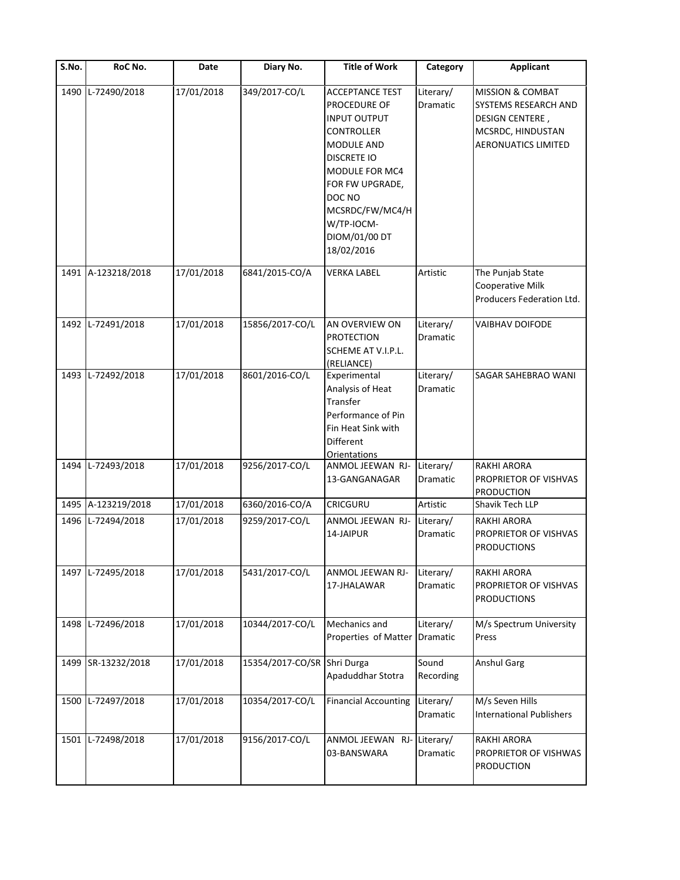| S.No. | RoC No. | Date | Diary No. | Title of Work | Category | Applicant |
|---|---|---|---|---|---|---|
| 1490 | L-72490/2018 | 17/01/2018 | 349/2017-CO/L | ACCEPTANCE TEST PROCEDURE OF INPUT OUTPUT CONTROLLER MODULE AND DISCRETE IO MODULE FOR MC4 FOR FW UPGRADE, DOC NO MCSRDC/FW/MC4/HW/TP-IOCM-DIOM/01/00 DT 18/02/2016 | Literary/ Dramatic | MISSION & COMBAT SYSTEMS RESEARCH AND DESIGN CENTERE , MCSRDC, HINDUSTAN AERONUATICS LIMITED |
| 1491 | A-123218/2018 | 17/01/2018 | 6841/2015-CO/A | VERKA LABEL | Artistic | The Punjab State Cooperative Milk Producers Federation Ltd. |
| 1492 | L-72491/2018 | 17/01/2018 | 15856/2017-CO/L | AN OVERVIEW ON PROTECTION SCHEME AT V.I.P.L. (RELIANCE) | Literary/ Dramatic | VAIBHAV DOIFODE |
| 1493 | L-72492/2018 | 17/01/2018 | 8601/2016-CO/L | Experimental Analysis of Heat Transfer Performance of Pin Fin Heat Sink with Different Orientations | Literary/ Dramatic | SAGAR SAHEBRAO WANI |
| 1494 | L-72493/2018 | 17/01/2018 | 9256/2017-CO/L | ANMOL JEEWAN RJ-13-GANGANAGAR | Literary/ Dramatic | RAKHI ARORA PROPRIETOR OF VISHVAS PRODUCTION |
| 1495 | A-123219/2018 | 17/01/2018 | 6360/2016-CO/A | CRICGURU | Artistic | Shavik Tech LLP |
| 1496 | L-72494/2018 | 17/01/2018 | 9259/2017-CO/L | ANMOL JEEWAN RJ-14-JAIPUR | Literary/ Dramatic | RAKHI ARORA PROPRIETOR OF VISHVAS PRODUCTIONS |
| 1497 | L-72495/2018 | 17/01/2018 | 5431/2017-CO/L | ANMOL JEEWAN RJ-17-JHALAWAR | Literary/ Dramatic | RAKHI ARORA PROPRIETOR OF VISHVAS PRODUCTIONS |
| 1498 | L-72496/2018 | 17/01/2018 | 10344/2017-CO/L | Mechanics and Properties of Matter | Literary/ Dramatic | M/s Spectrum University Press |
| 1499 | SR-13232/2018 | 17/01/2018 | 15354/2017-CO/SR | Shri Durga Apaduddhar Stotra | Sound Recording | Anshul Garg |
| 1500 | L-72497/2018 | 17/01/2018 | 10354/2017-CO/L | Financial Accounting | Literary/ Dramatic | M/s Seven Hills International Publishers |
| 1501 | L-72498/2018 | 17/01/2018 | 9156/2017-CO/L | ANMOL JEEWAN RJ-03-BANSWARA | Literary/ Dramatic | RAKHI ARORA PROPRIETOR OF VISHWAS PRODUCTION |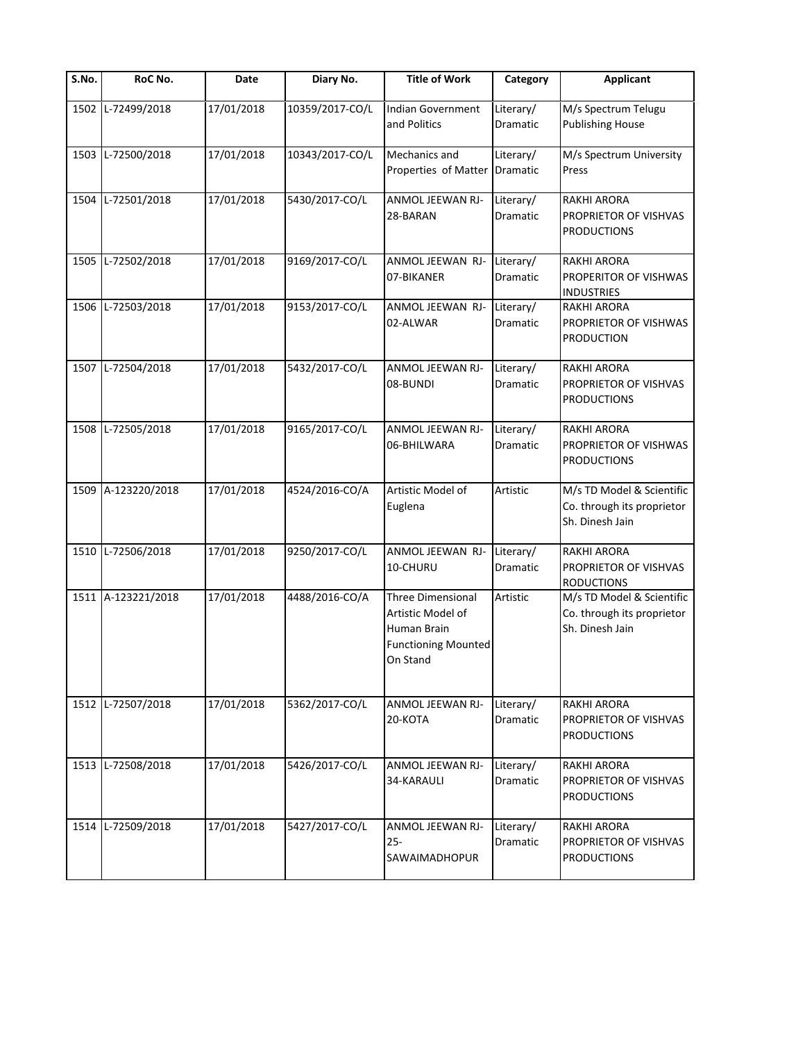| S.No. | RoC No. | Date | Diary No. | Title of Work | Category | Applicant |
|---|---|---|---|---|---|---|
| 1502 | L-72499/2018 | 17/01/2018 | 10359/2017-CO/L | Indian Government and Politics | Literary/ Dramatic | M/s Spectrum Telugu Publishing House |
| 1503 | L-72500/2018 | 17/01/2018 | 10343/2017-CO/L | Mechanics and Properties of Matter | Literary/ Dramatic | M/s Spectrum University Press |
| 1504 | L-72501/2018 | 17/01/2018 | 5430/2017-CO/L | ANMOL JEEWAN RJ-28-BARAN | Literary/ Dramatic | RAKHI ARORA PROPRIETOR OF VISHVAS PRODUCTIONS |
| 1505 | L-72502/2018 | 17/01/2018 | 9169/2017-CO/L | ANMOL JEEWAN RJ-07-BIKANER | Literary/ Dramatic | RAKHI ARORA PROPERITOR OF VISHWAS INDUSTRIES |
| 1506 | L-72503/2018 | 17/01/2018 | 9153/2017-CO/L | ANMOL JEEWAN RJ-02-ALWAR | Literary/ Dramatic | RAKHI ARORA PROPRIETOR OF VISHWAS PRODUCTION |
| 1507 | L-72504/2018 | 17/01/2018 | 5432/2017-CO/L | ANMOL JEEWAN RJ-08-BUNDI | Literary/ Dramatic | RAKHI ARORA PROPRIETOR OF VISHVAS PRODUCTIONS |
| 1508 | L-72505/2018 | 17/01/2018 | 9165/2017-CO/L | ANMOL JEEWAN RJ-06-BHILWARA | Literary/ Dramatic | RAKHI ARORA PROPRIETOR OF VISHWAS PRODUCTIONS |
| 1509 | A-123220/2018 | 17/01/2018 | 4524/2016-CO/A | Artistic Model of Euglena | Artistic | M/s TD Model & Scientific Co. through its proprietor Sh. Dinesh Jain |
| 1510 | L-72506/2018 | 17/01/2018 | 9250/2017-CO/L | ANMOL JEEWAN RJ-10-CHURU | Literary/ Dramatic | RAKHI ARORA PROPRIETOR OF VISHVAS RODUCTIONS |
| 1511 | A-123221/2018 | 17/01/2018 | 4488/2016-CO/A | Three Dimensional Artistic Model of Human Brain Functioning Mounted On Stand | Artistic | M/s TD Model & Scientific Co. through its proprietor Sh. Dinesh Jain |
| 1512 | L-72507/2018 | 17/01/2018 | 5362/2017-CO/L | ANMOL JEEWAN RJ-20-KOTA | Literary/ Dramatic | RAKHI ARORA PROPRIETOR OF VISHVAS PRODUCTIONS |
| 1513 | L-72508/2018 | 17/01/2018 | 5426/2017-CO/L | ANMOL JEEWAN RJ-34-KARAULI | Literary/ Dramatic | RAKHI ARORA PROPRIETOR OF VISHVAS PRODUCTIONS |
| 1514 | L-72509/2018 | 17/01/2018 | 5427/2017-CO/L | ANMOL JEEWAN RJ-25-SAWAIMADHOPUR | Literary/ Dramatic | RAKHI ARORA PROPRIETOR OF VISHVAS PRODUCTIONS |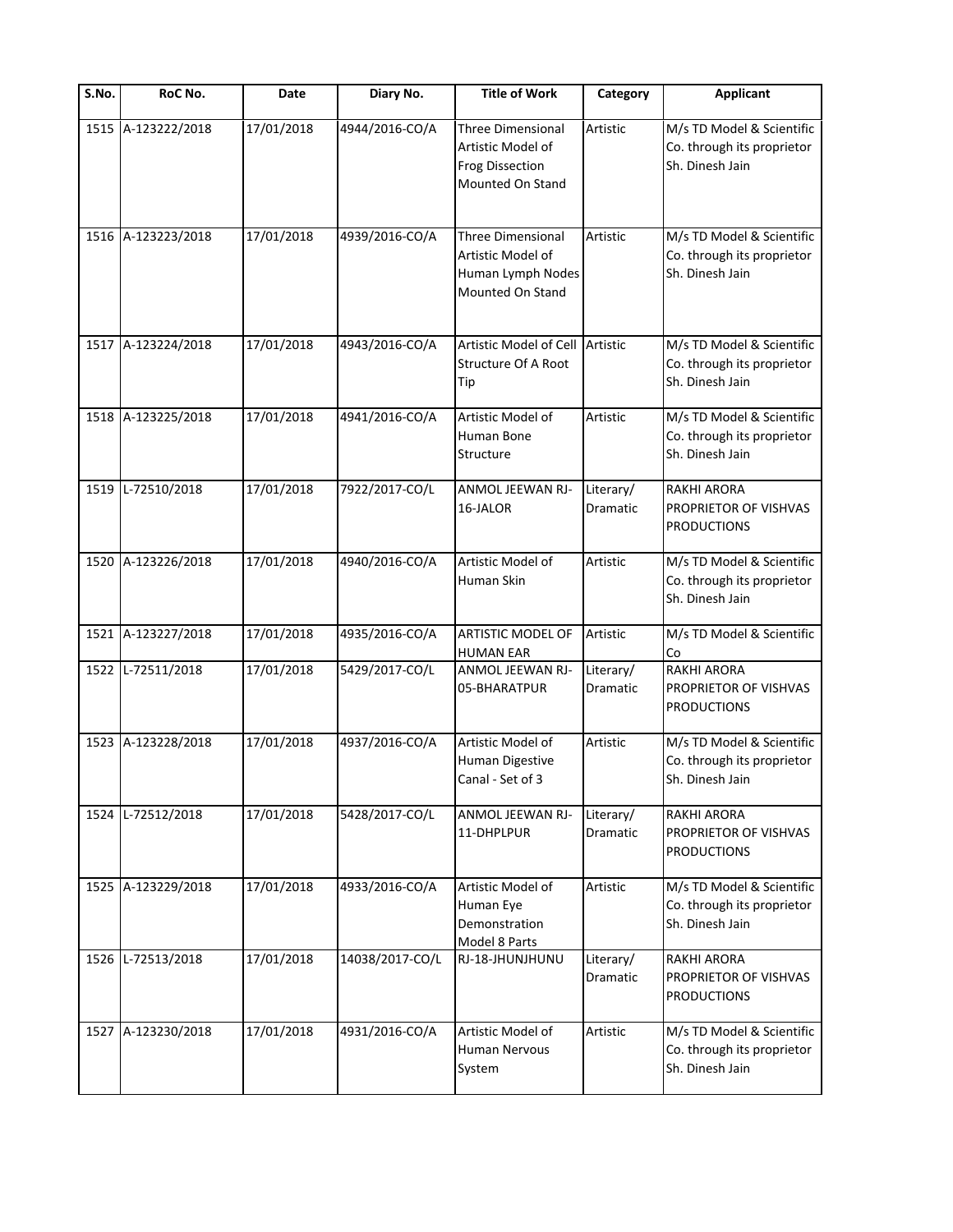| S.No. | RoC No. | Date | Diary No. | Title of Work | Category | Applicant |
|---|---|---|---|---|---|---|
| 1515 | A-123222/2018 | 17/01/2018 | 4944/2016-CO/A | Three Dimensional Artistic Model of Frog Dissection Mounted On Stand | Artistic | M/s TD Model & Scientific Co. through its proprietor Sh. Dinesh Jain |
| 1516 | A-123223/2018 | 17/01/2018 | 4939/2016-CO/A | Three Dimensional Artistic Model of Human Lymph Nodes Mounted On Stand | Artistic | M/s TD Model & Scientific Co. through its proprietor Sh. Dinesh Jain |
| 1517 | A-123224/2018 | 17/01/2018 | 4943/2016-CO/A | Artistic Model of Cell Structure Of A Root Tip | Artistic | M/s TD Model & Scientific Co. through its proprietor Sh. Dinesh Jain |
| 1518 | A-123225/2018 | 17/01/2018 | 4941/2016-CO/A | Artistic Model of Human Bone Structure | Artistic | M/s TD Model & Scientific Co. through its proprietor Sh. Dinesh Jain |
| 1519 | L-72510/2018 | 17/01/2018 | 7922/2017-CO/L | ANMOL JEEWAN RJ-16-JALOR | Literary/ Dramatic | RAKHI ARORA PROPRIETOR OF VISHVAS PRODUCTIONS |
| 1520 | A-123226/2018 | 17/01/2018 | 4940/2016-CO/A | Artistic Model of Human Skin | Artistic | M/s TD Model & Scientific Co. through its proprietor Sh. Dinesh Jain |
| 1521 | A-123227/2018 | 17/01/2018 | 4935/2016-CO/A | ARTISTIC MODEL OF HUMAN EAR | Artistic | M/s TD Model & Scientific Co |
| 1522 | L-72511/2018 | 17/01/2018 | 5429/2017-CO/L | ANMOL JEEWAN RJ-05-BHARATPUR | Literary/ Dramatic | RAKHI ARORA PROPRIETOR OF VISHVAS PRODUCTIONS |
| 1523 | A-123228/2018 | 17/01/2018 | 4937/2016-CO/A | Artistic Model of Human Digestive Canal - Set of 3 | Artistic | M/s TD Model & Scientific Co. through its proprietor Sh. Dinesh Jain |
| 1524 | L-72512/2018 | 17/01/2018 | 5428/2017-CO/L | ANMOL JEEWAN RJ-11-DHPLPUR | Literary/ Dramatic | RAKHI ARORA PROPRIETOR OF VISHVAS PRODUCTIONS |
| 1525 | A-123229/2018 | 17/01/2018 | 4933/2016-CO/A | Artistic Model of Human Eye Demonstration Model 8 Parts | Artistic | M/s TD Model & Scientific Co. through its proprietor Sh. Dinesh Jain |
| 1526 | L-72513/2018 | 17/01/2018 | 14038/2017-CO/L | RJ-18-JHUNJHUNU | Literary/ Dramatic | RAKHI ARORA PROPRIETOR OF VISHVAS PRODUCTIONS |
| 1527 | A-123230/2018 | 17/01/2018 | 4931/2016-CO/A | Artistic Model of Human Nervous System | Artistic | M/s TD Model & Scientific Co. through its proprietor Sh. Dinesh Jain |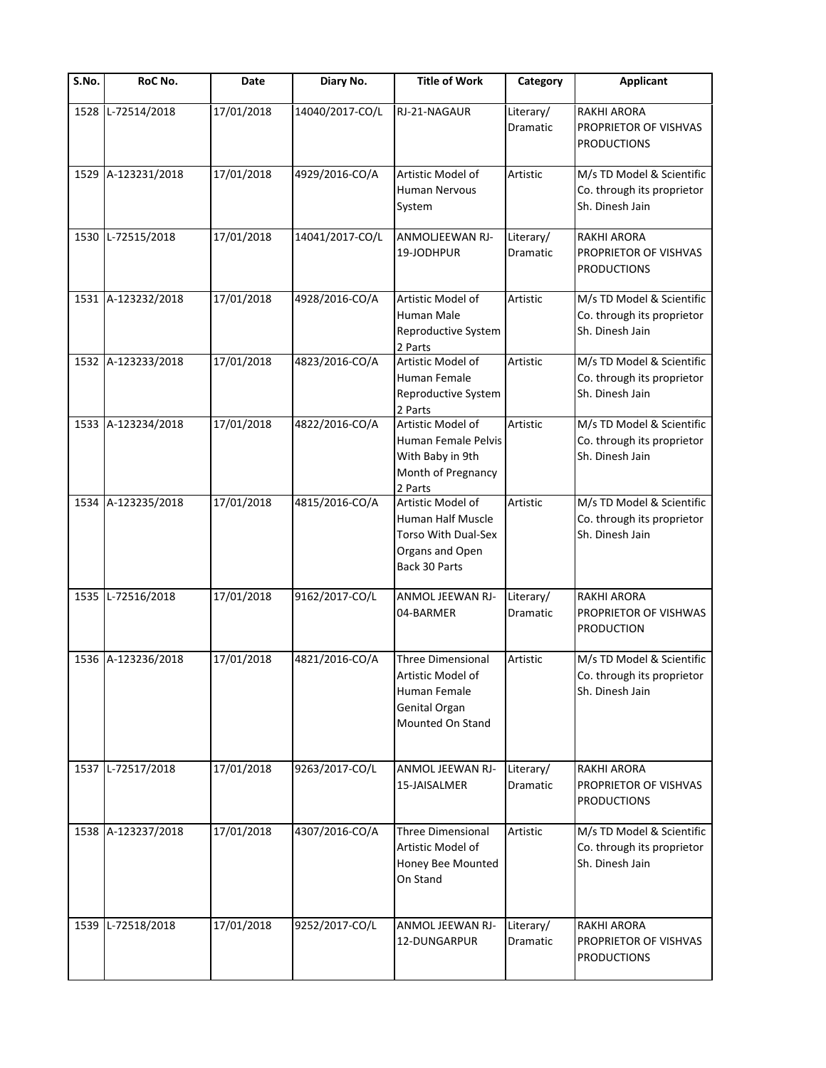| S.No. | RoC No. | Date | Diary No. | Title of Work | Category | Applicant |
|---|---|---|---|---|---|---|
| 1528 | L-72514/2018 | 17/01/2018 | 14040/2017-CO/L | RJ-21-NAGAUR | Literary/ Dramatic | RAKHI ARORA PROPRIETOR OF VISHVAS PRODUCTIONS |
| 1529 | A-123231/2018 | 17/01/2018 | 4929/2016-CO/A | Artistic Model of Human Nervous System | Artistic | M/s TD Model & Scientific Co. through its proprietor Sh. Dinesh Jain |
| 1530 | L-72515/2018 | 17/01/2018 | 14041/2017-CO/L | ANMOLJEEWAN RJ-19-JODHPUR | Literary/ Dramatic | RAKHI ARORA PROPRIETOR OF VISHVAS PRODUCTIONS |
| 1531 | A-123232/2018 | 17/01/2018 | 4928/2016-CO/A | Artistic Model of Human Male Reproductive System 2 Parts | Artistic | M/s TD Model & Scientific Co. through its proprietor Sh. Dinesh Jain |
| 1532 | A-123233/2018 | 17/01/2018 | 4823/2016-CO/A | Artistic Model of Human Female Reproductive System 2 Parts | Artistic | M/s TD Model & Scientific Co. through its proprietor Sh. Dinesh Jain |
| 1533 | A-123234/2018 | 17/01/2018 | 4822/2016-CO/A | Artistic Model of Human Female Pelvis With Baby in 9th Month of Pregnancy 2 Parts | Artistic | M/s TD Model & Scientific Co. through its proprietor Sh. Dinesh Jain |
| 1534 | A-123235/2018 | 17/01/2018 | 4815/2016-CO/A | Artistic Model of Human Half Muscle Torso With Dual-Sex Organs and Open Back 30 Parts | Artistic | M/s TD Model & Scientific Co. through its proprietor Sh. Dinesh Jain |
| 1535 | L-72516/2018 | 17/01/2018 | 9162/2017-CO/L | ANMOL JEEWAN RJ-04-BARMER | Literary/ Dramatic | RAKHI ARORA PROPRIETOR OF VISHWAS PRODUCTION |
| 1536 | A-123236/2018 | 17/01/2018 | 4821/2016-CO/A | Three Dimensional Artistic Model of Human Female Genital Organ Mounted On Stand | Artistic | M/s TD Model & Scientific Co. through its proprietor Sh. Dinesh Jain |
| 1537 | L-72517/2018 | 17/01/2018 | 9263/2017-CO/L | ANMOL JEEWAN RJ-15-JAISALMER | Literary/ Dramatic | RAKHI ARORA PROPRIETOR OF VISHVAS PRODUCTIONS |
| 1538 | A-123237/2018 | 17/01/2018 | 4307/2016-CO/A | Three Dimensional Artistic Model of Honey Bee Mounted On Stand | Artistic | M/s TD Model & Scientific Co. through its proprietor Sh. Dinesh Jain |
| 1539 | L-72518/2018 | 17/01/2018 | 9252/2017-CO/L | ANMOL JEEWAN RJ-12-DUNGARPUR | Literary/ Dramatic | RAKHI ARORA PROPRIETOR OF VISHVAS PRODUCTIONS |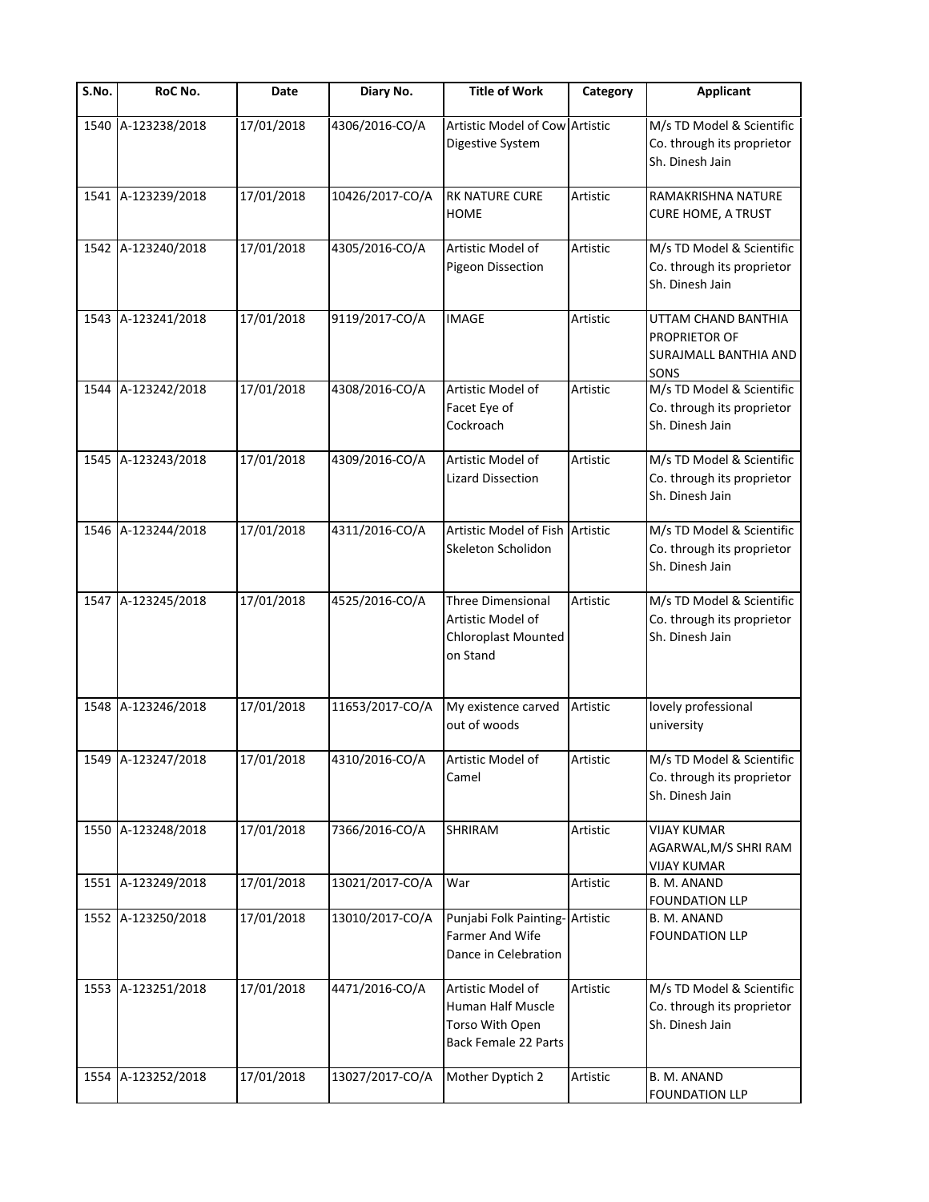| S.No. | RoC No. | Date | Diary No. | Title of Work | Category | Applicant |
|---|---|---|---|---|---|---|
| 1540 | A-123238/2018 | 17/01/2018 | 4306/2016-CO/A | Artistic Model of Cow Digestive System | Artistic | M/s TD Model & Scientific Co. through its proprietor Sh. Dinesh Jain |
| 1541 | A-123239/2018 | 17/01/2018 | 10426/2017-CO/A | RK NATURE CURE HOME | Artistic | RAMAKRISHNA NATURE CURE HOME, A TRUST |
| 1542 | A-123240/2018 | 17/01/2018 | 4305/2016-CO/A | Artistic Model of Pigeon Dissection | Artistic | M/s TD Model & Scientific Co. through its proprietor Sh. Dinesh Jain |
| 1543 | A-123241/2018 | 17/01/2018 | 9119/2017-CO/A | IMAGE | Artistic | UTTAM CHAND BANTHIA PROPRIETOR OF SURAJMALL BANTHIA AND SONS |
| 1544 | A-123242/2018 | 17/01/2018 | 4308/2016-CO/A | Artistic Model of Facet Eye of Cockroach | Artistic | M/s TD Model & Scientific Co. through its proprietor Sh. Dinesh Jain |
| 1545 | A-123243/2018 | 17/01/2018 | 4309/2016-CO/A | Artistic Model of Lizard Dissection | Artistic | M/s TD Model & Scientific Co. through its proprietor Sh. Dinesh Jain |
| 1546 | A-123244/2018 | 17/01/2018 | 4311/2016-CO/A | Artistic Model of Fish Skeleton Scholidon | Artistic | M/s TD Model & Scientific Co. through its proprietor Sh. Dinesh Jain |
| 1547 | A-123245/2018 | 17/01/2018 | 4525/2016-CO/A | Three Dimensional Artistic Model of Chloroplast Mounted on Stand | Artistic | M/s TD Model & Scientific Co. through its proprietor Sh. Dinesh Jain |
| 1548 | A-123246/2018 | 17/01/2018 | 11653/2017-CO/A | My existence carved out of woods | Artistic | lovely professional university |
| 1549 | A-123247/2018 | 17/01/2018 | 4310/2016-CO/A | Artistic Model of Camel | Artistic | M/s TD Model & Scientific Co. through its proprietor Sh. Dinesh Jain |
| 1550 | A-123248/2018 | 17/01/2018 | 7366/2016-CO/A | SHRIRAM | Artistic | VIJAY KUMAR AGARWAL,M/S SHRI RAM VIJAY KUMAR |
| 1551 | A-123249/2018 | 17/01/2018 | 13021/2017-CO/A | War | Artistic | B. M. ANAND FOUNDATION LLP |
| 1552 | A-123250/2018 | 17/01/2018 | 13010/2017-CO/A | Punjabi Folk Painting- Farmer And Wife Dance in Celebration | Artistic | B. M. ANAND FOUNDATION LLP |
| 1553 | A-123251/2018 | 17/01/2018 | 4471/2016-CO/A | Artistic Model of Human Half Muscle Torso With Open Back Female 22 Parts | Artistic | M/s TD Model & Scientific Co. through its proprietor Sh. Dinesh Jain |
| 1554 | A-123252/2018 | 17/01/2018 | 13027/2017-CO/A | Mother Dyptich 2 | Artistic | B. M. ANAND FOUNDATION LLP |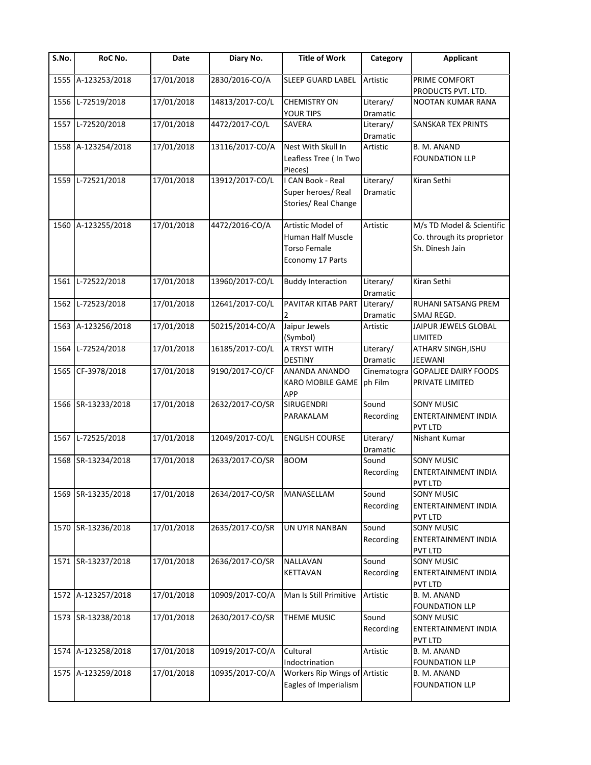| S.No. | RoC No. | Date | Diary No. | Title of Work | Category | Applicant |
|---|---|---|---|---|---|---|
| 1555 | A-123253/2018 | 17/01/2018 | 2830/2016-CO/A | SLEEP GUARD LABEL | Artistic | PRIME COMFORT PRODUCTS PVT. LTD. |
| 1556 | L-72519/2018 | 17/01/2018 | 14813/2017-CO/L | CHEMISTRY ON YOUR TIPS | Literary/ Dramatic | NOOTAN KUMAR RANA |
| 1557 | L-72520/2018 | 17/01/2018 | 4472/2017-CO/L | SAVERA | Literary/ Dramatic | SANSKAR TEX PRINTS |
| 1558 | A-123254/2018 | 17/01/2018 | 13116/2017-CO/A | Nest With Skull In Leafless Tree ( In Two Pieces) | Artistic | B. M. ANAND FOUNDATION LLP |
| 1559 | L-72521/2018 | 17/01/2018 | 13912/2017-CO/L | I CAN Book - Real Super heroes/ Real Stories/ Real Change | Literary/ Dramatic | Kiran Sethi |
| 1560 | A-123255/2018 | 17/01/2018 | 4472/2016-CO/A | Artistic Model of Human Half Muscle Torso Female Economy 17 Parts | Artistic | M/s TD Model & Scientific Co. through its proprietor Sh. Dinesh Jain |
| 1561 | L-72522/2018 | 17/01/2018 | 13960/2017-CO/L | Buddy Interaction | Literary/ Dramatic | Kiran Sethi |
| 1562 | L-72523/2018 | 17/01/2018 | 12641/2017-CO/L | PAVITAR KITAB PART 2 | Literary/ Dramatic | RUHANI SATSANG PREM SMAJ REGD. |
| 1563 | A-123256/2018 | 17/01/2018 | 50215/2014-CO/A | Jaipur Jewels (Symbol) | Artistic | JAIPUR JEWELS GLOBAL LIMITED |
| 1564 | L-72524/2018 | 17/01/2018 | 16185/2017-CO/L | A TRYST WITH DESTINY | Literary/ Dramatic | ATHARV SINGH,ISHU JEEWANI |
| 1565 | CF-3978/2018 | 17/01/2018 | 9190/2017-CO/CF | ANANDA ANANDO KARO MOBILE GAME APP | Cinematograph Film | GOPALJEE DAIRY FOODS PRIVATE LIMITED |
| 1566 | SR-13233/2018 | 17/01/2018 | 2632/2017-CO/SR | SIRUGENDRI PARAKALAM | Sound Recording | SONY MUSIC ENTERTAINMENT INDIA PVT LTD |
| 1567 | L-72525/2018 | 17/01/2018 | 12049/2017-CO/L | ENGLISH COURSE | Literary/ Dramatic | Nishant Kumar |
| 1568 | SR-13234/2018 | 17/01/2018 | 2633/2017-CO/SR | BOOM | Sound Recording | SONY MUSIC ENTERTAINMENT INDIA PVT LTD |
| 1569 | SR-13235/2018 | 17/01/2018 | 2634/2017-CO/SR | MANASELLAM | Sound Recording | SONY MUSIC ENTERTAINMENT INDIA PVT LTD |
| 1570 | SR-13236/2018 | 17/01/2018 | 2635/2017-CO/SR | UN UYIR NANBAN | Sound Recording | SONY MUSIC ENTERTAINMENT INDIA PVT LTD |
| 1571 | SR-13237/2018 | 17/01/2018 | 2636/2017-CO/SR | NALLAVAN KETTAVAN | Sound Recording | SONY MUSIC ENTERTAINMENT INDIA PVT LTD |
| 1572 | A-123257/2018 | 17/01/2018 | 10909/2017-CO/A | Man Is Still Primitive | Artistic | B. M. ANAND FOUNDATION LLP |
| 1573 | SR-13238/2018 | 17/01/2018 | 2630/2017-CO/SR | THEME MUSIC | Sound Recording | SONY MUSIC ENTERTAINMENT INDIA PVT LTD |
| 1574 | A-123258/2018 | 17/01/2018 | 10919/2017-CO/A | Cultural Indoctrination | Artistic | B. M. ANAND FOUNDATION LLP |
| 1575 | A-123259/2018 | 17/01/2018 | 10935/2017-CO/A | Workers Rip Wings of Eagles of Imperialism | Artistic | B. M. ANAND FOUNDATION LLP |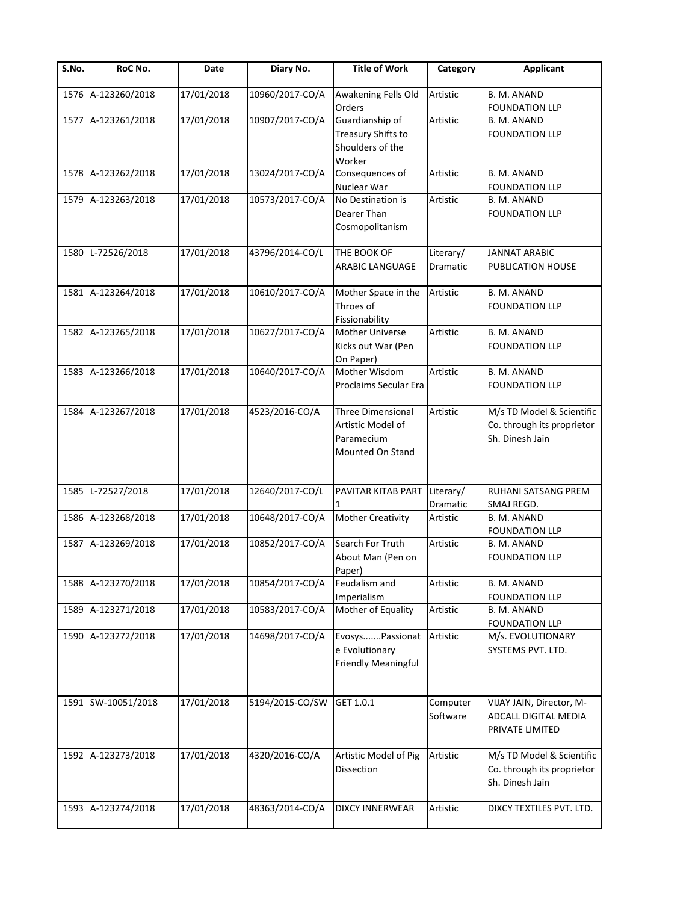| S.No. | RoC No. | Date | Diary No. | Title of Work | Category | Applicant |
|---|---|---|---|---|---|---|
| 1576 | A-123260/2018 | 17/01/2018 | 10960/2017-CO/A | Awakening Fells Old Orders | Artistic | B. M. ANAND FOUNDATION LLP |
| 1577 | A-123261/2018 | 17/01/2018 | 10907/2017-CO/A | Guardianship of Treasury Shifts to Shoulders of the Worker | Artistic | B. M. ANAND FOUNDATION LLP |
| 1578 | A-123262/2018 | 17/01/2018 | 13024/2017-CO/A | Consequences of Nuclear War | Artistic | B. M. ANAND FOUNDATION LLP |
| 1579 | A-123263/2018 | 17/01/2018 | 10573/2017-CO/A | No Destination is Dearer Than Cosmopolitanism | Artistic | B. M. ANAND FOUNDATION LLP |
| 1580 | L-72526/2018 | 17/01/2018 | 43796/2014-CO/L | THE BOOK OF ARABIC LANGUAGE | Literary/ Dramatic | JANNAT ARABIC PUBLICATION HOUSE |
| 1581 | A-123264/2018 | 17/01/2018 | 10610/2017-CO/A | Mother Space in the Throes of Fissionability | Artistic | B. M. ANAND FOUNDATION LLP |
| 1582 | A-123265/2018 | 17/01/2018 | 10627/2017-CO/A | Mother Universe Kicks out War (Pen On Paper) | Artistic | B. M. ANAND FOUNDATION LLP |
| 1583 | A-123266/2018 | 17/01/2018 | 10640/2017-CO/A | Mother Wisdom Proclaims Secular Era | Artistic | B. M. ANAND FOUNDATION LLP |
| 1584 | A-123267/2018 | 17/01/2018 | 4523/2016-CO/A | Three Dimensional Artistic Model of Paramecium Mounted On Stand | Artistic | M/s TD Model & Scientific Co. through its proprietor Sh. Dinesh Jain |
| 1585 | L-72527/2018 | 17/01/2018 | 12640/2017-CO/L | PAVITAR KITAB PART 1 | Literary/ Dramatic | RUHANI SATSANG PREM SMAJ REGD. |
| 1586 | A-123268/2018 | 17/01/2018 | 10648/2017-CO/A | Mother Creativity | Artistic | B. M. ANAND FOUNDATION LLP |
| 1587 | A-123269/2018 | 17/01/2018 | 10852/2017-CO/A | Search For Truth About Man (Pen on Paper) | Artistic | B. M. ANAND FOUNDATION LLP |
| 1588 | A-123270/2018 | 17/01/2018 | 10854/2017-CO/A | Feudalism and Imperialism | Artistic | B. M. ANAND FOUNDATION LLP |
| 1589 | A-123271/2018 | 17/01/2018 | 10583/2017-CO/A | Mother of Equality | Artistic | B. M. ANAND FOUNDATION LLP |
| 1590 | A-123272/2018 | 17/01/2018 | 14698/2017-CO/A | Evosys.......Passionate Evolutionary Friendly Meaningful | Artistic | M/s. EVOLUTIONARY SYSTEMS PVT. LTD. |
| 1591 | SW-10051/2018 | 17/01/2018 | 5194/2015-CO/SW | GET 1.0.1 | Computer Software | VIJAY JAIN, Director, M-ADCALL DIGITAL MEDIA PRIVATE LIMITED |
| 1592 | A-123273/2018 | 17/01/2018 | 4320/2016-CO/A | Artistic Model of Pig Dissection | Artistic | M/s TD Model & Scientific Co. through its proprietor Sh. Dinesh Jain |
| 1593 | A-123274/2018 | 17/01/2018 | 48363/2014-CO/A | DIXCY INNERWEAR | Artistic | DIXCY TEXTILES PVT. LTD. |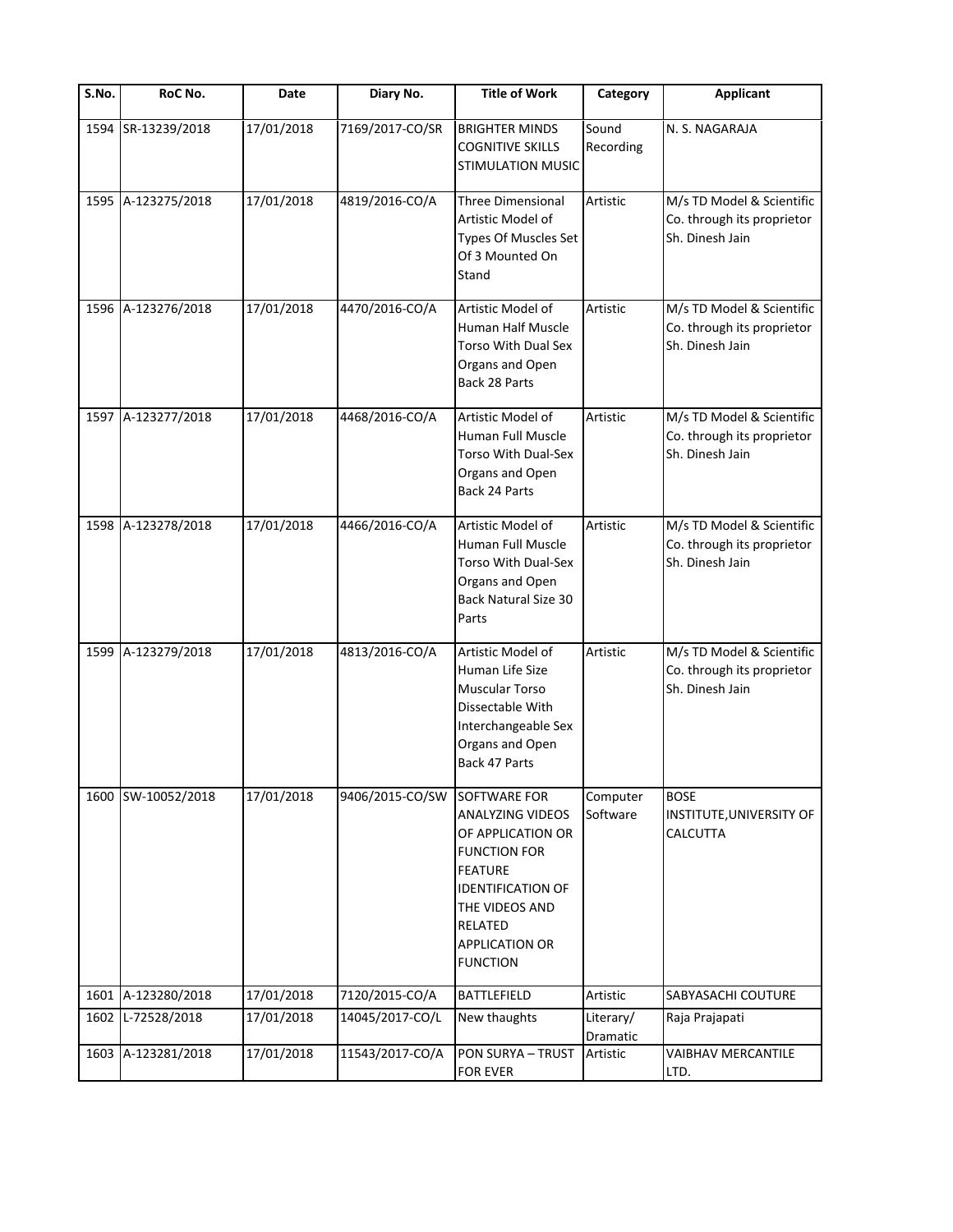| S.No. | RoC No. | Date | Diary No. | Title of Work | Category | Applicant |
|---|---|---|---|---|---|---|
| 1594 | SR-13239/2018 | 17/01/2018 | 7169/2017-CO/SR | BRIGHTER MINDS COGNITIVE SKILLS STIMULATION MUSIC | Sound Recording | N. S. NAGARAJA |
| 1595 | A-123275/2018 | 17/01/2018 | 4819/2016-CO/A | Three Dimensional Artistic Model of Types Of Muscles Set Of 3 Mounted On Stand | Artistic | M/s TD Model & Scientific Co. through its proprietor Sh. Dinesh Jain |
| 1596 | A-123276/2018 | 17/01/2018 | 4470/2016-CO/A | Artistic Model of Human Half Muscle Torso With Dual Sex Organs and Open Back 28 Parts | Artistic | M/s TD Model & Scientific Co. through its proprietor Sh. Dinesh Jain |
| 1597 | A-123277/2018 | 17/01/2018 | 4468/2016-CO/A | Artistic Model of Human Full Muscle Torso With Dual-Sex Organs and Open Back 24 Parts | Artistic | M/s TD Model & Scientific Co. through its proprietor Sh. Dinesh Jain |
| 1598 | A-123278/2018 | 17/01/2018 | 4466/2016-CO/A | Artistic Model of Human Full Muscle Torso With Dual-Sex Organs and Open Back Natural Size 30 Parts | Artistic | M/s TD Model & Scientific Co. through its proprietor Sh. Dinesh Jain |
| 1599 | A-123279/2018 | 17/01/2018 | 4813/2016-CO/A | Artistic Model of Human Life Size Muscular Torso Dissectable With Interchangeable Sex Organs and Open Back 47 Parts | Artistic | M/s TD Model & Scientific Co. through its proprietor Sh. Dinesh Jain |
| 1600 | SW-10052/2018 | 17/01/2018 | 9406/2015-CO/SW | SOFTWARE FOR ANALYZING VIDEOS OF APPLICATION OR FUNCTION FOR FEATURE IDENTIFICATION OF THE VIDEOS AND RELATED APPLICATION OR FUNCTION | Computer Software | BOSE INSTITUTE,UNIVERSITY OF CALCUTTA |
| 1601 | A-123280/2018 | 17/01/2018 | 7120/2015-CO/A | BATTLEFIELD | Artistic | SABYASACHI COUTURE |
| 1602 | L-72528/2018 | 17/01/2018 | 14045/2017-CO/L | New thaughts | Literary/ Dramatic | Raja Prajapati |
| 1603 | A-123281/2018 | 17/01/2018 | 11543/2017-CO/A | PON SURYA – TRUST FOR EVER | Artistic | VAIBHAV MERCANTILE LTD. |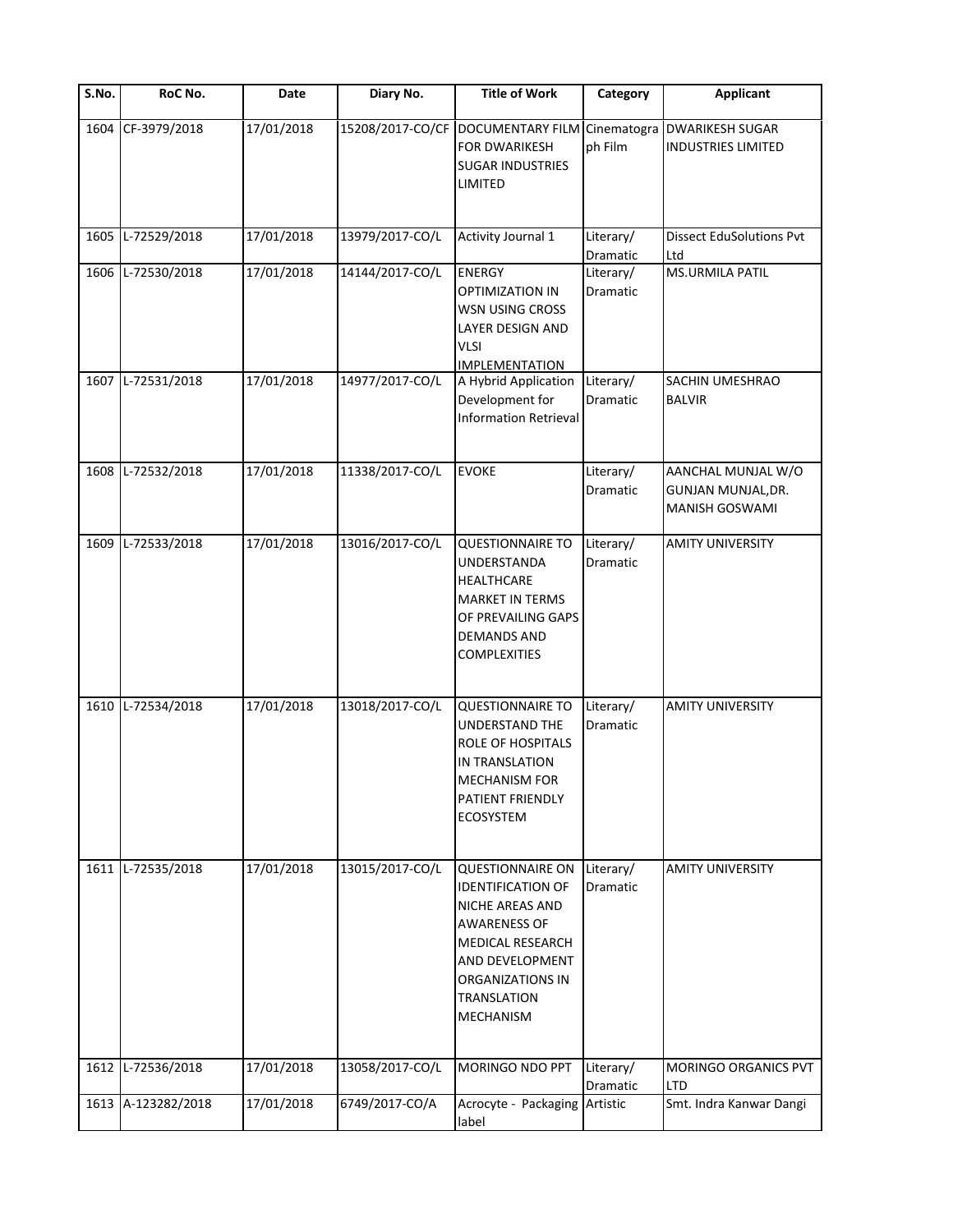| S.No. | RoC No. | Date | Diary No. | Title of Work | Category | Applicant |
|---|---|---|---|---|---|---|
| 1604 | CF-3979/2018 | 17/01/2018 | 15208/2017-CO/CF | DOCUMENTARY FILM FOR DWARIKESH SUGAR INDUSTRIES LIMITED | Cinematograph Film | DWARIKESH SUGAR INDUSTRIES LIMITED |
| 1605 | L-72529/2018 | 17/01/2018 | 13979/2017-CO/L | Activity Journal 1 | Literary/ Dramatic | Dissect EduSolutions Pvt Ltd |
| 1606 | L-72530/2018 | 17/01/2018 | 14144/2017-CO/L | ENERGY OPTIMIZATION IN WSN USING CROSS LAYER DESIGN AND VLSI IMPLEMENTATION | Literary/ Dramatic | MS.URMILA PATIL |
| 1607 | L-72531/2018 | 17/01/2018 | 14977/2017-CO/L | A Hybrid Application Development for Information Retrieval | Literary/ Dramatic | SACHIN UMESHRAO BALVIR |
| 1608 | L-72532/2018 | 17/01/2018 | 11338/2017-CO/L | EVOKE | Literary/ Dramatic | AANCHAL MUNJAL W/O GUNJAN MUNJAL,DR. MANISH GOSWAMI |
| 1609 | L-72533/2018 | 17/01/2018 | 13016/2017-CO/L | QUESTIONNAIRE TO UNDERSTANDA HEALTHCARE MARKET IN TERMS OF PREVAILING GAPS DEMANDS AND COMPLEXITIES | Literary/ Dramatic | AMITY UNIVERSITY |
| 1610 | L-72534/2018 | 17/01/2018 | 13018/2017-CO/L | QUESTIONNAIRE TO UNDERSTAND THE ROLE OF HOSPITALS IN TRANSLATION MECHANISM FOR PATIENT FRIENDLY ECOSYSTEM | Literary/ Dramatic | AMITY UNIVERSITY |
| 1611 | L-72535/2018 | 17/01/2018 | 13015/2017-CO/L | QUESTIONNAIRE ON IDENTIFICATION OF NICHE AREAS AND AWARENESS OF MEDICAL RESEARCH AND DEVELOPMENT ORGANIZATIONS IN TRANSLATION MECHANISM | Literary/ Dramatic | AMITY UNIVERSITY |
| 1612 | L-72536/2018 | 17/01/2018 | 13058/2017-CO/L | MORINGO NDO PPT | Literary/ Dramatic | MORINGO ORGANICS PVT LTD |
| 1613 | A-123282/2018 | 17/01/2018 | 6749/2017-CO/A | Acrocyte - Packaging label | Artistic | Smt. Indra Kanwar Dangi |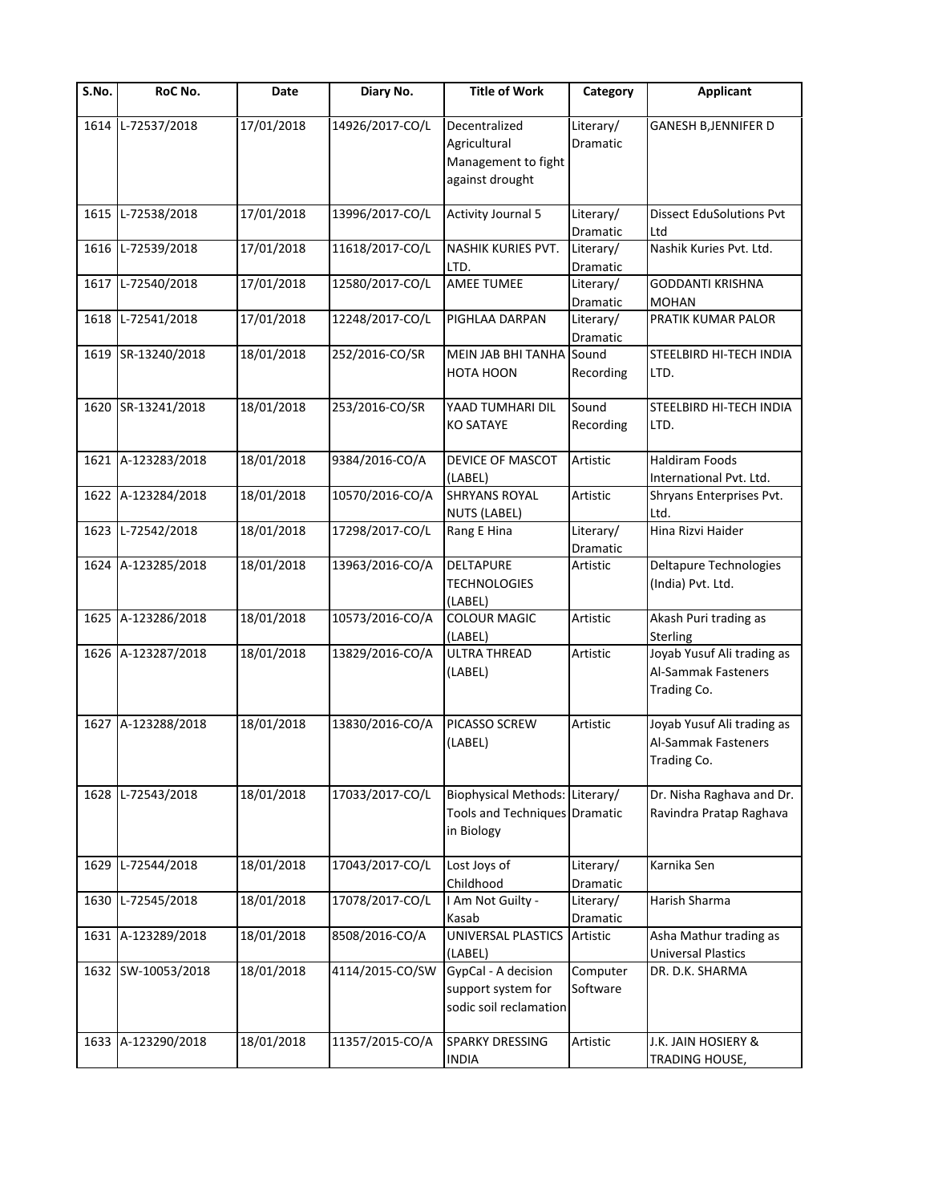| S.No. | RoC No. | Date | Diary No. | Title of Work | Category | Applicant |
|---|---|---|---|---|---|---|
| 1614 | L-72537/2018 | 17/01/2018 | 14926/2017-CO/L | Decentralized Agricultural Management to fight against drought | Literary/ Dramatic | GANESH B,JENNIFER D |
| 1615 | L-72538/2018 | 17/01/2018 | 13996/2017-CO/L | Activity Journal 5 | Literary/ Dramatic | Dissect EduSolutions Pvt Ltd |
| 1616 | L-72539/2018 | 17/01/2018 | 11618/2017-CO/L | NASHIK KURIES PVT. LTD. | Literary/ Dramatic | Nashik Kuries Pvt. Ltd. |
| 1617 | L-72540/2018 | 17/01/2018 | 12580/2017-CO/L | AMEE TUMEE | Literary/ Dramatic | GODDANTI KRISHNA MOHAN |
| 1618 | L-72541/2018 | 17/01/2018 | 12248/2017-CO/L | PIGHLAA DARPAN | Literary/ Dramatic | PRATIK KUMAR PALOR |
| 1619 | SR-13240/2018 | 18/01/2018 | 252/2016-CO/SR | MEIN JAB BHI TANHA HOTA HOON | Sound Recording | STEELBIRD HI-TECH INDIA LTD. |
| 1620 | SR-13241/2018 | 18/01/2018 | 253/2016-CO/SR | YAAD TUMHARI DIL KO SATAYE | Sound Recording | STEELBIRD HI-TECH INDIA LTD. |
| 1621 | A-123283/2018 | 18/01/2018 | 9384/2016-CO/A | DEVICE OF MASCOT (LABEL) | Artistic | Haldiram Foods International Pvt. Ltd. |
| 1622 | A-123284/2018 | 18/01/2018 | 10570/2016-CO/A | SHRYANS ROYAL NUTS (LABEL) | Artistic | Shryans Enterprises Pvt. Ltd. |
| 1623 | L-72542/2018 | 18/01/2018 | 17298/2017-CO/L | Rang E Hina | Literary/ Dramatic | Hina Rizvi Haider |
| 1624 | A-123285/2018 | 18/01/2018 | 13963/2016-CO/A | DELTAPURE TECHNOLOGIES (LABEL) | Artistic | Deltapure Technologies (India) Pvt. Ltd. |
| 1625 | A-123286/2018 | 18/01/2018 | 10573/2016-CO/A | COLOUR MAGIC (LABEL) | Artistic | Akash Puri trading as Sterling |
| 1626 | A-123287/2018 | 18/01/2018 | 13829/2016-CO/A | ULTRA THREAD (LABEL) | Artistic | Joyab Yusuf Ali trading as Al-Sammak Fasteners Trading Co. |
| 1627 | A-123288/2018 | 18/01/2018 | 13830/2016-CO/A | PICASSO SCREW (LABEL) | Artistic | Joyab Yusuf Ali trading as Al-Sammak Fasteners Trading Co. |
| 1628 | L-72543/2018 | 18/01/2018 | 17033/2017-CO/L | Biophysical Methods: Tools and Techniques in Biology | Literary/ Dramatic | Dr. Nisha Raghava and Dr. Ravindra Pratap Raghava |
| 1629 | L-72544/2018 | 18/01/2018 | 17043/2017-CO/L | Lost Joys of Childhood | Literary/ Dramatic | Karnika Sen |
| 1630 | L-72545/2018 | 18/01/2018 | 17078/2017-CO/L | I Am Not Guilty - Kasab | Literary/ Dramatic | Harish Sharma |
| 1631 | A-123289/2018 | 18/01/2018 | 8508/2016-CO/A | UNIVERSAL PLASTICS (LABEL) | Artistic | Asha Mathur trading as Universal Plastics |
| 1632 | SW-10053/2018 | 18/01/2018 | 4114/2015-CO/SW | GypCal - A decision support system for sodic soil reclamation | Computer Software | DR. D.K. SHARMA |
| 1633 | A-123290/2018 | 18/01/2018 | 11357/2015-CO/A | SPARKY DRESSING INDIA | Artistic | J.K. JAIN HOSIERY & TRADING HOUSE, |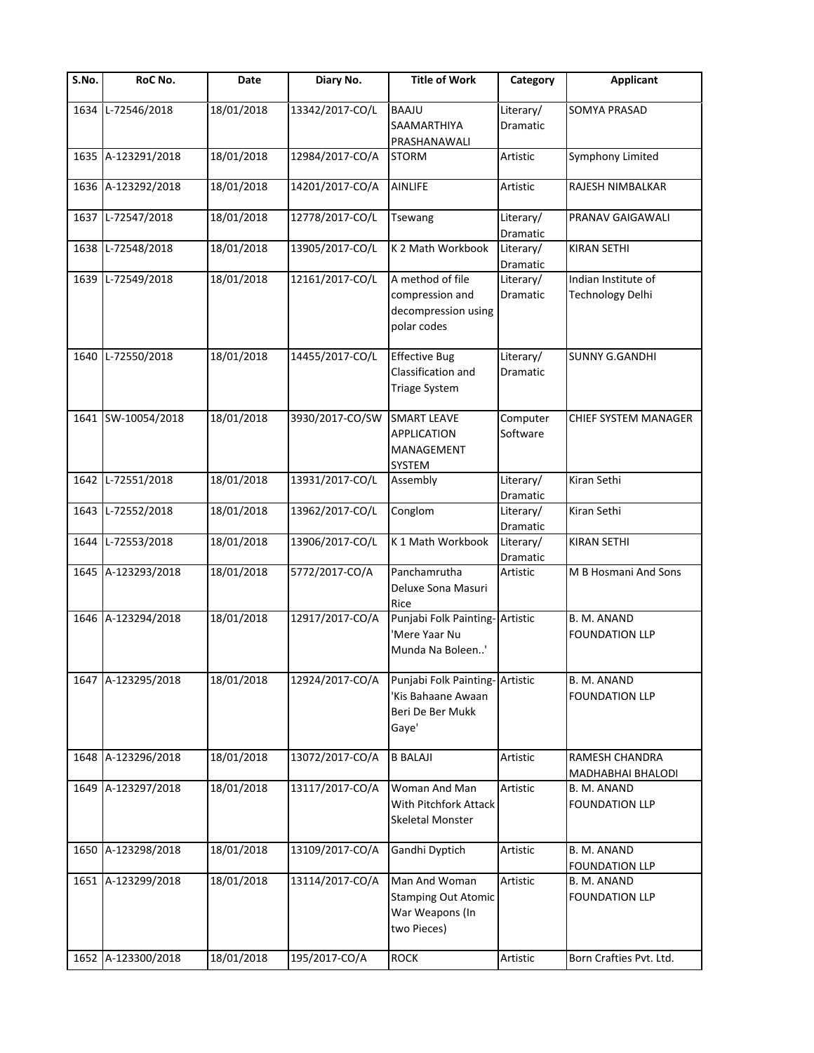| S.No. | RoC No. | Date | Diary No. | Title of Work | Category | Applicant |
|---|---|---|---|---|---|---|
| 1634 | L-72546/2018 | 18/01/2018 | 13342/2017-CO/L | BAAJU SAAMARTHIYA PRASHANAWALI | Literary/ Dramatic | SOMYA PRASAD |
| 1635 | A-123291/2018 | 18/01/2018 | 12984/2017-CO/A | STORM | Artistic | Symphony Limited |
| 1636 | A-123292/2018 | 18/01/2018 | 14201/2017-CO/A | AINLIFE | Artistic | RAJESH NIMBALKAR |
| 1637 | L-72547/2018 | 18/01/2018 | 12778/2017-CO/L | Tsewang | Literary/ Dramatic | PRANAV GAIGAWALI |
| 1638 | L-72548/2018 | 18/01/2018 | 13905/2017-CO/L | K 2 Math Workbook | Literary/ Dramatic | KIRAN SETHI |
| 1639 | L-72549/2018 | 18/01/2018 | 12161/2017-CO/L | A method of file compression and decompression using polar codes | Literary/ Dramatic | Indian Institute of Technology Delhi |
| 1640 | L-72550/2018 | 18/01/2018 | 14455/2017-CO/L | Effective Bug Classification and Triage System | Literary/ Dramatic | SUNNY G.GANDHI |
| 1641 | SW-10054/2018 | 18/01/2018 | 3930/2017-CO/SW | SMART LEAVE APPLICATION MANAGEMENT SYSTEM | Computer Software | CHIEF SYSTEM MANAGER |
| 1642 | L-72551/2018 | 18/01/2018 | 13931/2017-CO/L | Assembly | Literary/ Dramatic | Kiran Sethi |
| 1643 | L-72552/2018 | 18/01/2018 | 13962/2017-CO/L | Conglom | Literary/ Dramatic | Kiran Sethi |
| 1644 | L-72553/2018 | 18/01/2018 | 13906/2017-CO/L | K 1 Math Workbook | Literary/ Dramatic | KIRAN SETHI |
| 1645 | A-123293/2018 | 18/01/2018 | 5772/2017-CO/A | Panchamrutha Deluxe Sona Masuri Rice | Artistic | M B Hosmani And Sons |
| 1646 | A-123294/2018 | 18/01/2018 | 12917/2017-CO/A | Punjabi Folk Painting- 'Mere Yaar Nu Munda Na Boleen..' | Artistic | B. M. ANAND FOUNDATION LLP |
| 1647 | A-123295/2018 | 18/01/2018 | 12924/2017-CO/A | Punjabi Folk Painting- 'Kis Bahaane Awaan Beri De Ber Mukk Gaye' | Artistic | B. M. ANAND FOUNDATION LLP |
| 1648 | A-123296/2018 | 18/01/2018 | 13072/2017-CO/A | B BALAJI | Artistic | RAMESH CHANDRA MADHABHAI BHALODI |
| 1649 | A-123297/2018 | 18/01/2018 | 13117/2017-CO/A | Woman And Man With Pitchfork Attack Skeletal Monster | Artistic | B. M. ANAND FOUNDATION LLP |
| 1650 | A-123298/2018 | 18/01/2018 | 13109/2017-CO/A | Gandhi Dyptich | Artistic | B. M. ANAND FOUNDATION LLP |
| 1651 | A-123299/2018 | 18/01/2018 | 13114/2017-CO/A | Man And Woman Stamping Out Atomic War Weapons (In two Pieces) | Artistic | B. M. ANAND FOUNDATION LLP |
| 1652 | A-123300/2018 | 18/01/2018 | 195/2017-CO/A | ROCK | Artistic | Born Crafties Pvt. Ltd. |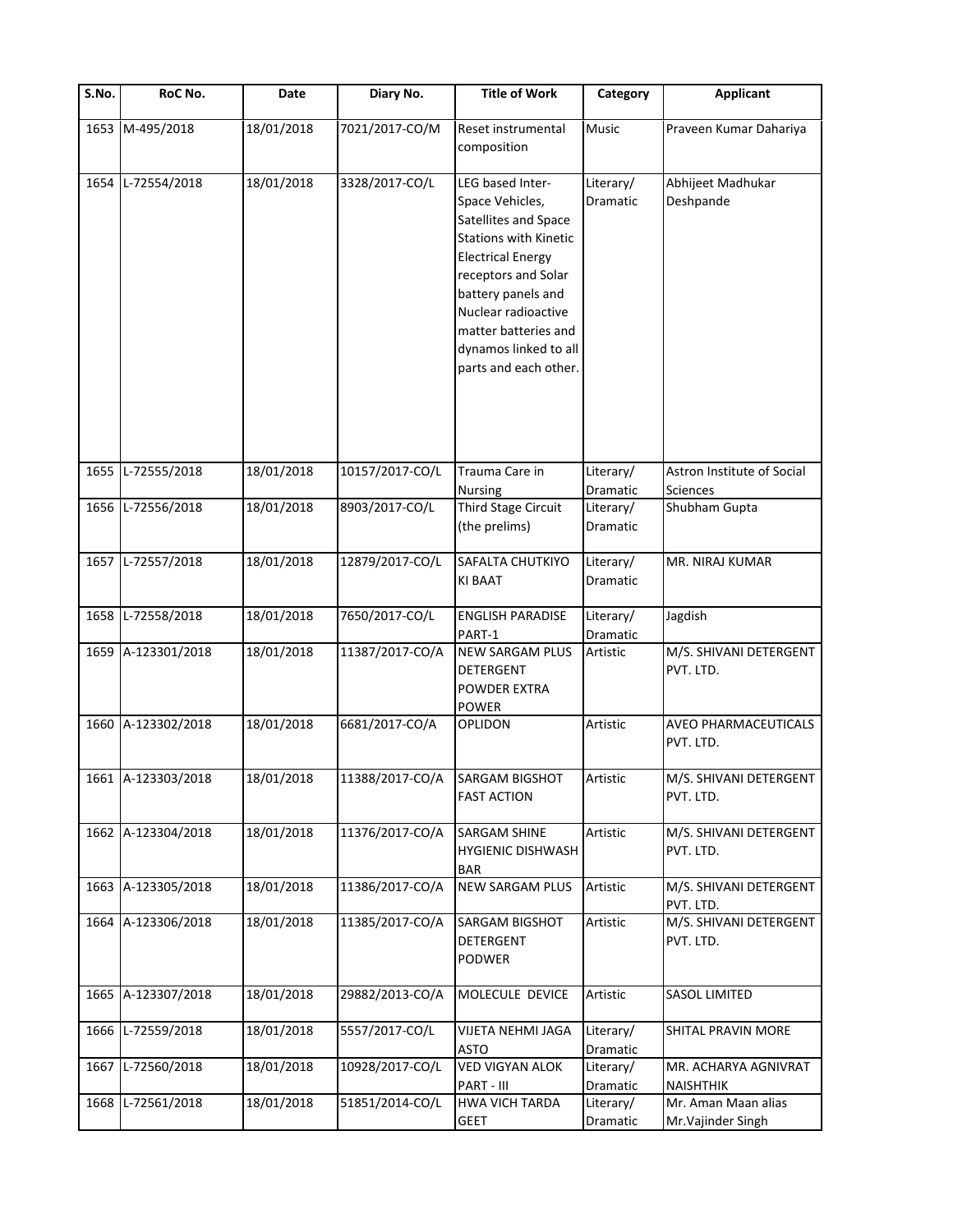| S.No. | RoC No. | Date | Diary No. | Title of Work | Category | Applicant |
| --- | --- | --- | --- | --- | --- | --- |
| 1653 | M-495/2018 | 18/01/2018 | 7021/2017-CO/M | Reset instrumental composition | Music | Praveen Kumar Dahariya |
| 1654 | L-72554/2018 | 18/01/2018 | 3328/2017-CO/L | LEG based Inter-Space Vehicles, Satellites and Space Stations with Kinetic Electrical Energy receptors and Solar battery panels and Nuclear radioactive matter batteries and dynamos linked to all parts and each other. | Literary/ Dramatic | Abhijeet Madhukar Deshpande |
| 1655 | L-72555/2018 | 18/01/2018 | 10157/2017-CO/L | Trauma Care in Nursing | Literary/ Dramatic | Astron Institute of Social Sciences |
| 1656 | L-72556/2018 | 18/01/2018 | 8903/2017-CO/L | Third Stage Circuit (the prelims) | Literary/ Dramatic | Shubham Gupta |
| 1657 | L-72557/2018 | 18/01/2018 | 12879/2017-CO/L | SAFALTA CHUTKIYO KI BAAT | Literary/ Dramatic | MR. NIRAJ KUMAR |
| 1658 | L-72558/2018 | 18/01/2018 | 7650/2017-CO/L | ENGLISH PARADISE PART-1 | Literary/ Dramatic | Jagdish |
| 1659 | A-123301/2018 | 18/01/2018 | 11387/2017-CO/A | NEW SARGAM PLUS DETERGENT POWDER EXTRA POWER | Artistic | M/S. SHIVANI DETERGENT PVT. LTD. |
| 1660 | A-123302/2018 | 18/01/2018 | 6681/2017-CO/A | OPLIDON | Artistic | AVEO PHARMACEUTICALS PVT. LTD. |
| 1661 | A-123303/2018 | 18/01/2018 | 11388/2017-CO/A | SARGAM BIGSHOT FAST ACTION | Artistic | M/S. SHIVANI DETERGENT PVT. LTD. |
| 1662 | A-123304/2018 | 18/01/2018 | 11376/2017-CO/A | SARGAM SHINE HYGIENIC DISHWASH BAR | Artistic | M/S. SHIVANI DETERGENT PVT. LTD. |
| 1663 | A-123305/2018 | 18/01/2018 | 11386/2017-CO/A | NEW SARGAM PLUS | Artistic | M/S. SHIVANI DETERGENT PVT. LTD. |
| 1664 | A-123306/2018 | 18/01/2018 | 11385/2017-CO/A | SARGAM BIGSHOT DETERGENT PODWER | Artistic | M/S. SHIVANI DETERGENT PVT. LTD. |
| 1665 | A-123307/2018 | 18/01/2018 | 29882/2013-CO/A | MOLECULE DEVICE | Artistic | SASOL LIMITED |
| 1666 | L-72559/2018 | 18/01/2018 | 5557/2017-CO/L | VIJETA NEHMI JAGA ASTO | Literary/ Dramatic | SHITAL PRAVIN MORE |
| 1667 | L-72560/2018 | 18/01/2018 | 10928/2017-CO/L | VED VIGYAN ALOK PART - III | Literary/ Dramatic | MR. ACHARYA AGNIVRAT NAISHTHIK |
| 1668 | L-72561/2018 | 18/01/2018 | 51851/2014-CO/L | HWA VICH TARDA GEET | Literary/ Dramatic | Mr. Aman Maan alias Mr.Vajinder Singh |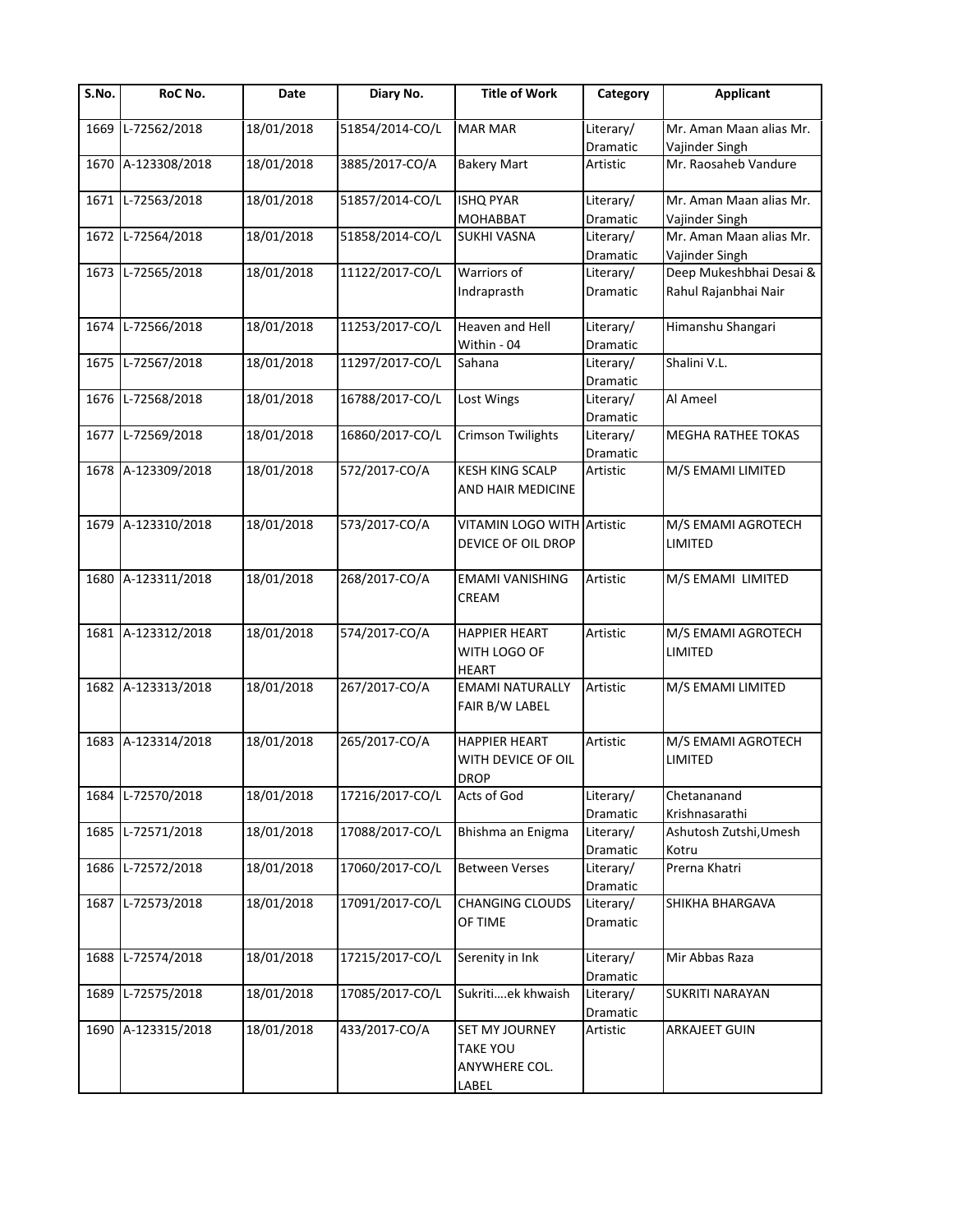| S.No. | RoC No. | Date | Diary No. | Title of Work | Category | Applicant |
|---|---|---|---|---|---|---|
| 1669 | L-72562/2018 | 18/01/2018 | 51854/2014-CO/L | MAR MAR | Literary/ Dramatic | Mr. Aman Maan alias Mr. Vajinder Singh |
| 1670 | A-123308/2018 | 18/01/2018 | 3885/2017-CO/A | Bakery Mart | Artistic | Mr. Raosaheb Vandure |
| 1671 | L-72563/2018 | 18/01/2018 | 51857/2014-CO/L | ISHQ PYAR MOHABBAT | Literary/ Dramatic | Mr. Aman Maan alias Mr. Vajinder Singh |
| 1672 | L-72564/2018 | 18/01/2018 | 51858/2014-CO/L | SUKHI VASNA | Literary/ Dramatic | Mr. Aman Maan alias Mr. Vajinder Singh |
| 1673 | L-72565/2018 | 18/01/2018 | 11122/2017-CO/L | Warriors of Indraprasth | Literary/ Dramatic | Deep Mukeshbhai Desai & Rahul Rajanbhai Nair |
| 1674 | L-72566/2018 | 18/01/2018 | 11253/2017-CO/L | Heaven and Hell Within - 04 | Literary/ Dramatic | Himanshu Shangari |
| 1675 | L-72567/2018 | 18/01/2018 | 11297/2017-CO/L | Sahana | Literary/ Dramatic | Shalini V.L. |
| 1676 | L-72568/2018 | 18/01/2018 | 16788/2017-CO/L | Lost Wings | Literary/ Dramatic | Al Ameel |
| 1677 | L-72569/2018 | 18/01/2018 | 16860/2017-CO/L | Crimson Twilights | Literary/ Dramatic | MEGHA RATHEE TOKAS |
| 1678 | A-123309/2018 | 18/01/2018 | 572/2017-CO/A | KESH KING SCALP AND HAIR MEDICINE | Artistic | M/S EMAMI LIMITED |
| 1679 | A-123310/2018 | 18/01/2018 | 573/2017-CO/A | VITAMIN LOGO WITH DEVICE OF OIL DROP | Artistic | M/S EMAMI AGROTECH LIMITED |
| 1680 | A-123311/2018 | 18/01/2018 | 268/2017-CO/A | EMAMI VANISHING CREAM | Artistic | M/S EMAMI LIMITED |
| 1681 | A-123312/2018 | 18/01/2018 | 574/2017-CO/A | HAPPIER HEART WITH LOGO OF HEART | Artistic | M/S EMAMI AGROTECH LIMITED |
| 1682 | A-123313/2018 | 18/01/2018 | 267/2017-CO/A | EMAMI NATURALLY FAIR B/W LABEL | Artistic | M/S EMAMI LIMITED |
| 1683 | A-123314/2018 | 18/01/2018 | 265/2017-CO/A | HAPPIER HEART WITH DEVICE OF OIL DROP | Artistic | M/S EMAMI AGROTECH LIMITED |
| 1684 | L-72570/2018 | 18/01/2018 | 17216/2017-CO/L | Acts of God | Literary/ Dramatic | Chetananand Krishnasarathi |
| 1685 | L-72571/2018 | 18/01/2018 | 17088/2017-CO/L | Bhishma an Enigma | Literary/ Dramatic | Ashutosh Zutshi,Umesh Kotru |
| 1686 | L-72572/2018 | 18/01/2018 | 17060/2017-CO/L | Between Verses | Literary/ Dramatic | Prerna Khatri |
| 1687 | L-72573/2018 | 18/01/2018 | 17091/2017-CO/L | CHANGING CLOUDS OF TIME | Literary/ Dramatic | SHIKHA BHARGAVA |
| 1688 | L-72574/2018 | 18/01/2018 | 17215/2017-CO/L | Serenity in Ink | Literary/ Dramatic | Mir Abbas Raza |
| 1689 | L-72575/2018 | 18/01/2018 | 17085/2017-CO/L | Sukriti....ek khwaish | Literary/ Dramatic | SUKRITI NARAYAN |
| 1690 | A-123315/2018 | 18/01/2018 | 433/2017-CO/A | SET MY JOURNEY TAKE YOU ANYWHERE COL. LABEL | Artistic | ARKAJEET GUIN |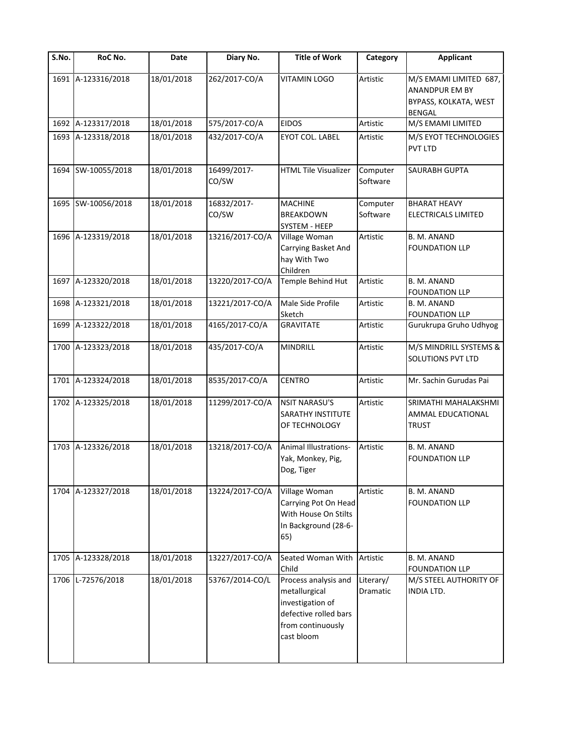| S.No. | RoC No. | Date | Diary No. | Title of Work | Category | Applicant |
|---|---|---|---|---|---|---|
| 1691 | A-123316/2018 | 18/01/2018 | 262/2017-CO/A | VITAMIN LOGO | Artistic | M/S EMAMI LIMITED 687, ANANDPUR EM BY BYPASS, KOLKATA, WEST BENGAL |
| 1692 | A-123317/2018 | 18/01/2018 | 575/2017-CO/A | EIDOS | Artistic | M/S EMAMI LIMITED |
| 1693 | A-123318/2018 | 18/01/2018 | 432/2017-CO/A | EYOT COL. LABEL | Artistic | M/S EYOT TECHNOLOGIES PVT LTD |
| 1694 | SW-10055/2018 | 18/01/2018 | 16499/2017-CO/SW | HTML Tile Visualizer | Computer Software | SAURABH GUPTA |
| 1695 | SW-10056/2018 | 18/01/2018 | 16832/2017-CO/SW | MACHINE BREAKDOWN SYSTEM - HEEP | Computer Software | BHARAT HEAVY ELECTRICALS LIMITED |
| 1696 | A-123319/2018 | 18/01/2018 | 13216/2017-CO/A | Village Woman Carrying Basket And hay With Two Children | Artistic | B. M. ANAND FOUNDATION LLP |
| 1697 | A-123320/2018 | 18/01/2018 | 13220/2017-CO/A | Temple Behind Hut | Artistic | B. M. ANAND FOUNDATION LLP |
| 1698 | A-123321/2018 | 18/01/2018 | 13221/2017-CO/A | Male Side Profile Sketch | Artistic | B. M. ANAND FOUNDATION LLP |
| 1699 | A-123322/2018 | 18/01/2018 | 4165/2017-CO/A | GRAVITATE | Artistic | Gurukrupa Gruho Udhyog |
| 1700 | A-123323/2018 | 18/01/2018 | 435/2017-CO/A | MINDRILL | Artistic | M/S MINDRILL SYSTEMS & SOLUTIONS PVT LTD |
| 1701 | A-123324/2018 | 18/01/2018 | 8535/2017-CO/A | CENTRO | Artistic | Mr. Sachin Gurudas Pai |
| 1702 | A-123325/2018 | 18/01/2018 | 11299/2017-CO/A | NSIT NARASU'S SARATHY INSTITUTE OF TECHNOLOGY | Artistic | SRIMATHI MAHALAKSHMI AMMAL EDUCATIONAL TRUST |
| 1703 | A-123326/2018 | 18/01/2018 | 13218/2017-CO/A | Animal Illustrations- Yak, Monkey, Pig, Dog, Tiger | Artistic | B. M. ANAND FOUNDATION LLP |
| 1704 | A-123327/2018 | 18/01/2018 | 13224/2017-CO/A | Village Woman Carrying Pot On Head With House On Stilts In Background (28-6-65) | Artistic | B. M. ANAND FOUNDATION LLP |
| 1705 | A-123328/2018 | 18/01/2018 | 13227/2017-CO/A | Seated Woman With Child | Artistic | B. M. ANAND FOUNDATION LLP |
| 1706 | L-72576/2018 | 18/01/2018 | 53767/2014-CO/L | Process analysis and metallurgical investigation of defective rolled bars from continuously cast bloom | Literary/ Dramatic | M/S STEEL AUTHORITY OF INDIA LTD. |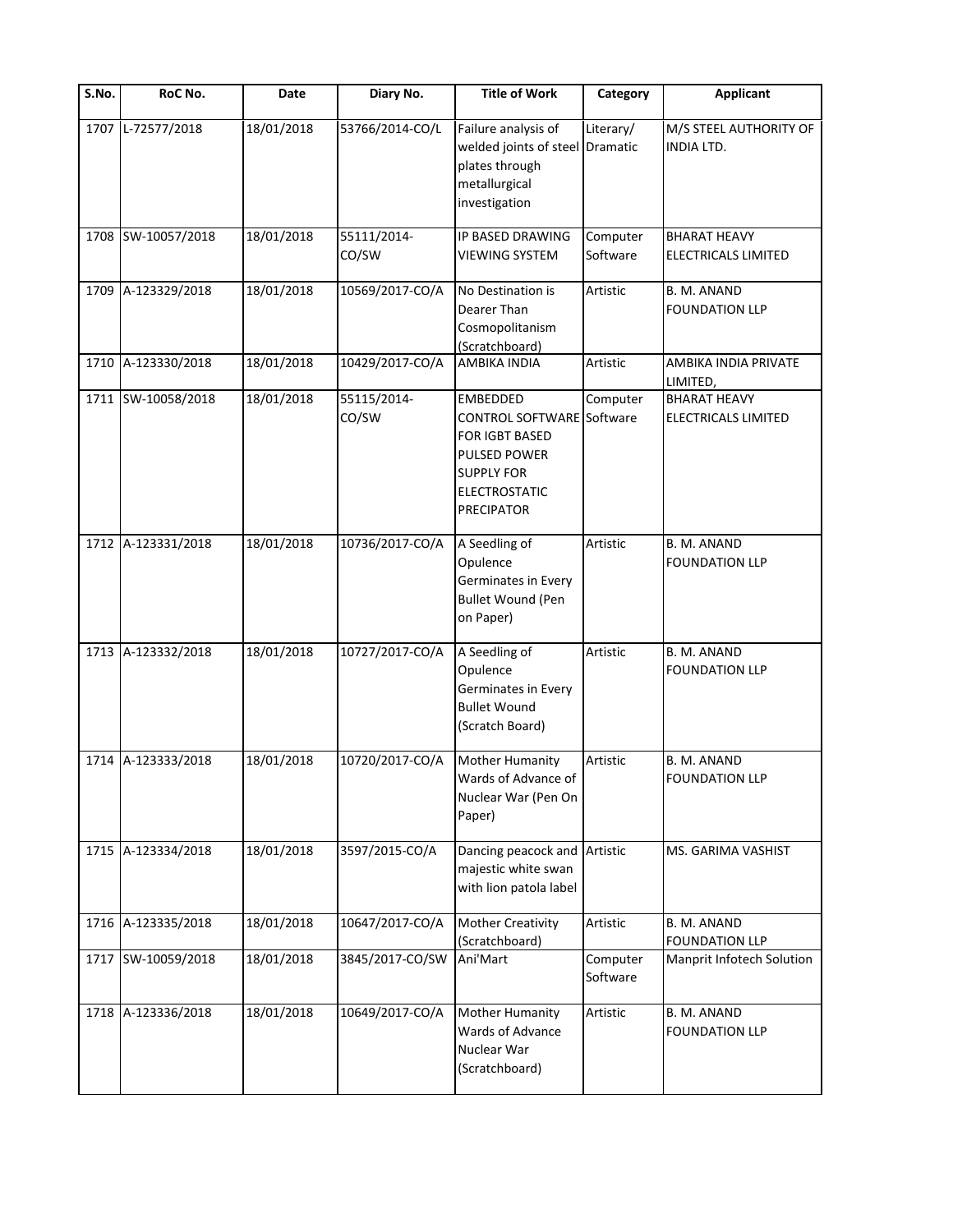| S.No. | RoC No. | Date | Diary No. | Title of Work | Category | Applicant |
|---|---|---|---|---|---|---|
| 1707 | L-72577/2018 | 18/01/2018 | 53766/2014-CO/L | Failure analysis of welded joints of steel plates through metallurgical investigation | Literary/ Dramatic | M/S STEEL AUTHORITY OF INDIA LTD. |
| 1708 | SW-10057/2018 | 18/01/2018 | 55111/2014-CO/SW | IP BASED DRAWING VIEWING SYSTEM | Computer Software | BHARAT HEAVY ELECTRICALS LIMITED |
| 1709 | A-123329/2018 | 18/01/2018 | 10569/2017-CO/A | No Destination is Dearer Than Cosmopolitanism (Scratchboard) | Artistic | B. M. ANAND FOUNDATION LLP |
| 1710 | A-123330/2018 | 18/01/2018 | 10429/2017-CO/A | AMBIKA INDIA | Artistic | AMBIKA INDIA PRIVATE LIMITED, |
| 1711 | SW-10058/2018 | 18/01/2018 | 55115/2014-CO/SW | EMBEDDED CONTROL SOFTWARE FOR IGBT BASED PULSED POWER SUPPLY FOR ELECTROSTATIC PRECIPATOR | Computer Software | BHARAT HEAVY ELECTRICALS LIMITED |
| 1712 | A-123331/2018 | 18/01/2018 | 10736/2017-CO/A | A Seedling of Opulence Germinates in Every Bullet Wound (Pen on Paper) | Artistic | B. M. ANAND FOUNDATION LLP |
| 1713 | A-123332/2018 | 18/01/2018 | 10727/2017-CO/A | A Seedling of Opulence Germinates in Every Bullet Wound (Scratch Board) | Artistic | B. M. ANAND FOUNDATION LLP |
| 1714 | A-123333/2018 | 18/01/2018 | 10720/2017-CO/A | Mother Humanity Wards of Advance of Nuclear War (Pen On Paper) | Artistic | B. M. ANAND FOUNDATION LLP |
| 1715 | A-123334/2018 | 18/01/2018 | 3597/2015-CO/A | Dancing peacock and majestic white swan with lion patola label | Artistic | MS. GARIMA VASHIST |
| 1716 | A-123335/2018 | 18/01/2018 | 10647/2017-CO/A | Mother Creativity (Scratchboard) | Artistic | B. M. ANAND FOUNDATION LLP |
| 1717 | SW-10059/2018 | 18/01/2018 | 3845/2017-CO/SW | Ani'Mart | Computer Software | Manprit Infotech Solution |
| 1718 | A-123336/2018 | 18/01/2018 | 10649/2017-CO/A | Mother Humanity Wards of Advance Nuclear War (Scratchboard) | Artistic | B. M. ANAND FOUNDATION LLP |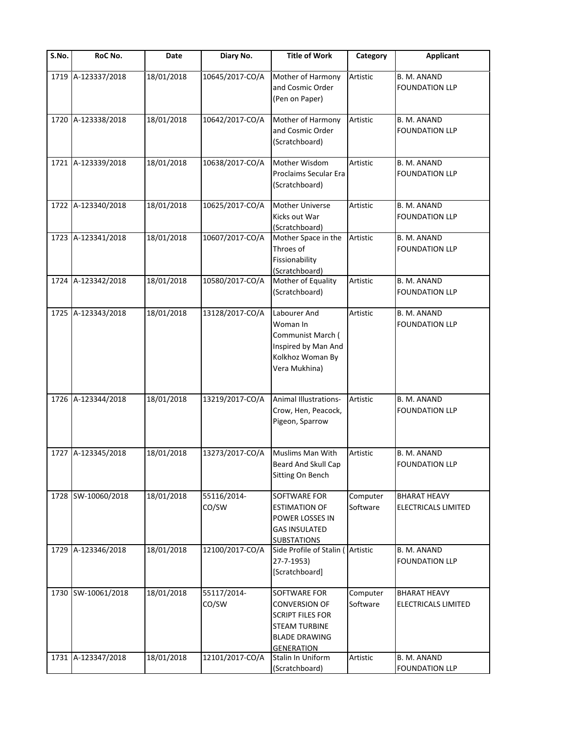| S.No. | RoC No. | Date | Diary No. | Title of Work | Category | Applicant |
|---|---|---|---|---|---|---|
| 1719 | A-123337/2018 | 18/01/2018 | 10645/2017-CO/A | Mother of Harmony and Cosmic Order (Pen on Paper) | Artistic | B. M. ANAND FOUNDATION LLP |
| 1720 | A-123338/2018 | 18/01/2018 | 10642/2017-CO/A | Mother of Harmony and Cosmic Order (Scratchboard) | Artistic | B. M. ANAND FOUNDATION LLP |
| 1721 | A-123339/2018 | 18/01/2018 | 10638/2017-CO/A | Mother Wisdom Proclaims Secular Era (Scratchboard) | Artistic | B. M. ANAND FOUNDATION LLP |
| 1722 | A-123340/2018 | 18/01/2018 | 10625/2017-CO/A | Mother Universe Kicks out War (Scratchboard) | Artistic | B. M. ANAND FOUNDATION LLP |
| 1723 | A-123341/2018 | 18/01/2018 | 10607/2017-CO/A | Mother Space in the Throes of Fissionability (Scratchboard) | Artistic | B. M. ANAND FOUNDATION LLP |
| 1724 | A-123342/2018 | 18/01/2018 | 10580/2017-CO/A | Mother of Equality (Scratchboard) | Artistic | B. M. ANAND FOUNDATION LLP |
| 1725 | A-123343/2018 | 18/01/2018 | 13128/2017-CO/A | Labourer And Woman In Communist March ( Inspired by Man And Kolkhoz Woman By Vera Mukhina) | Artistic | B. M. ANAND FOUNDATION LLP |
| 1726 | A-123344/2018 | 18/01/2018 | 13219/2017-CO/A | Animal Illustrations- Crow, Hen, Peacock, Pigeon, Sparrow | Artistic | B. M. ANAND FOUNDATION LLP |
| 1727 | A-123345/2018 | 18/01/2018 | 13273/2017-CO/A | Muslims Man With Beard And Skull Cap Sitting On Bench | Artistic | B. M. ANAND FOUNDATION LLP |
| 1728 | SW-10060/2018 | 18/01/2018 | 55116/2014-CO/SW | SOFTWARE FOR ESTIMATION OF POWER LOSSES IN GAS INSULATED SUBSTATIONS | Computer Software | BHARAT HEAVY ELECTRICALS LIMITED |
| 1729 | A-123346/2018 | 18/01/2018 | 12100/2017-CO/A | Side Profile of Stalin ( 27-7-1953) [Scratchboard] | Artistic | B. M. ANAND FOUNDATION LLP |
| 1730 | SW-10061/2018 | 18/01/2018 | 55117/2014-CO/SW | SOFTWARE FOR CONVERSION OF SCRIPT FILES FOR STEAM TURBINE BLADE DRAWING GENERATION | Computer Software | BHARAT HEAVY ELECTRICALS LIMITED |
| 1731 | A-123347/2018 | 18/01/2018 | 12101/2017-CO/A | Stalin In Uniform (Scratchboard) | Artistic | B. M. ANAND FOUNDATION LLP |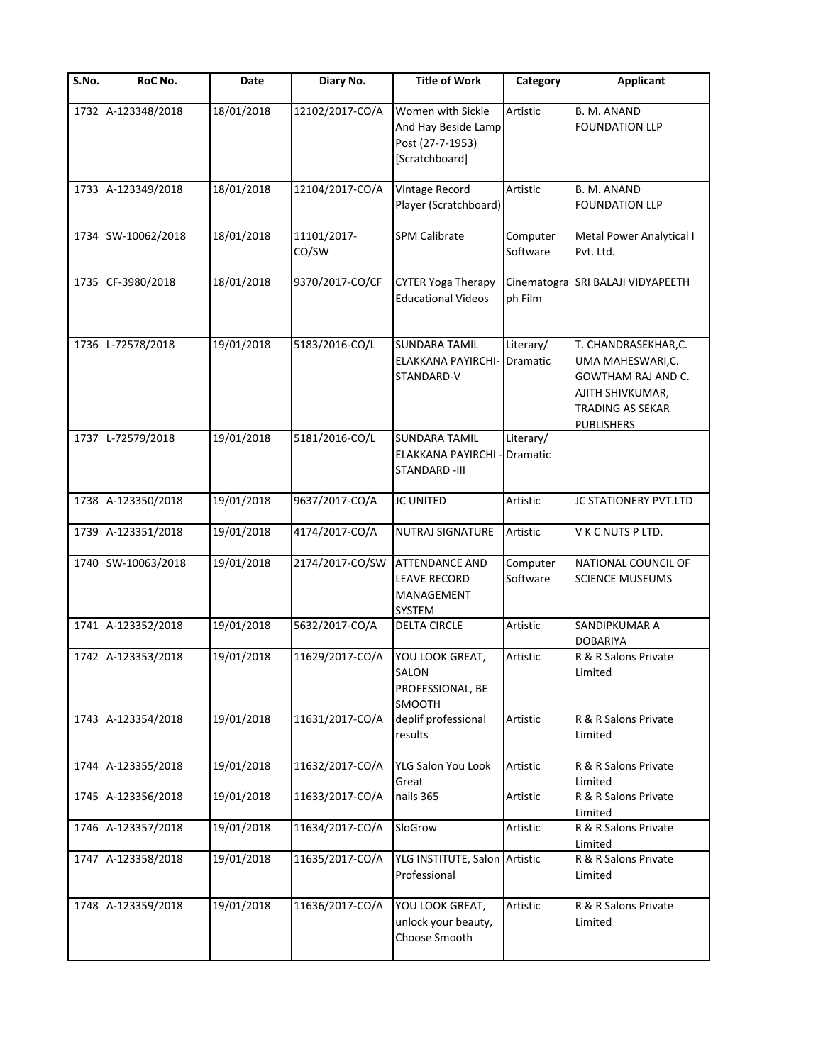| S.No. | RoC No. | Date | Diary No. | Title of Work | Category | Applicant |
|---|---|---|---|---|---|---|
| 1732 | A-123348/2018 | 18/01/2018 | 12102/2017-CO/A | Women with Sickle And Hay Beside Lamp Post (27-7-1953) [Scratchboard] | Artistic | B. M. ANAND FOUNDATION LLP |
| 1733 | A-123349/2018 | 18/01/2018 | 12104/2017-CO/A | Vintage Record Player (Scratchboard) | Artistic | B. M. ANAND FOUNDATION LLP |
| 1734 | SW-10062/2018 | 18/01/2018 | 11101/2017-CO/SW | SPM Calibrate | Computer Software | Metal Power Analytical I Pvt. Ltd. |
| 1735 | CF-3980/2018 | 18/01/2018 | 9370/2017-CO/CF | CYTER Yoga Therapy Educational Videos | Cinematograph Film | SRI BALAJI VIDYAPEETH |
| 1736 | L-72578/2018 | 19/01/2018 | 5183/2016-CO/L | SUNDARA TAMIL ELAKKANA PAYIRCHI- STANDARD-V | Literary/ Dramatic | T. CHANDRASEKHAR,C. UMA MAHESWARI,C. GOWTHAM RAJ AND C. AJITH SHIVKUMAR, TRADING AS SEKAR PUBLISHERS |
| 1737 | L-72579/2018 | 19/01/2018 | 5181/2016-CO/L | SUNDARA TAMIL ELAKKANA PAYIRCHI - STANDARD -III | Literary/ Dramatic | |
| 1738 | A-123350/2018 | 19/01/2018 | 9637/2017-CO/A | JC UNITED | Artistic | JC STATIONERY PVT.LTD |
| 1739 | A-123351/2018 | 19/01/2018 | 4174/2017-CO/A | NUTRAJ SIGNATURE | Artistic | V K C NUTS P LTD. |
| 1740 | SW-10063/2018 | 19/01/2018 | 2174/2017-CO/SW | ATTENDANCE AND LEAVE RECORD MANAGEMENT SYSTEM | Computer Software | NATIONAL COUNCIL OF SCIENCE MUSEUMS |
| 1741 | A-123352/2018 | 19/01/2018 | 5632/2017-CO/A | DELTA CIRCLE | Artistic | SANDIPKUMAR A DOBARIYA |
| 1742 | A-123353/2018 | 19/01/2018 | 11629/2017-CO/A | YOU LOOK GREAT, SALON PROFESSIONAL, BE SMOOTH | Artistic | R & R Salons Private Limited |
| 1743 | A-123354/2018 | 19/01/2018 | 11631/2017-CO/A | deplif professional results | Artistic | R & R Salons Private Limited |
| 1744 | A-123355/2018 | 19/01/2018 | 11632/2017-CO/A | YLG Salon You Look Great | Artistic | R & R Salons Private Limited |
| 1745 | A-123356/2018 | 19/01/2018 | 11633/2017-CO/A | nails 365 | Artistic | R & R Salons Private Limited |
| 1746 | A-123357/2018 | 19/01/2018 | 11634/2017-CO/A | SloGrow | Artistic | R & R Salons Private Limited |
| 1747 | A-123358/2018 | 19/01/2018 | 11635/2017-CO/A | YLG INSTITUTE, Salon Professional | Artistic | R & R Salons Private Limited |
| 1748 | A-123359/2018 | 19/01/2018 | 11636/2017-CO/A | YOU LOOK GREAT, unlock your beauty, Choose Smooth | Artistic | R & R Salons Private Limited |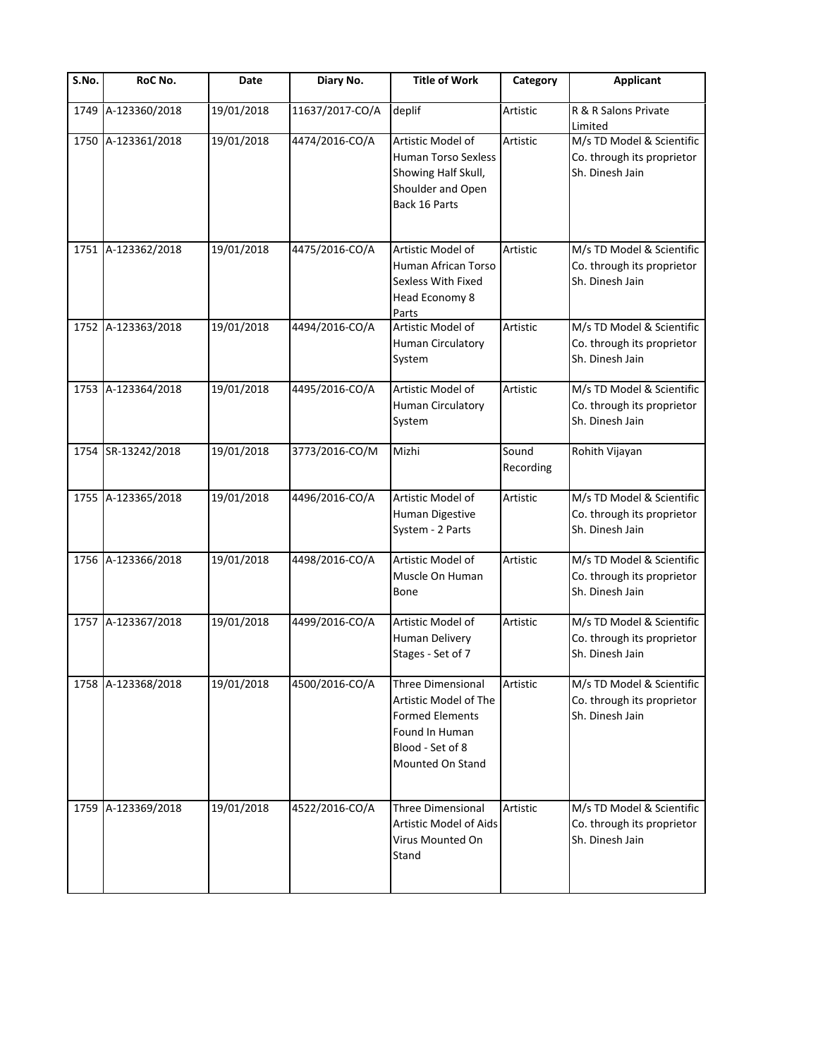| S.No. | RoC No. | Date | Diary No. | Title of Work | Category | Applicant |
|---|---|---|---|---|---|---|
| 1749 | A-123360/2018 | 19/01/2018 | 11637/2017-CO/A | deplif | Artistic | R & R Salons Private Limited |
| 1750 | A-123361/2018 | 19/01/2018 | 4474/2016-CO/A | Artistic Model of Human Torso Sexless Showing Half Skull, Shoulder and Open Back 16 Parts | Artistic | M/s TD Model & Scientific Co. through its proprietor Sh. Dinesh Jain |
| 1751 | A-123362/2018 | 19/01/2018 | 4475/2016-CO/A | Artistic Model of Human African Torso Sexless With Fixed Head Economy 8 Parts | Artistic | M/s TD Model & Scientific Co. through its proprietor Sh. Dinesh Jain |
| 1752 | A-123363/2018 | 19/01/2018 | 4494/2016-CO/A | Artistic Model of Human Circulatory System | Artistic | M/s TD Model & Scientific Co. through its proprietor Sh. Dinesh Jain |
| 1753 | A-123364/2018 | 19/01/2018 | 4495/2016-CO/A | Artistic Model of Human Circulatory System | Artistic | M/s TD Model & Scientific Co. through its proprietor Sh. Dinesh Jain |
| 1754 | SR-13242/2018 | 19/01/2018 | 3773/2016-CO/M | Mizhi | Sound Recording | Rohith Vijayan |
| 1755 | A-123365/2018 | 19/01/2018 | 4496/2016-CO/A | Artistic Model of Human Digestive System - 2 Parts | Artistic | M/s TD Model & Scientific Co. through its proprietor Sh. Dinesh Jain |
| 1756 | A-123366/2018 | 19/01/2018 | 4498/2016-CO/A | Artistic Model of Muscle On Human Bone | Artistic | M/s TD Model & Scientific Co. through its proprietor Sh. Dinesh Jain |
| 1757 | A-123367/2018 | 19/01/2018 | 4499/2016-CO/A | Artistic Model of Human Delivery Stages - Set of 7 | Artistic | M/s TD Model & Scientific Co. through its proprietor Sh. Dinesh Jain |
| 1758 | A-123368/2018 | 19/01/2018 | 4500/2016-CO/A | Three Dimensional Artistic Model of The Formed Elements Found In Human Blood - Set of 8 Mounted On Stand | Artistic | M/s TD Model & Scientific Co. through its proprietor Sh. Dinesh Jain |
| 1759 | A-123369/2018 | 19/01/2018 | 4522/2016-CO/A | Three Dimensional Artistic Model of Aids Virus Mounted On Stand | Artistic | M/s TD Model & Scientific Co. through its proprietor Sh. Dinesh Jain |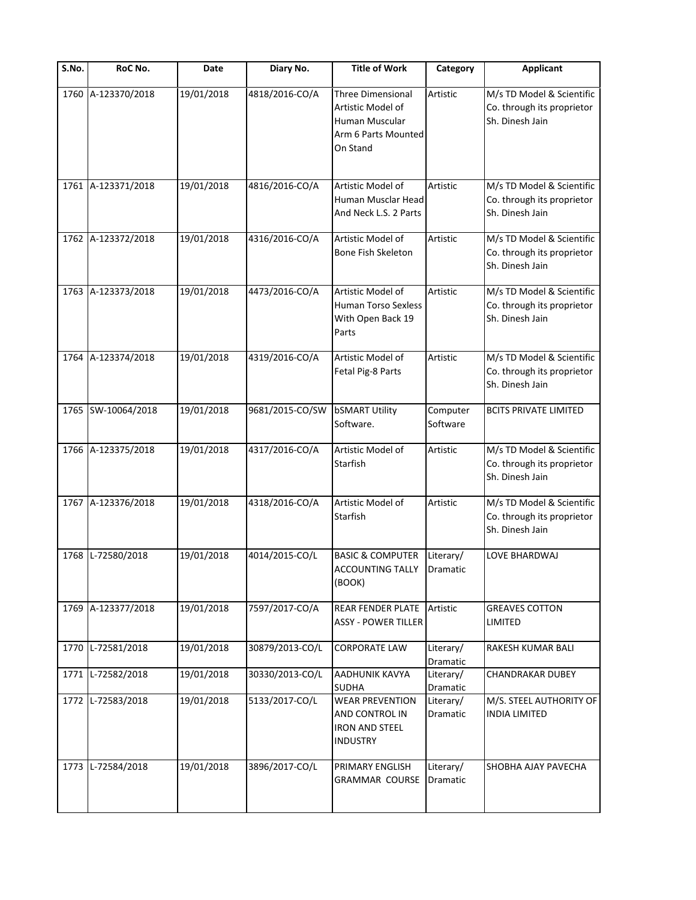| S.No. | RoC No. | Date | Diary No. | Title of Work | Category | Applicant |
|---|---|---|---|---|---|---|
| 1760 | A-123370/2018 | 19/01/2018 | 4818/2016-CO/A | Three Dimensional Artistic Model of Human Muscular Arm 6 Parts Mounted On Stand | Artistic | M/s TD Model & Scientific Co. through its proprietor Sh. Dinesh Jain |
| 1761 | A-123371/2018 | 19/01/2018 | 4816/2016-CO/A | Artistic Model of Human Musclar Head And Neck L.S. 2 Parts | Artistic | M/s TD Model & Scientific Co. through its proprietor Sh. Dinesh Jain |
| 1762 | A-123372/2018 | 19/01/2018 | 4316/2016-CO/A | Artistic Model of Bone Fish Skeleton | Artistic | M/s TD Model & Scientific Co. through its proprietor Sh. Dinesh Jain |
| 1763 | A-123373/2018 | 19/01/2018 | 4473/2016-CO/A | Artistic Model of Human Torso Sexless With Open Back 19 Parts | Artistic | M/s TD Model & Scientific Co. through its proprietor Sh. Dinesh Jain |
| 1764 | A-123374/2018 | 19/01/2018 | 4319/2016-CO/A | Artistic Model of Fetal Pig-8 Parts | Artistic | M/s TD Model & Scientific Co. through its proprietor Sh. Dinesh Jain |
| 1765 | SW-10064/2018 | 19/01/2018 | 9681/2015-CO/SW | bSMART Utility Software. | Computer Software | BCITS PRIVATE LIMITED |
| 1766 | A-123375/2018 | 19/01/2018 | 4317/2016-CO/A | Artistic Model of Starfish | Artistic | M/s TD Model & Scientific Co. through its proprietor Sh. Dinesh Jain |
| 1767 | A-123376/2018 | 19/01/2018 | 4318/2016-CO/A | Artistic Model of Starfish | Artistic | M/s TD Model & Scientific Co. through its proprietor Sh. Dinesh Jain |
| 1768 | L-72580/2018 | 19/01/2018 | 4014/2015-CO/L | BASIC & COMPUTER ACCOUNTING TALLY (BOOK) | Literary/ Dramatic | LOVE BHARDWAJ |
| 1769 | A-123377/2018 | 19/01/2018 | 7597/2017-CO/A | REAR FENDER PLATE ASSY - POWER TILLER | Artistic | GREAVES COTTON LIMITED |
| 1770 | L-72581/2018 | 19/01/2018 | 30879/2013-CO/L | CORPORATE LAW | Literary/ Dramatic | RAKESH KUMAR BALI |
| 1771 | L-72582/2018 | 19/01/2018 | 30330/2013-CO/L | AADHUNIK KAVYA SUDHA | Literary/ Dramatic | CHANDRAKAR DUBEY |
| 1772 | L-72583/2018 | 19/01/2018 | 5133/2017-CO/L | WEAR PREVENTION AND CONTROL IN IRON AND STEEL INDUSTRY | Literary/ Dramatic | M/S. STEEL AUTHORITY OF INDIA LIMITED |
| 1773 | L-72584/2018 | 19/01/2018 | 3896/2017-CO/L | PRIMARY ENGLISH GRAMMAR COURSE | Literary/ Dramatic | SHOBHA AJAY PAVECHA |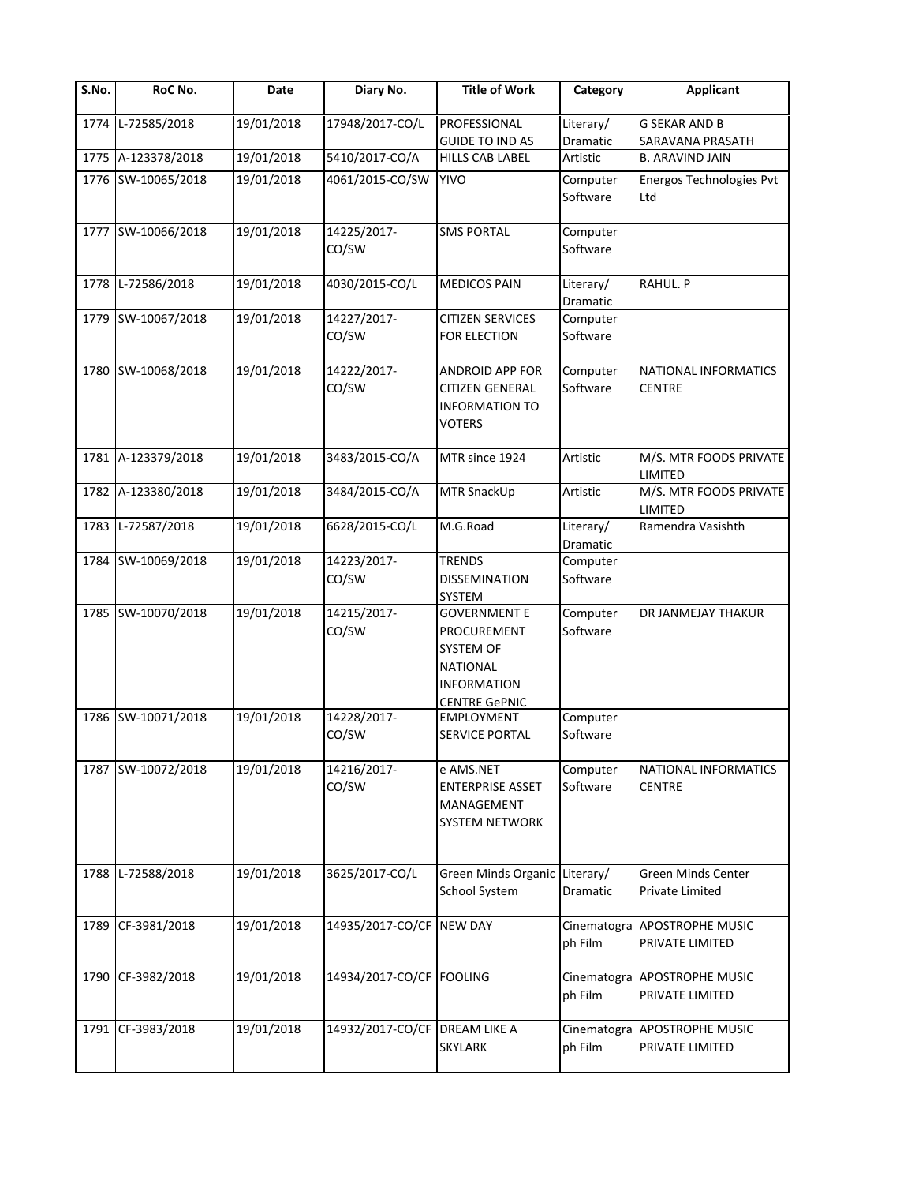| S.No. | RoC No. | Date | Diary No. | Title of Work | Category | Applicant |
|---|---|---|---|---|---|---|
| 1774 | L-72585/2018 | 19/01/2018 | 17948/2017-CO/L | PROFESSIONAL GUIDE TO IND AS | Literary/ Dramatic | G SEKAR AND B SARAVANA PRASATH |
| 1775 | A-123378/2018 | 19/01/2018 | 5410/2017-CO/A | HILLS CAB LABEL | Artistic | B. ARAVIND JAIN |
| 1776 | SW-10065/2018 | 19/01/2018 | 4061/2015-CO/SW | YIVO | Computer Software | Energos Technologies Pvt Ltd |
| 1777 | SW-10066/2018 | 19/01/2018 | 14225/2017-CO/SW | SMS PORTAL | Computer Software | |
| 1778 | L-72586/2018 | 19/01/2018 | 4030/2015-CO/L | MEDICOS PAIN | Literary/ Dramatic | RAHUL. P |
| 1779 | SW-10067/2018 | 19/01/2018 | 14227/2017-CO/SW | CITIZEN SERVICES FOR ELECTION | Computer Software | |
| 1780 | SW-10068/2018 | 19/01/2018 | 14222/2017-CO/SW | ANDROID APP FOR CITIZEN GENERAL INFORMATION TO VOTERS | Computer Software | NATIONAL INFORMATICS CENTRE |
| 1781 | A-123379/2018 | 19/01/2018 | 3483/2015-CO/A | MTR since 1924 | Artistic | M/S. MTR FOODS PRIVATE LIMITED |
| 1782 | A-123380/2018 | 19/01/2018 | 3484/2015-CO/A | MTR SnackUp | Artistic | M/S. MTR FOODS PRIVATE LIMITED |
| 1783 | L-72587/2018 | 19/01/2018 | 6628/2015-CO/L | M.G.Road | Literary/ Dramatic | Ramendra Vasishth |
| 1784 | SW-10069/2018 | 19/01/2018 | 14223/2017-CO/SW | TRENDS DISSEMINATION SYSTEM | Computer Software | |
| 1785 | SW-10070/2018 | 19/01/2018 | 14215/2017-CO/SW | GOVERNMENT E PROCUREMENT SYSTEM OF NATIONAL INFORMATION CENTRE GePNIC | Computer Software | DR JANMEJAY THAKUR |
| 1786 | SW-10071/2018 | 19/01/2018 | 14228/2017-CO/SW | EMPLOYMENT SERVICE PORTAL | Computer Software | |
| 1787 | SW-10072/2018 | 19/01/2018 | 14216/2017-CO/SW | e AMS.NET ENTERPRISE ASSET MANAGEMENT SYSTEM NETWORK | Computer Software | NATIONAL INFORMATICS CENTRE |
| 1788 | L-72588/2018 | 19/01/2018 | 3625/2017-CO/L | Green Minds Organic School System | Literary/ Dramatic | Green Minds Center Private Limited |
| 1789 | CF-3981/2018 | 19/01/2018 | 14935/2017-CO/CF | NEW DAY | Cinematograph Film | APOSTROPHE MUSIC PRIVATE LIMITED |
| 1790 | CF-3982/2018 | 19/01/2018 | 14934/2017-CO/CF | FOOLING | Cinematograph Film | APOSTROPHE MUSIC PRIVATE LIMITED |
| 1791 | CF-3983/2018 | 19/01/2018 | 14932/2017-CO/CF | DREAM LIKE A SKYLARK | Cinematograph Film | APOSTROPHE MUSIC PRIVATE LIMITED |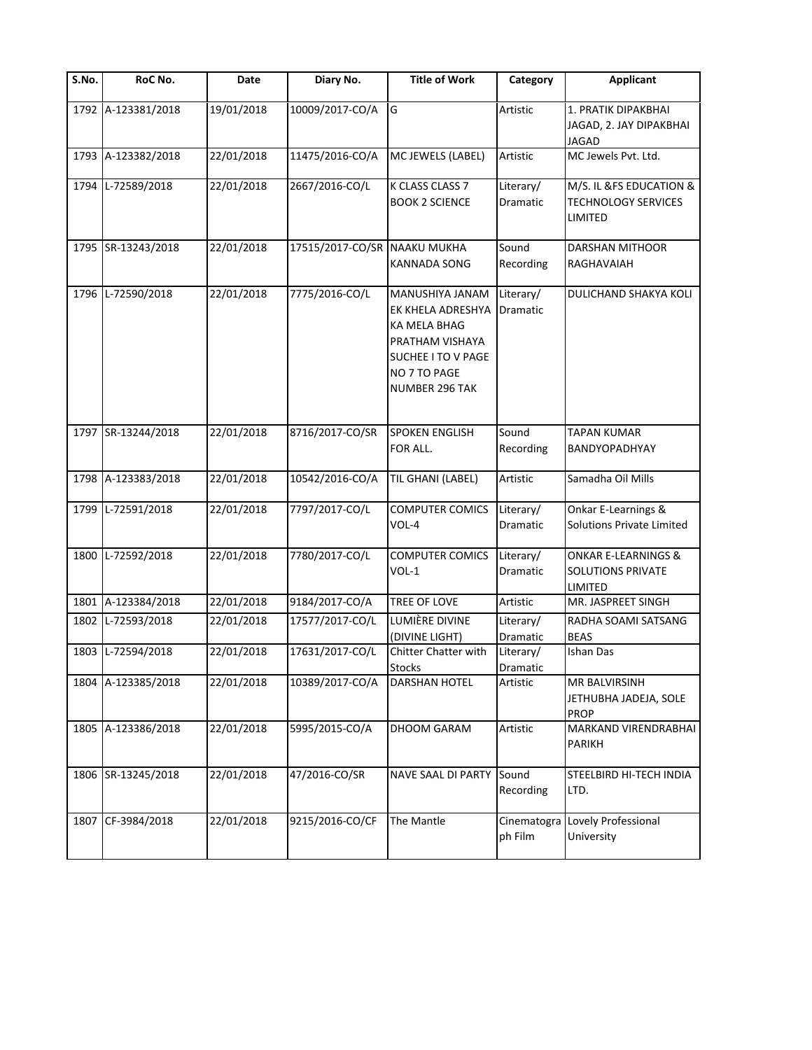| S.No. | RoC No. | Date | Diary No. | Title of Work | Category | Applicant |
|---|---|---|---|---|---|---|
| 1792 | A-123381/2018 | 19/01/2018 | 10009/2017-CO/A | G | Artistic | 1. PRATIK DIPAKBHAI JAGAD, 2. JAY DIPAKBHAI JAGAD |
| 1793 | A-123382/2018 | 22/01/2018 | 11475/2016-CO/A | MC JEWELS (LABEL) | Artistic | MC Jewels Pvt. Ltd. |
| 1794 | L-72589/2018 | 22/01/2018 | 2667/2016-CO/L | K CLASS CLASS 7 BOOK 2 SCIENCE | Literary/ Dramatic | M/S. IL &FS EDUCATION & TECHNOLOGY SERVICES LIMITED |
| 1795 | SR-13243/2018 | 22/01/2018 | 17515/2017-CO/SR | NAAKU MUKHA KANNADA SONG | Sound Recording | DARSHAN MITHOOR RAGHAVAIAH |
| 1796 | L-72590/2018 | 22/01/2018 | 7775/2016-CO/L | MANUSHIYA JANAM EK KHELA ADRESHYA KA MELA BHAG PRATHAM VISHAYA SUCHEE I TO V PAGE NO 7 TO PAGE NUMBER 296 TAK | Literary/ Dramatic | DULICHAND SHAKYA KOLI |
| 1797 | SR-13244/2018 | 22/01/2018 | 8716/2017-CO/SR | SPOKEN ENGLISH FOR ALL. | Sound Recording | TAPAN KUMAR BANDYOPADHYAY |
| 1798 | A-123383/2018 | 22/01/2018 | 10542/2016-CO/A | TIL GHANI (LABEL) | Artistic | Samadha Oil Mills |
| 1799 | L-72591/2018 | 22/01/2018 | 7797/2017-CO/L | COMPUTER COMICS VOL-4 | Literary/ Dramatic | Onkar E-Learnings & Solutions Private Limited |
| 1800 | L-72592/2018 | 22/01/2018 | 7780/2017-CO/L | COMPUTER COMICS VOL-1 | Literary/ Dramatic | ONKAR E-LEARNINGS & SOLUTIONS PRIVATE LIMITED |
| 1801 | A-123384/2018 | 22/01/2018 | 9184/2017-CO/A | TREE OF LOVE | Artistic | MR. JASPREET SINGH |
| 1802 | L-72593/2018 | 22/01/2018 | 17577/2017-CO/L | LUMIÈRE DIVINE (DIVINE LIGHT) | Literary/ Dramatic | RADHA SOAMI SATSANG BEAS |
| 1803 | L-72594/2018 | 22/01/2018 | 17631/2017-CO/L | Chitter Chatter with Stocks | Literary/ Dramatic | Ishan Das |
| 1804 | A-123385/2018 | 22/01/2018 | 10389/2017-CO/A | DARSHAN HOTEL | Artistic | MR BALVIRSINH JETHUBHA JADEJA, SOLE PROP |
| 1805 | A-123386/2018 | 22/01/2018 | 5995/2015-CO/A | DHOOM GARAM | Artistic | MARKAND VIRENDRABHAI PARIKH |
| 1806 | SR-13245/2018 | 22/01/2018 | 47/2016-CO/SR | NAVE SAAL DI PARTY | Sound Recording | STEELBIRD HI-TECH INDIA LTD. |
| 1807 | CF-3984/2018 | 22/01/2018 | 9215/2016-CO/CF | The Mantle | Cinematograph Film | Lovely Professional University |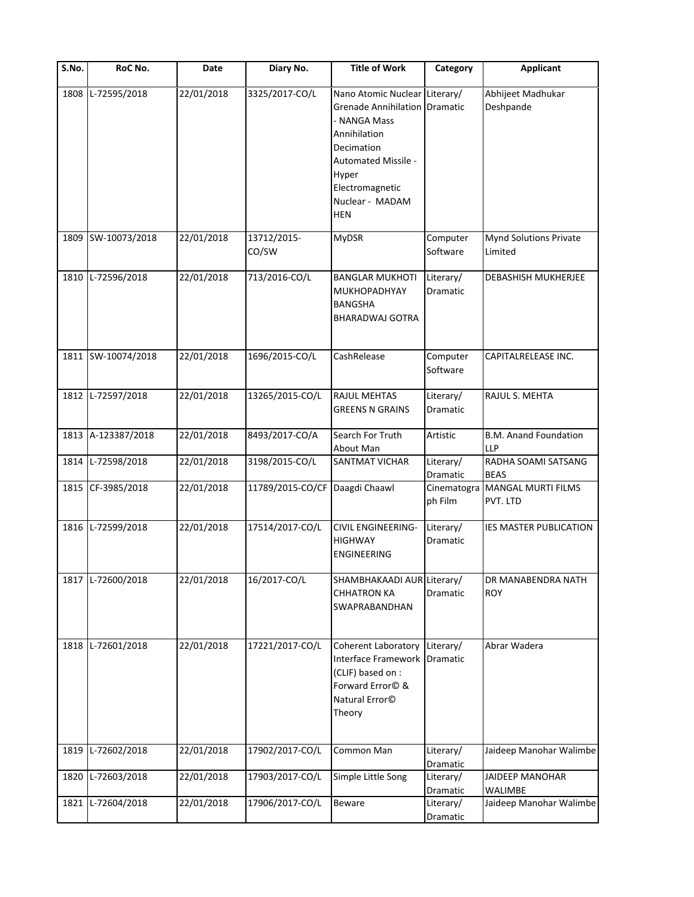| S.No. | RoC No. | Date | Diary No. | Title of Work | Category | Applicant |
|---|---|---|---|---|---|---|
| 1808 | L-72595/2018 | 22/01/2018 | 3325/2017-CO/L | Nano Atomic Nuclear Grenade Annihilation - NANGA Mass Annihilation Decimation Automated Missile - Hyper Electromagnetic Nuclear - MADAM HEN | Literary/ Dramatic | Abhijeet Madhukar Deshpande |
| 1809 | SW-10073/2018 | 22/01/2018 | 13712/2015-CO/SW | MyDSR | Computer Software | Mynd Solutions Private Limited |
| 1810 | L-72596/2018 | 22/01/2018 | 713/2016-CO/L | BANGLAR MUKHOTI MUKHOPADHYAY BANGSHA BHARADWAJ GOTRA | Literary/ Dramatic | DEBASHISH MUKHERJEE |
| 1811 | SW-10074/2018 | 22/01/2018 | 1696/2015-CO/L | CashRelease | Computer Software | CAPITALRELEASE INC. |
| 1812 | L-72597/2018 | 22/01/2018 | 13265/2015-CO/L | RAJUL MEHTAS GREENS N GRAINS | Literary/ Dramatic | RAJUL S. MEHTA |
| 1813 | A-123387/2018 | 22/01/2018 | 8493/2017-CO/A | Search For Truth About Man | Artistic | B.M. Anand Foundation LLP |
| 1814 | L-72598/2018 | 22/01/2018 | 3198/2015-CO/L | SANTMAT VICHAR | Literary/ Dramatic | RADHA SOAMI SATSANG BEAS |
| 1815 | CF-3985/2018 | 22/01/2018 | 11789/2015-CO/CF | Daagdi Chaawl | Cinematograph Film | MANGAL MURTI FILMS PVT. LTD |
| 1816 | L-72599/2018 | 22/01/2018 | 17514/2017-CO/L | CIVIL ENGINEERING-HIGHWAY ENGINEERING | Literary/ Dramatic | IES MASTER PUBLICATION |
| 1817 | L-72600/2018 | 22/01/2018 | 16/2017-CO/L | SHAMBHAKAADI AUR CHHATRON KA SWAPRABANDHAN | Literary/ Dramatic | DR MANABENDRA NATH ROY |
| 1818 | L-72601/2018 | 22/01/2018 | 17221/2017-CO/L | Coherent Laboratory Interface Framework (CLIF) based on : Forward Error© & Natural Error© Theory | Literary/ Dramatic | Abrar Wadera |
| 1819 | L-72602/2018 | 22/01/2018 | 17902/2017-CO/L | Common Man | Literary/ Dramatic | Jaideep Manohar Walimbe |
| 1820 | L-72603/2018 | 22/01/2018 | 17903/2017-CO/L | Simple Little Song | Literary/ Dramatic | JAIDEEP MANOHAR WALIMBE |
| 1821 | L-72604/2018 | 22/01/2018 | 17906/2017-CO/L | Beware | Literary/ Dramatic | Jaideep Manohar Walimbe |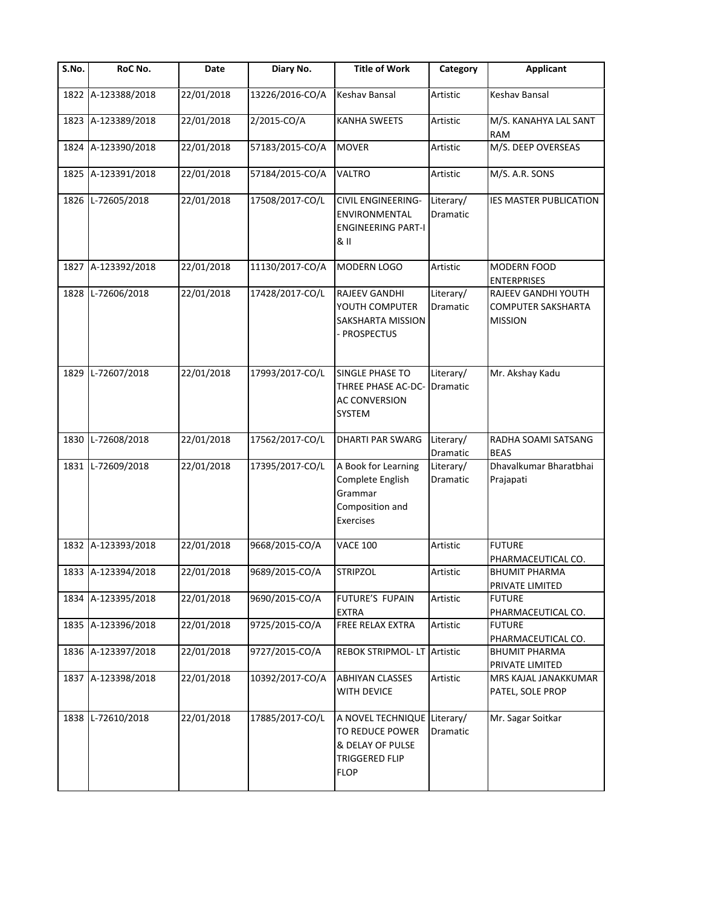| S.No. | RoC No. | Date | Diary No. | Title of Work | Category | Applicant |
|---|---|---|---|---|---|---|
| 1822 | A-123388/2018 | 22/01/2018 | 13226/2016-CO/A | Keshav Bansal | Artistic | Keshav Bansal |
| 1823 | A-123389/2018 | 22/01/2018 | 2/2015-CO/A | KANHA SWEETS | Artistic | M/S. KANAHYA LAL SANT RAM |
| 1824 | A-123390/2018 | 22/01/2018 | 57183/2015-CO/A | MOVER | Artistic | M/S. DEEP OVERSEAS |
| 1825 | A-123391/2018 | 22/01/2018 | 57184/2015-CO/A | VALTRO | Artistic | M/S. A.R. SONS |
| 1826 | L-72605/2018 | 22/01/2018 | 17508/2017-CO/L | CIVIL ENGINEERING-ENVIRONMENTAL ENGINEERING PART-I & II | Literary/ Dramatic | IES MASTER PUBLICATION |
| 1827 | A-123392/2018 | 22/01/2018 | 11130/2017-CO/A | MODERN LOGO | Artistic | MODERN FOOD ENTERPRISES |
| 1828 | L-72606/2018 | 22/01/2018 | 17428/2017-CO/L | RAJEEV GANDHI YOUTH COMPUTER SAKSHARTA MISSION - PROSPECTUS | Literary/ Dramatic | RAJEEV GANDHI YOUTH COMPUTER SAKSHARTA MISSION |
| 1829 | L-72607/2018 | 22/01/2018 | 17993/2017-CO/L | SINGLE PHASE TO THREE PHASE AC-DC-AC CONVERSION SYSTEM | Literary/ Dramatic | Mr. Akshay Kadu |
| 1830 | L-72608/2018 | 22/01/2018 | 17562/2017-CO/L | DHARTI PAR SWARG | Literary/ Dramatic | RADHA SOAMI SATSANG BEAS |
| 1831 | L-72609/2018 | 22/01/2018 | 17395/2017-CO/L | A Book for Learning Complete English Grammar Composition and Exercises | Literary/ Dramatic | Dhavalkumar Bharatbhai Prajapati |
| 1832 | A-123393/2018 | 22/01/2018 | 9668/2015-CO/A | VACE 100 | Artistic | FUTURE PHARMACEUTICAL CO. |
| 1833 | A-123394/2018 | 22/01/2018 | 9689/2015-CO/A | STRIPZOL | Artistic | BHUMIT PHARMA PRIVATE LIMITED |
| 1834 | A-123395/2018 | 22/01/2018 | 9690/2015-CO/A | FUTURE'S FUPAIN EXTRA | Artistic | FUTURE PHARMACEUTICAL CO. |
| 1835 | A-123396/2018 | 22/01/2018 | 9725/2015-CO/A | FREE RELAX EXTRA | Artistic | FUTURE PHARMACEUTICAL CO. |
| 1836 | A-123397/2018 | 22/01/2018 | 9727/2015-CO/A | REBOK STRIPMOL- LT | Artistic | BHUMIT PHARMA PRIVATE LIMITED |
| 1837 | A-123398/2018 | 22/01/2018 | 10392/2017-CO/A | ABHIYAN CLASSES WITH DEVICE | Artistic | MRS KAJAL JANAKKUMAR PATEL, SOLE PROP |
| 1838 | L-72610/2018 | 22/01/2018 | 17885/2017-CO/L | A NOVEL TECHNIQUE TO REDUCE POWER & DELAY OF PULSE TRIGGERED FLIP FLOP | Literary/ Dramatic | Mr. Sagar Soitkar |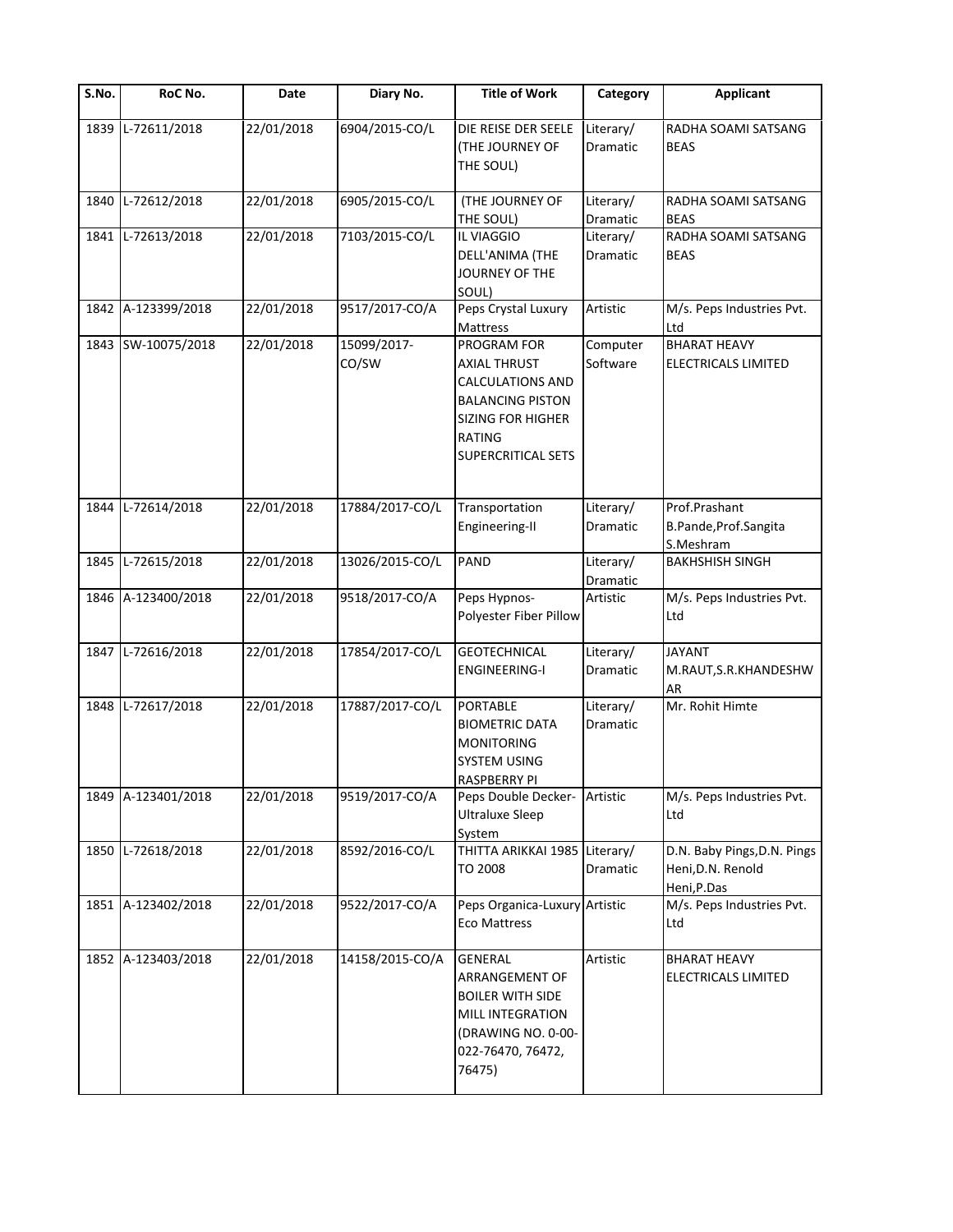| S.No. | RoC No. | Date | Diary No. | Title of Work | Category | Applicant |
|---|---|---|---|---|---|---|
| 1839 | L-72611/2018 | 22/01/2018 | 6904/2015-CO/L | DIE REISE DER SEELE (THE JOURNEY OF THE SOUL) | Literary/ Dramatic | RADHA SOAMI SATSANG BEAS |
| 1840 | L-72612/2018 | 22/01/2018 | 6905/2015-CO/L | (THE JOURNEY OF THE SOUL) | Literary/ Dramatic | RADHA SOAMI SATSANG BEAS |
| 1841 | L-72613/2018 | 22/01/2018 | 7103/2015-CO/L | IL VIAGGIO DELL'ANIMA (THE JOURNEY OF THE SOUL) | Literary/ Dramatic | RADHA SOAMI SATSANG BEAS |
| 1842 | A-123399/2018 | 22/01/2018 | 9517/2017-CO/A | Peps Crystal Luxury Mattress | Artistic | M/s. Peps Industries Pvt. Ltd |
| 1843 | SW-10075/2018 | 22/01/2018 | 15099/2017-CO/SW | PROGRAM FOR AXIAL THRUST CALCULATIONS AND BALANCING PISTON SIZING FOR HIGHER RATING SUPERCRITICAL SETS | Computer Software | BHARAT HEAVY ELECTRICALS LIMITED |
| 1844 | L-72614/2018 | 22/01/2018 | 17884/2017-CO/L | Transportation Engineering-II | Literary/ Dramatic | Prof.Prashant B.Pande,Prof.Sangita S.Meshram |
| 1845 | L-72615/2018 | 22/01/2018 | 13026/2015-CO/L | PAND | Literary/ Dramatic | BAKHSHISH SINGH |
| 1846 | A-123400/2018 | 22/01/2018 | 9518/2017-CO/A | Peps Hypnos-Polyester Fiber Pillow | Artistic | M/s. Peps Industries Pvt. Ltd |
| 1847 | L-72616/2018 | 22/01/2018 | 17854/2017-CO/L | GEOTECHNICAL ENGINEERING-I | Literary/ Dramatic | JAYANT M.RAUT,S.R.KHANDESHWAR |
| 1848 | L-72617/2018 | 22/01/2018 | 17887/2017-CO/L | PORTABLE BIOMETRIC DATA MONITORING SYSTEM USING RASPBERRY PI | Literary/ Dramatic | Mr. Rohit Himte |
| 1849 | A-123401/2018 | 22/01/2018 | 9519/2017-CO/A | Peps Double Decker-Ultraluxe Sleep System | Artistic | M/s. Peps Industries Pvt. Ltd |
| 1850 | L-72618/2018 | 22/01/2018 | 8592/2016-CO/L | THITTA ARIKKAI 1985 TO 2008 | Literary/ Dramatic | D.N. Baby Pings,D.N. Pings Heni,D.N. Renold Heni,P.Das |
| 1851 | A-123402/2018 | 22/01/2018 | 9522/2017-CO/A | Peps Organica-Luxury Eco Mattress | Artistic | M/s. Peps Industries Pvt. Ltd |
| 1852 | A-123403/2018 | 22/01/2018 | 14158/2015-CO/A | GENERAL ARRANGEMENT OF BOILER WITH SIDE MILL INTEGRATION (DRAWING NO. 0-00-022-76470, 76472, 76475) | Artistic | BHARAT HEAVY ELECTRICALS LIMITED |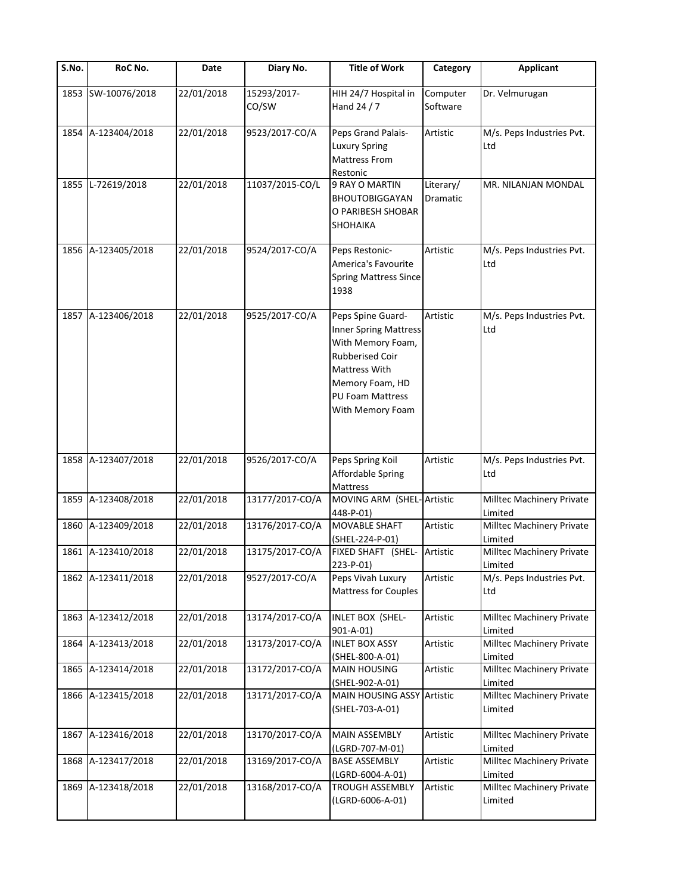| S.No. | RoC No. | Date | Diary No. | Title of Work | Category | Applicant |
|---|---|---|---|---|---|---|
| 1853 | SW-10076/2018 | 22/01/2018 | 15293/2017-CO/SW | HIH 24/7 Hospital in Hand 24 / 7 | Computer Software | Dr. Velmurugan |
| 1854 | A-123404/2018 | 22/01/2018 | 9523/2017-CO/A | Peps Grand Palais-Luxury Spring Mattress From Restonic | Artistic | M/s. Peps Industries Pvt. Ltd |
| 1855 | L-72619/2018 | 22/01/2018 | 11037/2015-CO/L | 9 RAY O MARTIN BHOUTOBIGGAYAN O PARIBESH SHOBAR SHOHAIKA | Literary/ Dramatic | MR. NILANJAN MONDAL |
| 1856 | A-123405/2018 | 22/01/2018 | 9524/2017-CO/A | Peps Restonic-America's Favourite Spring Mattress Since 1938 | Artistic | M/s. Peps Industries Pvt. Ltd |
| 1857 | A-123406/2018 | 22/01/2018 | 9525/2017-CO/A | Peps Spine Guard-Inner Spring Mattress With Memory Foam, Rubberised Coir Mattress With Memory Foam, HD PU Foam Mattress With Memory Foam | Artistic | M/s. Peps Industries Pvt. Ltd |
| 1858 | A-123407/2018 | 22/01/2018 | 9526/2017-CO/A | Peps Spring Koil Affordable Spring Mattress | Artistic | M/s. Peps Industries Pvt. Ltd |
| 1859 | A-123408/2018 | 22/01/2018 | 13177/2017-CO/A | MOVING ARM (SHEL-448-P-01) | Artistic | Milltec Machinery Private Limited |
| 1860 | A-123409/2018 | 22/01/2018 | 13176/2017-CO/A | MOVABLE SHAFT (SHEL-224-P-01) | Artistic | Milltec Machinery Private Limited |
| 1861 | A-123410/2018 | 22/01/2018 | 13175/2017-CO/A | FIXED SHAFT (SHEL-223-P-01) | Artistic | Milltec Machinery Private Limited |
| 1862 | A-123411/2018 | 22/01/2018 | 9527/2017-CO/A | Peps Vivah Luxury Mattress for Couples | Artistic | M/s. Peps Industries Pvt. Ltd |
| 1863 | A-123412/2018 | 22/01/2018 | 13174/2017-CO/A | INLET BOX (SHEL-901-A-01) | Artistic | Milltec Machinery Private Limited |
| 1864 | A-123413/2018 | 22/01/2018 | 13173/2017-CO/A | INLET BOX ASSY (SHEL-800-A-01) | Artistic | Milltec Machinery Private Limited |
| 1865 | A-123414/2018 | 22/01/2018 | 13172/2017-CO/A | MAIN HOUSING (SHEL-902-A-01) | Artistic | Milltec Machinery Private Limited |
| 1866 | A-123415/2018 | 22/01/2018 | 13171/2017-CO/A | MAIN HOUSING ASSY (SHEL-703-A-01) | Artistic | Milltec Machinery Private Limited |
| 1867 | A-123416/2018 | 22/01/2018 | 13170/2017-CO/A | MAIN ASSEMBLY (LGRD-707-M-01) | Artistic | Milltec Machinery Private Limited |
| 1868 | A-123417/2018 | 22/01/2018 | 13169/2017-CO/A | BASE ASSEMBLY (LGRD-6004-A-01) | Artistic | Milltec Machinery Private Limited |
| 1869 | A-123418/2018 | 22/01/2018 | 13168/2017-CO/A | TROUGH ASSEMBLY (LGRD-6006-A-01) | Artistic | Milltec Machinery Private Limited |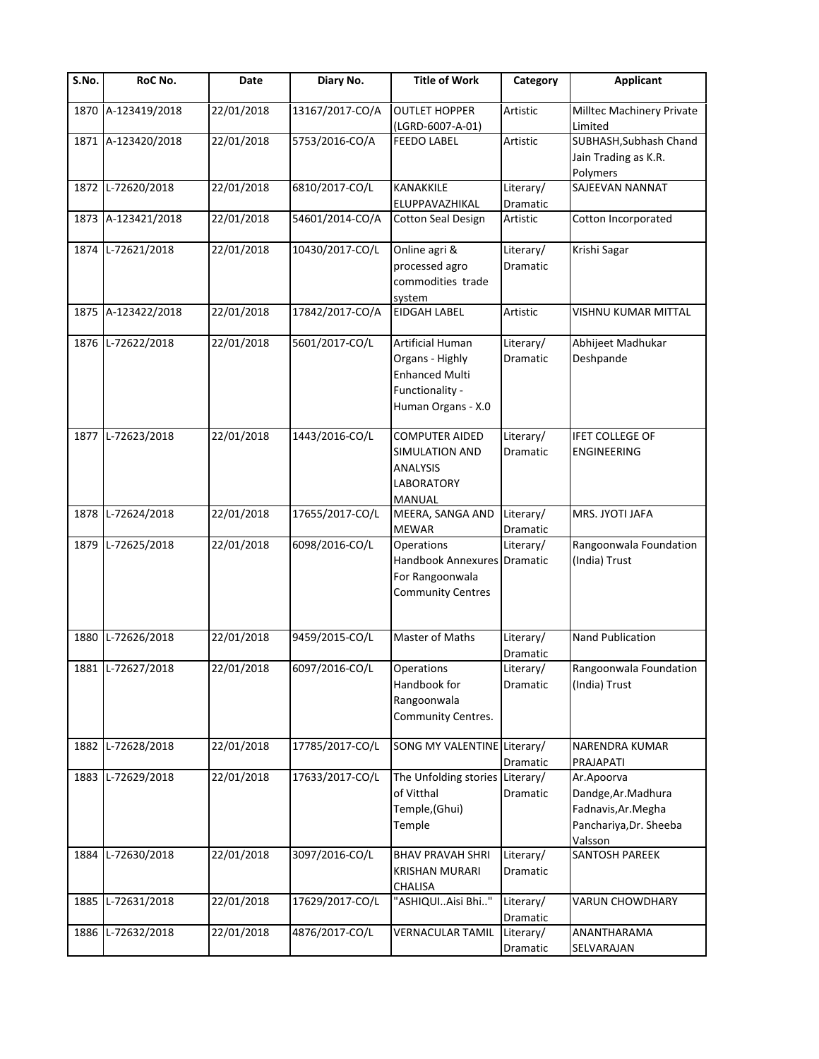| S.No. | RoC No. | Date | Diary No. | Title of Work | Category | Applicant |
|---|---|---|---|---|---|---|
| 1870 | A-123419/2018 | 22/01/2018 | 13167/2017-CO/A | OUTLET HOPPER (LGRD-6007-A-01) | Artistic | Milltec Machinery Private Limited |
| 1871 | A-123420/2018 | 22/01/2018 | 5753/2016-CO/A | FEEDO LABEL | Artistic | SUBHASH,Subhash Chand Jain Trading as K.R. Polymers |
| 1872 | L-72620/2018 | 22/01/2018 | 6810/2017-CO/L | KANAKKILE ELUPPAVAZHIKAL | Literary/ Dramatic | SAJEEVAN NANNAT |
| 1873 | A-123421/2018 | 22/01/2018 | 54601/2014-CO/A | Cotton Seal Design | Artistic | Cotton Incorporated |
| 1874 | L-72621/2018 | 22/01/2018 | 10430/2017-CO/L | Online agri & processed agro commodities trade system | Literary/ Dramatic | Krishi Sagar |
| 1875 | A-123422/2018 | 22/01/2018 | 17842/2017-CO/A | EIDGAH LABEL | Artistic | VISHNU KUMAR MITTAL |
| 1876 | L-72622/2018 | 22/01/2018 | 5601/2017-CO/L | Artificial Human Organs - Highly Enhanced Multi Functionality - Human Organs - X.0 | Literary/ Dramatic | Abhijeet Madhukar Deshpande |
| 1877 | L-72623/2018 | 22/01/2018 | 1443/2016-CO/L | COMPUTER AIDED SIMULATION AND ANALYSIS LABORATORY MANUAL | Literary/ Dramatic | IFET COLLEGE OF ENGINEERING |
| 1878 | L-72624/2018 | 22/01/2018 | 17655/2017-CO/L | MEERA, SANGA AND MEWAR | Literary/ Dramatic | MRS. JYOTI JAFA |
| 1879 | L-72625/2018 | 22/01/2018 | 6098/2016-CO/L | Operations Handbook Annexures For Rangoonwala Community Centres | Literary/ Dramatic | Rangoonwala Foundation (India) Trust |
| 1880 | L-72626/2018 | 22/01/2018 | 9459/2015-CO/L | Master of Maths | Literary/ Dramatic | Nand Publication |
| 1881 | L-72627/2018 | 22/01/2018 | 6097/2016-CO/L | Operations Handbook for Rangoonwala Community Centres. | Literary/ Dramatic | Rangoonwala Foundation (India) Trust |
| 1882 | L-72628/2018 | 22/01/2018 | 17785/2017-CO/L | SONG MY VALENTINE | Literary/ Dramatic | NARENDRA KUMAR PRAJAPATI |
| 1883 | L-72629/2018 | 22/01/2018 | 17633/2017-CO/L | The Unfolding stories of Vitthal Temple,(Ghui) Temple | Literary/ Dramatic | Ar.Apoorva Dandge,Ar.Madhura Fadnavis,Ar.Megha Panchariya,Dr. Sheeba Valsson |
| 1884 | L-72630/2018 | 22/01/2018 | 3097/2016-CO/L | BHAV PRAVAH SHRI KRISHAN MURARI CHALISA | Literary/ Dramatic | SANTOSH PAREEK |
| 1885 | L-72631/2018 | 22/01/2018 | 17629/2017-CO/L | "ASHIQUI..Aisi Bhi.." | Literary/ Dramatic | VARUN CHOWDHARY |
| 1886 | L-72632/2018 | 22/01/2018 | 4876/2017-CO/L | VERNACULAR TAMIL | Literary/ Dramatic | ANANTHARAMA SELVARAJAN |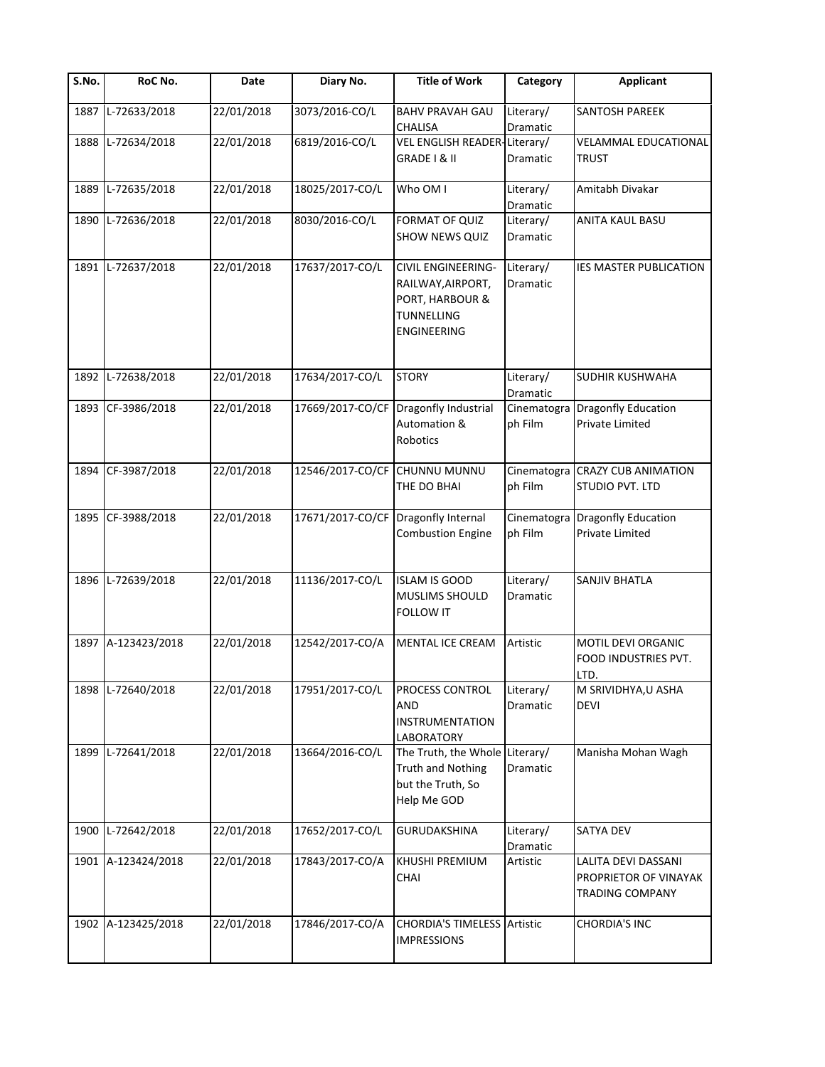| S.No. | RoC No. | Date | Diary No. | Title of Work | Category | Applicant |
|---|---|---|---|---|---|---|
| 1887 | L-72633/2018 | 22/01/2018 | 3073/2016-CO/L | BAHV PRAVAH GAU CHALISA | Literary/ Dramatic | SANTOSH PAREEK |
| 1888 | L-72634/2018 | 22/01/2018 | 6819/2016-CO/L | VEL ENGLISH READER-GRADE I & II | Literary/ Dramatic | VELAMMAL EDUCATIONAL TRUST |
| 1889 | L-72635/2018 | 22/01/2018 | 18025/2017-CO/L | Who OM I | Literary/ Dramatic | Amitabh Divakar |
| 1890 | L-72636/2018 | 22/01/2018 | 8030/2016-CO/L | FORMAT OF QUIZ SHOW NEWS QUIZ | Literary/ Dramatic | ANITA KAUL BASU |
| 1891 | L-72637/2018 | 22/01/2018 | 17637/2017-CO/L | CIVIL ENGINEERING-RAILWAY,AIRPORT, PORT, HARBOUR & TUNNELLING ENGINEERING | Literary/ Dramatic | IES MASTER PUBLICATION |
| 1892 | L-72638/2018 | 22/01/2018 | 17634/2017-CO/L | STORY | Literary/ Dramatic | SUDHIR KUSHWAHA |
| 1893 | CF-3986/2018 | 22/01/2018 | 17669/2017-CO/CF | Dragonfly Industrial Automation & Robotics | Cinematograph Film | Dragonfly Education Private Limited |
| 1894 | CF-3987/2018 | 22/01/2018 | 12546/2017-CO/CF | CHUNNU MUNNU THE DO BHAI | Cinematograph Film | CRAZY CUB ANIMATION STUDIO PVT. LTD |
| 1895 | CF-3988/2018 | 22/01/2018 | 17671/2017-CO/CF | Dragonfly Internal Combustion Engine | Cinematograph Film | Dragonfly Education Private Limited |
| 1896 | L-72639/2018 | 22/01/2018 | 11136/2017-CO/L | ISLAM IS GOOD MUSLIMS SHOULD FOLLOW IT | Literary/ Dramatic | SANJIV BHATLA |
| 1897 | A-123423/2018 | 22/01/2018 | 12542/2017-CO/A | MENTAL ICE CREAM | Artistic | MOTIL DEVI ORGANIC FOOD INDUSTRIES PVT. LTD. |
| 1898 | L-72640/2018 | 22/01/2018 | 17951/2017-CO/L | PROCESS CONTROL AND INSTRUMENTATION LABORATORY | Literary/ Dramatic | M SRIVIDHYA,U ASHA DEVI |
| 1899 | L-72641/2018 | 22/01/2018 | 13664/2016-CO/L | The Truth, the Whole Truth and Nothing but the Truth, So Help Me GOD | Literary/ Dramatic | Manisha Mohan Wagh |
| 1900 | L-72642/2018 | 22/01/2018 | 17652/2017-CO/L | GURUDAKSHINA | Literary/ Dramatic | SATYA DEV |
| 1901 | A-123424/2018 | 22/01/2018 | 17843/2017-CO/A | KHUSHI PREMIUM CHAI | Artistic | LALITA DEVI DASSANI PROPRIETOR OF VINAYAK TRADING COMPANY |
| 1902 | A-123425/2018 | 22/01/2018 | 17846/2017-CO/A | CHORDIA'S TIMELESS IMPRESSIONS | Artistic | CHORDIA'S INC |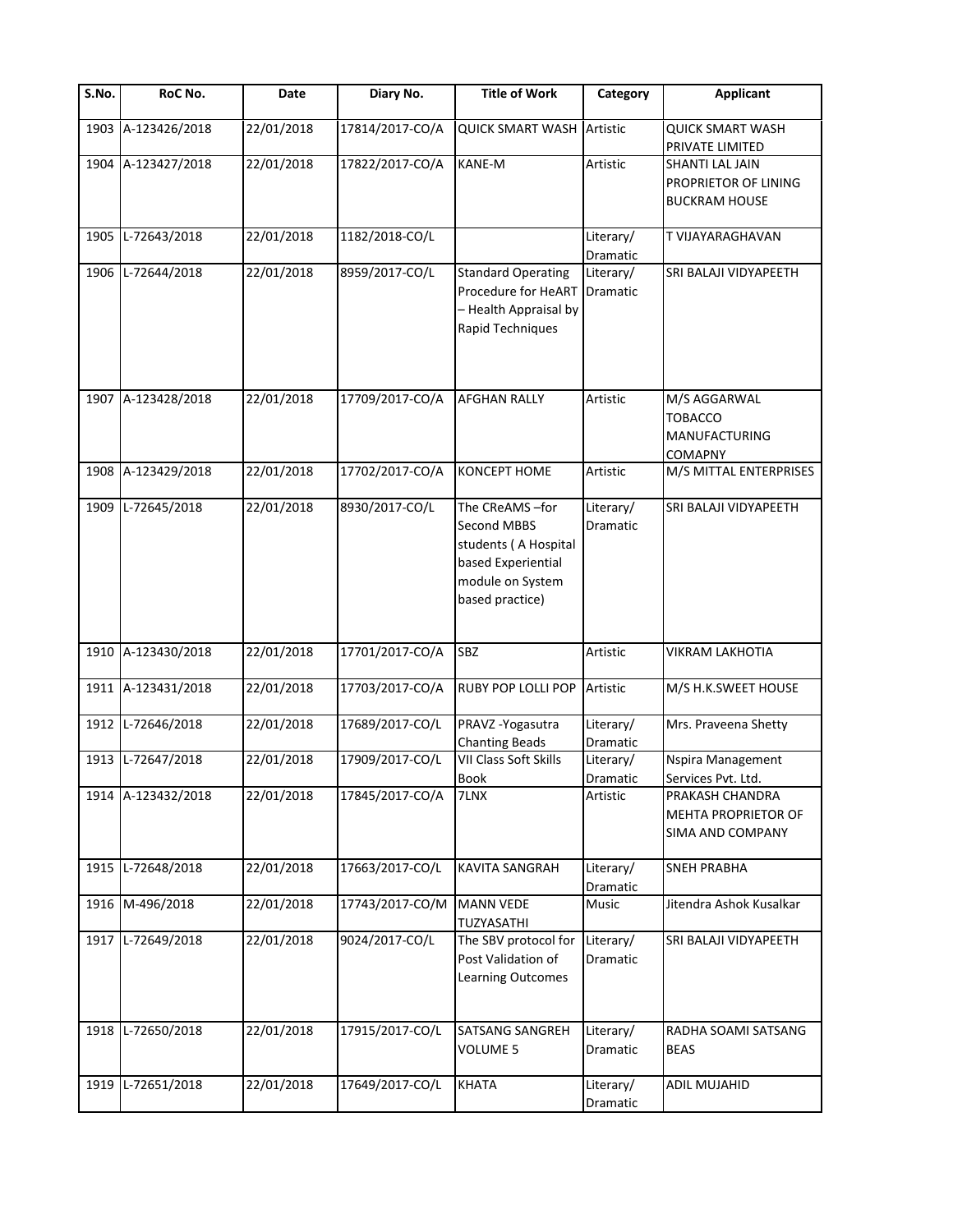| S.No. | RoC No. | Date | Diary No. | Title of Work | Category | Applicant |
|---|---|---|---|---|---|---|
| 1903 | A-123426/2018 | 22/01/2018 | 17814/2017-CO/A | QUICK SMART WASH | Artistic | QUICK SMART WASH PRIVATE LIMITED |
| 1904 | A-123427/2018 | 22/01/2018 | 17822/2017-CO/A | KANE-M | Artistic | SHANTI LAL JAIN PROPRIETOR OF LINING BUCKRAM HOUSE |
| 1905 | L-72643/2018 | 22/01/2018 | 1182/2018-CO/L | | Literary/ Dramatic | T VIJAYARAGHAVAN |
| 1906 | L-72644/2018 | 22/01/2018 | 8959/2017-CO/L | Standard Operating Procedure for HeART – Health Appraisal by Rapid Techniques | Literary/ Dramatic | SRI BALAJI VIDYAPEETH |
| 1907 | A-123428/2018 | 22/01/2018 | 17709/2017-CO/A | AFGHAN RALLY | Artistic | M/S AGGARWAL TOBACCO MANUFACTURING COMAPNY |
| 1908 | A-123429/2018 | 22/01/2018 | 17702/2017-CO/A | KONCEPT HOME | Artistic | M/S MITTAL ENTERPRISES |
| 1909 | L-72645/2018 | 22/01/2018 | 8930/2017-CO/L | The CReAMS –for Second MBBS students ( A Hospital based Experiential module on System based practice) | Literary/ Dramatic | SRI BALAJI VIDYAPEETH |
| 1910 | A-123430/2018 | 22/01/2018 | 17701/2017-CO/A | SBZ | Artistic | VIKRAM LAKHOTIA |
| 1911 | A-123431/2018 | 22/01/2018 | 17703/2017-CO/A | RUBY POP LOLLI POP | Artistic | M/S H.K.SWEET HOUSE |
| 1912 | L-72646/2018 | 22/01/2018 | 17689/2017-CO/L | PRAVZ -Yogasutra Chanting Beads | Literary/ Dramatic | Mrs. Praveena Shetty |
| 1913 | L-72647/2018 | 22/01/2018 | 17909/2017-CO/L | VII Class Soft Skills Book | Literary/ Dramatic | Nspira Management Services Pvt. Ltd. |
| 1914 | A-123432/2018 | 22/01/2018 | 17845/2017-CO/A | 7LNX | Artistic | PRAKASH CHANDRA MEHTA PROPRIETOR OF SIMA AND COMPANY |
| 1915 | L-72648/2018 | 22/01/2018 | 17663/2017-CO/L | KAVITA SANGRAH | Literary/ Dramatic | SNEH PRABHA |
| 1916 | M-496/2018 | 22/01/2018 | 17743/2017-CO/M | MANN VEDE TUZYASATHI | Music | Jitendra Ashok Kusalkar |
| 1917 | L-72649/2018 | 22/01/2018 | 9024/2017-CO/L | The SBV protocol for Post Validation of Learning Outcomes | Literary/ Dramatic | SRI BALAJI VIDYAPEETH |
| 1918 | L-72650/2018 | 22/01/2018 | 17915/2017-CO/L | SATSANG SANGREH VOLUME 5 | Literary/ Dramatic | RADHA SOAMI SATSANG BEAS |
| 1919 | L-72651/2018 | 22/01/2018 | 17649/2017-CO/L | KHATA | Literary/ Dramatic | ADIL MUJAHID |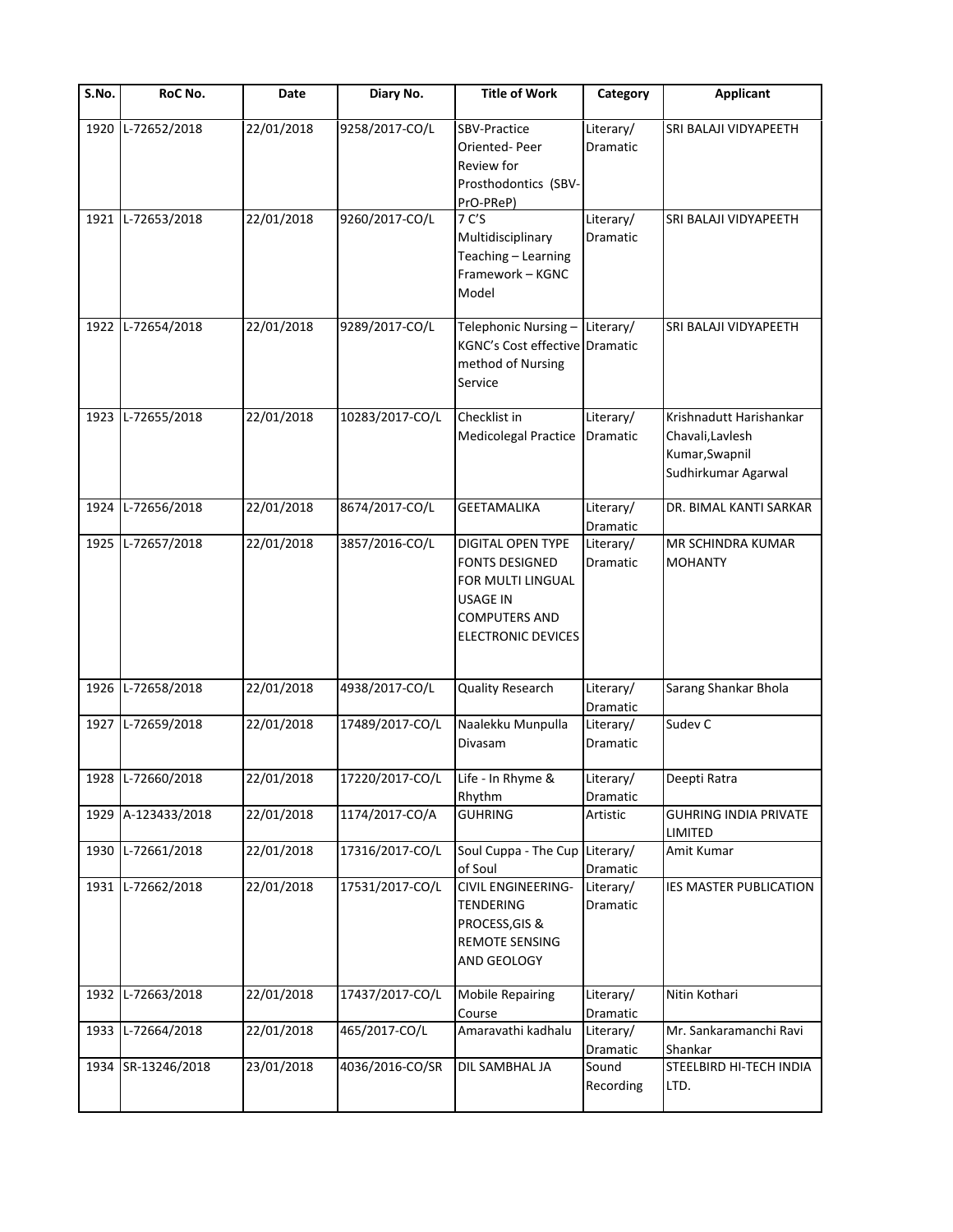| S.No. | RoC No. | Date | Diary No. | Title of Work | Category | Applicant |
|---|---|---|---|---|---|---|
| 1920 | L-72652/2018 | 22/01/2018 | 9258/2017-CO/L | SBV-Practice Oriented- Peer Review for Prosthodontics (SBV-PrO-PReP) | Literary/ Dramatic | SRI BALAJI VIDYAPEETH |
| 1921 | L-72653/2018 | 22/01/2018 | 9260/2017-CO/L | 7 C'S Multidisciplinary Teaching – Learning Framework – KGNC Model | Literary/ Dramatic | SRI BALAJI VIDYAPEETH |
| 1922 | L-72654/2018 | 22/01/2018 | 9289/2017-CO/L | Telephonic Nursing – KGNC's Cost effective method of Nursing Service | Literary/ Dramatic | SRI BALAJI VIDYAPEETH |
| 1923 | L-72655/2018 | 22/01/2018 | 10283/2017-CO/L | Checklist in Medicolegal Practice | Literary/ Dramatic | Krishnadutt Harishankar Chavali,Lavlesh Kumar,Swapnil Sudhirkumar Agarwal |
| 1924 | L-72656/2018 | 22/01/2018 | 8674/2017-CO/L | GEETAMALIKA | Literary/ Dramatic | DR. BIMAL KANTI SARKAR |
| 1925 | L-72657/2018 | 22/01/2018 | 3857/2016-CO/L | DIGITAL OPEN TYPE FONTS DESIGNED FOR MULTI LINGUAL USAGE IN COMPUTERS AND ELECTRONIC DEVICES | Literary/ Dramatic | MR SCHINDRA KUMAR MOHANTY |
| 1926 | L-72658/2018 | 22/01/2018 | 4938/2017-CO/L | Quality Research | Literary/ Dramatic | Sarang Shankar Bhola |
| 1927 | L-72659/2018 | 22/01/2018 | 17489/2017-CO/L | Naalekku Munpulla Divasam | Literary/ Dramatic | Sudev C |
| 1928 | L-72660/2018 | 22/01/2018 | 17220/2017-CO/L | Life - In Rhyme & Rhythm | Literary/ Dramatic | Deepti Ratra |
| 1929 | A-123433/2018 | 22/01/2018 | 1174/2017-CO/A | GUHRING | Artistic | GUHRING INDIA PRIVATE LIMITED |
| 1930 | L-72661/2018 | 22/01/2018 | 17316/2017-CO/L | Soul Cuppa - The Cup of Soul | Literary/ Dramatic | Amit Kumar |
| 1931 | L-72662/2018 | 22/01/2018 | 17531/2017-CO/L | CIVIL ENGINEERING-TENDERING PROCESS,GIS & REMOTE SENSING AND GEOLOGY | Literary/ Dramatic | IES MASTER PUBLICATION |
| 1932 | L-72663/2018 | 22/01/2018 | 17437/2017-CO/L | Mobile Repairing Course | Literary/ Dramatic | Nitin Kothari |
| 1933 | L-72664/2018 | 22/01/2018 | 465/2017-CO/L | Amaravathi kadhalu | Literary/ Dramatic | Mr. Sankaramanchi Ravi Shankar |
| 1934 | SR-13246/2018 | 23/01/2018 | 4036/2016-CO/SR | DIL SAMBHAL JA | Sound Recording | STEELBIRD HI-TECH INDIA LTD. |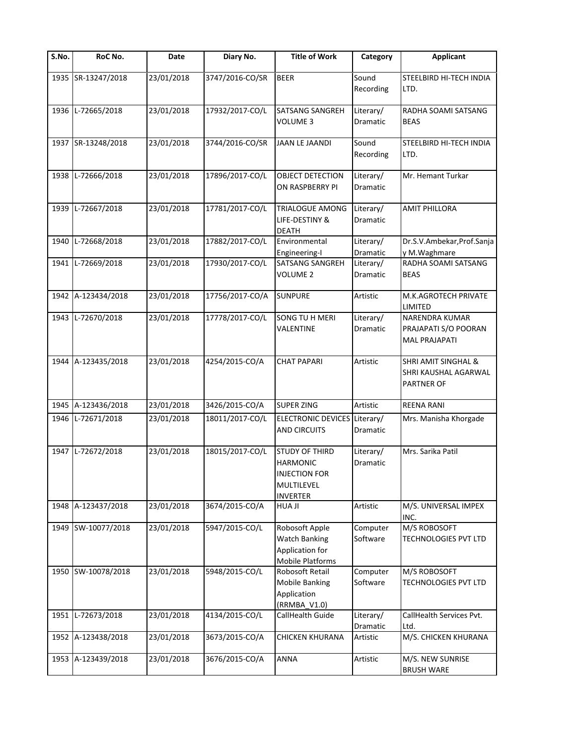| S.No. | RoC No. | Date | Diary No. | Title of Work | Category | Applicant |
|---|---|---|---|---|---|---|
| 1935 | SR-13247/2018 | 23/01/2018 | 3747/2016-CO/SR | BEER | Sound Recording | STEELBIRD HI-TECH INDIA LTD. |
| 1936 | L-72665/2018 | 23/01/2018 | 17932/2017-CO/L | SATSANG SANGREH VOLUME 3 | Literary/ Dramatic | RADHA SOAMI SATSANG BEAS |
| 1937 | SR-13248/2018 | 23/01/2018 | 3744/2016-CO/SR | JAAN LE JAANDI | Sound Recording | STEELBIRD HI-TECH INDIA LTD. |
| 1938 | L-72666/2018 | 23/01/2018 | 17896/2017-CO/L | OBJECT DETECTION ON RASPBERRY PI | Literary/ Dramatic | Mr. Hemant Turkar |
| 1939 | L-72667/2018 | 23/01/2018 | 17781/2017-CO/L | TRIALOGUE AMONG LIFE-DESTINY & DEATH | Literary/ Dramatic | AMIT PHILLORA |
| 1940 | L-72668/2018 | 23/01/2018 | 17882/2017-CO/L | Environmental Engineering-I | Literary/ Dramatic | Dr.S.V.Ambekar,Prof.Sanjay M.Waghmare |
| 1941 | L-72669/2018 | 23/01/2018 | 17930/2017-CO/L | SATSANG SANGREH VOLUME 2 | Literary/ Dramatic | RADHA SOAMI SATSANG BEAS |
| 1942 | A-123434/2018 | 23/01/2018 | 17756/2017-CO/A | SUNPURE | Artistic | M.K.AGROTECH PRIVATE LIMITED |
| 1943 | L-72670/2018 | 23/01/2018 | 17778/2017-CO/L | SONG TU H MERI VALENTINE | Literary/ Dramatic | NARENDRA KUMAR PRAJAPATI S/O POORAN MAL PRAJAPATI |
| 1944 | A-123435/2018 | 23/01/2018 | 4254/2015-CO/A | CHAT PAPARI | Artistic | SHRI AMIT SINGHAL & SHRI KAUSHAL AGARWAL PARTNER OF |
| 1945 | A-123436/2018 | 23/01/2018 | 3426/2015-CO/A | SUPER ZING | Artistic | REENA RANI |
| 1946 | L-72671/2018 | 23/01/2018 | 18011/2017-CO/L | ELECTRONIC DEVICES AND CIRCUITS | Literary/ Dramatic | Mrs. Manisha Khorgade |
| 1947 | L-72672/2018 | 23/01/2018 | 18015/2017-CO/L | STUDY OF THIRD HARMONIC INJECTION FOR MULTILEVEL INVERTER | Literary/ Dramatic | Mrs. Sarika Patil |
| 1948 | A-123437/2018 | 23/01/2018 | 3674/2015-CO/A | HUA JI | Artistic | M/S. UNIVERSAL IMPEX INC. |
| 1949 | SW-10077/2018 | 23/01/2018 | 5947/2015-CO/L | Robosoft Apple Watch Banking Application for Mobile Platforms | Computer Software | M/S ROBOSOFT TECHNOLOGIES PVT LTD |
| 1950 | SW-10078/2018 | 23/01/2018 | 5948/2015-CO/L | Robosoft Retail Mobile Banking Application (RRMBA_V1.0) | Computer Software | M/S ROBOSOFT TECHNOLOGIES PVT LTD |
| 1951 | L-72673/2018 | 23/01/2018 | 4134/2015-CO/L | CallHealth Guide | Literary/ Dramatic | CallHealth Services Pvt. Ltd. |
| 1952 | A-123438/2018 | 23/01/2018 | 3673/2015-CO/A | CHICKEN KHURANA | Artistic | M/S. CHICKEN KHURANA |
| 1953 | A-123439/2018 | 23/01/2018 | 3676/2015-CO/A | ANNA | Artistic | M/S. NEW SUNRISE BRUSH WARE |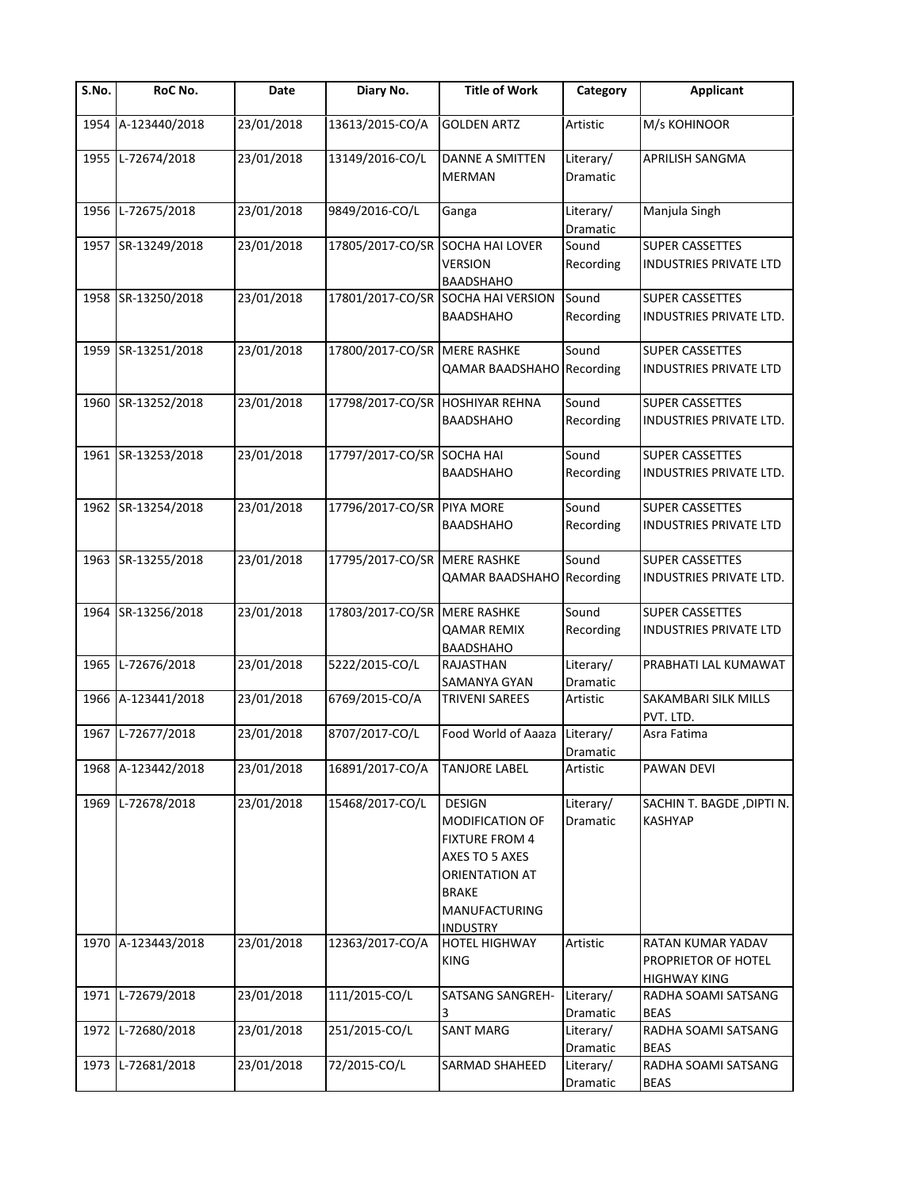| S.No. | RoC No. | Date | Diary No. | Title of Work | Category | Applicant |
|---|---|---|---|---|---|---|
| 1954 | A-123440/2018 | 23/01/2018 | 13613/2015-CO/A | GOLDEN ARTZ | Artistic | M/s KOHINOOR |
| 1955 | L-72674/2018 | 23/01/2018 | 13149/2016-CO/L | DANNE A SMITTEN MERMAN | Literary/ Dramatic | APRILISH SANGMA |
| 1956 | L-72675/2018 | 23/01/2018 | 9849/2016-CO/L | Ganga | Literary/ Dramatic | Manjula Singh |
| 1957 | SR-13249/2018 | 23/01/2018 | 17805/2017-CO/SR | SOCHA HAI LOVER VERSION BAADSHAHO | Sound Recording | SUPER CASSETTES INDUSTRIES PRIVATE LTD |
| 1958 | SR-13250/2018 | 23/01/2018 | 17801/2017-CO/SR | SOCHA HAI VERSION BAADSHAHO | Sound Recording | SUPER CASSETTES INDUSTRIES PRIVATE LTD. |
| 1959 | SR-13251/2018 | 23/01/2018 | 17800/2017-CO/SR | MERE RASHKE QAMAR BAADSHAHO | Sound Recording | SUPER CASSETTES INDUSTRIES PRIVATE LTD |
| 1960 | SR-13252/2018 | 23/01/2018 | 17798/2017-CO/SR | HOSHIYAR REHNA BAADSHAHO | Sound Recording | SUPER CASSETTES INDUSTRIES PRIVATE LTD. |
| 1961 | SR-13253/2018 | 23/01/2018 | 17797/2017-CO/SR | SOCHA HAI BAADSHAHO | Sound Recording | SUPER CASSETTES INDUSTRIES PRIVATE LTD. |
| 1962 | SR-13254/2018 | 23/01/2018 | 17796/2017-CO/SR | PIYA MORE BAADSHAHO | Sound Recording | SUPER CASSETTES INDUSTRIES PRIVATE LTD |
| 1963 | SR-13255/2018 | 23/01/2018 | 17795/2017-CO/SR | MERE RASHKE QAMAR BAADSHAHO | Sound Recording | SUPER CASSETTES INDUSTRIES PRIVATE LTD. |
| 1964 | SR-13256/2018 | 23/01/2018 | 17803/2017-CO/SR | MERE RASHKE QAMAR REMIX BAADSHAHO | Sound Recording | SUPER CASSETTES INDUSTRIES PRIVATE LTD |
| 1965 | L-72676/2018 | 23/01/2018 | 5222/2015-CO/L | RAJASTHAN SAMANYA GYAN | Literary/ Dramatic | PRABHATI LAL KUMAWAT |
| 1966 | A-123441/2018 | 23/01/2018 | 6769/2015-CO/A | TRIVENI SAREES | Artistic | SAKAMBARI SILK MILLS PVT. LTD. |
| 1967 | L-72677/2018 | 23/01/2018 | 8707/2017-CO/L | Food World of Aaaza | Literary/ Dramatic | Asra Fatima |
| 1968 | A-123442/2018 | 23/01/2018 | 16891/2017-CO/A | TANJORE LABEL | Artistic | PAWAN DEVI |
| 1969 | L-72678/2018 | 23/01/2018 | 15468/2017-CO/L | DESIGN MODIFICATION OF FIXTURE FROM 4 AXES TO 5 AXES ORIENTATION AT BRAKE MANUFACTURING INDUSTRY | Literary/ Dramatic | SACHIN T. BAGDE ,DIPTI N. KASHYAP |
| 1970 | A-123443/2018 | 23/01/2018 | 12363/2017-CO/A | HOTEL HIGHWAY KING | Artistic | RATAN KUMAR YADAV PROPRIETOR OF HOTEL HIGHWAY KING |
| 1971 | L-72679/2018 | 23/01/2018 | 111/2015-CO/L | SATSANG SANGREH-3 | Literary/ Dramatic | RADHA SOAMI SATSANG BEAS |
| 1972 | L-72680/2018 | 23/01/2018 | 251/2015-CO/L | SANT MARG | Literary/ Dramatic | RADHA SOAMI SATSANG BEAS |
| 1973 | L-72681/2018 | 23/01/2018 | 72/2015-CO/L | SARMAD SHAHEED | Literary/ Dramatic | RADHA SOAMI SATSANG BEAS |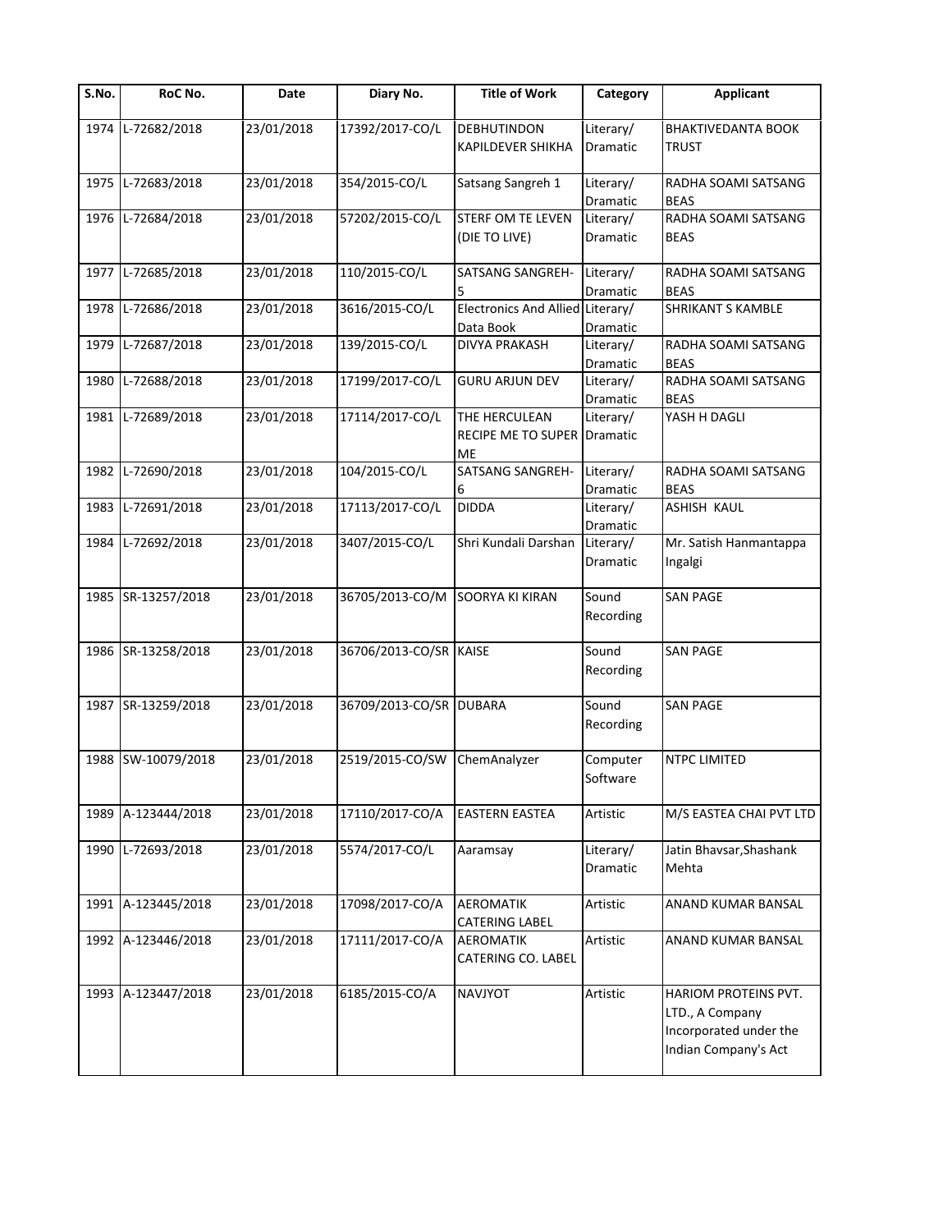| S.No. | RoC No. | Date | Diary No. | Title of Work | Category | Applicant |
|---|---|---|---|---|---|---|
| 1974 | L-72682/2018 | 23/01/2018 | 17392/2017-CO/L | DEBHUTINDON KAPILDEVER SHIKHA | Literary/ Dramatic | BHAKTIVEDANTA BOOK TRUST |
| 1975 | L-72683/2018 | 23/01/2018 | 354/2015-CO/L | Satsang Sangreh 1 | Literary/ Dramatic | RADHA SOAMI SATSANG BEAS |
| 1976 | L-72684/2018 | 23/01/2018 | 57202/2015-CO/L | STERF OM TE LEVEN (DIE TO LIVE) | Literary/ Dramatic | RADHA SOAMI SATSANG BEAS |
| 1977 | L-72685/2018 | 23/01/2018 | 110/2015-CO/L | SATSANG SANGREH-5 | Literary/ Dramatic | RADHA SOAMI SATSANG BEAS |
| 1978 | L-72686/2018 | 23/01/2018 | 3616/2015-CO/L | Electronics And Allied Data Book | Literary/ Dramatic | SHRIKANT S KAMBLE |
| 1979 | L-72687/2018 | 23/01/2018 | 139/2015-CO/L | DIVYA PRAKASH | Literary/ Dramatic | RADHA SOAMI SATSANG BEAS |
| 1980 | L-72688/2018 | 23/01/2018 | 17199/2017-CO/L | GURU ARJUN DEV | Literary/ Dramatic | RADHA SOAMI SATSANG BEAS |
| 1981 | L-72689/2018 | 23/01/2018 | 17114/2017-CO/L | THE HERCULEAN RECIPE ME TO SUPER ME | Literary/ Dramatic | YASH H DAGLI |
| 1982 | L-72690/2018 | 23/01/2018 | 104/2015-CO/L | SATSANG SANGREH-6 | Literary/ Dramatic | RADHA SOAMI SATSANG BEAS |
| 1983 | L-72691/2018 | 23/01/2018 | 17113/2017-CO/L | DIDDA | Literary/ Dramatic | ASHISH KAUL |
| 1984 | L-72692/2018 | 23/01/2018 | 3407/2015-CO/L | Shri Kundali Darshan | Literary/ Dramatic | Mr. Satish Hanmantappa Ingalgi |
| 1985 | SR-13257/2018 | 23/01/2018 | 36705/2013-CO/M | SOORYA KI KIRAN | Sound Recording | SAN PAGE |
| 1986 | SR-13258/2018 | 23/01/2018 | 36706/2013-CO/SR | KAISE | Sound Recording | SAN PAGE |
| 1987 | SR-13259/2018 | 23/01/2018 | 36709/2013-CO/SR | DUBARA | Sound Recording | SAN PAGE |
| 1988 | SW-10079/2018 | 23/01/2018 | 2519/2015-CO/SW | ChemAnalyzer | Computer Software | NTPC LIMITED |
| 1989 | A-123444/2018 | 23/01/2018 | 17110/2017-CO/A | EASTERN EASTEA | Artistic | M/S EASTEA CHAI PVT LTD |
| 1990 | L-72693/2018 | 23/01/2018 | 5574/2017-CO/L | Aaramsay | Literary/ Dramatic | Jatin Bhavsar,Shashank Mehta |
| 1991 | A-123445/2018 | 23/01/2018 | 17098/2017-CO/A | AEROMATIK CATERING LABEL | Artistic | ANAND KUMAR BANSAL |
| 1992 | A-123446/2018 | 23/01/2018 | 17111/2017-CO/A | AEROMATIK CATERING CO. LABEL | Artistic | ANAND KUMAR BANSAL |
| 1993 | A-123447/2018 | 23/01/2018 | 6185/2015-CO/A | NAVJYOT | Artistic | HARIOM PROTEINS PVT. LTD., A Company Incorporated under the Indian Company's Act |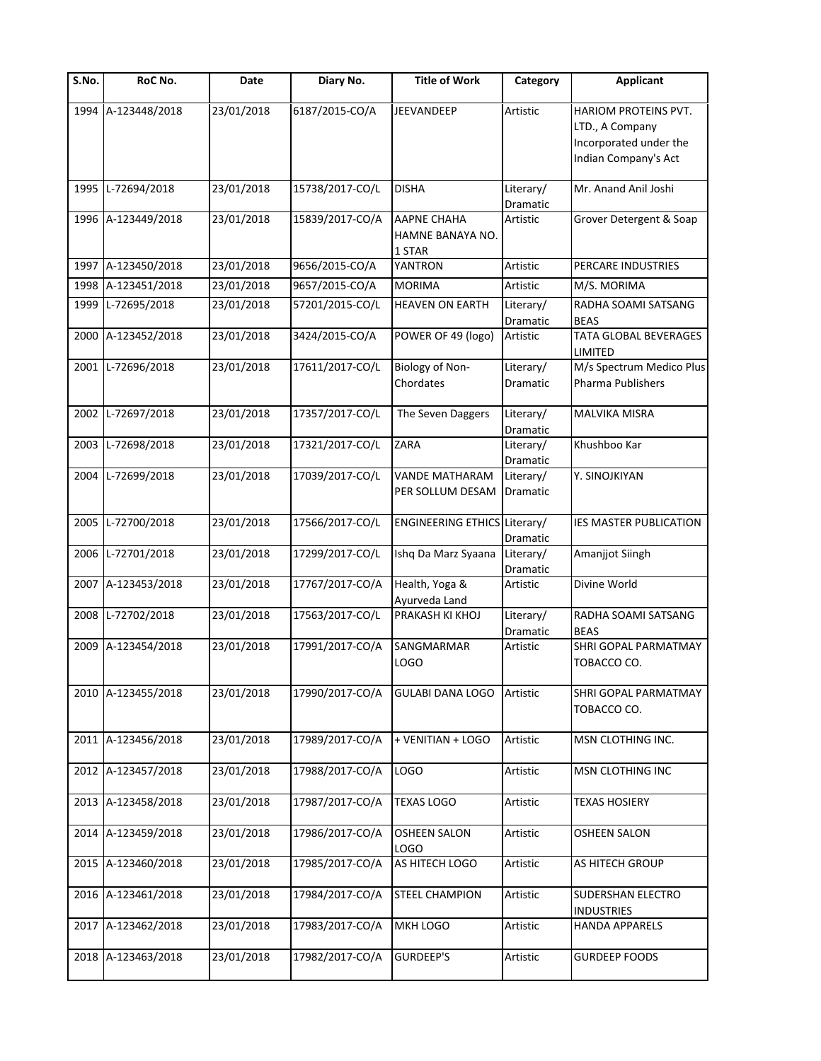| S.No. | RoC No. | Date | Diary No. | Title of Work | Category | Applicant |
|---|---|---|---|---|---|---|
| 1994 | A-123448/2018 | 23/01/2018 | 6187/2015-CO/A | JEEVANDEEP | Artistic | HARIOM PROTEINS PVT. LTD., A Company Incorporated under the Indian Company's Act |
| 1995 | L-72694/2018 | 23/01/2018 | 15738/2017-CO/L | DISHA | Literary/ Dramatic | Mr. Anand Anil Joshi |
| 1996 | A-123449/2018 | 23/01/2018 | 15839/2017-CO/A | AAPNE CHAHA HAMNE BANAYA NO. 1 STAR | Artistic | Grover Detergent & Soap |
| 1997 | A-123450/2018 | 23/01/2018 | 9656/2015-CO/A | YANTRON | Artistic | PERCARE INDUSTRIES |
| 1998 | A-123451/2018 | 23/01/2018 | 9657/2015-CO/A | MORIMA | Artistic | M/S. MORIMA |
| 1999 | L-72695/2018 | 23/01/2018 | 57201/2015-CO/L | HEAVEN ON EARTH | Literary/ Dramatic | RADHA SOAMI SATSANG BEAS |
| 2000 | A-123452/2018 | 23/01/2018 | 3424/2015-CO/A | POWER OF 49 (logo) | Artistic | TATA GLOBAL BEVERAGES LIMITED |
| 2001 | L-72696/2018 | 23/01/2018 | 17611/2017-CO/L | Biology of Non-Chordates | Literary/ Dramatic | M/s Spectrum Medico Plus Pharma Publishers |
| 2002 | L-72697/2018 | 23/01/2018 | 17357/2017-CO/L | The Seven Daggers | Literary/ Dramatic | MALVIKA MISRA |
| 2003 | L-72698/2018 | 23/01/2018 | 17321/2017-CO/L | ZARA | Literary/ Dramatic | Khushboo Kar |
| 2004 | L-72699/2018 | 23/01/2018 | 17039/2017-CO/L | VANDE MATHARAM PER SOLLUM DESAM | Literary/ Dramatic | Y. SINOJKIYAN |
| 2005 | L-72700/2018 | 23/01/2018 | 17566/2017-CO/L | ENGINEERING ETHICS | Literary/ Dramatic | IES MASTER PUBLICATION |
| 2006 | L-72701/2018 | 23/01/2018 | 17299/2017-CO/L | Ishq Da Marz Syaana | Literary/ Dramatic | Amanjjot Siingh |
| 2007 | A-123453/2018 | 23/01/2018 | 17767/2017-CO/A | Health, Yoga & Ayurveda Land | Artistic | Divine World |
| 2008 | L-72702/2018 | 23/01/2018 | 17563/2017-CO/L | PRAKASH KI KHOJ | Literary/ Dramatic | RADHA SOAMI SATSANG BEAS |
| 2009 | A-123454/2018 | 23/01/2018 | 17991/2017-CO/A | SANGMARMAR LOGO | Artistic | SHRI GOPAL PARMATMAY TOBACCO CO. |
| 2010 | A-123455/2018 | 23/01/2018 | 17990/2017-CO/A | GULABI DANA LOGO | Artistic | SHRI GOPAL PARMATMAY TOBACCO CO. |
| 2011 | A-123456/2018 | 23/01/2018 | 17989/2017-CO/A | + VENITIAN + LOGO | Artistic | MSN CLOTHING INC. |
| 2012 | A-123457/2018 | 23/01/2018 | 17988/2017-CO/A | LOGO | Artistic | MSN CLOTHING INC |
| 2013 | A-123458/2018 | 23/01/2018 | 17987/2017-CO/A | TEXAS LOGO | Artistic | TEXAS HOSIERY |
| 2014 | A-123459/2018 | 23/01/2018 | 17986/2017-CO/A | OSHEEN SALON LOGO | Artistic | OSHEEN SALON |
| 2015 | A-123460/2018 | 23/01/2018 | 17985/2017-CO/A | AS HITECH LOGO | Artistic | AS HITECH GROUP |
| 2016 | A-123461/2018 | 23/01/2018 | 17984/2017-CO/A | STEEL CHAMPION | Artistic | SUDERSHAN ELECTRO INDUSTRIES |
| 2017 | A-123462/2018 | 23/01/2018 | 17983/2017-CO/A | MKH LOGO | Artistic | HANDA APPARELS |
| 2018 | A-123463/2018 | 23/01/2018 | 17982/2017-CO/A | GURDEEP'S | Artistic | GURDEEP FOODS |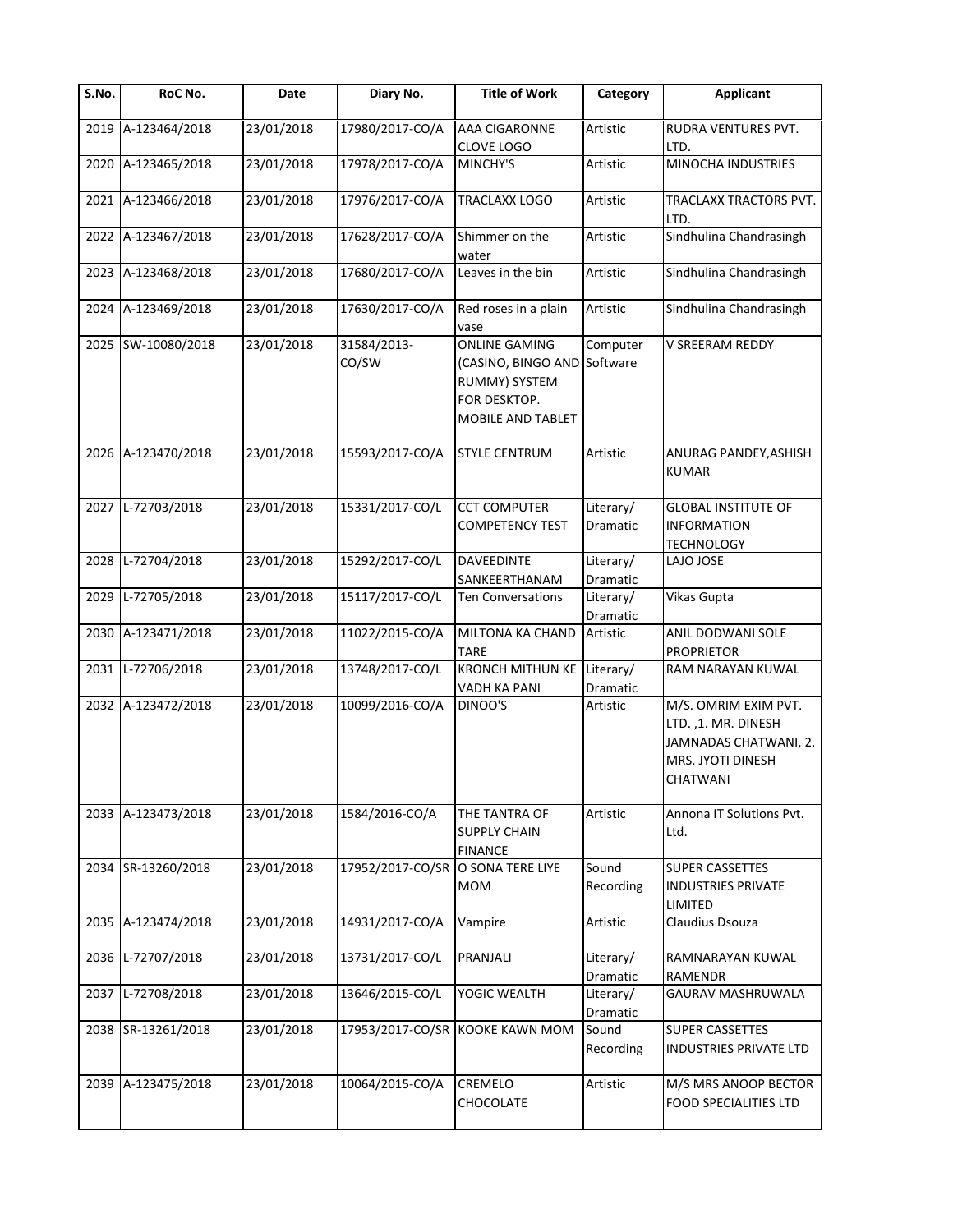| S.No. | RoC No. | Date | Diary No. | Title of Work | Category | Applicant |
|---|---|---|---|---|---|---|
| 2019 | A-123464/2018 | 23/01/2018 | 17980/2017-CO/A | AAA CIGARONNE CLOVE LOGO | Artistic | RUDRA VENTURES PVT. LTD. |
| 2020 | A-123465/2018 | 23/01/2018 | 17978/2017-CO/A | MINCHY'S | Artistic | MINOCHA INDUSTRIES |
| 2021 | A-123466/2018 | 23/01/2018 | 17976/2017-CO/A | TRACLAXX LOGO | Artistic | TRACLAXX TRACTORS PVT. LTD. |
| 2022 | A-123467/2018 | 23/01/2018 | 17628/2017-CO/A | Shimmer on the water | Artistic | Sindhulina Chandrasingh |
| 2023 | A-123468/2018 | 23/01/2018 | 17680/2017-CO/A | Leaves in the bin | Artistic | Sindhulina Chandrasingh |
| 2024 | A-123469/2018 | 23/01/2018 | 17630/2017-CO/A | Red roses in a plain vase | Artistic | Sindhulina Chandrasingh |
| 2025 | SW-10080/2018 | 23/01/2018 | 31584/2013-CO/SW | ONLINE GAMING (CASINO, BINGO AND RUMMY) SYSTEM FOR DESKTOP. MOBILE AND TABLET | Computer Software | V SREERAM REDDY |
| 2026 | A-123470/2018 | 23/01/2018 | 15593/2017-CO/A | STYLE CENTRUM | Artistic | ANURAG PANDEY,ASHISH KUMAR |
| 2027 | L-72703/2018 | 23/01/2018 | 15331/2017-CO/L | CCT COMPUTER COMPETENCY TEST | Literary/ Dramatic | GLOBAL INSTITUTE OF INFORMATION TECHNOLOGY |
| 2028 | L-72704/2018 | 23/01/2018 | 15292/2017-CO/L | DAVEEDINTE SANKEERTHANAM | Literary/ Dramatic | LAJO JOSE |
| 2029 | L-72705/2018 | 23/01/2018 | 15117/2017-CO/L | Ten Conversations | Literary/ Dramatic | Vikas Gupta |
| 2030 | A-123471/2018 | 23/01/2018 | 11022/2015-CO/A | MILTONA KA CHAND TARE | Artistic | ANIL DODWANI SOLE PROPRIETOR |
| 2031 | L-72706/2018 | 23/01/2018 | 13748/2017-CO/L | KRONCH MITHUN KE VADH KA PANI | Literary/ Dramatic | RAM NARAYAN KUWAL |
| 2032 | A-123472/2018 | 23/01/2018 | 10099/2016-CO/A | DINOO'S | Artistic | M/S. OMRIM EXIM PVT. LTD. ,1. MR. DINESH JAMNADAS CHATWANI, 2. MRS. JYOTI DINESH CHATWANI |
| 2033 | A-123473/2018 | 23/01/2018 | 1584/2016-CO/A | THE TANTRA OF SUPPLY CHAIN FINANCE | Artistic | Annona IT Solutions Pvt. Ltd. |
| 2034 | SR-13260/2018 | 23/01/2018 | 17952/2017-CO/SR | O SONA TERE LIYE MOM | Sound Recording | SUPER CASSETTES INDUSTRIES PRIVATE LIMITED |
| 2035 | A-123474/2018 | 23/01/2018 | 14931/2017-CO/A | Vampire | Artistic | Claudius Dsouza |
| 2036 | L-72707/2018 | 23/01/2018 | 13731/2017-CO/L | PRANJALI | Literary/ Dramatic | RAMNARAYAN KUWAL RAMENDR |
| 2037 | L-72708/2018 | 23/01/2018 | 13646/2015-CO/L | YOGIC WEALTH | Literary/ Dramatic | GAURAV MASHRUWALA |
| 2038 | SR-13261/2018 | 23/01/2018 | 17953/2017-CO/SR | KOOKE KAWN MOM | Sound Recording | SUPER CASSETTES INDUSTRIES PRIVATE LTD |
| 2039 | A-123475/2018 | 23/01/2018 | 10064/2015-CO/A | CREMELO CHOCOLATE | Artistic | M/S MRS ANOOP BECTOR FOOD SPECIALITIES LTD |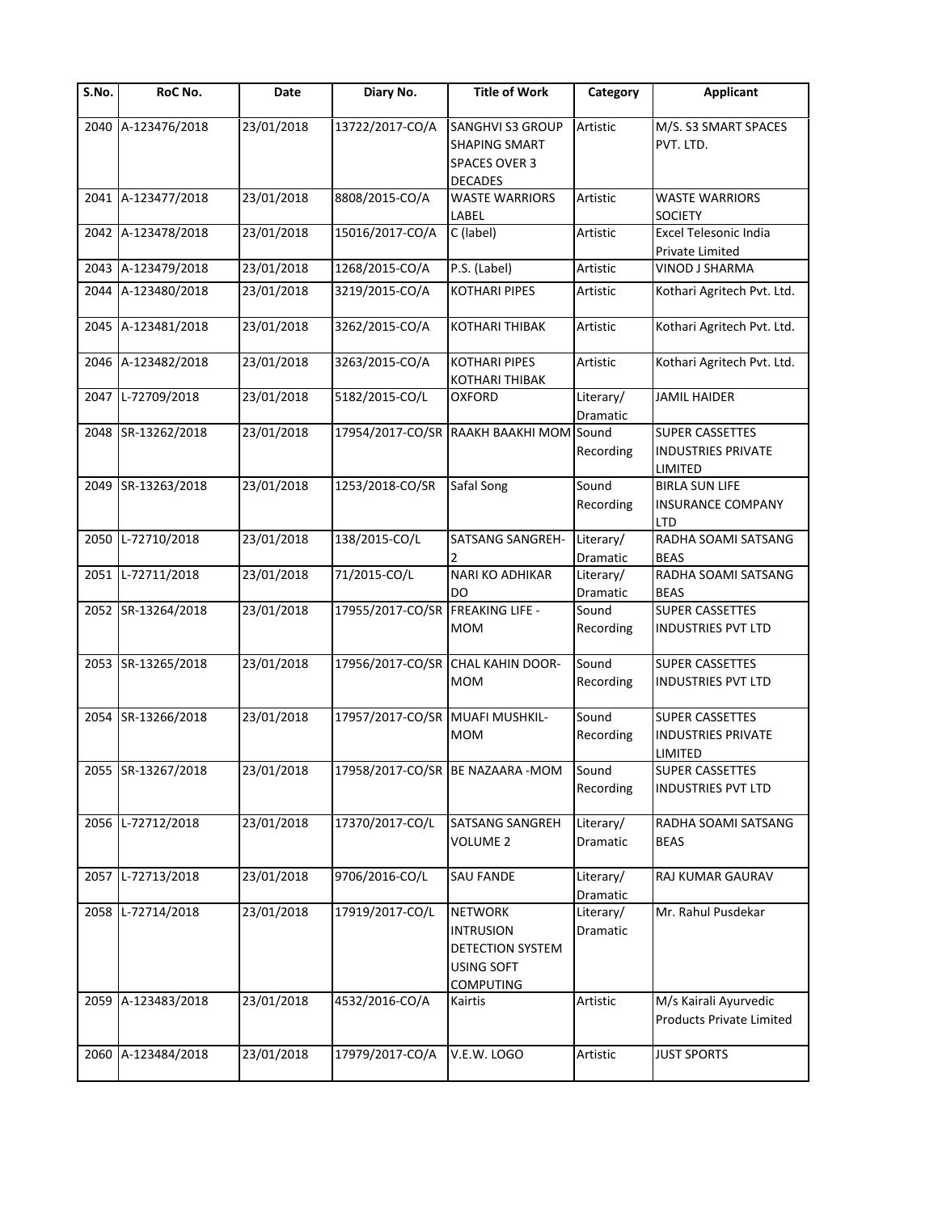| S.No. | RoC No. | Date | Diary No. | Title of Work | Category | Applicant |
|---|---|---|---|---|---|---|
| 2040 | A-123476/2018 | 23/01/2018 | 13722/2017-CO/A | SANGHVI S3 GROUP SHAPING SMART SPACES OVER 3 DECADES | Artistic | M/S. S3 SMART SPACES PVT. LTD. |
| 2041 | A-123477/2018 | 23/01/2018 | 8808/2015-CO/A | WASTE WARRIORS LABEL | Artistic | WASTE WARRIORS SOCIETY |
| 2042 | A-123478/2018 | 23/01/2018 | 15016/2017-CO/A | C (label) | Artistic | Excel Telesonic India Private Limited |
| 2043 | A-123479/2018 | 23/01/2018 | 1268/2015-CO/A | P.S. (Label) | Artistic | VINOD J SHARMA |
| 2044 | A-123480/2018 | 23/01/2018 | 3219/2015-CO/A | KOTHARI PIPES | Artistic | Kothari Agritech Pvt. Ltd. |
| 2045 | A-123481/2018 | 23/01/2018 | 3262/2015-CO/A | KOTHARI THIBAK | Artistic | Kothari Agritech Pvt. Ltd. |
| 2046 | A-123482/2018 | 23/01/2018 | 3263/2015-CO/A | KOTHARI PIPES KOTHARI THIBAK | Artistic | Kothari Agritech Pvt. Ltd. |
| 2047 | L-72709/2018 | 23/01/2018 | 5182/2015-CO/L | OXFORD | Literary/ Dramatic | JAMIL HAIDER |
| 2048 | SR-13262/2018 | 23/01/2018 | 17954/2017-CO/SR | RAAKH BAAKHI MOM | Sound Recording | SUPER CASSETTES INDUSTRIES PRIVATE LIMITED |
| 2049 | SR-13263/2018 | 23/01/2018 | 1253/2018-CO/SR | Safal Song | Sound Recording | BIRLA SUN LIFE INSURANCE COMPANY LTD |
| 2050 | L-72710/2018 | 23/01/2018 | 138/2015-CO/L | SATSANG SANGREH-2 | Literary/ Dramatic | RADHA SOAMI SATSANG BEAS |
| 2051 | L-72711/2018 | 23/01/2018 | 71/2015-CO/L | NARI KO ADHIKAR DO | Literary/ Dramatic | RADHA SOAMI SATSANG BEAS |
| 2052 | SR-13264/2018 | 23/01/2018 | 17955/2017-CO/SR | FREAKING LIFE - MOM | Sound Recording | SUPER CASSETTES INDUSTRIES PVT LTD |
| 2053 | SR-13265/2018 | 23/01/2018 | 17956/2017-CO/SR | CHAL KAHIN DOOR-MOM | Sound Recording | SUPER CASSETTES INDUSTRIES PVT LTD |
| 2054 | SR-13266/2018 | 23/01/2018 | 17957/2017-CO/SR | MUAFI MUSHKIL-MOM | Sound Recording | SUPER CASSETTES INDUSTRIES PRIVATE LIMITED |
| 2055 | SR-13267/2018 | 23/01/2018 | 17958/2017-CO/SR | BE NAZAARA -MOM | Sound Recording | SUPER CASSETTES INDUSTRIES PVT LTD |
| 2056 | L-72712/2018 | 23/01/2018 | 17370/2017-CO/L | SATSANG SANGREH VOLUME 2 | Literary/ Dramatic | RADHA SOAMI SATSANG BEAS |
| 2057 | L-72713/2018 | 23/01/2018 | 9706/2016-CO/L | SAU FANDE | Literary/ Dramatic | RAJ KUMAR GAURAV |
| 2058 | L-72714/2018 | 23/01/2018 | 17919/2017-CO/L | NETWORK INTRUSION DETECTION SYSTEM USING SOFT COMPUTING | Literary/ Dramatic | Mr. Rahul Pusdekar |
| 2059 | A-123483/2018 | 23/01/2018 | 4532/2016-CO/A | Kairtis | Artistic | M/s Kairali Ayurvedic Products Private Limited |
| 2060 | A-123484/2018 | 23/01/2018 | 17979/2017-CO/A | V.E.W. LOGO | Artistic | JUST SPORTS |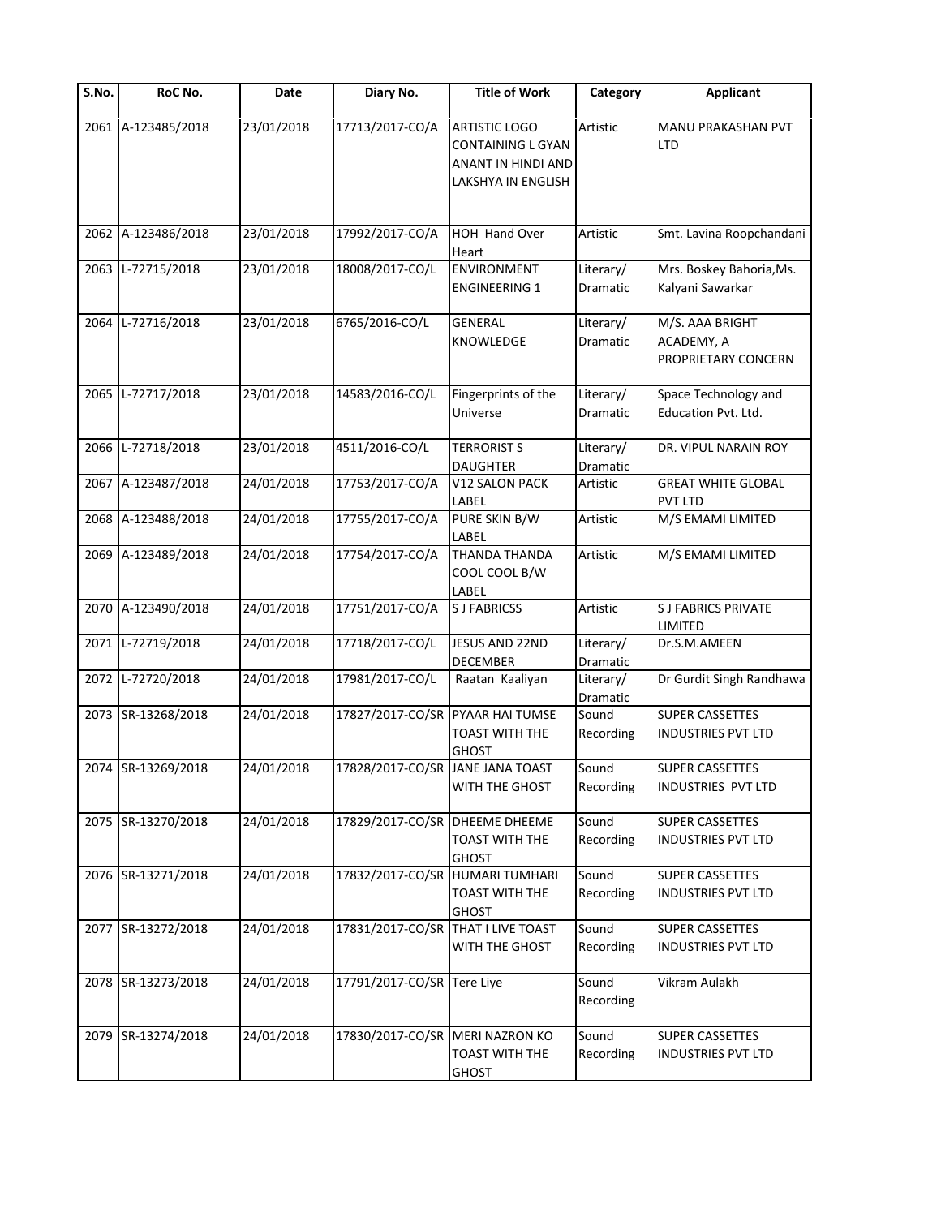| S.No. | RoC No. | Date | Diary No. | Title of Work | Category | Applicant |
|---|---|---|---|---|---|---|
| 2061 | A-123485/2018 | 23/01/2018 | 17713/2017-CO/A | ARTISTIC LOGO CONTAINING L GYAN ANANT IN HINDI AND LAKSHYA IN ENGLISH | Artistic | MANU PRAKASHAN PVT LTD |
| 2062 | A-123486/2018 | 23/01/2018 | 17992/2017-CO/A | HOH Hand Over Heart | Artistic | Smt. Lavina Roopchandani |
| 2063 | L-72715/2018 | 23/01/2018 | 18008/2017-CO/L | ENVIRONMENT ENGINEERING 1 | Literary/ Dramatic | Mrs. Boskey Bahoria,Ms. Kalyani Sawarkar |
| 2064 | L-72716/2018 | 23/01/2018 | 6765/2016-CO/L | GENERAL KNOWLEDGE | Literary/ Dramatic | M/S. AAA BRIGHT ACADEMY, A PROPRIETARY CONCERN |
| 2065 | L-72717/2018 | 23/01/2018 | 14583/2016-CO/L | Fingerprints of the Universe | Literary/ Dramatic | Space Technology and Education Pvt. Ltd. |
| 2066 | L-72718/2018 | 23/01/2018 | 4511/2016-CO/L | TERRORIST S DAUGHTER | Literary/ Dramatic | DR. VIPUL NARAIN ROY |
| 2067 | A-123487/2018 | 24/01/2018 | 17753/2017-CO/A | V12 SALON PACK LABEL | Artistic | GREAT WHITE GLOBAL PVT LTD |
| 2068 | A-123488/2018 | 24/01/2018 | 17755/2017-CO/A | PURE SKIN B/W LABEL | Artistic | M/S EMAMI LIMITED |
| 2069 | A-123489/2018 | 24/01/2018 | 17754/2017-CO/A | THANDA THANDA COOL COOL B/W LABEL | Artistic | M/S EMAMI LIMITED |
| 2070 | A-123490/2018 | 24/01/2018 | 17751/2017-CO/A | S J FABRICSS | Artistic | S J FABRICS PRIVATE LIMITED |
| 2071 | L-72719/2018 | 24/01/2018 | 17718/2017-CO/L | JESUS AND 22ND DECEMBER | Literary/ Dramatic | Dr.S.M.AMEEN |
| 2072 | L-72720/2018 | 24/01/2018 | 17981/2017-CO/L | Raatan Kaaliyan | Literary/ Dramatic | Dr Gurdit Singh Randhawa |
| 2073 | SR-13268/2018 | 24/01/2018 | 17827/2017-CO/SR | PYAAR HAI TUMSE TOAST WITH THE GHOST | Sound Recording | SUPER CASSETTES INDUSTRIES PVT LTD |
| 2074 | SR-13269/2018 | 24/01/2018 | 17828/2017-CO/SR | JANE JANA TOAST WITH THE GHOST | Sound Recording | SUPER CASSETTES INDUSTRIES PVT LTD |
| 2075 | SR-13270/2018 | 24/01/2018 | 17829/2017-CO/SR | DHEEME DHEEME TOAST WITH THE GHOST | Sound Recording | SUPER CASSETTES INDUSTRIES PVT LTD |
| 2076 | SR-13271/2018 | 24/01/2018 | 17832/2017-CO/SR | HUMARI TUMHARI TOAST WITH THE GHOST | Sound Recording | SUPER CASSETTES INDUSTRIES PVT LTD |
| 2077 | SR-13272/2018 | 24/01/2018 | 17831/2017-CO/SR | THAT I LIVE TOAST WITH THE GHOST | Sound Recording | SUPER CASSETTES INDUSTRIES PVT LTD |
| 2078 | SR-13273/2018 | 24/01/2018 | 17791/2017-CO/SR | Tere Liye | Sound Recording | Vikram Aulakh |
| 2079 | SR-13274/2018 | 24/01/2018 | 17830/2017-CO/SR | MERI NAZRON KO TOAST WITH THE GHOST | Sound Recording | SUPER CASSETTES INDUSTRIES PVT LTD |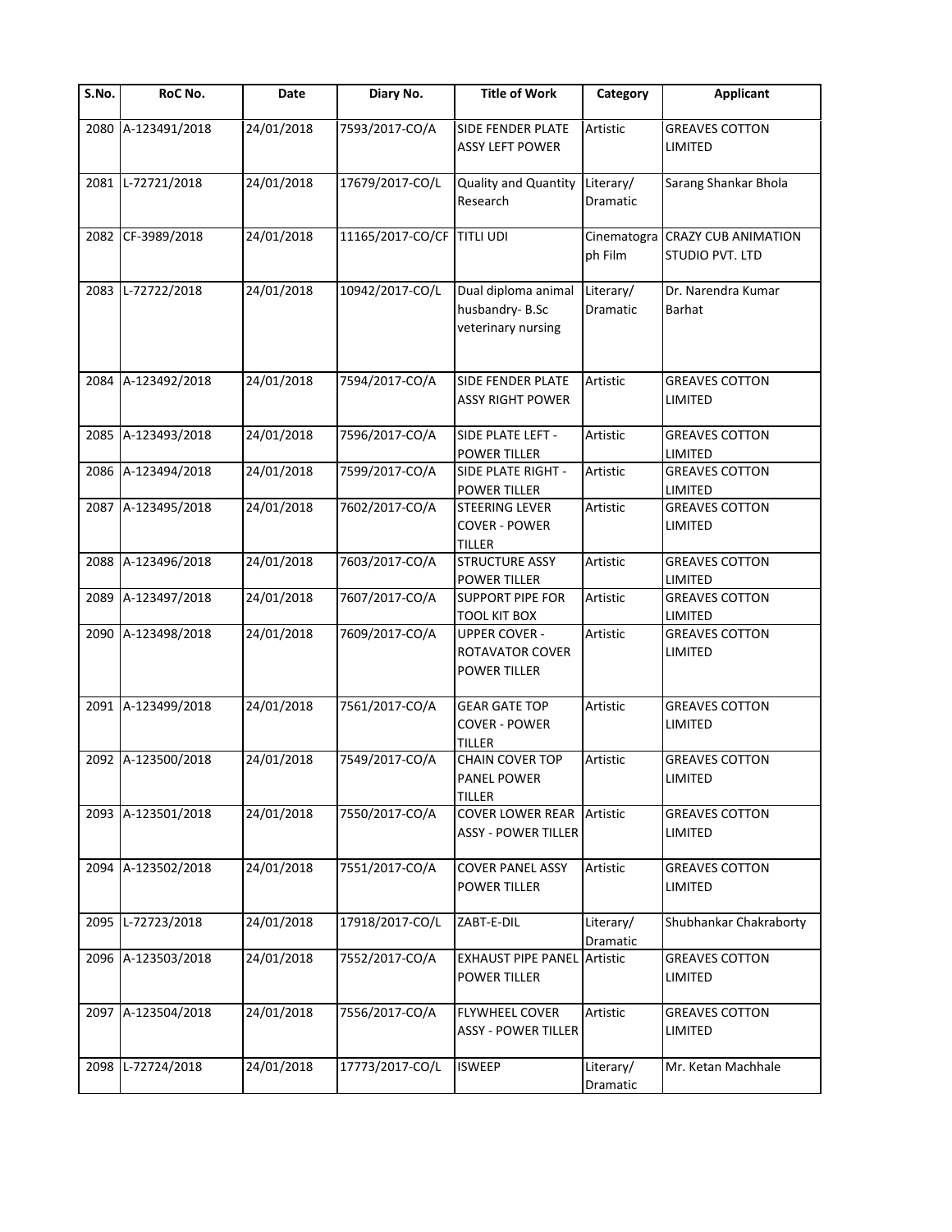| S.No. | RoC No. | Date | Diary No. | Title of Work | Category | Applicant |
|---|---|---|---|---|---|---|
| 2080 | A-123491/2018 | 24/01/2018 | 7593/2017-CO/A | SIDE FENDER PLATE ASSY LEFT POWER | Artistic | GREAVES COTTON LIMITED |
| 2081 | L-72721/2018 | 24/01/2018 | 17679/2017-CO/L | Quality and Quantity Research | Literary/ Dramatic | Sarang Shankar Bhola |
| 2082 | CF-3989/2018 | 24/01/2018 | 11165/2017-CO/CF | TITLI UDI | Cinematograph Film | CRAZY CUB ANIMATION STUDIO PVT. LTD |
| 2083 | L-72722/2018 | 24/01/2018 | 10942/2017-CO/L | Dual diploma animal husbandry- B.Sc veterinary nursing | Literary/ Dramatic | Dr. Narendra Kumar Barhat |
| 2084 | A-123492/2018 | 24/01/2018 | 7594/2017-CO/A | SIDE FENDER PLATE ASSY RIGHT POWER | Artistic | GREAVES COTTON LIMITED |
| 2085 | A-123493/2018 | 24/01/2018 | 7596/2017-CO/A | SIDE PLATE LEFT - POWER TILLER | Artistic | GREAVES COTTON LIMITED |
| 2086 | A-123494/2018 | 24/01/2018 | 7599/2017-CO/A | SIDE PLATE RIGHT - POWER TILLER | Artistic | GREAVES COTTON LIMITED |
| 2087 | A-123495/2018 | 24/01/2018 | 7602/2017-CO/A | STEERING LEVER COVER - POWER TILLER | Artistic | GREAVES COTTON LIMITED |
| 2088 | A-123496/2018 | 24/01/2018 | 7603/2017-CO/A | STRUCTURE ASSY POWER TILLER | Artistic | GREAVES COTTON LIMITED |
| 2089 | A-123497/2018 | 24/01/2018 | 7607/2017-CO/A | SUPPORT PIPE FOR TOOL KIT BOX | Artistic | GREAVES COTTON LIMITED |
| 2090 | A-123498/2018 | 24/01/2018 | 7609/2017-CO/A | UPPER COVER - ROTAVATOR COVER POWER TILLER | Artistic | GREAVES COTTON LIMITED |
| 2091 | A-123499/2018 | 24/01/2018 | 7561/2017-CO/A | GEAR GATE TOP COVER - POWER TILLER | Artistic | GREAVES COTTON LIMITED |
| 2092 | A-123500/2018 | 24/01/2018 | 7549/2017-CO/A | CHAIN COVER TOP PANEL POWER TILLER | Artistic | GREAVES COTTON LIMITED |
| 2093 | A-123501/2018 | 24/01/2018 | 7550/2017-CO/A | COVER LOWER REAR ASSY - POWER TILLER | Artistic | GREAVES COTTON LIMITED |
| 2094 | A-123502/2018 | 24/01/2018 | 7551/2017-CO/A | COVER PANEL ASSY POWER TILLER | Artistic | GREAVES COTTON LIMITED |
| 2095 | L-72723/2018 | 24/01/2018 | 17918/2017-CO/L | ZABT-E-DIL | Literary/ Dramatic | Shubhankar Chakraborty |
| 2096 | A-123503/2018 | 24/01/2018 | 7552/2017-CO/A | EXHAUST PIPE PANEL POWER TILLER | Artistic | GREAVES COTTON LIMITED |
| 2097 | A-123504/2018 | 24/01/2018 | 7556/2017-CO/A | FLYWHEEL COVER ASSY - POWER TILLER | Artistic | GREAVES COTTON LIMITED |
| 2098 | L-72724/2018 | 24/01/2018 | 17773/2017-CO/L | ISWEEP | Literary/ Dramatic | Mr. Ketan Machhale |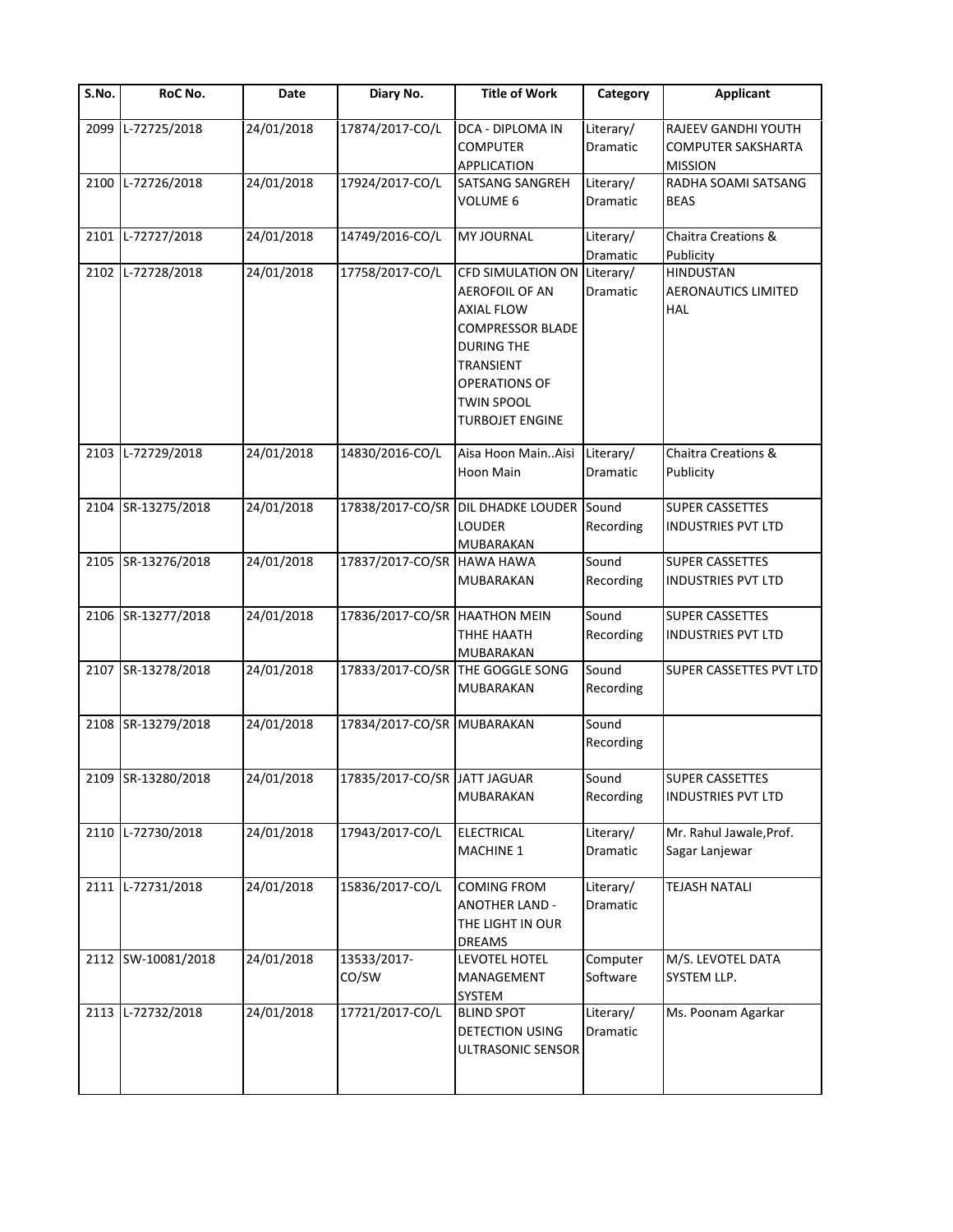| S.No. | RoC No. | Date | Diary No. | Title of Work | Category | Applicant |
|---|---|---|---|---|---|---|
| 2099 | L-72725/2018 | 24/01/2018 | 17874/2017-CO/L | DCA - DIPLOMA IN COMPUTER APPLICATION | Literary/ Dramatic | RAJEEV GANDHI YOUTH COMPUTER SAKSHARTA MISSION |
| 2100 | L-72726/2018 | 24/01/2018 | 17924/2017-CO/L | SATSANG SANGREH VOLUME 6 | Literary/ Dramatic | RADHA SOAMI SATSANG BEAS |
| 2101 | L-72727/2018 | 24/01/2018 | 14749/2016-CO/L | MY JOURNAL | Literary/ Dramatic | Chaitra Creations & Publicity |
| 2102 | L-72728/2018 | 24/01/2018 | 17758/2017-CO/L | CFD SIMULATION ON AEROFOIL OF AN AXIAL FLOW COMPRESSOR BLADE DURING THE TRANSIENT OPERATIONS OF TWIN SPOOL TURBOJET ENGINE | Literary/ Dramatic | HINDUSTAN AERONAUTICS LIMITED HAL |
| 2103 | L-72729/2018 | 24/01/2018 | 14830/2016-CO/L | Aisa Hoon Main..Aisi Hoon Main | Literary/ Dramatic | Chaitra Creations & Publicity |
| 2104 | SR-13275/2018 | 24/01/2018 | 17838/2017-CO/SR | DIL DHADKE LOUDER LOUDER MUBARAKAN | Sound Recording | SUPER CASSETTES INDUSTRIES PVT LTD |
| 2105 | SR-13276/2018 | 24/01/2018 | 17837/2017-CO/SR | HAWA HAWA MUBARAKAN | Sound Recording | SUPER CASSETTES INDUSTRIES PVT LTD |
| 2106 | SR-13277/2018 | 24/01/2018 | 17836/2017-CO/SR | HAATHON MEIN THHE HAATH MUBARAKAN | Sound Recording | SUPER CASSETTES INDUSTRIES PVT LTD |
| 2107 | SR-13278/2018 | 24/01/2018 | 17833/2017-CO/SR | THE GOGGLE SONG MUBARAKAN | Sound Recording | SUPER CASSETTES PVT LTD |
| 2108 | SR-13279/2018 | 24/01/2018 | 17834/2017-CO/SR | MUBARAKAN | Sound Recording | |
| 2109 | SR-13280/2018 | 24/01/2018 | 17835/2017-CO/SR | JATT JAGUAR MUBARAKAN | Sound Recording | SUPER CASSETTES INDUSTRIES PVT LTD |
| 2110 | L-72730/2018 | 24/01/2018 | 17943/2017-CO/L | ELECTRICAL MACHINE 1 | Literary/ Dramatic | Mr. Rahul Jawale,Prof. Sagar Lanjewar |
| 2111 | L-72731/2018 | 24/01/2018 | 15836/2017-CO/L | COMING FROM ANOTHER LAND - THE LIGHT IN OUR DREAMS | Literary/ Dramatic | TEJASH NATALI |
| 2112 | SW-10081/2018 | 24/01/2018 | 13533/2017-CO/SW | LEVOTEL HOTEL MANAGEMENT SYSTEM | Computer Software | M/S. LEVOTEL DATA SYSTEM LLP. |
| 2113 | L-72732/2018 | 24/01/2018 | 17721/2017-CO/L | BLIND SPOT DETECTION USING ULTRASONIC SENSOR | Literary/ Dramatic | Ms. Poonam Agarkar |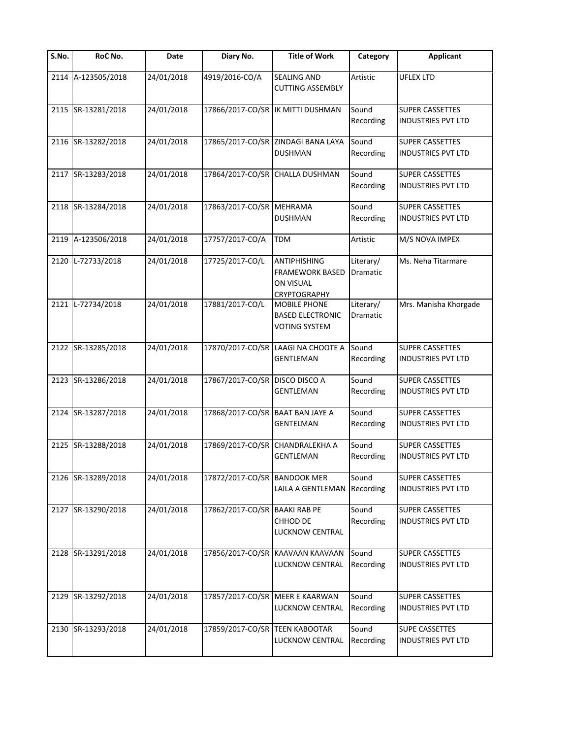| S.No. | RoC No. | Date | Diary No. | Title of Work | Category | Applicant |
|---|---|---|---|---|---|---|
| 2114 | A-123505/2018 | 24/01/2018 | 4919/2016-CO/A | SEALING AND CUTTING ASSEMBLY | Artistic | UFLEX LTD |
| 2115 | SR-13281/2018 | 24/01/2018 | 17866/2017-CO/SR | IK MITTI DUSHMAN | Sound Recording | SUPER CASSETTES INDUSTRIES PVT LTD |
| 2116 | SR-13282/2018 | 24/01/2018 | 17865/2017-CO/SR | ZINDAGI BANA LAYA DUSHMAN | Sound Recording | SUPER CASSETTES INDUSTRIES PVT LTD |
| 2117 | SR-13283/2018 | 24/01/2018 | 17864/2017-CO/SR | CHALLA DUSHMAN | Sound Recording | SUPER CASSETTES INDUSTRIES PVT LTD |
| 2118 | SR-13284/2018 | 24/01/2018 | 17863/2017-CO/SR | MEHRAMA DUSHMAN | Sound Recording | SUPER CASSETTES INDUSTRIES PVT LTD |
| 2119 | A-123506/2018 | 24/01/2018 | 17757/2017-CO/A | TDM | Artistic | M/S NOVA IMPEX |
| 2120 | L-72733/2018 | 24/01/2018 | 17725/2017-CO/L | ANTIPHISHING FRAMEWORK BASED ON VISUAL CRYPTOGRAPHY | Literary/ Dramatic | Ms. Neha Titarmare |
| 2121 | L-72734/2018 | 24/01/2018 | 17881/2017-CO/L | MOBILE PHONE BASED ELECTRONIC VOTING SYSTEM | Literary/ Dramatic | Mrs. Manisha Khorgade |
| 2122 | SR-13285/2018 | 24/01/2018 | 17870/2017-CO/SR | LAAGI NA CHOOTE A GENTLEMAN | Sound Recording | SUPER CASSETTES INDUSTRIES PVT LTD |
| 2123 | SR-13286/2018 | 24/01/2018 | 17867/2017-CO/SR | DISCO DISCO A GENTLEMAN | Sound Recording | SUPER CASSETTES INDUSTRIES PVT LTD |
| 2124 | SR-13287/2018 | 24/01/2018 | 17868/2017-CO/SR | BAAT BAN JAYE A GENTELMAN | Sound Recording | SUPER CASSETTES INDUSTRIES PVT LTD |
| 2125 | SR-13288/2018 | 24/01/2018 | 17869/2017-CO/SR | CHANDRALEKHA A GENTLEMAN | Sound Recording | SUPER CASSETTES INDUSTRIES PVT LTD |
| 2126 | SR-13289/2018 | 24/01/2018 | 17872/2017-CO/SR | BANDOOK MER LAILA A GENTLEMAN | Sound Recording | SUPER CASSETTES INDUSTRIES PVT LTD |
| 2127 | SR-13290/2018 | 24/01/2018 | 17862/2017-CO/SR | BAAKI RAB PE CHHOD DE LUCKNOW CENTRAL | Sound Recording | SUPER CASSETTES INDUSTRIES PVT LTD |
| 2128 | SR-13291/2018 | 24/01/2018 | 17856/2017-CO/SR | KAAVAAN KAAVAAN LUCKNOW CENTRAL | Sound Recording | SUPER CASSETTES INDUSTRIES PVT LTD |
| 2129 | SR-13292/2018 | 24/01/2018 | 17857/2017-CO/SR | MEER E KAARWAN LUCKNOW CENTRAL | Sound Recording | SUPER CASSETTES INDUSTRIES PVT LTD |
| 2130 | SR-13293/2018 | 24/01/2018 | 17859/2017-CO/SR | TEEN KABOOTAR LUCKNOW CENTRAL | Sound Recording | SUPE CASSETTES INDUSTRIES PVT LTD |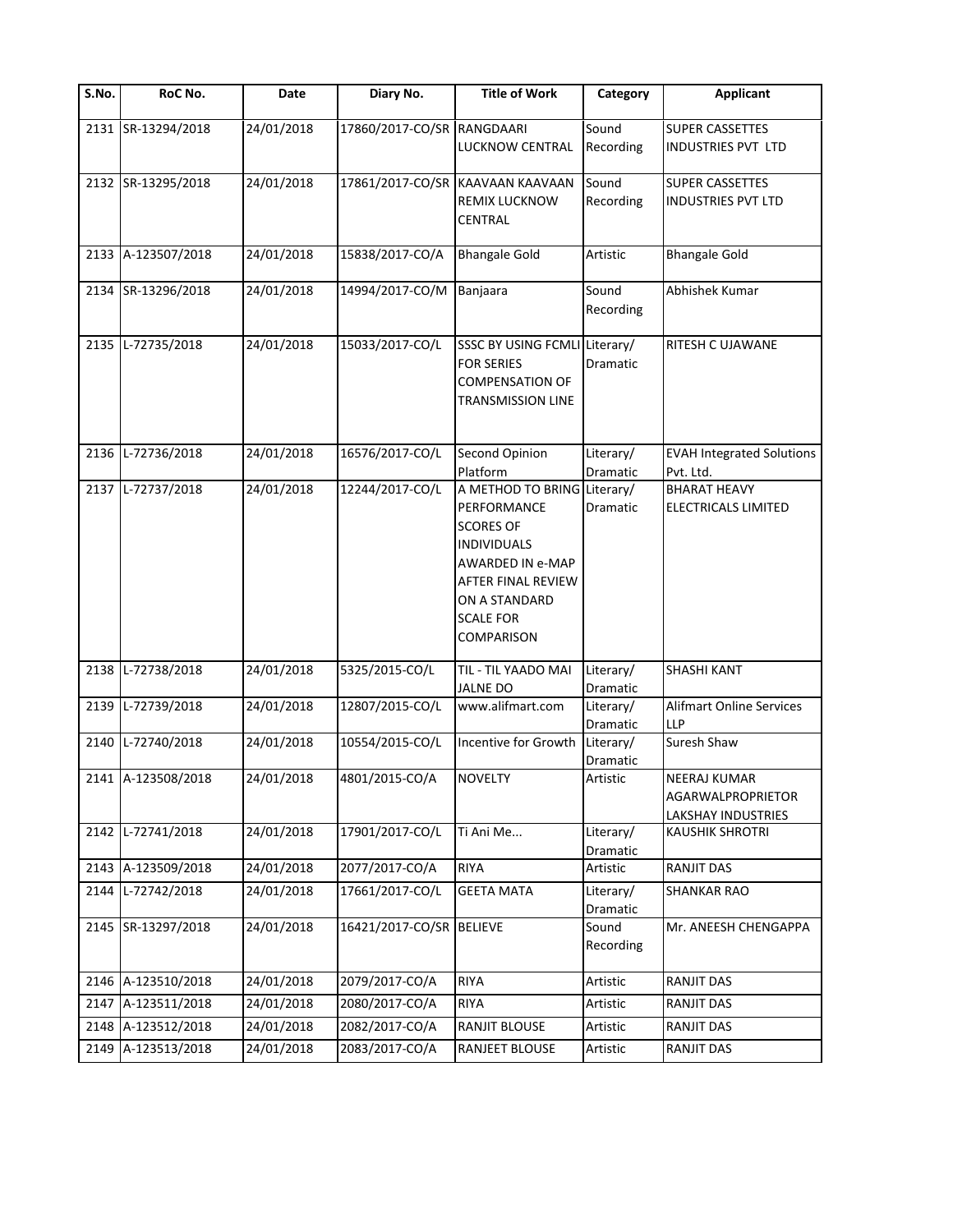| S.No. | RoC No. | Date | Diary No. | Title of Work | Category | Applicant |
|---|---|---|---|---|---|---|
| 2131 | SR-13294/2018 | 24/01/2018 | 17860/2017-CO/SR | RANGDAARI LUCKNOW CENTRAL | Sound Recording | SUPER CASSETTES INDUSTRIES PVT LTD |
| 2132 | SR-13295/2018 | 24/01/2018 | 17861/2017-CO/SR | KAAVAAN KAAVAAN REMIX LUCKNOW CENTRAL | Sound Recording | SUPER CASSETTES INDUSTRIES PVT LTD |
| 2133 | A-123507/2018 | 24/01/2018 | 15838/2017-CO/A | Bhangale Gold | Artistic | Bhangale Gold |
| 2134 | SR-13296/2018 | 24/01/2018 | 14994/2017-CO/M | Banjaara | Sound Recording | Abhishek Kumar |
| 2135 | L-72735/2018 | 24/01/2018 | 15033/2017-CO/L | SSSC BY USING FCMLI FOR SERIES COMPENSATION OF TRANSMISSION LINE | Literary/ Dramatic | RITESH C UJAWANE |
| 2136 | L-72736/2018 | 24/01/2018 | 16576/2017-CO/L | Second Opinion Platform | Literary/ Dramatic | EVAH Integrated Solutions Pvt. Ltd. |
| 2137 | L-72737/2018 | 24/01/2018 | 12244/2017-CO/L | A METHOD TO BRING PERFORMANCE SCORES OF INDIVIDUALS AWARDED IN e-MAP AFTER FINAL REVIEW ON A STANDARD SCALE FOR COMPARISON | Literary/ Dramatic | BHARAT HEAVY ELECTRICALS LIMITED |
| 2138 | L-72738/2018 | 24/01/2018 | 5325/2015-CO/L | TIL - TIL YAADO MAI JALNE DO | Literary/ Dramatic | SHASHI KANT |
| 2139 | L-72739/2018 | 24/01/2018 | 12807/2015-CO/L | www.alifmart.com | Literary/ Dramatic | Alifmart Online Services LLP |
| 2140 | L-72740/2018 | 24/01/2018 | 10554/2015-CO/L | Incentive for Growth | Literary/ Dramatic | Suresh Shaw |
| 2141 | A-123508/2018 | 24/01/2018 | 4801/2015-CO/A | NOVELTY | Artistic | NEERAJ KUMAR AGARWALPROPRIETOR LAKSHAY INDUSTRIES |
| 2142 | L-72741/2018 | 24/01/2018 | 17901/2017-CO/L | Ti Ani Me... | Literary/ Dramatic | KAUSHIK SHROTRI |
| 2143 | A-123509/2018 | 24/01/2018 | 2077/2017-CO/A | RIYA | Artistic | RANJIT DAS |
| 2144 | L-72742/2018 | 24/01/2018 | 17661/2017-CO/L | GEETA MATA | Literary/ Dramatic | SHANKAR RAO |
| 2145 | SR-13297/2018 | 24/01/2018 | 16421/2017-CO/SR | BELIEVE | Sound Recording | Mr. ANEESH CHENGAPPA |
| 2146 | A-123510/2018 | 24/01/2018 | 2079/2017-CO/A | RIYA | Artistic | RANJIT DAS |
| 2147 | A-123511/2018 | 24/01/2018 | 2080/2017-CO/A | RIYA | Artistic | RANJIT DAS |
| 2148 | A-123512/2018 | 24/01/2018 | 2082/2017-CO/A | RANJIT BLOUSE | Artistic | RANJIT DAS |
| 2149 | A-123513/2018 | 24/01/2018 | 2083/2017-CO/A | RANJEET BLOUSE | Artistic | RANJIT DAS |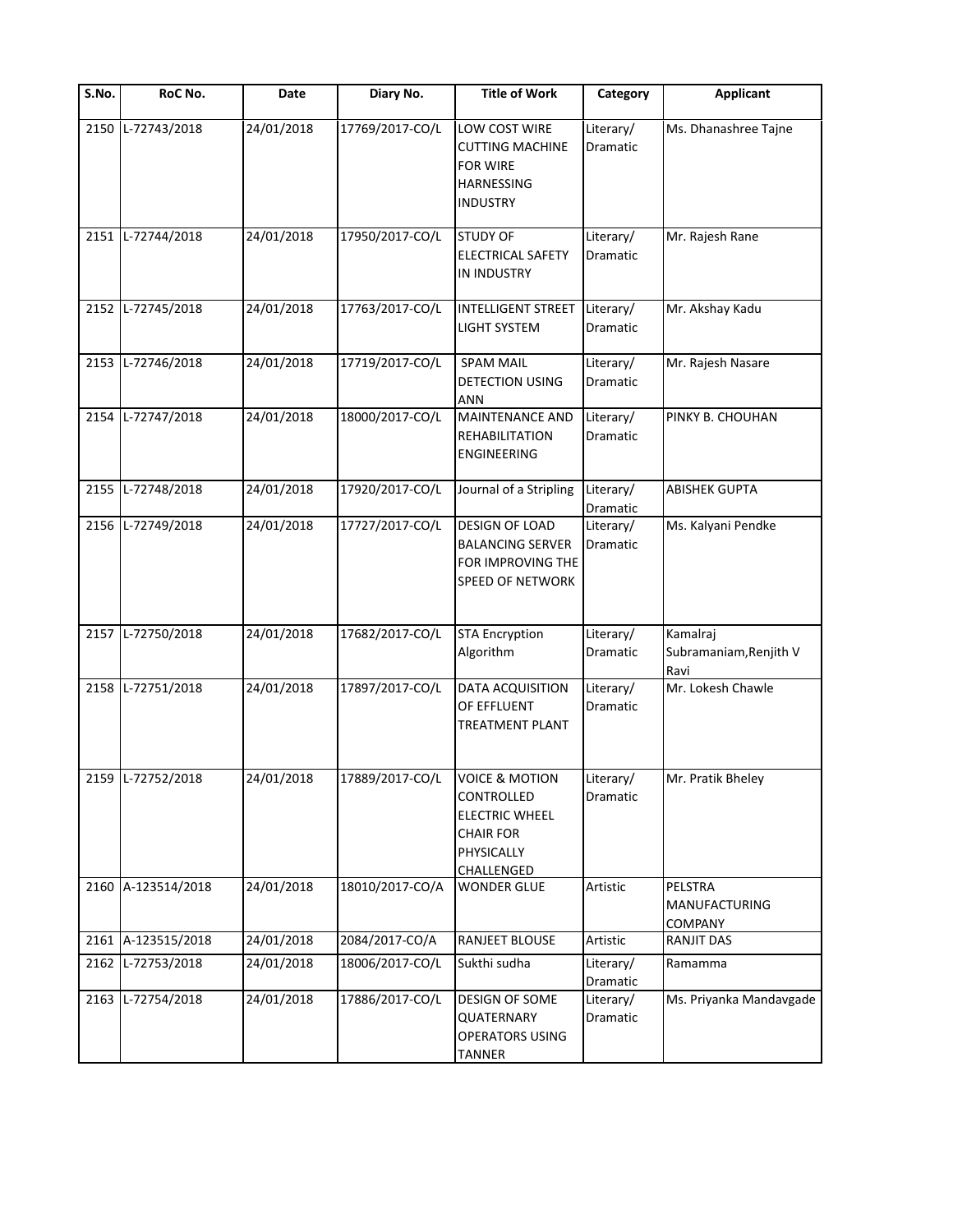| S.No. | RoC No. | Date | Diary No. | Title of Work | Category | Applicant |
|---|---|---|---|---|---|---|
| 2150 | L-72743/2018 | 24/01/2018 | 17769/2017-CO/L | LOW COST WIRE CUTTING MACHINE FOR WIRE HARNESSING INDUSTRY | Literary/ Dramatic | Ms. Dhanashree Tajne |
| 2151 | L-72744/2018 | 24/01/2018 | 17950/2017-CO/L | STUDY OF ELECTRICAL SAFETY IN INDUSTRY | Literary/ Dramatic | Mr. Rajesh Rane |
| 2152 | L-72745/2018 | 24/01/2018 | 17763/2017-CO/L | INTELLIGENT STREET LIGHT SYSTEM | Literary/ Dramatic | Mr. Akshay Kadu |
| 2153 | L-72746/2018 | 24/01/2018 | 17719/2017-CO/L | SPAM MAIL DETECTION USING ANN | Literary/ Dramatic | Mr. Rajesh Nasare |
| 2154 | L-72747/2018 | 24/01/2018 | 18000/2017-CO/L | MAINTENANCE AND REHABILITATION ENGINEERING | Literary/ Dramatic | PINKY B. CHOUHAN |
| 2155 | L-72748/2018 | 24/01/2018 | 17920/2017-CO/L | Journal of a Stripling | Literary/ Dramatic | ABISHEK GUPTA |
| 2156 | L-72749/2018 | 24/01/2018 | 17727/2017-CO/L | DESIGN OF LOAD BALANCING SERVER FOR IMPROVING THE SPEED OF NETWORK | Literary/ Dramatic | Ms. Kalyani Pendke |
| 2157 | L-72750/2018 | 24/01/2018 | 17682/2017-CO/L | STA Encryption Algorithm | Literary/ Dramatic | Kamalraj Subramaniam,Renjith V Ravi |
| 2158 | L-72751/2018 | 24/01/2018 | 17897/2017-CO/L | DATA ACQUISITION OF EFFLUENT TREATMENT PLANT | Literary/ Dramatic | Mr. Lokesh Chawle |
| 2159 | L-72752/2018 | 24/01/2018 | 17889/2017-CO/L | VOICE & MOTION CONTROLLED ELECTRIC WHEEL CHAIR FOR PHYSICALLY CHALLENGED | Literary/ Dramatic | Mr. Pratik Bheley |
| 2160 | A-123514/2018 | 24/01/2018 | 18010/2017-CO/A | WONDER GLUE | Artistic | PELSTRA MANUFACTURING COMPANY |
| 2161 | A-123515/2018 | 24/01/2018 | 2084/2017-CO/A | RANJEET BLOUSE | Artistic | RANJIT DAS |
| 2162 | L-72753/2018 | 24/01/2018 | 18006/2017-CO/L | Sukthi sudha | Literary/ Dramatic | Ramamma |
| 2163 | L-72754/2018 | 24/01/2018 | 17886/2017-CO/L | DESIGN OF SOME QUATERNARY OPERATORS USING TANNER | Literary/ Dramatic | Ms. Priyanka Mandavgade |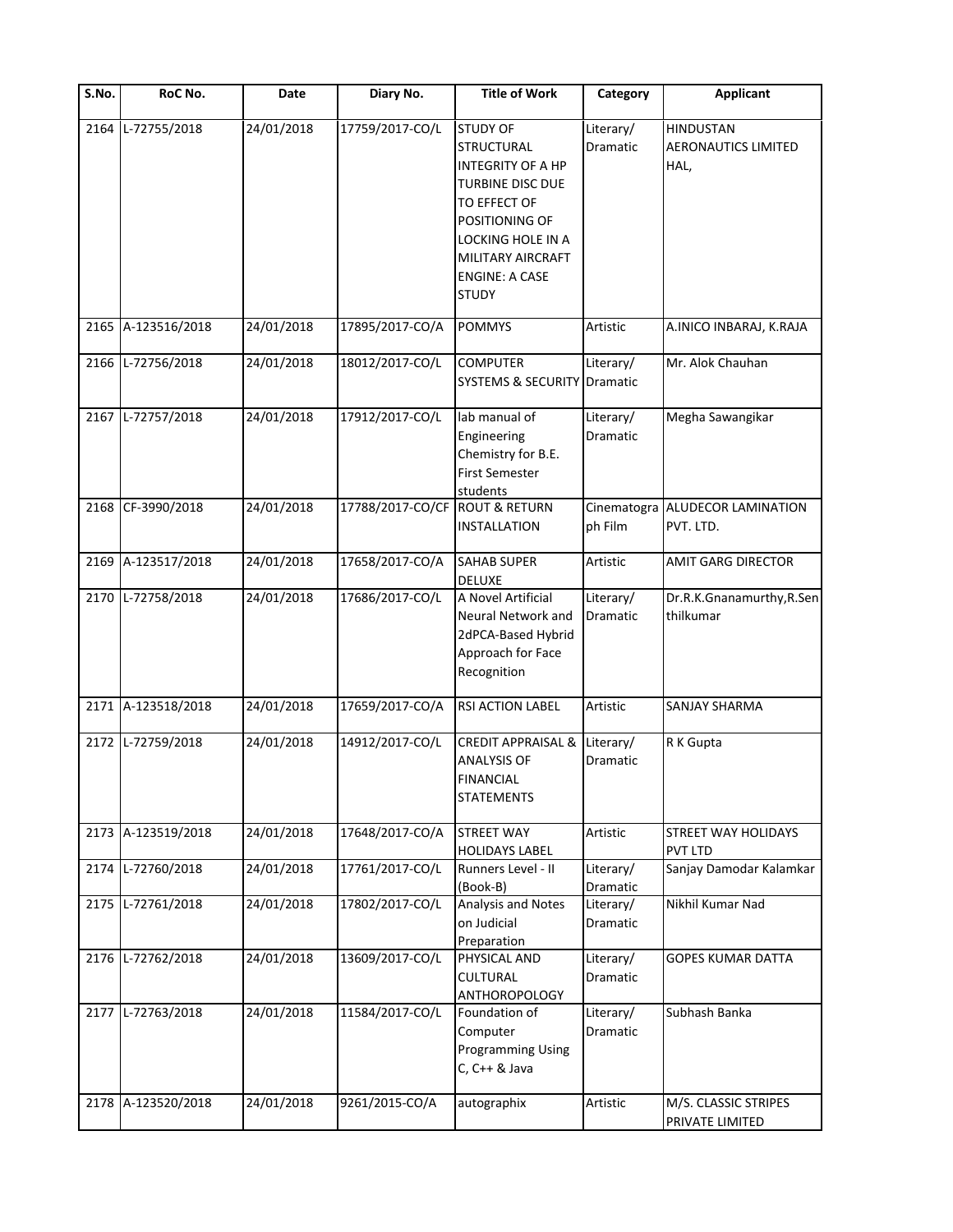| S.No. | RoC No. | Date | Diary No. | Title of Work | Category | Applicant |
|---|---|---|---|---|---|---|
| 2164 | L-72755/2018 | 24/01/2018 | 17759/2017-CO/L | STUDY OF STRUCTURAL INTEGRITY OF A HP TURBINE DISC DUE TO EFFECT OF POSITIONING OF LOCKING HOLE IN A MILITARY AIRCRAFT ENGINE: A CASE STUDY | Literary/ Dramatic | HINDUSTAN AERONAUTICS LIMITED HAL, |
| 2165 | A-123516/2018 | 24/01/2018 | 17895/2017-CO/A | POMMYS | Artistic | A.INICO INBARAJ, K.RAJA |
| 2166 | L-72756/2018 | 24/01/2018 | 18012/2017-CO/L | COMPUTER SYSTEMS & SECURITY | Literary/ Dramatic | Mr. Alok Chauhan |
| 2167 | L-72757/2018 | 24/01/2018 | 17912/2017-CO/L | lab manual of Engineering Chemistry for B.E. First Semester students | Literary/ Dramatic | Megha Sawangikar |
| 2168 | CF-3990/2018 | 24/01/2018 | 17788/2017-CO/CF | ROUT & RETURN INSTALLATION | Cinematograph Film | ALUDECOR LAMINATION PVT. LTD. |
| 2169 | A-123517/2018 | 24/01/2018 | 17658/2017-CO/A | SAHAB SUPER DELUXE | Artistic | AMIT GARG DIRECTOR |
| 2170 | L-72758/2018 | 24/01/2018 | 17686/2017-CO/L | A Novel Artificial Neural Network and 2dPCA-Based Hybrid Approach for Face Recognition | Literary/ Dramatic | Dr.R.K.Gnanamurthy,R.Senthilkumar |
| 2171 | A-123518/2018 | 24/01/2018 | 17659/2017-CO/A | RSI ACTION LABEL | Artistic | SANJAY SHARMA |
| 2172 | L-72759/2018 | 24/01/2018 | 14912/2017-CO/L | CREDIT APPRAISAL & ANALYSIS OF FINANCIAL STATEMENTS | Literary/ Dramatic | R K Gupta |
| 2173 | A-123519/2018 | 24/01/2018 | 17648/2017-CO/A | STREET WAY HOLIDAYS LABEL | Artistic | STREET WAY HOLIDAYS PVT LTD |
| 2174 | L-72760/2018 | 24/01/2018 | 17761/2017-CO/L | Runners Level - II (Book-B) | Literary/ Dramatic | Sanjay Damodar Kalamkar |
| 2175 | L-72761/2018 | 24/01/2018 | 17802/2017-CO/L | Analysis and Notes on Judicial Preparation | Literary/ Dramatic | Nikhil Kumar Nad |
| 2176 | L-72762/2018 | 24/01/2018 | 13609/2017-CO/L | PHYSICAL AND CULTURAL ANTHOROPOLOGY | Literary/ Dramatic | GOPES KUMAR DATTA |
| 2177 | L-72763/2018 | 24/01/2018 | 11584/2017-CO/L | Foundation of Computer Programming Using C, C++ & Java | Literary/ Dramatic | Subhash Banka |
| 2178 | A-123520/2018 | 24/01/2018 | 9261/2015-CO/A | autographix | Artistic | M/S. CLASSIC STRIPES PRIVATE LIMITED |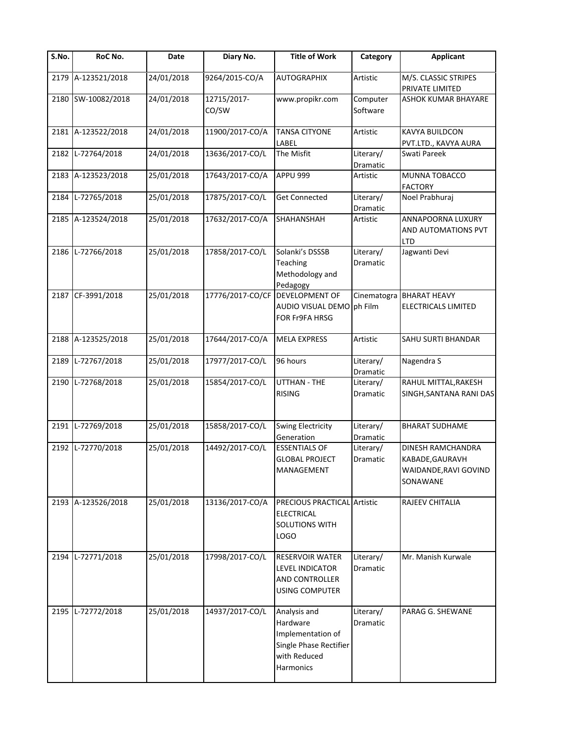| S.No. | RoC No. | Date | Diary No. | Title of Work | Category | Applicant |
|---|---|---|---|---|---|---|
| 2179 | A-123521/2018 | 24/01/2018 | 9264/2015-CO/A | AUTOGRAPHIX | Artistic | M/S. CLASSIC STRIPES PRIVATE LIMITED |
| 2180 | SW-10082/2018 | 24/01/2018 | 12715/2017-CO/SW | www.propikr.com | Computer Software | ASHOK KUMAR BHAYARE |
| 2181 | A-123522/2018 | 24/01/2018 | 11900/2017-CO/A | TANSA CITYONE LABEL | Artistic | KAVYA BUILDCON PVT.LTD., KAVYA AURA |
| 2182 | L-72764/2018 | 24/01/2018 | 13636/2017-CO/L | The Misfit | Literary/ Dramatic | Swati Pareek |
| 2183 | A-123523/2018 | 25/01/2018 | 17643/2017-CO/A | APPU 999 | Artistic | MUNNA TOBACCO FACTORY |
| 2184 | L-72765/2018 | 25/01/2018 | 17875/2017-CO/L | Get Connected | Literary/ Dramatic | Noel Prabhuraj |
| 2185 | A-123524/2018 | 25/01/2018 | 17632/2017-CO/A | SHAHANSHAH | Artistic | ANNAPOORNA LUXURY AND AUTOMATIONS PVT LTD |
| 2186 | L-72766/2018 | 25/01/2018 | 17858/2017-CO/L | Solanki's DSSSB Teaching Methodology and Pedagogy | Literary/ Dramatic | Jagwanti Devi |
| 2187 | CF-3991/2018 | 25/01/2018 | 17776/2017-CO/CF | DEVELOPMENT OF AUDIO VISUAL DEMO FOR Fr9FA HRSG | Cinematograph Film | BHARAT HEAVY ELECTRICALS LIMITED |
| 2188 | A-123525/2018 | 25/01/2018 | 17644/2017-CO/A | MELA EXPRESS | Artistic | SAHU SURTI BHANDAR |
| 2189 | L-72767/2018 | 25/01/2018 | 17977/2017-CO/L | 96 hours | Literary/ Dramatic | Nagendra S |
| 2190 | L-72768/2018 | 25/01/2018 | 15854/2017-CO/L | UTTHAN - THE RISING | Literary/ Dramatic | RAHUL MITTAL,RAKESH SINGH,SANTANA RANI DAS |
| 2191 | L-72769/2018 | 25/01/2018 | 15858/2017-CO/L | Swing Electricity Generation | Literary/ Dramatic | BHARAT SUDHAME |
| 2192 | L-72770/2018 | 25/01/2018 | 14492/2017-CO/L | ESSENTIALS OF GLOBAL PROJECT MANAGEMENT | Literary/ Dramatic | DINESH RAMCHANDRA KABADE,GAURAVH WAIDANDE,RAVI GOVIND SONAWANE |
| 2193 | A-123526/2018 | 25/01/2018 | 13136/2017-CO/A | PRECIOUS PRACTICAL ELECTRICAL SOLUTIONS WITH LOGO | Artistic | RAJEEV CHITALIA |
| 2194 | L-72771/2018 | 25/01/2018 | 17998/2017-CO/L | RESERVOIR WATER LEVEL INDICATOR AND CONTROLLER USING COMPUTER | Literary/ Dramatic | Mr. Manish Kurwale |
| 2195 | L-72772/2018 | 25/01/2018 | 14937/2017-CO/L | Analysis and Hardware Implementation of Single Phase Rectifier with Reduced Harmonics | Literary/ Dramatic | PARAG G. SHEWANE |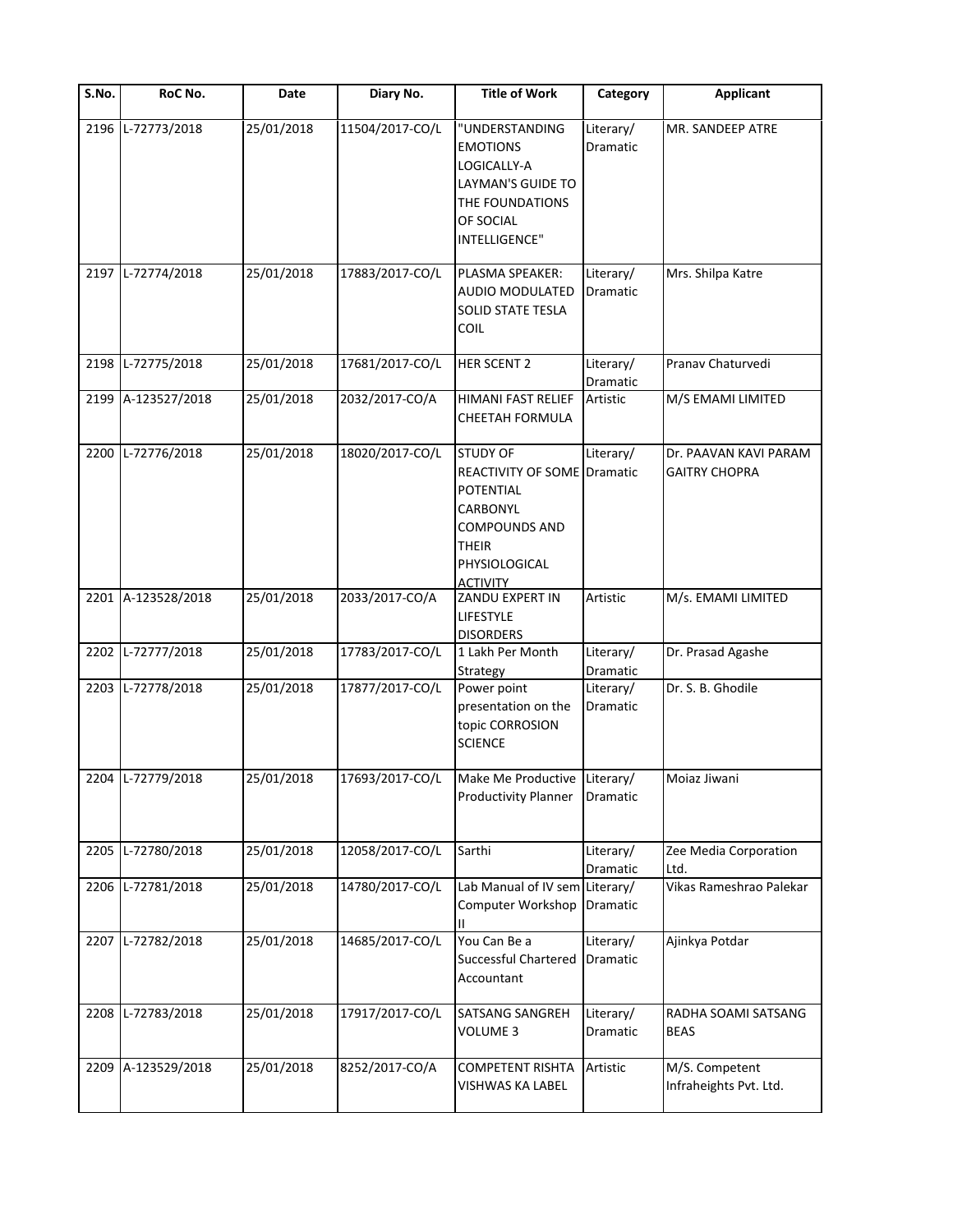| S.No. | RoC No. | Date | Diary No. | Title of Work | Category | Applicant |
| --- | --- | --- | --- | --- | --- | --- |
| 2196 | L-72773/2018 | 25/01/2018 | 11504/2017-CO/L | "UNDERSTANDING EMOTIONS LOGICALLY-A LAYMAN'S GUIDE TO THE FOUNDATIONS OF SOCIAL INTELLIGENCE" | Literary/ Dramatic | MR. SANDEEP ATRE |
| 2197 | L-72774/2018 | 25/01/2018 | 17883/2017-CO/L | PLASMA SPEAKER: AUDIO MODULATED SOLID STATE TESLA COIL | Literary/ Dramatic | Mrs. Shilpa Katre |
| 2198 | L-72775/2018 | 25/01/2018 | 17681/2017-CO/L | HER SCENT 2 | Literary/ Dramatic | Pranav Chaturvedi |
| 2199 | A-123527/2018 | 25/01/2018 | 2032/2017-CO/A | HIMANI FAST RELIEF CHEETAH FORMULA | Artistic | M/S EMAMI LIMITED |
| 2200 | L-72776/2018 | 25/01/2018 | 18020/2017-CO/L | STUDY OF REACTIVITY OF SOME POTENTIAL CARBONYL COMPOUNDS AND THEIR PHYSIOLOGICAL ACTIVITY | Literary/ Dramatic | Dr. PAAVAN KAVI PARAM GAITRY CHOPRA |
| 2201 | A-123528/2018 | 25/01/2018 | 2033/2017-CO/A | ZANDU EXPERT IN LIFESTYLE DISORDERS | Artistic | M/s. EMAMI LIMITED |
| 2202 | L-72777/2018 | 25/01/2018 | 17783/2017-CO/L | 1 Lakh Per Month Strategy | Literary/ Dramatic | Dr. Prasad Agashe |
| 2203 | L-72778/2018 | 25/01/2018 | 17877/2017-CO/L | Power point presentation on the topic CORROSION SCIENCE | Literary/ Dramatic | Dr. S. B. Ghodile |
| 2204 | L-72779/2018 | 25/01/2018 | 17693/2017-CO/L | Make Me Productive Productivity Planner | Literary/ Dramatic | Moiaz Jiwani |
| 2205 | L-72780/2018 | 25/01/2018 | 12058/2017-CO/L | Sarthi | Literary/ Dramatic | Zee Media Corporation Ltd. |
| 2206 | L-72781/2018 | 25/01/2018 | 14780/2017-CO/L | Lab Manual of IV sem Computer Workshop II | Literary/ Dramatic | Vikas Rameshrao Palekar |
| 2207 | L-72782/2018 | 25/01/2018 | 14685/2017-CO/L | You Can Be a Successful Chartered Accountant | Literary/ Dramatic | Ajinkya Potdar |
| 2208 | L-72783/2018 | 25/01/2018 | 17917/2017-CO/L | SATSANG SANGREH VOLUME 3 | Literary/ Dramatic | RADHA SOAMI SATSANG BEAS |
| 2209 | A-123529/2018 | 25/01/2018 | 8252/2017-CO/A | COMPETENT RISHTA VISHWAS KA LABEL | Artistic | M/S. Competent Infraheights Pvt. Ltd. |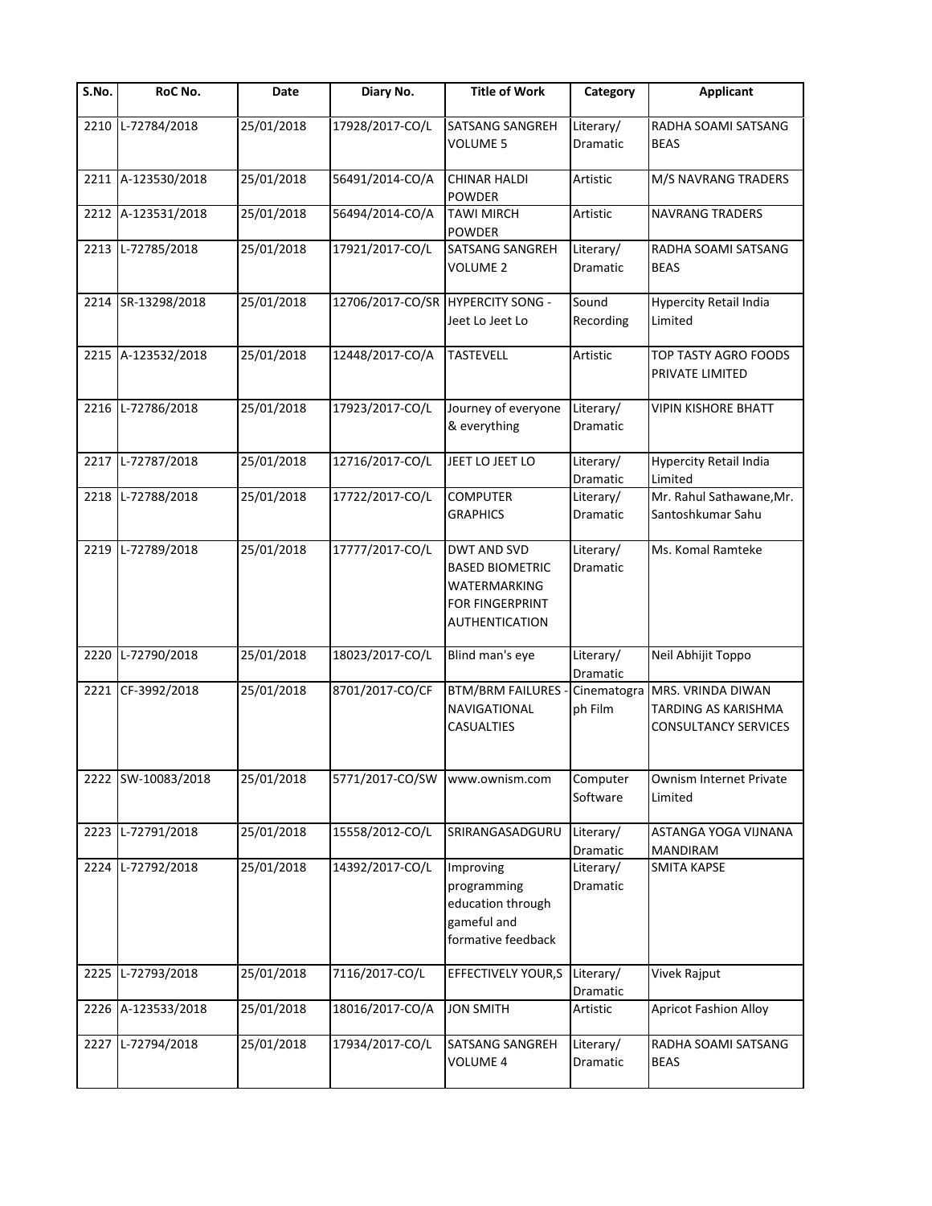| S.No. | RoC No. | Date | Diary No. | Title of Work | Category | Applicant |
|---|---|---|---|---|---|---|
| 2210 | L-72784/2018 | 25/01/2018 | 17928/2017-CO/L | SATSANG SANGREH VOLUME 5 | Literary/ Dramatic | RADHA SOAMI SATSANG BEAS |
| 2211 | A-123530/2018 | 25/01/2018 | 56491/2014-CO/A | CHINAR HALDI POWDER | Artistic | M/S NAVRANG TRADERS |
| 2212 | A-123531/2018 | 25/01/2018 | 56494/2014-CO/A | TAWI MIRCH POWDER | Artistic | NAVRANG TRADERS |
| 2213 | L-72785/2018 | 25/01/2018 | 17921/2017-CO/L | SATSANG SANGREH VOLUME 2 | Literary/ Dramatic | RADHA SOAMI SATSANG BEAS |
| 2214 | SR-13298/2018 | 25/01/2018 | 12706/2017-CO/SR | HYPERCITY SONG - Jeet Lo Jeet Lo | Sound Recording | Hypercity Retail India Limited |
| 2215 | A-123532/2018 | 25/01/2018 | 12448/2017-CO/A | TASTEVELL | Artistic | TOP TASTY AGRO FOODS PRIVATE LIMITED |
| 2216 | L-72786/2018 | 25/01/2018 | 17923/2017-CO/L | Journey of everyone & everything | Literary/ Dramatic | VIPIN KISHORE BHATT |
| 2217 | L-72787/2018 | 25/01/2018 | 12716/2017-CO/L | JEET LO JEET LO | Literary/ Dramatic | Hypercity Retail India Limited |
| 2218 | L-72788/2018 | 25/01/2018 | 17722/2017-CO/L | COMPUTER GRAPHICS | Literary/ Dramatic | Mr. Rahul Sathawane,Mr. Santoshkumar Sahu |
| 2219 | L-72789/2018 | 25/01/2018 | 17777/2017-CO/L | DWT AND SVD BASED BIOMETRIC WATERMARKING FOR FINGERPRINT AUTHENTICATION | Literary/ Dramatic | Ms. Komal Ramteke |
| 2220 | L-72790/2018 | 25/01/2018 | 18023/2017-CO/L | Blind man's eye | Literary/ Dramatic | Neil Abhijit Toppo |
| 2221 | CF-3992/2018 | 25/01/2018 | 8701/2017-CO/CF | BTM/BRM FAILURES - NAVIGATIONAL CASUALTIES | Cinematograph Film | MRS. VRINDA DIWAN TARDING AS KARISHMA CONSULTANCY SERVICES |
| 2222 | SW-10083/2018 | 25/01/2018 | 5771/2017-CO/SW | www.ownism.com | Computer Software | Ownism Internet Private Limited |
| 2223 | L-72791/2018 | 25/01/2018 | 15558/2012-CO/L | SRIRANGASADGURU | Literary/ Dramatic | ASTANGA YOGA VIJNANA MANDIRAM |
| 2224 | L-72792/2018 | 25/01/2018 | 14392/2017-CO/L | Improving programming education through gameful and formative feedback | Literary/ Dramatic | SMITA KAPSE |
| 2225 | L-72793/2018 | 25/01/2018 | 7116/2017-CO/L | EFFECTIVELY YOUR,S | Literary/ Dramatic | Vivek Rajput |
| 2226 | A-123533/2018 | 25/01/2018 | 18016/2017-CO/A | JON SMITH | Artistic | Apricot Fashion Alloy |
| 2227 | L-72794/2018 | 25/01/2018 | 17934/2017-CO/L | SATSANG SANGREH VOLUME 4 | Literary/ Dramatic | RADHA SOAMI SATSANG BEAS |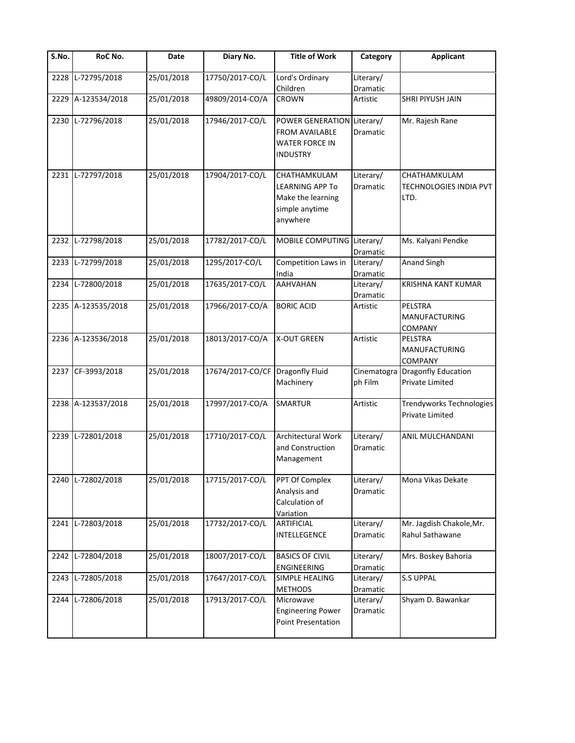| S.No. | RoC No. | Date | Diary No. | Title of Work | Category | Applicant |
|---|---|---|---|---|---|---|
| 2228 | L-72795/2018 | 25/01/2018 | 17750/2017-CO/L | Lord's Ordinary Children | Literary/ Dramatic | |
| 2229 | A-123534/2018 | 25/01/2018 | 49809/2014-CO/A | CROWN | Artistic | SHRI PIYUSH JAIN |
| 2230 | L-72796/2018 | 25/01/2018 | 17946/2017-CO/L | POWER GENERATION FROM AVAILABLE WATER FORCE IN INDUSTRY | Literary/ Dramatic | Mr. Rajesh Rane |
| 2231 | L-72797/2018 | 25/01/2018 | 17904/2017-CO/L | CHATHAMKULAM LEARNING APP To Make the learning simple anytime anywhere | Literary/ Dramatic | CHATHAMKULAM TECHNOLOGIES INDIA PVT LTD. |
| 2232 | L-72798/2018 | 25/01/2018 | 17782/2017-CO/L | MOBILE COMPUTING | Literary/ Dramatic | Ms. Kalyani Pendke |
| 2233 | L-72799/2018 | 25/01/2018 | 1295/2017-CO/L | Competition Laws in India | Literary/ Dramatic | Anand Singh |
| 2234 | L-72800/2018 | 25/01/2018 | 17635/2017-CO/L | AAHVAHAN | Literary/ Dramatic | KRISHNA KANT KUMAR |
| 2235 | A-123535/2018 | 25/01/2018 | 17966/2017-CO/A | BORIC ACID | Artistic | PELSTRA MANUFACTURING COMPANY |
| 2236 | A-123536/2018 | 25/01/2018 | 18013/2017-CO/A | X-OUT GREEN | Artistic | PELSTRA MANUFACTURING COMPANY |
| 2237 | CF-3993/2018 | 25/01/2018 | 17674/2017-CO/CF | Dragonfly Fluid Machinery | Cinematograph Film | Dragonfly Education Private Limited |
| 2238 | A-123537/2018 | 25/01/2018 | 17997/2017-CO/A | SMARTUR | Artistic | Trendyworks Technologies Private Limited |
| 2239 | L-72801/2018 | 25/01/2018 | 17710/2017-CO/L | Architectural Work and Construction Management | Literary/ Dramatic | ANIL MULCHANDANI |
| 2240 | L-72802/2018 | 25/01/2018 | 17715/2017-CO/L | PPT Of Complex Analysis and Calculation of Variation | Literary/ Dramatic | Mona Vikas Dekate |
| 2241 | L-72803/2018 | 25/01/2018 | 17732/2017-CO/L | ARTIFICIAL INTELLEGENCE | Literary/ Dramatic | Mr. Jagdish Chakole,Mr. Rahul Sathawane |
| 2242 | L-72804/2018 | 25/01/2018 | 18007/2017-CO/L | BASICS OF CIVIL ENGINEERING | Literary/ Dramatic | Mrs. Boskey Bahoria |
| 2243 | L-72805/2018 | 25/01/2018 | 17647/2017-CO/L | SIMPLE HEALING METHODS | Literary/ Dramatic | S.S UPPAL |
| 2244 | L-72806/2018 | 25/01/2018 | 17913/2017-CO/L | Microwave Engineering Power Point Presentation | Literary/ Dramatic | Shyam D. Bawankar |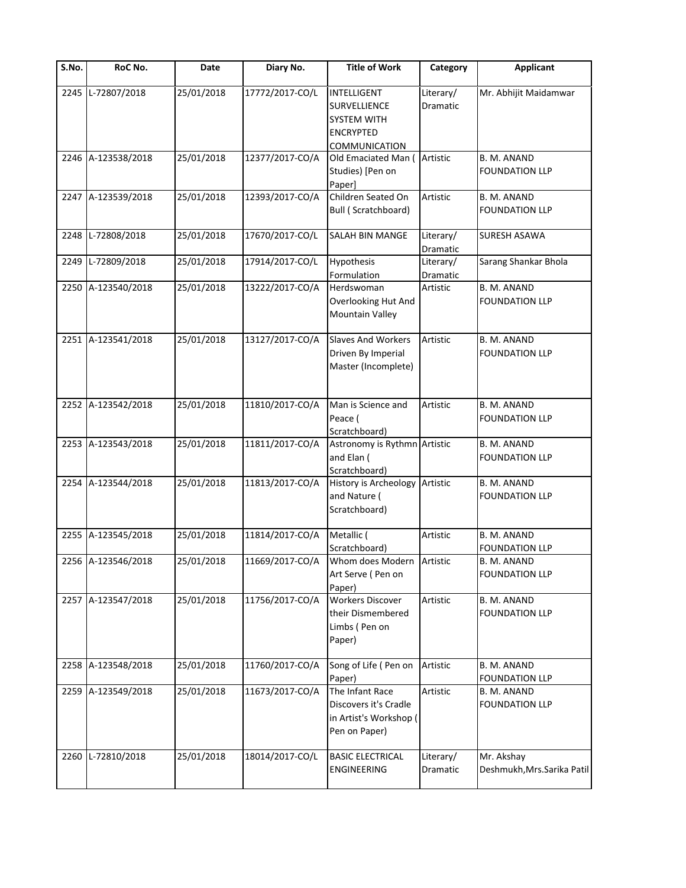| S.No. | RoC No. | Date | Diary No. | Title of Work | Category | Applicant |
|---|---|---|---|---|---|---|
| 2245 | L-72807/2018 | 25/01/2018 | 17772/2017-CO/L | INTELLIGENT SURVELLIENCE SYSTEM WITH ENCRYPTED COMMUNICATION | Literary/ Dramatic | Mr. Abhijit Maidamwar |
| 2246 | A-123538/2018 | 25/01/2018 | 12377/2017-CO/A | Old Emaciated Man ( Studies) [Pen on Paper] | Artistic | B. M. ANAND FOUNDATION LLP |
| 2247 | A-123539/2018 | 25/01/2018 | 12393/2017-CO/A | Children Seated On Bull ( Scratchboard) | Artistic | B. M. ANAND FOUNDATION LLP |
| 2248 | L-72808/2018 | 25/01/2018 | 17670/2017-CO/L | SALAH BIN MANGE | Literary/ Dramatic | SURESH ASAWA |
| 2249 | L-72809/2018 | 25/01/2018 | 17914/2017-CO/L | Hypothesis Formulation | Literary/ Dramatic | Sarang Shankar Bhola |
| 2250 | A-123540/2018 | 25/01/2018 | 13222/2017-CO/A | Herdswoman Overlooking Hut And Mountain Valley | Artistic | B. M. ANAND FOUNDATION LLP |
| 2251 | A-123541/2018 | 25/01/2018 | 13127/2017-CO/A | Slaves And Workers Driven By Imperial Master (Incomplete) | Artistic | B. M. ANAND FOUNDATION LLP |
| 2252 | A-123542/2018 | 25/01/2018 | 11810/2017-CO/A | Man is Science and Peace ( Scratchboard) | Artistic | B. M. ANAND FOUNDATION LLP |
| 2253 | A-123543/2018 | 25/01/2018 | 11811/2017-CO/A | Astronomy is Rythmn and Elan ( Scratchboard) | Artistic | B. M. ANAND FOUNDATION LLP |
| 2254 | A-123544/2018 | 25/01/2018 | 11813/2017-CO/A | History is Archeology and Nature ( Scratchboard) | Artistic | B. M. ANAND FOUNDATION LLP |
| 2255 | A-123545/2018 | 25/01/2018 | 11814/2017-CO/A | Metallic ( Scratchboard) | Artistic | B. M. ANAND FOUNDATION LLP |
| 2256 | A-123546/2018 | 25/01/2018 | 11669/2017-CO/A | Whom does Modern Art Serve ( Pen on Paper) | Artistic | B. M. ANAND FOUNDATION LLP |
| 2257 | A-123547/2018 | 25/01/2018 | 11756/2017-CO/A | Workers Discover their Dismembered Limbs ( Pen on Paper) | Artistic | B. M. ANAND FOUNDATION LLP |
| 2258 | A-123548/2018 | 25/01/2018 | 11760/2017-CO/A | Song of Life ( Pen on Paper) | Artistic | B. M. ANAND FOUNDATION LLP |
| 2259 | A-123549/2018 | 25/01/2018 | 11673/2017-CO/A | The Infant Race Discovers it's Cradle in Artist's Workshop ( Pen on Paper) | Artistic | B. M. ANAND FOUNDATION LLP |
| 2260 | L-72810/2018 | 25/01/2018 | 18014/2017-CO/L | BASIC ELECTRICAL ENGINEERING | Literary/ Dramatic | Mr. Akshay Deshmukh,Mrs.Sarika Patil |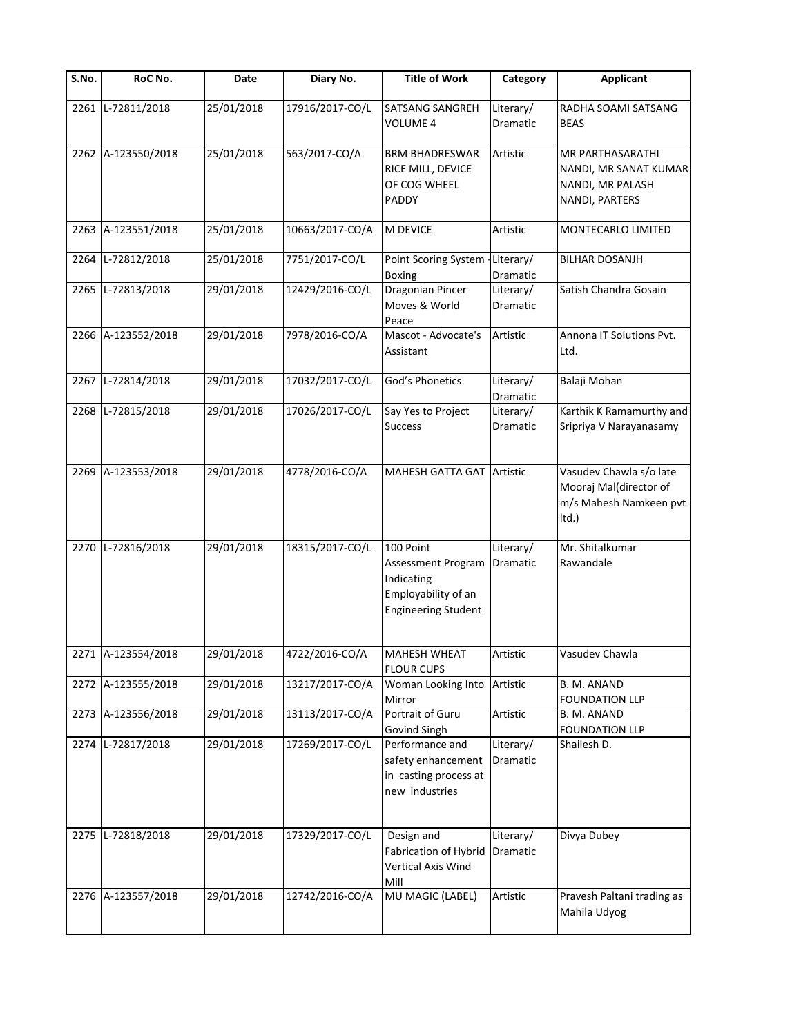| S.No. | RoC No. | Date | Diary No. | Title of Work | Category | Applicant |
|---|---|---|---|---|---|---|
| 2261 | L-72811/2018 | 25/01/2018 | 17916/2017-CO/L | SATSANG SANGREH VOLUME 4 | Literary/ Dramatic | RADHA SOAMI SATSANG BEAS |
| 2262 | A-123550/2018 | 25/01/2018 | 563/2017-CO/A | BRM BHADRESWAR RICE MILL, DEVICE OF COG WHEEL PADDY | Artistic | MR PARTHASARATHI NANDI, MR SANAT KUMAR NANDI, MR PALASH NANDI, PARTERS |
| 2263 | A-123551/2018 | 25/01/2018 | 10663/2017-CO/A | M DEVICE | Artistic | MONTECARLO LIMITED |
| 2264 | L-72812/2018 | 25/01/2018 | 7751/2017-CO/L | Point Scoring System - Boxing | Literary/ Dramatic | BILHAR DOSANJH |
| 2265 | L-72813/2018 | 29/01/2018 | 12429/2016-CO/L | Dragonian Pincer Moves & World Peace | Literary/ Dramatic | Satish Chandra Gosain |
| 2266 | A-123552/2018 | 29/01/2018 | 7978/2016-CO/A | Mascot - Advocate's Assistant | Artistic | Annona IT Solutions Pvt. Ltd. |
| 2267 | L-72814/2018 | 29/01/2018 | 17032/2017-CO/L | God's Phonetics | Literary/ Dramatic | Balaji Mohan |
| 2268 | L-72815/2018 | 29/01/2018 | 17026/2017-CO/L | Say Yes to Project Success | Literary/ Dramatic | Karthik K Ramamurthy and Sripriya V Narayanasamy |
| 2269 | A-123553/2018 | 29/01/2018 | 4778/2016-CO/A | MAHESH GATTA GAT | Artistic | Vasudev Chawla s/o late Mooraj Mal(director of m/s Mahesh Namkeen pvt ltd.) |
| 2270 | L-72816/2018 | 29/01/2018 | 18315/2017-CO/L | 100 Point Assessment Program Indicating Employability of an Engineering Student | Literary/ Dramatic | Mr. Shitalkumar Rawandale |
| 2271 | A-123554/2018 | 29/01/2018 | 4722/2016-CO/A | MAHESH WHEAT FLOUR CUPS | Artistic | Vasudev Chawla |
| 2272 | A-123555/2018 | 29/01/2018 | 13217/2017-CO/A | Woman Looking Into Mirror | Artistic | B. M. ANAND FOUNDATION LLP |
| 2273 | A-123556/2018 | 29/01/2018 | 13113/2017-CO/A | Portrait of Guru Govind Singh | Artistic | B. M. ANAND FOUNDATION LLP |
| 2274 | L-72817/2018 | 29/01/2018 | 17269/2017-CO/L | Performance and safety enhancement in casting process at new industries | Literary/ Dramatic | Shailesh D. |
| 2275 | L-72818/2018 | 29/01/2018 | 17329/2017-CO/L | Design and Fabrication of Hybrid Vertical Axis Wind Mill | Literary/ Dramatic | Divya Dubey |
| 2276 | A-123557/2018 | 29/01/2018 | 12742/2016-CO/A | MU MAGIC (LABEL) | Artistic | Pravesh Paltani trading as Mahila Udyog |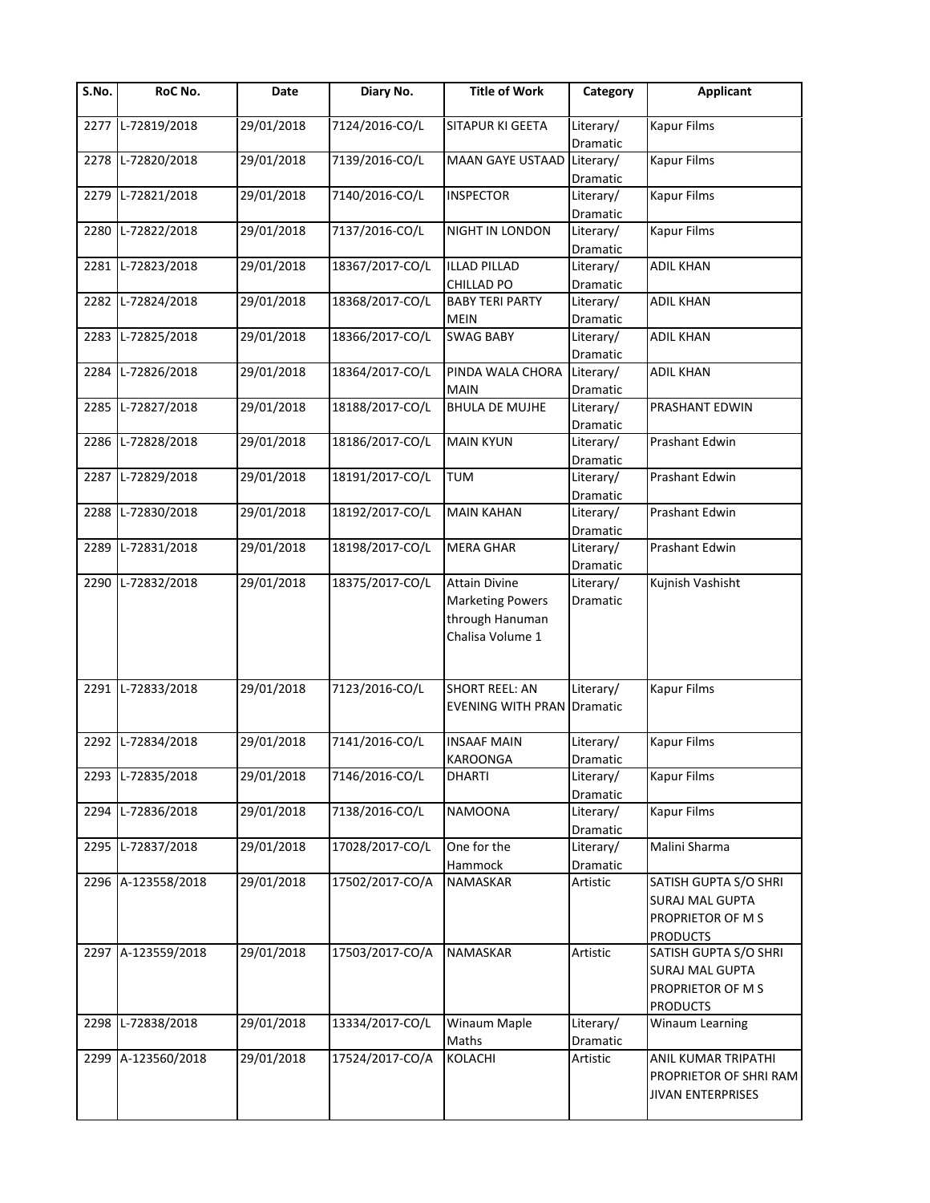| S.No. | RoC No. | Date | Diary No. | Title of Work | Category | Applicant |
|---|---|---|---|---|---|---|
| 2277 | L-72819/2018 | 29/01/2018 | 7124/2016-CO/L | SITAPUR KI GEETA | Literary/ Dramatic | Kapur Films |
| 2278 | L-72820/2018 | 29/01/2018 | 7139/2016-CO/L | MAAN GAYE USTAAD | Literary/ Dramatic | Kapur Films |
| 2279 | L-72821/2018 | 29/01/2018 | 7140/2016-CO/L | INSPECTOR | Literary/ Dramatic | Kapur Films |
| 2280 | L-72822/2018 | 29/01/2018 | 7137/2016-CO/L | NIGHT IN LONDON | Literary/ Dramatic | Kapur Films |
| 2281 | L-72823/2018 | 29/01/2018 | 18367/2017-CO/L | ILLAD PILLAD CHILLAD PO | Literary/ Dramatic | ADIL KHAN |
| 2282 | L-72824/2018 | 29/01/2018 | 18368/2017-CO/L | BABY TERI PARTY MEIN | Literary/ Dramatic | ADIL KHAN |
| 2283 | L-72825/2018 | 29/01/2018 | 18366/2017-CO/L | SWAG BABY | Literary/ Dramatic | ADIL KHAN |
| 2284 | L-72826/2018 | 29/01/2018 | 18364/2017-CO/L | PINDA WALA CHORA MAIN | Literary/ Dramatic | ADIL KHAN |
| 2285 | L-72827/2018 | 29/01/2018 | 18188/2017-CO/L | BHULA DE MUJHE | Literary/ Dramatic | PRASHANT EDWIN |
| 2286 | L-72828/2018 | 29/01/2018 | 18186/2017-CO/L | MAIN KYUN | Literary/ Dramatic | Prashant Edwin |
| 2287 | L-72829/2018 | 29/01/2018 | 18191/2017-CO/L | TUM | Literary/ Dramatic | Prashant Edwin |
| 2288 | L-72830/2018 | 29/01/2018 | 18192/2017-CO/L | MAIN KAHAN | Literary/ Dramatic | Prashant Edwin |
| 2289 | L-72831/2018 | 29/01/2018 | 18198/2017-CO/L | MERA GHAR | Literary/ Dramatic | Prashant Edwin |
| 2290 | L-72832/2018 | 29/01/2018 | 18375/2017-CO/L | Attain Divine Marketing Powers through Hanuman Chalisa Volume 1 | Literary/ Dramatic | Kujnish Vashisht |
| 2291 | L-72833/2018 | 29/01/2018 | 7123/2016-CO/L | SHORT REEL: AN EVENING WITH PRAN | Literary/ Dramatic | Kapur Films |
| 2292 | L-72834/2018 | 29/01/2018 | 7141/2016-CO/L | INSAAF MAIN KAROONGA | Literary/ Dramatic | Kapur Films |
| 2293 | L-72835/2018 | 29/01/2018 | 7146/2016-CO/L | DHARTI | Literary/ Dramatic | Kapur Films |
| 2294 | L-72836/2018 | 29/01/2018 | 7138/2016-CO/L | NAMOONA | Literary/ Dramatic | Kapur Films |
| 2295 | L-72837/2018 | 29/01/2018 | 17028/2017-CO/L | One for the Hammock | Literary/ Dramatic | Malini Sharma |
| 2296 | A-123558/2018 | 29/01/2018 | 17502/2017-CO/A | NAMASKAR | Artistic | SATISH GUPTA S/O SHRI SURAJ MAL GUPTA PROPRIETOR OF M S PRODUCTS |
| 2297 | A-123559/2018 | 29/01/2018 | 17503/2017-CO/A | NAMASKAR | Artistic | SATISH GUPTA S/O SHRI SURAJ MAL GUPTA PROPRIETOR OF M S PRODUCTS |
| 2298 | L-72838/2018 | 29/01/2018 | 13334/2017-CO/L | Winaum Maple Maths | Literary/ Dramatic | Winaum Learning |
| 2299 | A-123560/2018 | 29/01/2018 | 17524/2017-CO/A | KOLACHI | Artistic | ANIL KUMAR TRIPATHI PROPRIETOR OF SHRI RAM JIVAN ENTERPRISES |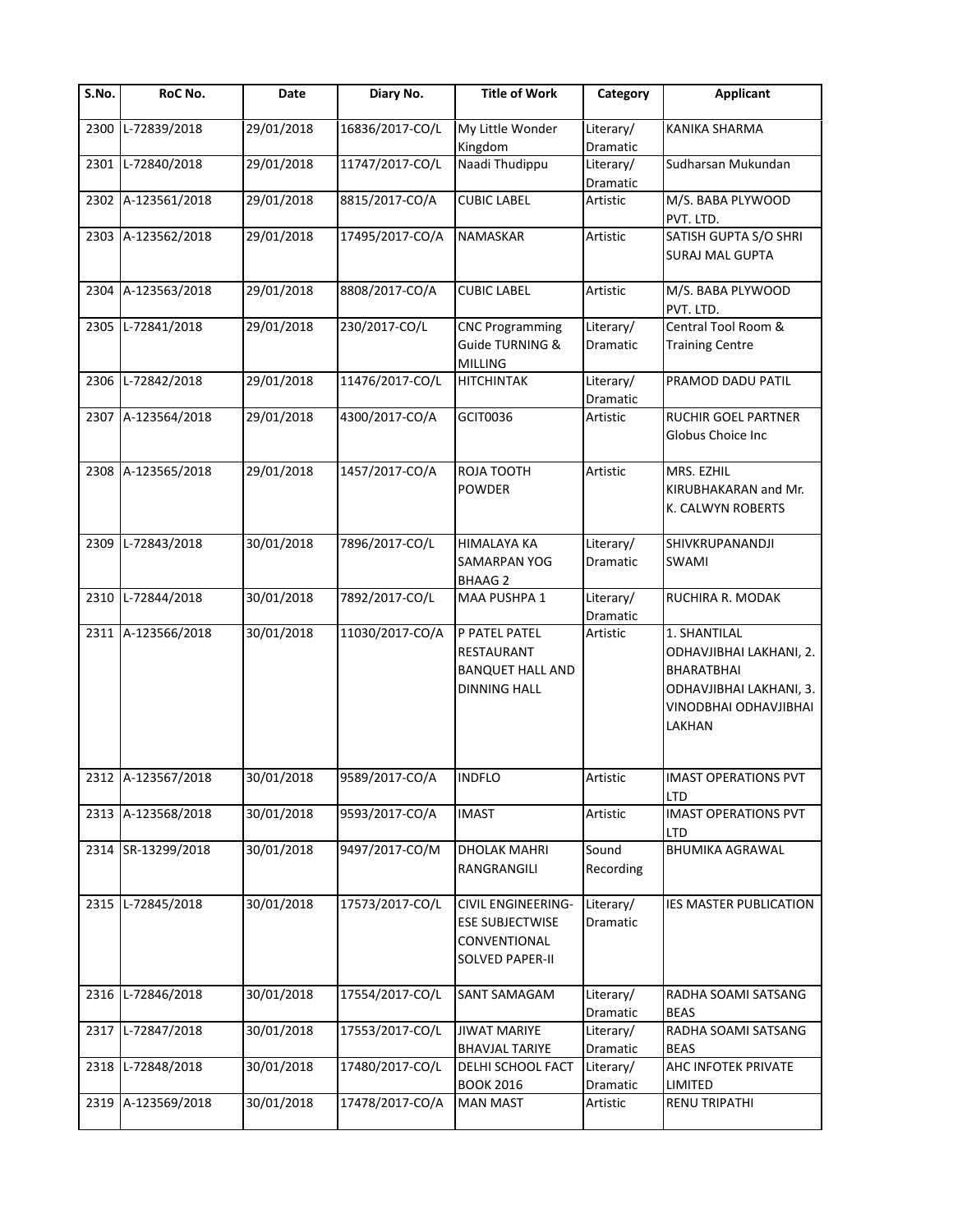| S.No. | RoC No. | Date | Diary No. | Title of Work | Category | Applicant |
|---|---|---|---|---|---|---|
| 2300 | L-72839/2018 | 29/01/2018 | 16836/2017-CO/L | My Little Wonder Kingdom | Literary/ Dramatic | KANIKA SHARMA |
| 2301 | L-72840/2018 | 29/01/2018 | 11747/2017-CO/L | Naadi Thudippu | Literary/ Dramatic | Sudharsan Mukundan |
| 2302 | A-123561/2018 | 29/01/2018 | 8815/2017-CO/A | CUBIC LABEL | Artistic | M/S. BABA PLYWOOD PVT. LTD. |
| 2303 | A-123562/2018 | 29/01/2018 | 17495/2017-CO/A | NAMASKAR | Artistic | SATISH GUPTA S/O SHRI SURAJ MAL GUPTA |
| 2304 | A-123563/2018 | 29/01/2018 | 8808/2017-CO/A | CUBIC LABEL | Artistic | M/S. BABA PLYWOOD PVT. LTD. |
| 2305 | L-72841/2018 | 29/01/2018 | 230/2017-CO/L | CNC Programming Guide TURNING & MILLING | Literary/ Dramatic | Central Tool Room & Training Centre |
| 2306 | L-72842/2018 | 29/01/2018 | 11476/2017-CO/L | HITCHINTAK | Literary/ Dramatic | PRAMOD DADU PATIL |
| 2307 | A-123564/2018 | 29/01/2018 | 4300/2017-CO/A | GCIT0036 | Artistic | RUCHIR GOEL PARTNER Globus Choice Inc |
| 2308 | A-123565/2018 | 29/01/2018 | 1457/2017-CO/A | ROJA TOOTH POWDER | Artistic | MRS. EZHIL KIRUBHAKARAN and Mr. K. CALWYN ROBERTS |
| 2309 | L-72843/2018 | 30/01/2018 | 7896/2017-CO/L | HIMALAYA KA SAMARPAN YOG BHAAG 2 | Literary/ Dramatic | SHIVKRUPANANDJI SWAMI |
| 2310 | L-72844/2018 | 30/01/2018 | 7892/2017-CO/L | MAA PUSHPA 1 | Literary/ Dramatic | RUCHIRA R. MODAK |
| 2311 | A-123566/2018 | 30/01/2018 | 11030/2017-CO/A | P PATEL PATEL RESTAURANT BANQUET HALL AND DINNING HALL | Artistic | 1. SHANTILAL ODHAVJIBHAI LAKHANI, 2. BHARATBHAI ODHAVJIBHAI LAKHANI, 3. VINODBHAI ODHAVJIBHAI LAKHAN |
| 2312 | A-123567/2018 | 30/01/2018 | 9589/2017-CO/A | INDFLO | Artistic | IMAST OPERATIONS PVT LTD |
| 2313 | A-123568/2018 | 30/01/2018 | 9593/2017-CO/A | IMAST | Artistic | IMAST OPERATIONS PVT LTD |
| 2314 | SR-13299/2018 | 30/01/2018 | 9497/2017-CO/M | DHOLAK MAHRI RANGRANGILI | Sound Recording | BHUMIKA AGRAWAL |
| 2315 | L-72845/2018 | 30/01/2018 | 17573/2017-CO/L | CIVIL ENGINEERING-ESE SUBJECTWISE CONVENTIONAL SOLVED PAPER-II | Literary/ Dramatic | IES MASTER PUBLICATION |
| 2316 | L-72846/2018 | 30/01/2018 | 17554/2017-CO/L | SANT SAMAGAM | Literary/ Dramatic | RADHA SOAMI SATSANG BEAS |
| 2317 | L-72847/2018 | 30/01/2018 | 17553/2017-CO/L | JIWAT MARIYE BHAVJAL TARIYE | Literary/ Dramatic | RADHA SOAMI SATSANG BEAS |
| 2318 | L-72848/2018 | 30/01/2018 | 17480/2017-CO/L | DELHI SCHOOL FACT BOOK 2016 | Literary/ Dramatic | AHC INFOTEK PRIVATE LIMITED |
| 2319 | A-123569/2018 | 30/01/2018 | 17478/2017-CO/A | MAN MAST | Artistic | RENU TRIPATHI |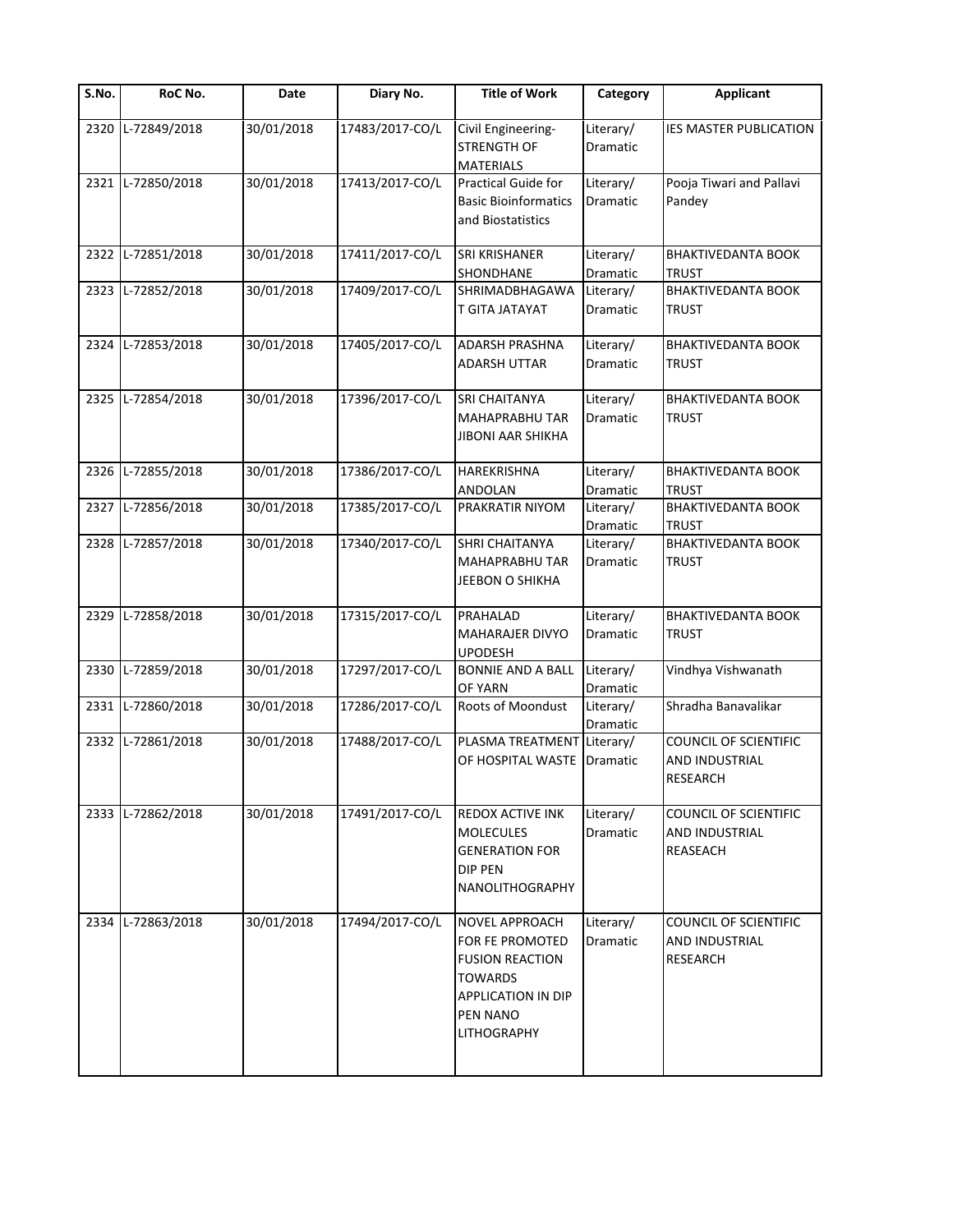| S.No. | RoC No. | Date | Diary No. | Title of Work | Category | Applicant |
|---|---|---|---|---|---|---|
| 2320 | L-72849/2018 | 30/01/2018 | 17483/2017-CO/L | Civil Engineering-STRENGTH OF MATERIALS | Literary/ Dramatic | IES MASTER PUBLICATION |
| 2321 | L-72850/2018 | 30/01/2018 | 17413/2017-CO/L | Practical Guide for Basic Bioinformatics and Biostatistics | Literary/ Dramatic | Pooja Tiwari and Pallavi Pandey |
| 2322 | L-72851/2018 | 30/01/2018 | 17411/2017-CO/L | SRI KRISHANER SHONDHANE | Literary/ Dramatic | BHAKTIVEDANTA BOOK TRUST |
| 2323 | L-72852/2018 | 30/01/2018 | 17409/2017-CO/L | SHRIMADBHAGAWAT GITA JATAYAT | Literary/ Dramatic | BHAKTIVEDANTA BOOK TRUST |
| 2324 | L-72853/2018 | 30/01/2018 | 17405/2017-CO/L | ADARSH PRASHNA ADARSH UTTAR | Literary/ Dramatic | BHAKTIVEDANTA BOOK TRUST |
| 2325 | L-72854/2018 | 30/01/2018 | 17396/2017-CO/L | SRI CHAITANYA MAHAPRABHU TAR JIBONI AAR SHIKHA | Literary/ Dramatic | BHAKTIVEDANTA BOOK TRUST |
| 2326 | L-72855/2018 | 30/01/2018 | 17386/2017-CO/L | HAREKRISHNA ANDOLAN | Literary/ Dramatic | BHAKTIVEDANTA BOOK TRUST |
| 2327 | L-72856/2018 | 30/01/2018 | 17385/2017-CO/L | PRAKRATIR NIYOM | Literary/ Dramatic | BHAKTIVEDANTA BOOK TRUST |
| 2328 | L-72857/2018 | 30/01/2018 | 17340/2017-CO/L | SHRI CHAITANYA MAHAPRABHU TAR JEEBON O SHIKHA | Literary/ Dramatic | BHAKTIVEDANTA BOOK TRUST |
| 2329 | L-72858/2018 | 30/01/2018 | 17315/2017-CO/L | PRAHALAD MAHARAJER DIVYO UPODESH | Literary/ Dramatic | BHAKTIVEDANTA BOOK TRUST |
| 2330 | L-72859/2018 | 30/01/2018 | 17297/2017-CO/L | BONNIE AND A BALL OF YARN | Literary/ Dramatic | Vindhya Vishwanath |
| 2331 | L-72860/2018 | 30/01/2018 | 17286/2017-CO/L | Roots of Moondust | Literary/ Dramatic | Shradha Banavalikar |
| 2332 | L-72861/2018 | 30/01/2018 | 17488/2017-CO/L | PLASMA TREATMENT OF HOSPITAL WASTE | Literary/ Dramatic | COUNCIL OF SCIENTIFIC AND INDUSTRIAL RESEARCH |
| 2333 | L-72862/2018 | 30/01/2018 | 17491/2017-CO/L | REDOX ACTIVE INK MOLECULES GENERATION FOR DIP PEN NANOLITHOGRAPHY | Literary/ Dramatic | COUNCIL OF SCIENTIFIC AND INDUSTRIAL REASEACH |
| 2334 | L-72863/2018 | 30/01/2018 | 17494/2017-CO/L | NOVEL APPROACH FOR FE PROMOTED FUSION REACTION TOWARDS APPLICATION IN DIP PEN NANO LITHOGRAPHY | Literary/ Dramatic | COUNCIL OF SCIENTIFIC AND INDUSTRIAL RESEARCH |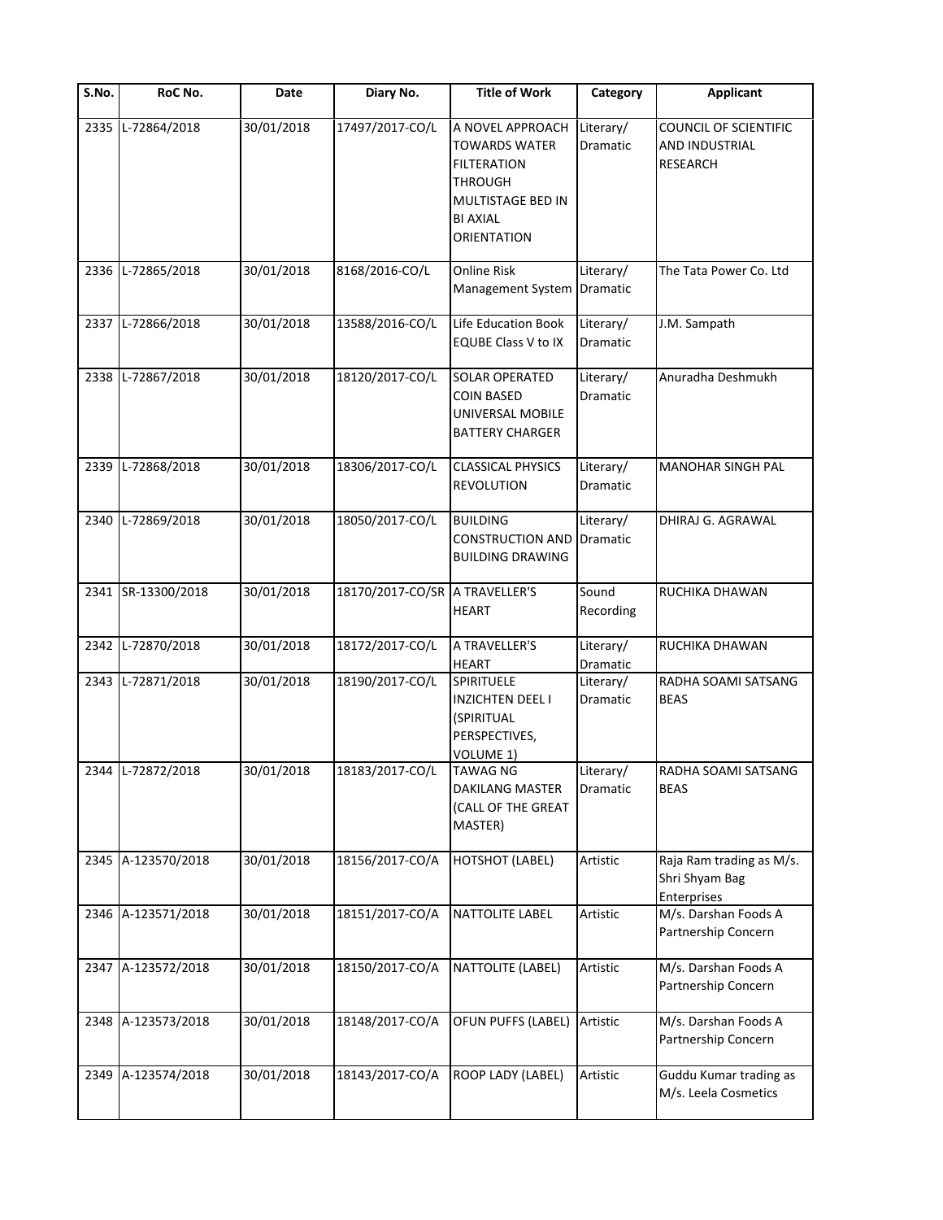| S.No. | RoC No. | Date | Diary No. | Title of Work | Category | Applicant |
|---|---|---|---|---|---|---|
| 2335 | L-72864/2018 | 30/01/2018 | 17497/2017-CO/L | A NOVEL APPROACH TOWARDS WATER FILTERATION THROUGH MULTISTAGE BED IN BI AXIAL ORIENTATION | Literary/ Dramatic | COUNCIL OF SCIENTIFIC AND INDUSTRIAL RESEARCH |
| 2336 | L-72865/2018 | 30/01/2018 | 8168/2016-CO/L | Online Risk Management System | Literary/ Dramatic | The Tata Power Co. Ltd |
| 2337 | L-72866/2018 | 30/01/2018 | 13588/2016-CO/L | Life Education Book EQUBE Class V to IX | Literary/ Dramatic | J.M. Sampath |
| 2338 | L-72867/2018 | 30/01/2018 | 18120/2017-CO/L | SOLAR OPERATED COIN BASED UNIVERSAL MOBILE BATTERY CHARGER | Literary/ Dramatic | Anuradha Deshmukh |
| 2339 | L-72868/2018 | 30/01/2018 | 18306/2017-CO/L | CLASSICAL PHYSICS REVOLUTION | Literary/ Dramatic | MANOHAR SINGH PAL |
| 2340 | L-72869/2018 | 30/01/2018 | 18050/2017-CO/L | BUILDING CONSTRUCTION AND BUILDING DRAWING | Literary/ Dramatic | DHIRAJ G. AGRAWAL |
| 2341 | SR-13300/2018 | 30/01/2018 | 18170/2017-CO/SR | A TRAVELLER'S HEART | Sound Recording | RUCHIKA DHAWAN |
| 2342 | L-72870/2018 | 30/01/2018 | 18172/2017-CO/L | A TRAVELLER'S HEART | Literary/ Dramatic | RUCHIKA DHAWAN |
| 2343 | L-72871/2018 | 30/01/2018 | 18190/2017-CO/L | SPIRITUELE INZICHTEN DEEL I (SPIRITUAL PERSPECTIVES, VOLUME 1) | Literary/ Dramatic | RADHA SOAMI SATSANG BEAS |
| 2344 | L-72872/2018 | 30/01/2018 | 18183/2017-CO/L | TAWAG NG DAKILANG MASTER (CALL OF THE GREAT MASTER) | Literary/ Dramatic | RADHA SOAMI SATSANG BEAS |
| 2345 | A-123570/2018 | 30/01/2018 | 18156/2017-CO/A | HOTSHOT (LABEL) | Artistic | Raja Ram trading as M/s. Shri Shyam Bag Enterprises |
| 2346 | A-123571/2018 | 30/01/2018 | 18151/2017-CO/A | NATTOLITE LABEL | Artistic | M/s. Darshan Foods A Partnership Concern |
| 2347 | A-123572/2018 | 30/01/2018 | 18150/2017-CO/A | NATTOLITE (LABEL) | Artistic | M/s. Darshan Foods A Partnership Concern |
| 2348 | A-123573/2018 | 30/01/2018 | 18148/2017-CO/A | OFUN PUFFS (LABEL) | Artistic | M/s. Darshan Foods A Partnership Concern |
| 2349 | A-123574/2018 | 30/01/2018 | 18143/2017-CO/A | ROOP LADY (LABEL) | Artistic | Guddu Kumar trading as M/s. Leela Cosmetics |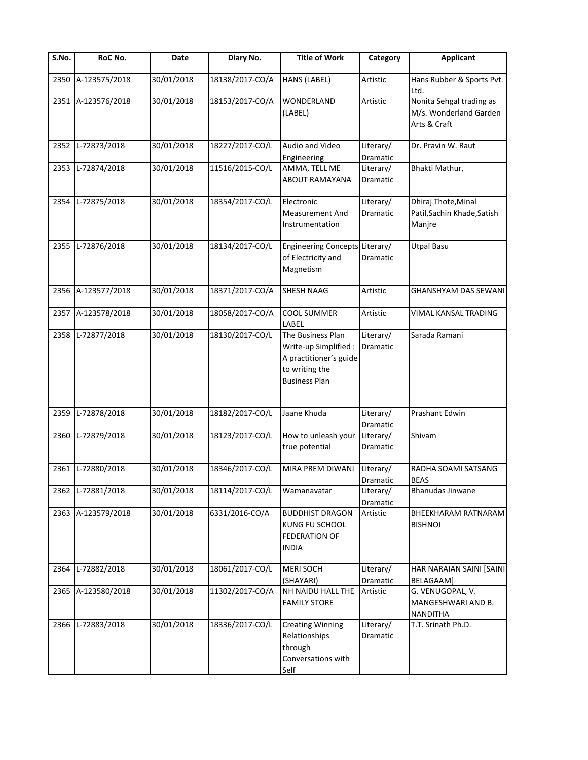| S.No. | RoC No. | Date | Diary No. | Title of Work | Category | Applicant |
|---|---|---|---|---|---|---|
| 2350 | A-123575/2018 | 30/01/2018 | 18138/2017-CO/A | HANS (LABEL) | Artistic | Hans Rubber & Sports Pvt. Ltd. |
| 2351 | A-123576/2018 | 30/01/2018 | 18153/2017-CO/A | WONDERLAND (LABEL) | Artistic | Nonita Sehgal trading as M/s. Wonderland Garden Arts & Craft |
| 2352 | L-72873/2018 | 30/01/2018 | 18227/2017-CO/L | Audio and Video Engineering | Literary/ Dramatic | Dr. Pravin W. Raut |
| 2353 | L-72874/2018 | 30/01/2018 | 11516/2015-CO/L | AMMA, TELL ME ABOUT RAMAYANA | Literary/ Dramatic | Bhakti Mathur, |
| 2354 | L-72875/2018 | 30/01/2018 | 18354/2017-CO/L | Electronic Measurement And Instrumentation | Literary/ Dramatic | Dhiraj Thote,Minal Patil,Sachin Khade,Satish Manjre |
| 2355 | L-72876/2018 | 30/01/2018 | 18134/2017-CO/L | Engineering Concepts of Electricity and Magnetism | Literary/ Dramatic | Utpal Basu |
| 2356 | A-123577/2018 | 30/01/2018 | 18371/2017-CO/A | SHESH NAAG | Artistic | GHANSHYAM DAS SEWANI |
| 2357 | A-123578/2018 | 30/01/2018 | 18058/2017-CO/A | COOL SUMMER LABEL | Artistic | VIMAL KANSAL TRADING |
| 2358 | L-72877/2018 | 30/01/2018 | 18130/2017-CO/L | The Business Plan Write-up Simplified : A practitioner's guide to writing the Business Plan | Literary/ Dramatic | Sarada Ramani |
| 2359 | L-72878/2018 | 30/01/2018 | 18182/2017-CO/L | Jaane Khuda | Literary/ Dramatic | Prashant Edwin |
| 2360 | L-72879/2018 | 30/01/2018 | 18123/2017-CO/L | How to unleash your true potential | Literary/ Dramatic | Shivam |
| 2361 | L-72880/2018 | 30/01/2018 | 18346/2017-CO/L | MIRA PREM DIWANI | Literary/ Dramatic | RADHA SOAMI SATSANG BEAS |
| 2362 | L-72881/2018 | 30/01/2018 | 18114/2017-CO/L | Wamanavatar | Literary/ Dramatic | Bhanudas Jinwane |
| 2363 | A-123579/2018 | 30/01/2018 | 6331/2016-CO/A | BUDDHIST DRAGON KUNG FU SCHOOL FEDERATION OF INDIA | Artistic | BHEEKHARAM RATNARAM BISHNOI |
| 2364 | L-72882/2018 | 30/01/2018 | 18061/2017-CO/L | MERI SOCH (SHAYARI) | Literary/ Dramatic | HAR NARAIAN SAINI [SAINI BELAGAAM] |
| 2365 | A-123580/2018 | 30/01/2018 | 11302/2017-CO/A | NH NAIDU HALL THE FAMILY STORE | Artistic | G. VENUGOPAL, V. MANGESHWARI AND B. NANDITHA |
| 2366 | L-72883/2018 | 30/01/2018 | 18336/2017-CO/L | Creating Winning Relationships through Conversations with Self | Literary/ Dramatic | T.T. Srinath Ph.D. |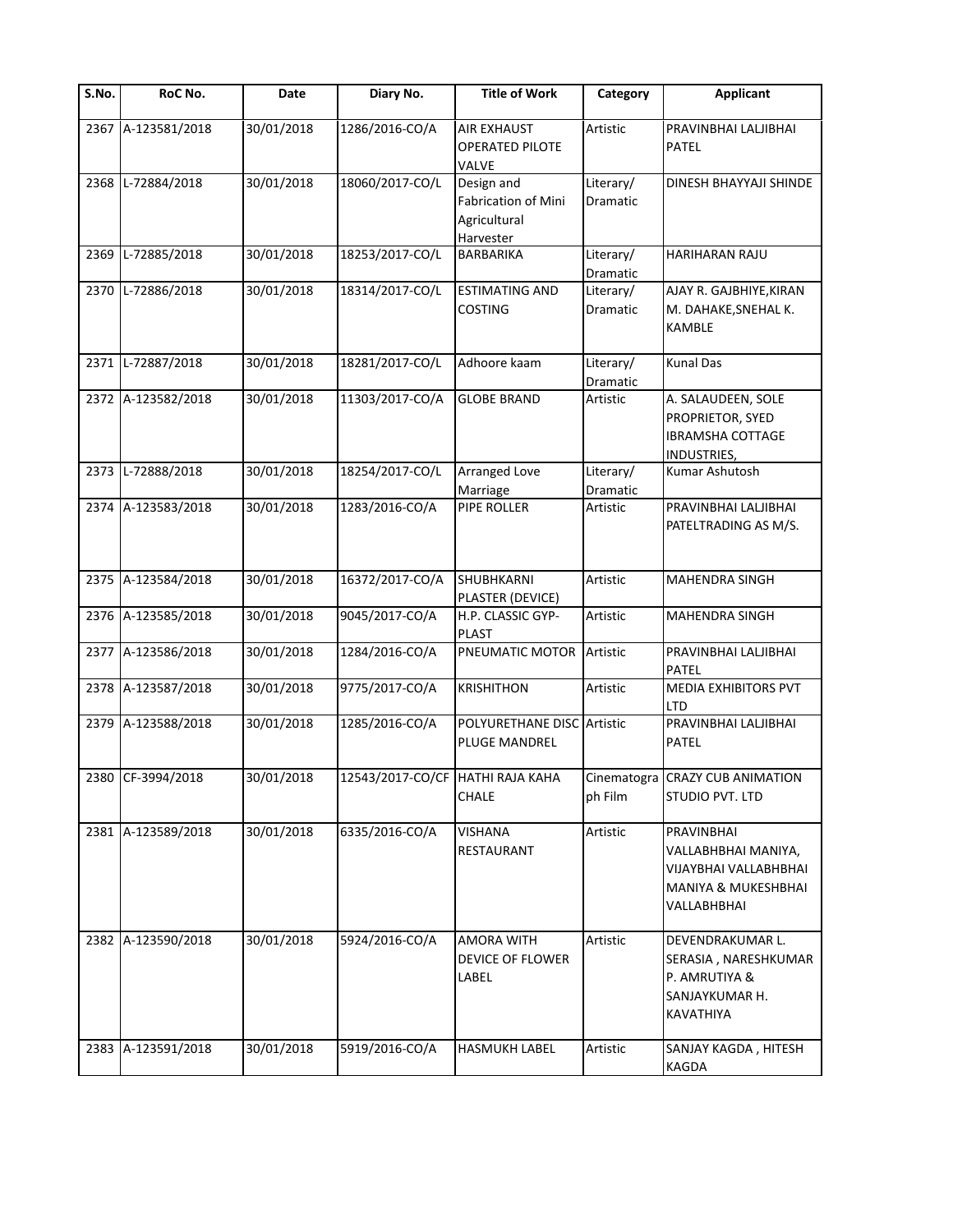| S.No. | RoC No. | Date | Diary No. | Title of Work | Category | Applicant |
|---|---|---|---|---|---|---|
| 2367 | A-123581/2018 | 30/01/2018 | 1286/2016-CO/A | AIR EXHAUST OPERATED PILOTE VALVE | Artistic | PRAVINBHAI LALJIBHAI PATEL |
| 2368 | L-72884/2018 | 30/01/2018 | 18060/2017-CO/L | Design and Fabrication of Mini Agricultural Harvester | Literary/ Dramatic | DINESH BHAYYAJI SHINDE |
| 2369 | L-72885/2018 | 30/01/2018 | 18253/2017-CO/L | BARBARIKA | Literary/ Dramatic | HARIHARAN RAJU |
| 2370 | L-72886/2018 | 30/01/2018 | 18314/2017-CO/L | ESTIMATING AND COSTING | Literary/ Dramatic | AJAY R. GAJBHIYE,KIRAN M. DAHAKE,SNEHAL K. KAMBLE |
| 2371 | L-72887/2018 | 30/01/2018 | 18281/2017-CO/L | Adhoore kaam | Literary/ Dramatic | Kunal Das |
| 2372 | A-123582/2018 | 30/01/2018 | 11303/2017-CO/A | GLOBE BRAND | Artistic | A. SALAUDEEN, SOLE PROPRIETOR, SYED IBRAMSHA COTTAGE INDUSTRIES, |
| 2373 | L-72888/2018 | 30/01/2018 | 18254/2017-CO/L | Arranged Love Marriage | Literary/ Dramatic | Kumar Ashutosh |
| 2374 | A-123583/2018 | 30/01/2018 | 1283/2016-CO/A | PIPE ROLLER | Artistic | PRAVINBHAI LALJIBHAI PATELTRADING AS M/S. |
| 2375 | A-123584/2018 | 30/01/2018 | 16372/2017-CO/A | SHUBHKARNI PLASTER (DEVICE) | Artistic | MAHENDRA SINGH |
| 2376 | A-123585/2018 | 30/01/2018 | 9045/2017-CO/A | H.P. CLASSIC GYP-PLAST | Artistic | MAHENDRA SINGH |
| 2377 | A-123586/2018 | 30/01/2018 | 1284/2016-CO/A | PNEUMATIC MOTOR | Artistic | PRAVINBHAI LALJIBHAI PATEL |
| 2378 | A-123587/2018 | 30/01/2018 | 9775/2017-CO/A | KRISHITHON | Artistic | MEDIA EXHIBITORS PVT LTD |
| 2379 | A-123588/2018 | 30/01/2018 | 1285/2016-CO/A | POLYURETHANE DISC PLUGE MANDREL | Artistic | PRAVINBHAI LALJIBHAI PATEL |
| 2380 | CF-3994/2018 | 30/01/2018 | 12543/2017-CO/CF | HATHI RAJA KAHA CHALE | Cinematograph Film | CRAZY CUB ANIMATION STUDIO PVT. LTD |
| 2381 | A-123589/2018 | 30/01/2018 | 6335/2016-CO/A | VISHANA RESTAURANT | Artistic | PRAVINBHAI VALLABHBHAI MANIYA, VIJAYBHAI VALLABHBHAI MANIYA & MUKESHBHAI VALLABHBHAI |
| 2382 | A-123590/2018 | 30/01/2018 | 5924/2016-CO/A | AMORA WITH DEVICE OF FLOWER LABEL | Artistic | DEVENDRAKUMAR L. SERASIA , NARESHKUMAR P. AMRUTIYA & SANJAYKUMAR H. KAVATHIYA |
| 2383 | A-123591/2018 | 30/01/2018 | 5919/2016-CO/A | HASMUKH LABEL | Artistic | SANJAY KAGDA , HITESH KAGDA |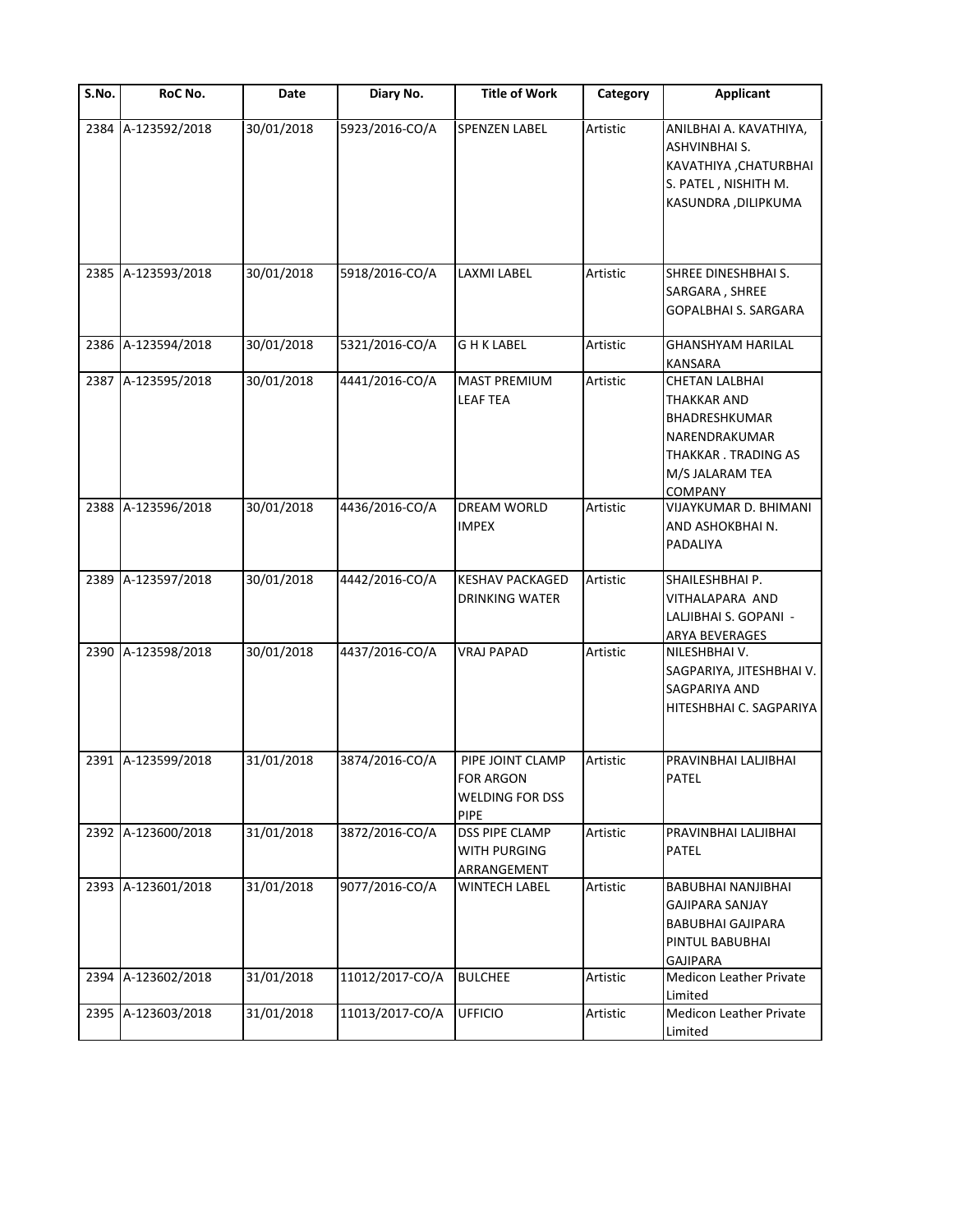| S.No. | RoC No. | Date | Diary No. | Title of Work | Category | Applicant |
|---|---|---|---|---|---|---|
| 2384 | A-123592/2018 | 30/01/2018 | 5923/2016-CO/A | SPENZEN LABEL | Artistic | ANILBHAI A. KAVATHIYA, ASHVINBHAI S. KAVATHIYA ,CHATURBHAI S. PATEL , NISHITH M. KASUNDRA ,DILIPKUMA |
| 2385 | A-123593/2018 | 30/01/2018 | 5918/2016-CO/A | LAXMI LABEL | Artistic | SHREE DINESHBHAI S. SARGARA , SHREE GOPALBHAI S. SARGARA |
| 2386 | A-123594/2018 | 30/01/2018 | 5321/2016-CO/A | G H K LABEL | Artistic | GHANSHYAM HARILAL KANSARA |
| 2387 | A-123595/2018 | 30/01/2018 | 4441/2016-CO/A | MAST PREMIUM LEAF TEA | Artistic | CHETAN LALBHAI THAKKAR AND BHADRESHKUMAR NARENDRAKUMAR THAKKAR . TRADING AS M/S JALARAM TEA COMPANY |
| 2388 | A-123596/2018 | 30/01/2018 | 4436/2016-CO/A | DREAM WORLD IMPEX | Artistic | VIJAYKUMAR D. BHIMANI AND ASHOKBHAI N. PADALIYA |
| 2389 | A-123597/2018 | 30/01/2018 | 4442/2016-CO/A | KESHAV PACKAGED DRINKING WATER | Artistic | SHAILESHBHAI P. VITHALAPARA AND LALJIBHAI S. GOPANI - ARYA BEVERAGES |
| 2390 | A-123598/2018 | 30/01/2018 | 4437/2016-CO/A | VRAJ PAPAD | Artistic | NILESHBHAI V. SAGPARIYA, JITESHBHAI V. SAGPARIYA AND HITESHBHAI C. SAGPARIYA |
| 2391 | A-123599/2018 | 31/01/2018 | 3874/2016-CO/A | PIPE JOINT CLAMP FOR ARGON WELDING FOR DSS PIPE | Artistic | PRAVINBHAI LALJIBHAI PATEL |
| 2392 | A-123600/2018 | 31/01/2018 | 3872/2016-CO/A | DSS PIPE CLAMP WITH PURGING ARRANGEMENT | Artistic | PRAVINBHAI LALJIBHAI PATEL |
| 2393 | A-123601/2018 | 31/01/2018 | 9077/2016-CO/A | WINTECH LABEL | Artistic | BABUBHAI NANJIBHAI GAJIPARA SANJAY BABUBHAI GAJIPARA PINTUL BABUBHAI GAJIPARA |
| 2394 | A-123602/2018 | 31/01/2018 | 11012/2017-CO/A | BULCHEE | Artistic | Medicon Leather Private Limited |
| 2395 | A-123603/2018 | 31/01/2018 | 11013/2017-CO/A | UFFICIO | Artistic | Medicon Leather Private Limited |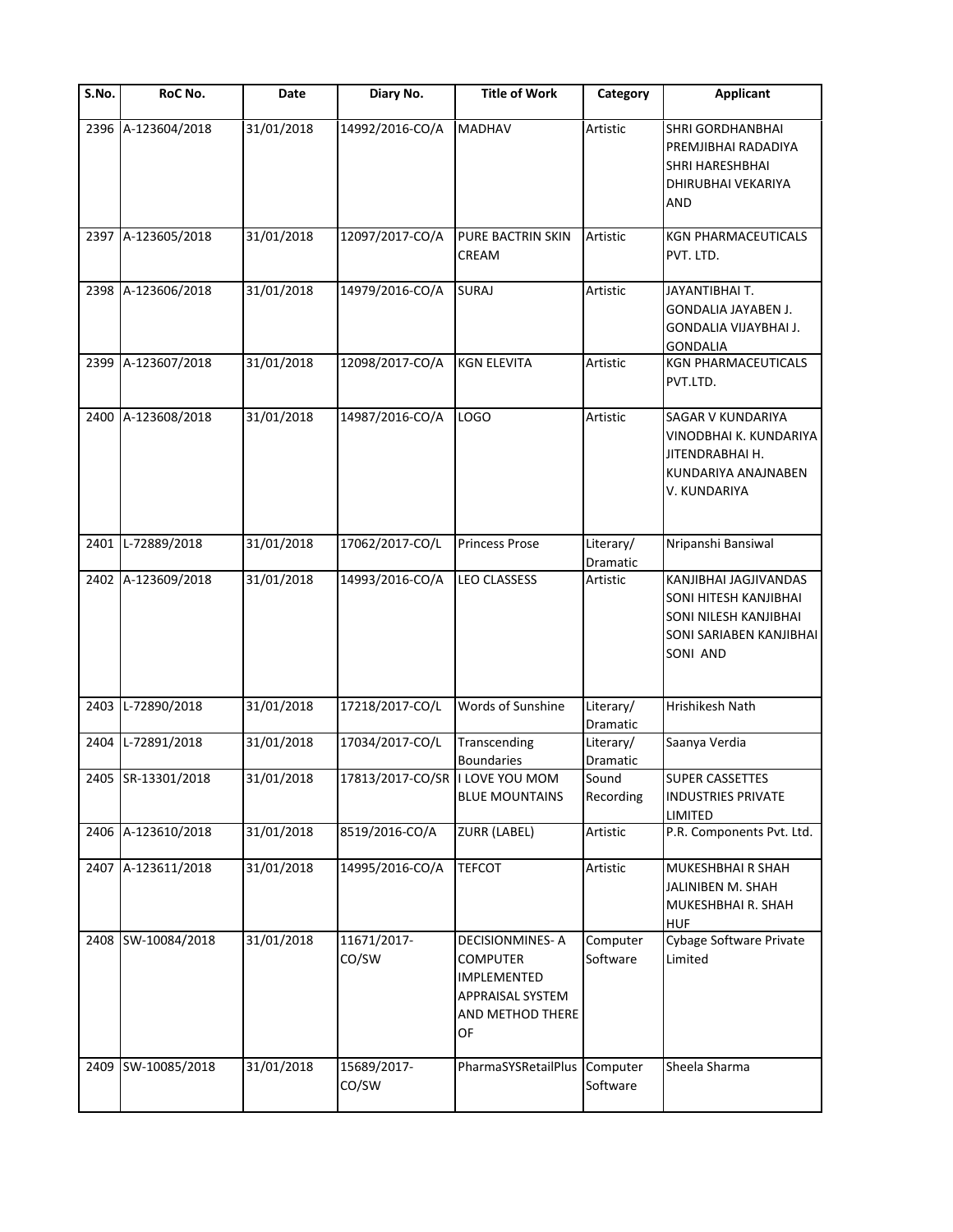| S.No. | RoC No. | Date | Diary No. | Title of Work | Category | Applicant |
|---|---|---|---|---|---|---|
| 2396 | A-123604/2018 | 31/01/2018 | 14992/2016-CO/A | MADHAV | Artistic | SHRI GORDHANBHAI PREMJIBHAI RADADIYA SHRI HARESHBHAI DHIRUBHAI VEKARIYA AND |
| 2397 | A-123605/2018 | 31/01/2018 | 12097/2017-CO/A | PURE BACTRIN SKIN CREAM | Artistic | KGN PHARMACEUTICALS PVT. LTD. |
| 2398 | A-123606/2018 | 31/01/2018 | 14979/2016-CO/A | SURAJ | Artistic | JAYANTIBHAI T. GONDALIA JAYABEN J. GONDALIA VIJAYBHAI J. GONDALIA |
| 2399 | A-123607/2018 | 31/01/2018 | 12098/2017-CO/A | KGN ELEVITA | Artistic | KGN PHARMACEUTICALS PVT.LTD. |
| 2400 | A-123608/2018 | 31/01/2018 | 14987/2016-CO/A | LOGO | Artistic | SAGAR V KUNDARIYA VINODBHAI K. KUNDARIYA JITENDRABHAI H. KUNDARIYA ANAJNABEN V. KUNDARIYA |
| 2401 | L-72889/2018 | 31/01/2018 | 17062/2017-CO/L | Princess Prose | Literary/ Dramatic | Nripanshi Bansiwal |
| 2402 | A-123609/2018 | 31/01/2018 | 14993/2016-CO/A | LEO CLASSESS | Artistic | KANJIBHAI JAGJIVANDAS SONI HITESH KANJIBHAI SONI NILESH KANJIBHAI SONI SARIABEN KANJIBHAI SONI AND |
| 2403 | L-72890/2018 | 31/01/2018 | 17218/2017-CO/L | Words of Sunshine | Literary/ Dramatic | Hrishikesh Nath |
| 2404 | L-72891/2018 | 31/01/2018 | 17034/2017-CO/L | Transcending Boundaries | Literary/ Dramatic | Saanya Verdia |
| 2405 | SR-13301/2018 | 31/01/2018 | 17813/2017-CO/SR | I LOVE YOU MOM BLUE MOUNTAINS | Sound Recording | SUPER CASSETTES INDUSTRIES PRIVATE LIMITED |
| 2406 | A-123610/2018 | 31/01/2018 | 8519/2016-CO/A | ZURR (LABEL) | Artistic | P.R. Components Pvt. Ltd. |
| 2407 | A-123611/2018 | 31/01/2018 | 14995/2016-CO/A | TEFCOT | Artistic | MUKESHBHAI R SHAH JALINIBEN M. SHAH MUKESHBHAI R. SHAH HUF |
| 2408 | SW-10084/2018 | 31/01/2018 | 11671/2017-CO/SW | DECISIONMINES- A COMPUTER IMPLEMENTED APPRAISAL SYSTEM AND METHOD THERE OF | Computer Software | Cybage Software Private Limited |
| 2409 | SW-10085/2018 | 31/01/2018 | 15689/2017-CO/SW | PharmaSYSRetailPlus | Computer Software | Sheela Sharma |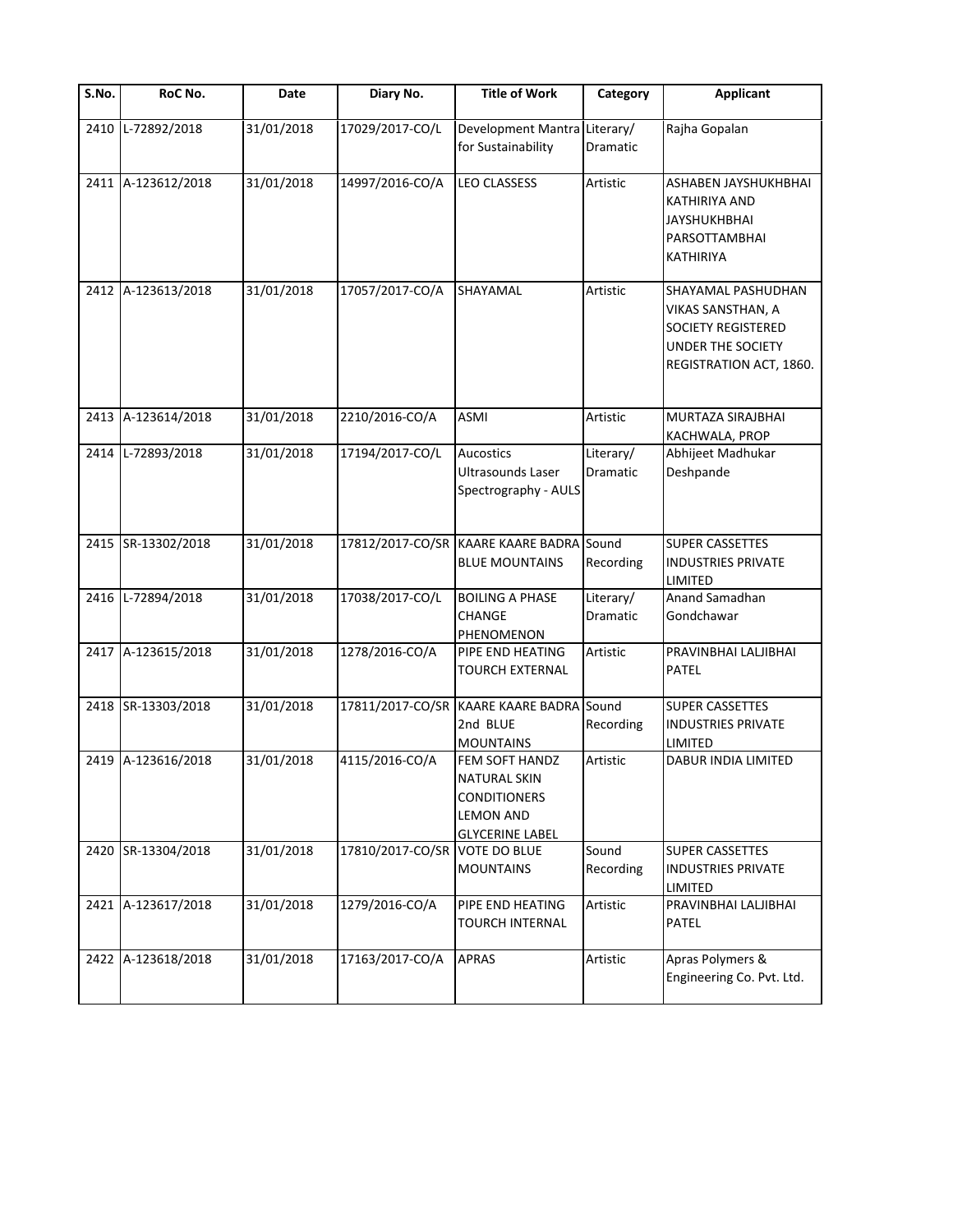| S.No. | RoC No. | Date | Diary No. | Title of Work | Category | Applicant |
|---|---|---|---|---|---|---|
| 2410 | L-72892/2018 | 31/01/2018 | 17029/2017-CO/L | Development Mantra for Sustainability | Literary/ Dramatic | Rajha Gopalan |
| 2411 | A-123612/2018 | 31/01/2018 | 14997/2016-CO/A | LEO CLASSESS | Artistic | ASHABEN JAYSHUKHBHAI KATHIRIYA AND JAYSHUKHBHAI PARSOTTAMBHAI KATHIRIYA |
| 2412 | A-123613/2018 | 31/01/2018 | 17057/2017-CO/A | SHAYAMAL | Artistic | SHAYAMAL PASHUDHAN VIKAS SANSTHAN, A SOCIETY REGISTERED UNDER THE SOCIETY REGISTRATION ACT, 1860. |
| 2413 | A-123614/2018 | 31/01/2018 | 2210/2016-CO/A | ASMI | Artistic | MURTAZA SIRAJBHAI KACHWALA, PROP |
| 2414 | L-72893/2018 | 31/01/2018 | 17194/2017-CO/L | Aucostics Ultrasounds Laser Spectrography - AULS | Literary/ Dramatic | Abhijeet Madhukar Deshpande |
| 2415 | SR-13302/2018 | 31/01/2018 | 17812/2017-CO/SR | KAARE KAARE BADRA BLUE MOUNTAINS | Sound Recording | SUPER CASSETTES INDUSTRIES PRIVATE LIMITED |
| 2416 | L-72894/2018 | 31/01/2018 | 17038/2017-CO/L | BOILING A PHASE CHANGE PHENOMENON | Literary/ Dramatic | Anand Samadhan Gondchawar |
| 2417 | A-123615/2018 | 31/01/2018 | 1278/2016-CO/A | PIPE END HEATING TOURCH EXTERNAL | Artistic | PRAVINBHAI LALJIBHAI PATEL |
| 2418 | SR-13303/2018 | 31/01/2018 | 17811/2017-CO/SR | KAARE KAARE BADRA 2nd BLUE MOUNTAINS | Sound Recording | SUPER CASSETTES INDUSTRIES PRIVATE LIMITED |
| 2419 | A-123616/2018 | 31/01/2018 | 4115/2016-CO/A | FEM SOFT HANDZ NATURAL SKIN CONDITIONERS LEMON AND GLYCERINE LABEL | Artistic | DABUR INDIA LIMITED |
| 2420 | SR-13304/2018 | 31/01/2018 | 17810/2017-CO/SR | VOTE DO BLUE MOUNTAINS | Sound Recording | SUPER CASSETTES INDUSTRIES PRIVATE LIMITED |
| 2421 | A-123617/2018 | 31/01/2018 | 1279/2016-CO/A | PIPE END HEATING TOURCH INTERNAL | Artistic | PRAVINBHAI LALJIBHAI PATEL |
| 2422 | A-123618/2018 | 31/01/2018 | 17163/2017-CO/A | APRAS | Artistic | Apras Polymers & Engineering Co. Pvt. Ltd. |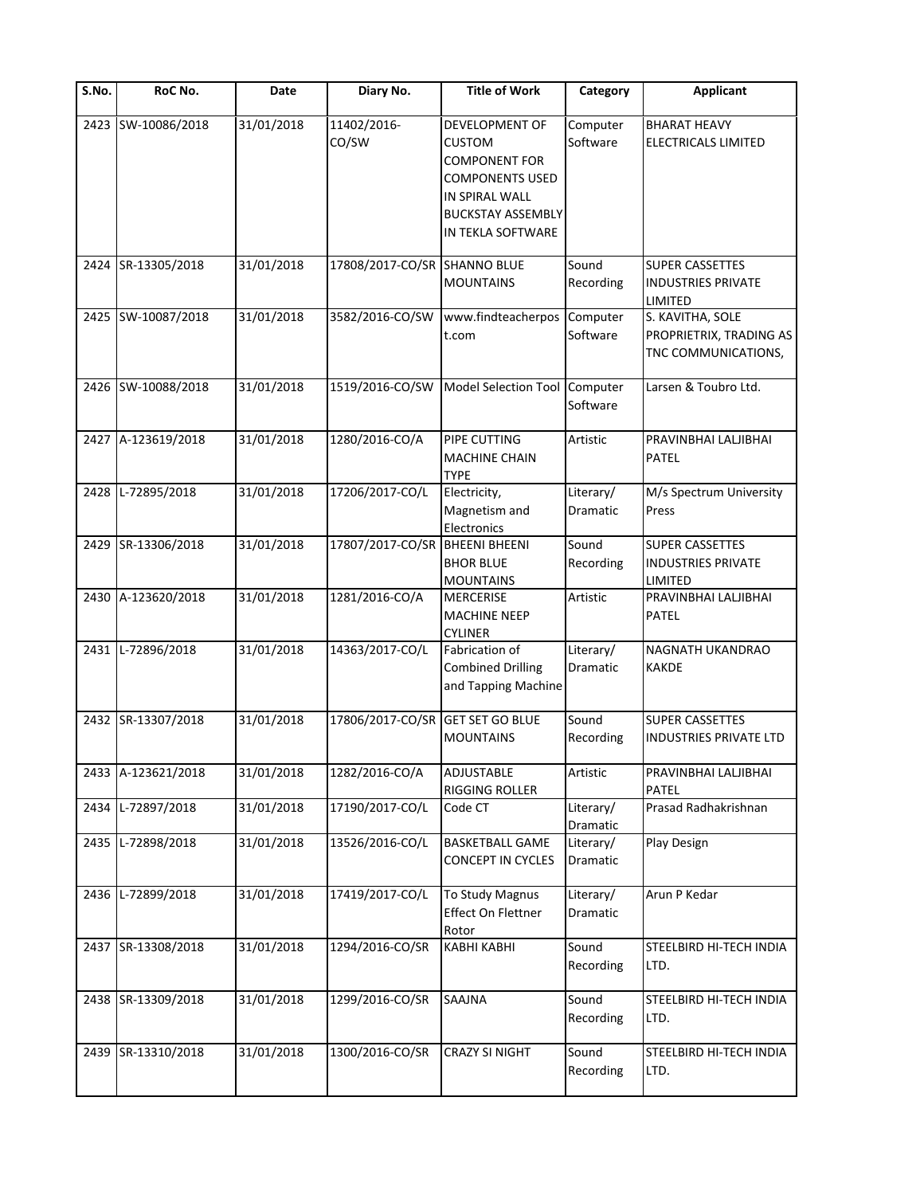| S.No. | RoC No. | Date | Diary No. | Title of Work | Category | Applicant |
|---|---|---|---|---|---|---|
| 2423 | SW-10086/2018 | 31/01/2018 | 11402/2016-CO/SW | DEVELOPMENT OF CUSTOM COMPONENT FOR COMPONENTS USED IN SPIRAL WALL BUCKSTAY ASSEMBLY IN TEKLA SOFTWARE | Computer Software | BHARAT HEAVY ELECTRICALS LIMITED |
| 2424 | SR-13305/2018 | 31/01/2018 | 17808/2017-CO/SR | SHANNO BLUE MOUNTAINS | Sound Recording | SUPER CASSETTES INDUSTRIES PRIVATE LIMITED |
| 2425 | SW-10087/2018 | 31/01/2018 | 3582/2016-CO/SW | www.findteacherpost.com | Computer Software | S. KAVITHA, SOLE PROPRIETRIX, TRADING AS TNC COMMUNICATIONS, |
| 2426 | SW-10088/2018 | 31/01/2018 | 1519/2016-CO/SW | Model Selection Tool | Computer Software | Larsen & Toubro Ltd. |
| 2427 | A-123619/2018 | 31/01/2018 | 1280/2016-CO/A | PIPE CUTTING MACHINE CHAIN TYPE | Artistic | PRAVINBHAI LALJIBHAI PATEL |
| 2428 | L-72895/2018 | 31/01/2018 | 17206/2017-CO/L | Electricity, Magnetism and Electronics | Literary/ Dramatic | M/s Spectrum University Press |
| 2429 | SR-13306/2018 | 31/01/2018 | 17807/2017-CO/SR | BHEENI BHEENI BHOR BLUE MOUNTAINS | Sound Recording | SUPER CASSETTES INDUSTRIES PRIVATE LIMITED |
| 2430 | A-123620/2018 | 31/01/2018 | 1281/2016-CO/A | MERCERISE MACHINE NEEP CYLINER | Artistic | PRAVINBHAI LALJIBHAI PATEL |
| 2431 | L-72896/2018 | 31/01/2018 | 14363/2017-CO/L | Fabrication of Combined Drilling and Tapping Machine | Literary/ Dramatic | NAGNATH UKANDRAO KAKDE |
| 2432 | SR-13307/2018 | 31/01/2018 | 17806/2017-CO/SR | GET SET GO BLUE MOUNTAINS | Sound Recording | SUPER CASSETTES INDUSTRIES PRIVATE LTD |
| 2433 | A-123621/2018 | 31/01/2018 | 1282/2016-CO/A | ADJUSTABLE RIGGING ROLLER | Artistic | PRAVINBHAI LALJIBHAI PATEL |
| 2434 | L-72897/2018 | 31/01/2018 | 17190/2017-CO/L | Code CT | Literary/ Dramatic | Prasad Radhakrishnan |
| 2435 | L-72898/2018 | 31/01/2018 | 13526/2016-CO/L | BASKETBALL GAME CONCEPT IN CYCLES | Literary/ Dramatic | Play Design |
| 2436 | L-72899/2018 | 31/01/2018 | 17419/2017-CO/L | To Study Magnus Effect On Flettner Rotor | Literary/ Dramatic | Arun P Kedar |
| 2437 | SR-13308/2018 | 31/01/2018 | 1294/2016-CO/SR | KABHI KABHI | Sound Recording | STEELBIRD HI-TECH INDIA LTD. |
| 2438 | SR-13309/2018 | 31/01/2018 | 1299/2016-CO/SR | SAAJNA | Sound Recording | STEELBIRD HI-TECH INDIA LTD. |
| 2439 | SR-13310/2018 | 31/01/2018 | 1300/2016-CO/SR | CRAZY SI NIGHT | Sound Recording | STEELBIRD HI-TECH INDIA LTD. |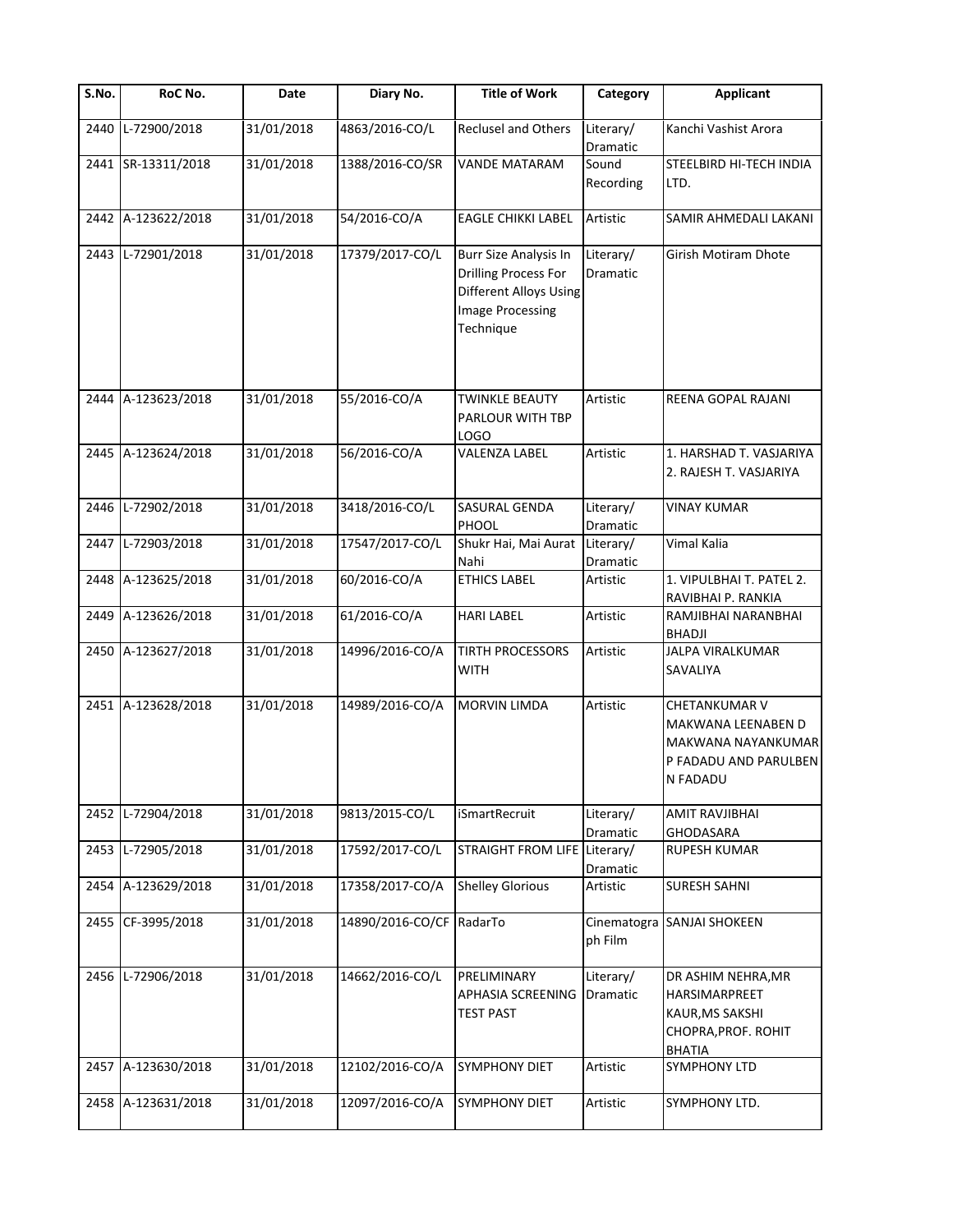| S.No. | RoC No. | Date | Diary No. | Title of Work | Category | Applicant |
|---|---|---|---|---|---|---|
| 2440 | L-72900/2018 | 31/01/2018 | 4863/2016-CO/L | Reclusel and Others | Literary/ Dramatic | Kanchi Vashist Arora |
| 2441 | SR-13311/2018 | 31/01/2018 | 1388/2016-CO/SR | VANDE MATARAM | Sound Recording | STEELBIRD HI-TECH INDIA LTD. |
| 2442 | A-123622/2018 | 31/01/2018 | 54/2016-CO/A | EAGLE CHIKKI LABEL | Artistic | SAMIR AHMEDALI LAKANI |
| 2443 | L-72901/2018 | 31/01/2018 | 17379/2017-CO/L | Burr Size Analysis In Drilling Process For Different Alloys Using Image Processing Technique | Literary/ Dramatic | Girish Motiram Dhote |
| 2444 | A-123623/2018 | 31/01/2018 | 55/2016-CO/A | TWINKLE BEAUTY PARLOUR WITH TBP LOGO | Artistic | REENA GOPAL RAJANI |
| 2445 | A-123624/2018 | 31/01/2018 | 56/2016-CO/A | VALENZA LABEL | Artistic | 1. HARSHAD T. VASJARIYA 2. RAJESH T. VASJARIYA |
| 2446 | L-72902/2018 | 31/01/2018 | 3418/2016-CO/L | SASURAL GENDA PHOOL | Literary/ Dramatic | VINAY KUMAR |
| 2447 | L-72903/2018 | 31/01/2018 | 17547/2017-CO/L | Shukr Hai, Mai Aurat Nahi | Literary/ Dramatic | Vimal Kalia |
| 2448 | A-123625/2018 | 31/01/2018 | 60/2016-CO/A | ETHICS LABEL | Artistic | 1. VIPULBHAI T. PATEL 2. RAVIBHAI P. RANKIA |
| 2449 | A-123626/2018 | 31/01/2018 | 61/2016-CO/A | HARI LABEL | Artistic | RAMJIBHAI NARANBHAI BHADJI |
| 2450 | A-123627/2018 | 31/01/2018 | 14996/2016-CO/A | TIRTH PROCESSORS WITH | Artistic | JALPA VIRALKUMAR SAVALIYA |
| 2451 | A-123628/2018 | 31/01/2018 | 14989/2016-CO/A | MORVIN LIMDA | Artistic | CHETANKUMAR V MAKWANA LEENABEN D MAKWANA NAYANKUMAR P FADADU AND PARULBEN N FADADU |
| 2452 | L-72904/2018 | 31/01/2018 | 9813/2015-CO/L | iSmartRecruit | Literary/ Dramatic | AMIT RAVJIBHAI GHODASARA |
| 2453 | L-72905/2018 | 31/01/2018 | 17592/2017-CO/L | STRAIGHT FROM LIFE | Literary/ Dramatic | RUPESH KUMAR |
| 2454 | A-123629/2018 | 31/01/2018 | 17358/2017-CO/A | Shelley Glorious | Artistic | SURESH SAHNI |
| 2455 | CF-3995/2018 | 31/01/2018 | 14890/2016-CO/CF | RadarTo | Cinematograph Film | SANJAI SHOKEEN |
| 2456 | L-72906/2018 | 31/01/2018 | 14662/2016-CO/L | PRELIMINARY APHASIA SCREENING TEST PAST | Literary/ Dramatic | DR ASHIM NEHRA,MR HARSIMARPREET KAUR,MS SAKSHI CHOPRA,PROF. ROHIT BHATIA |
| 2457 | A-123630/2018 | 31/01/2018 | 12102/2016-CO/A | SYMPHONY DIET | Artistic | SYMPHONY LTD |
| 2458 | A-123631/2018 | 31/01/2018 | 12097/2016-CO/A | SYMPHONY DIET | Artistic | SYMPHONY LTD. |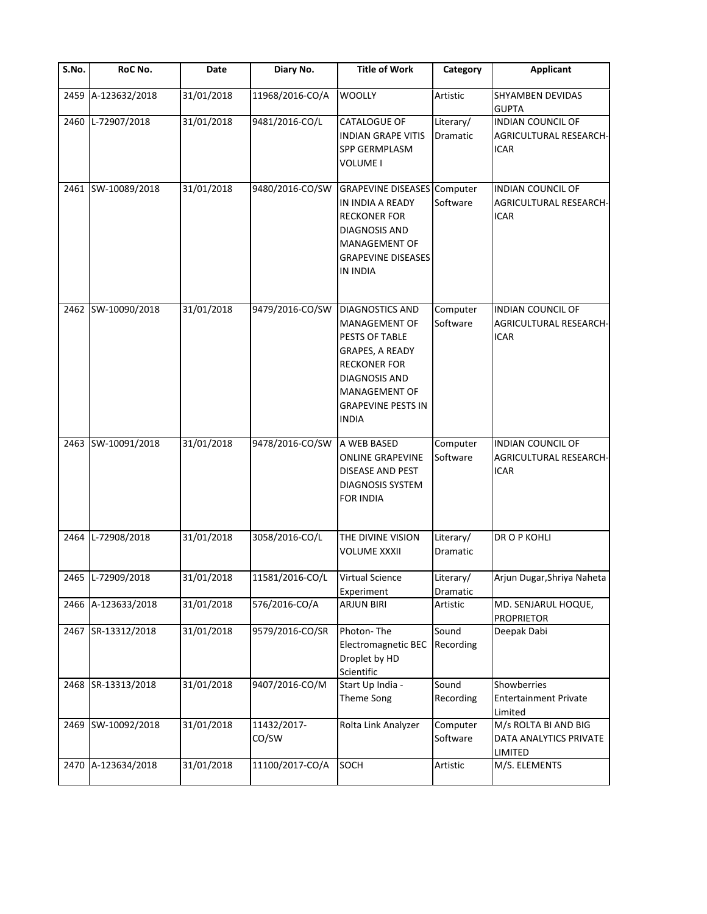| S.No. | RoC No. | Date | Diary No. | Title of Work | Category | Applicant |
|---|---|---|---|---|---|---|
| 2459 | A-123632/2018 | 31/01/2018 | 11968/2016-CO/A | WOOLLY | Artistic | SHYAMBEN DEVIDAS GUPTA |
| 2460 | L-72907/2018 | 31/01/2018 | 9481/2016-CO/L | CATALOGUE OF INDIAN GRAPE VITIS SPP GERMPLASM VOLUME I | Literary/ Dramatic | INDIAN COUNCIL OF AGRICULTURAL RESEARCH-ICAR |
| 2461 | SW-10089/2018 | 31/01/2018 | 9480/2016-CO/SW | GRAPEVINE DISEASES IN INDIA A READY RECKONER FOR DIAGNOSIS AND MANAGEMENT OF GRAPEVINE DISEASES IN INDIA | Computer Software | INDIAN COUNCIL OF AGRICULTURAL RESEARCH-ICAR |
| 2462 | SW-10090/2018 | 31/01/2018 | 9479/2016-CO/SW | DIAGNOSTICS AND MANAGEMENT OF PESTS OF TABLE GRAPES, A READY RECKONER FOR DIAGNOSIS AND MANAGEMENT OF GRAPEVINE PESTS IN INDIA | Computer Software | INDIAN COUNCIL OF AGRICULTURAL RESEARCH-ICAR |
| 2463 | SW-10091/2018 | 31/01/2018 | 9478/2016-CO/SW | A WEB BASED ONLINE GRAPEVINE DISEASE AND PEST DIAGNOSIS SYSTEM FOR INDIA | Computer Software | INDIAN COUNCIL OF AGRICULTURAL RESEARCH-ICAR |
| 2464 | L-72908/2018 | 31/01/2018 | 3058/2016-CO/L | THE DIVINE VISION VOLUME XXXII | Literary/ Dramatic | DR O P KOHLI |
| 2465 | L-72909/2018 | 31/01/2018 | 11581/2016-CO/L | Virtual Science Experiment | Literary/ Dramatic | Arjun Dugar,Shriya Naheta |
| 2466 | A-123633/2018 | 31/01/2018 | 576/2016-CO/A | ARJUN BIRI | Artistic | MD. SENJARUL HOQUE, PROPRIETOR |
| 2467 | SR-13312/2018 | 31/01/2018 | 9579/2016-CO/SR | Photon- The Electromagnetic BEC Droplet by HD Scientific | Sound Recording | Deepak Dabi |
| 2468 | SR-13313/2018 | 31/01/2018 | 9407/2016-CO/M | Start Up India - Theme Song | Sound Recording | Showberries Entertainment Private Limited |
| 2469 | SW-10092/2018 | 31/01/2018 | 11432/2017-CO/SW | Rolta Link Analyzer | Computer Software | M/s ROLTA BI AND BIG DATA ANALYTICS PRIVATE LIMITED |
| 2470 | A-123634/2018 | 31/01/2018 | 11100/2017-CO/A | SOCH | Artistic | M/S. ELEMENTS |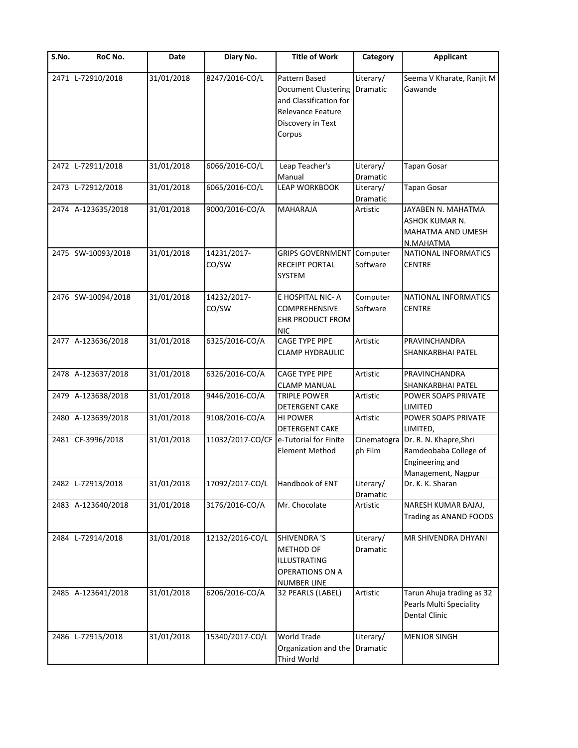| S.No. | RoC No. | Date | Diary No. | Title of Work | Category | Applicant |
|---|---|---|---|---|---|---|
| 2471 | L-72910/2018 | 31/01/2018 | 8247/2016-CO/L | Pattern Based Document Clustering and Classification for Relevance Feature Discovery in Text Corpus | Literary/ Dramatic | Seema V Kharate, Ranjit M Gawande |
| 2472 | L-72911/2018 | 31/01/2018 | 6066/2016-CO/L | Leap Teacher's Manual | Literary/ Dramatic | Tapan Gosar |
| 2473 | L-72912/2018 | 31/01/2018 | 6065/2016-CO/L | LEAP WORKBOOK | Literary/ Dramatic | Tapan Gosar |
| 2474 | A-123635/2018 | 31/01/2018 | 9000/2016-CO/A | MAHARAJA | Artistic | JAYABEN N. MAHATMA ASHOK KUMAR N. MAHATMA AND UMESH N.MAHATMA |
| 2475 | SW-10093/2018 | 31/01/2018 | 14231/2017-CO/SW | GRIPS GOVERNMENT RECEIPT PORTAL SYSTEM | Computer Software | NATIONAL INFORMATICS CENTRE |
| 2476 | SW-10094/2018 | 31/01/2018 | 14232/2017-CO/SW | E HOSPITAL NIC- A COMPREHENSIVE EHR PRODUCT FROM NIC | Computer Software | NATIONAL INFORMATICS CENTRE |
| 2477 | A-123636/2018 | 31/01/2018 | 6325/2016-CO/A | CAGE TYPE PIPE CLAMP HYDRAULIC | Artistic | PRAVINCHANDRA SHANKARBHAI PATEL |
| 2478 | A-123637/2018 | 31/01/2018 | 6326/2016-CO/A | CAGE TYPE PIPE CLAMP MANUAL | Artistic | PRAVINCHANDRA SHANKARBHAI PATEL |
| 2479 | A-123638/2018 | 31/01/2018 | 9446/2016-CO/A | TRIPLE POWER DETERGENT CAKE | Artistic | POWER SOAPS PRIVATE LIMITED |
| 2480 | A-123639/2018 | 31/01/2018 | 9108/2016-CO/A | HI POWER DETERGENT CAKE | Artistic | POWER SOAPS PRIVATE LIMITED, |
| 2481 | CF-3996/2018 | 31/01/2018 | 11032/2017-CO/CF | e-Tutorial for Finite Element Method | Cinematograph Film | Dr. R. N. Khapre,Shri Ramdeobaba College of Engineering and Management, Nagpur |
| 2482 | L-72913/2018 | 31/01/2018 | 17092/2017-CO/L | Handbook of ENT | Literary/ Dramatic | Dr. K. K. Sharan |
| 2483 | A-123640/2018 | 31/01/2018 | 3176/2016-CO/A | Mr. Chocolate | Artistic | NARESH KUMAR BAJAJ, Trading as ANAND FOODS |
| 2484 | L-72914/2018 | 31/01/2018 | 12132/2016-CO/L | SHIVENDRA 'S METHOD OF ILLUSTRATING OPERATIONS ON A NUMBER LINE | Literary/ Dramatic | MR SHIVENDRA DHYANI |
| 2485 | A-123641/2018 | 31/01/2018 | 6206/2016-CO/A | 32 PEARLS (LABEL) | Artistic | Tarun Ahuja trading as 32 Pearls Multi Speciality Dental Clinic |
| 2486 | L-72915/2018 | 31/01/2018 | 15340/2017-CO/L | World Trade Organization and the Third World | Literary/ Dramatic | MENJOR SINGH |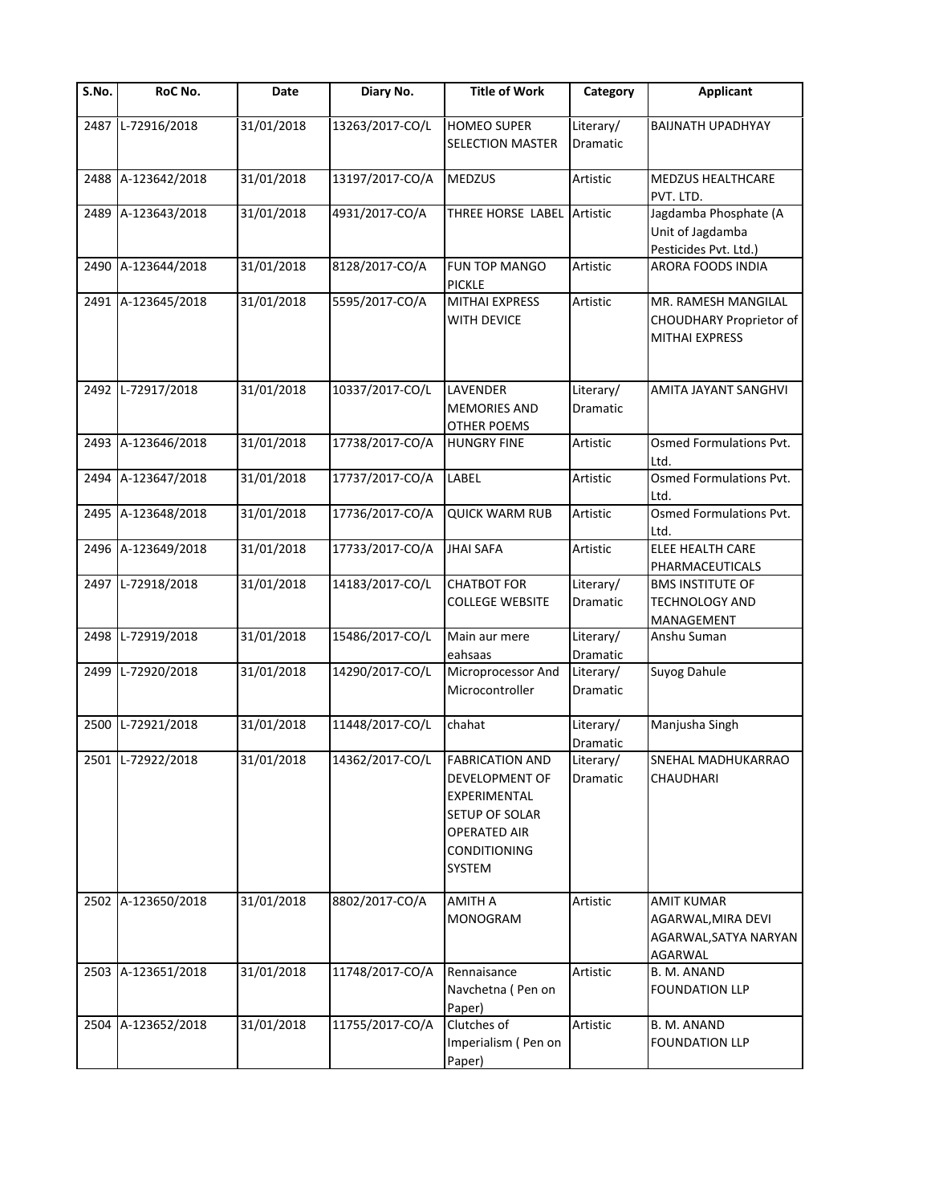| S.No. | RoC No. | Date | Diary No. | Title of Work | Category | Applicant |
|---|---|---|---|---|---|---|
| 2487 | L-72916/2018 | 31/01/2018 | 13263/2017-CO/L | HOMEO SUPER SELECTION MASTER | Literary/ Dramatic | BAIJNATH UPADHYAY |
| 2488 | A-123642/2018 | 31/01/2018 | 13197/2017-CO/A | MEDZUS | Artistic | MEDZUS HEALTHCARE PVT. LTD. |
| 2489 | A-123643/2018 | 31/01/2018 | 4931/2017-CO/A | THREE HORSE LABEL | Artistic | Jagdamba Phosphate (A Unit of Jagdamba Pesticides Pvt. Ltd.) |
| 2490 | A-123644/2018 | 31/01/2018 | 8128/2017-CO/A | FUN TOP MANGO PICKLE | Artistic | ARORA FOODS INDIA |
| 2491 | A-123645/2018 | 31/01/2018 | 5595/2017-CO/A | MITHAI EXPRESS WITH DEVICE | Artistic | MR. RAMESH MANGILAL CHOUDHARY Proprietor of MITHAI EXPRESS |
| 2492 | L-72917/2018 | 31/01/2018 | 10337/2017-CO/L | LAVENDER MEMORIES AND OTHER POEMS | Literary/ Dramatic | AMITA JAYANT SANGHVI |
| 2493 | A-123646/2018 | 31/01/2018 | 17738/2017-CO/A | HUNGRY FINE | Artistic | Osmed Formulations Pvt. Ltd. |
| 2494 | A-123647/2018 | 31/01/2018 | 17737/2017-CO/A | LABEL | Artistic | Osmed Formulations Pvt. Ltd. |
| 2495 | A-123648/2018 | 31/01/2018 | 17736/2017-CO/A | QUICK WARM RUB | Artistic | Osmed Formulations Pvt. Ltd. |
| 2496 | A-123649/2018 | 31/01/2018 | 17733/2017-CO/A | JHAI SAFA | Artistic | ELEE HEALTH CARE PHARMACEUTICALS |
| 2497 | L-72918/2018 | 31/01/2018 | 14183/2017-CO/L | CHATBOT FOR COLLEGE WEBSITE | Literary/ Dramatic | BMS INSTITUTE OF TECHNOLOGY AND MANAGEMENT |
| 2498 | L-72919/2018 | 31/01/2018 | 15486/2017-CO/L | Main aur mere eahsaas | Literary/ Dramatic | Anshu Suman |
| 2499 | L-72920/2018 | 31/01/2018 | 14290/2017-CO/L | Microprocessor And Microcontroller | Literary/ Dramatic | Suyog Dahule |
| 2500 | L-72921/2018 | 31/01/2018 | 11448/2017-CO/L | chahat | Literary/ Dramatic | Manjusha Singh |
| 2501 | L-72922/2018 | 31/01/2018 | 14362/2017-CO/L | FABRICATION AND DEVELOPMENT OF EXPERIMENTAL SETUP OF SOLAR OPERATED AIR CONDITIONING SYSTEM | Literary/ Dramatic | SNEHAL MADHUKARRAO CHAUDHARI |
| 2502 | A-123650/2018 | 31/01/2018 | 8802/2017-CO/A | AMITH A MONOGRAM | Artistic | AMIT KUMAR AGARWAL,MIRA DEVI AGARWAL,SATYA NARYAN AGARWAL |
| 2503 | A-123651/2018 | 31/01/2018 | 11748/2017-CO/A | Rennaisance Navchetna ( Pen on Paper) | Artistic | B. M. ANAND FOUNDATION LLP |
| 2504 | A-123652/2018 | 31/01/2018 | 11755/2017-CO/A | Clutches of Imperialism ( Pen on Paper) | Artistic | B. M. ANAND FOUNDATION LLP |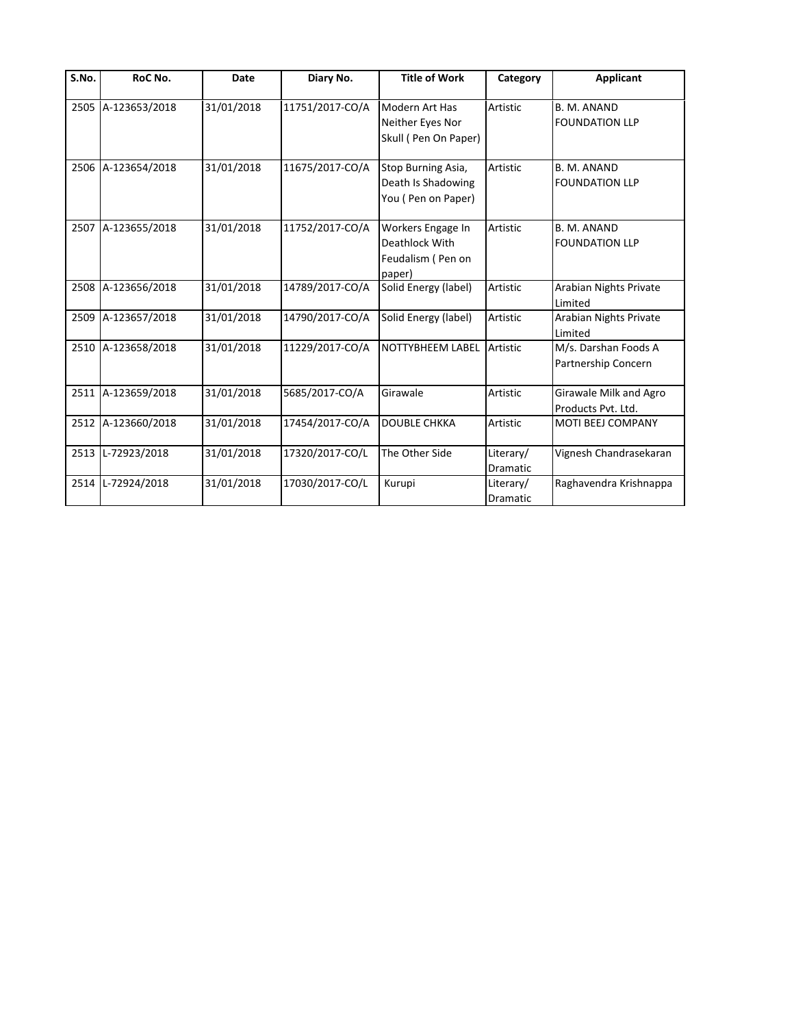| S.No. | RoC No. | Date | Diary No. | Title of Work | Category | Applicant |
|---|---|---|---|---|---|---|
| 2505 | A-123653/2018 | 31/01/2018 | 11751/2017-CO/A | Modern Art Has Neither Eyes Nor Skull ( Pen On Paper) | Artistic | B. M. ANAND FOUNDATION LLP |
| 2506 | A-123654/2018 | 31/01/2018 | 11675/2017-CO/A | Stop Burning Asia, Death Is Shadowing You ( Pen on Paper) | Artistic | B. M. ANAND FOUNDATION LLP |
| 2507 | A-123655/2018 | 31/01/2018 | 11752/2017-CO/A | Workers Engage In Deathlock With Feudalism ( Pen on paper) | Artistic | B. M. ANAND FOUNDATION LLP |
| 2508 | A-123656/2018 | 31/01/2018 | 14789/2017-CO/A | Solid Energy (label) | Artistic | Arabian Nights Private Limited |
| 2509 | A-123657/2018 | 31/01/2018 | 14790/2017-CO/A | Solid Energy (label) | Artistic | Arabian Nights Private Limited |
| 2510 | A-123658/2018 | 31/01/2018 | 11229/2017-CO/A | NOTTYBHEEM LABEL | Artistic | M/s. Darshan Foods A Partnership Concern |
| 2511 | A-123659/2018 | 31/01/2018 | 5685/2017-CO/A | Girawale | Artistic | Girawale Milk and Agro Products Pvt. Ltd. |
| 2512 | A-123660/2018 | 31/01/2018 | 17454/2017-CO/A | DOUBLE CHKKA | Artistic | MOTI BEEJ COMPANY |
| 2513 | L-72923/2018 | 31/01/2018 | 17320/2017-CO/L | The Other Side | Literary/ Dramatic | Vignesh Chandrasekaran |
| 2514 | L-72924/2018 | 31/01/2018 | 17030/2017-CO/L | Kurupi | Literary/ Dramatic | Raghavendra Krishnappa |